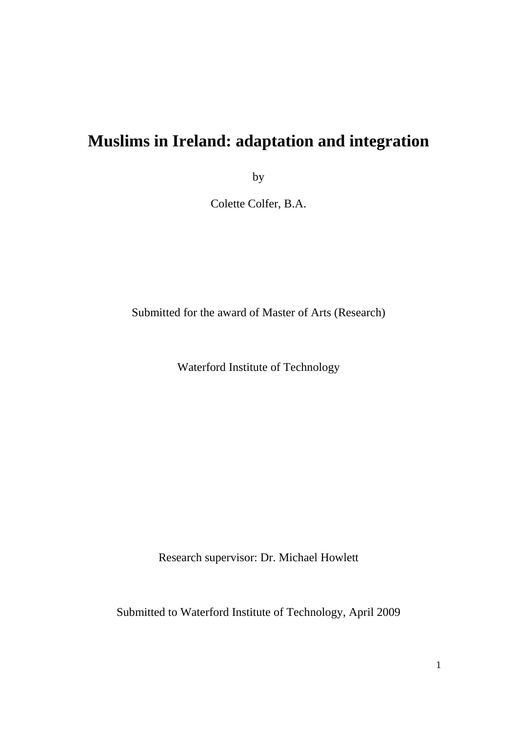# Muslims in Ireland: adaptation and integration

by

Colette Colfer, B.A.

Submitted for the award of Master of Arts (Research)

Waterford Institute of Technology

Research supervisor: Dr. Michael Howlett

Submitted to Waterford Institute of Technology, April 2009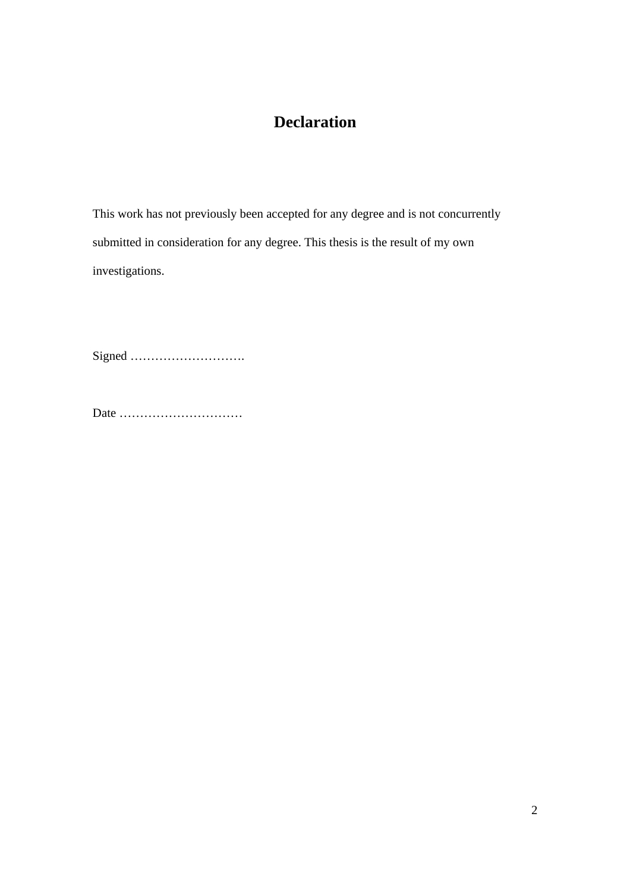# Declaration

This work has not previously been accepted for any degree and is not concurrently submitted in consideration for any degree. This thesis is the result of my own investigations.

Signed ……………………….

Date …………………………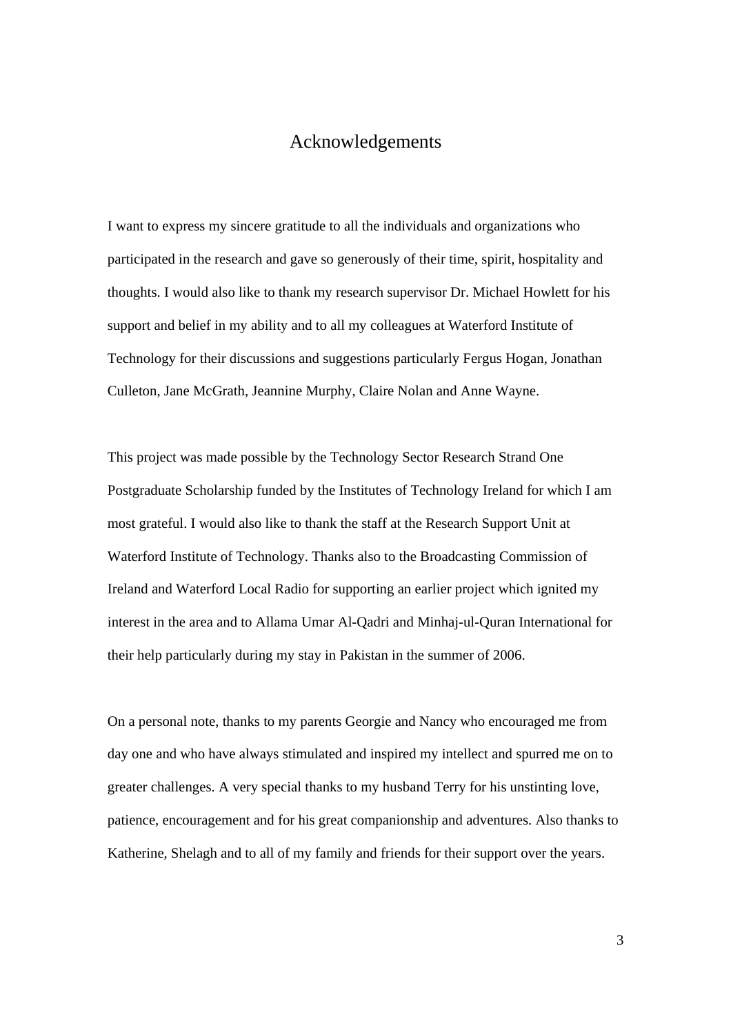# Acknowledgements

I want to express my sincere gratitude to all the individuals and organizations who participated in the research and gave so generously of their time, spirit, hospitality and thoughts. I would also like to thank my research supervisor Dr. Michael Howlett for his support and belief in my ability and to all my colleagues at Waterford Institute of Technology for their discussions and suggestions particularly Fergus Hogan, Jonathan Culleton, Jane McGrath, Jeannine Murphy, Claire Nolan and Anne Wayne.

This project was made possible by the Technology Sector Research Strand One Postgraduate Scholarship funded by the Institutes of Technology Ireland for which I am most grateful. I would also like to thank the staff at the Research Support Unit at Waterford Institute of Technology. Thanks also to the Broadcasting Commission of Ireland and Waterford Local Radio for supporting an earlier project which ignited my interest in the area and to Allama Umar Al-Qadri and Minhaj-ul-Quran International for their help particularly during my stay in Pakistan in the summer of 2006.

On a personal note, thanks to my parents Georgie and Nancy who encouraged me from day one and who have always stimulated and inspired my intellect and spurred me on to greater challenges. A very special thanks to my husband Terry for his unstinting love, patience, encouragement and for his great companionship and adventures. Also thanks to Katherine, Shelagh and to all of my family and friends for their support over the years.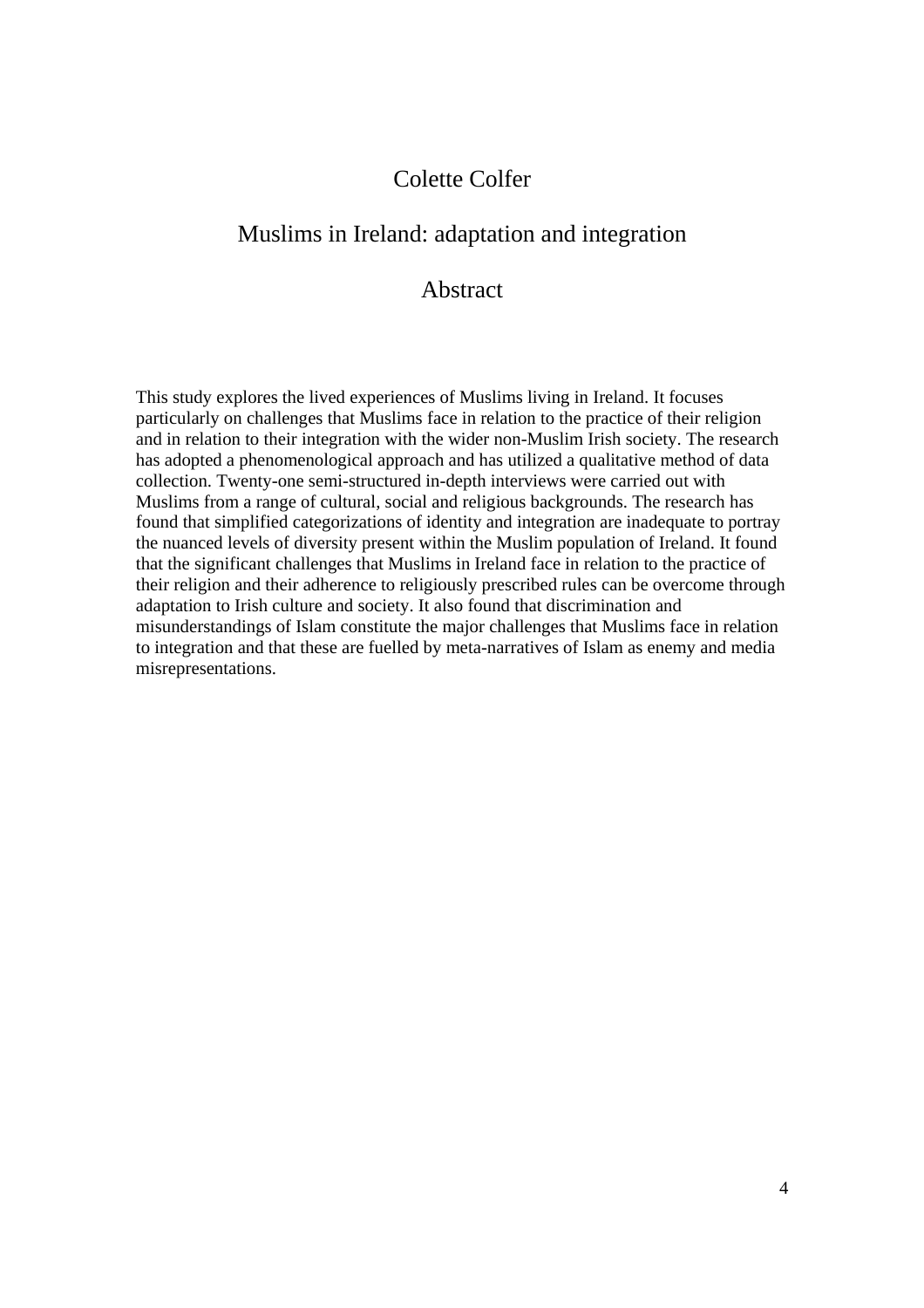Colette Colfer

# Muslims in Ireland: adaptation and integration

## Abstract

This study explores the lived experiences of Muslims living in Ireland. It focuses particularly on challenges that Muslims face in relation to the practice of their religion and in relation to their integration with the wider non-Muslim Irish society. The research has adopted a phenomenological approach and has utilized a qualitative method of data collection. Twenty-one semi-structured in-depth interviews were carried out with Muslims from a range of cultural, social and religious backgrounds. The research has found that simplified categorizations of identity and integration are inadequate to portray the nuanced levels of diversity present within the Muslim population of Ireland. It found that the significant challenges that Muslims in Ireland face in relation to the practice of their religion and their adherence to religiously prescribed rules can be overcome through adaptation to Irish culture and society. It also found that discrimination and misunderstandings of Islam constitute the major challenges that Muslims face in relation to integration and that these are fuelled by meta-narratives of Islam as enemy and media misrepresentations.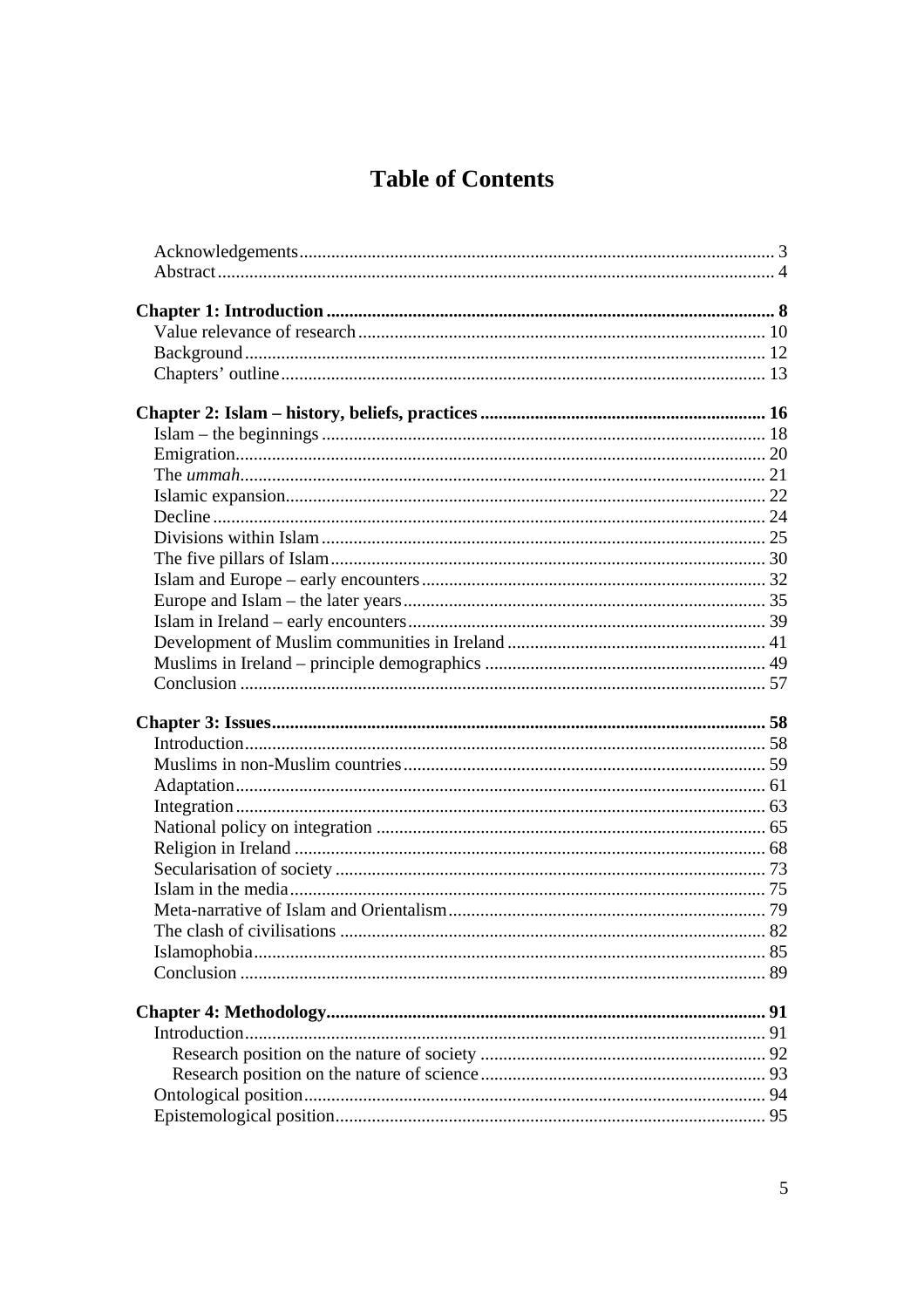# Table of Contents

Acknowledgements ... 3
Abstract ... 4

**Chapter 1: Introduction ... 8**
Value relevance of research ... 10
Background ... 12
Chapters' outline ... 13

**Chapter 2: Islam – history, beliefs, practices ... 16**
Islam – the beginnings ... 18
Emigration ... 20
The *ummah* ... 21
Islamic expansion ... 22
Decline ... 24
Divisions within Islam ... 25
The five pillars of Islam ... 30
Islam and Europe – early encounters ... 32
Europe and Islam – the later years ... 35
Islam in Ireland – early encounters ... 39
Development of Muslim communities in Ireland ... 41
Muslims in Ireland – principle demographics ... 49
Conclusion ... 57

**Chapter 3: Issues ... 58**
Introduction ... 58
Muslims in non-Muslim countries ... 59
Adaptation ... 61
Integration ... 63
National policy on integration ... 65
Religion in Ireland ... 68
Secularisation of society ... 73
Islam in the media ... 75
Meta-narrative of Islam and Orientalism ... 79
The clash of civilisations ... 82
Islamophobia ... 85
Conclusion ... 89

**Chapter 4: Methodology ... 91**
Introduction ... 91
Research position on the nature of society ... 92
Research position on the nature of science ... 93
Ontological position ... 94
Epistemological position ... 95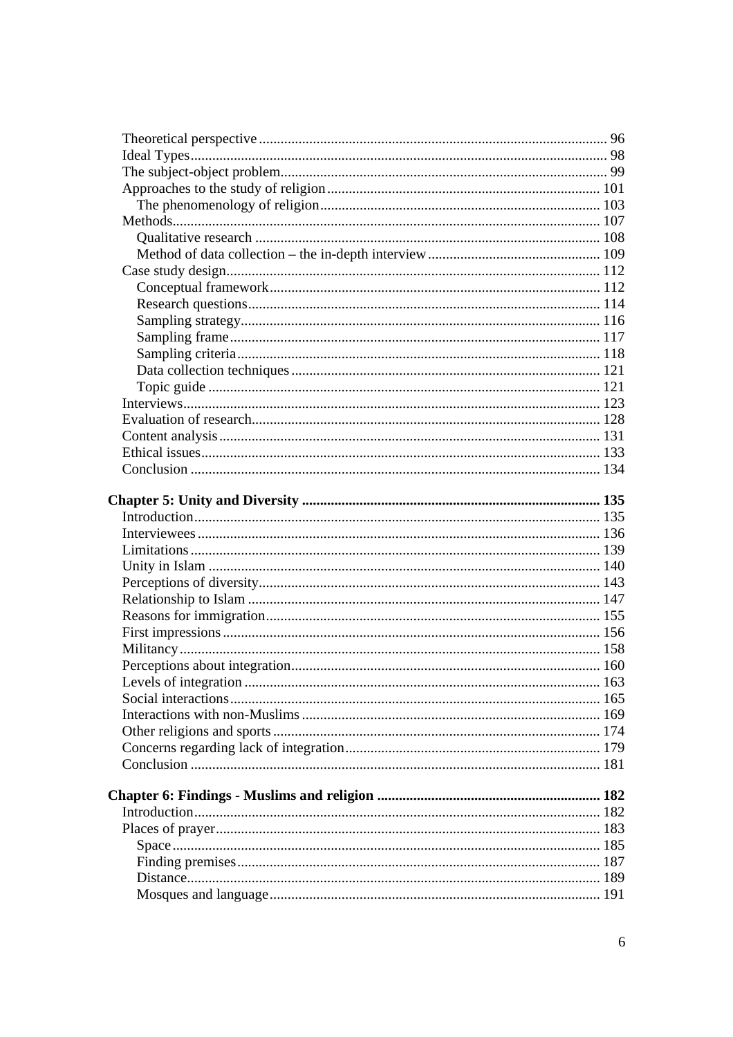- Theoretical perspective ... 96
- Ideal Types ... 98
- The subject-object problem ... 99
- Approaches to the study of religion ... 101
  - The phenomenology of religion ... 103
- Methods ... 107
  - Qualitative research ... 108
  - Method of data collection – the in-depth interview ... 109
- Case study design ... 112
  - Conceptual framework ... 112
  - Research questions ... 114
  - Sampling strategy ... 116
  - Sampling frame ... 117
  - Sampling criteria ... 118
  - Data collection techniques ... 121
  - Topic guide ... 121
- Interviews ... 123
- Evaluation of research ... 128
- Content analysis ... 131
- Ethical issues ... 133
- Conclusion ... 134

**Chapter 5: Unity and Diversity ... 135**

- Introduction ... 135
- Interviewees ... 136
- Limitations ... 139
- Unity in Islam ... 140
- Perceptions of diversity ... 143
- Relationship to Islam ... 147
- Reasons for immigration ... 155
- First impressions ... 156
- Militancy ... 158
- Perceptions about integration ... 160
- Levels of integration ... 163
- Social interactions ... 165
- Interactions with non-Muslims ... 169
- Other religions and sports ... 174
- Concerns regarding lack of integration ... 179
- Conclusion ... 181

**Chapter 6: Findings - Muslims and religion ... 182**

- Introduction ... 182
- Places of prayer ... 183
  - Space ... 185
  - Finding premises ... 187
  - Distance ... 189
  - Mosques and language ... 191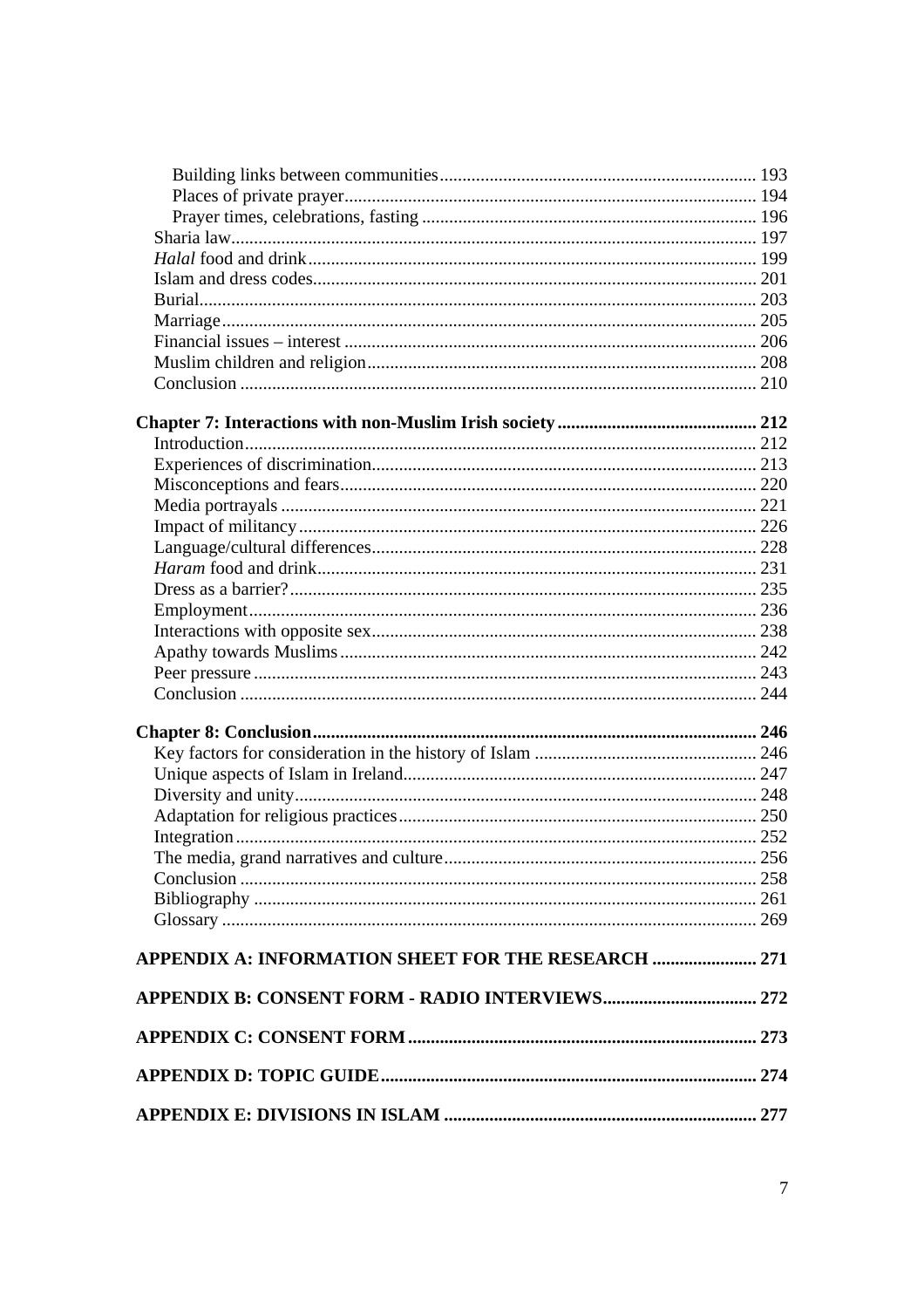- Building links between communities ..... 193
- Places of private prayer ..... 194
- Prayer times, celebrations, fasting ..... 196

Sharia law ..... 197
*Halal* food and drink ..... 199
Islam and dress codes ..... 201
Burial ..... 203
Marriage ..... 205
Financial issues – interest ..... 206
Muslim children and religion ..... 208
Conclusion ..... 210

**Chapter 7: Interactions with non-Muslim Irish society ..... 212**

Introduction ..... 212
Experiences of discrimination ..... 213
Misconceptions and fears ..... 220
Media portrayals ..... 221
Impact of militancy ..... 226
Language/cultural differences ..... 228
*Haram* food and drink ..... 231
Dress as a barrier? ..... 235
Employment ..... 236
Interactions with opposite sex ..... 238
Apathy towards Muslims ..... 242
Peer pressure ..... 243
Conclusion ..... 244

**Chapter 8: Conclusion ..... 246**

Key factors for consideration in the history of Islam ..... 246
Unique aspects of Islam in Ireland ..... 247
Diversity and unity ..... 248
Adaptation for religious practices ..... 250
Integration ..... 252
The media, grand narratives and culture ..... 256
Conclusion ..... 258
Bibliography ..... 261
Glossary ..... 269

**APPENDIX A: INFORMATION SHEET FOR THE RESEARCH ..... 271**

**APPENDIX B: CONSENT FORM - RADIO INTERVIEWS ..... 272**

**APPENDIX C: CONSENT FORM ..... 273**

**APPENDIX D: TOPIC GUIDE ..... 274**

**APPENDIX E: DIVISIONS IN ISLAM ..... 277**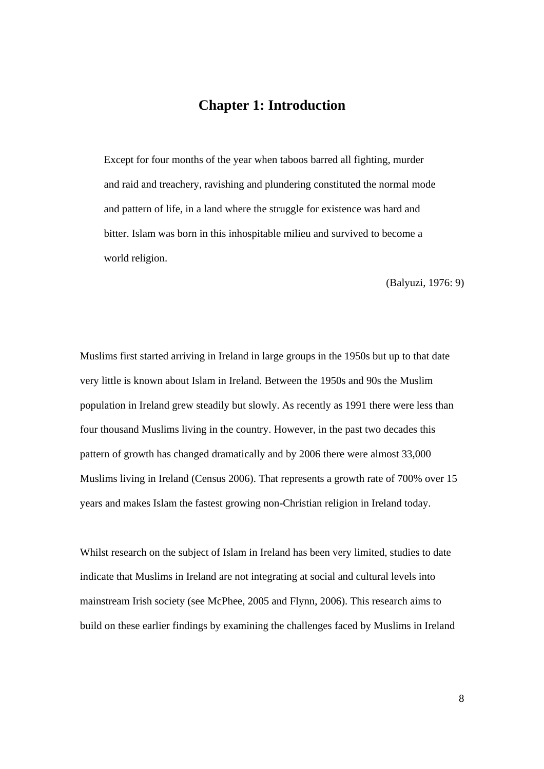# Chapter 1: Introduction

> Except for four months of the year when taboos barred all fighting, murder and raid and treachery, ravishing and plundering constituted the normal mode and pattern of life, in a land where the struggle for existence was hard and bitter. Islam was born in this inhospitable milieu and survived to become a world religion.
>
> (Balyuzi, 1976: 9)

Muslims first started arriving in Ireland in large groups in the 1950s but up to that date very little is known about Islam in Ireland. Between the 1950s and 90s the Muslim population in Ireland grew steadily but slowly. As recently as 1991 there were less than four thousand Muslims living in the country. However, in the past two decades this pattern of growth has changed dramatically and by 2006 there were almost 33,000 Muslims living in Ireland (Census 2006). That represents a growth rate of 700% over 15 years and makes Islam the fastest growing non-Christian religion in Ireland today.

Whilst research on the subject of Islam in Ireland has been very limited, studies to date indicate that Muslims in Ireland are not integrating at social and cultural levels into mainstream Irish society (see McPhee, 2005 and Flynn, 2006). This research aims to build on these earlier findings by examining the challenges faced by Muslims in Ireland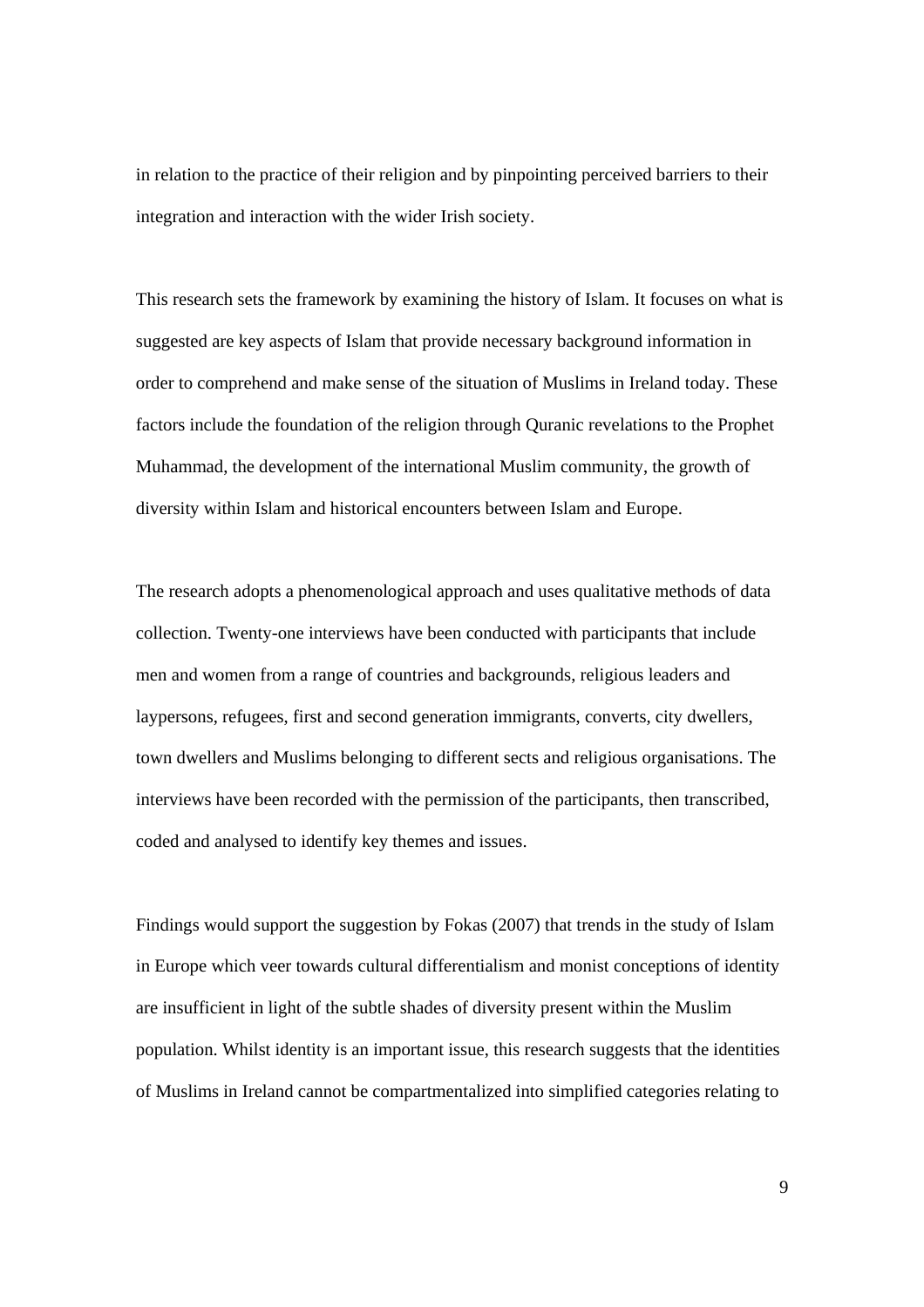in relation to the practice of their religion and by pinpointing perceived barriers to their integration and interaction with the wider Irish society.

This research sets the framework by examining the history of Islam. It focuses on what is suggested are key aspects of Islam that provide necessary background information in order to comprehend and make sense of the situation of Muslims in Ireland today. These factors include the foundation of the religion through Quranic revelations to the Prophet Muhammad, the development of the international Muslim community, the growth of diversity within Islam and historical encounters between Islam and Europe.

The research adopts a phenomenological approach and uses qualitative methods of data collection. Twenty-one interviews have been conducted with participants that include men and women from a range of countries and backgrounds, religious leaders and laypersons, refugees, first and second generation immigrants, converts, city dwellers, town dwellers and Muslims belonging to different sects and religious organisations. The interviews have been recorded with the permission of the participants, then transcribed, coded and analysed to identify key themes and issues.

Findings would support the suggestion by Fokas (2007) that trends in the study of Islam in Europe which veer towards cultural differentialism and monist conceptions of identity are insufficient in light of the subtle shades of diversity present within the Muslim population. Whilst identity is an important issue, this research suggests that the identities of Muslims in Ireland cannot be compartmentalized into simplified categories relating to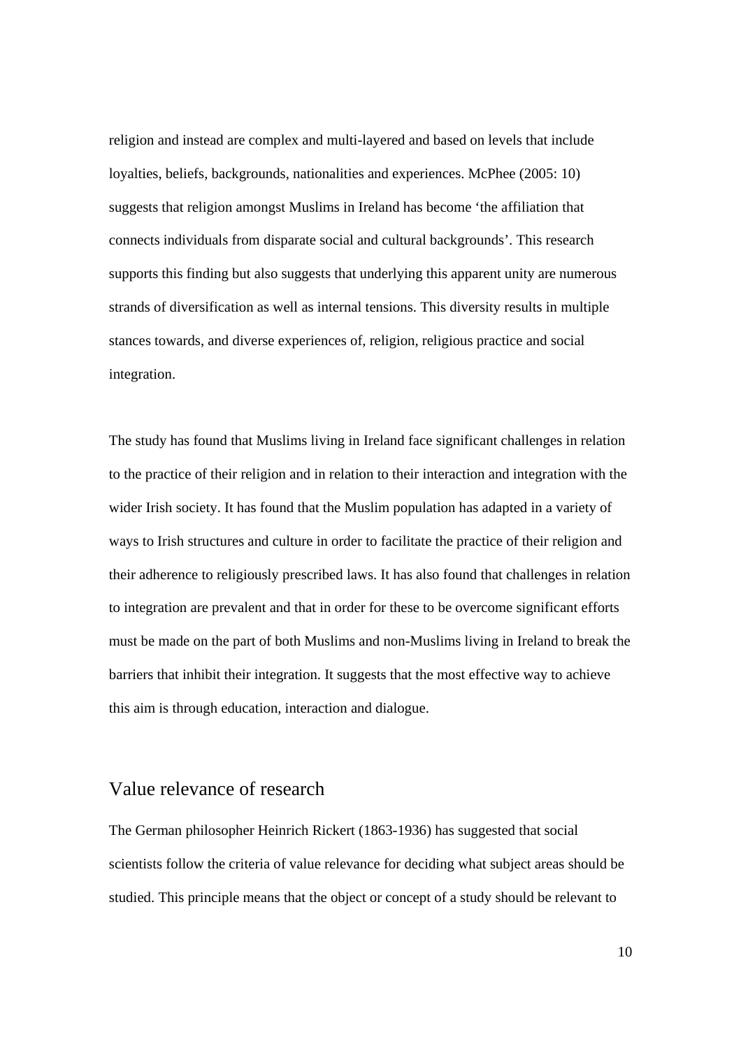religion and instead are complex and multi-layered and based on levels that include loyalties, beliefs, backgrounds, nationalities and experiences. McPhee (2005: 10) suggests that religion amongst Muslims in Ireland has become 'the affiliation that connects individuals from disparate social and cultural backgrounds'. This research supports this finding but also suggests that underlying this apparent unity are numerous strands of diversification as well as internal tensions. This diversity results in multiple stances towards, and diverse experiences of, religion, religious practice and social integration.

The study has found that Muslims living in Ireland face significant challenges in relation to the practice of their religion and in relation to their interaction and integration with the wider Irish society. It has found that the Muslim population has adapted in a variety of ways to Irish structures and culture in order to facilitate the practice of their religion and their adherence to religiously prescribed laws. It has also found that challenges in relation to integration are prevalent and that in order for these to be overcome significant efforts must be made on the part of both Muslims and non-Muslims living in Ireland to break the barriers that inhibit their integration. It suggests that the most effective way to achieve this aim is through education, interaction and dialogue.

## Value relevance of research

The German philosopher Heinrich Rickert (1863-1936) has suggested that social scientists follow the criteria of value relevance for deciding what subject areas should be studied. This principle means that the object or concept of a study should be relevant to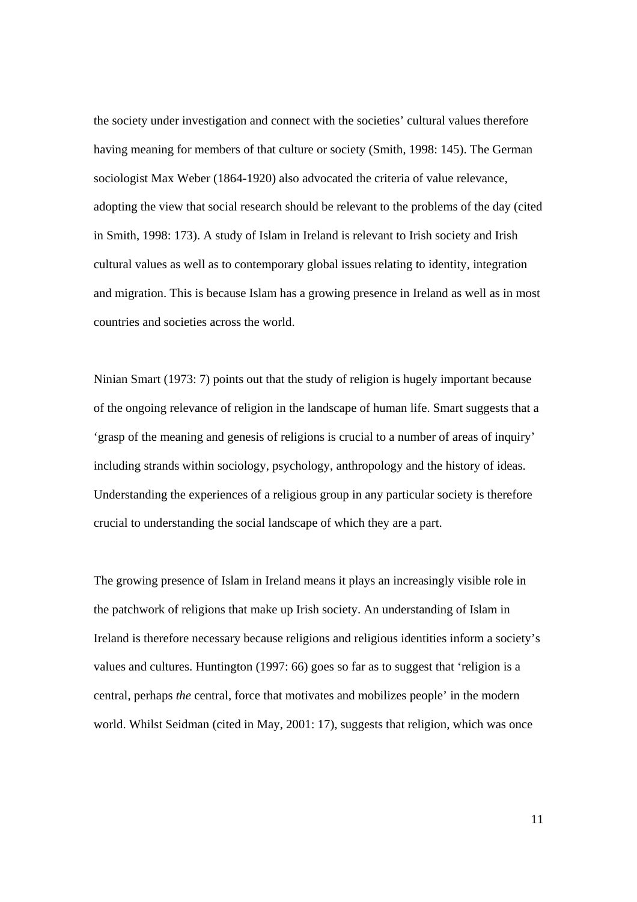the society under investigation and connect with the societies' cultural values therefore having meaning for members of that culture or society (Smith, 1998: 145). The German sociologist Max Weber (1864-1920) also advocated the criteria of value relevance, adopting the view that social research should be relevant to the problems of the day (cited in Smith, 1998: 173). A study of Islam in Ireland is relevant to Irish society and Irish cultural values as well as to contemporary global issues relating to identity, integration and migration. This is because Islam has a growing presence in Ireland as well as in most countries and societies across the world.

Ninian Smart (1973: 7) points out that the study of religion is hugely important because of the ongoing relevance of religion in the landscape of human life. Smart suggests that a 'grasp of the meaning and genesis of religions is crucial to a number of areas of inquiry' including strands within sociology, psychology, anthropology and the history of ideas. Understanding the experiences of a religious group in any particular society is therefore crucial to understanding the social landscape of which they are a part.

The growing presence of Islam in Ireland means it plays an increasingly visible role in the patchwork of religions that make up Irish society. An understanding of Islam in Ireland is therefore necessary because religions and religious identities inform a society's values and cultures. Huntington (1997: 66) goes so far as to suggest that 'religion is a central, perhaps *the* central, force that motivates and mobilizes people' in the modern world. Whilst Seidman (cited in May, 2001: 17), suggests that religion, which was once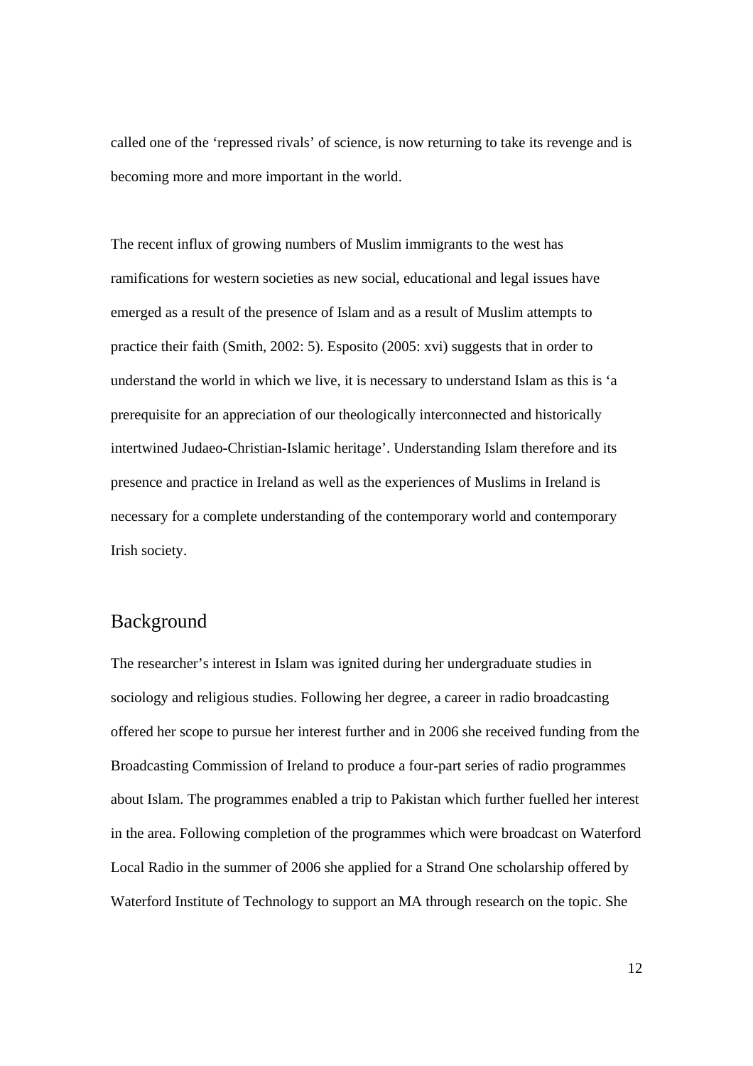called one of the 'repressed rivals' of science, is now returning to take its revenge and is becoming more and more important in the world.

The recent influx of growing numbers of Muslim immigrants to the west has ramifications for western societies as new social, educational and legal issues have emerged as a result of the presence of Islam and as a result of Muslim attempts to practice their faith (Smith, 2002: 5). Esposito (2005: xvi) suggests that in order to understand the world in which we live, it is necessary to understand Islam as this is 'a prerequisite for an appreciation of our theologically interconnected and historically intertwined Judaeo-Christian-Islamic heritage'. Understanding Islam therefore and its presence and practice in Ireland as well as the experiences of Muslims in Ireland is necessary for a complete understanding of the contemporary world and contemporary Irish society.

## Background

The researcher's interest in Islam was ignited during her undergraduate studies in sociology and religious studies. Following her degree, a career in radio broadcasting offered her scope to pursue her interest further and in 2006 she received funding from the Broadcasting Commission of Ireland to produce a four-part series of radio programmes about Islam. The programmes enabled a trip to Pakistan which further fuelled her interest in the area. Following completion of the programmes which were broadcast on Waterford Local Radio in the summer of 2006 she applied for a Strand One scholarship offered by Waterford Institute of Technology to support an MA through research on the topic. She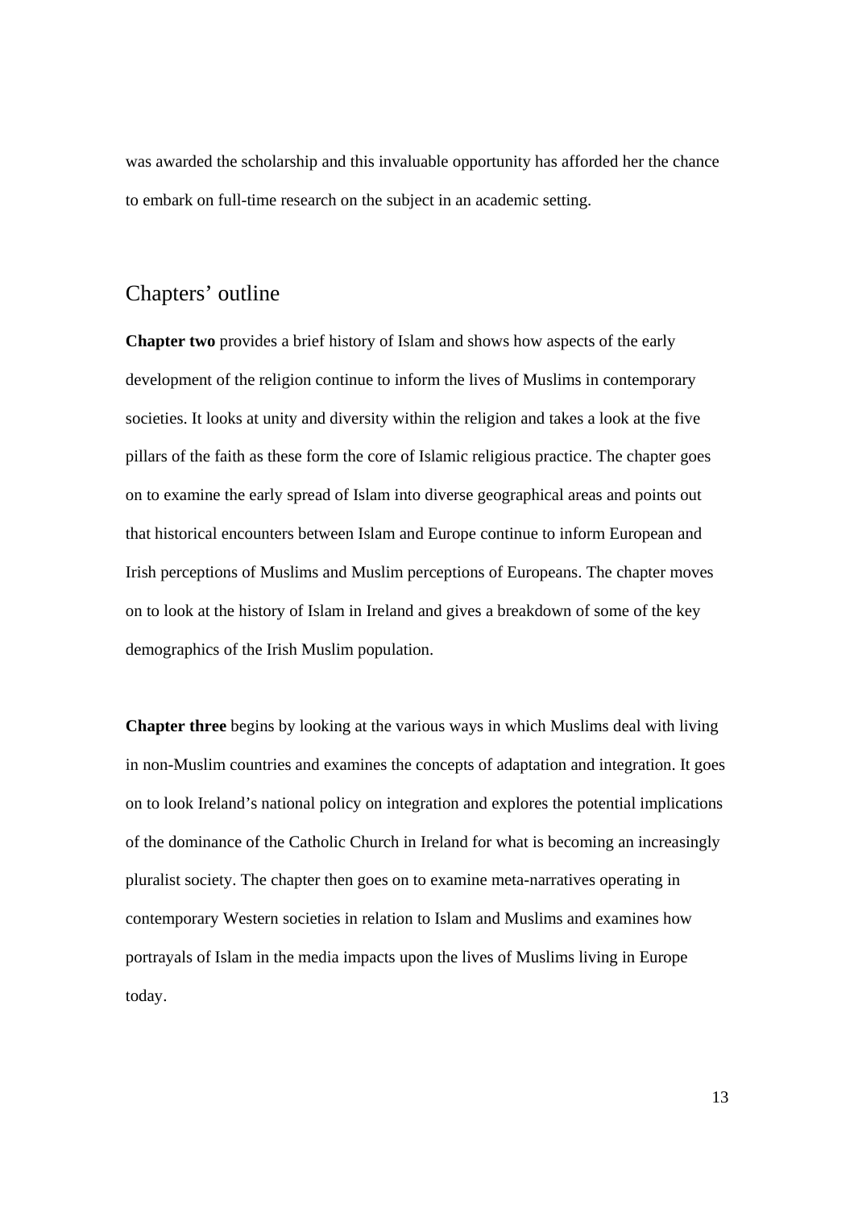was awarded the scholarship and this invaluable opportunity has afforded her the chance to embark on full-time research on the subject in an academic setting.

## Chapters' outline

**Chapter two** provides a brief history of Islam and shows how aspects of the early development of the religion continue to inform the lives of Muslims in contemporary societies. It looks at unity and diversity within the religion and takes a look at the five pillars of the faith as these form the core of Islamic religious practice. The chapter goes on to examine the early spread of Islam into diverse geographical areas and points out that historical encounters between Islam and Europe continue to inform European and Irish perceptions of Muslims and Muslim perceptions of Europeans. The chapter moves on to look at the history of Islam in Ireland and gives a breakdown of some of the key demographics of the Irish Muslim population.

**Chapter three** begins by looking at the various ways in which Muslims deal with living in non-Muslim countries and examines the concepts of adaptation and integration. It goes on to look Ireland's national policy on integration and explores the potential implications of the dominance of the Catholic Church in Ireland for what is becoming an increasingly pluralist society. The chapter then goes on to examine meta-narratives operating in contemporary Western societies in relation to Islam and Muslims and examines how portrayals of Islam in the media impacts upon the lives of Muslims living in Europe today.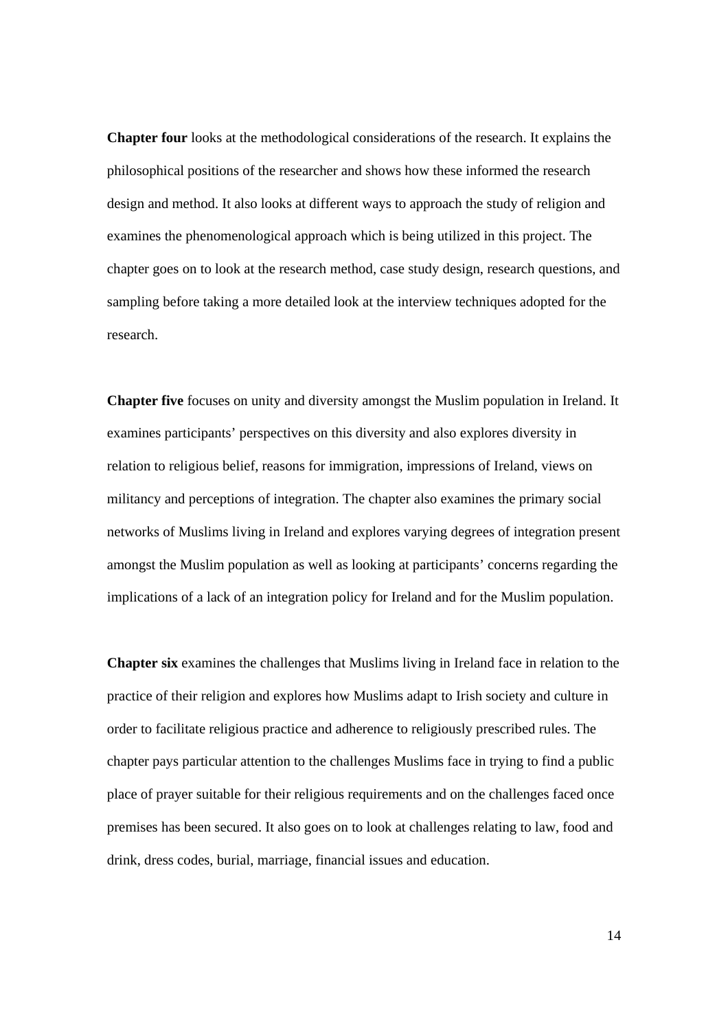**Chapter four** looks at the methodological considerations of the research. It explains the philosophical positions of the researcher and shows how these informed the research design and method. It also looks at different ways to approach the study of religion and examines the phenomenological approach which is being utilized in this project. The chapter goes on to look at the research method, case study design, research questions, and sampling before taking a more detailed look at the interview techniques adopted for the research.

**Chapter five** focuses on unity and diversity amongst the Muslim population in Ireland. It examines participants' perspectives on this diversity and also explores diversity in relation to religious belief, reasons for immigration, impressions of Ireland, views on militancy and perceptions of integration. The chapter also examines the primary social networks of Muslims living in Ireland and explores varying degrees of integration present amongst the Muslim population as well as looking at participants' concerns regarding the implications of a lack of an integration policy for Ireland and for the Muslim population.

**Chapter six** examines the challenges that Muslims living in Ireland face in relation to the practice of their religion and explores how Muslims adapt to Irish society and culture in order to facilitate religious practice and adherence to religiously prescribed rules. The chapter pays particular attention to the challenges Muslims face in trying to find a public place of prayer suitable for their religious requirements and on the challenges faced once premises has been secured. It also goes on to look at challenges relating to law, food and drink, dress codes, burial, marriage, financial issues and education.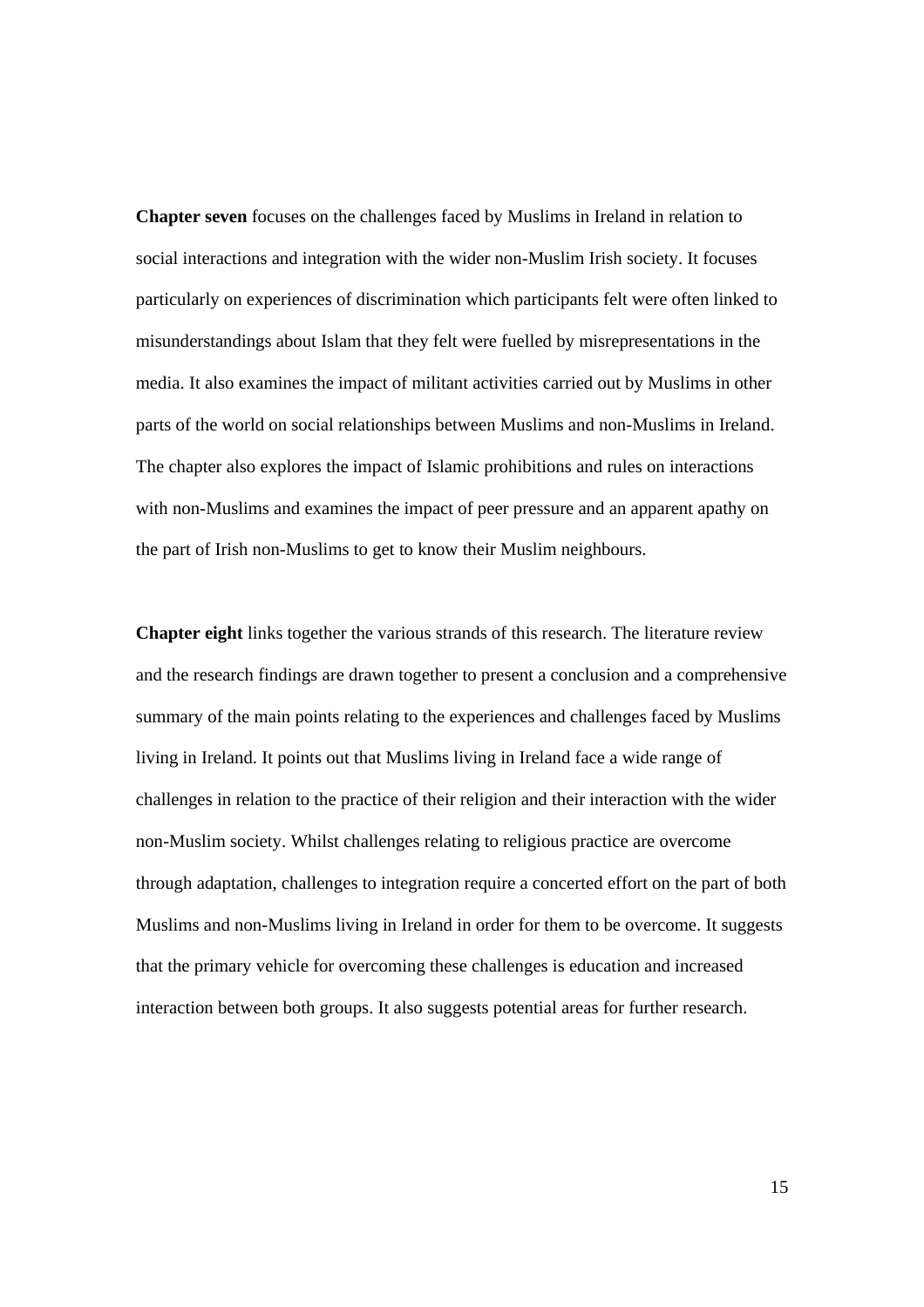**Chapter seven** focuses on the challenges faced by Muslims in Ireland in relation to social interactions and integration with the wider non-Muslim Irish society. It focuses particularly on experiences of discrimination which participants felt were often linked to misunderstandings about Islam that they felt were fuelled by misrepresentations in the media. It also examines the impact of militant activities carried out by Muslims in other parts of the world on social relationships between Muslims and non-Muslims in Ireland. The chapter also explores the impact of Islamic prohibitions and rules on interactions with non-Muslims and examines the impact of peer pressure and an apparent apathy on the part of Irish non-Muslims to get to know their Muslim neighbours.

**Chapter eight** links together the various strands of this research. The literature review and the research findings are drawn together to present a conclusion and a comprehensive summary of the main points relating to the experiences and challenges faced by Muslims living in Ireland. It points out that Muslims living in Ireland face a wide range of challenges in relation to the practice of their religion and their interaction with the wider non-Muslim society. Whilst challenges relating to religious practice are overcome through adaptation, challenges to integration require a concerted effort on the part of both Muslims and non-Muslims living in Ireland in order for them to be overcome. It suggests that the primary vehicle for overcoming these challenges is education and increased interaction between both groups. It also suggests potential areas for further research.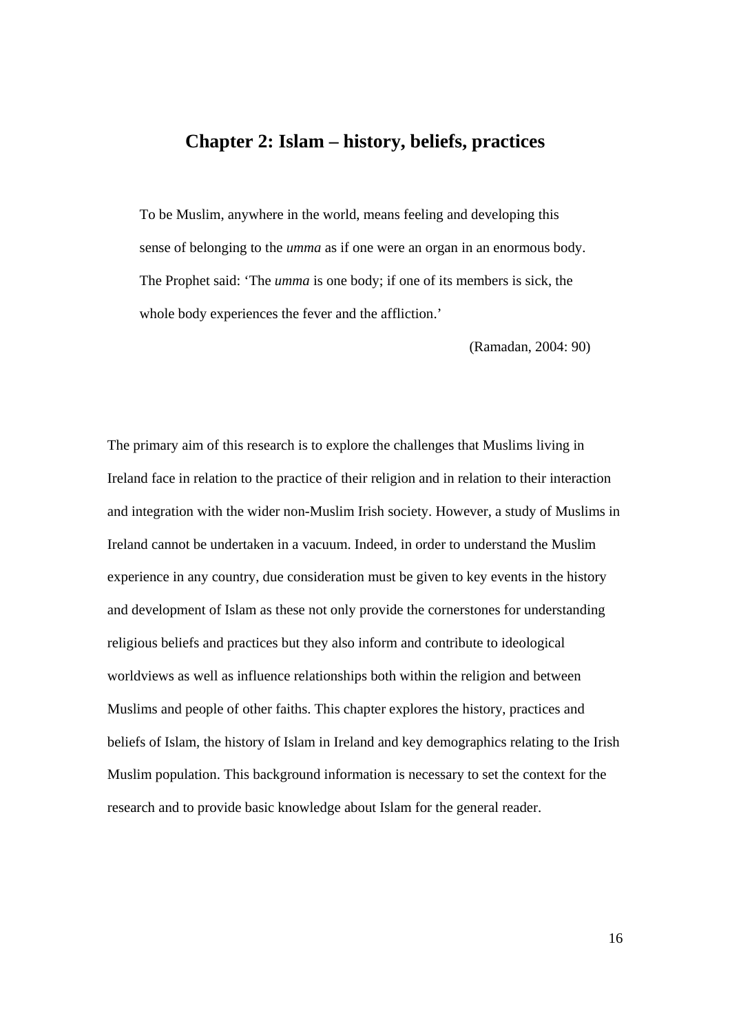# Chapter 2: Islam – history, beliefs, practices

> To be Muslim, anywhere in the world, means feeling and developing this sense of belonging to the *umma* as if one were an organ in an enormous body. The Prophet said: 'The *umma* is one body; if one of its members is sick, the whole body experiences the fever and the affliction.'
>
> (Ramadan, 2004: 90)

The primary aim of this research is to explore the challenges that Muslims living in Ireland face in relation to the practice of their religion and in relation to their interaction and integration with the wider non-Muslim Irish society. However, a study of Muslims in Ireland cannot be undertaken in a vacuum. Indeed, in order to understand the Muslim experience in any country, due consideration must be given to key events in the history and development of Islam as these not only provide the cornerstones for understanding religious beliefs and practices but they also inform and contribute to ideological worldviews as well as influence relationships both within the religion and between Muslims and people of other faiths. This chapter explores the history, practices and beliefs of Islam, the history of Islam in Ireland and key demographics relating to the Irish Muslim population. This background information is necessary to set the context for the research and to provide basic knowledge about Islam for the general reader.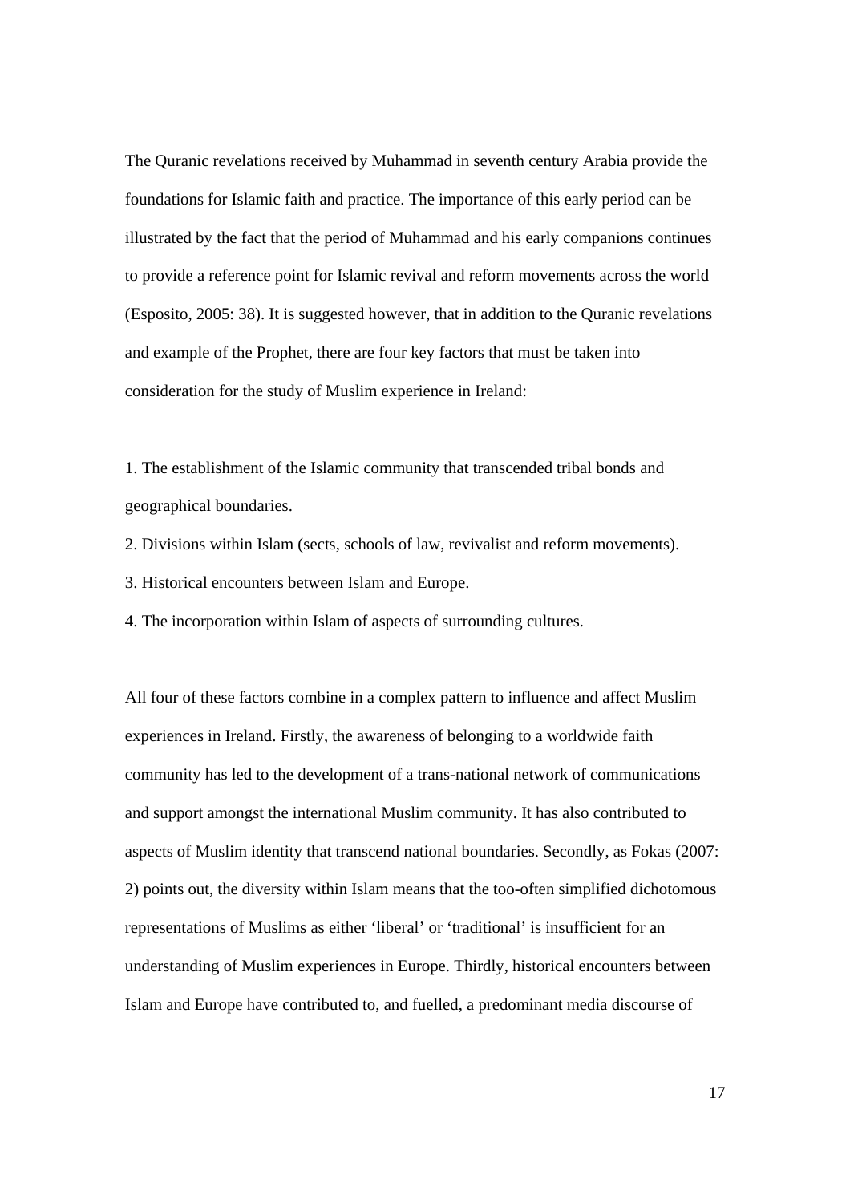The Quranic revelations received by Muhammad in seventh century Arabia provide the foundations for Islamic faith and practice. The importance of this early period can be illustrated by the fact that the period of Muhammad and his early companions continues to provide a reference point for Islamic revival and reform movements across the world (Esposito, 2005: 38). It is suggested however, that in addition to the Quranic revelations and example of the Prophet, there are four key factors that must be taken into consideration for the study of Muslim experience in Ireland:

1. The establishment of the Islamic community that transcended tribal bonds and geographical boundaries.
2. Divisions within Islam (sects, schools of law, revivalist and reform movements).
3. Historical encounters between Islam and Europe.
4. The incorporation within Islam of aspects of surrounding cultures.

All four of these factors combine in a complex pattern to influence and affect Muslim experiences in Ireland. Firstly, the awareness of belonging to a worldwide faith community has led to the development of a trans-national network of communications and support amongst the international Muslim community. It has also contributed to aspects of Muslim identity that transcend national boundaries. Secondly, as Fokas (2007: 2) points out, the diversity within Islam means that the too-often simplified dichotomous representations of Muslims as either 'liberal' or 'traditional' is insufficient for an understanding of Muslim experiences in Europe. Thirdly, historical encounters between Islam and Europe have contributed to, and fuelled, a predominant media discourse of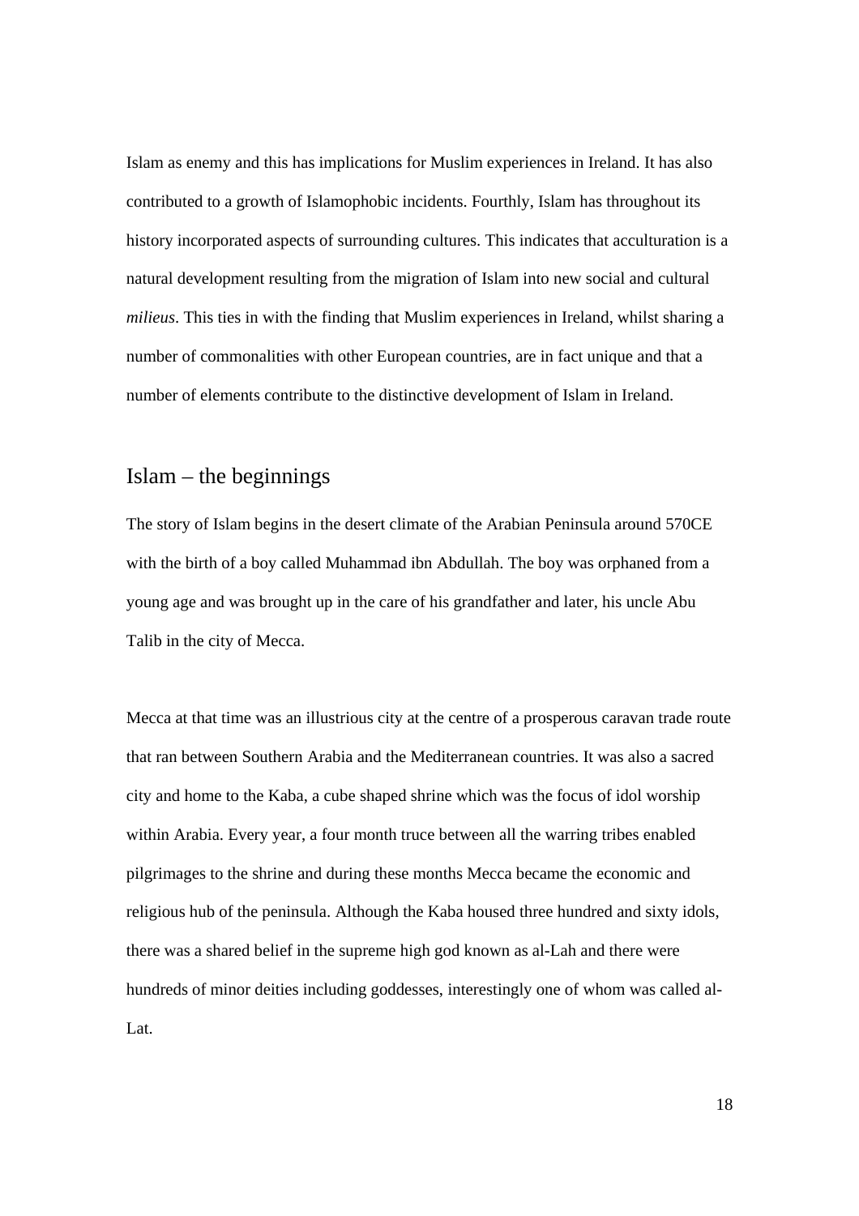Islam as enemy and this has implications for Muslim experiences in Ireland. It has also contributed to a growth of Islamophobic incidents. Fourthly, Islam has throughout its history incorporated aspects of surrounding cultures. This indicates that acculturation is a natural development resulting from the migration of Islam into new social and cultural *milieus*. This ties in with the finding that Muslim experiences in Ireland, whilst sharing a number of commonalities with other European countries, are in fact unique and that a number of elements contribute to the distinctive development of Islam in Ireland.

## Islam – the beginnings

The story of Islam begins in the desert climate of the Arabian Peninsula around 570CE with the birth of a boy called Muhammad ibn Abdullah. The boy was orphaned from a young age and was brought up in the care of his grandfather and later, his uncle Abu Talib in the city of Mecca.

Mecca at that time was an illustrious city at the centre of a prosperous caravan trade route that ran between Southern Arabia and the Mediterranean countries. It was also a sacred city and home to the Kaba, a cube shaped shrine which was the focus of idol worship within Arabia. Every year, a four month truce between all the warring tribes enabled pilgrimages to the shrine and during these months Mecca became the economic and religious hub of the peninsula. Although the Kaba housed three hundred and sixty idols, there was a shared belief in the supreme high god known as al-Lah and there were hundreds of minor deities including goddesses, interestingly one of whom was called al-Lat.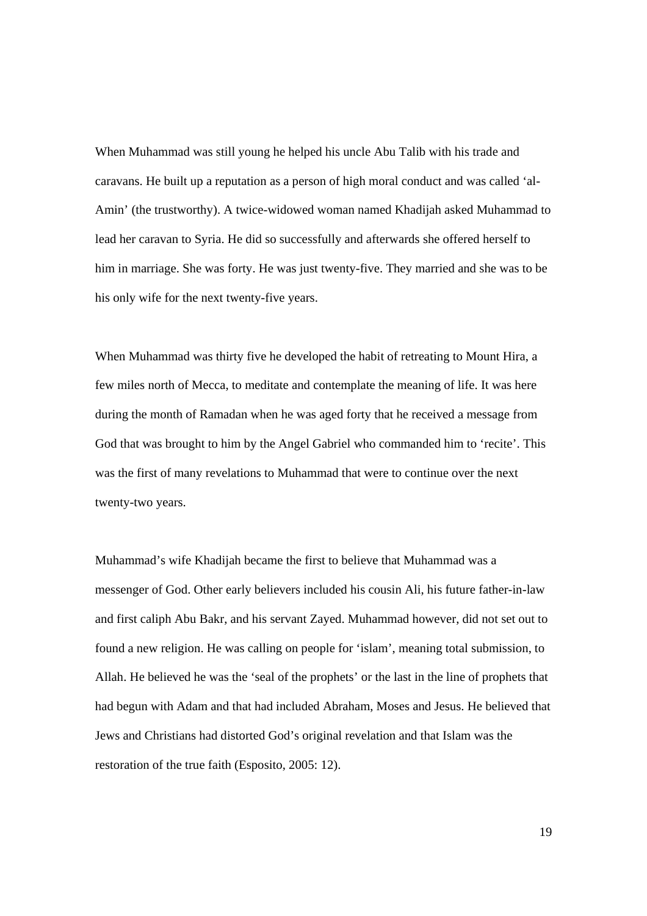When Muhammad was still young he helped his uncle Abu Talib with his trade and caravans. He built up a reputation as a person of high moral conduct and was called 'al-Amin' (the trustworthy). A twice-widowed woman named Khadijah asked Muhammad to lead her caravan to Syria. He did so successfully and afterwards she offered herself to him in marriage. She was forty. He was just twenty-five. They married and she was to be his only wife for the next twenty-five years.

When Muhammad was thirty five he developed the habit of retreating to Mount Hira, a few miles north of Mecca, to meditate and contemplate the meaning of life. It was here during the month of Ramadan when he was aged forty that he received a message from God that was brought to him by the Angel Gabriel who commanded him to 'recite'. This was the first of many revelations to Muhammad that were to continue over the next twenty-two years.

Muhammad's wife Khadijah became the first to believe that Muhammad was a messenger of God. Other early believers included his cousin Ali, his future father-in-law and first caliph Abu Bakr, and his servant Zayed. Muhammad however, did not set out to found a new religion. He was calling on people for 'islam', meaning total submission, to Allah. He believed he was the 'seal of the prophets' or the last in the line of prophets that had begun with Adam and that had included Abraham, Moses and Jesus. He believed that Jews and Christians had distorted God's original revelation and that Islam was the restoration of the true faith (Esposito, 2005: 12).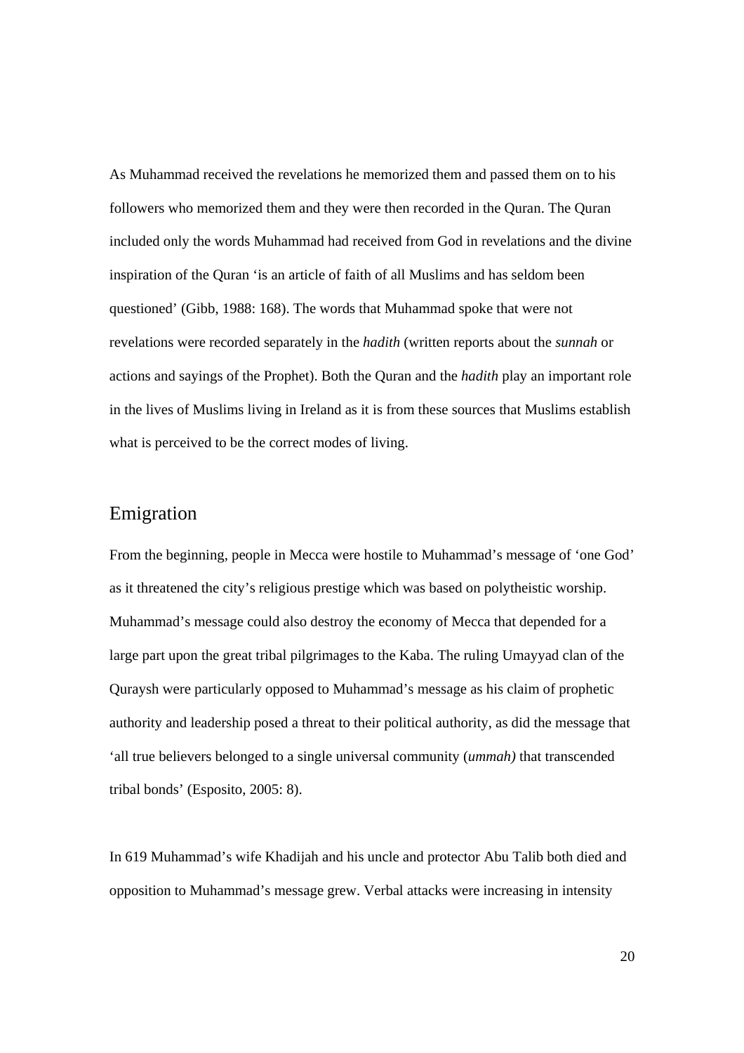As Muhammad received the revelations he memorized them and passed them on to his followers who memorized them and they were then recorded in the Quran. The Quran included only the words Muhammad had received from God in revelations and the divine inspiration of the Quran 'is an article of faith of all Muslims and has seldom been questioned' (Gibb, 1988: 168). The words that Muhammad spoke that were not revelations were recorded separately in the *hadith* (written reports about the *sunnah* or actions and sayings of the Prophet). Both the Quran and the *hadith* play an important role in the lives of Muslims living in Ireland as it is from these sources that Muslims establish what is perceived to be the correct modes of living.

## Emigration

From the beginning, people in Mecca were hostile to Muhammad's message of 'one God' as it threatened the city's religious prestige which was based on polytheistic worship. Muhammad's message could also destroy the economy of Mecca that depended for a large part upon the great tribal pilgrimages to the Kaba. The ruling Umayyad clan of the Quraysh were particularly opposed to Muhammad's message as his claim of prophetic authority and leadership posed a threat to their political authority, as did the message that 'all true believers belonged to a single universal community (*ummah)* that transcended tribal bonds' (Esposito, 2005: 8).

In 619 Muhammad's wife Khadijah and his uncle and protector Abu Talib both died and opposition to Muhammad's message grew. Verbal attacks were increasing in intensity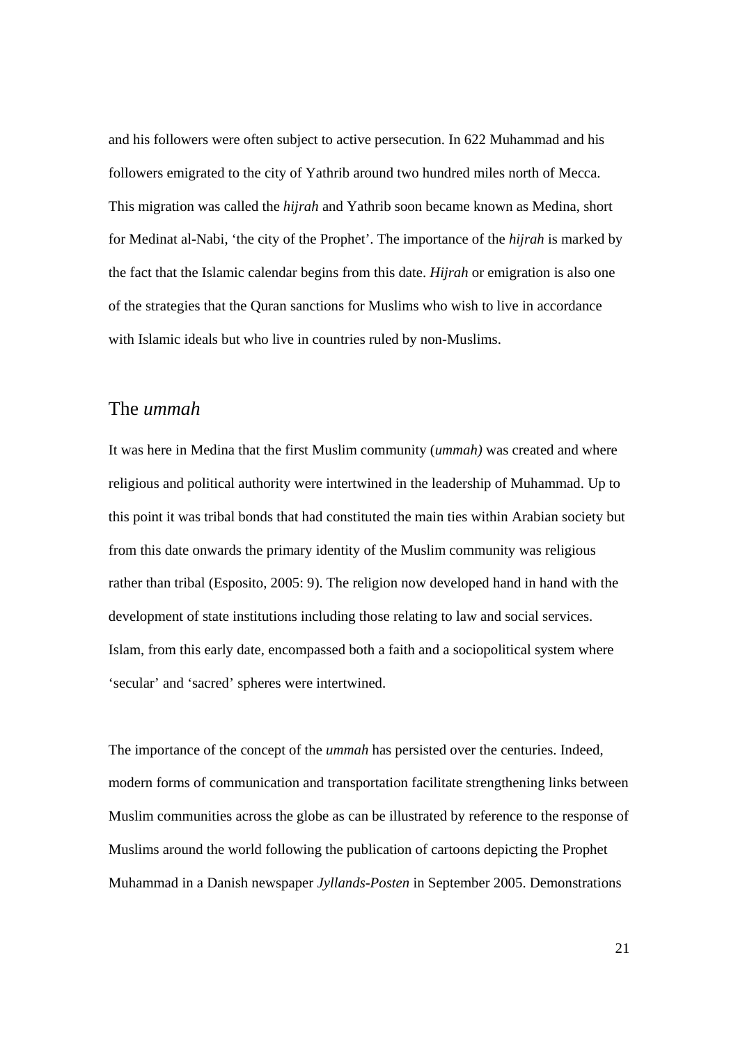and his followers were often subject to active persecution. In 622 Muhammad and his followers emigrated to the city of Yathrib around two hundred miles north of Mecca. This migration was called the *hijrah* and Yathrib soon became known as Medina, short for Medinat al-Nabi, 'the city of the Prophet'. The importance of the *hijrah* is marked by the fact that the Islamic calendar begins from this date. *Hijrah* or emigration is also one of the strategies that the Quran sanctions for Muslims who wish to live in accordance with Islamic ideals but who live in countries ruled by non-Muslims.

## The *ummah*

It was here in Medina that the first Muslim community (*ummah)* was created and where religious and political authority were intertwined in the leadership of Muhammad. Up to this point it was tribal bonds that had constituted the main ties within Arabian society but from this date onwards the primary identity of the Muslim community was religious rather than tribal (Esposito, 2005: 9). The religion now developed hand in hand with the development of state institutions including those relating to law and social services. Islam, from this early date, encompassed both a faith and a sociopolitical system where 'secular' and 'sacred' spheres were intertwined.

The importance of the concept of the *ummah* has persisted over the centuries. Indeed, modern forms of communication and transportation facilitate strengthening links between Muslim communities across the globe as can be illustrated by reference to the response of Muslims around the world following the publication of cartoons depicting the Prophet Muhammad in a Danish newspaper *Jyllands-Posten* in September 2005. Demonstrations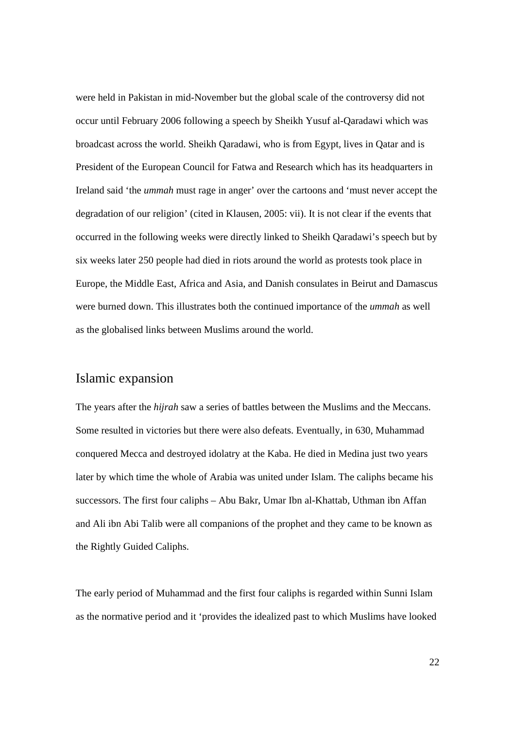were held in Pakistan in mid-November but the global scale of the controversy did not occur until February 2006 following a speech by Sheikh Yusuf al-Qaradawi which was broadcast across the world. Sheikh Qaradawi, who is from Egypt, lives in Qatar and is President of the European Council for Fatwa and Research which has its headquarters in Ireland said 'the *ummah* must rage in anger' over the cartoons and 'must never accept the degradation of our religion' (cited in Klausen, 2005: vii). It is not clear if the events that occurred in the following weeks were directly linked to Sheikh Qaradawi's speech but by six weeks later 250 people had died in riots around the world as protests took place in Europe, the Middle East, Africa and Asia, and Danish consulates in Beirut and Damascus were burned down. This illustrates both the continued importance of the *ummah* as well as the globalised links between Muslims around the world.

## Islamic expansion

The years after the *hijrah* saw a series of battles between the Muslims and the Meccans. Some resulted in victories but there were also defeats. Eventually, in 630, Muhammad conquered Mecca and destroyed idolatry at the Kaba. He died in Medina just two years later by which time the whole of Arabia was united under Islam. The caliphs became his successors. The first four caliphs – Abu Bakr, Umar Ibn al-Khattab, Uthman ibn Affan and Ali ibn Abi Talib were all companions of the prophet and they came to be known as the Rightly Guided Caliphs.

The early period of Muhammad and the first four caliphs is regarded within Sunni Islam as the normative period and it 'provides the idealized past to which Muslims have looked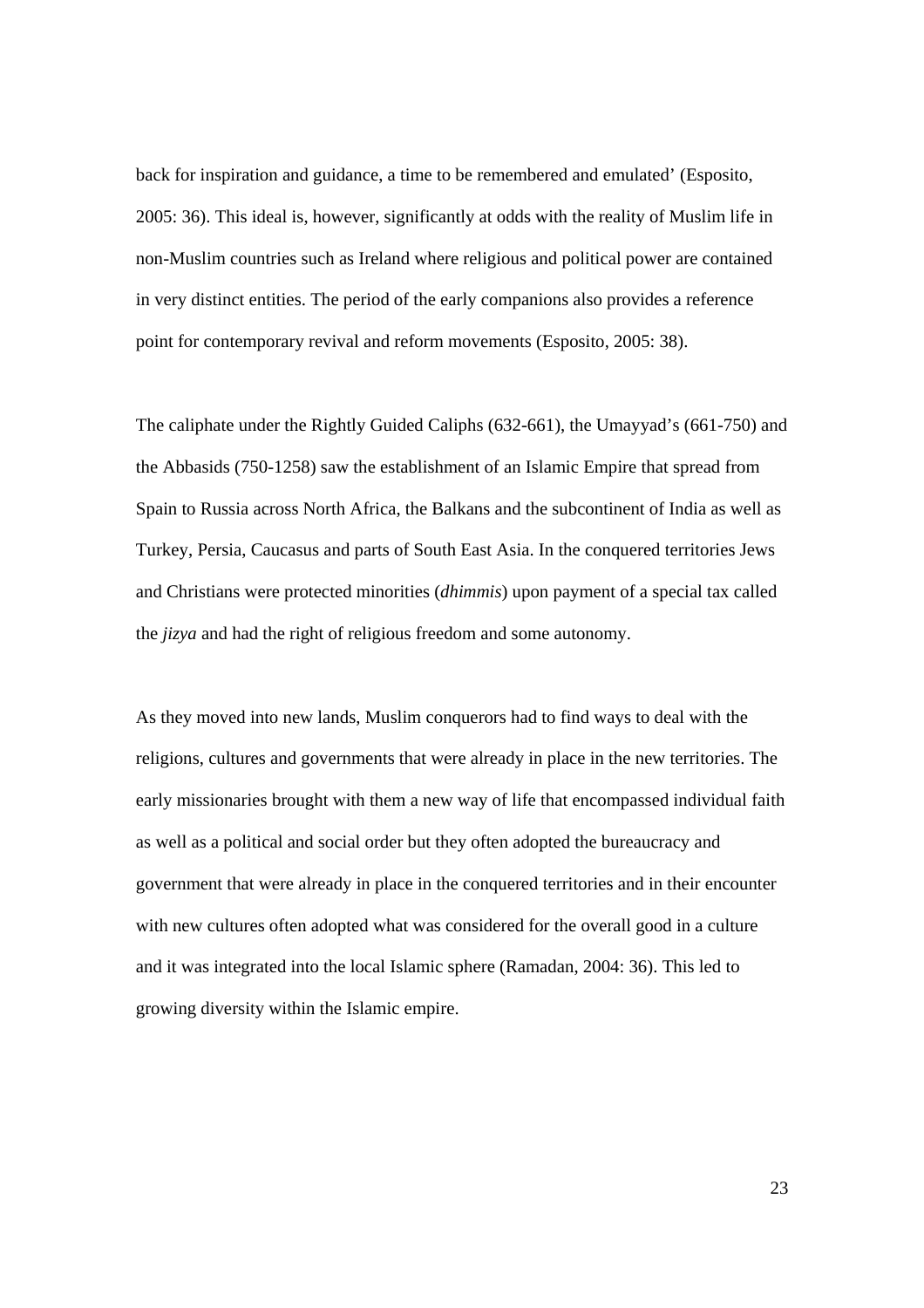back for inspiration and guidance, a time to be remembered and emulated' (Esposito, 2005: 36). This ideal is, however, significantly at odds with the reality of Muslim life in non-Muslim countries such as Ireland where religious and political power are contained in very distinct entities. The period of the early companions also provides a reference point for contemporary revival and reform movements (Esposito, 2005: 38).

The caliphate under the Rightly Guided Caliphs (632-661), the Umayyad's (661-750) and the Abbasids (750-1258) saw the establishment of an Islamic Empire that spread from Spain to Russia across North Africa, the Balkans and the subcontinent of India as well as Turkey, Persia, Caucasus and parts of South East Asia. In the conquered territories Jews and Christians were protected minorities (*dhimmis*) upon payment of a special tax called the *jizya* and had the right of religious freedom and some autonomy.

As they moved into new lands, Muslim conquerors had to find ways to deal with the religions, cultures and governments that were already in place in the new territories. The early missionaries brought with them a new way of life that encompassed individual faith as well as a political and social order but they often adopted the bureaucracy and government that were already in place in the conquered territories and in their encounter with new cultures often adopted what was considered for the overall good in a culture and it was integrated into the local Islamic sphere (Ramadan, 2004: 36). This led to growing diversity within the Islamic empire.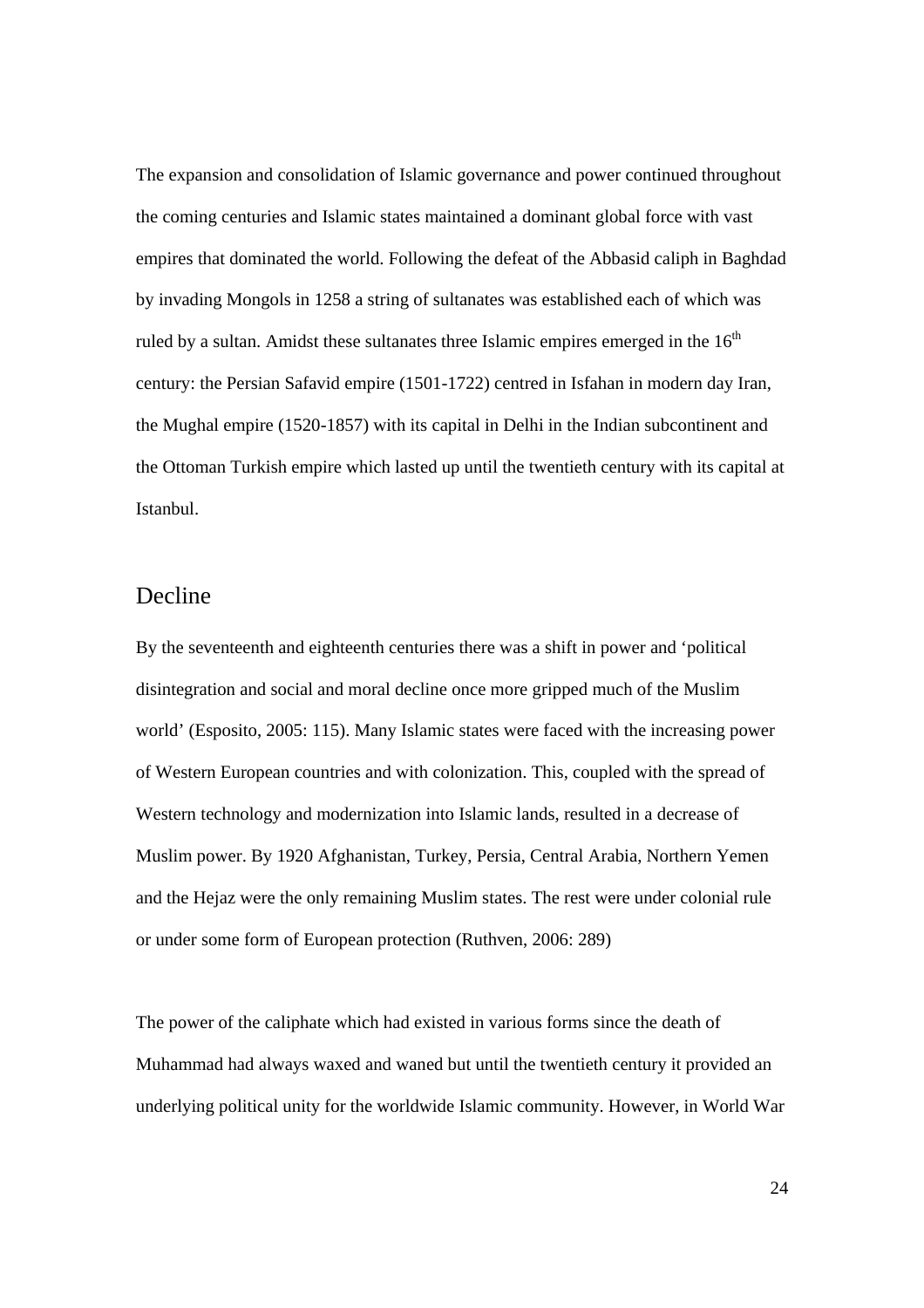The expansion and consolidation of Islamic governance and power continued throughout the coming centuries and Islamic states maintained a dominant global force with vast empires that dominated the world. Following the defeat of the Abbasid caliph in Baghdad by invading Mongols in 1258 a string of sultanates was established each of which was ruled by a sultan. Amidst these sultanates three Islamic empires emerged in the 16th century: the Persian Safavid empire (1501-1722) centred in Isfahan in modern day Iran, the Mughal empire (1520-1857) with its capital in Delhi in the Indian subcontinent and the Ottoman Turkish empire which lasted up until the twentieth century with its capital at Istanbul.

## Decline

By the seventeenth and eighteenth centuries there was a shift in power and 'political disintegration and social and moral decline once more gripped much of the Muslim world' (Esposito, 2005: 115). Many Islamic states were faced with the increasing power of Western European countries and with colonization. This, coupled with the spread of Western technology and modernization into Islamic lands, resulted in a decrease of Muslim power. By 1920 Afghanistan, Turkey, Persia, Central Arabia, Northern Yemen and the Hejaz were the only remaining Muslim states. The rest were under colonial rule or under some form of European protection (Ruthven, 2006: 289)

The power of the caliphate which had existed in various forms since the death of Muhammad had always waxed and waned but until the twentieth century it provided an underlying political unity for the worldwide Islamic community. However, in World War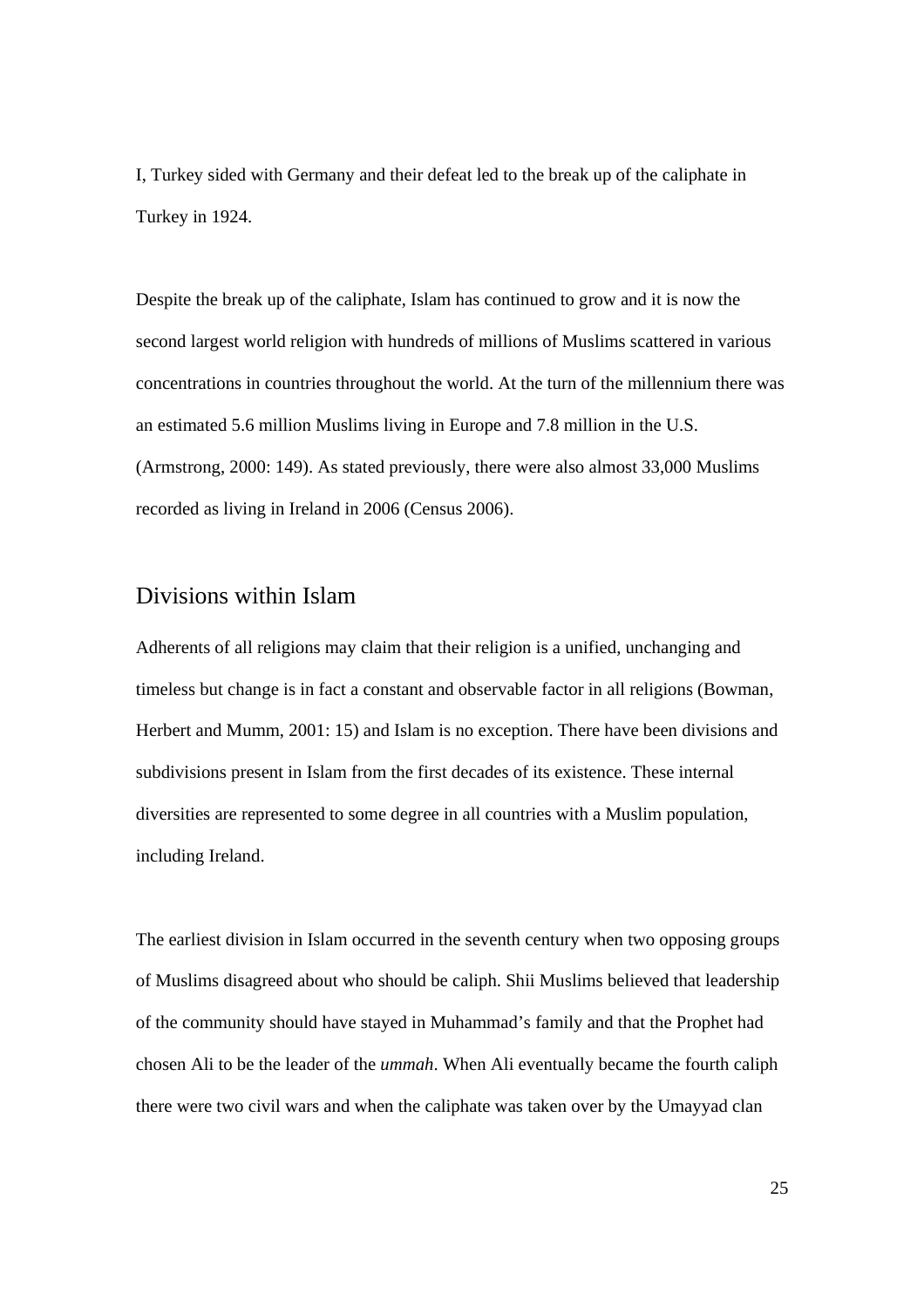I, Turkey sided with Germany and their defeat led to the break up of the caliphate in Turkey in 1924.

Despite the break up of the caliphate, Islam has continued to grow and it is now the second largest world religion with hundreds of millions of Muslims scattered in various concentrations in countries throughout the world. At the turn of the millennium there was an estimated 5.6 million Muslims living in Europe and 7.8 million in the U.S. (Armstrong, 2000: 149). As stated previously, there were also almost 33,000 Muslims recorded as living in Ireland in 2006 (Census 2006).

## Divisions within Islam

Adherents of all religions may claim that their religion is a unified, unchanging and timeless but change is in fact a constant and observable factor in all religions (Bowman, Herbert and Mumm, 2001: 15) and Islam is no exception. There have been divisions and subdivisions present in Islam from the first decades of its existence. These internal diversities are represented to some degree in all countries with a Muslim population, including Ireland.

The earliest division in Islam occurred in the seventh century when two opposing groups of Muslims disagreed about who should be caliph. Shii Muslims believed that leadership of the community should have stayed in Muhammad's family and that the Prophet had chosen Ali to be the leader of the *ummah*. When Ali eventually became the fourth caliph there were two civil wars and when the caliphate was taken over by the Umayyad clan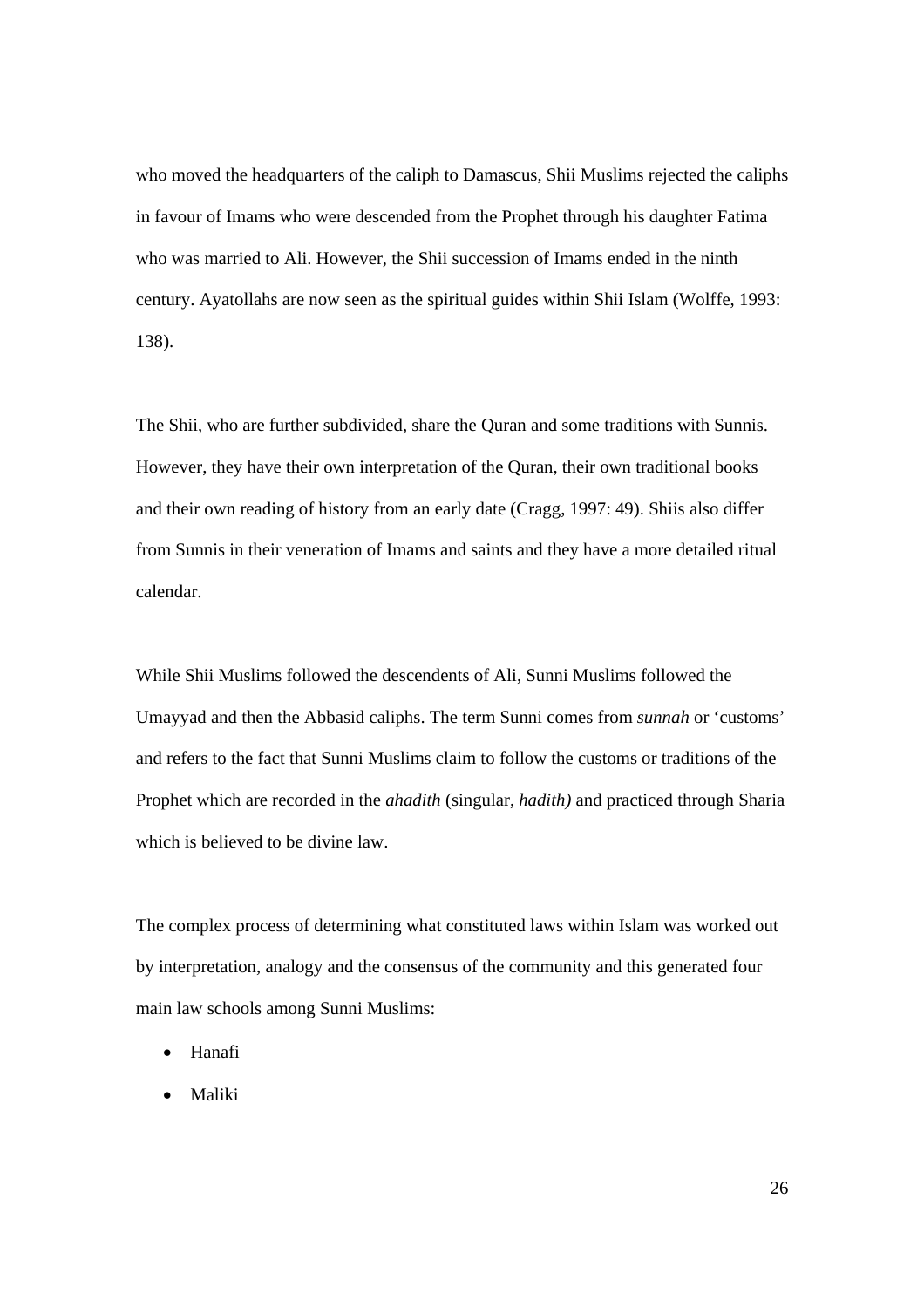who moved the headquarters of the caliph to Damascus, Shii Muslims rejected the caliphs in favour of Imams who were descended from the Prophet through his daughter Fatima who was married to Ali. However, the Shii succession of Imams ended in the ninth century. Ayatollahs are now seen as the spiritual guides within Shii Islam (Wolffe, 1993: 138).

The Shii, who are further subdivided, share the Quran and some traditions with Sunnis. However, they have their own interpretation of the Quran, their own traditional books and their own reading of history from an early date (Cragg, 1997: 49). Shiis also differ from Sunnis in their veneration of Imams and saints and they have a more detailed ritual calendar.

While Shii Muslims followed the descendents of Ali, Sunni Muslims followed the Umayyad and then the Abbasid caliphs. The term Sunni comes from *sunnah* or 'customs' and refers to the fact that Sunni Muslims claim to follow the customs or traditions of the Prophet which are recorded in the *ahadith* (singular, *hadith)* and practiced through Sharia which is believed to be divine law.

The complex process of determining what constituted laws within Islam was worked out by interpretation, analogy and the consensus of the community and this generated four main law schools among Sunni Muslims:

- Hanafi
- Maliki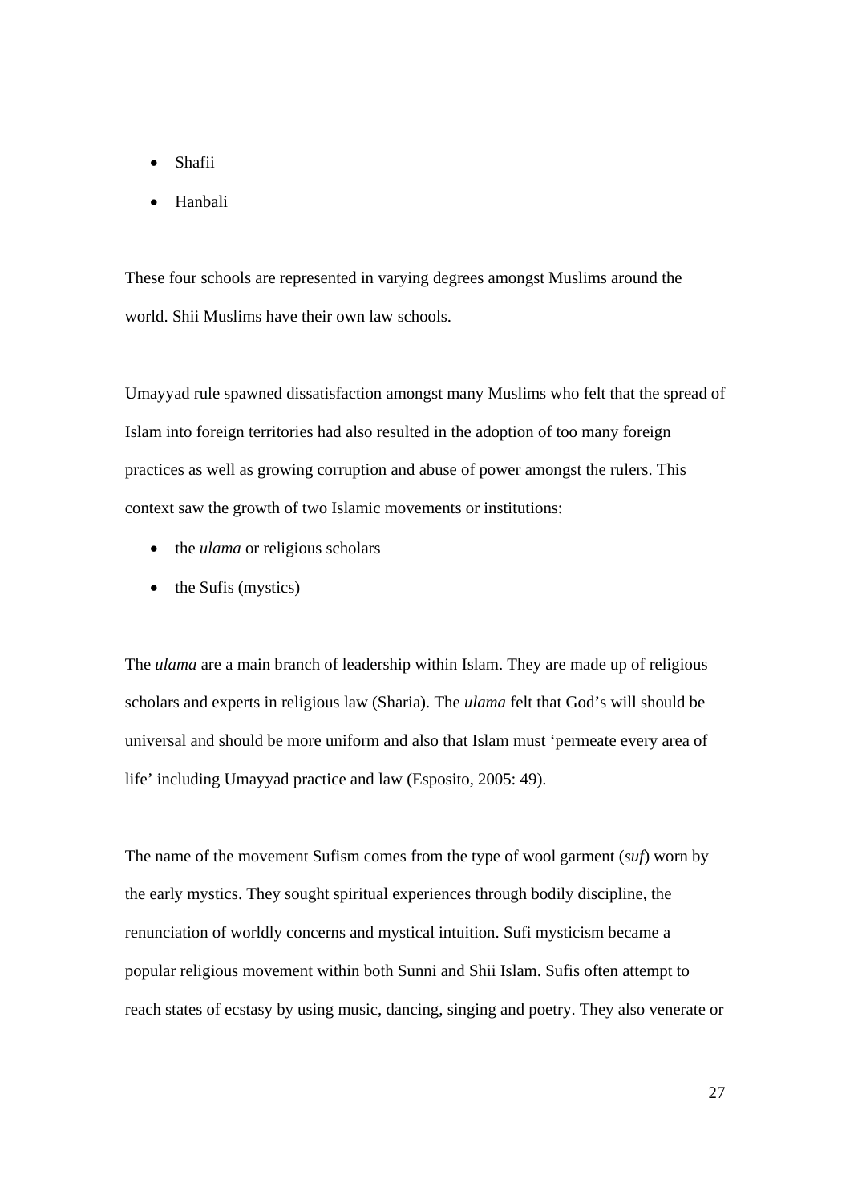- Shafii
- Hanbali

These four schools are represented in varying degrees amongst Muslims around the world. Shii Muslims have their own law schools.

Umayyad rule spawned dissatisfaction amongst many Muslims who felt that the spread of Islam into foreign territories had also resulted in the adoption of too many foreign practices as well as growing corruption and abuse of power amongst the rulers. This context saw the growth of two Islamic movements or institutions:

- the *ulama* or religious scholars
- the Sufis (mystics)

The *ulama* are a main branch of leadership within Islam. They are made up of religious scholars and experts in religious law (Sharia). The *ulama* felt that God's will should be universal and should be more uniform and also that Islam must 'permeate every area of life' including Umayyad practice and law (Esposito, 2005: 49).

The name of the movement Sufism comes from the type of wool garment (*suf*) worn by the early mystics. They sought spiritual experiences through bodily discipline, the renunciation of worldly concerns and mystical intuition. Sufi mysticism became a popular religious movement within both Sunni and Shii Islam. Sufis often attempt to reach states of ecstasy by using music, dancing, singing and poetry. They also venerate or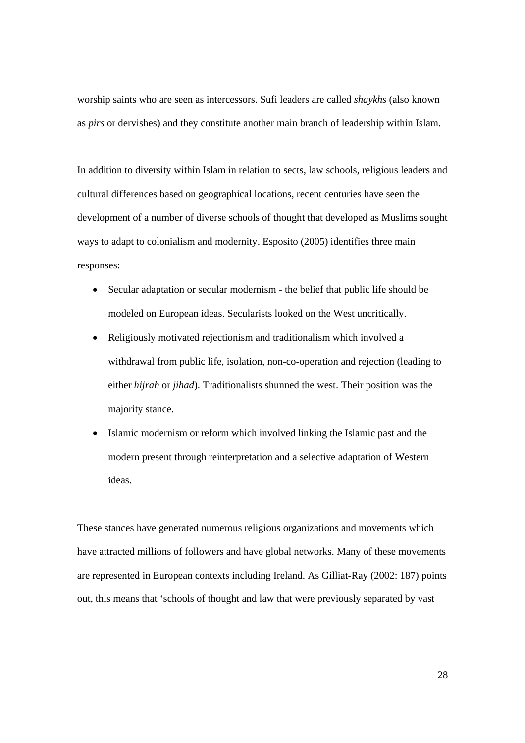worship saints who are seen as intercessors. Sufi leaders are called *shaykhs* (also known as *pirs* or dervishes) and they constitute another main branch of leadership within Islam.

In addition to diversity within Islam in relation to sects, law schools, religious leaders and cultural differences based on geographical locations, recent centuries have seen the development of a number of diverse schools of thought that developed as Muslims sought ways to adapt to colonialism and modernity. Esposito (2005) identifies three main responses:

- Secular adaptation or secular modernism - the belief that public life should be modeled on European ideas. Secularists looked on the West uncritically.
- Religiously motivated rejectionism and traditionalism which involved a withdrawal from public life, isolation, non-co-operation and rejection (leading to either *hijrah* or *jihad*). Traditionalists shunned the west. Their position was the majority stance.
- Islamic modernism or reform which involved linking the Islamic past and the modern present through reinterpretation and a selective adaptation of Western ideas.

These stances have generated numerous religious organizations and movements which have attracted millions of followers and have global networks. Many of these movements are represented in European contexts including Ireland. As Gilliat-Ray (2002: 187) points out, this means that 'schools of thought and law that were previously separated by vast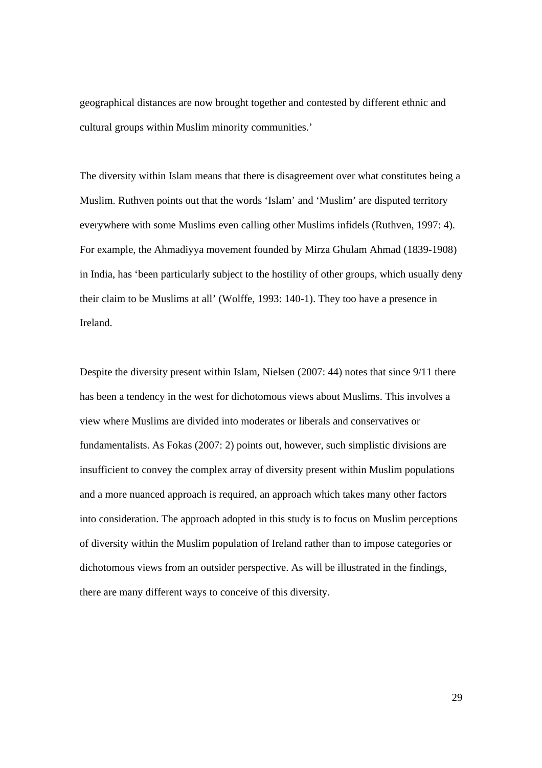geographical distances are now brought together and contested by different ethnic and cultural groups within Muslim minority communities.'

The diversity within Islam means that there is disagreement over what constitutes being a Muslim. Ruthven points out that the words 'Islam' and 'Muslim' are disputed territory everywhere with some Muslims even calling other Muslims infidels (Ruthven, 1997: 4). For example, the Ahmadiyya movement founded by Mirza Ghulam Ahmad (1839-1908) in India, has 'been particularly subject to the hostility of other groups, which usually deny their claim to be Muslims at all' (Wolffe, 1993: 140-1). They too have a presence in Ireland.

Despite the diversity present within Islam, Nielsen (2007: 44) notes that since 9/11 there has been a tendency in the west for dichotomous views about Muslims. This involves a view where Muslims are divided into moderates or liberals and conservatives or fundamentalists. As Fokas (2007: 2) points out, however, such simplistic divisions are insufficient to convey the complex array of diversity present within Muslim populations and a more nuanced approach is required, an approach which takes many other factors into consideration. The approach adopted in this study is to focus on Muslim perceptions of diversity within the Muslim population of Ireland rather than to impose categories or dichotomous views from an outsider perspective. As will be illustrated in the findings, there are many different ways to conceive of this diversity.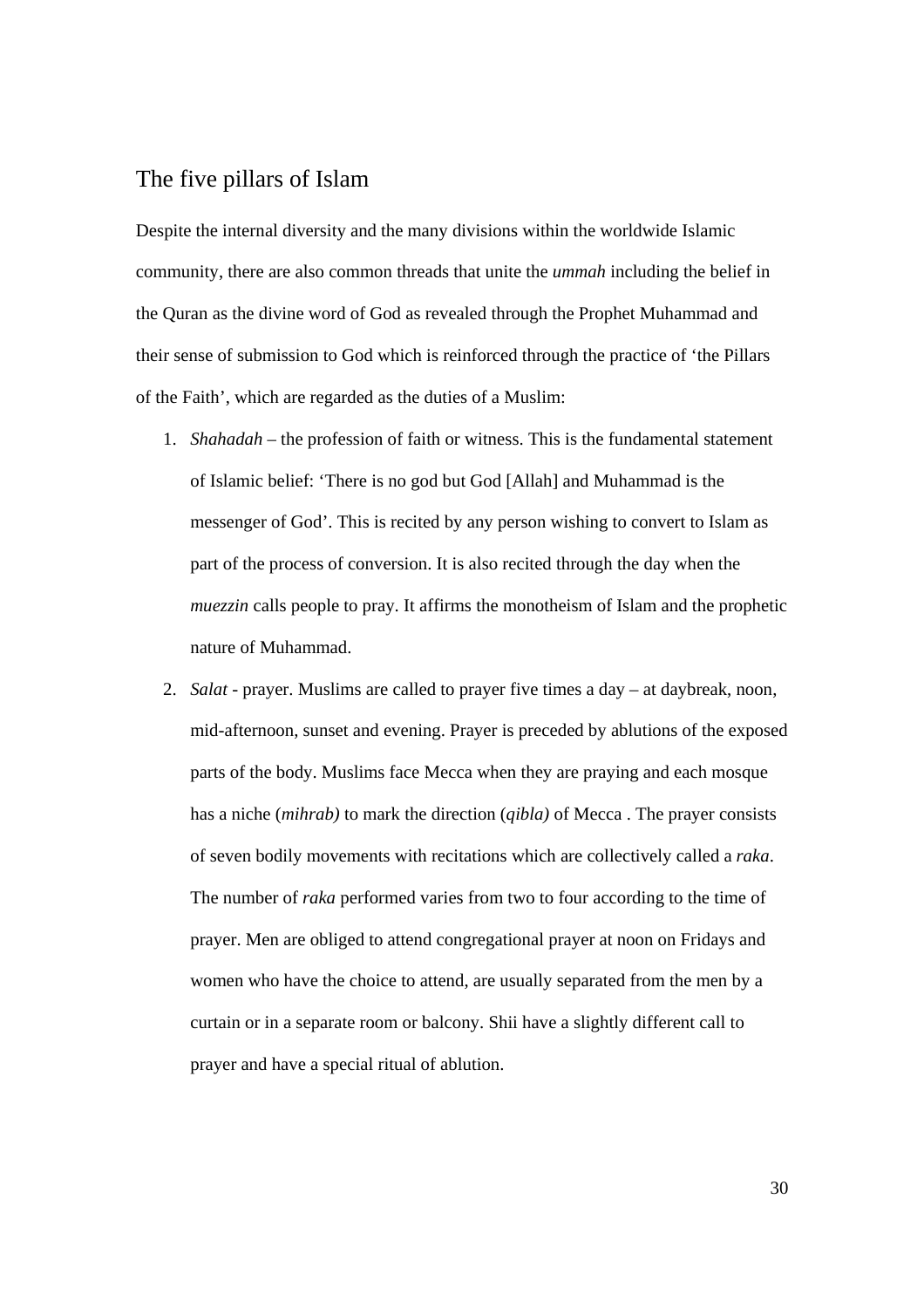## The five pillars of Islam

Despite the internal diversity and the many divisions within the worldwide Islamic community, there are also common threads that unite the *ummah* including the belief in the Quran as the divine word of God as revealed through the Prophet Muhammad and their sense of submission to God which is reinforced through the practice of 'the Pillars of the Faith', which are regarded as the duties of a Muslim:

1. *Shahadah* – the profession of faith or witness. This is the fundamental statement of Islamic belief: 'There is no god but God [Allah] and Muhammad is the messenger of God'. This is recited by any person wishing to convert to Islam as part of the process of conversion. It is also recited through the day when the *muezzin* calls people to pray. It affirms the monotheism of Islam and the prophetic nature of Muhammad.
2. *Salat* - prayer. Muslims are called to prayer five times a day – at daybreak, noon, mid-afternoon, sunset and evening. Prayer is preceded by ablutions of the exposed parts of the body. Muslims face Mecca when they are praying and each mosque has a niche (*mihrab)* to mark the direction (*qibla)* of Mecca . The prayer consists of seven bodily movements with recitations which are collectively called a *raka*. The number of *raka* performed varies from two to four according to the time of prayer. Men are obliged to attend congregational prayer at noon on Fridays and women who have the choice to attend, are usually separated from the men by a curtain or in a separate room or balcony. Shii have a slightly different call to prayer and have a special ritual of ablution.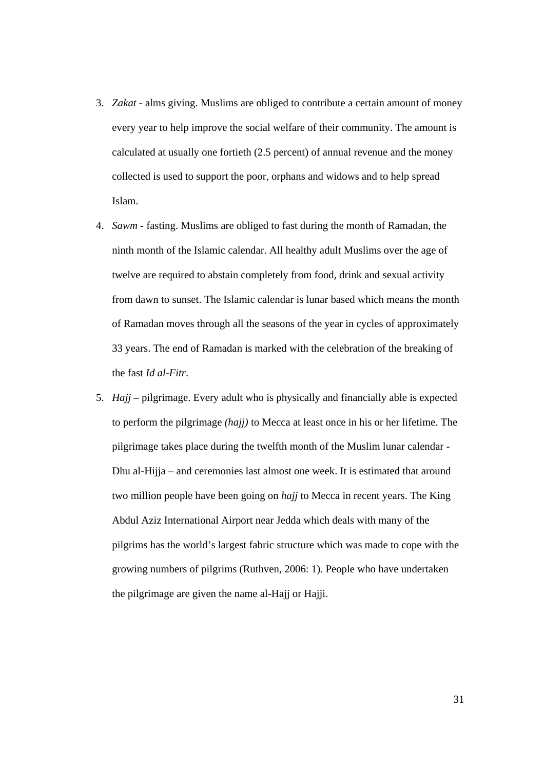3. *Zakat* - alms giving. Muslims are obliged to contribute a certain amount of money every year to help improve the social welfare of their community. The amount is calculated at usually one fortieth (2.5 percent) of annual revenue and the money collected is used to support the poor, orphans and widows and to help spread Islam.
4. *Sawm* - fasting. Muslims are obliged to fast during the month of Ramadan, the ninth month of the Islamic calendar. All healthy adult Muslims over the age of twelve are required to abstain completely from food, drink and sexual activity from dawn to sunset. The Islamic calendar is lunar based which means the month of Ramadan moves through all the seasons of the year in cycles of approximately 33 years. The end of Ramadan is marked with the celebration of the breaking of the fast *Id al-Fitr*.
5. *Hajj* – pilgrimage. Every adult who is physically and financially able is expected to perform the pilgrimage *(hajj)* to Mecca at least once in his or her lifetime. The pilgrimage takes place during the twelfth month of the Muslim lunar calendar - Dhu al-Hijja – and ceremonies last almost one week. It is estimated that around two million people have been going on *hajj* to Mecca in recent years. The King Abdul Aziz International Airport near Jedda which deals with many of the pilgrims has the world's largest fabric structure which was made to cope with the growing numbers of pilgrims (Ruthven, 2006: 1). People who have undertaken the pilgrimage are given the name al-Hajj or Hajji.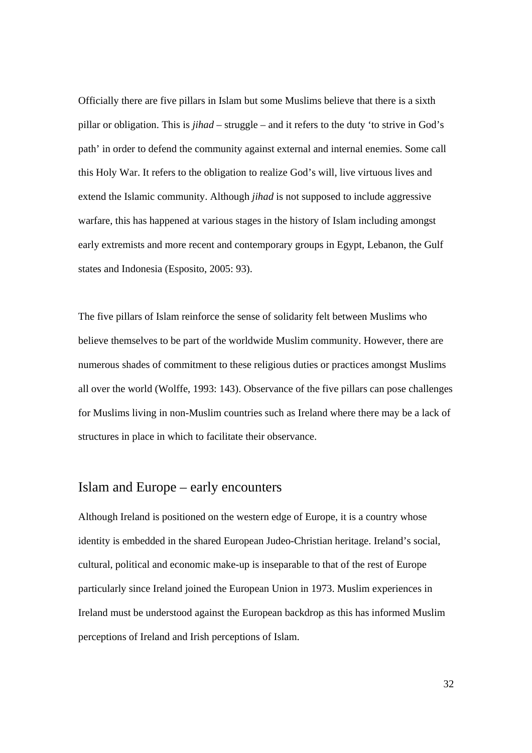Officially there are five pillars in Islam but some Muslims believe that there is a sixth pillar or obligation. This is *jihad* – struggle – and it refers to the duty ‘to strive in God’s path’ in order to defend the community against external and internal enemies. Some call this Holy War. It refers to the obligation to realize God’s will, live virtuous lives and extend the Islamic community. Although *jihad* is not supposed to include aggressive warfare, this has happened at various stages in the history of Islam including amongst early extremists and more recent and contemporary groups in Egypt, Lebanon, the Gulf states and Indonesia (Esposito, 2005: 93).

The five pillars of Islam reinforce the sense of solidarity felt between Muslims who believe themselves to be part of the worldwide Muslim community. However, there are numerous shades of commitment to these religious duties or practices amongst Muslims all over the world (Wolffe, 1993: 143). Observance of the five pillars can pose challenges for Muslims living in non-Muslim countries such as Ireland where there may be a lack of structures in place in which to facilitate their observance.

## Islam and Europe – early encounters

Although Ireland is positioned on the western edge of Europe, it is a country whose identity is embedded in the shared European Judeo-Christian heritage. Ireland’s social, cultural, political and economic make-up is inseparable to that of the rest of Europe particularly since Ireland joined the European Union in 1973. Muslim experiences in Ireland must be understood against the European backdrop as this has informed Muslim perceptions of Ireland and Irish perceptions of Islam.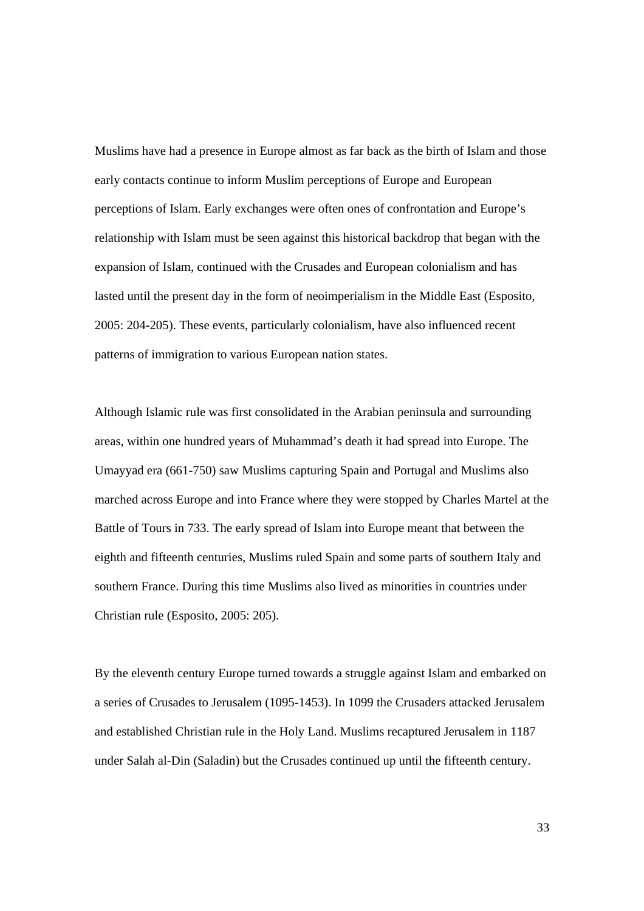Muslims have had a presence in Europe almost as far back as the birth of Islam and those early contacts continue to inform Muslim perceptions of Europe and European perceptions of Islam. Early exchanges were often ones of confrontation and Europe's relationship with Islam must be seen against this historical backdrop that began with the expansion of Islam, continued with the Crusades and European colonialism and has lasted until the present day in the form of neoimperialism in the Middle East (Esposito, 2005: 204-205). These events, particularly colonialism, have also influenced recent patterns of immigration to various European nation states.

Although Islamic rule was first consolidated in the Arabian peninsula and surrounding areas, within one hundred years of Muhammad's death it had spread into Europe. The Umayyad era (661-750) saw Muslims capturing Spain and Portugal and Muslims also marched across Europe and into France where they were stopped by Charles Martel at the Battle of Tours in 733. The early spread of Islam into Europe meant that between the eighth and fifteenth centuries, Muslims ruled Spain and some parts of southern Italy and southern France. During this time Muslims also lived as minorities in countries under Christian rule (Esposito, 2005: 205).

By the eleventh century Europe turned towards a struggle against Islam and embarked on a series of Crusades to Jerusalem (1095-1453). In 1099 the Crusaders attacked Jerusalem and established Christian rule in the Holy Land. Muslims recaptured Jerusalem in 1187 under Salah al-Din (Saladin) but the Crusades continued up until the fifteenth century.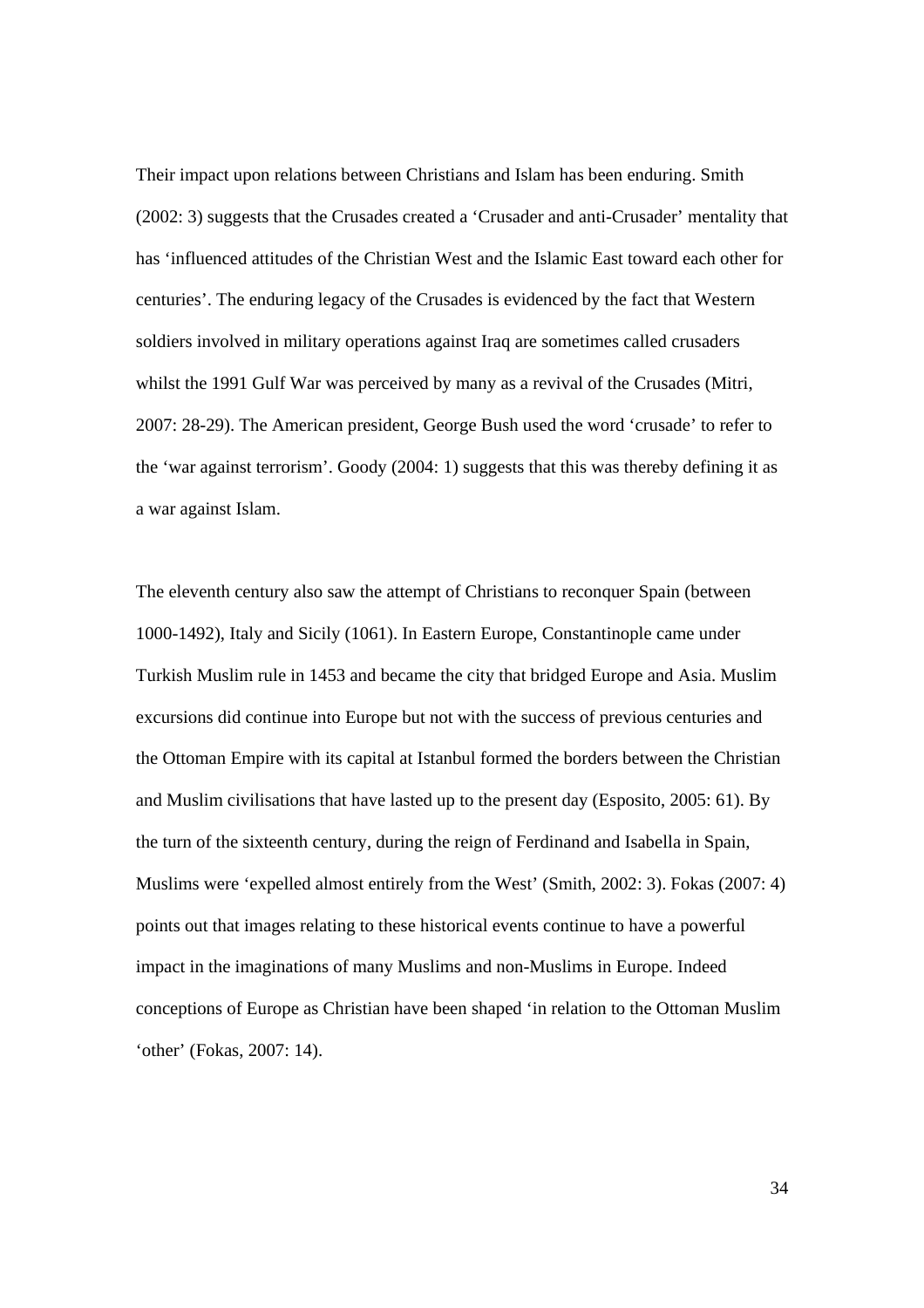Their impact upon relations between Christians and Islam has been enduring. Smith (2002: 3) suggests that the Crusades created a 'Crusader and anti-Crusader' mentality that has 'influenced attitudes of the Christian West and the Islamic East toward each other for centuries'. The enduring legacy of the Crusades is evidenced by the fact that Western soldiers involved in military operations against Iraq are sometimes called crusaders whilst the 1991 Gulf War was perceived by many as a revival of the Crusades (Mitri, 2007: 28-29). The American president, George Bush used the word 'crusade' to refer to the 'war against terrorism'. Goody (2004: 1) suggests that this was thereby defining it as a war against Islam.

The eleventh century also saw the attempt of Christians to reconquer Spain (between 1000-1492), Italy and Sicily (1061). In Eastern Europe, Constantinople came under Turkish Muslim rule in 1453 and became the city that bridged Europe and Asia. Muslim excursions did continue into Europe but not with the success of previous centuries and the Ottoman Empire with its capital at Istanbul formed the borders between the Christian and Muslim civilisations that have lasted up to the present day (Esposito, 2005: 61). By the turn of the sixteenth century, during the reign of Ferdinand and Isabella in Spain, Muslims were 'expelled almost entirely from the West' (Smith, 2002: 3). Fokas (2007: 4) points out that images relating to these historical events continue to have a powerful impact in the imaginations of many Muslims and non-Muslims in Europe. Indeed conceptions of Europe as Christian have been shaped 'in relation to the Ottoman Muslim 'other' (Fokas, 2007: 14).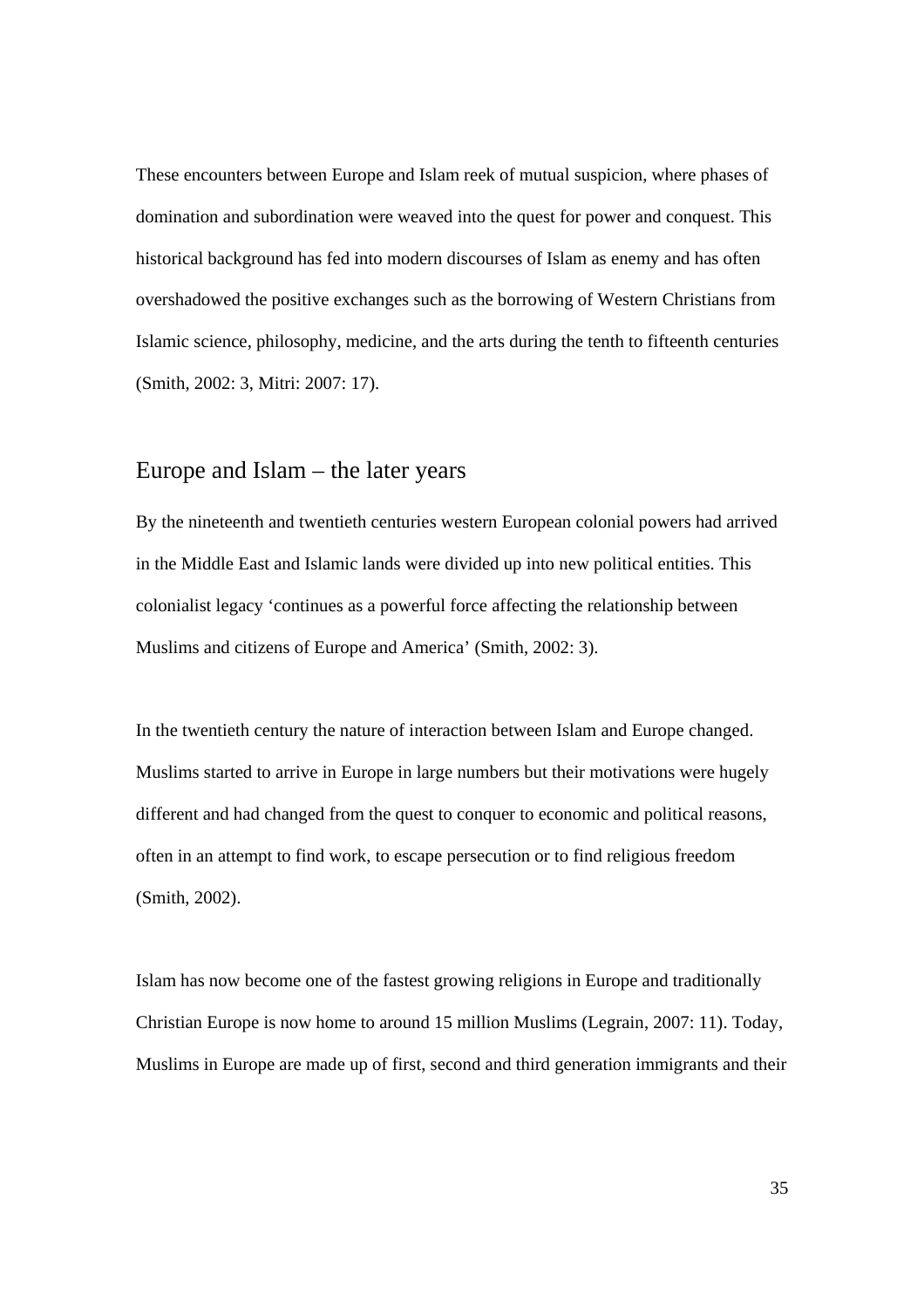These encounters between Europe and Islam reek of mutual suspicion, where phases of domination and subordination were weaved into the quest for power and conquest. This historical background has fed into modern discourses of Islam as enemy and has often overshadowed the positive exchanges such as the borrowing of Western Christians from Islamic science, philosophy, medicine, and the arts during the tenth to fifteenth centuries (Smith, 2002: 3, Mitri: 2007: 17).

## Europe and Islam – the later years

By the nineteenth and twentieth centuries western European colonial powers had arrived in the Middle East and Islamic lands were divided up into new political entities. This colonialist legacy 'continues as a powerful force affecting the relationship between Muslims and citizens of Europe and America' (Smith, 2002: 3).

In the twentieth century the nature of interaction between Islam and Europe changed. Muslims started to arrive in Europe in large numbers but their motivations were hugely different and had changed from the quest to conquer to economic and political reasons, often in an attempt to find work, to escape persecution or to find religious freedom (Smith, 2002).

Islam has now become one of the fastest growing religions in Europe and traditionally Christian Europe is now home to around 15 million Muslims (Legrain, 2007: 11). Today, Muslims in Europe are made up of first, second and third generation immigrants and their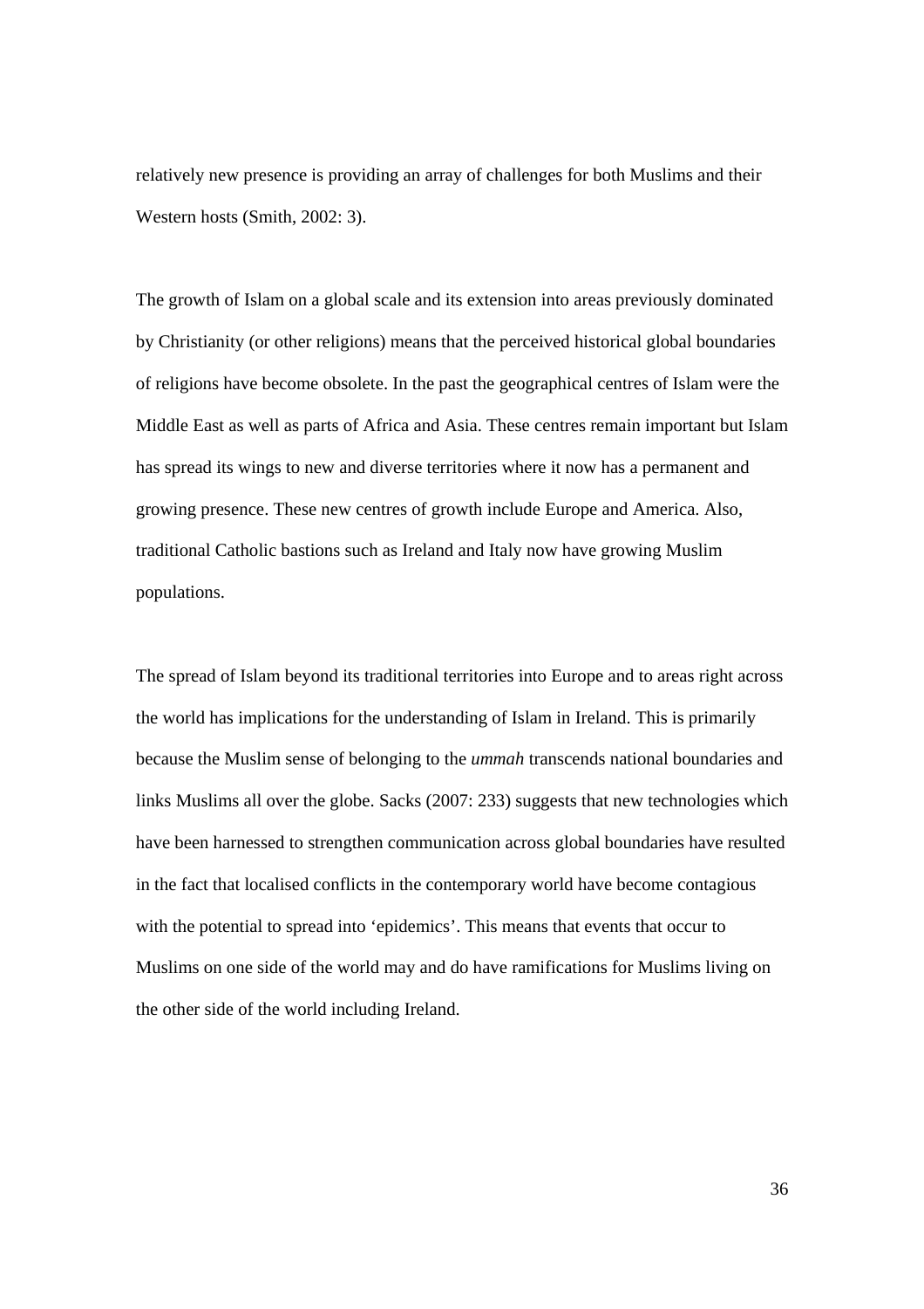relatively new presence is providing an array of challenges for both Muslims and their Western hosts (Smith, 2002: 3).

The growth of Islam on a global scale and its extension into areas previously dominated by Christianity (or other religions) means that the perceived historical global boundaries of religions have become obsolete. In the past the geographical centres of Islam were the Middle East as well as parts of Africa and Asia. These centres remain important but Islam has spread its wings to new and diverse territories where it now has a permanent and growing presence. These new centres of growth include Europe and America. Also, traditional Catholic bastions such as Ireland and Italy now have growing Muslim populations.

The spread of Islam beyond its traditional territories into Europe and to areas right across the world has implications for the understanding of Islam in Ireland. This is primarily because the Muslim sense of belonging to the *ummah* transcends national boundaries and links Muslims all over the globe. Sacks (2007: 233) suggests that new technologies which have been harnessed to strengthen communication across global boundaries have resulted in the fact that localised conflicts in the contemporary world have become contagious with the potential to spread into 'epidemics'. This means that events that occur to Muslims on one side of the world may and do have ramifications for Muslims living on the other side of the world including Ireland.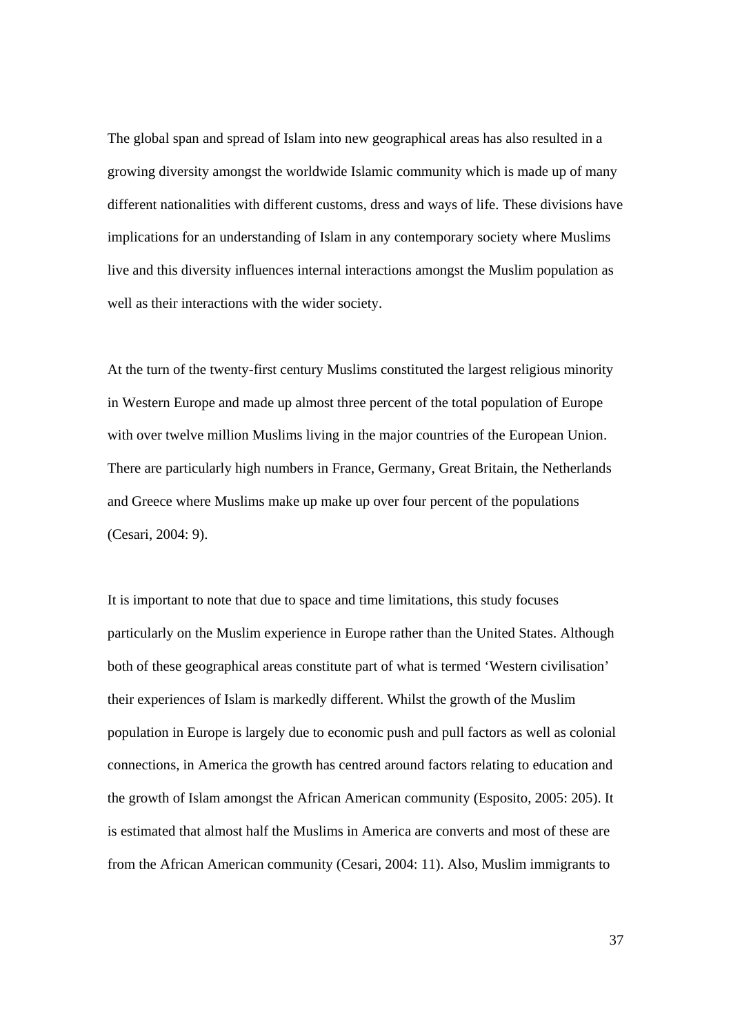The global span and spread of Islam into new geographical areas has also resulted in a growing diversity amongst the worldwide Islamic community which is made up of many different nationalities with different customs, dress and ways of life. These divisions have implications for an understanding of Islam in any contemporary society where Muslims live and this diversity influences internal interactions amongst the Muslim population as well as their interactions with the wider society.

At the turn of the twenty-first century Muslims constituted the largest religious minority in Western Europe and made up almost three percent of the total population of Europe with over twelve million Muslims living in the major countries of the European Union. There are particularly high numbers in France, Germany, Great Britain, the Netherlands and Greece where Muslims make up make up over four percent of the populations (Cesari, 2004: 9).

It is important to note that due to space and time limitations, this study focuses particularly on the Muslim experience in Europe rather than the United States. Although both of these geographical areas constitute part of what is termed 'Western civilisation' their experiences of Islam is markedly different. Whilst the growth of the Muslim population in Europe is largely due to economic push and pull factors as well as colonial connections, in America the growth has centred around factors relating to education and the growth of Islam amongst the African American community (Esposito, 2005: 205). It is estimated that almost half the Muslims in America are converts and most of these are from the African American community (Cesari, 2004: 11). Also, Muslim immigrants to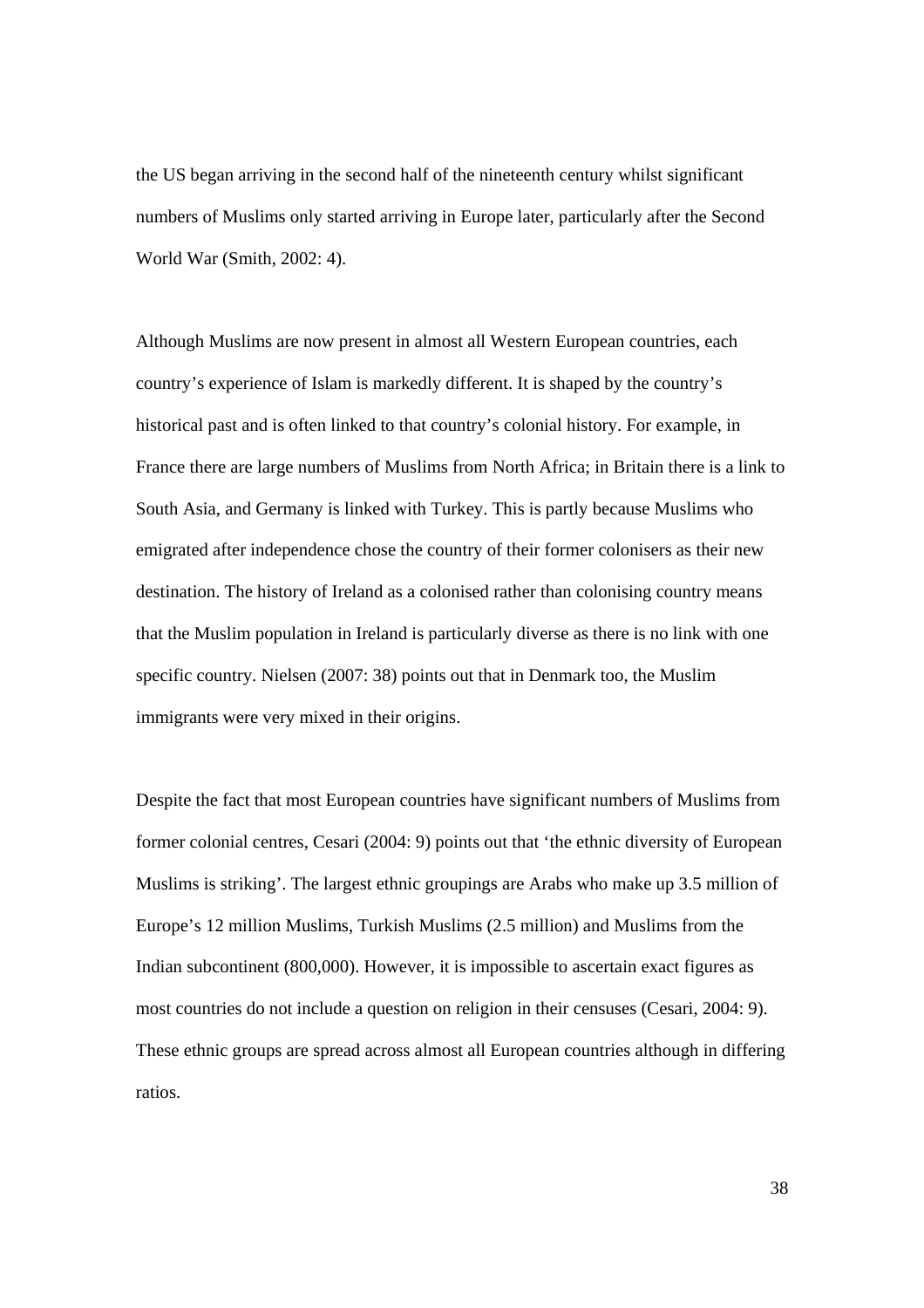the US began arriving in the second half of the nineteenth century whilst significant numbers of Muslims only started arriving in Europe later, particularly after the Second World War (Smith, 2002: 4).

Although Muslims are now present in almost all Western European countries, each country's experience of Islam is markedly different. It is shaped by the country's historical past and is often linked to that country's colonial history. For example, in France there are large numbers of Muslims from North Africa; in Britain there is a link to South Asia, and Germany is linked with Turkey. This is partly because Muslims who emigrated after independence chose the country of their former colonisers as their new destination. The history of Ireland as a colonised rather than colonising country means that the Muslim population in Ireland is particularly diverse as there is no link with one specific country. Nielsen (2007: 38) points out that in Denmark too, the Muslim immigrants were very mixed in their origins.

Despite the fact that most European countries have significant numbers of Muslims from former colonial centres, Cesari (2004: 9) points out that 'the ethnic diversity of European Muslims is striking'. The largest ethnic groupings are Arabs who make up 3.5 million of Europe's 12 million Muslims, Turkish Muslims (2.5 million) and Muslims from the Indian subcontinent (800,000). However, it is impossible to ascertain exact figures as most countries do not include a question on religion in their censuses (Cesari, 2004: 9). These ethnic groups are spread across almost all European countries although in differing ratios.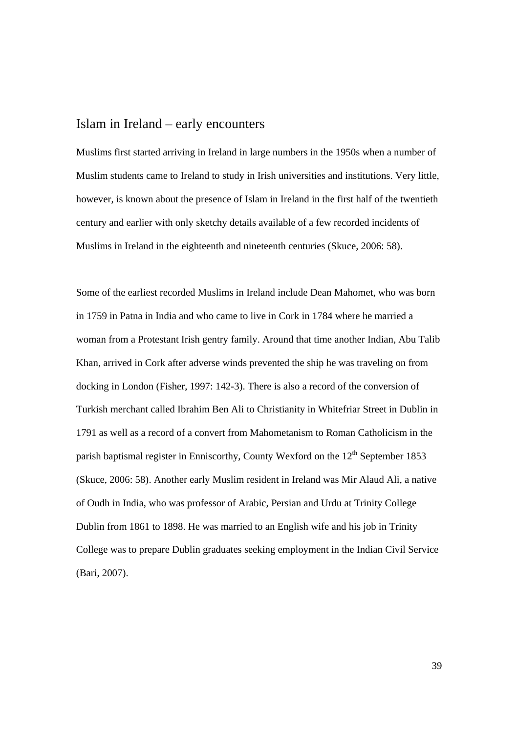## Islam in Ireland – early encounters

Muslims first started arriving in Ireland in large numbers in the 1950s when a number of Muslim students came to Ireland to study in Irish universities and institutions. Very little, however, is known about the presence of Islam in Ireland in the first half of the twentieth century and earlier with only sketchy details available of a few recorded incidents of Muslims in Ireland in the eighteenth and nineteenth centuries (Skuce, 2006: 58).

Some of the earliest recorded Muslims in Ireland include Dean Mahomet, who was born in 1759 in Patna in India and who came to live in Cork in 1784 where he married a woman from a Protestant Irish gentry family. Around that time another Indian, Abu Talib Khan, arrived in Cork after adverse winds prevented the ship he was traveling on from docking in London (Fisher, 1997: 142-3). There is also a record of the conversion of Turkish merchant called Ibrahim Ben Ali to Christianity in Whitefriar Street in Dublin in 1791 as well as a record of a convert from Mahometanism to Roman Catholicism in the parish baptismal register in Enniscorthy, County Wexford on the 12th September 1853 (Skuce, 2006: 58). Another early Muslim resident in Ireland was Mir Alaud Ali, a native of Oudh in India, who was professor of Arabic, Persian and Urdu at Trinity College Dublin from 1861 to 1898. He was married to an English wife and his job in Trinity College was to prepare Dublin graduates seeking employment in the Indian Civil Service (Bari, 2007).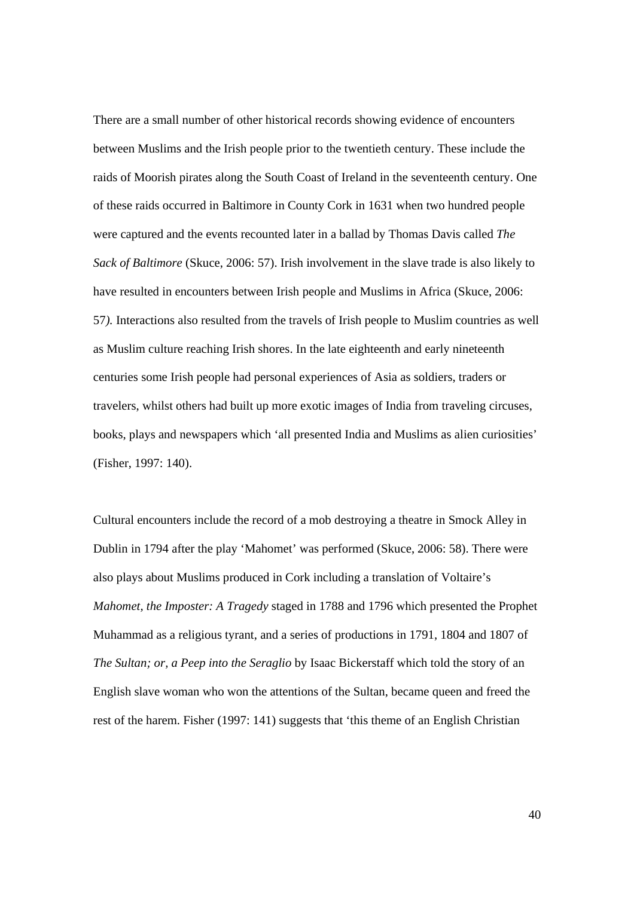There are a small number of other historical records showing evidence of encounters between Muslims and the Irish people prior to the twentieth century. These include the raids of Moorish pirates along the South Coast of Ireland in the seventeenth century. One of these raids occurred in Baltimore in County Cork in 1631 when two hundred people were captured and the events recounted later in a ballad by Thomas Davis called *The Sack of Baltimore* (Skuce, 2006: 57). Irish involvement in the slave trade is also likely to have resulted in encounters between Irish people and Muslims in Africa (Skuce, 2006: 57*).* Interactions also resulted from the travels of Irish people to Muslim countries as well as Muslim culture reaching Irish shores. In the late eighteenth and early nineteenth centuries some Irish people had personal experiences of Asia as soldiers, traders or travelers, whilst others had built up more exotic images of India from traveling circuses, books, plays and newspapers which 'all presented India and Muslims as alien curiosities' (Fisher, 1997: 140).

Cultural encounters include the record of a mob destroying a theatre in Smock Alley in Dublin in 1794 after the play 'Mahomet' was performed (Skuce, 2006: 58). There were also plays about Muslims produced in Cork including a translation of Voltaire's *Mahomet, the Imposter: A Tragedy* staged in 1788 and 1796 which presented the Prophet Muhammad as a religious tyrant, and a series of productions in 1791, 1804 and 1807 of *The Sultan; or, a Peep into the Seraglio* by Isaac Bickerstaff which told the story of an English slave woman who won the attentions of the Sultan, became queen and freed the rest of the harem. Fisher (1997: 141) suggests that 'this theme of an English Christian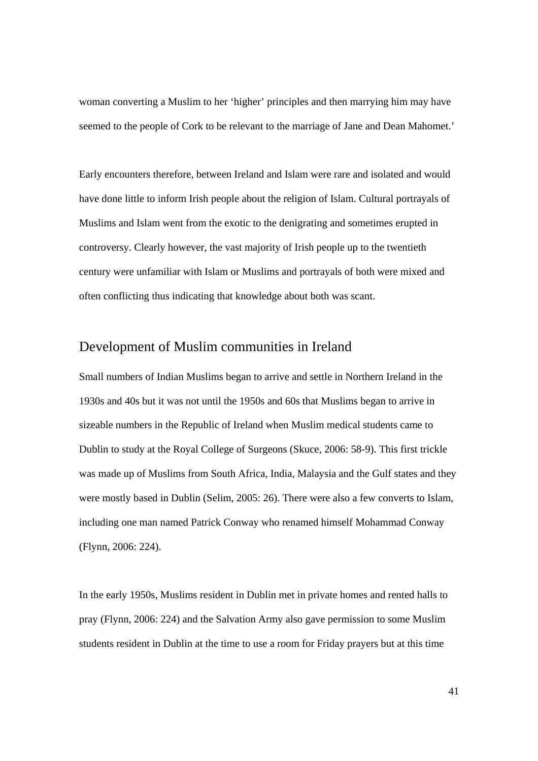woman converting a Muslim to her 'higher' principles and then marrying him may have seemed to the people of Cork to be relevant to the marriage of Jane and Dean Mahomet.'

Early encounters therefore, between Ireland and Islam were rare and isolated and would have done little to inform Irish people about the religion of Islam. Cultural portrayals of Muslims and Islam went from the exotic to the denigrating and sometimes erupted in controversy. Clearly however, the vast majority of Irish people up to the twentieth century were unfamiliar with Islam or Muslims and portrayals of both were mixed and often conflicting thus indicating that knowledge about both was scant.

## Development of Muslim communities in Ireland

Small numbers of Indian Muslims began to arrive and settle in Northern Ireland in the 1930s and 40s but it was not until the 1950s and 60s that Muslims began to arrive in sizeable numbers in the Republic of Ireland when Muslim medical students came to Dublin to study at the Royal College of Surgeons (Skuce, 2006: 58-9). This first trickle was made up of Muslims from South Africa, India, Malaysia and the Gulf states and they were mostly based in Dublin (Selim, 2005: 26). There were also a few converts to Islam, including one man named Patrick Conway who renamed himself Mohammad Conway (Flynn, 2006: 224).

In the early 1950s, Muslims resident in Dublin met in private homes and rented halls to pray (Flynn, 2006: 224) and the Salvation Army also gave permission to some Muslim students resident in Dublin at the time to use a room for Friday prayers but at this time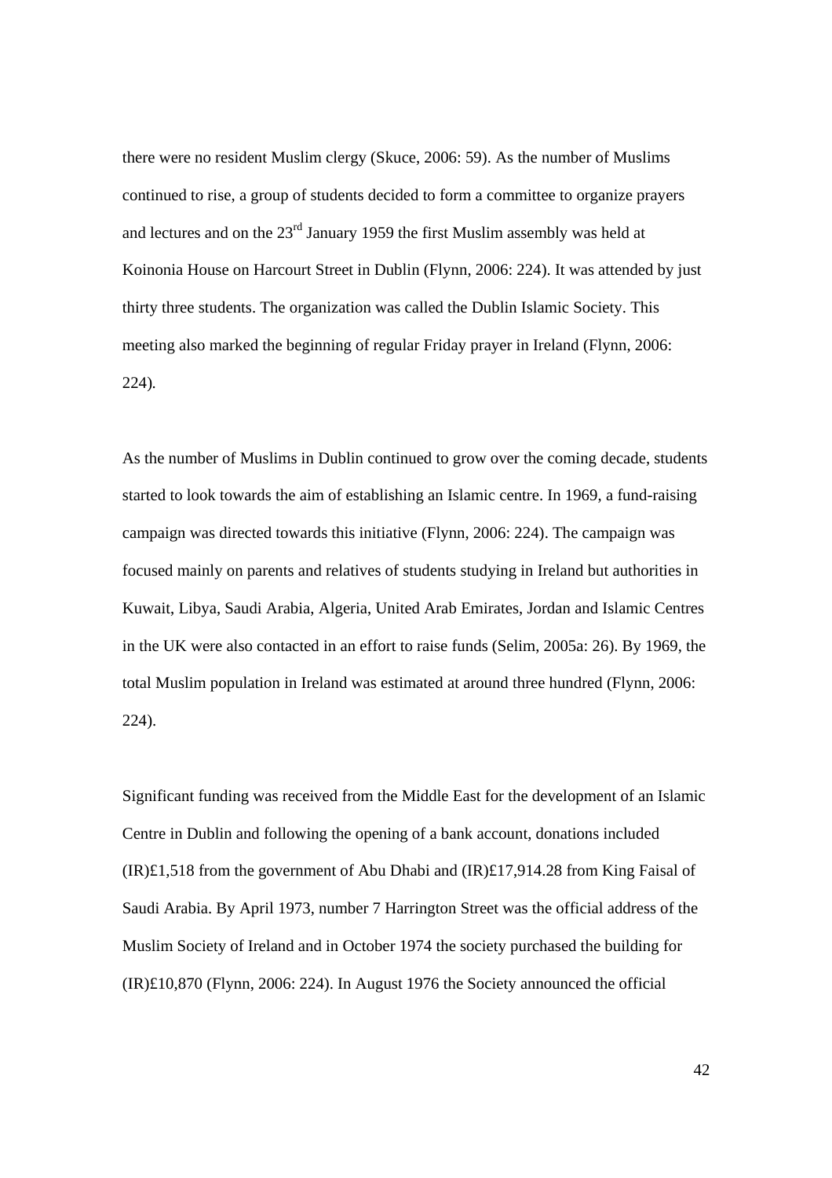there were no resident Muslim clergy (Skuce, 2006: 59). As the number of Muslims continued to rise, a group of students decided to form a committee to organize prayers and lectures and on the 23rd January 1959 the first Muslim assembly was held at Koinonia House on Harcourt Street in Dublin (Flynn, 2006: 224). It was attended by just thirty three students. The organization was called the Dublin Islamic Society. This meeting also marked the beginning of regular Friday prayer in Ireland (Flynn, 2006: 224).

As the number of Muslims in Dublin continued to grow over the coming decade, students started to look towards the aim of establishing an Islamic centre. In 1969, a fund-raising campaign was directed towards this initiative (Flynn, 2006: 224). The campaign was focused mainly on parents and relatives of students studying in Ireland but authorities in Kuwait, Libya, Saudi Arabia, Algeria, United Arab Emirates, Jordan and Islamic Centres in the UK were also contacted in an effort to raise funds (Selim, 2005a: 26). By 1969, the total Muslim population in Ireland was estimated at around three hundred (Flynn, 2006: 224).

Significant funding was received from the Middle East for the development of an Islamic Centre in Dublin and following the opening of a bank account, donations included (IR)£1,518 from the government of Abu Dhabi and (IR)£17,914.28 from King Faisal of Saudi Arabia. By April 1973, number 7 Harrington Street was the official address of the Muslim Society of Ireland and in October 1974 the society purchased the building for (IR)£10,870 (Flynn, 2006: 224). In August 1976 the Society announced the official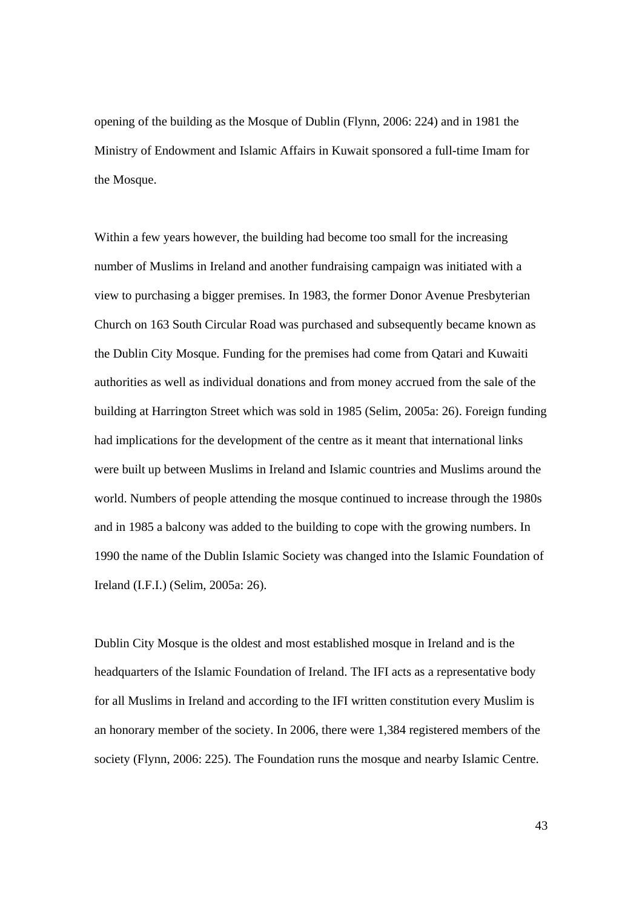opening of the building as the Mosque of Dublin (Flynn, 2006: 224) and in 1981 the Ministry of Endowment and Islamic Affairs in Kuwait sponsored a full-time Imam for the Mosque.

Within a few years however, the building had become too small for the increasing number of Muslims in Ireland and another fundraising campaign was initiated with a view to purchasing a bigger premises. In 1983, the former Donor Avenue Presbyterian Church on 163 South Circular Road was purchased and subsequently became known as the Dublin City Mosque. Funding for the premises had come from Qatari and Kuwaiti authorities as well as individual donations and from money accrued from the sale of the building at Harrington Street which was sold in 1985 (Selim, 2005a: 26). Foreign funding had implications for the development of the centre as it meant that international links were built up between Muslims in Ireland and Islamic countries and Muslims around the world. Numbers of people attending the mosque continued to increase through the 1980s and in 1985 a balcony was added to the building to cope with the growing numbers. In 1990 the name of the Dublin Islamic Society was changed into the Islamic Foundation of Ireland (I.F.I.) (Selim, 2005a: 26).

Dublin City Mosque is the oldest and most established mosque in Ireland and is the headquarters of the Islamic Foundation of Ireland. The IFI acts as a representative body for all Muslims in Ireland and according to the IFI written constitution every Muslim is an honorary member of the society. In 2006, there were 1,384 registered members of the society (Flynn, 2006: 225). The Foundation runs the mosque and nearby Islamic Centre.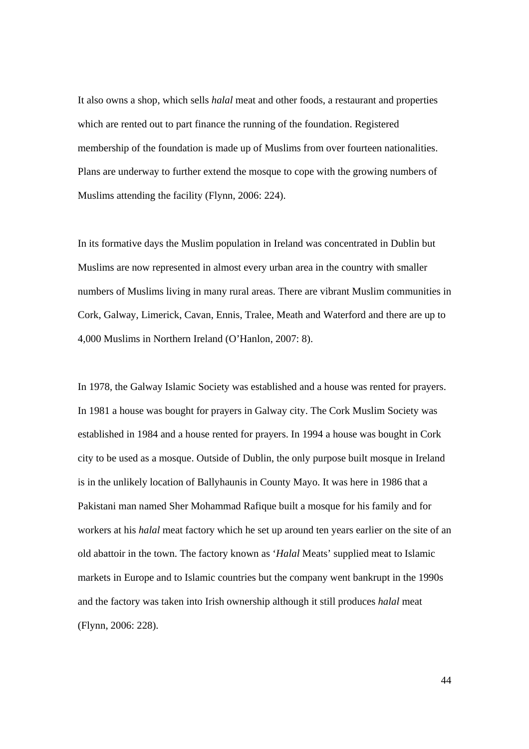It also owns a shop, which sells *halal* meat and other foods, a restaurant and properties which are rented out to part finance the running of the foundation. Registered membership of the foundation is made up of Muslims from over fourteen nationalities. Plans are underway to further extend the mosque to cope with the growing numbers of Muslims attending the facility (Flynn, 2006: 224).

In its formative days the Muslim population in Ireland was concentrated in Dublin but Muslims are now represented in almost every urban area in the country with smaller numbers of Muslims living in many rural areas. There are vibrant Muslim communities in Cork, Galway, Limerick, Cavan, Ennis, Tralee, Meath and Waterford and there are up to 4,000 Muslims in Northern Ireland (O'Hanlon, 2007: 8).

In 1978, the Galway Islamic Society was established and a house was rented for prayers. In 1981 a house was bought for prayers in Galway city. The Cork Muslim Society was established in 1984 and a house rented for prayers. In 1994 a house was bought in Cork city to be used as a mosque. Outside of Dublin, the only purpose built mosque in Ireland is in the unlikely location of Ballyhaunis in County Mayo. It was here in 1986 that a Pakistani man named Sher Mohammad Rafique built a mosque for his family and for workers at his *halal* meat factory which he set up around ten years earlier on the site of an old abattoir in the town. The factory known as '*Halal* Meats' supplied meat to Islamic markets in Europe and to Islamic countries but the company went bankrupt in the 1990s and the factory was taken into Irish ownership although it still produces *halal* meat (Flynn, 2006: 228).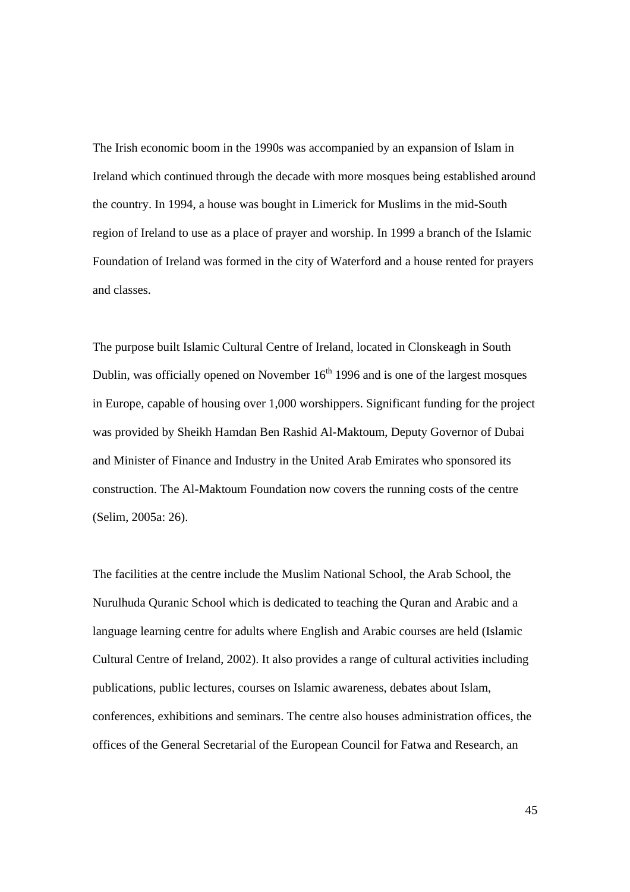The Irish economic boom in the 1990s was accompanied by an expansion of Islam in Ireland which continued through the decade with more mosques being established around the country. In 1994, a house was bought in Limerick for Muslims in the mid-South region of Ireland to use as a place of prayer and worship. In 1999 a branch of the Islamic Foundation of Ireland was formed in the city of Waterford and a house rented for prayers and classes.

The purpose built Islamic Cultural Centre of Ireland, located in Clonskeagh in South Dublin, was officially opened on November 16th 1996 and is one of the largest mosques in Europe, capable of housing over 1,000 worshippers. Significant funding for the project was provided by Sheikh Hamdan Ben Rashid Al-Maktoum, Deputy Governor of Dubai and Minister of Finance and Industry in the United Arab Emirates who sponsored its construction. The Al-Maktoum Foundation now covers the running costs of the centre (Selim, 2005a: 26).

The facilities at the centre include the Muslim National School, the Arab School, the Nurulhuda Quranic School which is dedicated to teaching the Quran and Arabic and a language learning centre for adults where English and Arabic courses are held (Islamic Cultural Centre of Ireland, 2002). It also provides a range of cultural activities including publications, public lectures, courses on Islamic awareness, debates about Islam, conferences, exhibitions and seminars. The centre also houses administration offices, the offices of the General Secretarial of the European Council for Fatwa and Research, an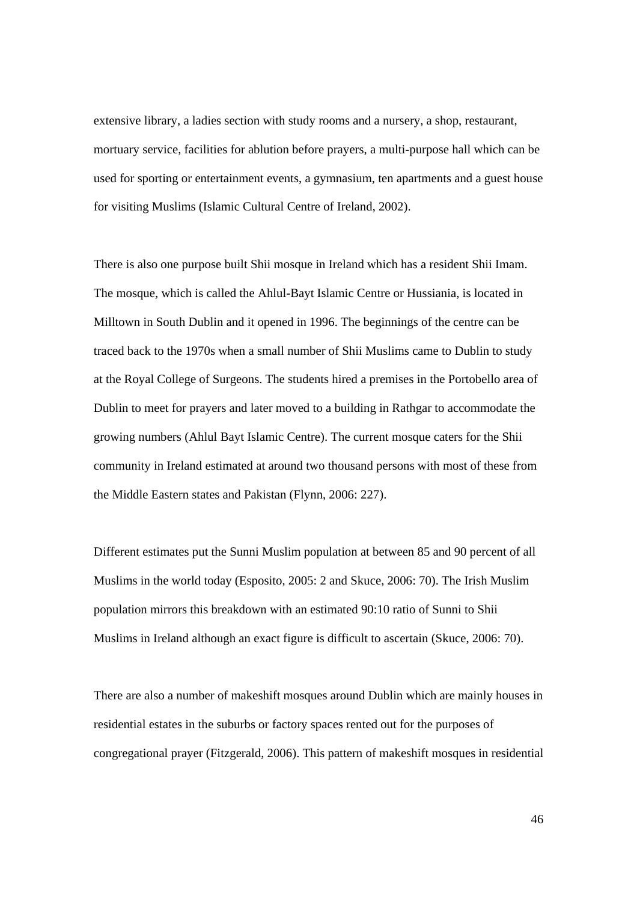extensive library, a ladies section with study rooms and a nursery, a shop, restaurant, mortuary service, facilities for ablution before prayers, a multi-purpose hall which can be used for sporting or entertainment events, a gymnasium, ten apartments and a guest house for visiting Muslims (Islamic Cultural Centre of Ireland, 2002).

There is also one purpose built Shii mosque in Ireland which has a resident Shii Imam. The mosque, which is called the Ahlul-Bayt Islamic Centre or Hussiania, is located in Milltown in South Dublin and it opened in 1996. The beginnings of the centre can be traced back to the 1970s when a small number of Shii Muslims came to Dublin to study at the Royal College of Surgeons. The students hired a premises in the Portobello area of Dublin to meet for prayers and later moved to a building in Rathgar to accommodate the growing numbers (Ahlul Bayt Islamic Centre). The current mosque caters for the Shii community in Ireland estimated at around two thousand persons with most of these from the Middle Eastern states and Pakistan (Flynn, 2006: 227).

Different estimates put the Sunni Muslim population at between 85 and 90 percent of all Muslims in the world today (Esposito, 2005: 2 and Skuce, 2006: 70). The Irish Muslim population mirrors this breakdown with an estimated 90:10 ratio of Sunni to Shii Muslims in Ireland although an exact figure is difficult to ascertain (Skuce, 2006: 70).

There are also a number of makeshift mosques around Dublin which are mainly houses in residential estates in the suburbs or factory spaces rented out for the purposes of congregational prayer (Fitzgerald, 2006). This pattern of makeshift mosques in residential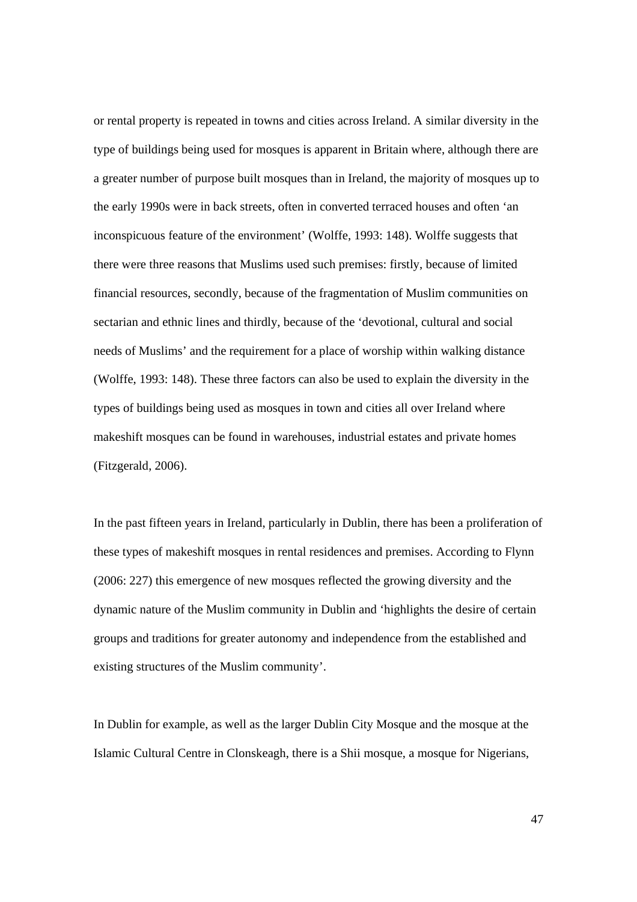or rental property is repeated in towns and cities across Ireland. A similar diversity in the type of buildings being used for mosques is apparent in Britain where, although there are a greater number of purpose built mosques than in Ireland, the majority of mosques up to the early 1990s were in back streets, often in converted terraced houses and often 'an inconspicuous feature of the environment' (Wolffe, 1993: 148). Wolffe suggests that there were three reasons that Muslims used such premises: firstly, because of limited financial resources, secondly, because of the fragmentation of Muslim communities on sectarian and ethnic lines and thirdly, because of the 'devotional, cultural and social needs of Muslims' and the requirement for a place of worship within walking distance (Wolffe, 1993: 148). These three factors can also be used to explain the diversity in the types of buildings being used as mosques in town and cities all over Ireland where makeshift mosques can be found in warehouses, industrial estates and private homes (Fitzgerald, 2006).

In the past fifteen years in Ireland, particularly in Dublin, there has been a proliferation of these types of makeshift mosques in rental residences and premises. According to Flynn (2006: 227) this emergence of new mosques reflected the growing diversity and the dynamic nature of the Muslim community in Dublin and 'highlights the desire of certain groups and traditions for greater autonomy and independence from the established and existing structures of the Muslim community'.

In Dublin for example, as well as the larger Dublin City Mosque and the mosque at the Islamic Cultural Centre in Clonskeagh, there is a Shii mosque, a mosque for Nigerians,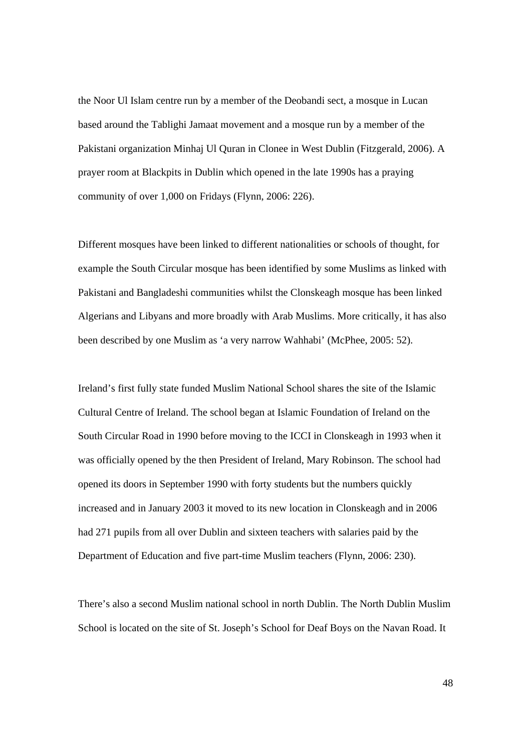the Noor Ul Islam centre run by a member of the Deobandi sect, a mosque in Lucan based around the Tablighi Jamaat movement and a mosque run by a member of the Pakistani organization Minhaj Ul Quran in Clonee in West Dublin (Fitzgerald, 2006). A prayer room at Blackpits in Dublin which opened in the late 1990s has a praying community of over 1,000 on Fridays (Flynn, 2006: 226).

Different mosques have been linked to different nationalities or schools of thought, for example the South Circular mosque has been identified by some Muslims as linked with Pakistani and Bangladeshi communities whilst the Clonskeagh mosque has been linked Algerians and Libyans and more broadly with Arab Muslims. More critically, it has also been described by one Muslim as 'a very narrow Wahhabi' (McPhee, 2005: 52).

Ireland's first fully state funded Muslim National School shares the site of the Islamic Cultural Centre of Ireland. The school began at Islamic Foundation of Ireland on the South Circular Road in 1990 before moving to the ICCI in Clonskeagh in 1993 when it was officially opened by the then President of Ireland, Mary Robinson. The school had opened its doors in September 1990 with forty students but the numbers quickly increased and in January 2003 it moved to its new location in Clonskeagh and in 2006 had 271 pupils from all over Dublin and sixteen teachers with salaries paid by the Department of Education and five part-time Muslim teachers (Flynn, 2006: 230).

There's also a second Muslim national school in north Dublin. The North Dublin Muslim School is located on the site of St. Joseph's School for Deaf Boys on the Navan Road. It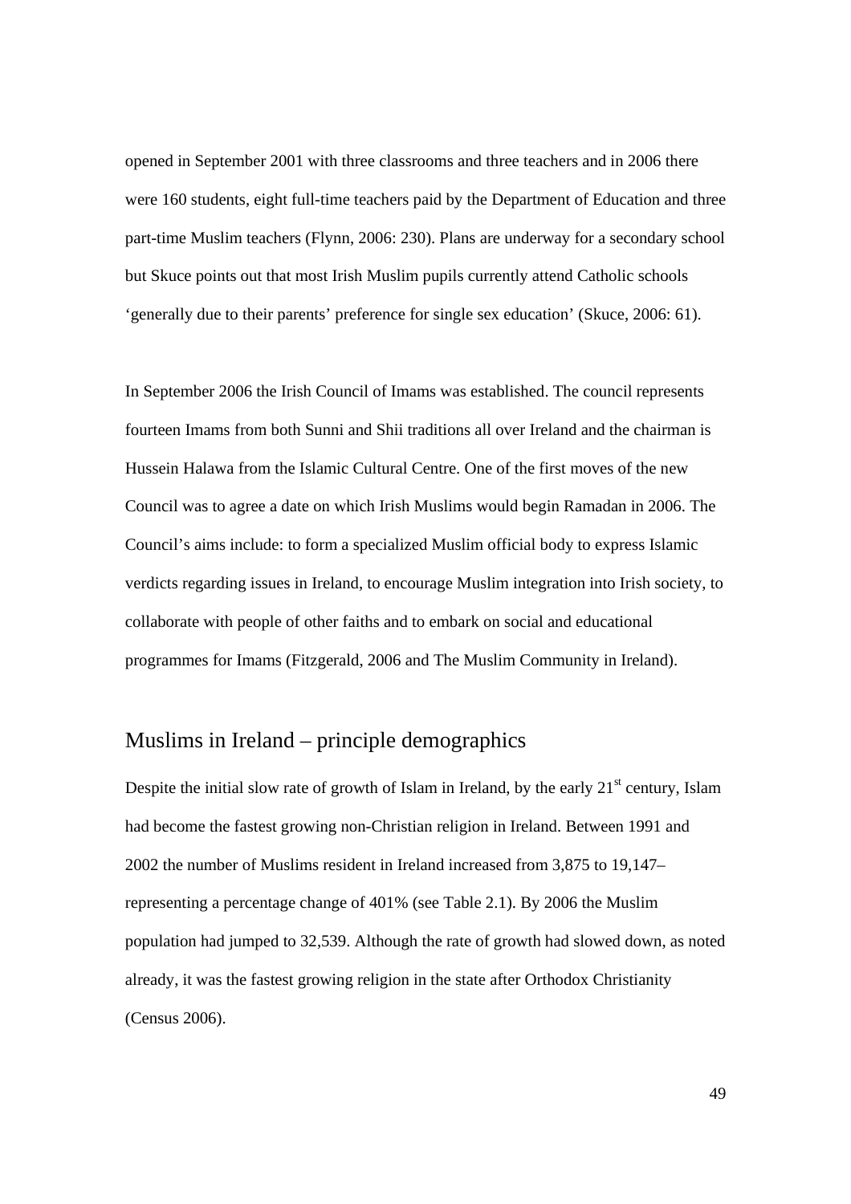opened in September 2001 with three classrooms and three teachers and in 2006 there were 160 students, eight full-time teachers paid by the Department of Education and three part-time Muslim teachers (Flynn, 2006: 230). Plans are underway for a secondary school but Skuce points out that most Irish Muslim pupils currently attend Catholic schools 'generally due to their parents' preference for single sex education' (Skuce, 2006: 61).

In September 2006 the Irish Council of Imams was established. The council represents fourteen Imams from both Sunni and Shii traditions all over Ireland and the chairman is Hussein Halawa from the Islamic Cultural Centre. One of the first moves of the new Council was to agree a date on which Irish Muslims would begin Ramadan in 2006. The Council's aims include: to form a specialized Muslim official body to express Islamic verdicts regarding issues in Ireland, to encourage Muslim integration into Irish society, to collaborate with people of other faiths and to embark on social and educational programmes for Imams (Fitzgerald, 2006 and The Muslim Community in Ireland).

## Muslims in Ireland – principle demographics

Despite the initial slow rate of growth of Islam in Ireland, by the early 21st century, Islam had become the fastest growing non-Christian religion in Ireland. Between 1991 and 2002 the number of Muslims resident in Ireland increased from 3,875 to 19,147– representing a percentage change of 401% (see Table 2.1). By 2006 the Muslim population had jumped to 32,539. Although the rate of growth had slowed down, as noted already, it was the fastest growing religion in the state after Orthodox Christianity (Census 2006).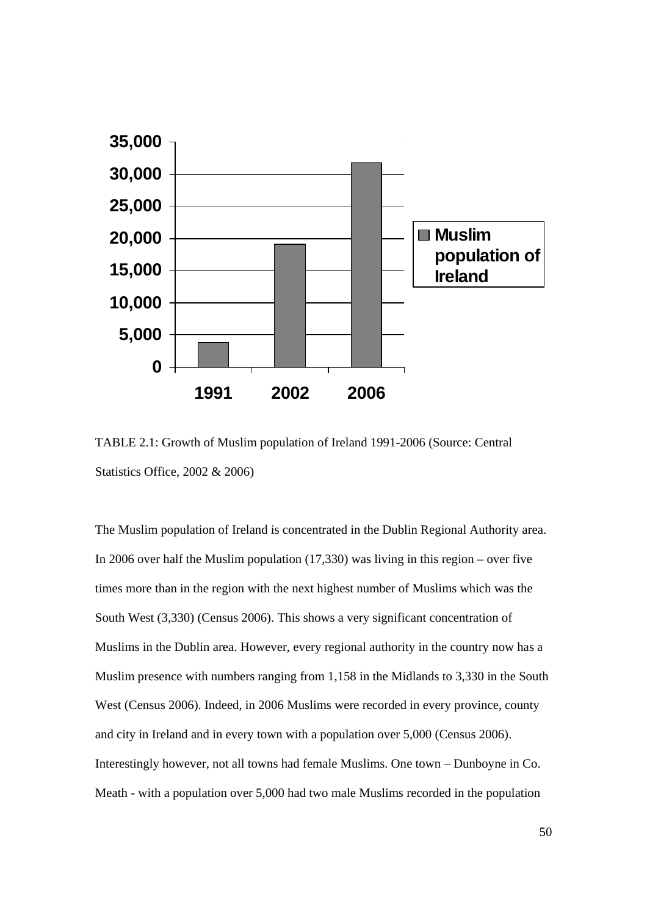TABLE 2.1: Growth of Muslim population of Ireland 1991-2006 (Source: Central Statistics Office, 2002 & 2006)

The Muslim population of Ireland is concentrated in the Dublin Regional Authority area. In 2006 over half the Muslim population (17,330) was living in this region – over five times more than in the region with the next highest number of Muslims which was the South West (3,330) (Census 2006). This shows a very significant concentration of Muslims in the Dublin area. However, every regional authority in the country now has a Muslim presence with numbers ranging from 1,158 in the Midlands to 3,330 in the South West (Census 2006). Indeed, in 2006 Muslims were recorded in every province, county and city in Ireland and in every town with a population over 5,000 (Census 2006). Interestingly however, not all towns had female Muslims. One town – Dunboyne in Co. Meath - with a population over 5,000 had two male Muslims recorded in the population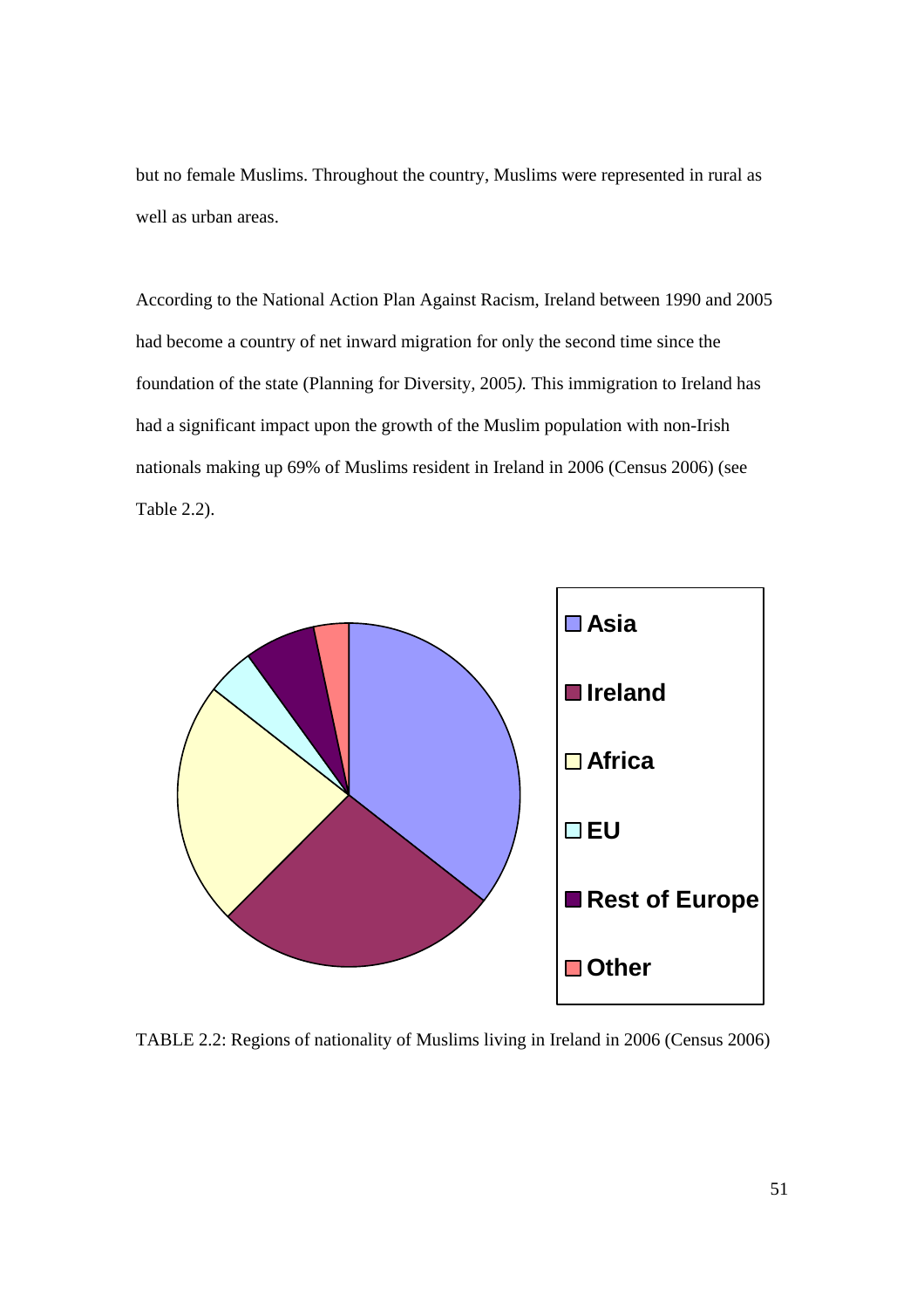but no female Muslims. Throughout the country, Muslims were represented in rural as well as urban areas.

According to the National Action Plan Against Racism, Ireland between 1990 and 2005 had become a country of net inward migration for only the second time since the foundation of the state (Planning for Diversity, 2005*).* This immigration to Ireland has had a significant impact upon the growth of the Muslim population with non-Irish nationals making up 69% of Muslims resident in Ireland in 2006 (Census 2006) (see Table 2.2).

- Asia
- Ireland
- Africa
- EU
- Rest of Europe
- Other

TABLE 2.2: Regions of nationality of Muslims living in Ireland in 2006 (Census 2006)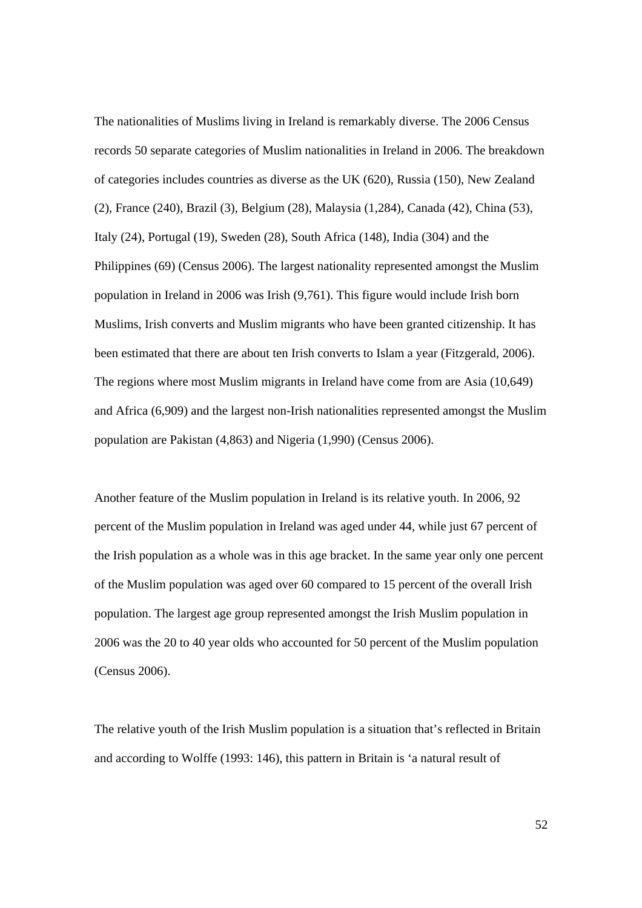The nationalities of Muslims living in Ireland is remarkably diverse. The 2006 Census records 50 separate categories of Muslim nationalities in Ireland in 2006. The breakdown of categories includes countries as diverse as the UK (620), Russia (150), New Zealand (2), France (240), Brazil (3), Belgium (28), Malaysia (1,284), Canada (42), China (53), Italy (24), Portugal (19), Sweden (28), South Africa (148), India (304) and the Philippines (69) (Census 2006). The largest nationality represented amongst the Muslim population in Ireland in 2006 was Irish (9,761). This figure would include Irish born Muslims, Irish converts and Muslim migrants who have been granted citizenship. It has been estimated that there are about ten Irish converts to Islam a year (Fitzgerald, 2006). The regions where most Muslim migrants in Ireland have come from are Asia (10,649) and Africa (6,909) and the largest non-Irish nationalities represented amongst the Muslim population are Pakistan (4,863) and Nigeria (1,990) (Census 2006).

Another feature of the Muslim population in Ireland is its relative youth. In 2006, 92 percent of the Muslim population in Ireland was aged under 44, while just 67 percent of the Irish population as a whole was in this age bracket. In the same year only one percent of the Muslim population was aged over 60 compared to 15 percent of the overall Irish population. The largest age group represented amongst the Irish Muslim population in 2006 was the 20 to 40 year olds who accounted for 50 percent of the Muslim population (Census 2006).

The relative youth of the Irish Muslim population is a situation that's reflected in Britain and according to Wolffe (1993: 146), this pattern in Britain is 'a natural result of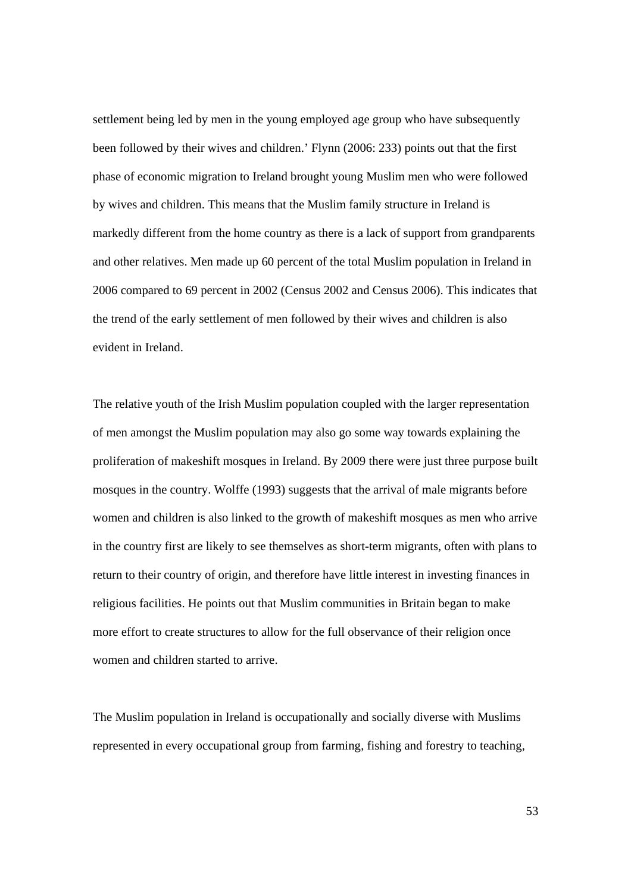settlement being led by men in the young employed age group who have subsequently been followed by their wives and children.' Flynn (2006: 233) points out that the first phase of economic migration to Ireland brought young Muslim men who were followed by wives and children. This means that the Muslim family structure in Ireland is markedly different from the home country as there is a lack of support from grandparents and other relatives. Men made up 60 percent of the total Muslim population in Ireland in 2006 compared to 69 percent in 2002 (Census 2002 and Census 2006). This indicates that the trend of the early settlement of men followed by their wives and children is also evident in Ireland.

The relative youth of the Irish Muslim population coupled with the larger representation of men amongst the Muslim population may also go some way towards explaining the proliferation of makeshift mosques in Ireland. By 2009 there were just three purpose built mosques in the country. Wolffe (1993) suggests that the arrival of male migrants before women and children is also linked to the growth of makeshift mosques as men who arrive in the country first are likely to see themselves as short-term migrants, often with plans to return to their country of origin, and therefore have little interest in investing finances in religious facilities. He points out that Muslim communities in Britain began to make more effort to create structures to allow for the full observance of their religion once women and children started to arrive.

The Muslim population in Ireland is occupationally and socially diverse with Muslims represented in every occupational group from farming, fishing and forestry to teaching,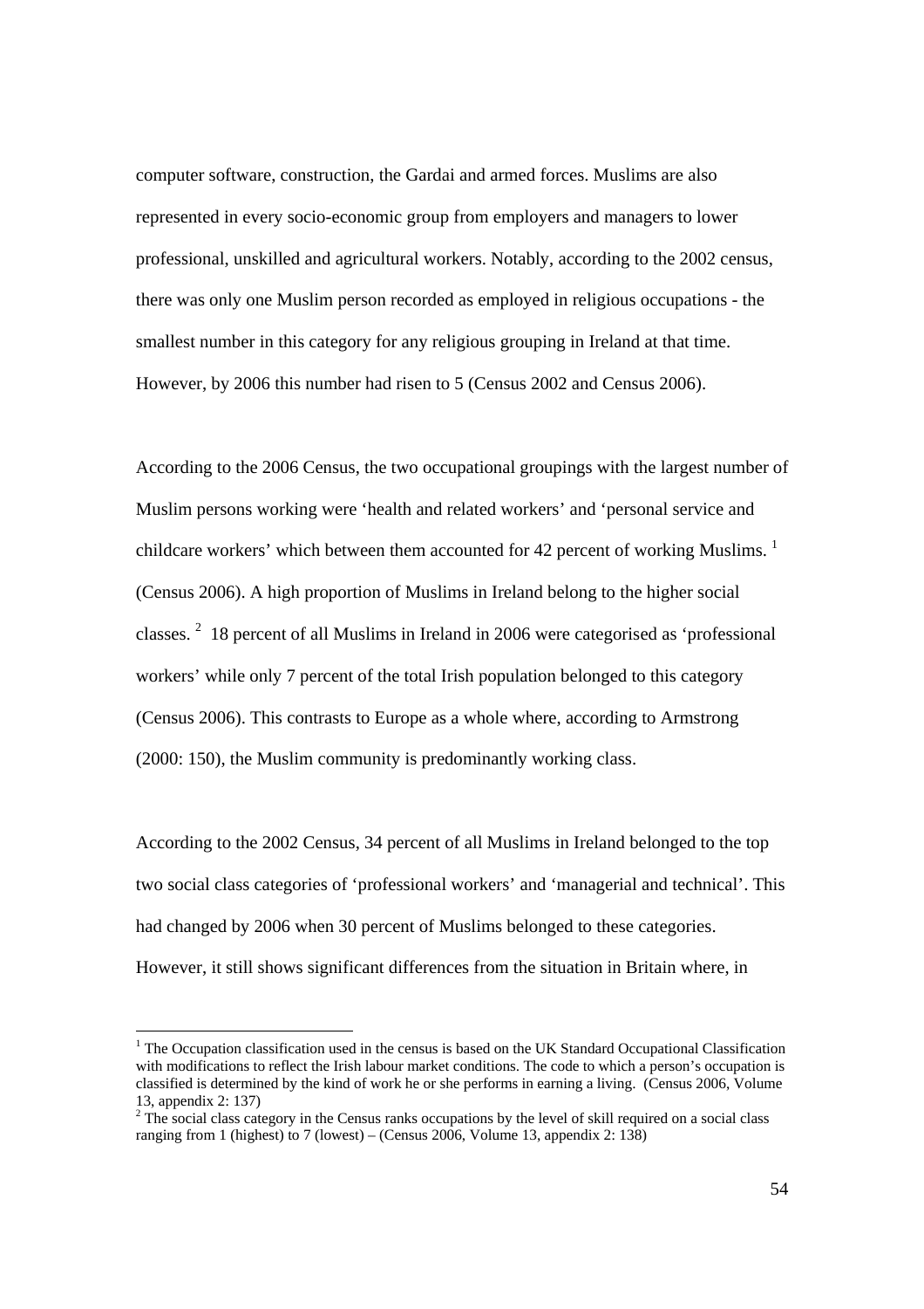computer software, construction, the Gardai and armed forces. Muslims are also represented in every socio-economic group from employers and managers to lower professional, unskilled and agricultural workers. Notably, according to the 2002 census, there was only one Muslim person recorded as employed in religious occupations - the smallest number in this category for any religious grouping in Ireland at that time. However, by 2006 this number had risen to 5 (Census 2002 and Census 2006).

According to the 2006 Census, the two occupational groupings with the largest number of Muslim persons working were 'health and related workers' and 'personal service and childcare workers' which between them accounted for 42 percent of working Muslims. [1] (Census 2006). A high proportion of Muslims in Ireland belong to the higher social classes. [2] 18 percent of all Muslims in Ireland in 2006 were categorised as 'professional workers' while only 7 percent of the total Irish population belonged to this category (Census 2006). This contrasts to Europe as a whole where, according to Armstrong (2000: 150), the Muslim community is predominantly working class.

According to the 2002 Census, 34 percent of all Muslims in Ireland belonged to the top two social class categories of 'professional workers' and 'managerial and technical'. This had changed by 2006 when 30 percent of Muslims belonged to these categories. However, it still shows significant differences from the situation in Britain where, in

---

[1] The Occupation classification used in the census is based on the UK Standard Occupational Classification with modifications to reflect the Irish labour market conditions. The code to which a person's occupation is classified is determined by the kind of work he or she performs in earning a living. (Census 2006, Volume 13, appendix 2: 137)

[2] The social class category in the Census ranks occupations by the level of skill required on a social class ranging from 1 (highest) to 7 (lowest) – (Census 2006, Volume 13, appendix 2: 138)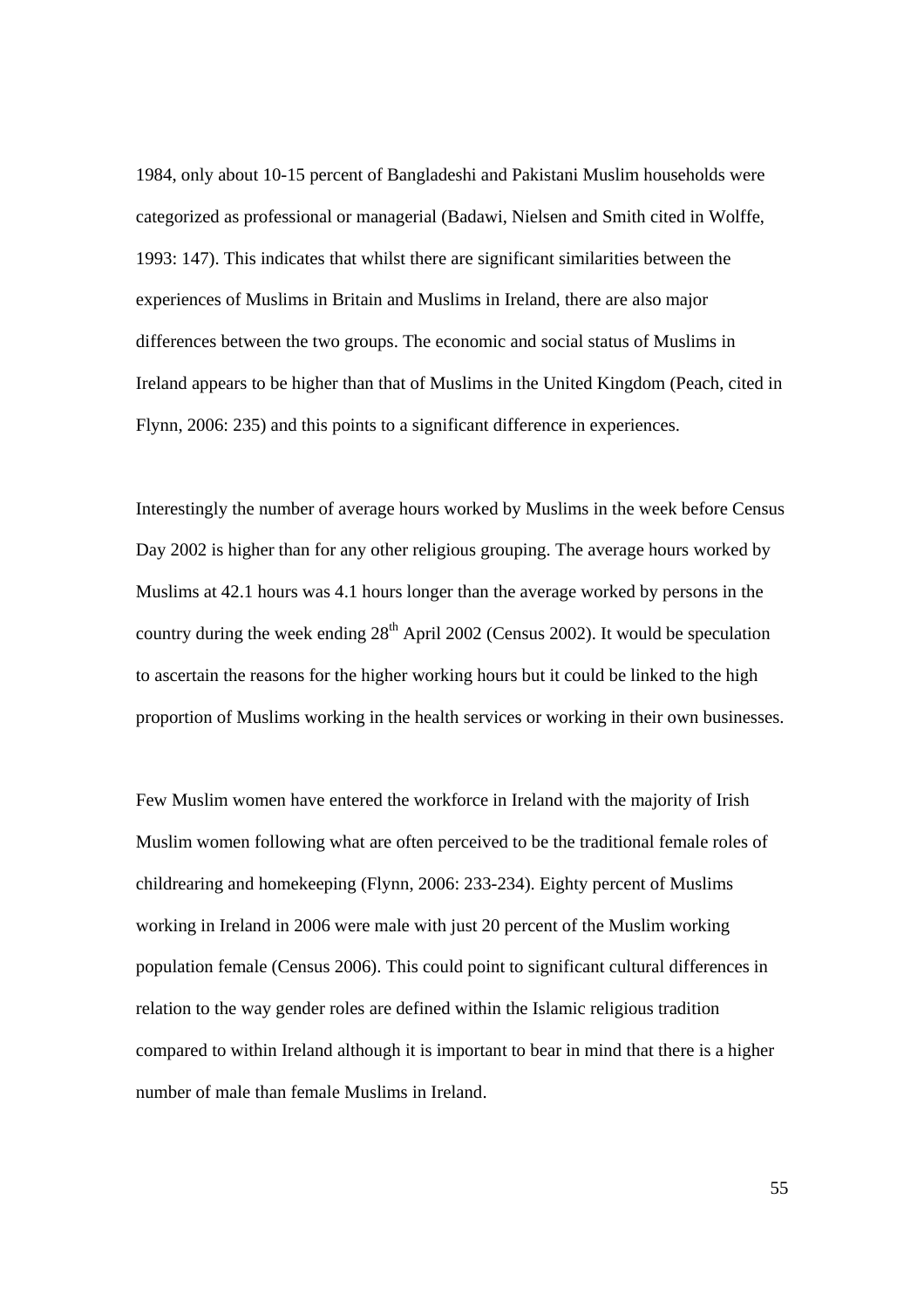1984, only about 10-15 percent of Bangladeshi and Pakistani Muslim households were categorized as professional or managerial (Badawi, Nielsen and Smith cited in Wolffe, 1993: 147). This indicates that whilst there are significant similarities between the experiences of Muslims in Britain and Muslims in Ireland, there are also major differences between the two groups. The economic and social status of Muslims in Ireland appears to be higher than that of Muslims in the United Kingdom (Peach, cited in Flynn, 2006: 235) and this points to a significant difference in experiences.

Interestingly the number of average hours worked by Muslims in the week before Census Day 2002 is higher than for any other religious grouping. The average hours worked by Muslims at 42.1 hours was 4.1 hours longer than the average worked by persons in the country during the week ending 28th April 2002 (Census 2002). It would be speculation to ascertain the reasons for the higher working hours but it could be linked to the high proportion of Muslims working in the health services or working in their own businesses.

Few Muslim women have entered the workforce in Ireland with the majority of Irish Muslim women following what are often perceived to be the traditional female roles of childrearing and homekeeping (Flynn, 2006: 233-234). Eighty percent of Muslims working in Ireland in 2006 were male with just 20 percent of the Muslim working population female (Census 2006). This could point to significant cultural differences in relation to the way gender roles are defined within the Islamic religious tradition compared to within Ireland although it is important to bear in mind that there is a higher number of male than female Muslims in Ireland.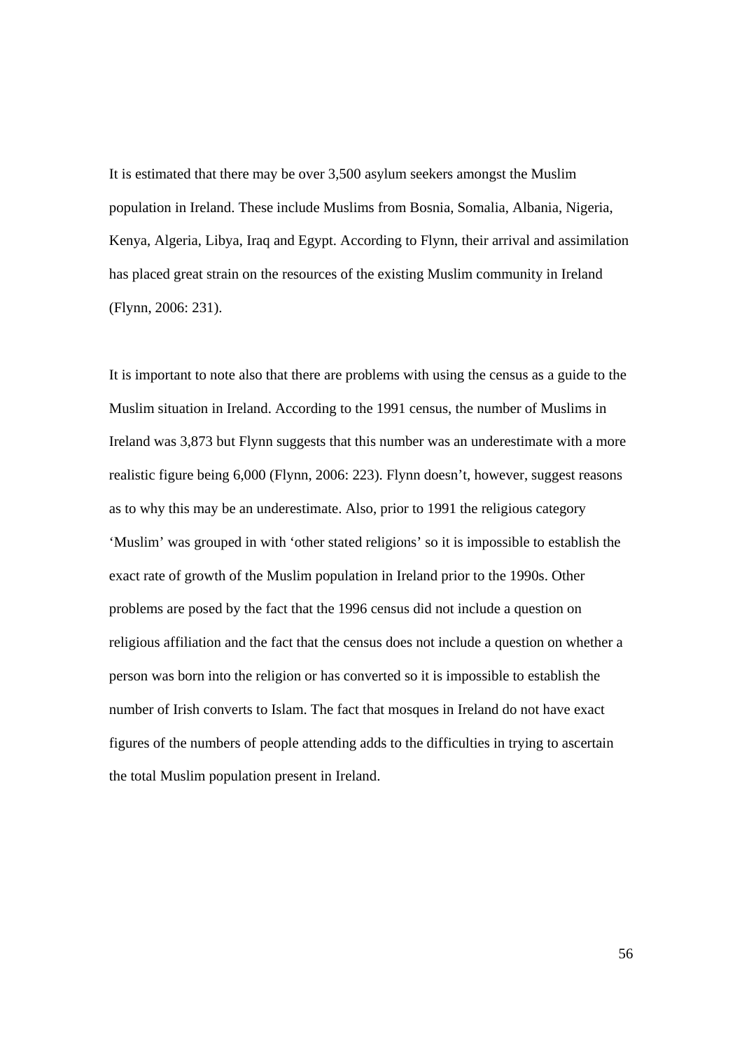It is estimated that there may be over 3,500 asylum seekers amongst the Muslim population in Ireland. These include Muslims from Bosnia, Somalia, Albania, Nigeria, Kenya, Algeria, Libya, Iraq and Egypt. According to Flynn, their arrival and assimilation has placed great strain on the resources of the existing Muslim community in Ireland (Flynn, 2006: 231).

It is important to note also that there are problems with using the census as a guide to the Muslim situation in Ireland. According to the 1991 census, the number of Muslims in Ireland was 3,873 but Flynn suggests that this number was an underestimate with a more realistic figure being 6,000 (Flynn, 2006: 223). Flynn doesn't, however, suggest reasons as to why this may be an underestimate. Also, prior to 1991 the religious category 'Muslim' was grouped in with 'other stated religions' so it is impossible to establish the exact rate of growth of the Muslim population in Ireland prior to the 1990s. Other problems are posed by the fact that the 1996 census did not include a question on religious affiliation and the fact that the census does not include a question on whether a person was born into the religion or has converted so it is impossible to establish the number of Irish converts to Islam. The fact that mosques in Ireland do not have exact figures of the numbers of people attending adds to the difficulties in trying to ascertain the total Muslim population present in Ireland.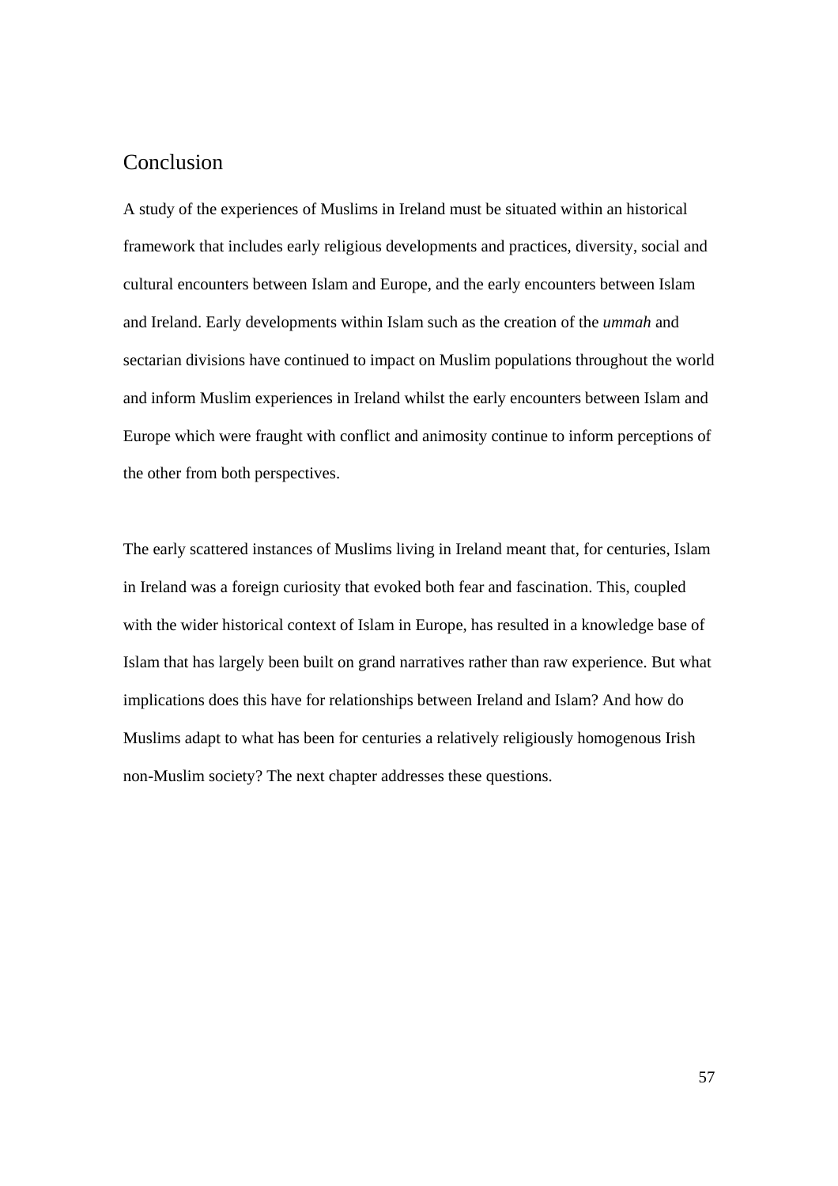## Conclusion

A study of the experiences of Muslims in Ireland must be situated within an historical framework that includes early religious developments and practices, diversity, social and cultural encounters between Islam and Europe, and the early encounters between Islam and Ireland. Early developments within Islam such as the creation of the *ummah* and sectarian divisions have continued to impact on Muslim populations throughout the world and inform Muslim experiences in Ireland whilst the early encounters between Islam and Europe which were fraught with conflict and animosity continue to inform perceptions of the other from both perspectives.

The early scattered instances of Muslims living in Ireland meant that, for centuries, Islam in Ireland was a foreign curiosity that evoked both fear and fascination. This, coupled with the wider historical context of Islam in Europe, has resulted in a knowledge base of Islam that has largely been built on grand narratives rather than raw experience. But what implications does this have for relationships between Ireland and Islam? And how do Muslims adapt to what has been for centuries a relatively religiously homogenous Irish non-Muslim society? The next chapter addresses these questions.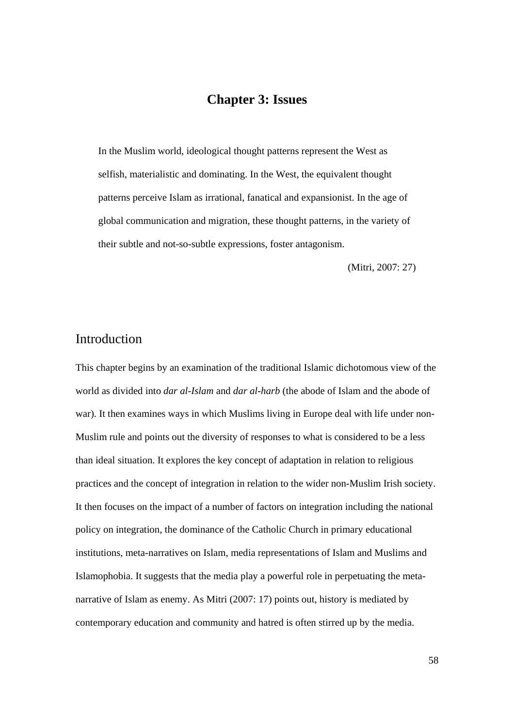# Chapter 3: Issues

> In the Muslim world, ideological thought patterns represent the West as selfish, materialistic and dominating. In the West, the equivalent thought patterns perceive Islam as irrational, fanatical and expansionist. In the age of global communication and migration, these thought patterns, in the variety of their subtle and not-so-subtle expressions, foster antagonism.
>
> (Mitri, 2007: 27)

## Introduction

This chapter begins by an examination of the traditional Islamic dichotomous view of the world as divided into *dar al-Islam* and *dar al-harb* (the abode of Islam and the abode of war). It then examines ways in which Muslims living in Europe deal with life under non-Muslim rule and points out the diversity of responses to what is considered to be a less than ideal situation. It explores the key concept of adaptation in relation to religious practices and the concept of integration in relation to the wider non-Muslim Irish society. It then focuses on the impact of a number of factors on integration including the national policy on integration, the dominance of the Catholic Church in primary educational institutions, meta-narratives on Islam, media representations of Islam and Muslims and Islamophobia. It suggests that the media play a powerful role in perpetuating the meta-narrative of Islam as enemy. As Mitri (2007: 17) points out, history is mediated by contemporary education and community and hatred is often stirred up by the media.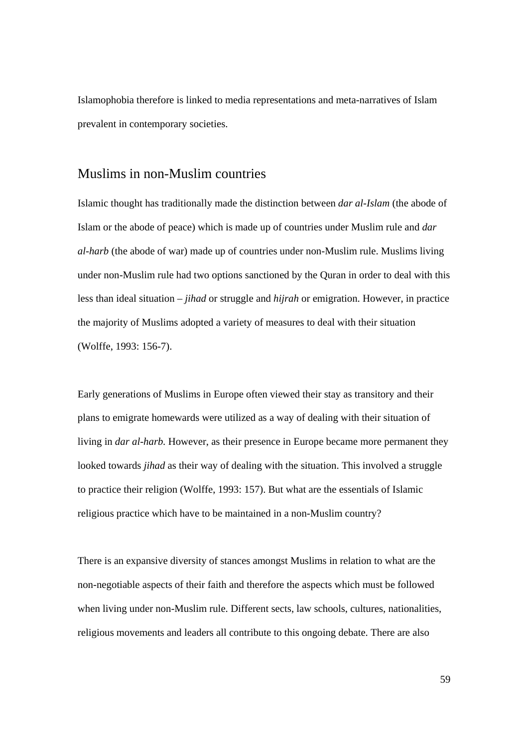Islamophobia therefore is linked to media representations and meta-narratives of Islam prevalent in contemporary societies.

## Muslims in non-Muslim countries

Islamic thought has traditionally made the distinction between *dar al-Islam* (the abode of Islam or the abode of peace) which is made up of countries under Muslim rule and *dar al-harb* (the abode of war) made up of countries under non-Muslim rule. Muslims living under non-Muslim rule had two options sanctioned by the Quran in order to deal with this less than ideal situation – *jihad* or struggle and *hijrah* or emigration. However, in practice the majority of Muslims adopted a variety of measures to deal with their situation (Wolffe, 1993: 156-7).

Early generations of Muslims in Europe often viewed their stay as transitory and their plans to emigrate homewards were utilized as a way of dealing with their situation of living in *dar al-harb*. However, as their presence in Europe became more permanent they looked towards *jihad* as their way of dealing with the situation. This involved a struggle to practice their religion (Wolffe, 1993: 157). But what are the essentials of Islamic religious practice which have to be maintained in a non-Muslim country?

There is an expansive diversity of stances amongst Muslims in relation to what are the non-negotiable aspects of their faith and therefore the aspects which must be followed when living under non-Muslim rule. Different sects, law schools, cultures, nationalities, religious movements and leaders all contribute to this ongoing debate. There are also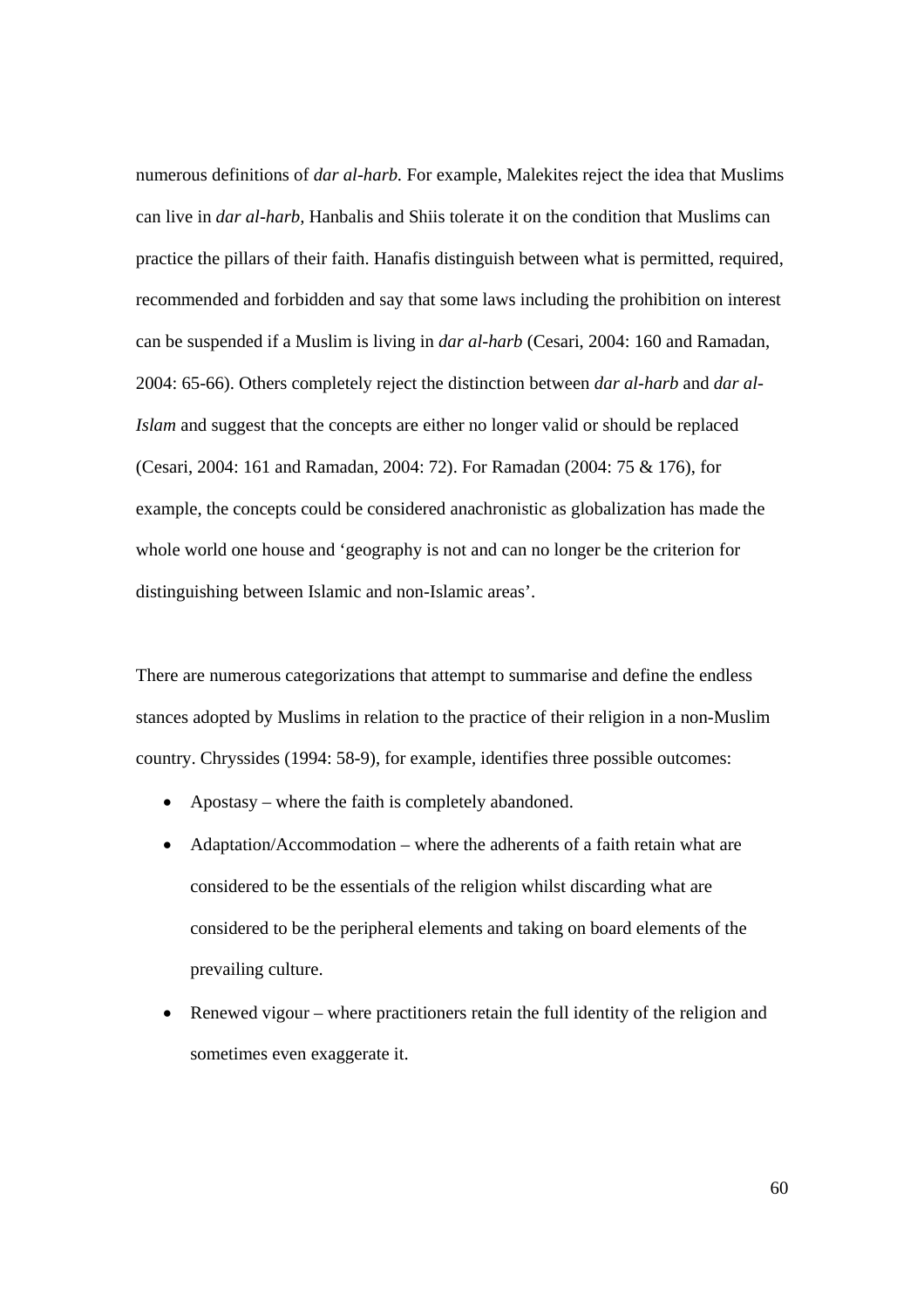numerous definitions of *dar al-harb.* For example, Malekites reject the idea that Muslims can live in *dar al-harb,* Hanbalis and Shiis tolerate it on the condition that Muslims can practice the pillars of their faith. Hanafis distinguish between what is permitted, required, recommended and forbidden and say that some laws including the prohibition on interest can be suspended if a Muslim is living in *dar al-harb* (Cesari, 2004: 160 and Ramadan, 2004: 65-66). Others completely reject the distinction between *dar al-harb* and *dar al-Islam* and suggest that the concepts are either no longer valid or should be replaced (Cesari, 2004: 161 and Ramadan, 2004: 72). For Ramadan (2004: 75 & 176), for example, the concepts could be considered anachronistic as globalization has made the whole world one house and 'geography is not and can no longer be the criterion for distinguishing between Islamic and non-Islamic areas'.

There are numerous categorizations that attempt to summarise and define the endless stances adopted by Muslims in relation to the practice of their religion in a non-Muslim country. Chryssides (1994: 58-9), for example, identifies three possible outcomes:

- Apostasy – where the faith is completely abandoned.
- Adaptation/Accommodation – where the adherents of a faith retain what are considered to be the essentials of the religion whilst discarding what are considered to be the peripheral elements and taking on board elements of the prevailing culture.
- Renewed vigour – where practitioners retain the full identity of the religion and sometimes even exaggerate it.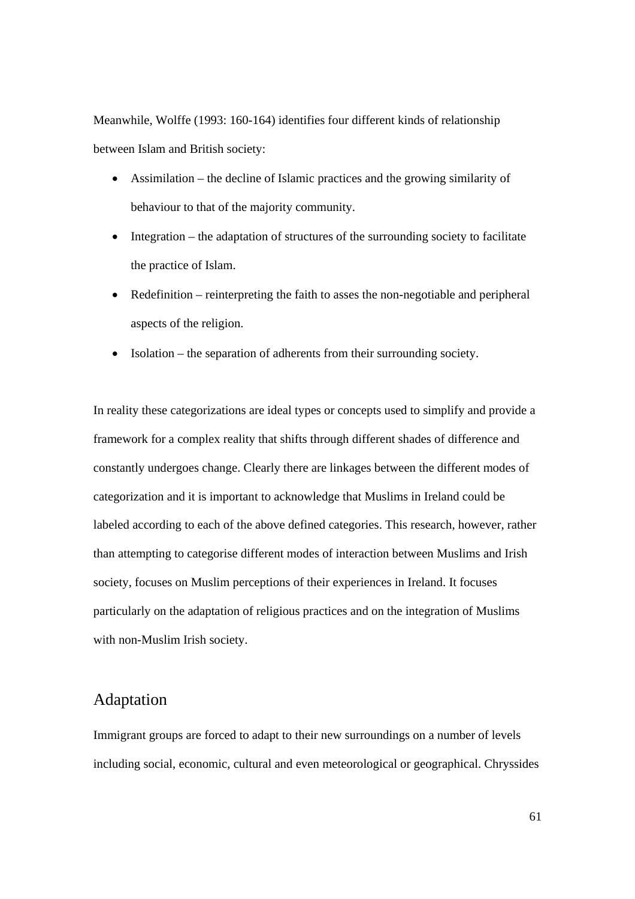Meanwhile, Wolffe (1993: 160-164) identifies four different kinds of relationship between Islam and British society:

- Assimilation – the decline of Islamic practices and the growing similarity of behaviour to that of the majority community.
- Integration – the adaptation of structures of the surrounding society to facilitate the practice of Islam.
- Redefinition – reinterpreting the faith to asses the non-negotiable and peripheral aspects of the religion.
- Isolation – the separation of adherents from their surrounding society.

In reality these categorizations are ideal types or concepts used to simplify and provide a framework for a complex reality that shifts through different shades of difference and constantly undergoes change. Clearly there are linkages between the different modes of categorization and it is important to acknowledge that Muslims in Ireland could be labeled according to each of the above defined categories. This research, however, rather than attempting to categorise different modes of interaction between Muslims and Irish society, focuses on Muslim perceptions of their experiences in Ireland. It focuses particularly on the adaptation of religious practices and on the integration of Muslims with non-Muslim Irish society.

## Adaptation

Immigrant groups are forced to adapt to their new surroundings on a number of levels including social, economic, cultural and even meteorological or geographical. Chryssides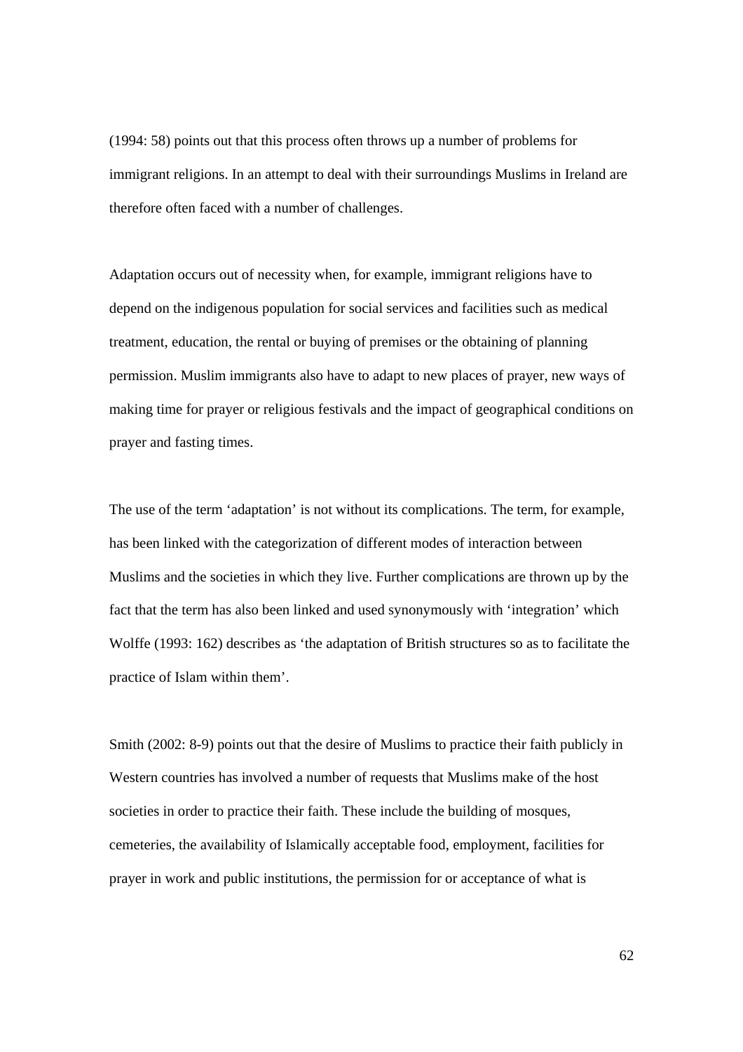(1994: 58) points out that this process often throws up a number of problems for immigrant religions. In an attempt to deal with their surroundings Muslims in Ireland are therefore often faced with a number of challenges.

Adaptation occurs out of necessity when, for example, immigrant religions have to depend on the indigenous population for social services and facilities such as medical treatment, education, the rental or buying of premises or the obtaining of planning permission. Muslim immigrants also have to adapt to new places of prayer, new ways of making time for prayer or religious festivals and the impact of geographical conditions on prayer and fasting times.

The use of the term 'adaptation' is not without its complications. The term, for example, has been linked with the categorization of different modes of interaction between Muslims and the societies in which they live. Further complications are thrown up by the fact that the term has also been linked and used synonymously with 'integration' which Wolffe (1993: 162) describes as 'the adaptation of British structures so as to facilitate the practice of Islam within them'.

Smith (2002: 8-9) points out that the desire of Muslims to practice their faith publicly in Western countries has involved a number of requests that Muslims make of the host societies in order to practice their faith. These include the building of mosques, cemeteries, the availability of Islamically acceptable food, employment, facilities for prayer in work and public institutions, the permission for or acceptance of what is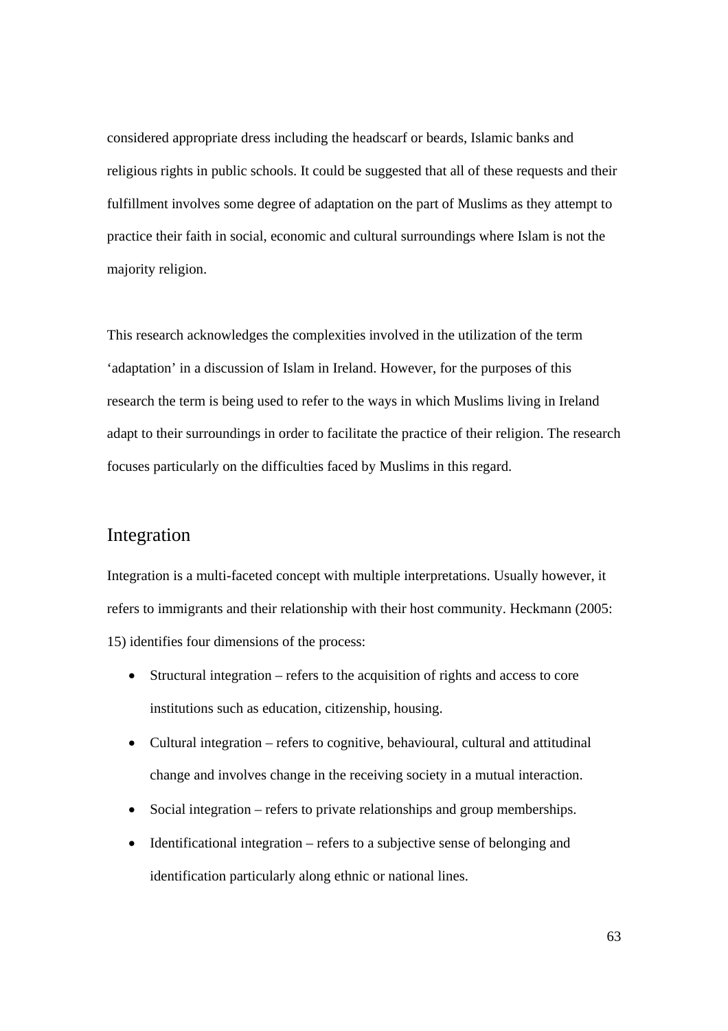considered appropriate dress including the headscarf or beards, Islamic banks and religious rights in public schools. It could be suggested that all of these requests and their fulfillment involves some degree of adaptation on the part of Muslims as they attempt to practice their faith in social, economic and cultural surroundings where Islam is not the majority religion.

This research acknowledges the complexities involved in the utilization of the term 'adaptation' in a discussion of Islam in Ireland. However, for the purposes of this research the term is being used to refer to the ways in which Muslims living in Ireland adapt to their surroundings in order to facilitate the practice of their religion. The research focuses particularly on the difficulties faced by Muslims in this regard.

## Integration

Integration is a multi-faceted concept with multiple interpretations. Usually however, it refers to immigrants and their relationship with their host community. Heckmann (2005: 15) identifies four dimensions of the process:

- Structural integration – refers to the acquisition of rights and access to core institutions such as education, citizenship, housing.
- Cultural integration – refers to cognitive, behavioural, cultural and attitudinal change and involves change in the receiving society in a mutual interaction.
- Social integration – refers to private relationships and group memberships.
- Identificational integration – refers to a subjective sense of belonging and identification particularly along ethnic or national lines.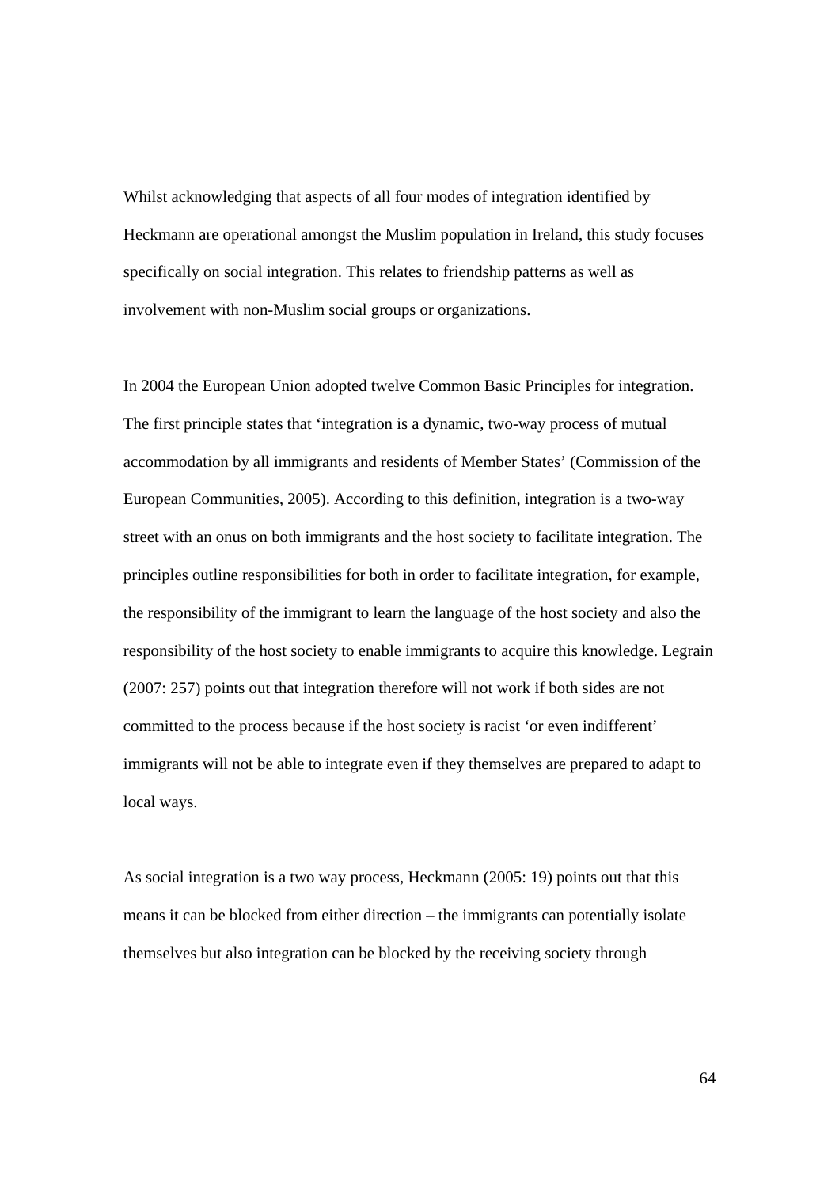Whilst acknowledging that aspects of all four modes of integration identified by Heckmann are operational amongst the Muslim population in Ireland, this study focuses specifically on social integration. This relates to friendship patterns as well as involvement with non-Muslim social groups or organizations.

In 2004 the European Union adopted twelve Common Basic Principles for integration. The first principle states that 'integration is a dynamic, two-way process of mutual accommodation by all immigrants and residents of Member States' (Commission of the European Communities, 2005). According to this definition, integration is a two-way street with an onus on both immigrants and the host society to facilitate integration. The principles outline responsibilities for both in order to facilitate integration, for example, the responsibility of the immigrant to learn the language of the host society and also the responsibility of the host society to enable immigrants to acquire this knowledge. Legrain (2007: 257) points out that integration therefore will not work if both sides are not committed to the process because if the host society is racist 'or even indifferent' immigrants will not be able to integrate even if they themselves are prepared to adapt to local ways.

As social integration is a two way process, Heckmann (2005: 19) points out that this means it can be blocked from either direction – the immigrants can potentially isolate themselves but also integration can be blocked by the receiving society through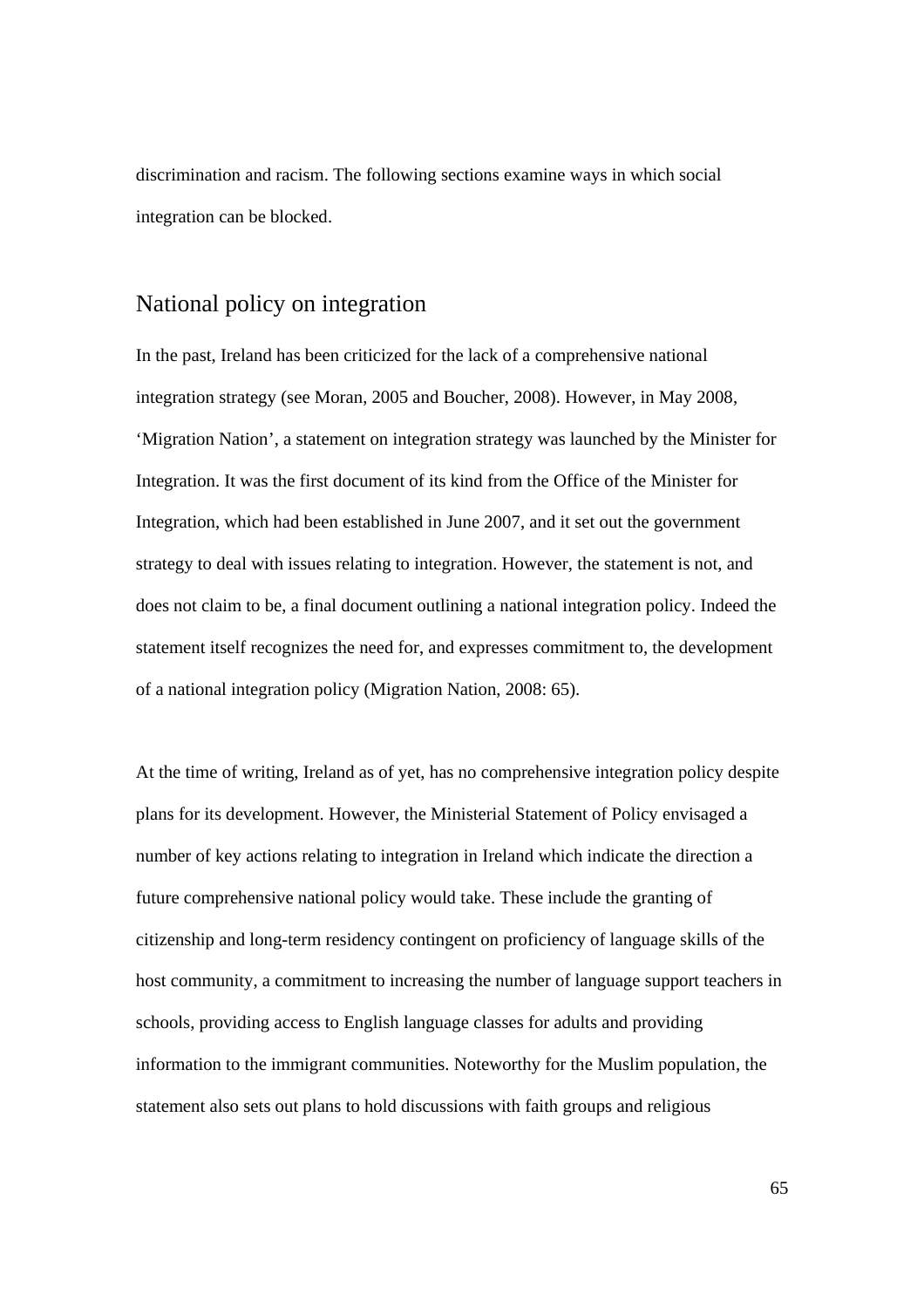discrimination and racism. The following sections examine ways in which social integration can be blocked.

## National policy on integration

In the past, Ireland has been criticized for the lack of a comprehensive national integration strategy (see Moran, 2005 and Boucher, 2008). However, in May 2008, 'Migration Nation', a statement on integration strategy was launched by the Minister for Integration. It was the first document of its kind from the Office of the Minister for Integration, which had been established in June 2007, and it set out the government strategy to deal with issues relating to integration. However, the statement is not, and does not claim to be, a final document outlining a national integration policy. Indeed the statement itself recognizes the need for, and expresses commitment to, the development of a national integration policy (Migration Nation, 2008: 65).

At the time of writing, Ireland as of yet, has no comprehensive integration policy despite plans for its development. However, the Ministerial Statement of Policy envisaged a number of key actions relating to integration in Ireland which indicate the direction a future comprehensive national policy would take. These include the granting of citizenship and long-term residency contingent on proficiency of language skills of the host community, a commitment to increasing the number of language support teachers in schools, providing access to English language classes for adults and providing information to the immigrant communities. Noteworthy for the Muslim population, the statement also sets out plans to hold discussions with faith groups and religious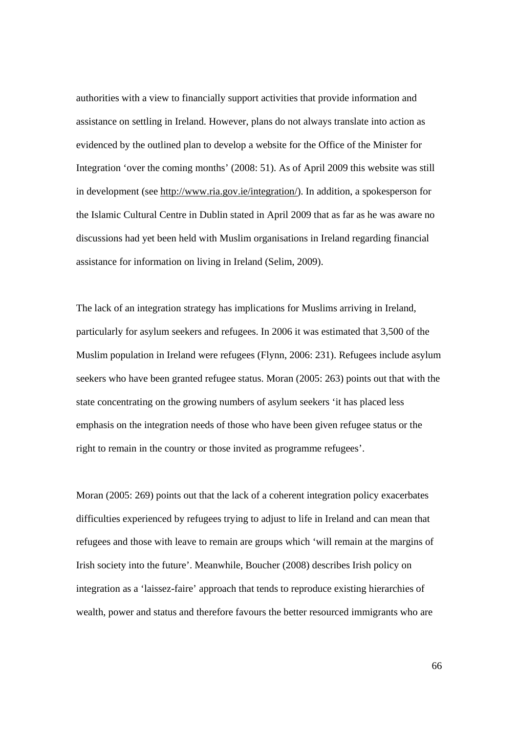authorities with a view to financially support activities that provide information and assistance on settling in Ireland. However, plans do not always translate into action as evidenced by the outlined plan to develop a website for the Office of the Minister for Integration 'over the coming months' (2008: 51). As of April 2009 this website was still in development (see http://www.ria.gov.ie/integration/). In addition, a spokesperson for the Islamic Cultural Centre in Dublin stated in April 2009 that as far as he was aware no discussions had yet been held with Muslim organisations in Ireland regarding financial assistance for information on living in Ireland (Selim, 2009).

The lack of an integration strategy has implications for Muslims arriving in Ireland, particularly for asylum seekers and refugees. In 2006 it was estimated that 3,500 of the Muslim population in Ireland were refugees (Flynn, 2006: 231). Refugees include asylum seekers who have been granted refugee status. Moran (2005: 263) points out that with the state concentrating on the growing numbers of asylum seekers 'it has placed less emphasis on the integration needs of those who have been given refugee status or the right to remain in the country or those invited as programme refugees'.

Moran (2005: 269) points out that the lack of a coherent integration policy exacerbates difficulties experienced by refugees trying to adjust to life in Ireland and can mean that refugees and those with leave to remain are groups which 'will remain at the margins of Irish society into the future'. Meanwhile, Boucher (2008) describes Irish policy on integration as a 'laissez-faire' approach that tends to reproduce existing hierarchies of wealth, power and status and therefore favours the better resourced immigrants who are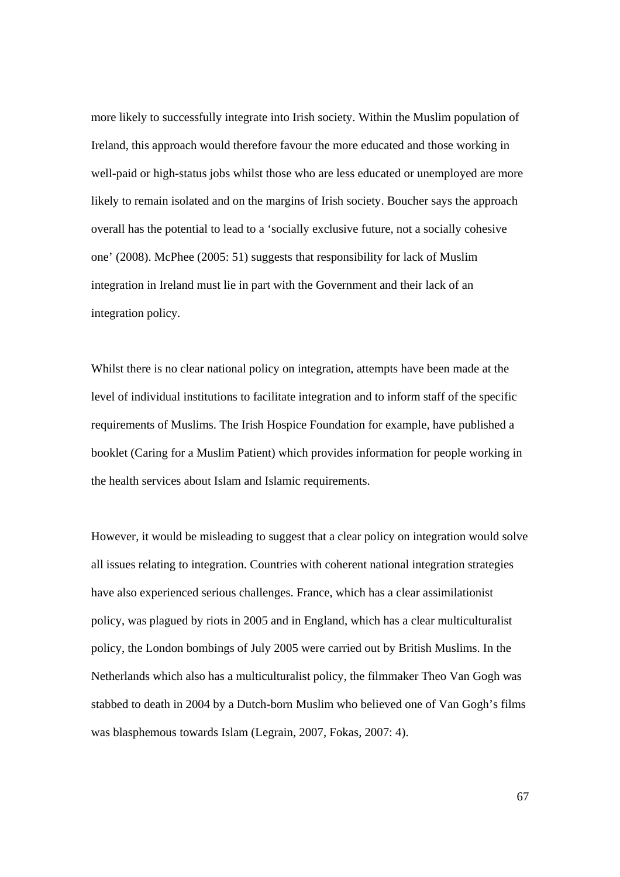more likely to successfully integrate into Irish society. Within the Muslim population of Ireland, this approach would therefore favour the more educated and those working in well-paid or high-status jobs whilst those who are less educated or unemployed are more likely to remain isolated and on the margins of Irish society. Boucher says the approach overall has the potential to lead to a 'socially exclusive future, not a socially cohesive one' (2008). McPhee (2005: 51) suggests that responsibility for lack of Muslim integration in Ireland must lie in part with the Government and their lack of an integration policy.

Whilst there is no clear national policy on integration, attempts have been made at the level of individual institutions to facilitate integration and to inform staff of the specific requirements of Muslims. The Irish Hospice Foundation for example, have published a booklet (Caring for a Muslim Patient) which provides information for people working in the health services about Islam and Islamic requirements.

However, it would be misleading to suggest that a clear policy on integration would solve all issues relating to integration. Countries with coherent national integration strategies have also experienced serious challenges. France, which has a clear assimilationist policy, was plagued by riots in 2005 and in England, which has a clear multiculturalist policy, the London bombings of July 2005 were carried out by British Muslims. In the Netherlands which also has a multiculturalist policy, the filmmaker Theo Van Gogh was stabbed to death in 2004 by a Dutch-born Muslim who believed one of Van Gogh's films was blasphemous towards Islam (Legrain, 2007, Fokas, 2007: 4).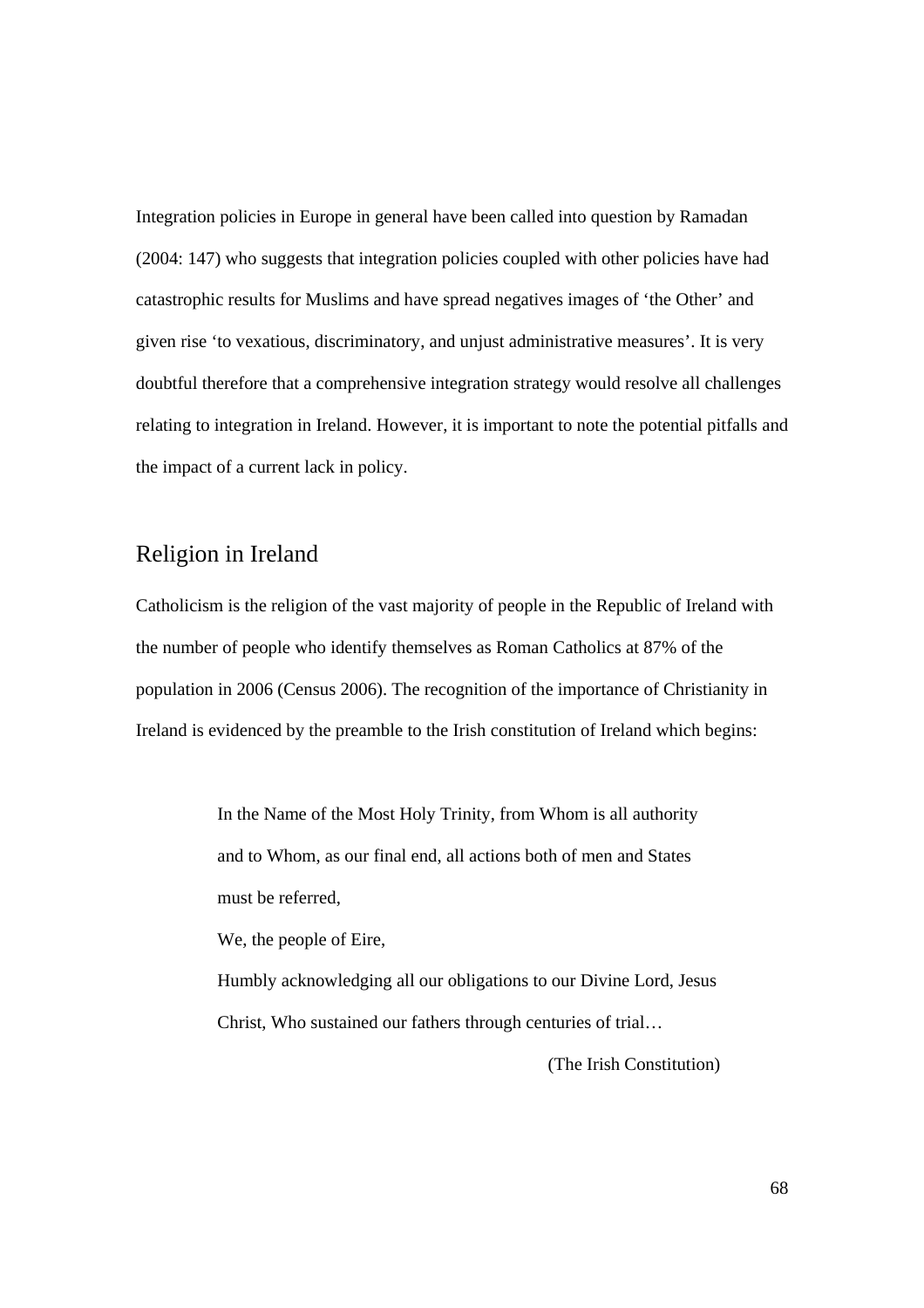Integration policies in Europe in general have been called into question by Ramadan (2004: 147) who suggests that integration policies coupled with other policies have had catastrophic results for Muslims and have spread negatives images of 'the Other' and given rise 'to vexatious, discriminatory, and unjust administrative measures'. It is very doubtful therefore that a comprehensive integration strategy would resolve all challenges relating to integration in Ireland. However, it is important to note the potential pitfalls and the impact of a current lack in policy.

## Religion in Ireland

Catholicism is the religion of the vast majority of people in the Republic of Ireland with the number of people who identify themselves as Roman Catholics at 87% of the population in 2006 (Census 2006). The recognition of the importance of Christianity in Ireland is evidenced by the preamble to the Irish constitution of Ireland which begins:

> In the Name of the Most Holy Trinity, from Whom is all authority and to Whom, as our final end, all actions both of men and States must be referred,
>
> We, the people of Eire,
>
> Humbly acknowledging all our obligations to our Divine Lord, Jesus Christ, Who sustained our fathers through centuries of trial…
>
> (The Irish Constitution)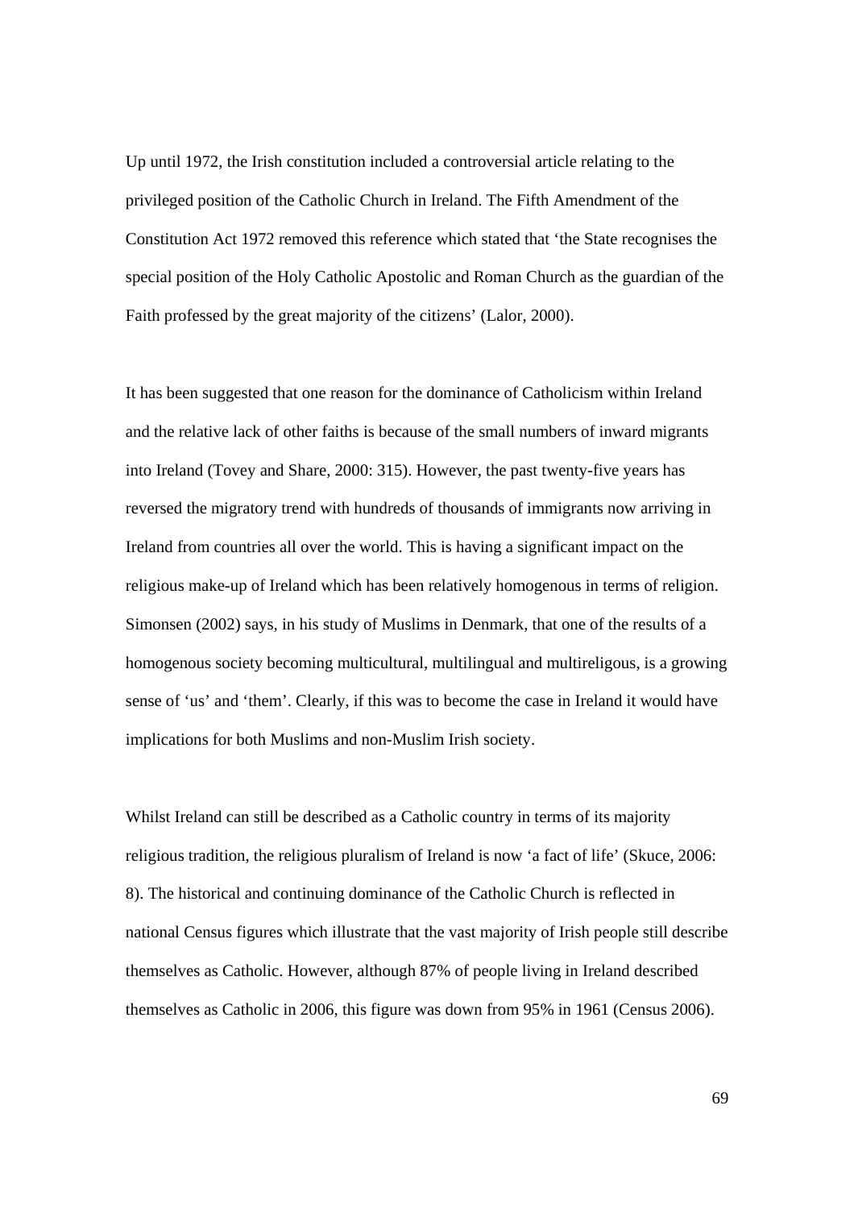Up until 1972, the Irish constitution included a controversial article relating to the privileged position of the Catholic Church in Ireland. The Fifth Amendment of the Constitution Act 1972 removed this reference which stated that 'the State recognises the special position of the Holy Catholic Apostolic and Roman Church as the guardian of the Faith professed by the great majority of the citizens' (Lalor, 2000).

It has been suggested that one reason for the dominance of Catholicism within Ireland and the relative lack of other faiths is because of the small numbers of inward migrants into Ireland (Tovey and Share, 2000: 315). However, the past twenty-five years has reversed the migratory trend with hundreds of thousands of immigrants now arriving in Ireland from countries all over the world. This is having a significant impact on the religious make-up of Ireland which has been relatively homogenous in terms of religion. Simonsen (2002) says, in his study of Muslims in Denmark, that one of the results of a homogenous society becoming multicultural, multilingual and multireligous, is a growing sense of 'us' and 'them'. Clearly, if this was to become the case in Ireland it would have implications for both Muslims and non-Muslim Irish society.

Whilst Ireland can still be described as a Catholic country in terms of its majority religious tradition, the religious pluralism of Ireland is now 'a fact of life' (Skuce, 2006: 8). The historical and continuing dominance of the Catholic Church is reflected in national Census figures which illustrate that the vast majority of Irish people still describe themselves as Catholic. However, although 87% of people living in Ireland described themselves as Catholic in 2006, this figure was down from 95% in 1961 (Census 2006).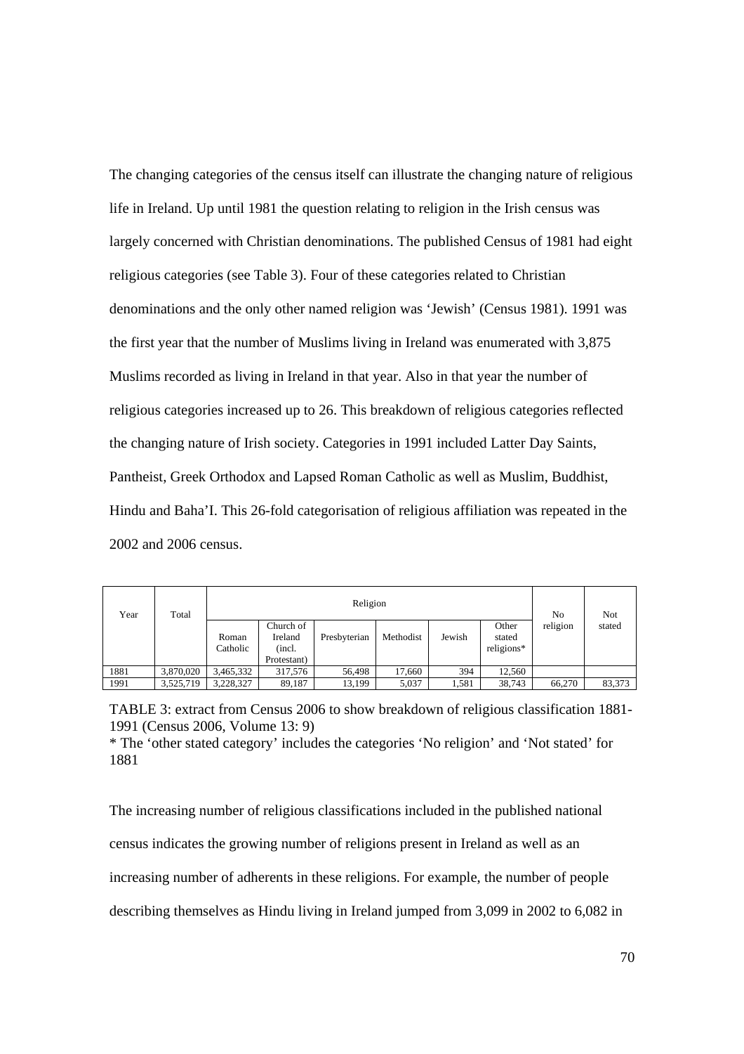The changing categories of the census itself can illustrate the changing nature of religious life in Ireland. Up until 1981 the question relating to religion in the Irish census was largely concerned with Christian denominations. The published Census of 1981 had eight religious categories (see Table 3). Four of these categories related to Christian denominations and the only other named religion was 'Jewish' (Census 1981). 1991 was the first year that the number of Muslims living in Ireland was enumerated with 3,875 Muslims recorded as living in Ireland in that year. Also in that year the number of religious categories increased up to 26. This breakdown of religious categories reflected the changing nature of Irish society. Categories in 1991 included Latter Day Saints, Pantheist, Greek Orthodox and Lapsed Roman Catholic as well as Muslim, Buddhist, Hindu and Baha'I. This 26-fold categorisation of religious affiliation was repeated in the 2002 and 2006 census.

| Year | Total | Religion | | | | | | No religion | Not stated |
|---|---|---|---|---|---|---|---|---|---|
| | | Roman Catholic | Church of Ireland (incl. Protestant) | Presbyterian | Methodist | Jewish | Other stated religions* | | |
| 1881 | 3,870,020 | 3,465,332 | 317,576 | 56,498 | 17,660 | 394 | 12,560 | | |
| 1991 | 3,525,719 | 3,228,327 | 89,187 | 13,199 | 5,037 | 1,581 | 38,743 | 66,270 | 83,373 |

TABLE 3: extract from Census 2006 to show breakdown of religious classification 1881-1991 (Census 2006, Volume 13: 9)

* The 'other stated category' includes the categories 'No religion' and 'Not stated' for 1881

The increasing number of religious classifications included in the published national census indicates the growing number of religions present in Ireland as well as an increasing number of adherents in these religions. For example, the number of people describing themselves as Hindu living in Ireland jumped from 3,099 in 2002 to 6,082 in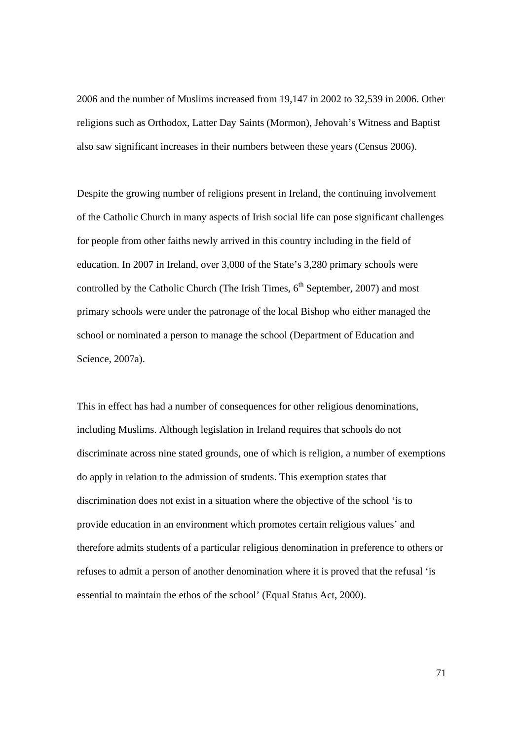2006 and the number of Muslims increased from 19,147 in 2002 to 32,539 in 2006. Other religions such as Orthodox, Latter Day Saints (Mormon), Jehovah's Witness and Baptist also saw significant increases in their numbers between these years (Census 2006).

Despite the growing number of religions present in Ireland, the continuing involvement of the Catholic Church in many aspects of Irish social life can pose significant challenges for people from other faiths newly arrived in this country including in the field of education. In 2007 in Ireland, over 3,000 of the State's 3,280 primary schools were controlled by the Catholic Church (The Irish Times, 6th September, 2007) and most primary schools were under the patronage of the local Bishop who either managed the school or nominated a person to manage the school (Department of Education and Science, 2007a).

This in effect has had a number of consequences for other religious denominations, including Muslims. Although legislation in Ireland requires that schools do not discriminate across nine stated grounds, one of which is religion, a number of exemptions do apply in relation to the admission of students. This exemption states that discrimination does not exist in a situation where the objective of the school 'is to provide education in an environment which promotes certain religious values' and therefore admits students of a particular religious denomination in preference to others or refuses to admit a person of another denomination where it is proved that the refusal 'is essential to maintain the ethos of the school' (Equal Status Act, 2000).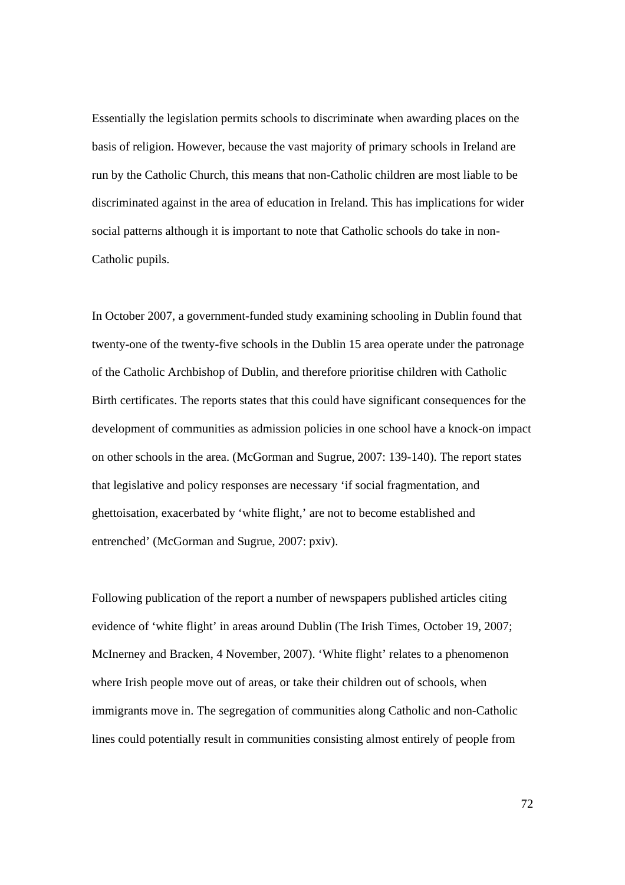Essentially the legislation permits schools to discriminate when awarding places on the basis of religion. However, because the vast majority of primary schools in Ireland are run by the Catholic Church, this means that non-Catholic children are most liable to be discriminated against in the area of education in Ireland. This has implications for wider social patterns although it is important to note that Catholic schools do take in non-Catholic pupils.

In October 2007, a government-funded study examining schooling in Dublin found that twenty-one of the twenty-five schools in the Dublin 15 area operate under the patronage of the Catholic Archbishop of Dublin, and therefore prioritise children with Catholic Birth certificates. The reports states that this could have significant consequences for the development of communities as admission policies in one school have a knock-on impact on other schools in the area. (McGorman and Sugrue, 2007: 139-140). The report states that legislative and policy responses are necessary 'if social fragmentation, and ghettoisation, exacerbated by 'white flight,' are not to become established and entrenched' (McGorman and Sugrue, 2007: pxiv).

Following publication of the report a number of newspapers published articles citing evidence of 'white flight' in areas around Dublin (The Irish Times, October 19, 2007; McInerney and Bracken, 4 November, 2007). 'White flight' relates to a phenomenon where Irish people move out of areas, or take their children out of schools, when immigrants move in. The segregation of communities along Catholic and non-Catholic lines could potentially result in communities consisting almost entirely of people from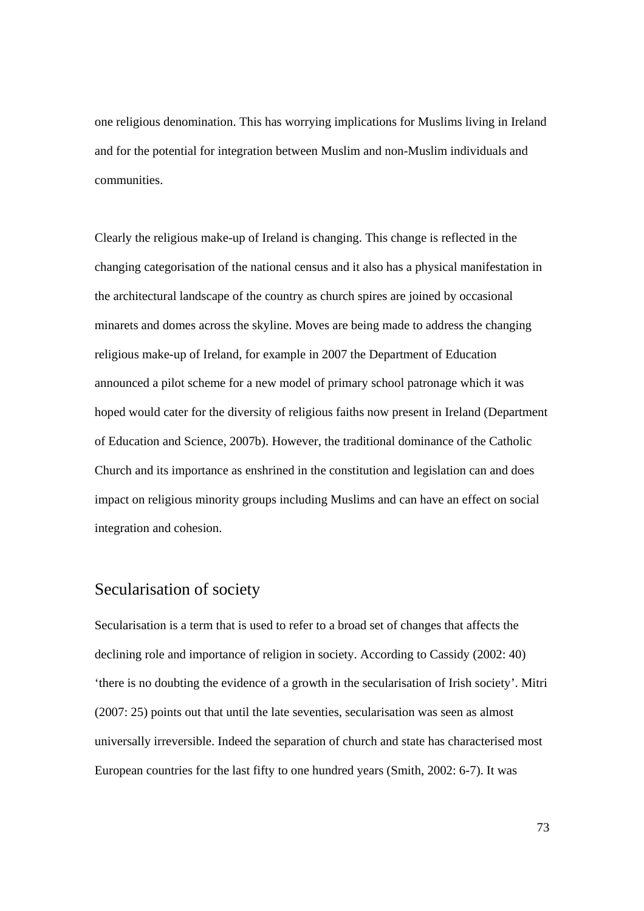one religious denomination. This has worrying implications for Muslims living in Ireland and for the potential for integration between Muslim and non-Muslim individuals and communities.

Clearly the religious make-up of Ireland is changing. This change is reflected in the changing categorisation of the national census and it also has a physical manifestation in the architectural landscape of the country as church spires are joined by occasional minarets and domes across the skyline. Moves are being made to address the changing religious make-up of Ireland, for example in 2007 the Department of Education announced a pilot scheme for a new model of primary school patronage which it was hoped would cater for the diversity of religious faiths now present in Ireland (Department of Education and Science, 2007b). However, the traditional dominance of the Catholic Church and its importance as enshrined in the constitution and legislation can and does impact on religious minority groups including Muslims and can have an effect on social integration and cohesion.

## Secularisation of society

Secularisation is a term that is used to refer to a broad set of changes that affects the declining role and importance of religion in society. According to Cassidy (2002: 40) 'there is no doubting the evidence of a growth in the secularisation of Irish society'. Mitri (2007: 25) points out that until the late seventies, secularisation was seen as almost universally irreversible. Indeed the separation of church and state has characterised most European countries for the last fifty to one hundred years (Smith, 2002: 6-7). It was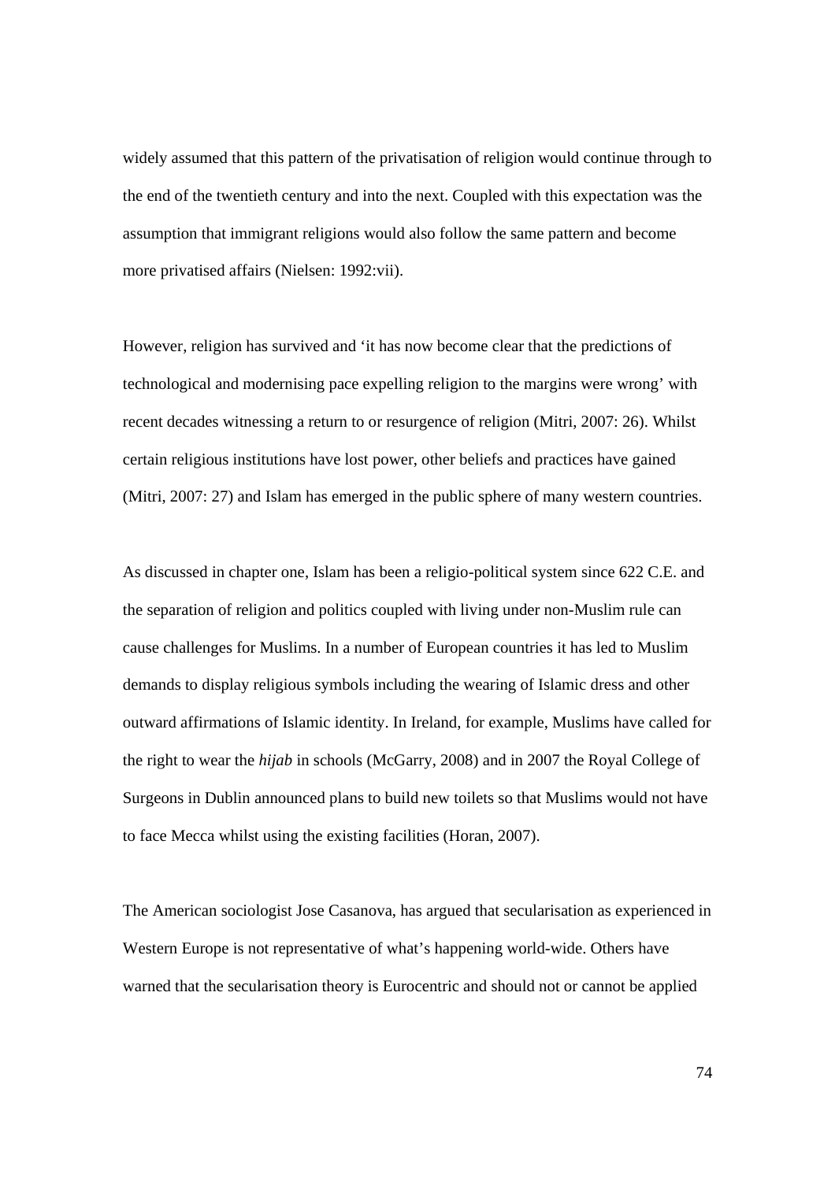widely assumed that this pattern of the privatisation of religion would continue through to the end of the twentieth century and into the next. Coupled with this expectation was the assumption that immigrant religions would also follow the same pattern and become more privatised affairs (Nielsen: 1992:vii).

However, religion has survived and 'it has now become clear that the predictions of technological and modernising pace expelling religion to the margins were wrong' with recent decades witnessing a return to or resurgence of religion (Mitri, 2007: 26). Whilst certain religious institutions have lost power, other beliefs and practices have gained (Mitri, 2007: 27) and Islam has emerged in the public sphere of many western countries.

As discussed in chapter one, Islam has been a religio-political system since 622 C.E. and the separation of religion and politics coupled with living under non-Muslim rule can cause challenges for Muslims. In a number of European countries it has led to Muslim demands to display religious symbols including the wearing of Islamic dress and other outward affirmations of Islamic identity. In Ireland, for example, Muslims have called for the right to wear the *hijab* in schools (McGarry, 2008) and in 2007 the Royal College of Surgeons in Dublin announced plans to build new toilets so that Muslims would not have to face Mecca whilst using the existing facilities (Horan, 2007).

The American sociologist Jose Casanova, has argued that secularisation as experienced in Western Europe is not representative of what's happening world-wide. Others have warned that the secularisation theory is Eurocentric and should not or cannot be applied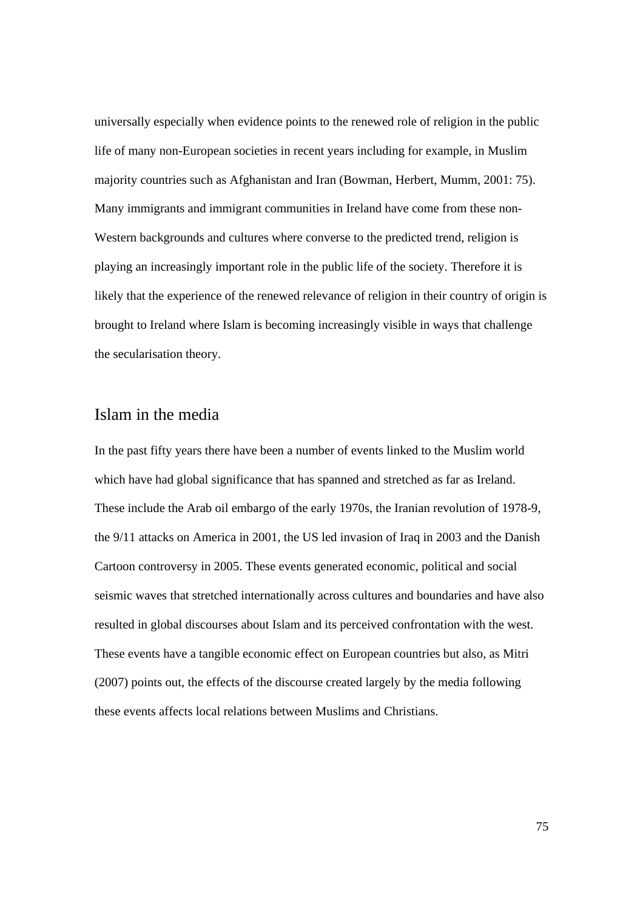universally especially when evidence points to the renewed role of religion in the public life of many non-European societies in recent years including for example, in Muslim majority countries such as Afghanistan and Iran (Bowman, Herbert, Mumm, 2001: 75). Many immigrants and immigrant communities in Ireland have come from these non-Western backgrounds and cultures where converse to the predicted trend, religion is playing an increasingly important role in the public life of the society. Therefore it is likely that the experience of the renewed relevance of religion in their country of origin is brought to Ireland where Islam is becoming increasingly visible in ways that challenge the secularisation theory.

## Islam in the media

In the past fifty years there have been a number of events linked to the Muslim world which have had global significance that has spanned and stretched as far as Ireland. These include the Arab oil embargo of the early 1970s, the Iranian revolution of 1978-9, the 9/11 attacks on America in 2001, the US led invasion of Iraq in 2003 and the Danish Cartoon controversy in 2005. These events generated economic, political and social seismic waves that stretched internationally across cultures and boundaries and have also resulted in global discourses about Islam and its perceived confrontation with the west. These events have a tangible economic effect on European countries but also, as Mitri (2007) points out, the effects of the discourse created largely by the media following these events affects local relations between Muslims and Christians.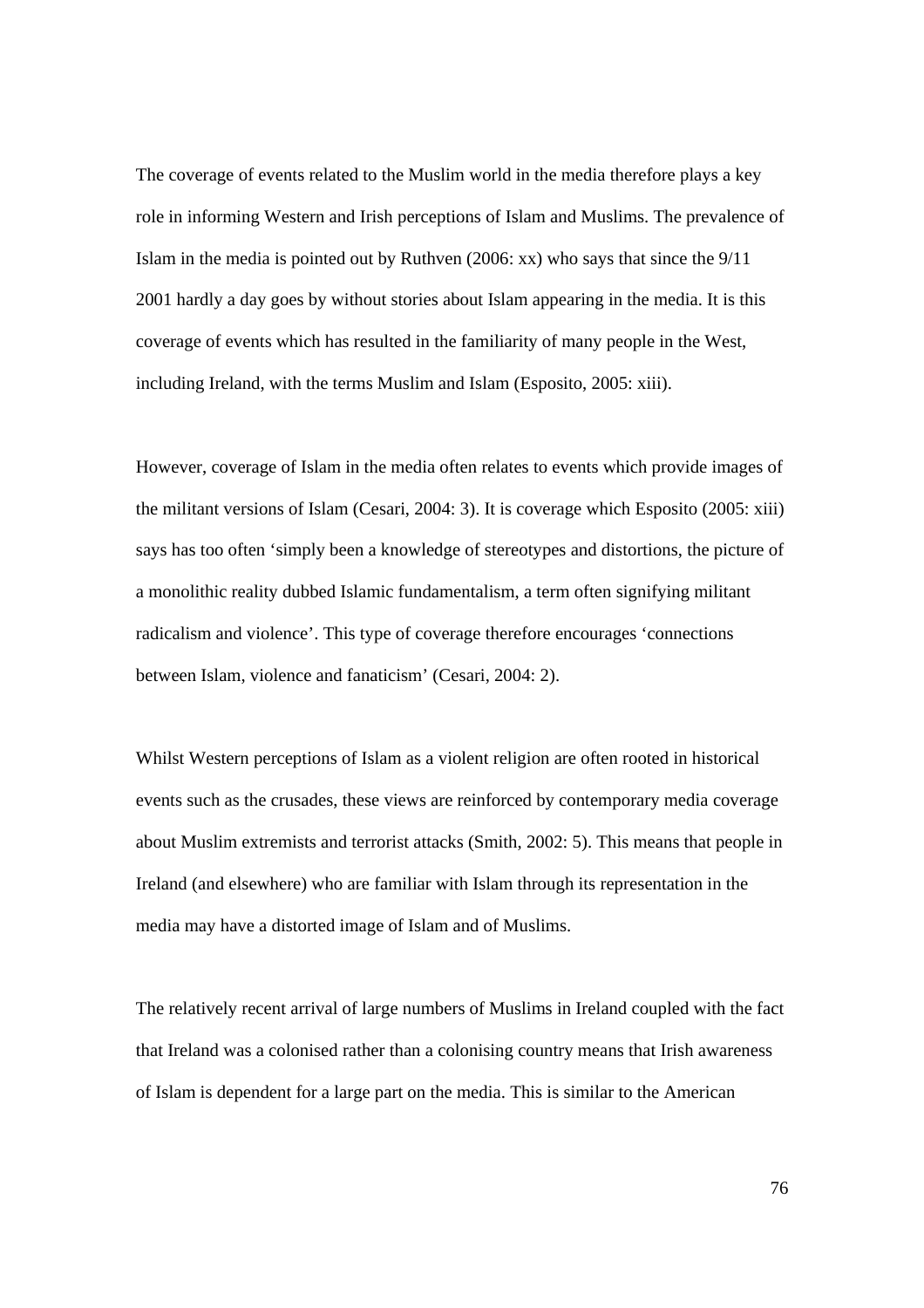The coverage of events related to the Muslim world in the media therefore plays a key role in informing Western and Irish perceptions of Islam and Muslims. The prevalence of Islam in the media is pointed out by Ruthven (2006: xx) who says that since the 9/11 2001 hardly a day goes by without stories about Islam appearing in the media. It is this coverage of events which has resulted in the familiarity of many people in the West, including Ireland, with the terms Muslim and Islam (Esposito, 2005: xiii).

However, coverage of Islam in the media often relates to events which provide images of the militant versions of Islam (Cesari, 2004: 3). It is coverage which Esposito (2005: xiii) says has too often 'simply been a knowledge of stereotypes and distortions, the picture of a monolithic reality dubbed Islamic fundamentalism, a term often signifying militant radicalism and violence'. This type of coverage therefore encourages 'connections between Islam, violence and fanaticism' (Cesari, 2004: 2).

Whilst Western perceptions of Islam as a violent religion are often rooted in historical events such as the crusades, these views are reinforced by contemporary media coverage about Muslim extremists and terrorist attacks (Smith, 2002: 5). This means that people in Ireland (and elsewhere) who are familiar with Islam through its representation in the media may have a distorted image of Islam and of Muslims.

The relatively recent arrival of large numbers of Muslims in Ireland coupled with the fact that Ireland was a colonised rather than a colonising country means that Irish awareness of Islam is dependent for a large part on the media. This is similar to the American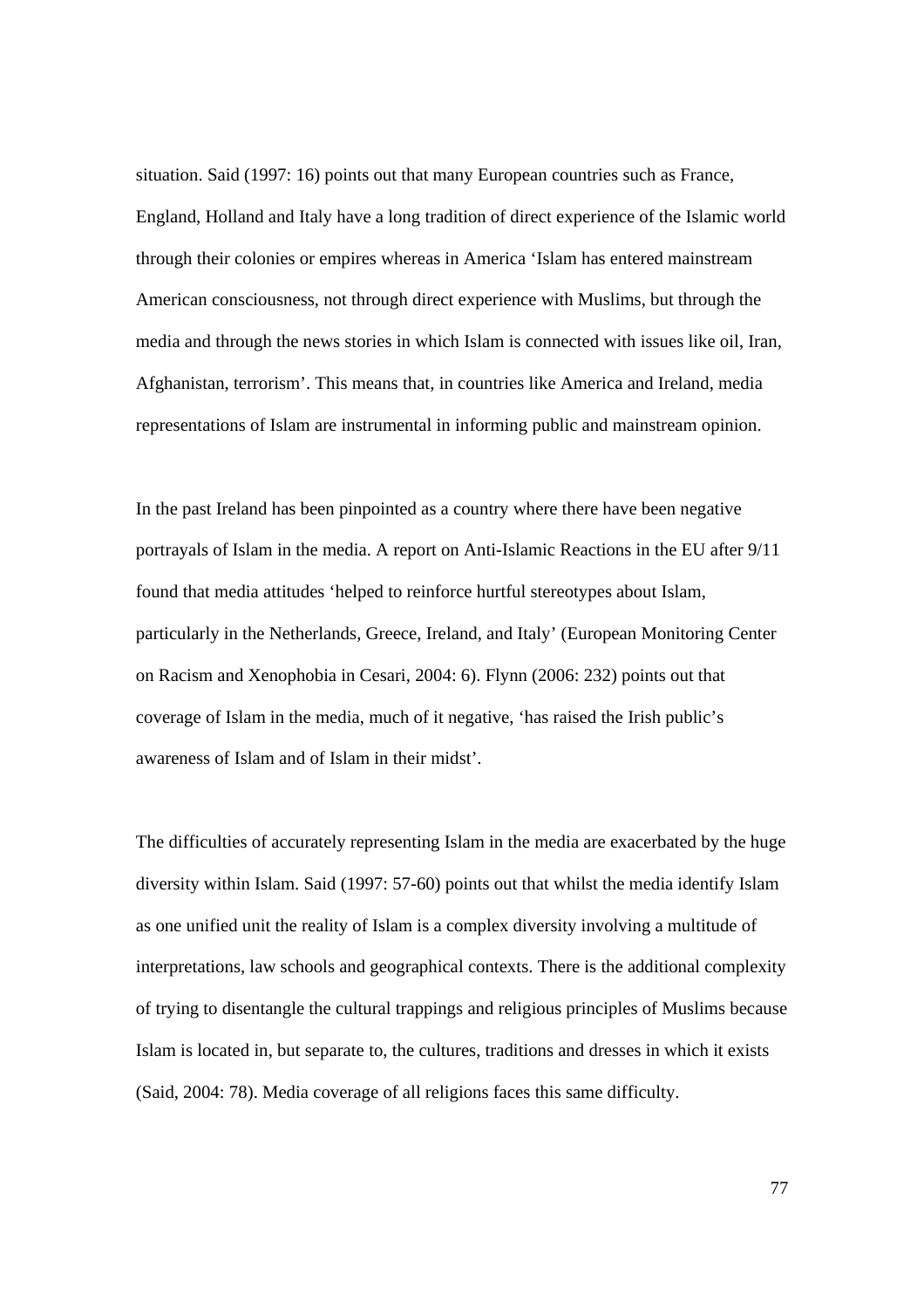situation. Said (1997: 16) points out that many European countries such as France, England, Holland and Italy have a long tradition of direct experience of the Islamic world through their colonies or empires whereas in America 'Islam has entered mainstream American consciousness, not through direct experience with Muslims, but through the media and through the news stories in which Islam is connected with issues like oil, Iran, Afghanistan, terrorism'. This means that, in countries like America and Ireland, media representations of Islam are instrumental in informing public and mainstream opinion.

In the past Ireland has been pinpointed as a country where there have been negative portrayals of Islam in the media. A report on Anti-Islamic Reactions in the EU after 9/11 found that media attitudes 'helped to reinforce hurtful stereotypes about Islam, particularly in the Netherlands, Greece, Ireland, and Italy' (European Monitoring Center on Racism and Xenophobia in Cesari, 2004: 6). Flynn (2006: 232) points out that coverage of Islam in the media, much of it negative, 'has raised the Irish public's awareness of Islam and of Islam in their midst'.

The difficulties of accurately representing Islam in the media are exacerbated by the huge diversity within Islam. Said (1997: 57-60) points out that whilst the media identify Islam as one unified unit the reality of Islam is a complex diversity involving a multitude of interpretations, law schools and geographical contexts. There is the additional complexity of trying to disentangle the cultural trappings and religious principles of Muslims because Islam is located in, but separate to, the cultures, traditions and dresses in which it exists (Said, 2004: 78). Media coverage of all religions faces this same difficulty.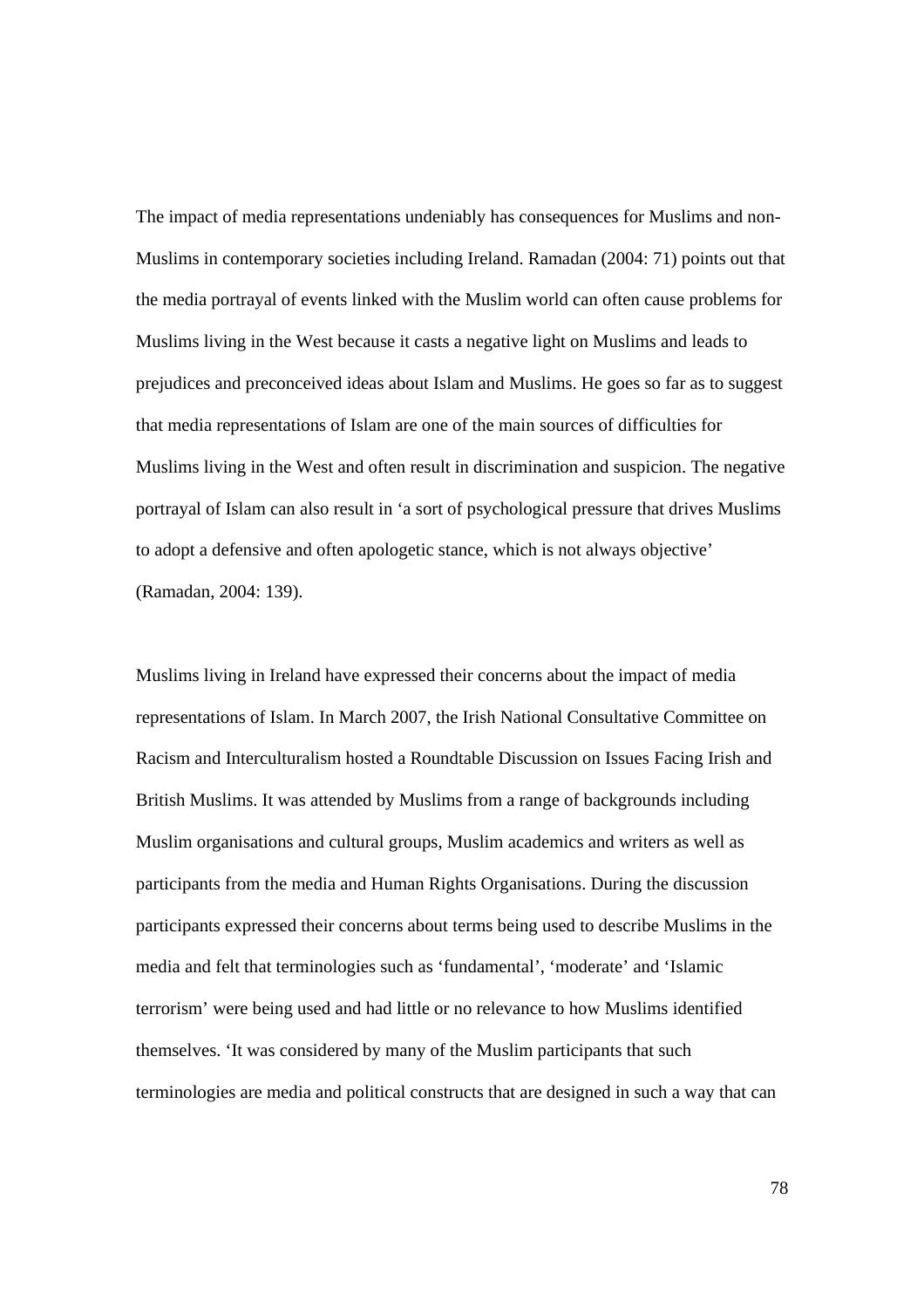The impact of media representations undeniably has consequences for Muslims and non-Muslims in contemporary societies including Ireland. Ramadan (2004: 71) points out that the media portrayal of events linked with the Muslim world can often cause problems for Muslims living in the West because it casts a negative light on Muslims and leads to prejudices and preconceived ideas about Islam and Muslims. He goes so far as to suggest that media representations of Islam are one of the main sources of difficulties for Muslims living in the West and often result in discrimination and suspicion. The negative portrayal of Islam can also result in 'a sort of psychological pressure that drives Muslims to adopt a defensive and often apologetic stance, which is not always objective' (Ramadan, 2004: 139).

Muslims living in Ireland have expressed their concerns about the impact of media representations of Islam. In March 2007, the Irish National Consultative Committee on Racism and Interculturalism hosted a Roundtable Discussion on Issues Facing Irish and British Muslims. It was attended by Muslims from a range of backgrounds including Muslim organisations and cultural groups, Muslim academics and writers as well as participants from the media and Human Rights Organisations. During the discussion participants expressed their concerns about terms being used to describe Muslims in the media and felt that terminologies such as 'fundamental', 'moderate' and 'Islamic terrorism' were being used and had little or no relevance to how Muslims identified themselves. 'It was considered by many of the Muslim participants that such terminologies are media and political constructs that are designed in such a way that can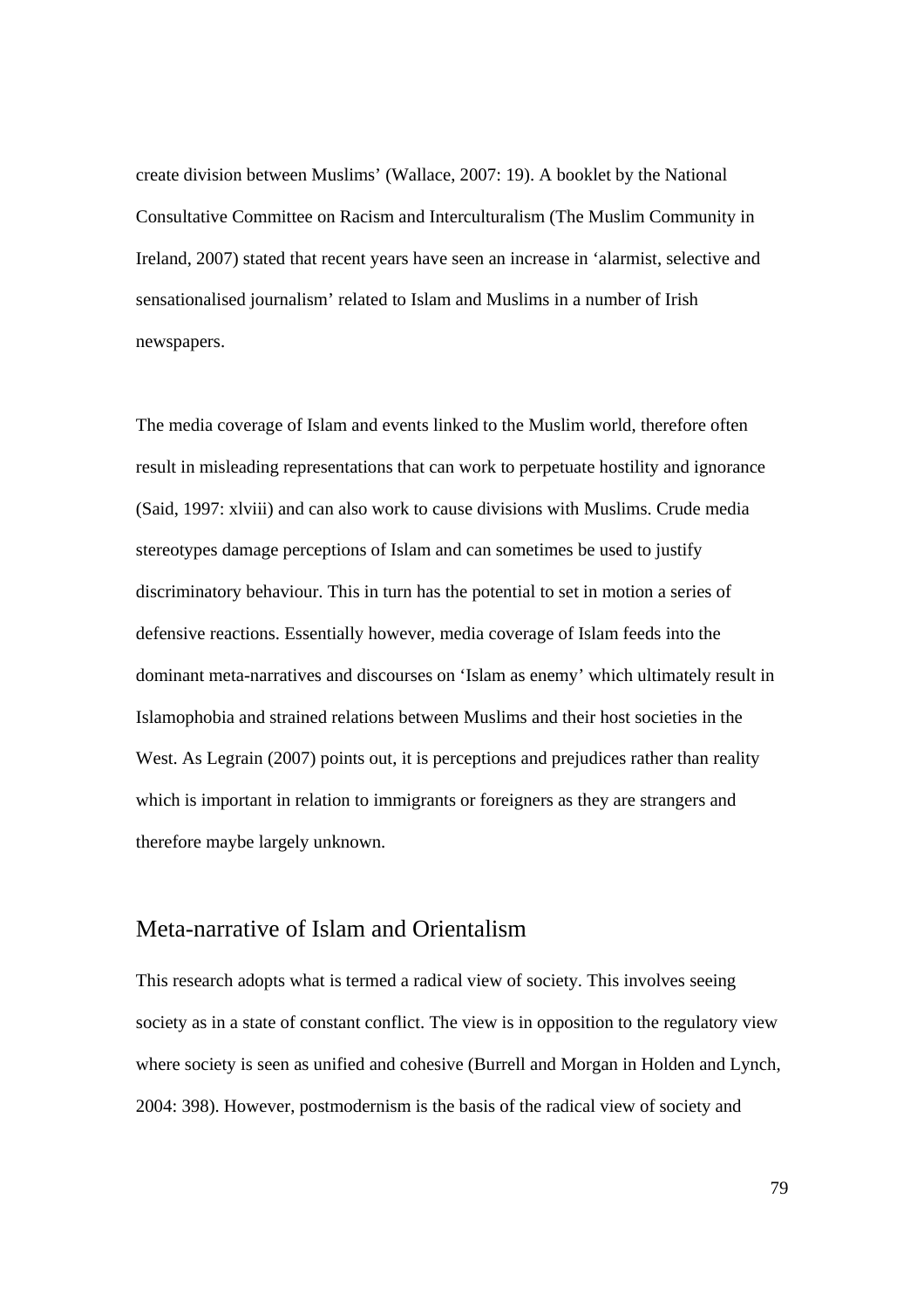create division between Muslims' (Wallace, 2007: 19). A booklet by the National Consultative Committee on Racism and Interculturalism (The Muslim Community in Ireland, 2007) stated that recent years have seen an increase in 'alarmist, selective and sensationalised journalism' related to Islam and Muslims in a number of Irish newspapers.

The media coverage of Islam and events linked to the Muslim world, therefore often result in misleading representations that can work to perpetuate hostility and ignorance (Said, 1997: xlviii) and can also work to cause divisions with Muslims. Crude media stereotypes damage perceptions of Islam and can sometimes be used to justify discriminatory behaviour. This in turn has the potential to set in motion a series of defensive reactions. Essentially however, media coverage of Islam feeds into the dominant meta-narratives and discourses on 'Islam as enemy' which ultimately result in Islamophobia and strained relations between Muslims and their host societies in the West. As Legrain (2007) points out, it is perceptions and prejudices rather than reality which is important in relation to immigrants or foreigners as they are strangers and therefore maybe largely unknown.

## Meta-narrative of Islam and Orientalism

This research adopts what is termed a radical view of society. This involves seeing society as in a state of constant conflict. The view is in opposition to the regulatory view where society is seen as unified and cohesive (Burrell and Morgan in Holden and Lynch, 2004: 398). However, postmodernism is the basis of the radical view of society and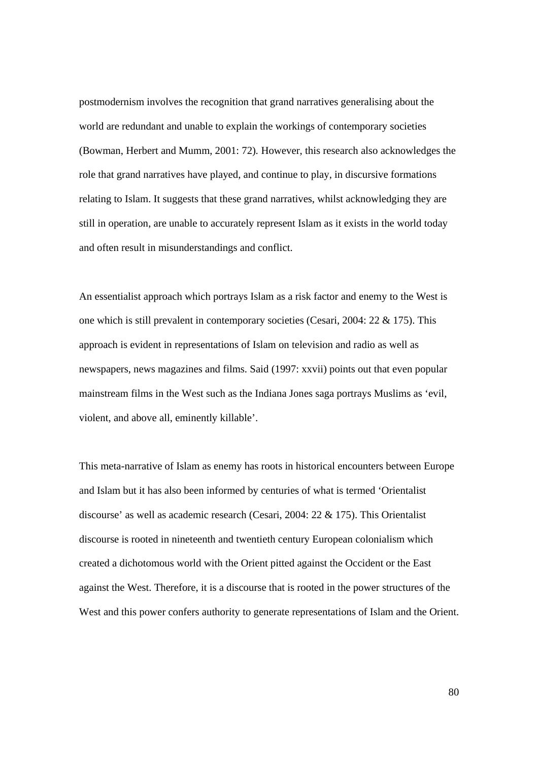postmodernism involves the recognition that grand narratives generalising about the world are redundant and unable to explain the workings of contemporary societies (Bowman, Herbert and Mumm, 2001: 72). However, this research also acknowledges the role that grand narratives have played, and continue to play, in discursive formations relating to Islam. It suggests that these grand narratives, whilst acknowledging they are still in operation, are unable to accurately represent Islam as it exists in the world today and often result in misunderstandings and conflict.

An essentialist approach which portrays Islam as a risk factor and enemy to the West is one which is still prevalent in contemporary societies (Cesari, 2004: 22 & 175). This approach is evident in representations of Islam on television and radio as well as newspapers, news magazines and films. Said (1997: xxvii) points out that even popular mainstream films in the West such as the Indiana Jones saga portrays Muslims as 'evil, violent, and above all, eminently killable'.

This meta-narrative of Islam as enemy has roots in historical encounters between Europe and Islam but it has also been informed by centuries of what is termed 'Orientalist discourse' as well as academic research (Cesari, 2004: 22 & 175). This Orientalist discourse is rooted in nineteenth and twentieth century European colonialism which created a dichotomous world with the Orient pitted against the Occident or the East against the West. Therefore, it is a discourse that is rooted in the power structures of the West and this power confers authority to generate representations of Islam and the Orient.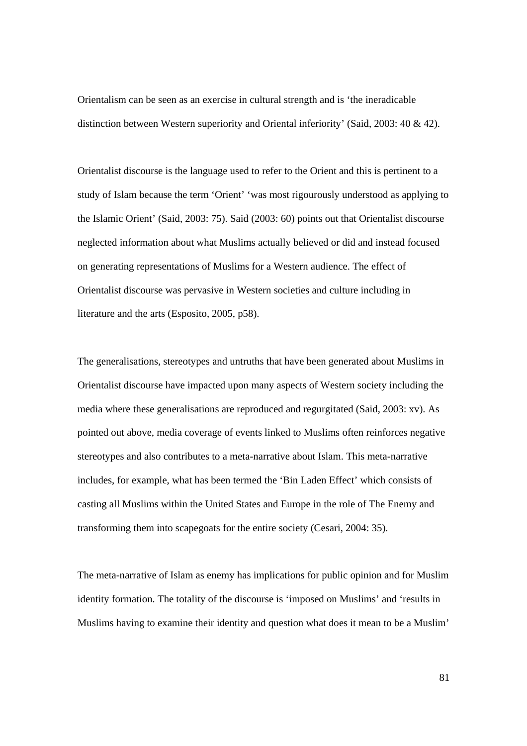Orientalism can be seen as an exercise in cultural strength and is 'the ineradicable distinction between Western superiority and Oriental inferiority' (Said, 2003: 40 & 42).

Orientalist discourse is the language used to refer to the Orient and this is pertinent to a study of Islam because the term 'Orient' 'was most rigourously understood as applying to the Islamic Orient' (Said, 2003: 75). Said (2003: 60) points out that Orientalist discourse neglected information about what Muslims actually believed or did and instead focused on generating representations of Muslims for a Western audience. The effect of Orientalist discourse was pervasive in Western societies and culture including in literature and the arts (Esposito, 2005, p58).

The generalisations, stereotypes and untruths that have been generated about Muslims in Orientalist discourse have impacted upon many aspects of Western society including the media where these generalisations are reproduced and regurgitated (Said, 2003: xv). As pointed out above, media coverage of events linked to Muslims often reinforces negative stereotypes and also contributes to a meta-narrative about Islam. This meta-narrative includes, for example, what has been termed the 'Bin Laden Effect' which consists of casting all Muslims within the United States and Europe in the role of The Enemy and transforming them into scapegoats for the entire society (Cesari, 2004: 35).

The meta-narrative of Islam as enemy has implications for public opinion and for Muslim identity formation. The totality of the discourse is 'imposed on Muslims' and 'results in Muslims having to examine their identity and question what does it mean to be a Muslim'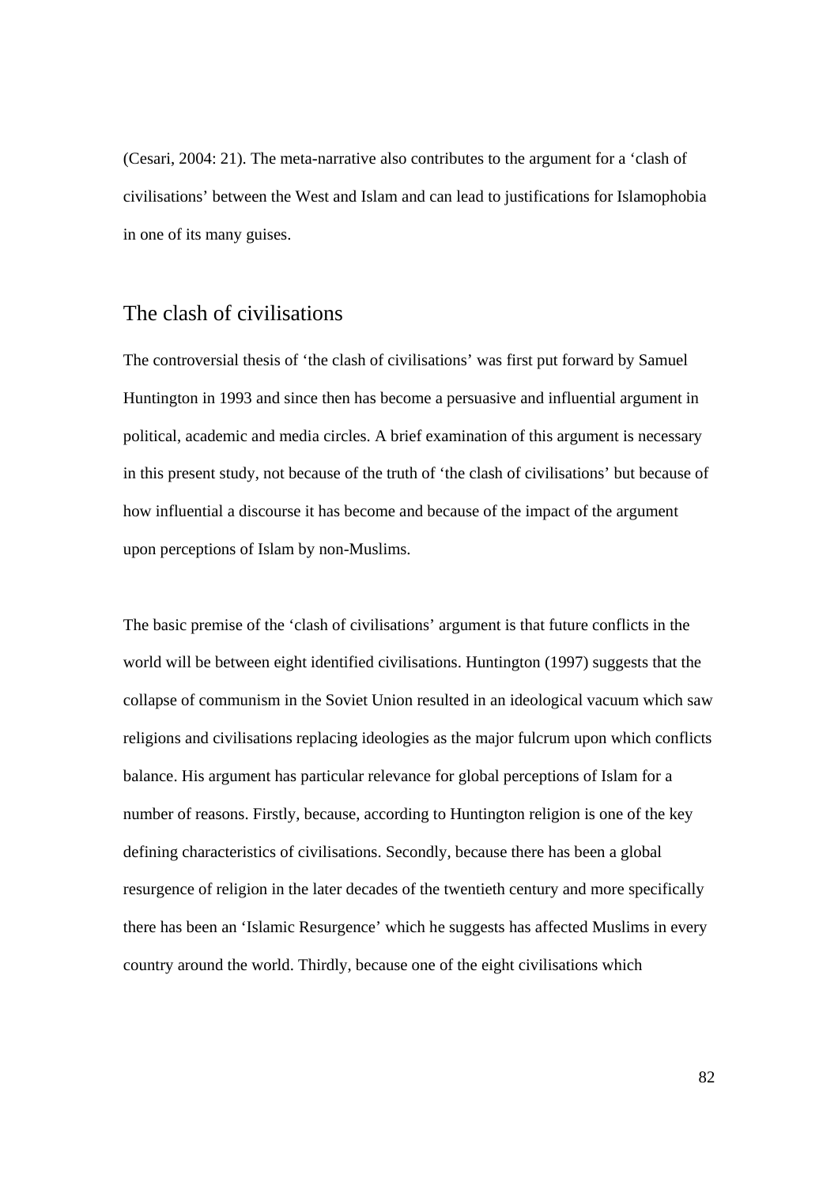(Cesari, 2004: 21). The meta-narrative also contributes to the argument for a 'clash of civilisations' between the West and Islam and can lead to justifications for Islamophobia in one of its many guises.

## The clash of civilisations

The controversial thesis of 'the clash of civilisations' was first put forward by Samuel Huntington in 1993 and since then has become a persuasive and influential argument in political, academic and media circles. A brief examination of this argument is necessary in this present study, not because of the truth of 'the clash of civilisations' but because of how influential a discourse it has become and because of the impact of the argument upon perceptions of Islam by non-Muslims.

The basic premise of the 'clash of civilisations' argument is that future conflicts in the world will be between eight identified civilisations. Huntington (1997) suggests that the collapse of communism in the Soviet Union resulted in an ideological vacuum which saw religions and civilisations replacing ideologies as the major fulcrum upon which conflicts balance. His argument has particular relevance for global perceptions of Islam for a number of reasons. Firstly, because, according to Huntington religion is one of the key defining characteristics of civilisations. Secondly, because there has been a global resurgence of religion in the later decades of the twentieth century and more specifically there has been an 'Islamic Resurgence' which he suggests has affected Muslims in every country around the world. Thirdly, because one of the eight civilisations which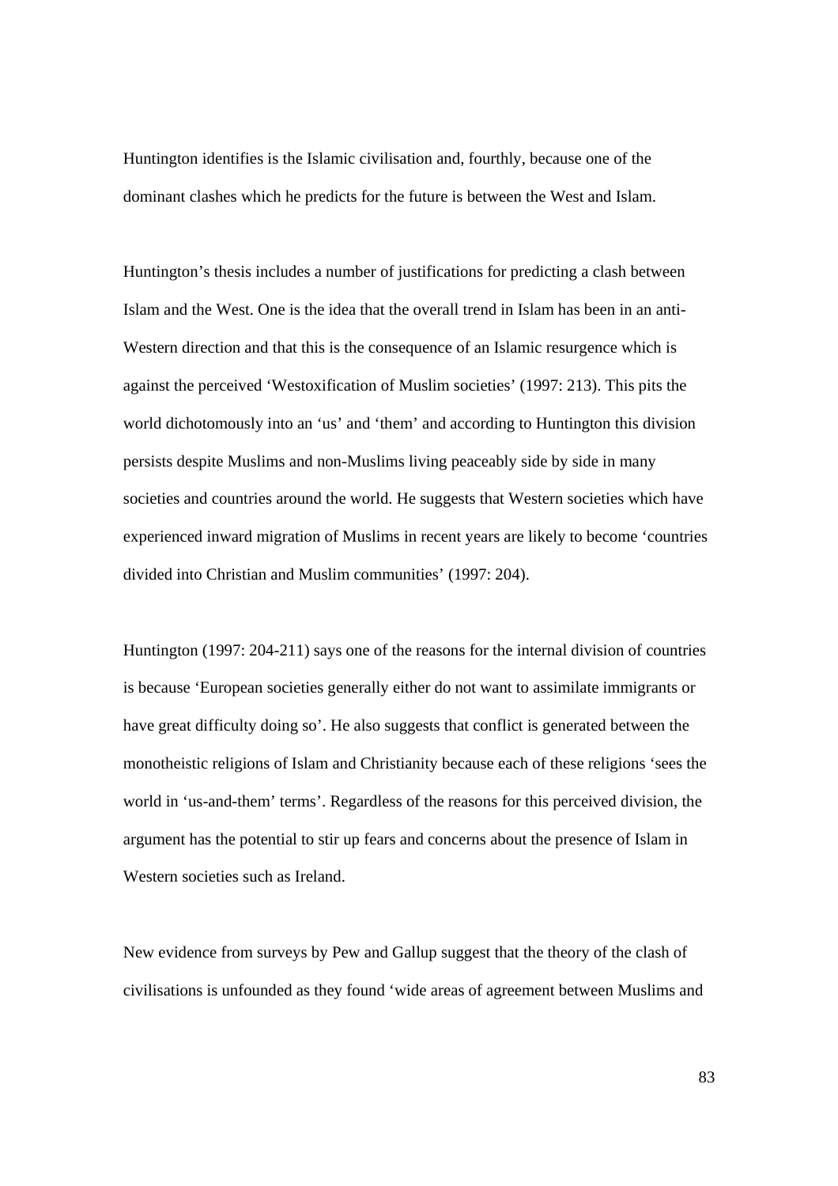Huntington identifies is the Islamic civilisation and, fourthly, because one of the dominant clashes which he predicts for the future is between the West and Islam.

Huntington's thesis includes a number of justifications for predicting a clash between Islam and the West. One is the idea that the overall trend in Islam has been in an anti-Western direction and that this is the consequence of an Islamic resurgence which is against the perceived 'Westoxification of Muslim societies' (1997: 213). This pits the world dichotomously into an 'us' and 'them' and according to Huntington this division persists despite Muslims and non-Muslims living peaceably side by side in many societies and countries around the world. He suggests that Western societies which have experienced inward migration of Muslims in recent years are likely to become 'countries divided into Christian and Muslim communities' (1997: 204).

Huntington (1997: 204-211) says one of the reasons for the internal division of countries is because 'European societies generally either do not want to assimilate immigrants or have great difficulty doing so'. He also suggests that conflict is generated between the monotheistic religions of Islam and Christianity because each of these religions 'sees the world in 'us-and-them' terms'. Regardless of the reasons for this perceived division, the argument has the potential to stir up fears and concerns about the presence of Islam in Western societies such as Ireland.

New evidence from surveys by Pew and Gallup suggest that the theory of the clash of civilisations is unfounded as they found 'wide areas of agreement between Muslims and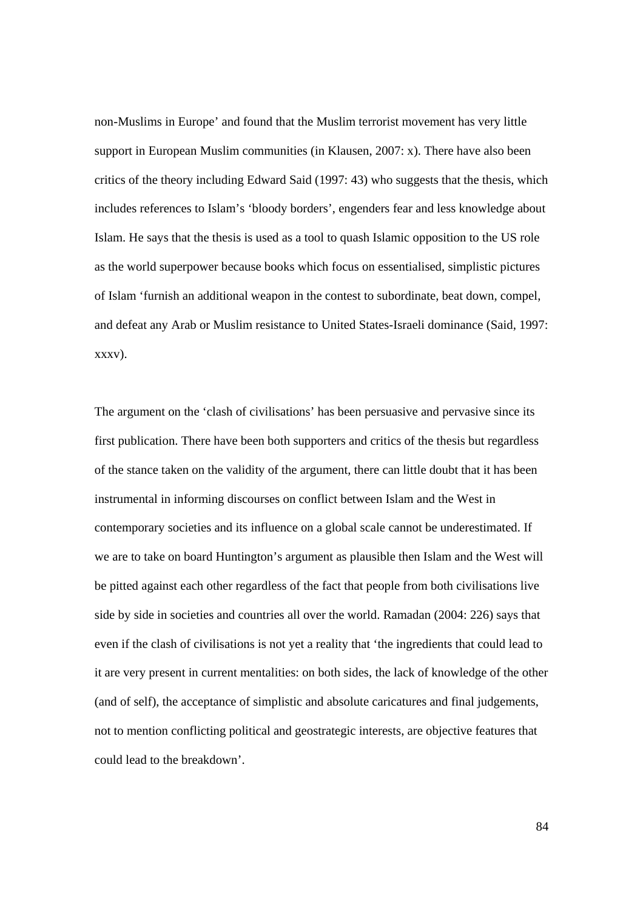non-Muslims in Europe' and found that the Muslim terrorist movement has very little support in European Muslim communities (in Klausen, 2007: x). There have also been critics of the theory including Edward Said (1997: 43) who suggests that the thesis, which includes references to Islam's 'bloody borders', engenders fear and less knowledge about Islam. He says that the thesis is used as a tool to quash Islamic opposition to the US role as the world superpower because books which focus on essentialised, simplistic pictures of Islam 'furnish an additional weapon in the contest to subordinate, beat down, compel, and defeat any Arab or Muslim resistance to United States-Israeli dominance (Said, 1997: xxxv).

The argument on the 'clash of civilisations' has been persuasive and pervasive since its first publication. There have been both supporters and critics of the thesis but regardless of the stance taken on the validity of the argument, there can little doubt that it has been instrumental in informing discourses on conflict between Islam and the West in contemporary societies and its influence on a global scale cannot be underestimated. If we are to take on board Huntington's argument as plausible then Islam and the West will be pitted against each other regardless of the fact that people from both civilisations live side by side in societies and countries all over the world. Ramadan (2004: 226) says that even if the clash of civilisations is not yet a reality that 'the ingredients that could lead to it are very present in current mentalities: on both sides, the lack of knowledge of the other (and of self), the acceptance of simplistic and absolute caricatures and final judgements, not to mention conflicting political and geostrategic interests, are objective features that could lead to the breakdown'.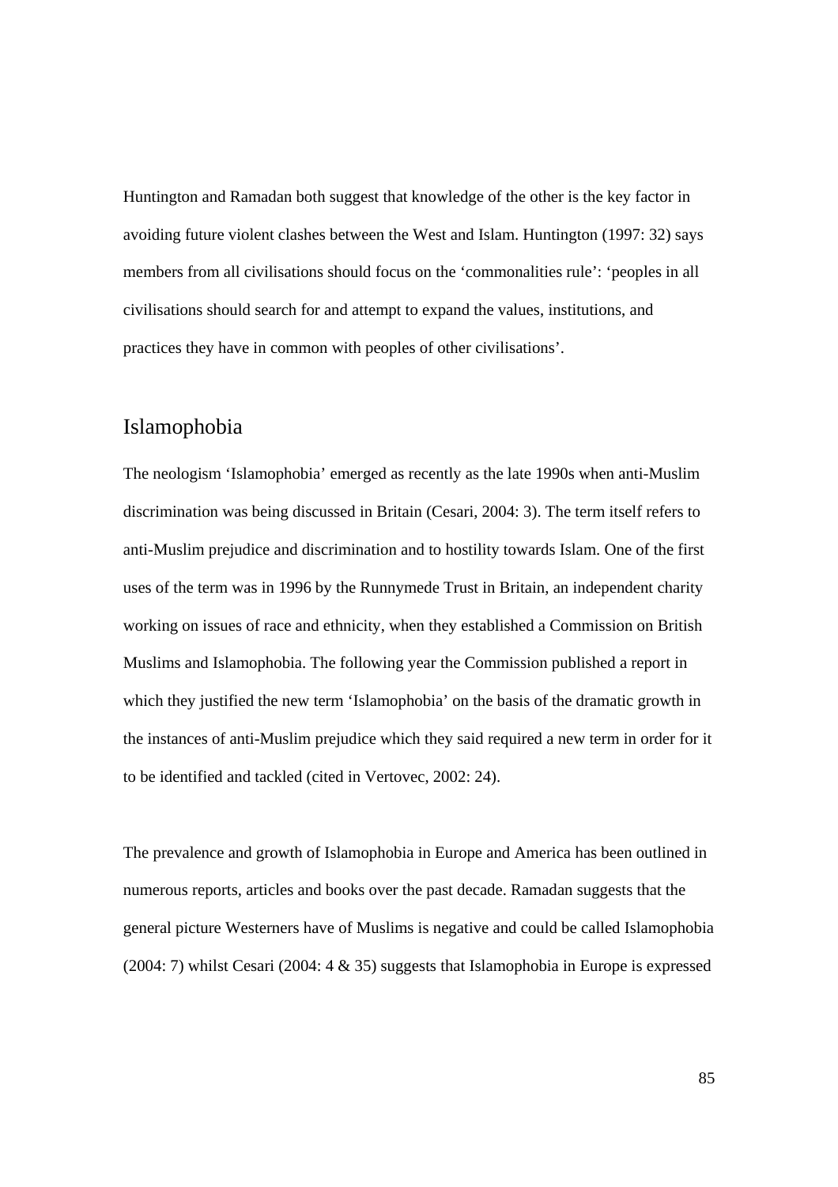Huntington and Ramadan both suggest that knowledge of the other is the key factor in avoiding future violent clashes between the West and Islam. Huntington (1997: 32) says members from all civilisations should focus on the 'commonalities rule': 'peoples in all civilisations should search for and attempt to expand the values, institutions, and practices they have in common with peoples of other civilisations'.

## Islamophobia

The neologism 'Islamophobia' emerged as recently as the late 1990s when anti-Muslim discrimination was being discussed in Britain (Cesari, 2004: 3). The term itself refers to anti-Muslim prejudice and discrimination and to hostility towards Islam. One of the first uses of the term was in 1996 by the Runnymede Trust in Britain, an independent charity working on issues of race and ethnicity, when they established a Commission on British Muslims and Islamophobia. The following year the Commission published a report in which they justified the new term 'Islamophobia' on the basis of the dramatic growth in the instances of anti-Muslim prejudice which they said required a new term in order for it to be identified and tackled (cited in Vertovec, 2002: 24).

The prevalence and growth of Islamophobia in Europe and America has been outlined in numerous reports, articles and books over the past decade. Ramadan suggests that the general picture Westerners have of Muslims is negative and could be called Islamophobia (2004: 7) whilst Cesari (2004: 4 & 35) suggests that Islamophobia in Europe is expressed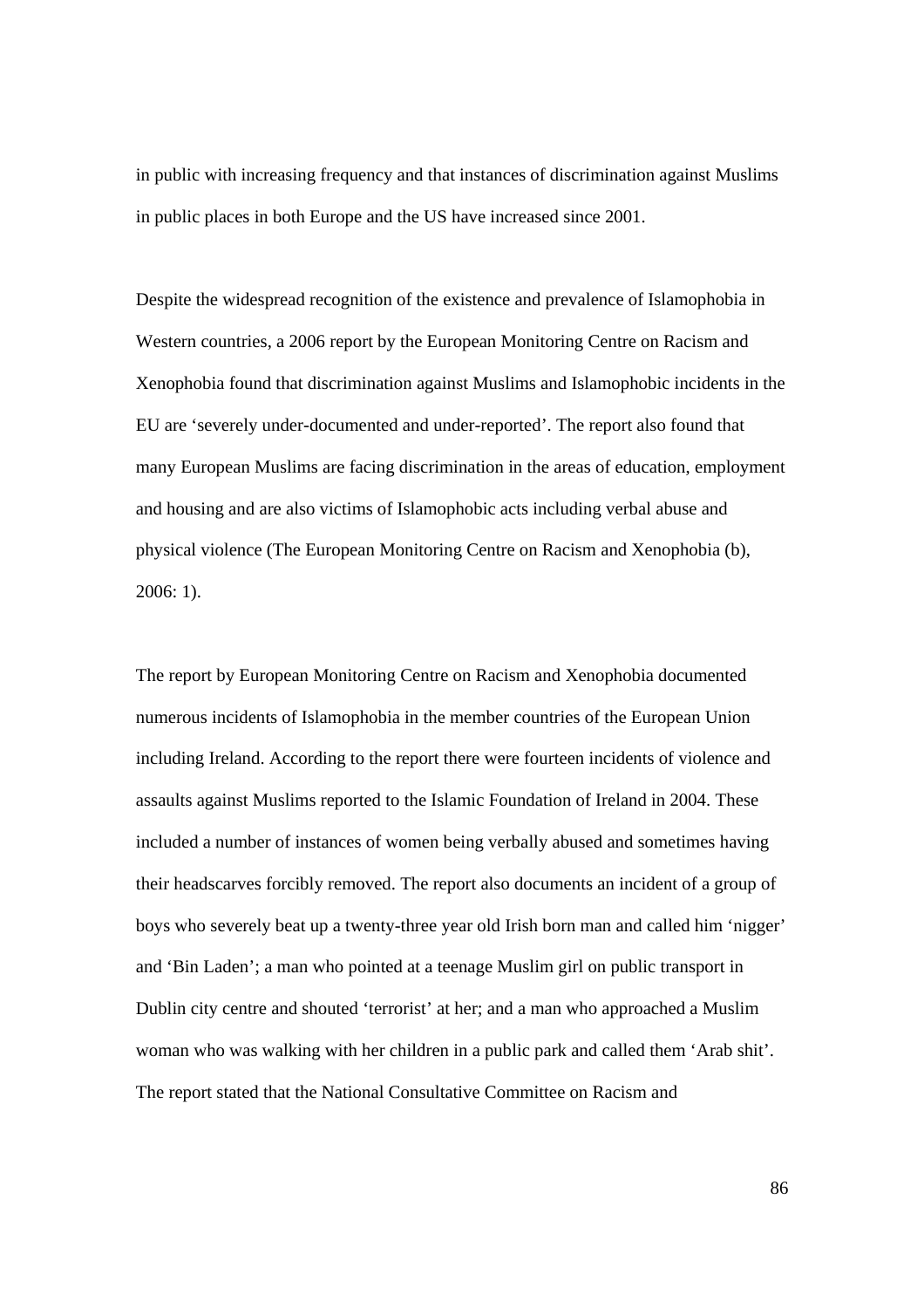in public with increasing frequency and that instances of discrimination against Muslims in public places in both Europe and the US have increased since 2001.

Despite the widespread recognition of the existence and prevalence of Islamophobia in Western countries, a 2006 report by the European Monitoring Centre on Racism and Xenophobia found that discrimination against Muslims and Islamophobic incidents in the EU are 'severely under-documented and under-reported'. The report also found that many European Muslims are facing discrimination in the areas of education, employment and housing and are also victims of Islamophobic acts including verbal abuse and physical violence (The European Monitoring Centre on Racism and Xenophobia (b), 2006: 1).

The report by European Monitoring Centre on Racism and Xenophobia documented numerous incidents of Islamophobia in the member countries of the European Union including Ireland. According to the report there were fourteen incidents of violence and assaults against Muslims reported to the Islamic Foundation of Ireland in 2004. These included a number of instances of women being verbally abused and sometimes having their headscarves forcibly removed. The report also documents an incident of a group of boys who severely beat up a twenty-three year old Irish born man and called him 'nigger' and 'Bin Laden'; a man who pointed at a teenage Muslim girl on public transport in Dublin city centre and shouted 'terrorist' at her; and a man who approached a Muslim woman who was walking with her children in a public park and called them 'Arab shit'. The report stated that the National Consultative Committee on Racism and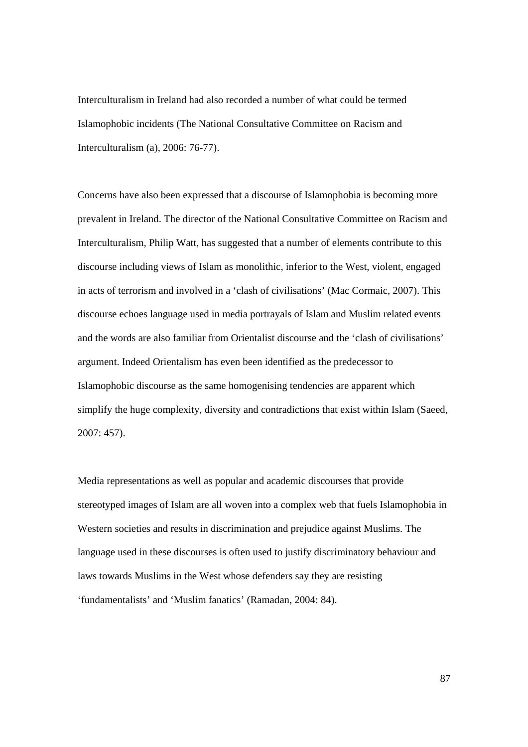Interculturalism in Ireland had also recorded a number of what could be termed Islamophobic incidents (The National Consultative Committee on Racism and Interculturalism (a), 2006: 76-77).

Concerns have also been expressed that a discourse of Islamophobia is becoming more prevalent in Ireland. The director of the National Consultative Committee on Racism and Interculturalism, Philip Watt, has suggested that a number of elements contribute to this discourse including views of Islam as monolithic, inferior to the West, violent, engaged in acts of terrorism and involved in a 'clash of civilisations' (Mac Cormaic, 2007). This discourse echoes language used in media portrayals of Islam and Muslim related events and the words are also familiar from Orientalist discourse and the 'clash of civilisations' argument. Indeed Orientalism has even been identified as the predecessor to Islamophobic discourse as the same homogenising tendencies are apparent which simplify the huge complexity, diversity and contradictions that exist within Islam (Saeed, 2007: 457).

Media representations as well as popular and academic discourses that provide stereotyped images of Islam are all woven into a complex web that fuels Islamophobia in Western societies and results in discrimination and prejudice against Muslims. The language used in these discourses is often used to justify discriminatory behaviour and laws towards Muslims in the West whose defenders say they are resisting 'fundamentalists' and 'Muslim fanatics' (Ramadan, 2004: 84).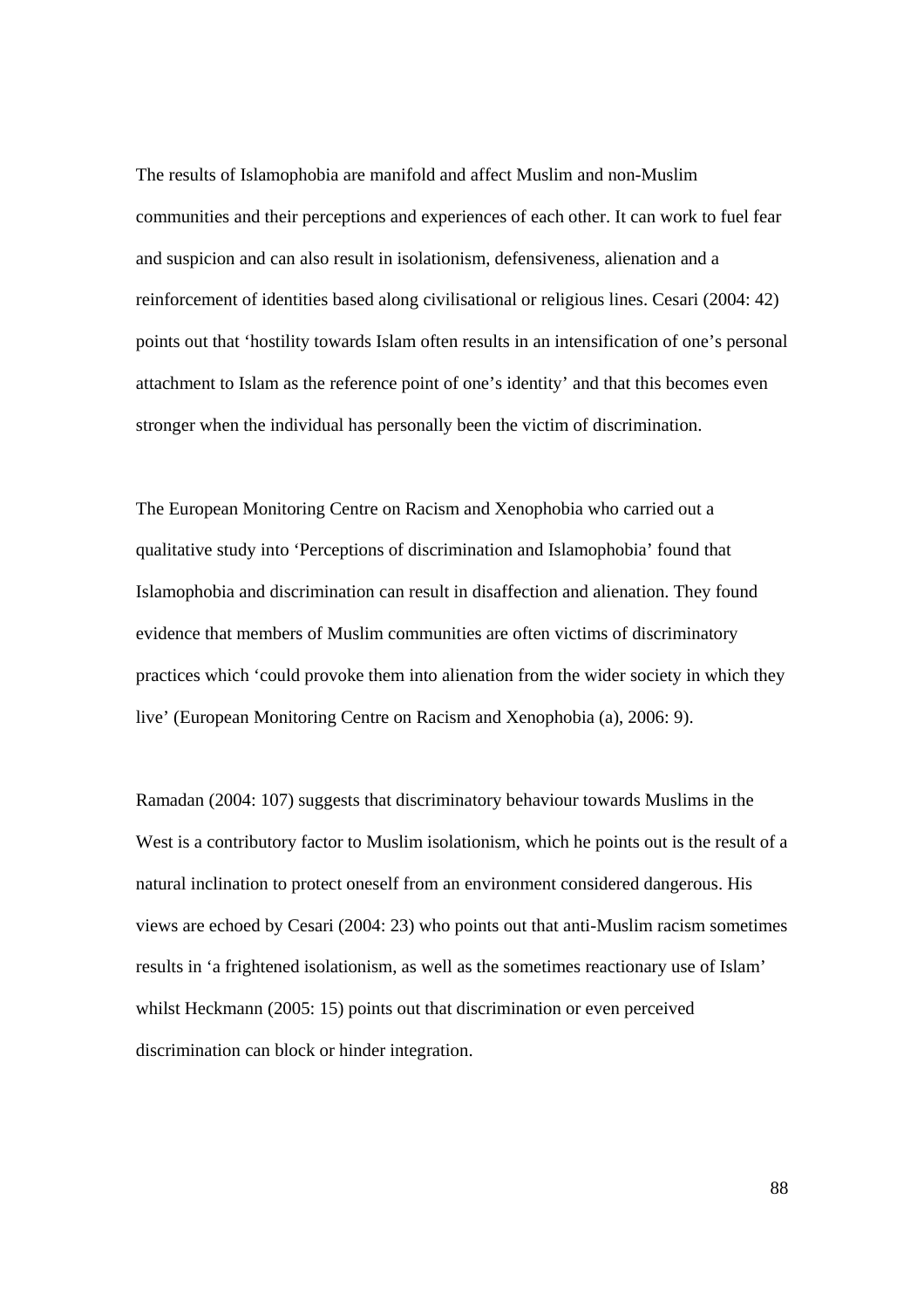The results of Islamophobia are manifold and affect Muslim and non-Muslim communities and their perceptions and experiences of each other. It can work to fuel fear and suspicion and can also result in isolationism, defensiveness, alienation and a reinforcement of identities based along civilisational or religious lines. Cesari (2004: 42) points out that 'hostility towards Islam often results in an intensification of one's personal attachment to Islam as the reference point of one's identity' and that this becomes even stronger when the individual has personally been the victim of discrimination.

The European Monitoring Centre on Racism and Xenophobia who carried out a qualitative study into 'Perceptions of discrimination and Islamophobia' found that Islamophobia and discrimination can result in disaffection and alienation. They found evidence that members of Muslim communities are often victims of discriminatory practices which 'could provoke them into alienation from the wider society in which they live' (European Monitoring Centre on Racism and Xenophobia (a), 2006: 9).

Ramadan (2004: 107) suggests that discriminatory behaviour towards Muslims in the West is a contributory factor to Muslim isolationism, which he points out is the result of a natural inclination to protect oneself from an environment considered dangerous. His views are echoed by Cesari (2004: 23) who points out that anti-Muslim racism sometimes results in 'a frightened isolationism, as well as the sometimes reactionary use of Islam' whilst Heckmann (2005: 15) points out that discrimination or even perceived discrimination can block or hinder integration.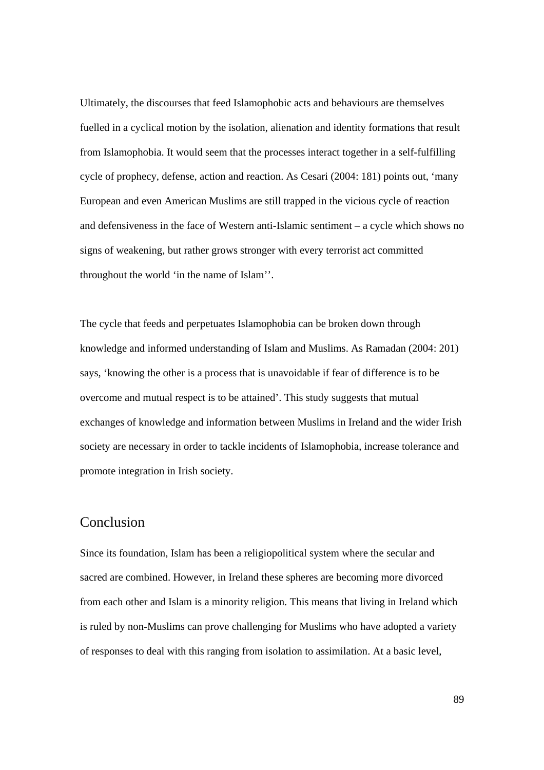Ultimately, the discourses that feed Islamophobic acts and behaviours are themselves fuelled in a cyclical motion by the isolation, alienation and identity formations that result from Islamophobia. It would seem that the processes interact together in a self-fulfilling cycle of prophecy, defense, action and reaction. As Cesari (2004: 181) points out, 'many European and even American Muslims are still trapped in the vicious cycle of reaction and defensiveness in the face of Western anti-Islamic sentiment – a cycle which shows no signs of weakening, but rather grows stronger with every terrorist act committed throughout the world 'in the name of Islam''.

The cycle that feeds and perpetuates Islamophobia can be broken down through knowledge and informed understanding of Islam and Muslims. As Ramadan (2004: 201) says, 'knowing the other is a process that is unavoidable if fear of difference is to be overcome and mutual respect is to be attained'. This study suggests that mutual exchanges of knowledge and information between Muslims in Ireland and the wider Irish society are necessary in order to tackle incidents of Islamophobia, increase tolerance and promote integration in Irish society.

## Conclusion

Since its foundation, Islam has been a religiopolitical system where the secular and sacred are combined. However, in Ireland these spheres are becoming more divorced from each other and Islam is a minority religion. This means that living in Ireland which is ruled by non-Muslims can prove challenging for Muslims who have adopted a variety of responses to deal with this ranging from isolation to assimilation. At a basic level,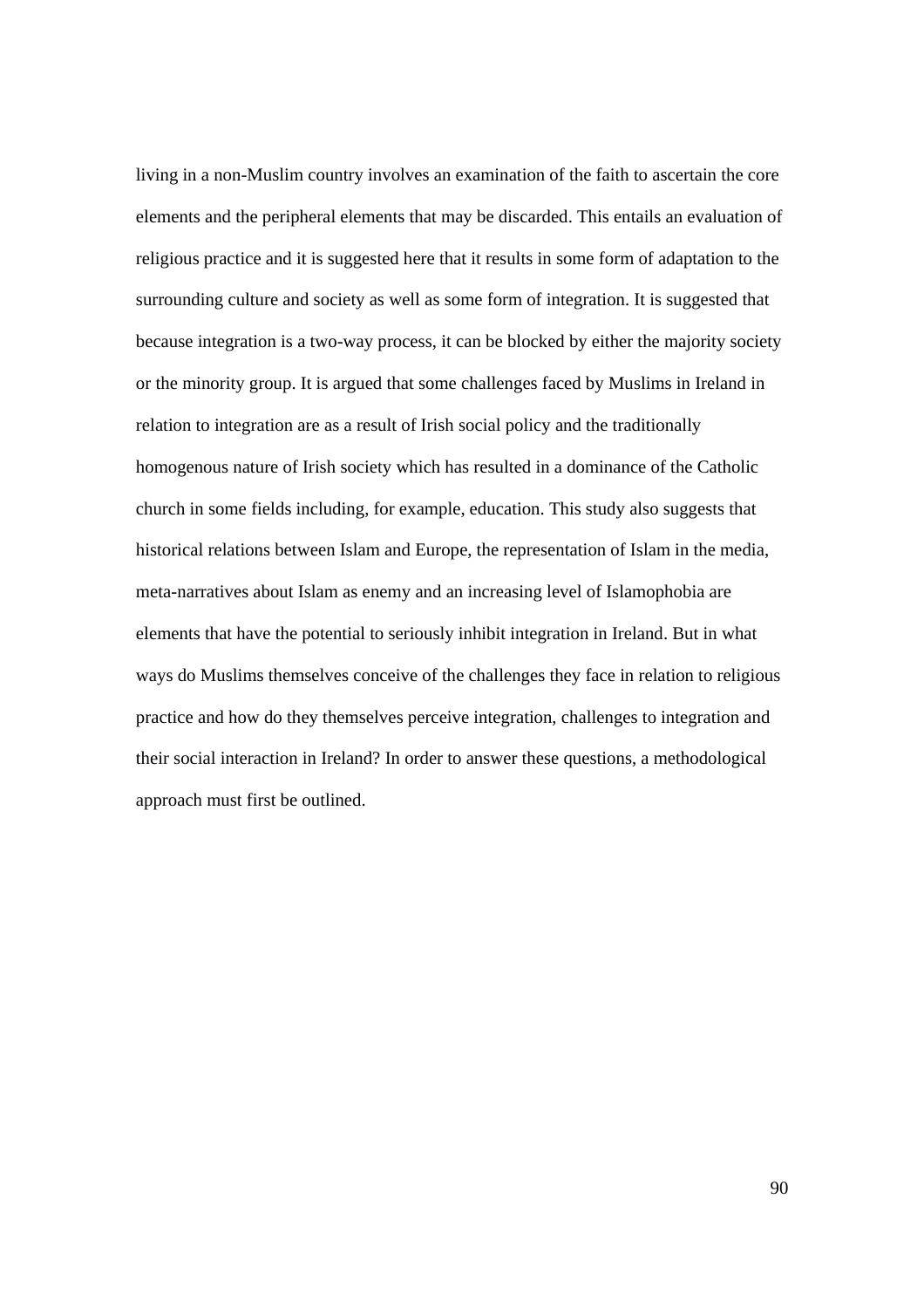living in a non-Muslim country involves an examination of the faith to ascertain the core elements and the peripheral elements that may be discarded. This entails an evaluation of religious practice and it is suggested here that it results in some form of adaptation to the surrounding culture and society as well as some form of integration. It is suggested that because integration is a two-way process, it can be blocked by either the majority society or the minority group. It is argued that some challenges faced by Muslims in Ireland in relation to integration are as a result of Irish social policy and the traditionally homogenous nature of Irish society which has resulted in a dominance of the Catholic church in some fields including, for example, education. This study also suggests that historical relations between Islam and Europe, the representation of Islam in the media, meta-narratives about Islam as enemy and an increasing level of Islamophobia are elements that have the potential to seriously inhibit integration in Ireland. But in what ways do Muslims themselves conceive of the challenges they face in relation to religious practice and how do they themselves perceive integration, challenges to integration and their social interaction in Ireland? In order to answer these questions, a methodological approach must first be outlined.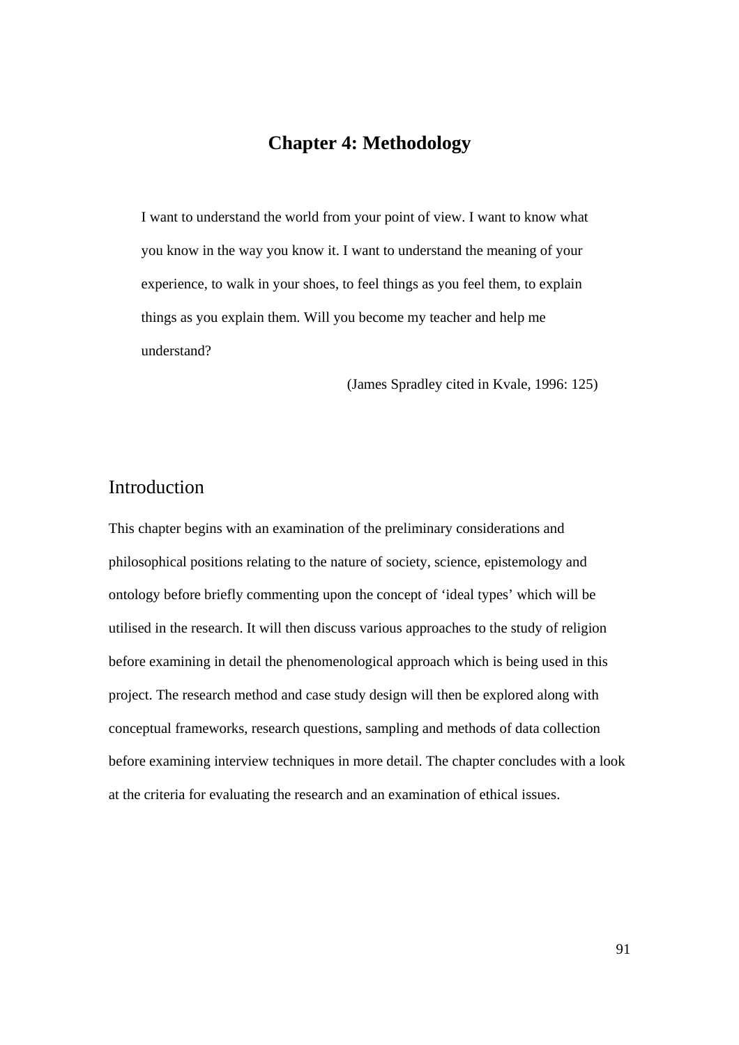# Chapter 4: Methodology

> I want to understand the world from your point of view. I want to know what you know in the way you know it. I want to understand the meaning of your experience, to walk in your shoes, to feel things as you feel them, to explain things as you explain them. Will you become my teacher and help me understand?
>
> (James Spradley cited in Kvale, 1996: 125)

## Introduction

This chapter begins with an examination of the preliminary considerations and philosophical positions relating to the nature of society, science, epistemology and ontology before briefly commenting upon the concept of 'ideal types' which will be utilised in the research. It will then discuss various approaches to the study of religion before examining in detail the phenomenological approach which is being used in this project. The research method and case study design will then be explored along with conceptual frameworks, research questions, sampling and methods of data collection before examining interview techniques in more detail. The chapter concludes with a look at the criteria for evaluating the research and an examination of ethical issues.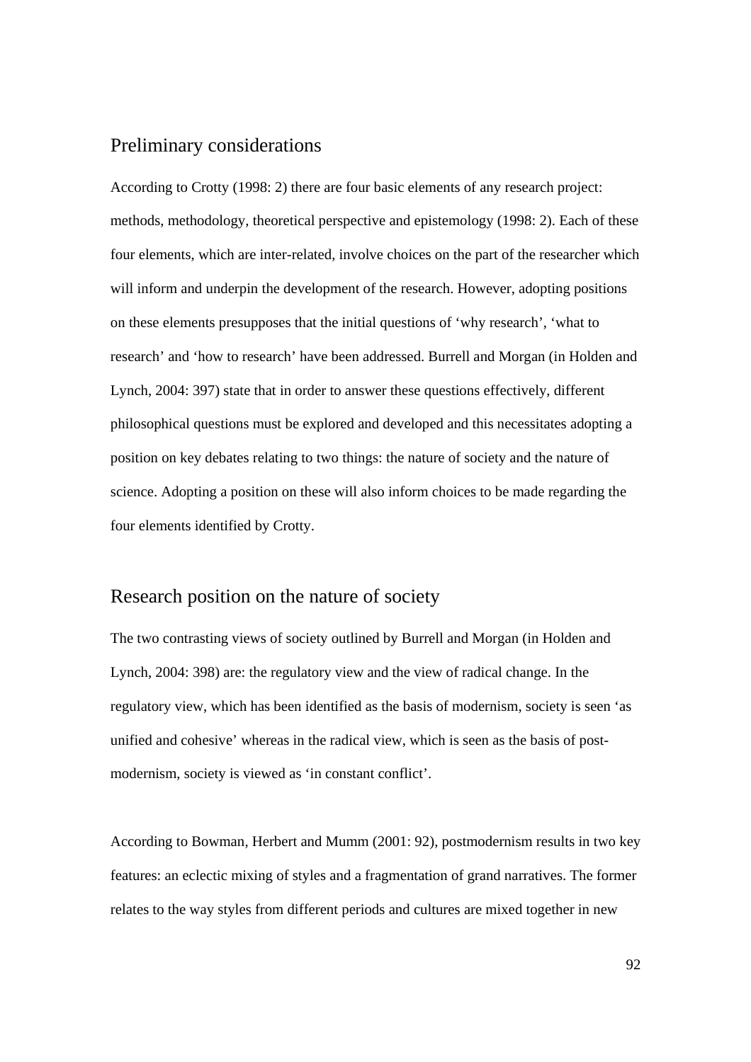## Preliminary considerations

According to Crotty (1998: 2) there are four basic elements of any research project: methods, methodology, theoretical perspective and epistemology (1998: 2). Each of these four elements, which are inter-related, involve choices on the part of the researcher which will inform and underpin the development of the research. However, adopting positions on these elements presupposes that the initial questions of 'why research', 'what to research' and 'how to research' have been addressed. Burrell and Morgan (in Holden and Lynch, 2004: 397) state that in order to answer these questions effectively, different philosophical questions must be explored and developed and this necessitates adopting a position on key debates relating to two things: the nature of society and the nature of science. Adopting a position on these will also inform choices to be made regarding the four elements identified by Crotty.

## Research position on the nature of society

The two contrasting views of society outlined by Burrell and Morgan (in Holden and Lynch, 2004: 398) are: the regulatory view and the view of radical change. In the regulatory view, which has been identified as the basis of modernism, society is seen 'as unified and cohesive' whereas in the radical view, which is seen as the basis of post-modernism, society is viewed as 'in constant conflict'.

According to Bowman, Herbert and Mumm (2001: 92), postmodernism results in two key features: an eclectic mixing of styles and a fragmentation of grand narratives. The former relates to the way styles from different periods and cultures are mixed together in new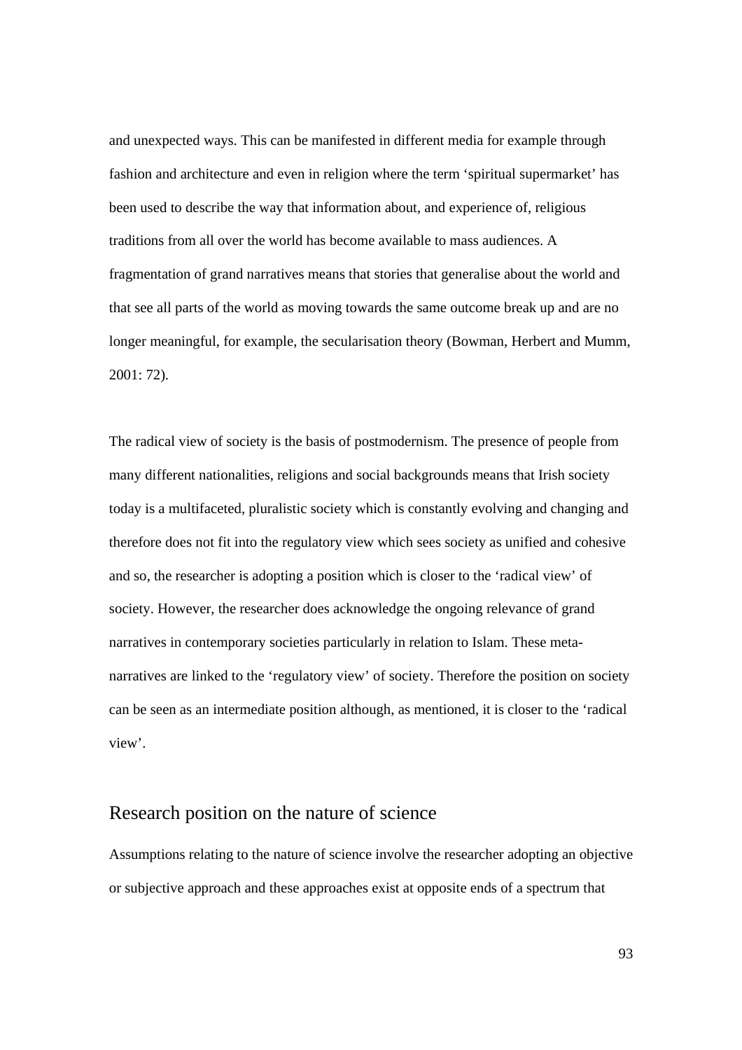and unexpected ways. This can be manifested in different media for example through fashion and architecture and even in religion where the term 'spiritual supermarket' has been used to describe the way that information about, and experience of, religious traditions from all over the world has become available to mass audiences. A fragmentation of grand narratives means that stories that generalise about the world and that see all parts of the world as moving towards the same outcome break up and are no longer meaningful, for example, the secularisation theory (Bowman, Herbert and Mumm, 2001: 72).

The radical view of society is the basis of postmodernism. The presence of people from many different nationalities, religions and social backgrounds means that Irish society today is a multifaceted, pluralistic society which is constantly evolving and changing and therefore does not fit into the regulatory view which sees society as unified and cohesive and so, the researcher is adopting a position which is closer to the 'radical view' of society. However, the researcher does acknowledge the ongoing relevance of grand narratives in contemporary societies particularly in relation to Islam. These meta-narratives are linked to the 'regulatory view' of society. Therefore the position on society can be seen as an intermediate position although, as mentioned, it is closer to the 'radical view'.

## Research position on the nature of science

Assumptions relating to the nature of science involve the researcher adopting an objective or subjective approach and these approaches exist at opposite ends of a spectrum that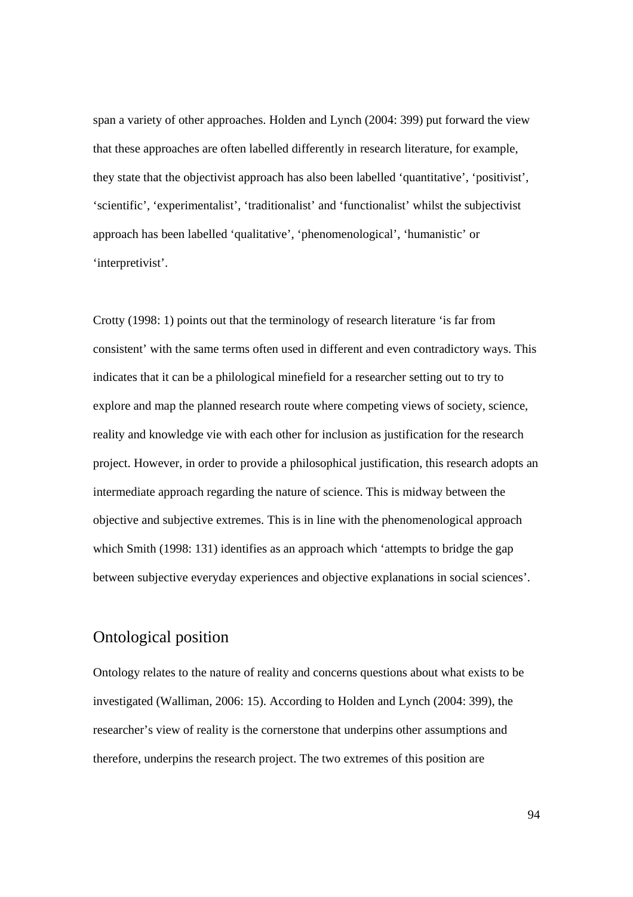span a variety of other approaches. Holden and Lynch (2004: 399) put forward the view that these approaches are often labelled differently in research literature, for example, they state that the objectivist approach has also been labelled 'quantitative', 'positivist', 'scientific', 'experimentalist', 'traditionalist' and 'functionalist' whilst the subjectivist approach has been labelled 'qualitative', 'phenomenological', 'humanistic' or 'interpretivist'.

Crotty (1998: 1) points out that the terminology of research literature 'is far from consistent' with the same terms often used in different and even contradictory ways. This indicates that it can be a philological minefield for a researcher setting out to try to explore and map the planned research route where competing views of society, science, reality and knowledge vie with each other for inclusion as justification for the research project. However, in order to provide a philosophical justification, this research adopts an intermediate approach regarding the nature of science. This is midway between the objective and subjective extremes. This is in line with the phenomenological approach which Smith (1998: 131) identifies as an approach which 'attempts to bridge the gap between subjective everyday experiences and objective explanations in social sciences'.

## Ontological position

Ontology relates to the nature of reality and concerns questions about what exists to be investigated (Walliman, 2006: 15). According to Holden and Lynch (2004: 399), the researcher's view of reality is the cornerstone that underpins other assumptions and therefore, underpins the research project. The two extremes of this position are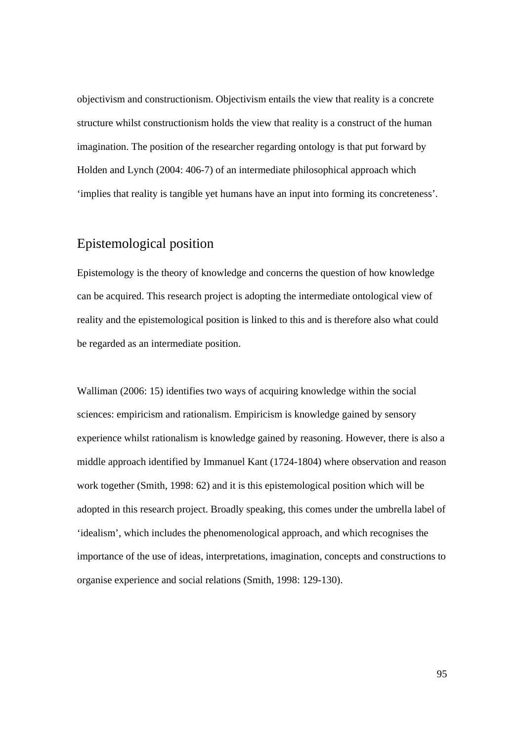objectivism and constructionism. Objectivism entails the view that reality is a concrete structure whilst constructionism holds the view that reality is a construct of the human imagination. The position of the researcher regarding ontology is that put forward by Holden and Lynch (2004: 406-7) of an intermediate philosophical approach which 'implies that reality is tangible yet humans have an input into forming its concreteness'.

## Epistemological position

Epistemology is the theory of knowledge and concerns the question of how knowledge can be acquired. This research project is adopting the intermediate ontological view of reality and the epistemological position is linked to this and is therefore also what could be regarded as an intermediate position.

Walliman (2006: 15) identifies two ways of acquiring knowledge within the social sciences: empiricism and rationalism. Empiricism is knowledge gained by sensory experience whilst rationalism is knowledge gained by reasoning. However, there is also a middle approach identified by Immanuel Kant (1724-1804) where observation and reason work together (Smith, 1998: 62) and it is this epistemological position which will be adopted in this research project. Broadly speaking, this comes under the umbrella label of 'idealism', which includes the phenomenological approach, and which recognises the importance of the use of ideas, interpretations, imagination, concepts and constructions to organise experience and social relations (Smith, 1998: 129-130).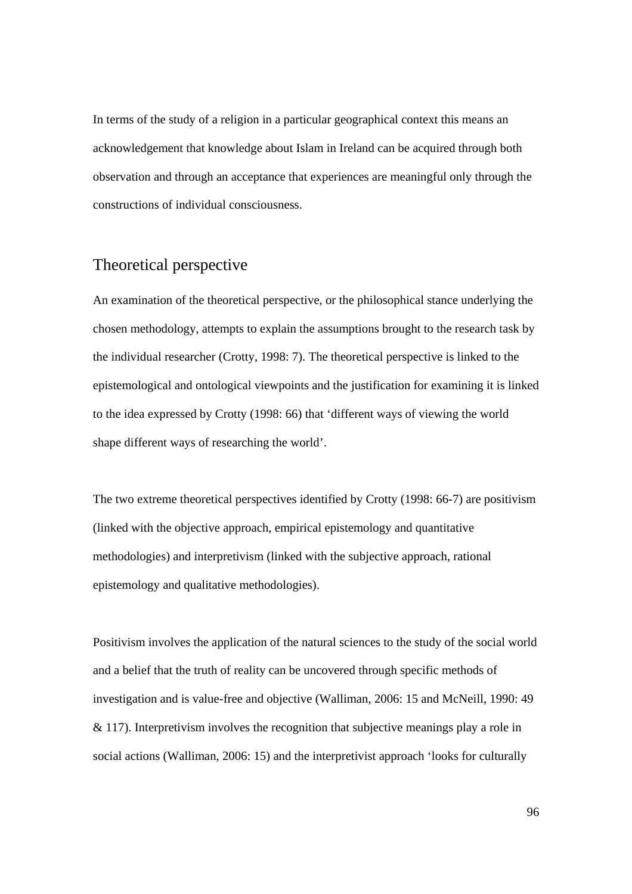In terms of the study of a religion in a particular geographical context this means an acknowledgement that knowledge about Islam in Ireland can be acquired through both observation and through an acceptance that experiences are meaningful only through the constructions of individual consciousness.

## Theoretical perspective

An examination of the theoretical perspective, or the philosophical stance underlying the chosen methodology, attempts to explain the assumptions brought to the research task by the individual researcher (Crotty, 1998: 7). The theoretical perspective is linked to the epistemological and ontological viewpoints and the justification for examining it is linked to the idea expressed by Crotty (1998: 66) that 'different ways of viewing the world shape different ways of researching the world'.

The two extreme theoretical perspectives identified by Crotty (1998: 66-7) are positivism (linked with the objective approach, empirical epistemology and quantitative methodologies) and interpretivism (linked with the subjective approach, rational epistemology and qualitative methodologies).

Positivism involves the application of the natural sciences to the study of the social world and a belief that the truth of reality can be uncovered through specific methods of investigation and is value-free and objective (Walliman, 2006: 15 and McNeill, 1990: 49 & 117). Interpretivism involves the recognition that subjective meanings play a role in social actions (Walliman, 2006: 15) and the interpretivist approach 'looks for culturally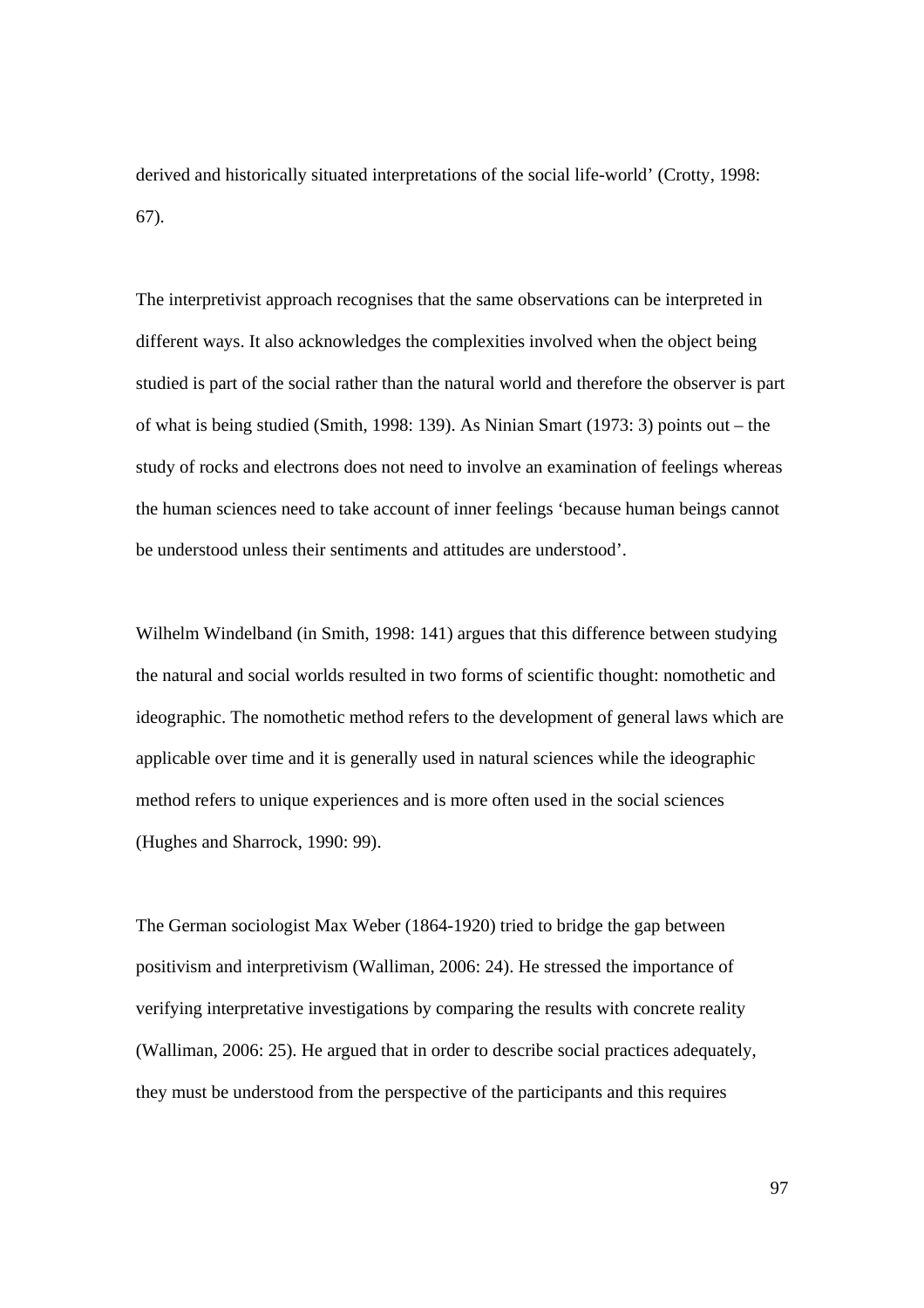derived and historically situated interpretations of the social life-world' (Crotty, 1998: 67).

The interpretivist approach recognises that the same observations can be interpreted in different ways. It also acknowledges the complexities involved when the object being studied is part of the social rather than the natural world and therefore the observer is part of what is being studied (Smith, 1998: 139). As Ninian Smart (1973: 3) points out – the study of rocks and electrons does not need to involve an examination of feelings whereas the human sciences need to take account of inner feelings 'because human beings cannot be understood unless their sentiments and attitudes are understood'.

Wilhelm Windelband (in Smith, 1998: 141) argues that this difference between studying the natural and social worlds resulted in two forms of scientific thought: nomothetic and ideographic. The nomothetic method refers to the development of general laws which are applicable over time and it is generally used in natural sciences while the ideographic method refers to unique experiences and is more often used in the social sciences (Hughes and Sharrock, 1990: 99).

The German sociologist Max Weber (1864-1920) tried to bridge the gap between positivism and interpretivism (Walliman, 2006: 24). He stressed the importance of verifying interpretative investigations by comparing the results with concrete reality (Walliman, 2006: 25). He argued that in order to describe social practices adequately, they must be understood from the perspective of the participants and this requires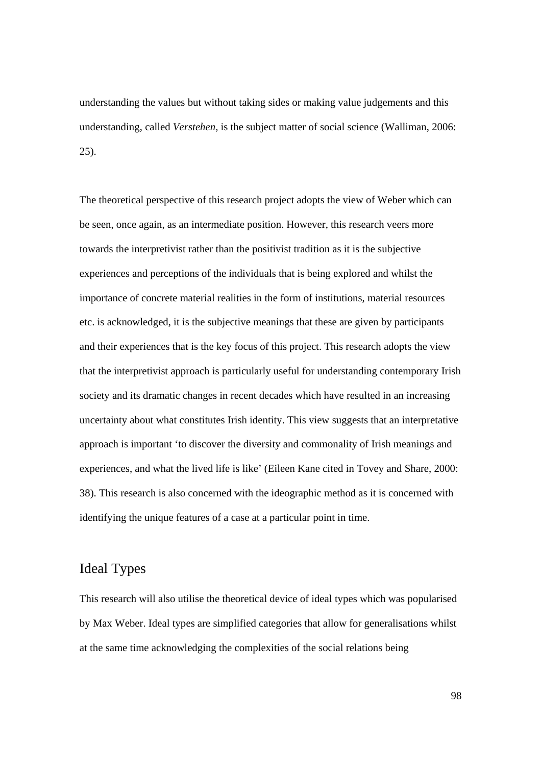understanding the values but without taking sides or making value judgements and this understanding, called *Verstehen,* is the subject matter of social science (Walliman, 2006: 25).

The theoretical perspective of this research project adopts the view of Weber which can be seen, once again, as an intermediate position. However, this research veers more towards the interpretivist rather than the positivist tradition as it is the subjective experiences and perceptions of the individuals that is being explored and whilst the importance of concrete material realities in the form of institutions, material resources etc. is acknowledged, it is the subjective meanings that these are given by participants and their experiences that is the key focus of this project. This research adopts the view that the interpretivist approach is particularly useful for understanding contemporary Irish society and its dramatic changes in recent decades which have resulted in an increasing uncertainty about what constitutes Irish identity. This view suggests that an interpretative approach is important 'to discover the diversity and commonality of Irish meanings and experiences, and what the lived life is like' (Eileen Kane cited in Tovey and Share, 2000: 38). This research is also concerned with the ideographic method as it is concerned with identifying the unique features of a case at a particular point in time.

## Ideal Types

This research will also utilise the theoretical device of ideal types which was popularised by Max Weber. Ideal types are simplified categories that allow for generalisations whilst at the same time acknowledging the complexities of the social relations being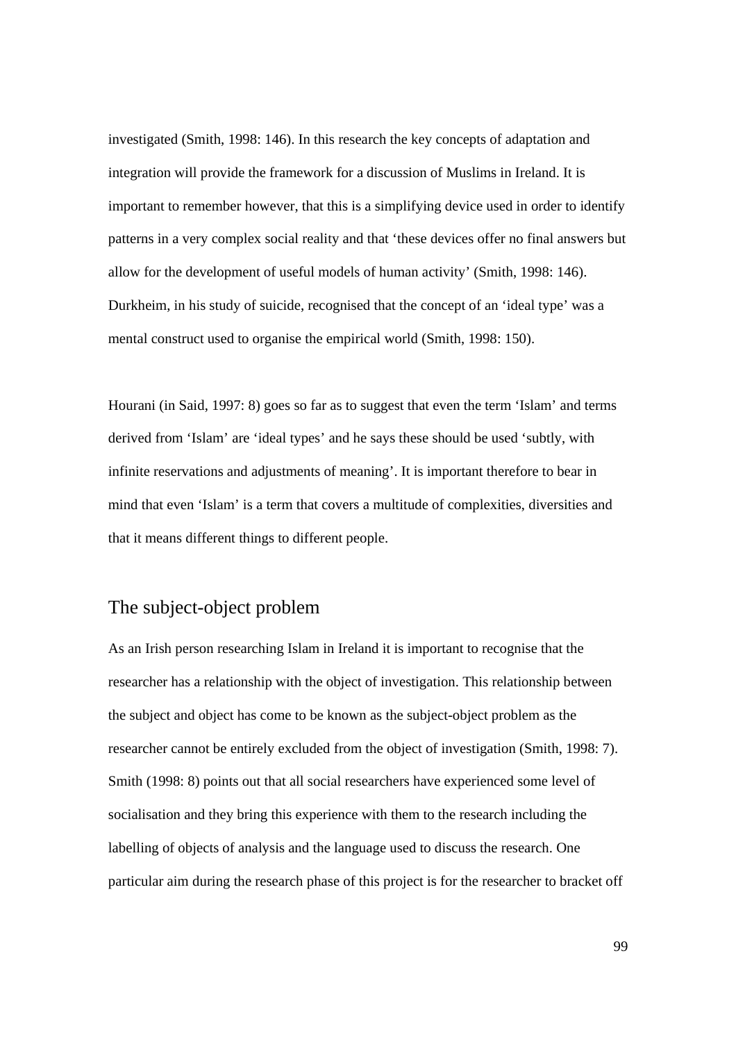investigated (Smith, 1998: 146). In this research the key concepts of adaptation and integration will provide the framework for a discussion of Muslims in Ireland. It is important to remember however, that this is a simplifying device used in order to identify patterns in a very complex social reality and that 'these devices offer no final answers but allow for the development of useful models of human activity' (Smith, 1998: 146). Durkheim, in his study of suicide, recognised that the concept of an 'ideal type' was a mental construct used to organise the empirical world (Smith, 1998: 150).

Hourani (in Said, 1997: 8) goes so far as to suggest that even the term 'Islam' and terms derived from 'Islam' are 'ideal types' and he says these should be used 'subtly, with infinite reservations and adjustments of meaning'. It is important therefore to bear in mind that even 'Islam' is a term that covers a multitude of complexities, diversities and that it means different things to different people.

## The subject-object problem

As an Irish person researching Islam in Ireland it is important to recognise that the researcher has a relationship with the object of investigation. This relationship between the subject and object has come to be known as the subject-object problem as the researcher cannot be entirely excluded from the object of investigation (Smith, 1998: 7). Smith (1998: 8) points out that all social researchers have experienced some level of socialisation and they bring this experience with them to the research including the labelling of objects of analysis and the language used to discuss the research. One particular aim during the research phase of this project is for the researcher to bracket off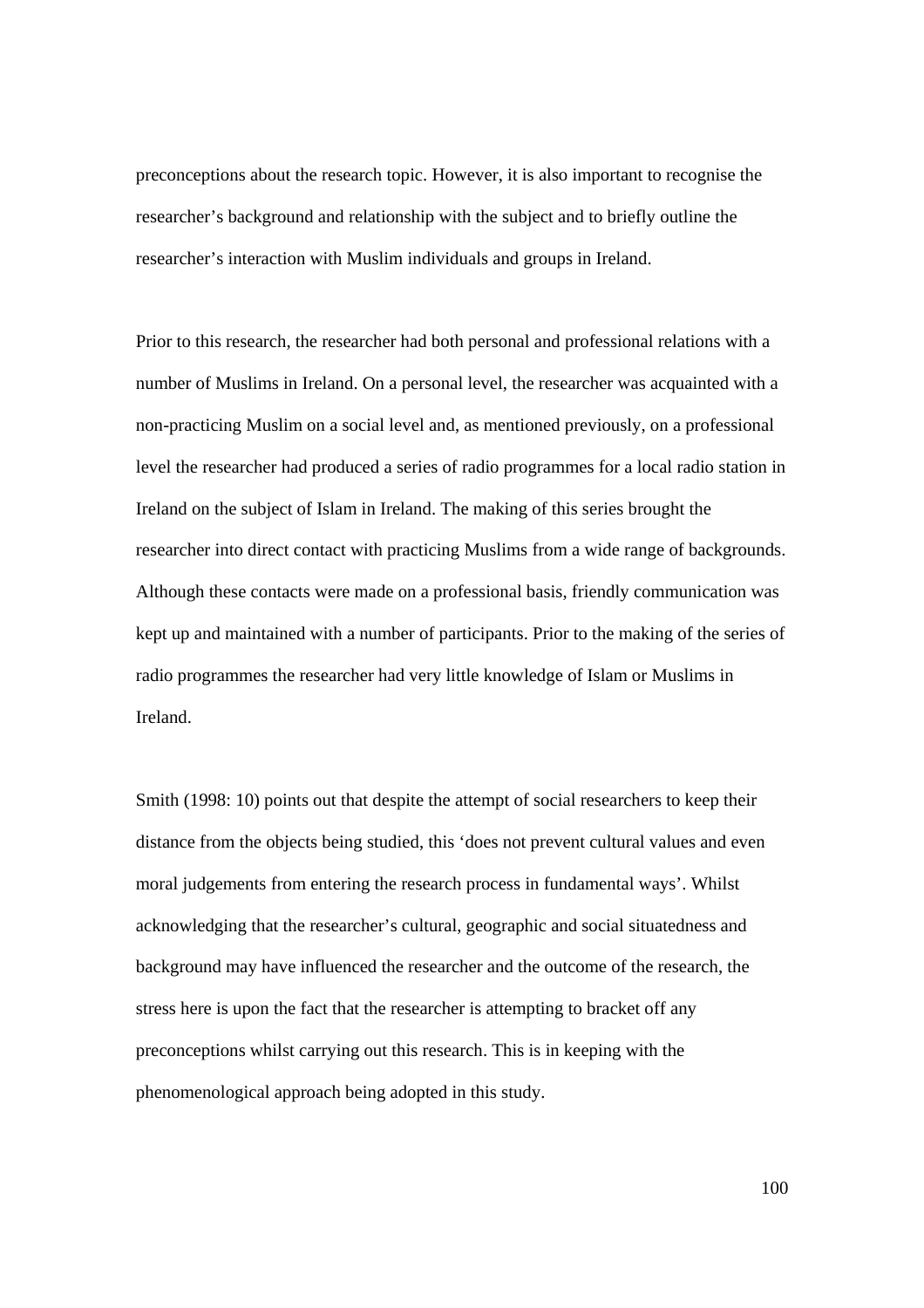preconceptions about the research topic. However, it is also important to recognise the researcher's background and relationship with the subject and to briefly outline the researcher's interaction with Muslim individuals and groups in Ireland.

Prior to this research, the researcher had both personal and professional relations with a number of Muslims in Ireland. On a personal level, the researcher was acquainted with a non-practicing Muslim on a social level and, as mentioned previously, on a professional level the researcher had produced a series of radio programmes for a local radio station in Ireland on the subject of Islam in Ireland. The making of this series brought the researcher into direct contact with practicing Muslims from a wide range of backgrounds. Although these contacts were made on a professional basis, friendly communication was kept up and maintained with a number of participants. Prior to the making of the series of radio programmes the researcher had very little knowledge of Islam or Muslims in Ireland.

Smith (1998: 10) points out that despite the attempt of social researchers to keep their distance from the objects being studied, this 'does not prevent cultural values and even moral judgements from entering the research process in fundamental ways'. Whilst acknowledging that the researcher's cultural, geographic and social situatedness and background may have influenced the researcher and the outcome of the research, the stress here is upon the fact that the researcher is attempting to bracket off any preconceptions whilst carrying out this research. This is in keeping with the phenomenological approach being adopted in this study.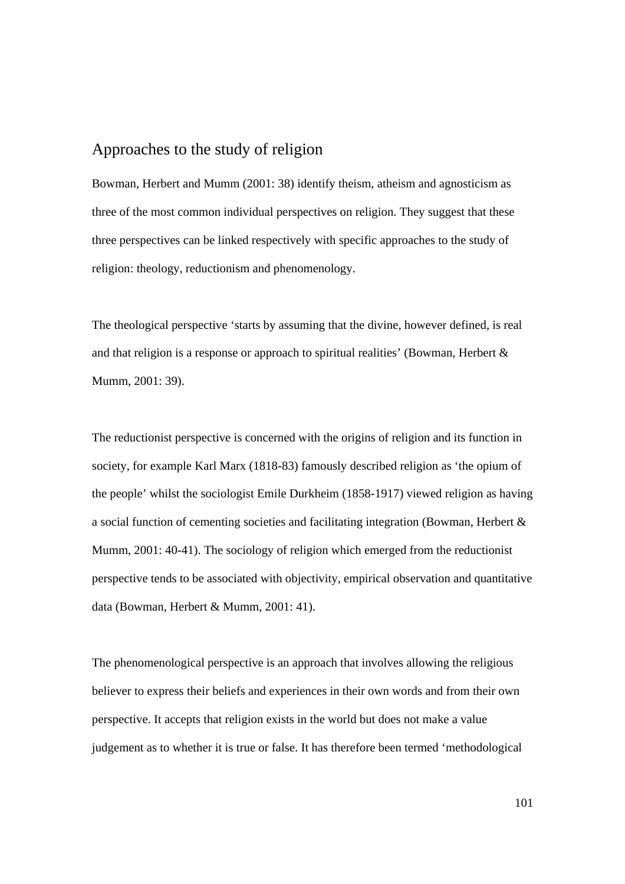## Approaches to the study of religion

Bowman, Herbert and Mumm (2001: 38) identify theism, atheism and agnosticism as three of the most common individual perspectives on religion. They suggest that these three perspectives can be linked respectively with specific approaches to the study of religion: theology, reductionism and phenomenology.

The theological perspective 'starts by assuming that the divine, however defined, is real and that religion is a response or approach to spiritual realities' (Bowman, Herbert & Mumm, 2001: 39).

The reductionist perspective is concerned with the origins of religion and its function in society, for example Karl Marx (1818-83) famously described religion as 'the opium of the people' whilst the sociologist Emile Durkheim (1858-1917) viewed religion as having a social function of cementing societies and facilitating integration (Bowman, Herbert & Mumm, 2001: 40-41). The sociology of religion which emerged from the reductionist perspective tends to be associated with objectivity, empirical observation and quantitative data (Bowman, Herbert & Mumm, 2001: 41).

The phenomenological perspective is an approach that involves allowing the religious believer to express their beliefs and experiences in their own words and from their own perspective. It accepts that religion exists in the world but does not make a value judgement as to whether it is true or false. It has therefore been termed 'methodological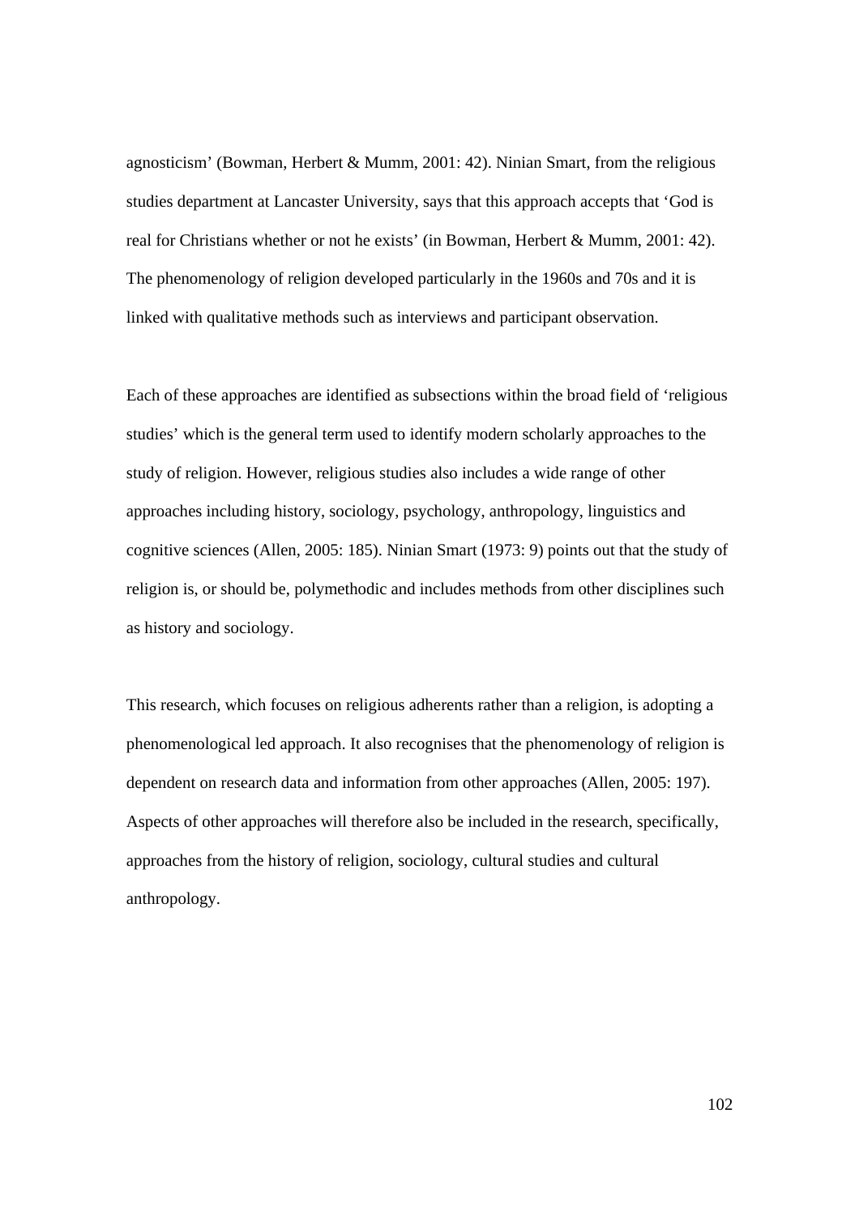agnosticism' (Bowman, Herbert & Mumm, 2001: 42). Ninian Smart, from the religious studies department at Lancaster University, says that this approach accepts that 'God is real for Christians whether or not he exists' (in Bowman, Herbert & Mumm, 2001: 42). The phenomenology of religion developed particularly in the 1960s and 70s and it is linked with qualitative methods such as interviews and participant observation.

Each of these approaches are identified as subsections within the broad field of 'religious studies' which is the general term used to identify modern scholarly approaches to the study of religion. However, religious studies also includes a wide range of other approaches including history, sociology, psychology, anthropology, linguistics and cognitive sciences (Allen, 2005: 185). Ninian Smart (1973: 9) points out that the study of religion is, or should be, polymethodic and includes methods from other disciplines such as history and sociology.

This research, which focuses on religious adherents rather than a religion, is adopting a phenomenological led approach. It also recognises that the phenomenology of religion is dependent on research data and information from other approaches (Allen, 2005: 197). Aspects of other approaches will therefore also be included in the research, specifically, approaches from the history of religion, sociology, cultural studies and cultural anthropology.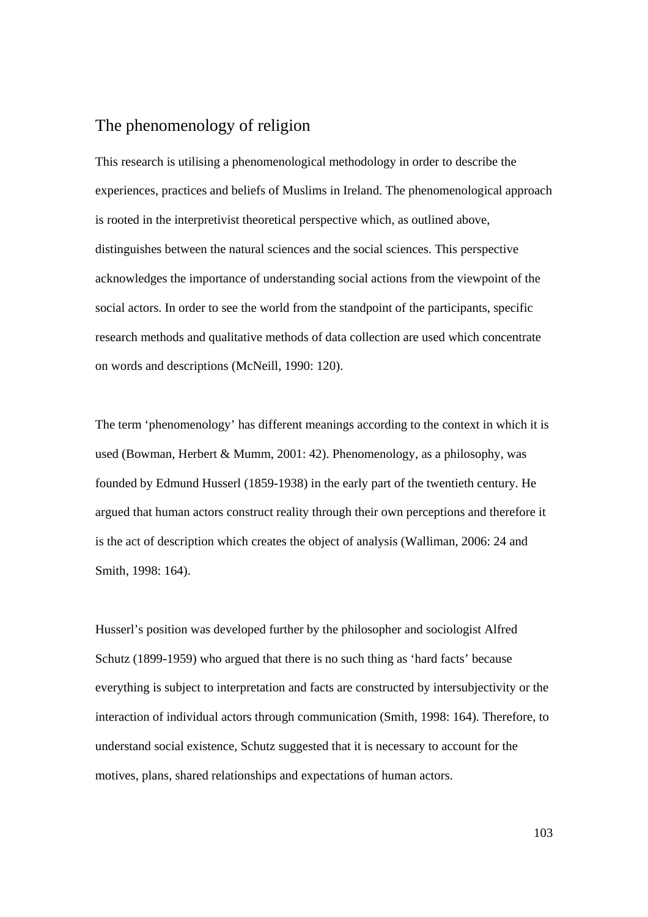## The phenomenology of religion

This research is utilising a phenomenological methodology in order to describe the experiences, practices and beliefs of Muslims in Ireland. The phenomenological approach is rooted in the interpretivist theoretical perspective which, as outlined above, distinguishes between the natural sciences and the social sciences. This perspective acknowledges the importance of understanding social actions from the viewpoint of the social actors. In order to see the world from the standpoint of the participants, specific research methods and qualitative methods of data collection are used which concentrate on words and descriptions (McNeill, 1990: 120).

The term 'phenomenology' has different meanings according to the context in which it is used (Bowman, Herbert & Mumm, 2001: 42). Phenomenology, as a philosophy, was founded by Edmund Husserl (1859-1938) in the early part of the twentieth century. He argued that human actors construct reality through their own perceptions and therefore it is the act of description which creates the object of analysis (Walliman, 2006: 24 and Smith, 1998: 164).

Husserl's position was developed further by the philosopher and sociologist Alfred Schutz (1899-1959) who argued that there is no such thing as 'hard facts' because everything is subject to interpretation and facts are constructed by intersubjectivity or the interaction of individual actors through communication (Smith, 1998: 164). Therefore, to understand social existence, Schutz suggested that it is necessary to account for the motives, plans, shared relationships and expectations of human actors.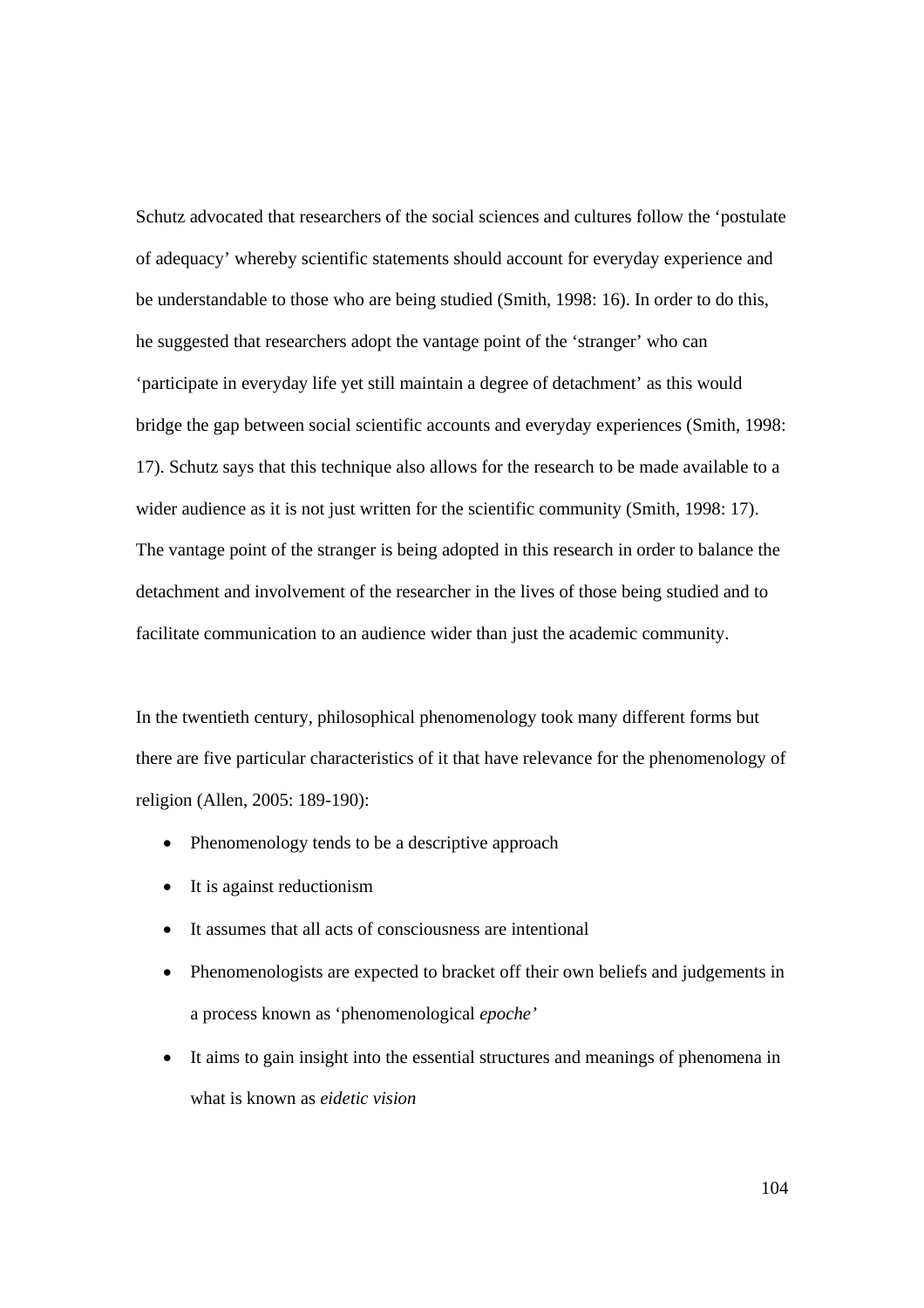Schutz advocated that researchers of the social sciences and cultures follow the 'postulate of adequacy' whereby scientific statements should account for everyday experience and be understandable to those who are being studied (Smith, 1998: 16). In order to do this, he suggested that researchers adopt the vantage point of the 'stranger' who can 'participate in everyday life yet still maintain a degree of detachment' as this would bridge the gap between social scientific accounts and everyday experiences (Smith, 1998: 17). Schutz says that this technique also allows for the research to be made available to a wider audience as it is not just written for the scientific community (Smith, 1998: 17). The vantage point of the stranger is being adopted in this research in order to balance the detachment and involvement of the researcher in the lives of those being studied and to facilitate communication to an audience wider than just the academic community.

In the twentieth century, philosophical phenomenology took many different forms but there are five particular characteristics of it that have relevance for the phenomenology of religion (Allen, 2005: 189-190):

- Phenomenology tends to be a descriptive approach
- It is against reductionism
- It assumes that all acts of consciousness are intentional
- Phenomenologists are expected to bracket off their own beliefs and judgements in a process known as 'phenomenological *epoche'*
- It aims to gain insight into the essential structures and meanings of phenomena in what is known as *eidetic vision*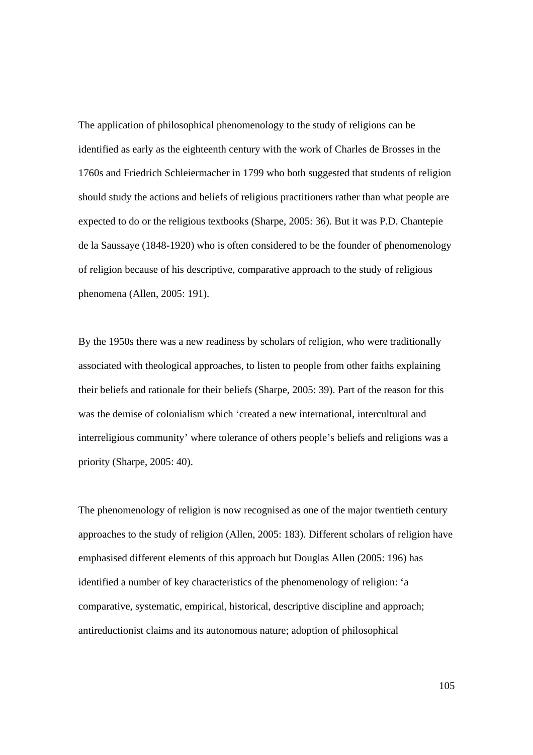The application of philosophical phenomenology to the study of religions can be identified as early as the eighteenth century with the work of Charles de Brosses in the 1760s and Friedrich Schleiermacher in 1799 who both suggested that students of religion should study the actions and beliefs of religious practitioners rather than what people are expected to do or the religious textbooks (Sharpe, 2005: 36). But it was P.D. Chantepie de la Saussaye (1848-1920) who is often considered to be the founder of phenomenology of religion because of his descriptive, comparative approach to the study of religious phenomena (Allen, 2005: 191).

By the 1950s there was a new readiness by scholars of religion, who were traditionally associated with theological approaches, to listen to people from other faiths explaining their beliefs and rationale for their beliefs (Sharpe, 2005: 39). Part of the reason for this was the demise of colonialism which 'created a new international, intercultural and interreligious community' where tolerance of others people's beliefs and religions was a priority (Sharpe, 2005: 40).

The phenomenology of religion is now recognised as one of the major twentieth century approaches to the study of religion (Allen, 2005: 183). Different scholars of religion have emphasised different elements of this approach but Douglas Allen (2005: 196) has identified a number of key characteristics of the phenomenology of religion: 'a comparative, systematic, empirical, historical, descriptive discipline and approach; antireductionist claims and its autonomous nature; adoption of philosophical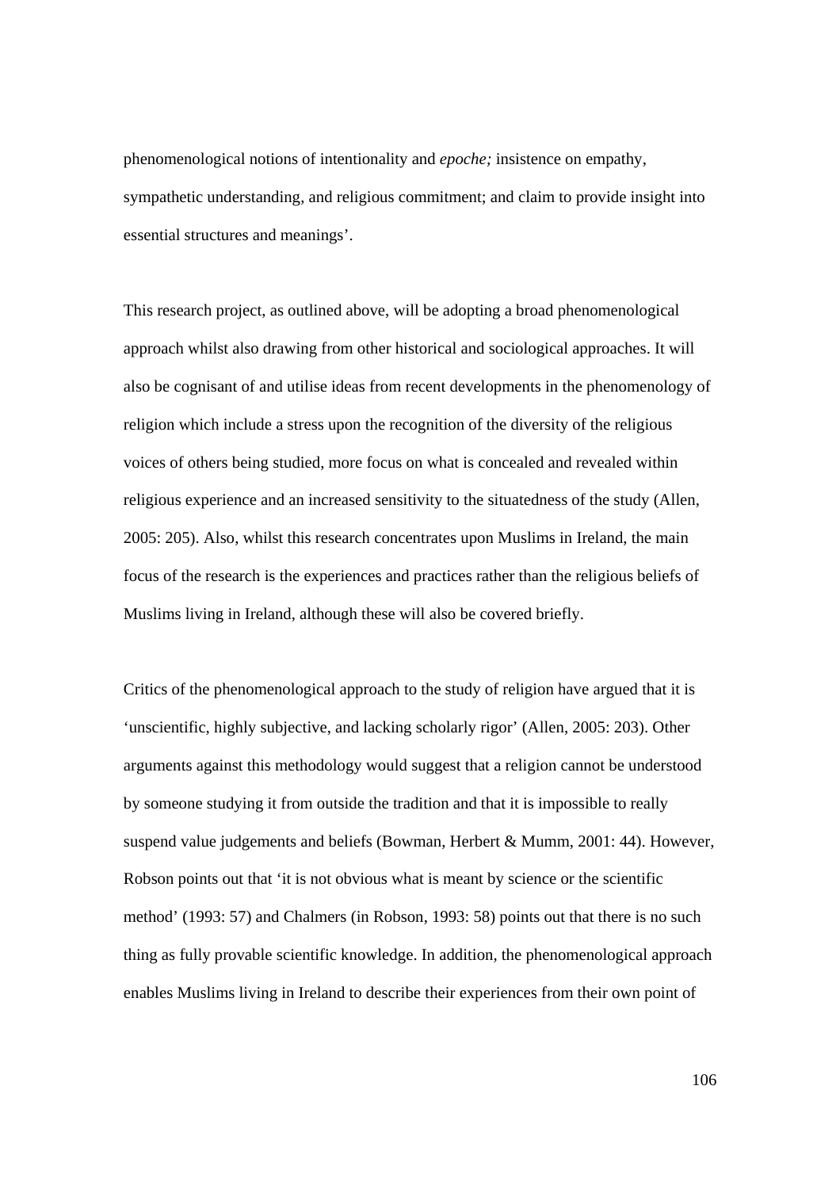phenomenological notions of intentionality and *epoche;* insistence on empathy, sympathetic understanding, and religious commitment; and claim to provide insight into essential structures and meanings'.

This research project, as outlined above, will be adopting a broad phenomenological approach whilst also drawing from other historical and sociological approaches. It will also be cognisant of and utilise ideas from recent developments in the phenomenology of religion which include a stress upon the recognition of the diversity of the religious voices of others being studied, more focus on what is concealed and revealed within religious experience and an increased sensitivity to the situatedness of the study (Allen, 2005: 205). Also, whilst this research concentrates upon Muslims in Ireland, the main focus of the research is the experiences and practices rather than the religious beliefs of Muslims living in Ireland, although these will also be covered briefly.

Critics of the phenomenological approach to the study of religion have argued that it is 'unscientific, highly subjective, and lacking scholarly rigor' (Allen, 2005: 203). Other arguments against this methodology would suggest that a religion cannot be understood by someone studying it from outside the tradition and that it is impossible to really suspend value judgements and beliefs (Bowman, Herbert & Mumm, 2001: 44). However, Robson points out that 'it is not obvious what is meant by science or the scientific method' (1993: 57) and Chalmers (in Robson, 1993: 58) points out that there is no such thing as fully provable scientific knowledge. In addition, the phenomenological approach enables Muslims living in Ireland to describe their experiences from their own point of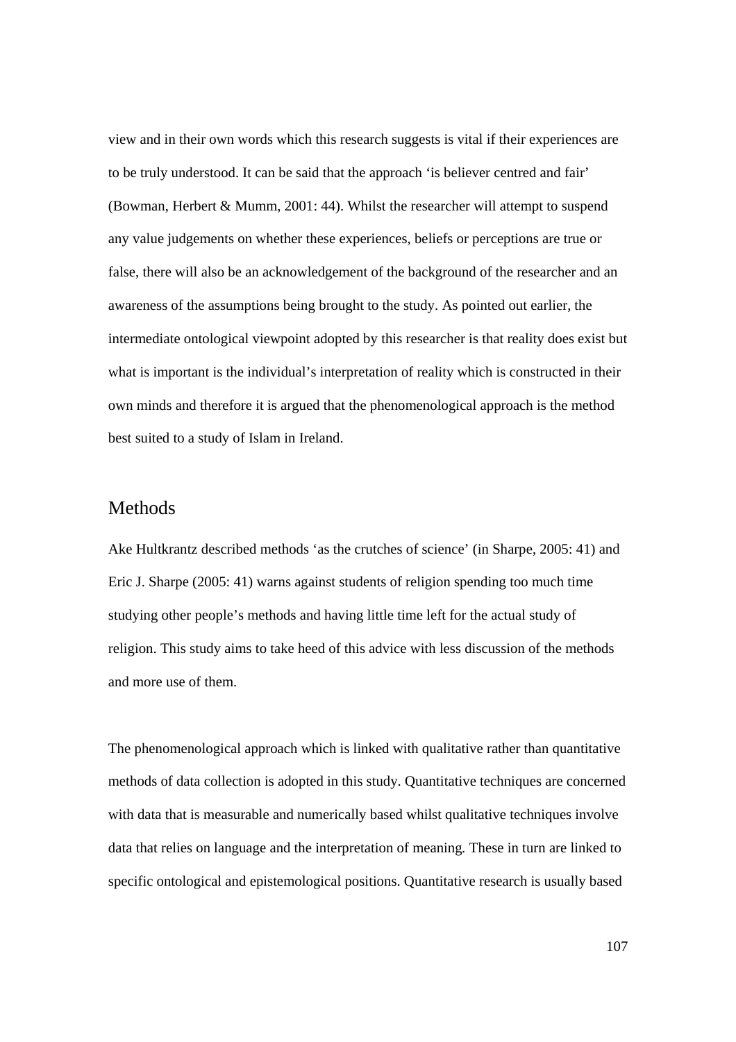view and in their own words which this research suggests is vital if their experiences are to be truly understood. It can be said that the approach 'is believer centred and fair' (Bowman, Herbert & Mumm, 2001: 44). Whilst the researcher will attempt to suspend any value judgements on whether these experiences, beliefs or perceptions are true or false, there will also be an acknowledgement of the background of the researcher and an awareness of the assumptions being brought to the study. As pointed out earlier, the intermediate ontological viewpoint adopted by this researcher is that reality does exist but what is important is the individual's interpretation of reality which is constructed in their own minds and therefore it is argued that the phenomenological approach is the method best suited to a study of Islam in Ireland.

## Methods

Ake Hultkrantz described methods 'as the crutches of science' (in Sharpe, 2005: 41) and Eric J. Sharpe (2005: 41) warns against students of religion spending too much time studying other people's methods and having little time left for the actual study of religion. This study aims to take heed of this advice with less discussion of the methods and more use of them.

The phenomenological approach which is linked with qualitative rather than quantitative methods of data collection is adopted in this study. Quantitative techniques are concerned with data that is measurable and numerically based whilst qualitative techniques involve data that relies on language and the interpretation of meaning. These in turn are linked to specific ontological and epistemological positions. Quantitative research is usually based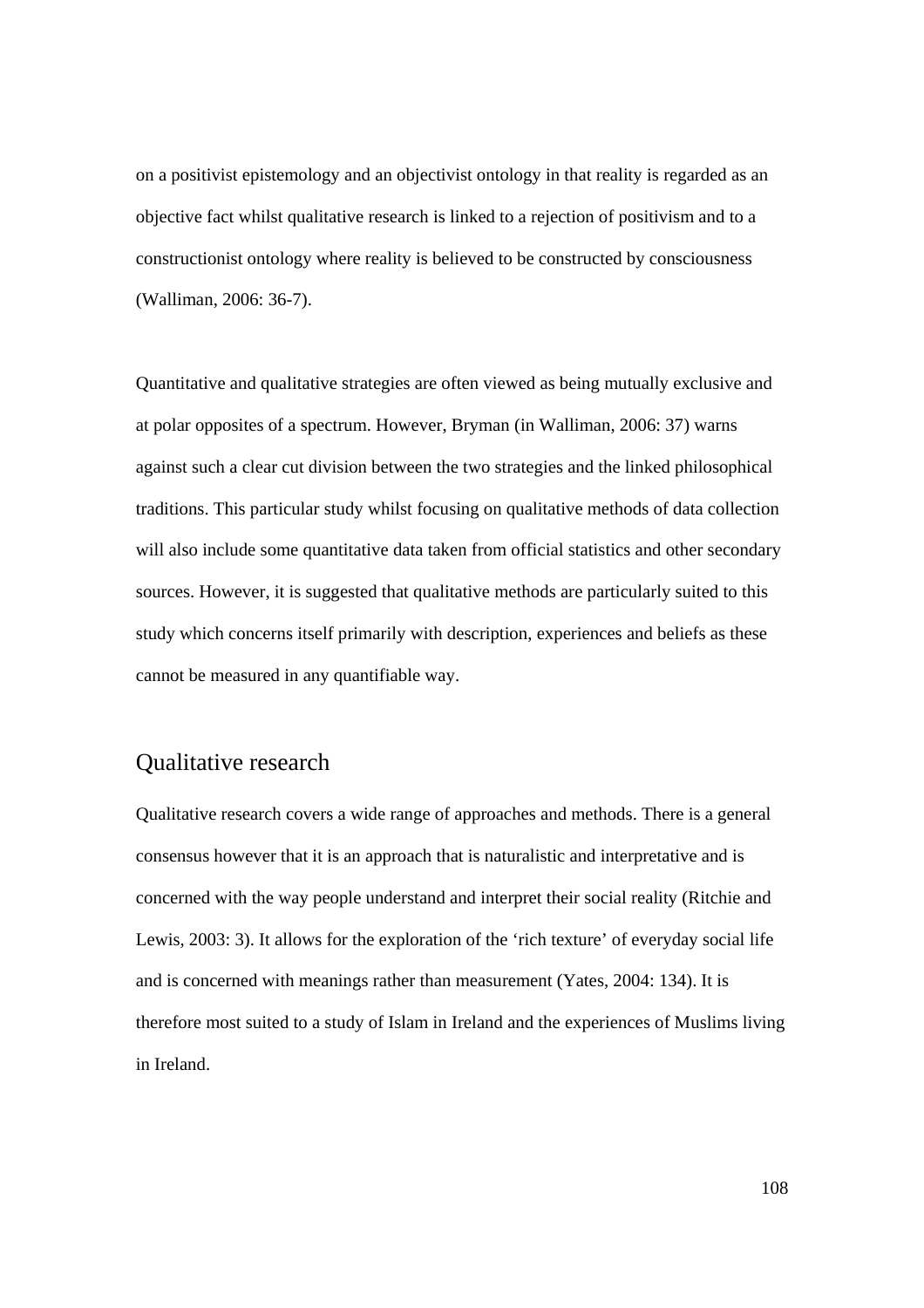on a positivist epistemology and an objectivist ontology in that reality is regarded as an objective fact whilst qualitative research is linked to a rejection of positivism and to a constructionist ontology where reality is believed to be constructed by consciousness (Walliman, 2006: 36-7).

Quantitative and qualitative strategies are often viewed as being mutually exclusive and at polar opposites of a spectrum. However, Bryman (in Walliman, 2006: 37) warns against such a clear cut division between the two strategies and the linked philosophical traditions. This particular study whilst focusing on qualitative methods of data collection will also include some quantitative data taken from official statistics and other secondary sources. However, it is suggested that qualitative methods are particularly suited to this study which concerns itself primarily with description, experiences and beliefs as these cannot be measured in any quantifiable way.

## Qualitative research

Qualitative research covers a wide range of approaches and methods. There is a general consensus however that it is an approach that is naturalistic and interpretative and is concerned with the way people understand and interpret their social reality (Ritchie and Lewis, 2003: 3). It allows for the exploration of the 'rich texture' of everyday social life and is concerned with meanings rather than measurement (Yates, 2004: 134). It is therefore most suited to a study of Islam in Ireland and the experiences of Muslims living in Ireland.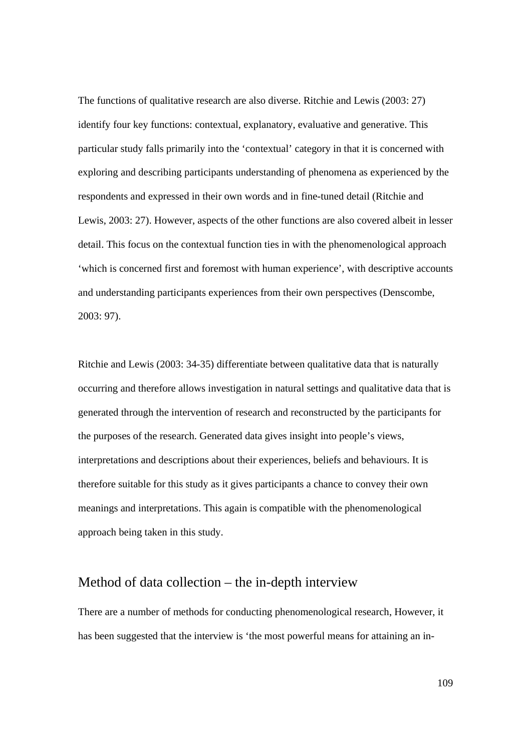The functions of qualitative research are also diverse. Ritchie and Lewis (2003: 27) identify four key functions: contextual, explanatory, evaluative and generative. This particular study falls primarily into the 'contextual' category in that it is concerned with exploring and describing participants understanding of phenomena as experienced by the respondents and expressed in their own words and in fine-tuned detail (Ritchie and Lewis, 2003: 27). However, aspects of the other functions are also covered albeit in lesser detail. This focus on the contextual function ties in with the phenomenological approach 'which is concerned first and foremost with human experience', with descriptive accounts and understanding participants experiences from their own perspectives (Denscombe, 2003: 97).

Ritchie and Lewis (2003: 34-35) differentiate between qualitative data that is naturally occurring and therefore allows investigation in natural settings and qualitative data that is generated through the intervention of research and reconstructed by the participants for the purposes of the research. Generated data gives insight into people's views, interpretations and descriptions about their experiences, beliefs and behaviours. It is therefore suitable for this study as it gives participants a chance to convey their own meanings and interpretations. This again is compatible with the phenomenological approach being taken in this study.

## Method of data collection – the in-depth interview

There are a number of methods for conducting phenomenological research, However, it has been suggested that the interview is 'the most powerful means for attaining an in-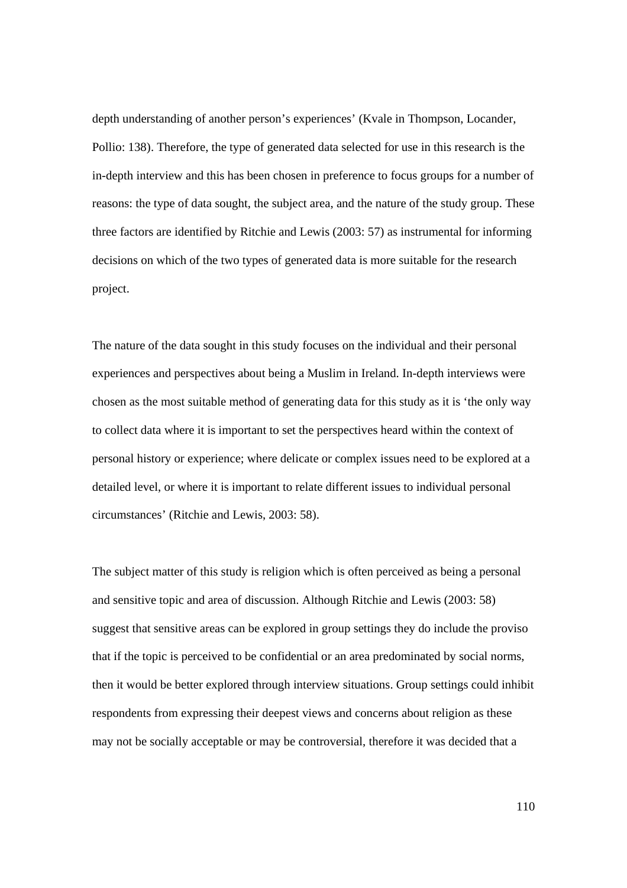depth understanding of another person's experiences' (Kvale in Thompson, Locander, Pollio: 138). Therefore, the type of generated data selected for use in this research is the in-depth interview and this has been chosen in preference to focus groups for a number of reasons: the type of data sought, the subject area, and the nature of the study group. These three factors are identified by Ritchie and Lewis (2003: 57) as instrumental for informing decisions on which of the two types of generated data is more suitable for the research project.

The nature of the data sought in this study focuses on the individual and their personal experiences and perspectives about being a Muslim in Ireland. In-depth interviews were chosen as the most suitable method of generating data for this study as it is 'the only way to collect data where it is important to set the perspectives heard within the context of personal history or experience; where delicate or complex issues need to be explored at a detailed level, or where it is important to relate different issues to individual personal circumstances' (Ritchie and Lewis, 2003: 58).

The subject matter of this study is religion which is often perceived as being a personal and sensitive topic and area of discussion. Although Ritchie and Lewis (2003: 58) suggest that sensitive areas can be explored in group settings they do include the proviso that if the topic is perceived to be confidential or an area predominated by social norms, then it would be better explored through interview situations. Group settings could inhibit respondents from expressing their deepest views and concerns about religion as these may not be socially acceptable or may be controversial, therefore it was decided that a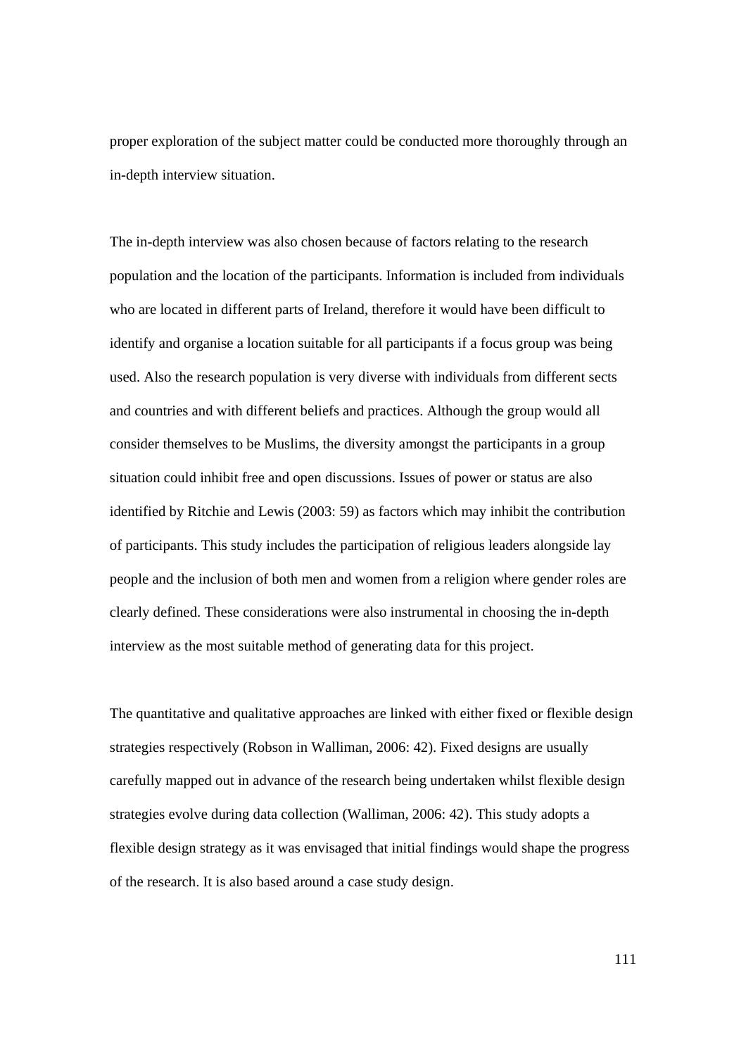proper exploration of the subject matter could be conducted more thoroughly through an in-depth interview situation.

The in-depth interview was also chosen because of factors relating to the research population and the location of the participants. Information is included from individuals who are located in different parts of Ireland, therefore it would have been difficult to identify and organise a location suitable for all participants if a focus group was being used. Also the research population is very diverse with individuals from different sects and countries and with different beliefs and practices. Although the group would all consider themselves to be Muslims, the diversity amongst the participants in a group situation could inhibit free and open discussions. Issues of power or status are also identified by Ritchie and Lewis (2003: 59) as factors which may inhibit the contribution of participants. This study includes the participation of religious leaders alongside lay people and the inclusion of both men and women from a religion where gender roles are clearly defined. These considerations were also instrumental in choosing the in-depth interview as the most suitable method of generating data for this project.

The quantitative and qualitative approaches are linked with either fixed or flexible design strategies respectively (Robson in Walliman, 2006: 42). Fixed designs are usually carefully mapped out in advance of the research being undertaken whilst flexible design strategies evolve during data collection (Walliman, 2006: 42). This study adopts a flexible design strategy as it was envisaged that initial findings would shape the progress of the research. It is also based around a case study design.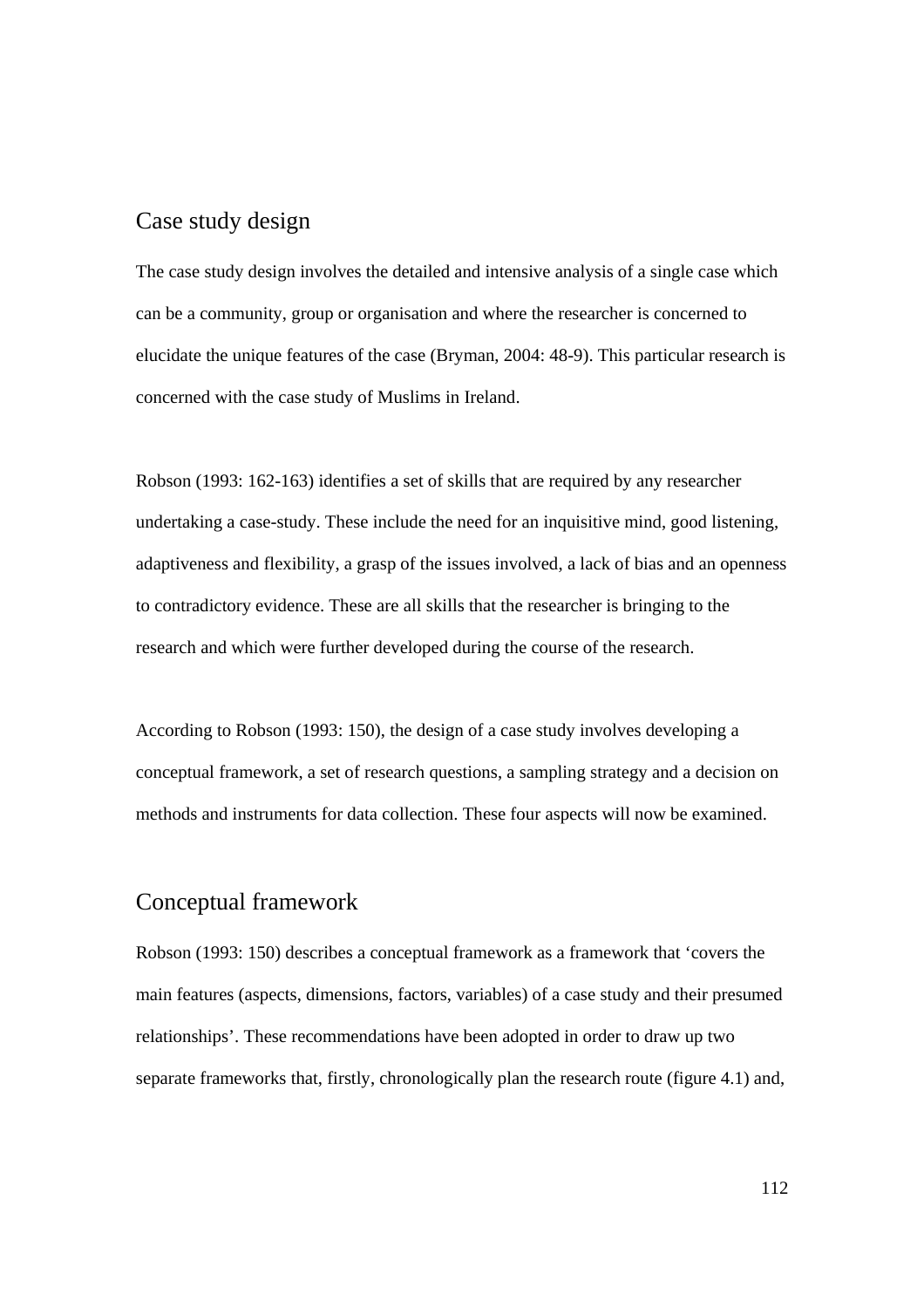## Case study design

The case study design involves the detailed and intensive analysis of a single case which can be a community, group or organisation and where the researcher is concerned to elucidate the unique features of the case (Bryman, 2004: 48-9). This particular research is concerned with the case study of Muslims in Ireland.

Robson (1993: 162-163) identifies a set of skills that are required by any researcher undertaking a case-study. These include the need for an inquisitive mind, good listening, adaptiveness and flexibility, a grasp of the issues involved, a lack of bias and an openness to contradictory evidence. These are all skills that the researcher is bringing to the research and which were further developed during the course of the research.

According to Robson (1993: 150), the design of a case study involves developing a conceptual framework, a set of research questions, a sampling strategy and a decision on methods and instruments for data collection. These four aspects will now be examined.

## Conceptual framework

Robson (1993: 150) describes a conceptual framework as a framework that 'covers the main features (aspects, dimensions, factors, variables) of a case study and their presumed relationships'. These recommendations have been adopted in order to draw up two separate frameworks that, firstly, chronologically plan the research route (figure 4.1) and,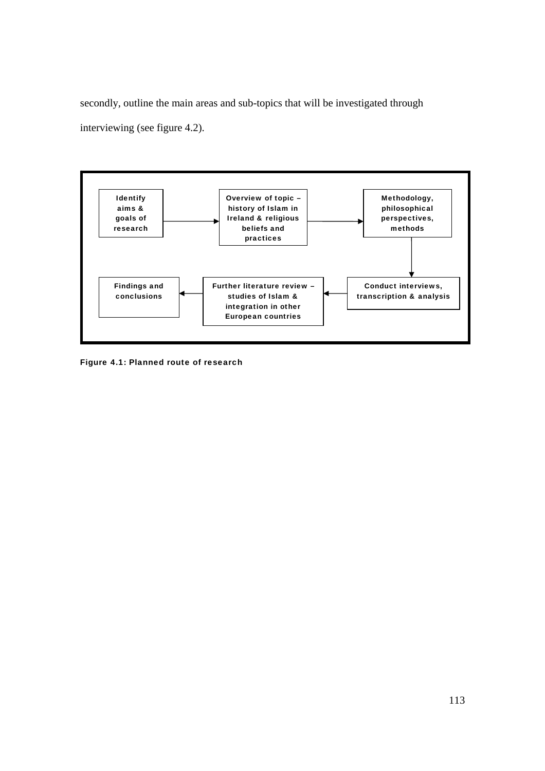secondly, outline the main areas and sub-topics that will be investigated through interviewing (see figure 4.2).

Identify aims & goals of research → Overview of topic – history of Islam in Ireland & religious beliefs and practices → Methodology, philosophical perspectives, methods → Conduct interviews, transcription & analysis → Further literature review – studies of Islam & integration in other European countries → Findings and conclusions

**Figure 4.1: Planned route of research**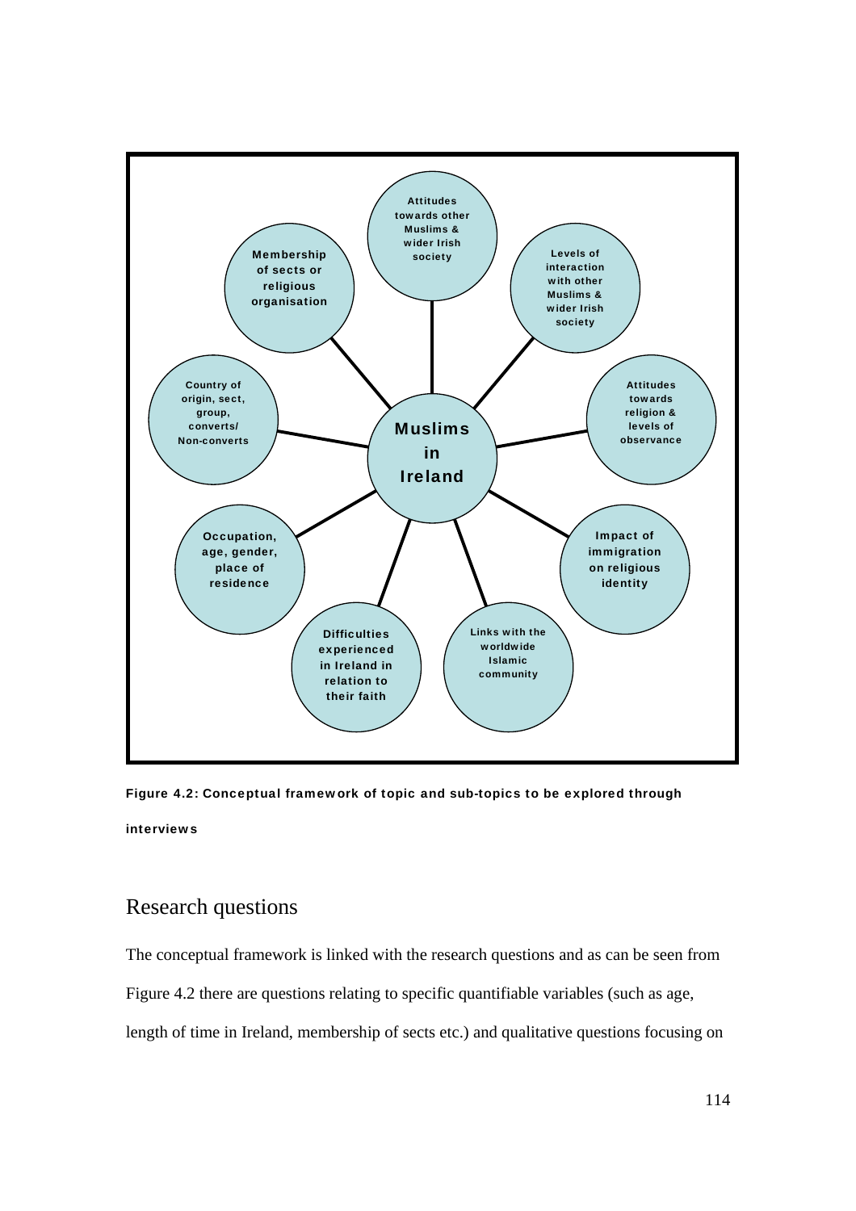Muslims in Ireland

- Attitudes towards other Muslims & wider Irish society
- Levels of interaction with other Muslims & wider Irish society
- Attitudes towards religion & levels of observance
- Impact of immigration on religious identity
- Links with the worldwide Islamic community
- Difficulties experienced in Ireland in relation to their faith
- Occupation, age, gender, place of residence
- Country of origin, sect, group, converts/ Non-converts
- Membership of sects or religious organisation

**Figure 4.2: Conceptual framework of topic and sub-topics to be explored through interviews**

## Research questions

The conceptual framework is linked with the research questions and as can be seen from Figure 4.2 there are questions relating to specific quantifiable variables (such as age, length of time in Ireland, membership of sects etc.) and qualitative questions focusing on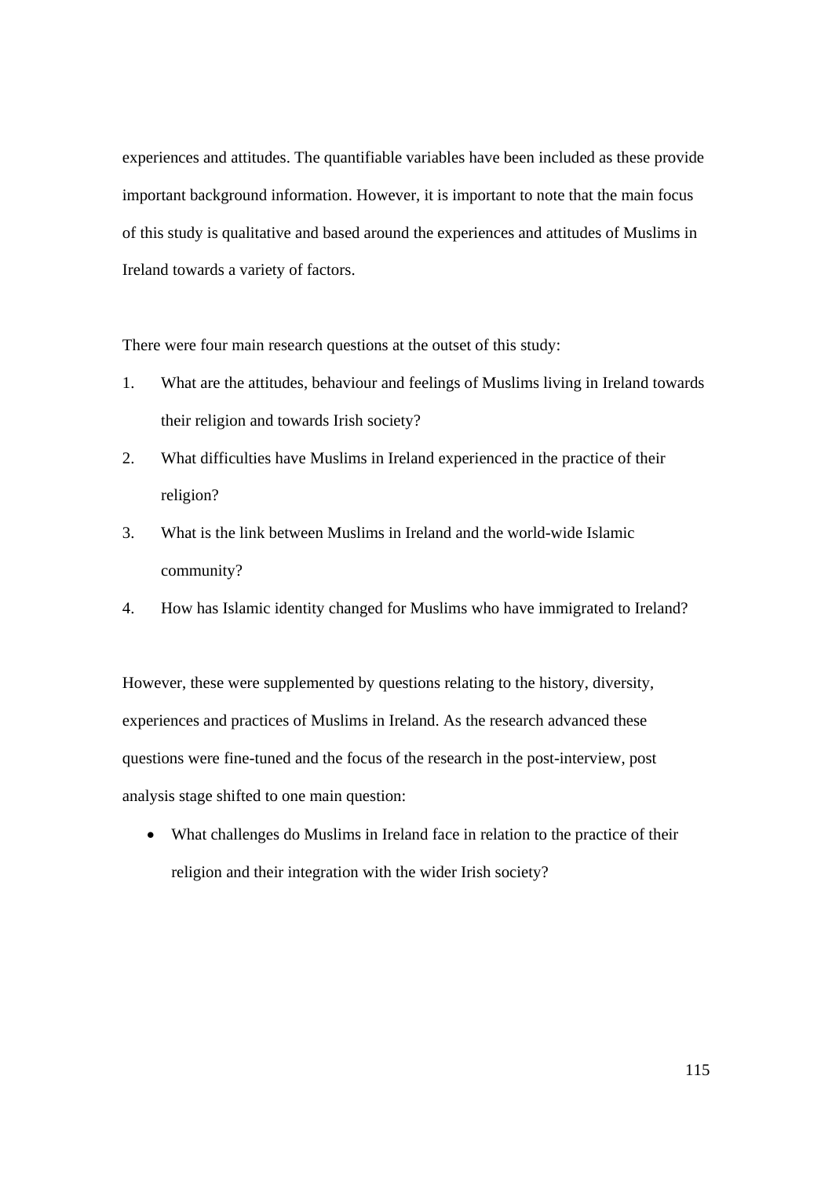experiences and attitudes. The quantifiable variables have been included as these provide important background information. However, it is important to note that the main focus of this study is qualitative and based around the experiences and attitudes of Muslims in Ireland towards a variety of factors.

There were four main research questions at the outset of this study:

1. What are the attitudes, behaviour and feelings of Muslims living in Ireland towards their religion and towards Irish society?
2. What difficulties have Muslims in Ireland experienced in the practice of their religion?
3. What is the link between Muslims in Ireland and the world-wide Islamic community?
4. How has Islamic identity changed for Muslims who have immigrated to Ireland?

However, these were supplemented by questions relating to the history, diversity, experiences and practices of Muslims in Ireland. As the research advanced these questions were fine-tuned and the focus of the research in the post-interview, post analysis stage shifted to one main question:

- What challenges do Muslims in Ireland face in relation to the practice of their religion and their integration with the wider Irish society?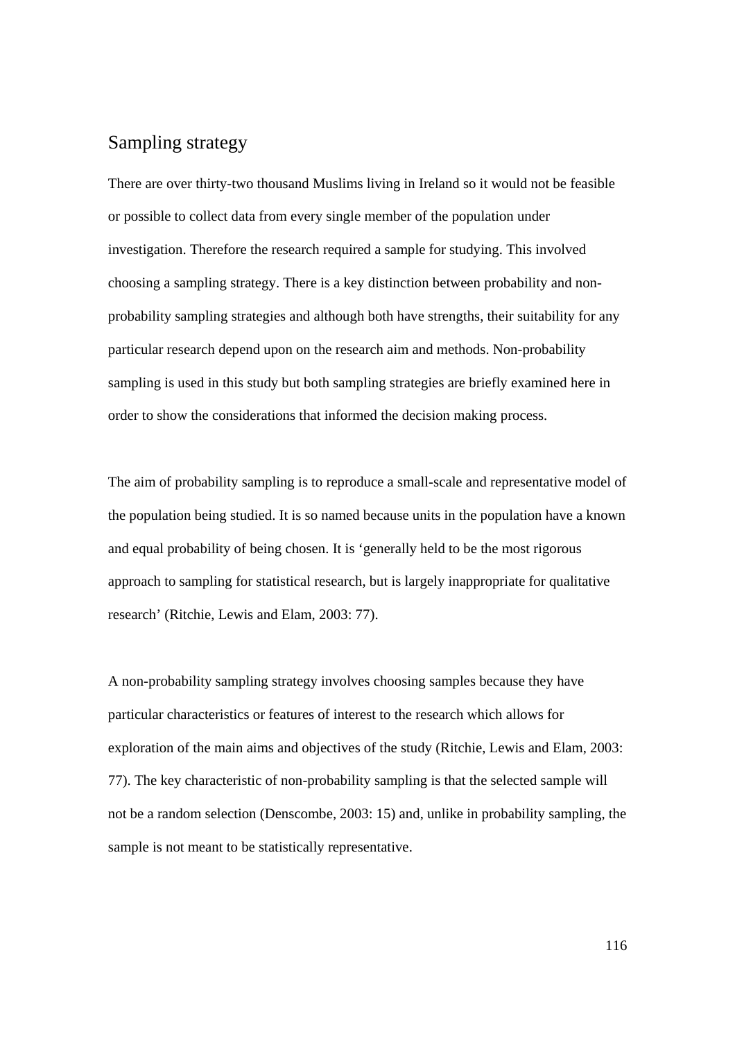## Sampling strategy

There are over thirty-two thousand Muslims living in Ireland so it would not be feasible or possible to collect data from every single member of the population under investigation. Therefore the research required a sample for studying. This involved choosing a sampling strategy. There is a key distinction between probability and non-probability sampling strategies and although both have strengths, their suitability for any particular research depend upon on the research aim and methods. Non-probability sampling is used in this study but both sampling strategies are briefly examined here in order to show the considerations that informed the decision making process.

The aim of probability sampling is to reproduce a small-scale and representative model of the population being studied. It is so named because units in the population have a known and equal probability of being chosen. It is 'generally held to be the most rigorous approach to sampling for statistical research, but is largely inappropriate for qualitative research' (Ritchie, Lewis and Elam, 2003: 77).

A non-probability sampling strategy involves choosing samples because they have particular characteristics or features of interest to the research which allows for exploration of the main aims and objectives of the study (Ritchie, Lewis and Elam, 2003: 77). The key characteristic of non-probability sampling is that the selected sample will not be a random selection (Denscombe, 2003: 15) and, unlike in probability sampling, the sample is not meant to be statistically representative.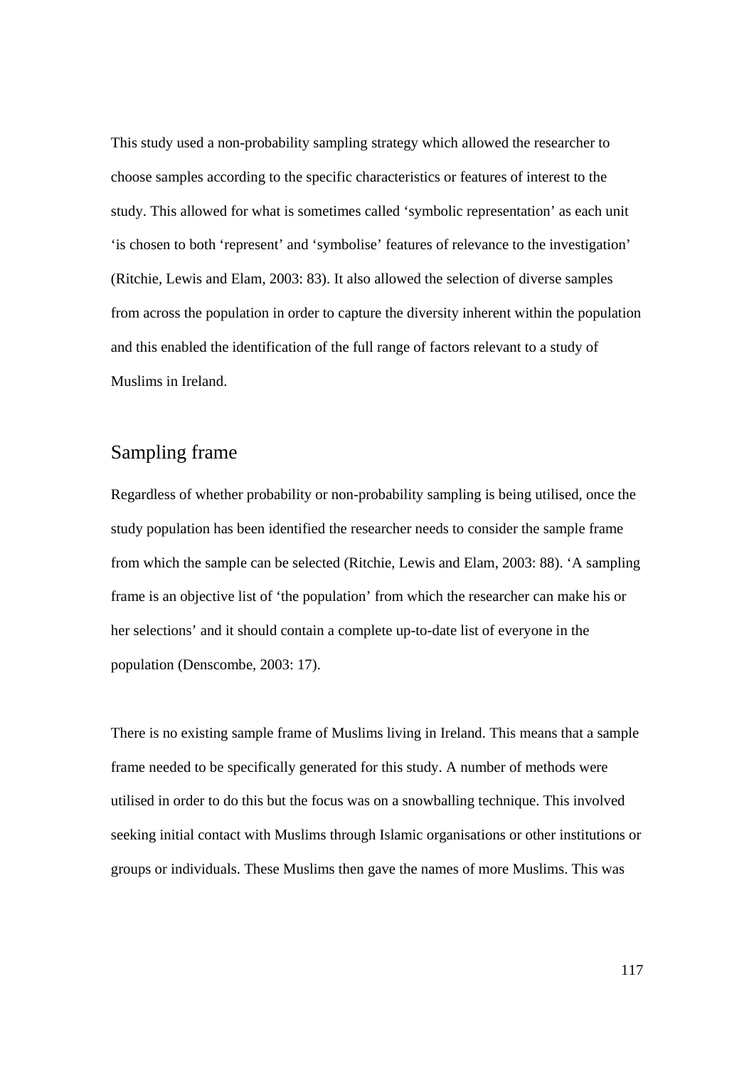This study used a non-probability sampling strategy which allowed the researcher to choose samples according to the specific characteristics or features of interest to the study. This allowed for what is sometimes called 'symbolic representation' as each unit 'is chosen to both 'represent' and 'symbolise' features of relevance to the investigation' (Ritchie, Lewis and Elam, 2003: 83). It also allowed the selection of diverse samples from across the population in order to capture the diversity inherent within the population and this enabled the identification of the full range of factors relevant to a study of Muslims in Ireland.

## Sampling frame

Regardless of whether probability or non-probability sampling is being utilised, once the study population has been identified the researcher needs to consider the sample frame from which the sample can be selected (Ritchie, Lewis and Elam, 2003: 88). 'A sampling frame is an objective list of 'the population' from which the researcher can make his or her selections' and it should contain a complete up-to-date list of everyone in the population (Denscombe, 2003: 17).

There is no existing sample frame of Muslims living in Ireland. This means that a sample frame needed to be specifically generated for this study. A number of methods were utilised in order to do this but the focus was on a snowballing technique. This involved seeking initial contact with Muslims through Islamic organisations or other institutions or groups or individuals. These Muslims then gave the names of more Muslims. This was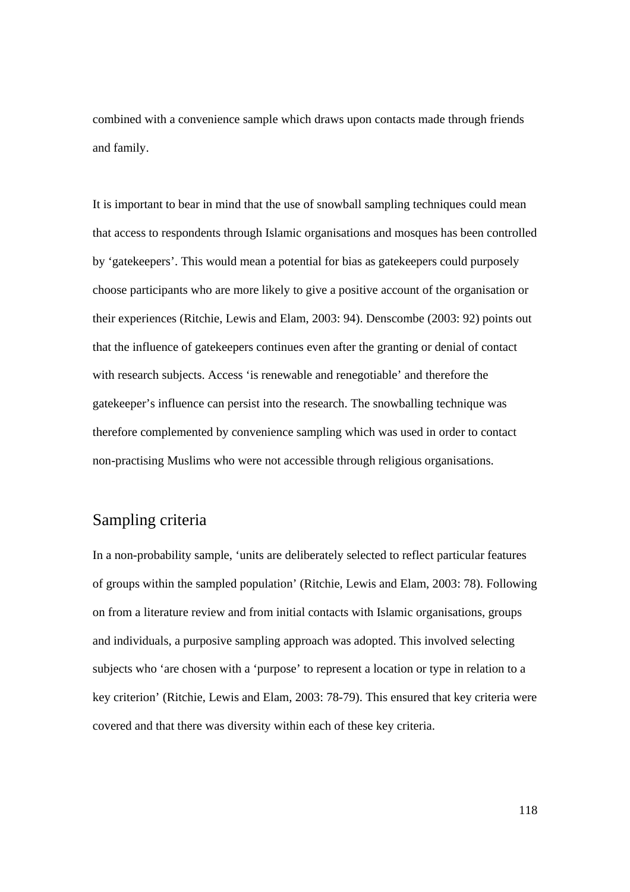combined with a convenience sample which draws upon contacts made through friends and family.

It is important to bear in mind that the use of snowball sampling techniques could mean that access to respondents through Islamic organisations and mosques has been controlled by 'gatekeepers'. This would mean a potential for bias as gatekeepers could purposely choose participants who are more likely to give a positive account of the organisation or their experiences (Ritchie, Lewis and Elam, 2003: 94). Denscombe (2003: 92) points out that the influence of gatekeepers continues even after the granting or denial of contact with research subjects. Access 'is renewable and renegotiable' and therefore the gatekeeper's influence can persist into the research. The snowballing technique was therefore complemented by convenience sampling which was used in order to contact non-practising Muslims who were not accessible through religious organisations.

## Sampling criteria

In a non-probability sample, 'units are deliberately selected to reflect particular features of groups within the sampled population' (Ritchie, Lewis and Elam, 2003: 78). Following on from a literature review and from initial contacts with Islamic organisations, groups and individuals, a purposive sampling approach was adopted. This involved selecting subjects who 'are chosen with a 'purpose' to represent a location or type in relation to a key criterion' (Ritchie, Lewis and Elam, 2003: 78-79). This ensured that key criteria were covered and that there was diversity within each of these key criteria.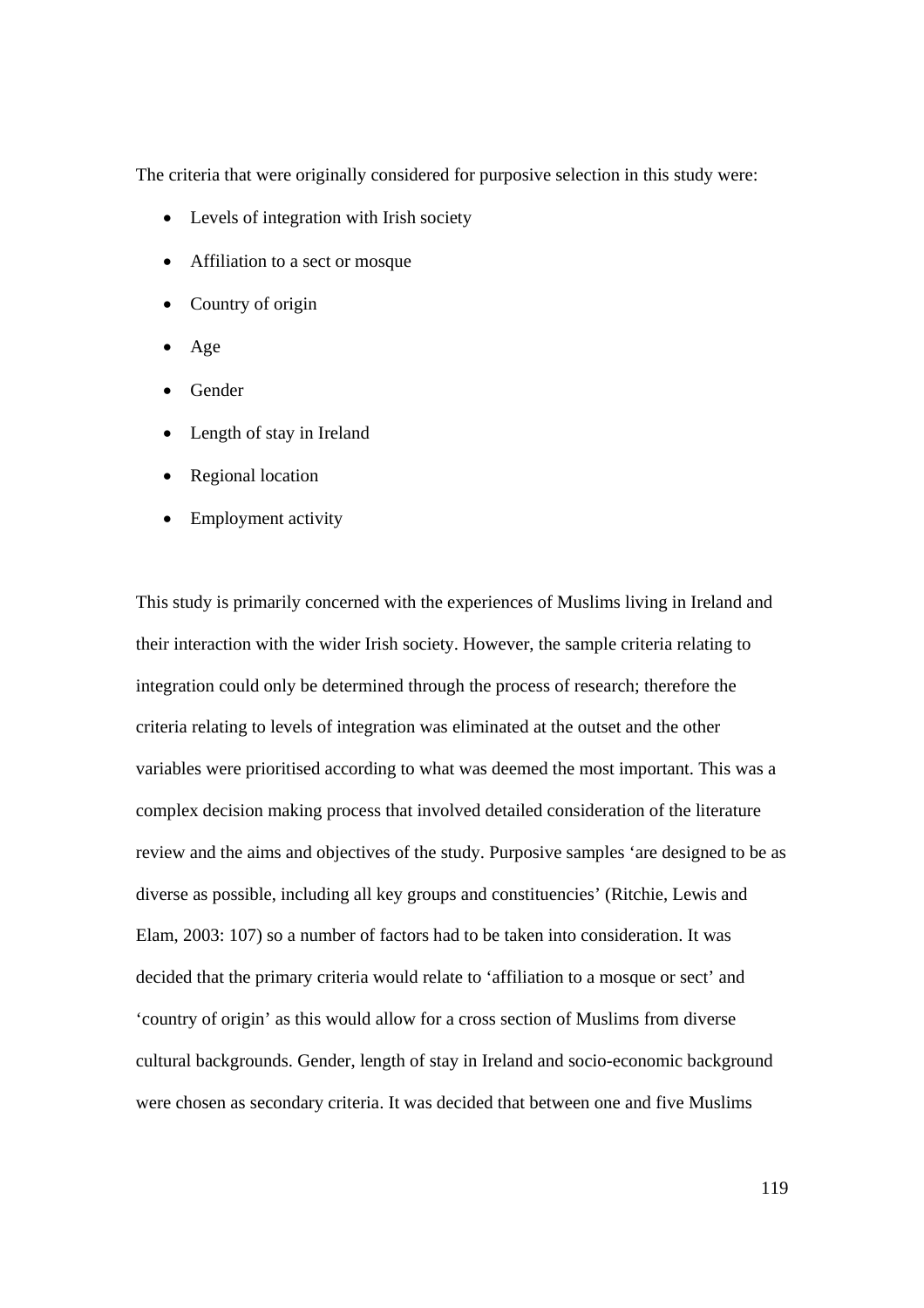The criteria that were originally considered for purposive selection in this study were:

- Levels of integration with Irish society
- Affiliation to a sect or mosque
- Country of origin
- Age
- Gender
- Length of stay in Ireland
- Regional location
- Employment activity

This study is primarily concerned with the experiences of Muslims living in Ireland and their interaction with the wider Irish society. However, the sample criteria relating to integration could only be determined through the process of research; therefore the criteria relating to levels of integration was eliminated at the outset and the other variables were prioritised according to what was deemed the most important. This was a complex decision making process that involved detailed consideration of the literature review and the aims and objectives of the study. Purposive samples 'are designed to be as diverse as possible, including all key groups and constituencies' (Ritchie, Lewis and Elam, 2003: 107) so a number of factors had to be taken into consideration. It was decided that the primary criteria would relate to 'affiliation to a mosque or sect' and 'country of origin' as this would allow for a cross section of Muslims from diverse cultural backgrounds. Gender, length of stay in Ireland and socio-economic background were chosen as secondary criteria. It was decided that between one and five Muslims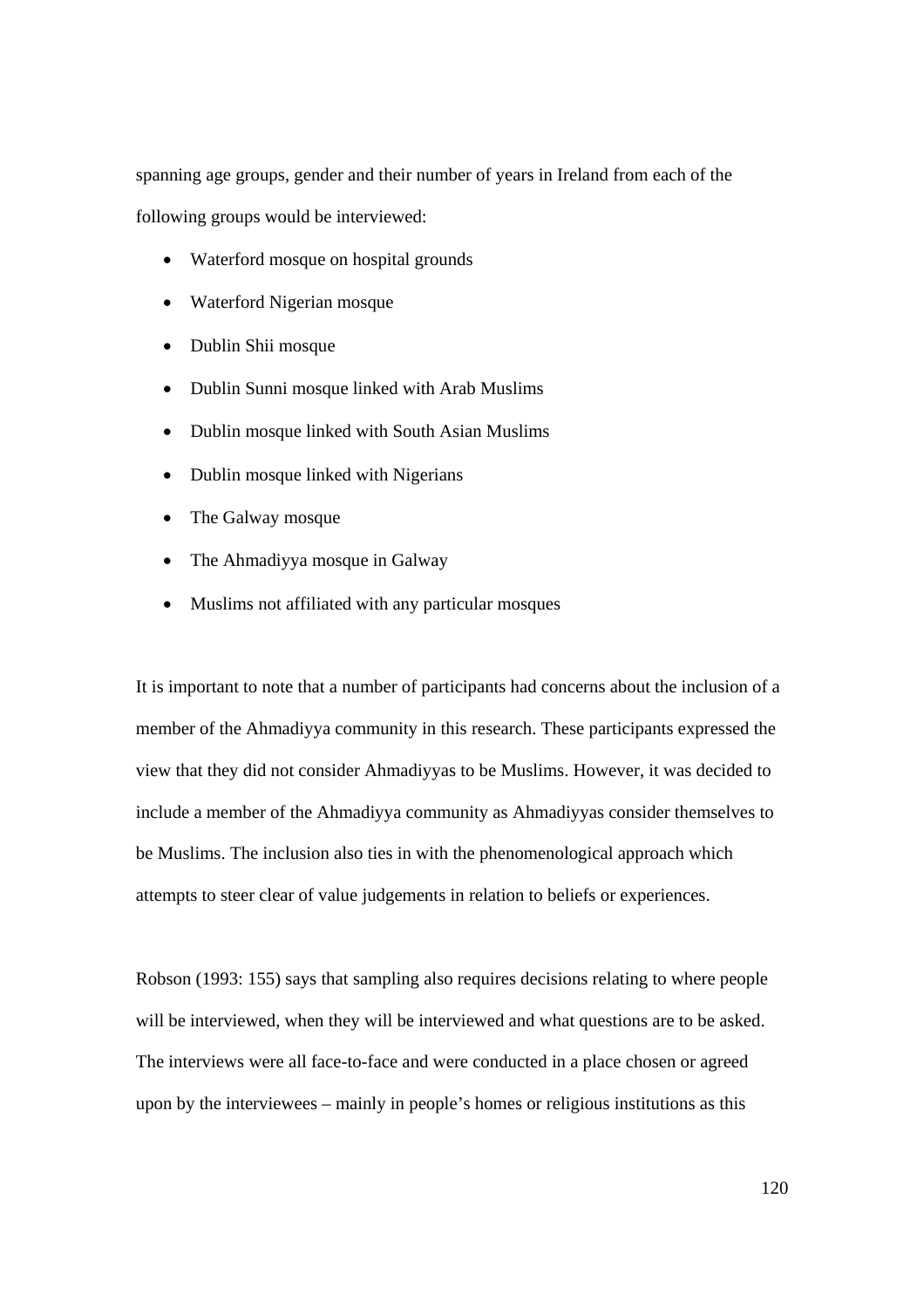spanning age groups, gender and their number of years in Ireland from each of the following groups would be interviewed:

- Waterford mosque on hospital grounds
- Waterford Nigerian mosque
- Dublin Shii mosque
- Dublin Sunni mosque linked with Arab Muslims
- Dublin mosque linked with South Asian Muslims
- Dublin mosque linked with Nigerians
- The Galway mosque
- The Ahmadiyya mosque in Galway
- Muslims not affiliated with any particular mosques

It is important to note that a number of participants had concerns about the inclusion of a member of the Ahmadiyya community in this research. These participants expressed the view that they did not consider Ahmadiyyas to be Muslims. However, it was decided to include a member of the Ahmadiyya community as Ahmadiyyas consider themselves to be Muslims. The inclusion also ties in with the phenomenological approach which attempts to steer clear of value judgements in relation to beliefs or experiences.

Robson (1993: 155) says that sampling also requires decisions relating to where people will be interviewed, when they will be interviewed and what questions are to be asked. The interviews were all face-to-face and were conducted in a place chosen or agreed upon by the interviewees – mainly in people's homes or religious institutions as this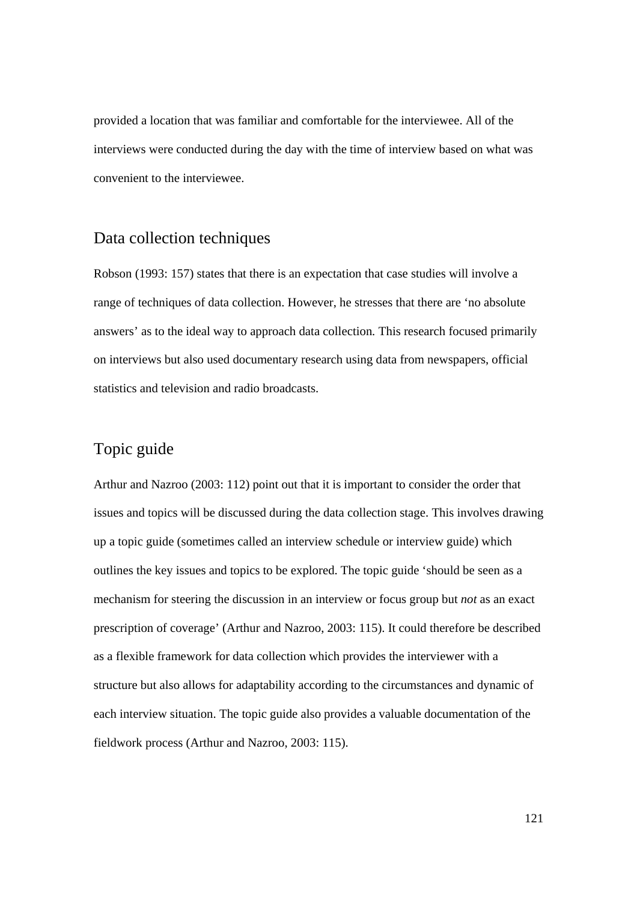provided a location that was familiar and comfortable for the interviewee. All of the interviews were conducted during the day with the time of interview based on what was convenient to the interviewee.

## Data collection techniques

Robson (1993: 157) states that there is an expectation that case studies will involve a range of techniques of data collection. However, he stresses that there are 'no absolute answers' as to the ideal way to approach data collection. This research focused primarily on interviews but also used documentary research using data from newspapers, official statistics and television and radio broadcasts.

## Topic guide

Arthur and Nazroo (2003: 112) point out that it is important to consider the order that issues and topics will be discussed during the data collection stage. This involves drawing up a topic guide (sometimes called an interview schedule or interview guide) which outlines the key issues and topics to be explored. The topic guide 'should be seen as a mechanism for steering the discussion in an interview or focus group but *not* as an exact prescription of coverage' (Arthur and Nazroo, 2003: 115). It could therefore be described as a flexible framework for data collection which provides the interviewer with a structure but also allows for adaptability according to the circumstances and dynamic of each interview situation. The topic guide also provides a valuable documentation of the fieldwork process (Arthur and Nazroo, 2003: 115).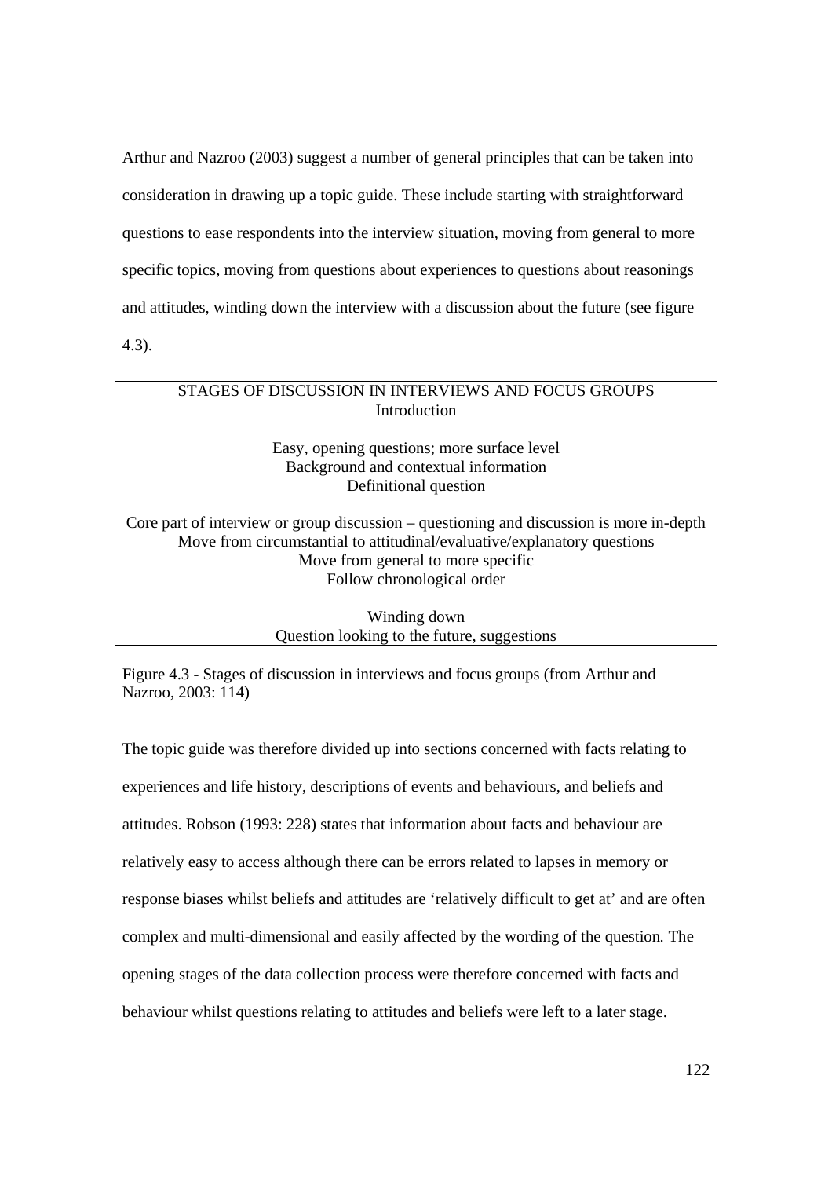Arthur and Nazroo (2003) suggest a number of general principles that can be taken into consideration in drawing up a topic guide. These include starting with straightforward questions to ease respondents into the interview situation, moving from general to more specific topics, moving from questions about experiences to questions about reasonings and attitudes, winding down the interview with a discussion about the future (see figure 4.3).

| STAGES OF DISCUSSION IN INTERVIEWS AND FOCUS GROUPS |
|---|
| Introduction<br><br>Easy, opening questions; more surface level<br>Background and contextual information<br>Definitional question<br><br>Core part of interview or group discussion – questioning and discussion is more in-depth<br>Move from circumstantial to attitudinal/evaluative/explanatory questions<br>Move from general to more specific<br>Follow chronological order<br><br>Winding down<br>Question looking to the future, suggestions |

Figure 4.3 - Stages of discussion in interviews and focus groups (from Arthur and Nazroo, 2003: 114)

The topic guide was therefore divided up into sections concerned with facts relating to experiences and life history, descriptions of events and behaviours, and beliefs and attitudes. Robson (1993: 228) states that information about facts and behaviour are relatively easy to access although there can be errors related to lapses in memory or response biases whilst beliefs and attitudes are 'relatively difficult to get at' and are often complex and multi-dimensional and easily affected by the wording of the question. The opening stages of the data collection process were therefore concerned with facts and behaviour whilst questions relating to attitudes and beliefs were left to a later stage.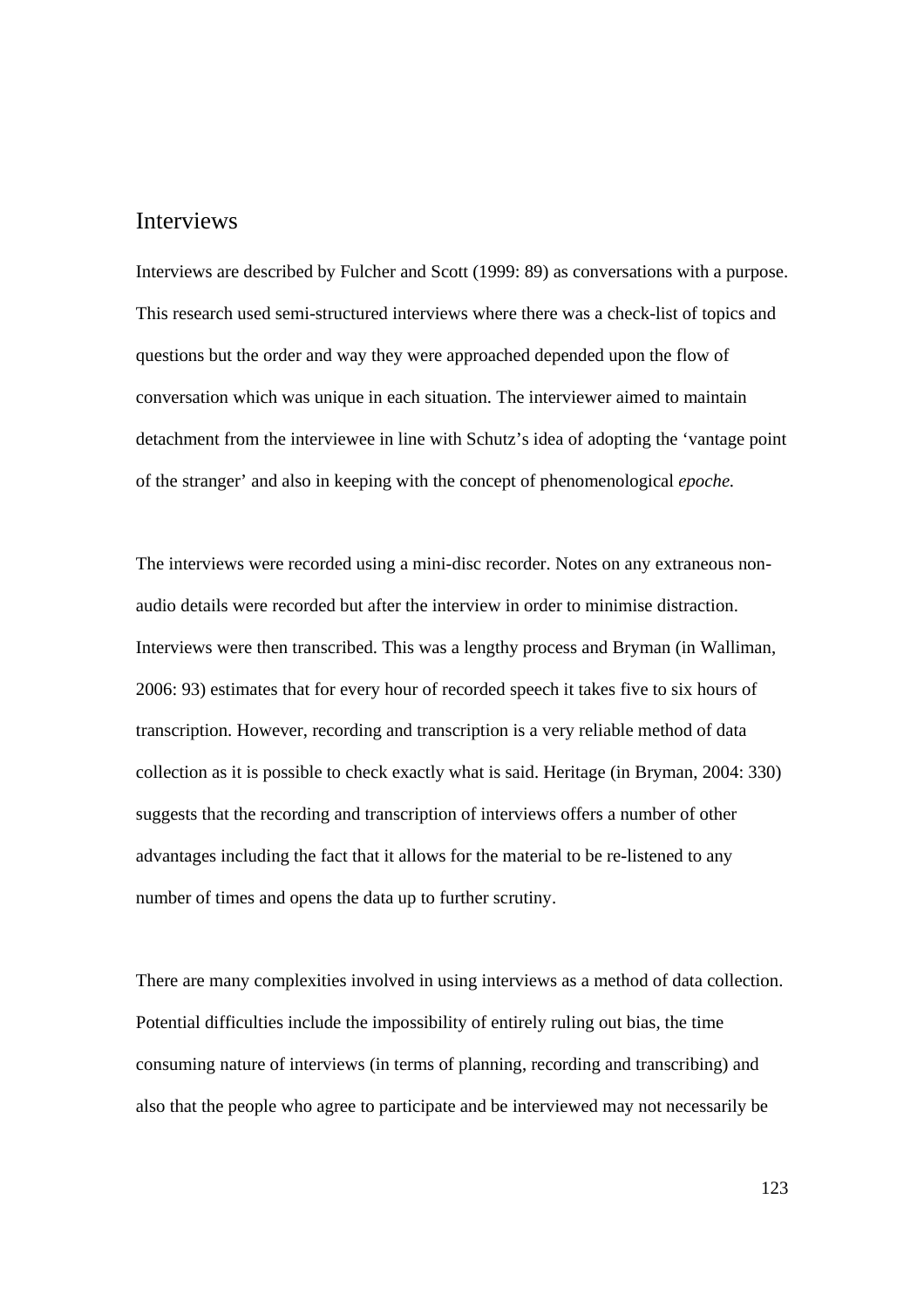## Interviews

Interviews are described by Fulcher and Scott (1999: 89) as conversations with a purpose. This research used semi-structured interviews where there was a check-list of topics and questions but the order and way they were approached depended upon the flow of conversation which was unique in each situation. The interviewer aimed to maintain detachment from the interviewee in line with Schutz's idea of adopting the 'vantage point of the stranger' and also in keeping with the concept of phenomenological *epoche.*

The interviews were recorded using a mini-disc recorder. Notes on any extraneous non-audio details were recorded but after the interview in order to minimise distraction. Interviews were then transcribed. This was a lengthy process and Bryman (in Walliman, 2006: 93) estimates that for every hour of recorded speech it takes five to six hours of transcription. However, recording and transcription is a very reliable method of data collection as it is possible to check exactly what is said. Heritage (in Bryman, 2004: 330) suggests that the recording and transcription of interviews offers a number of other advantages including the fact that it allows for the material to be re-listened to any number of times and opens the data up to further scrutiny.

There are many complexities involved in using interviews as a method of data collection. Potential difficulties include the impossibility of entirely ruling out bias, the time consuming nature of interviews (in terms of planning, recording and transcribing) and also that the people who agree to participate and be interviewed may not necessarily be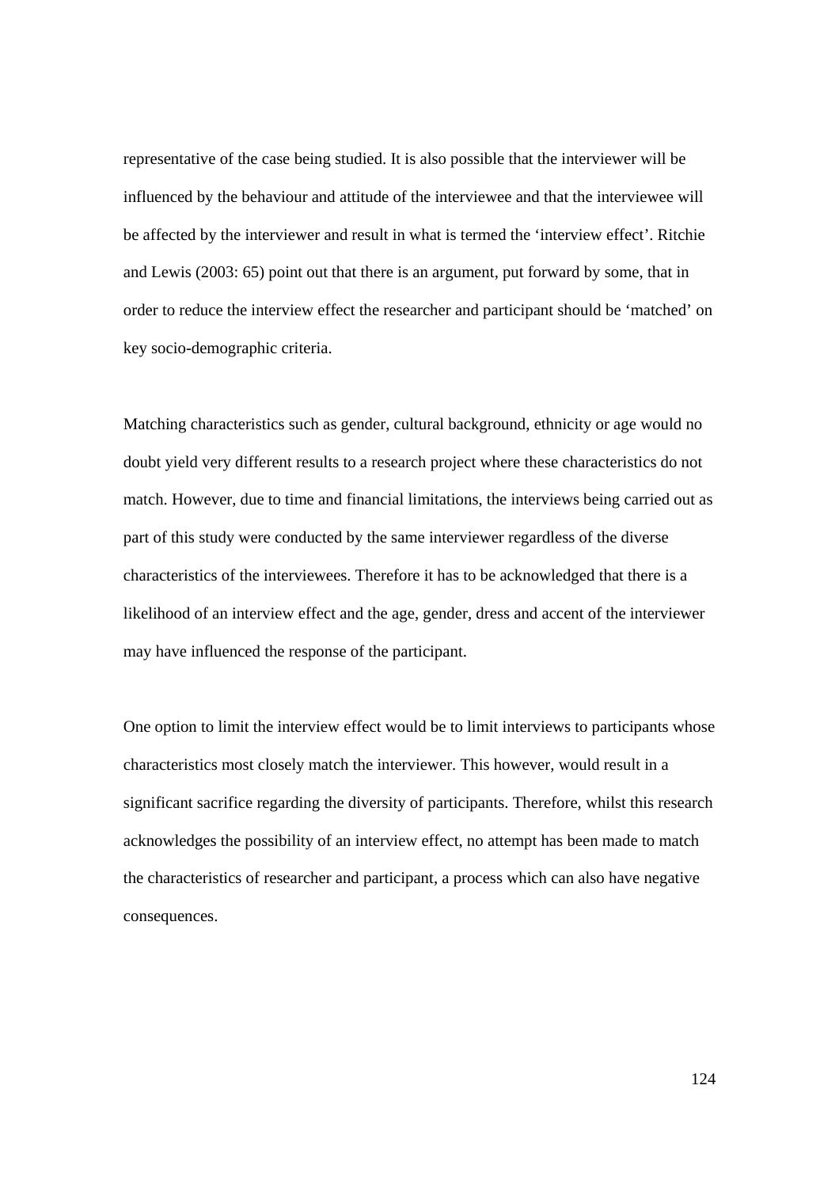representative of the case being studied. It is also possible that the interviewer will be influenced by the behaviour and attitude of the interviewee and that the interviewee will be affected by the interviewer and result in what is termed the 'interview effect'. Ritchie and Lewis (2003: 65) point out that there is an argument, put forward by some, that in order to reduce the interview effect the researcher and participant should be 'matched' on key socio-demographic criteria.

Matching characteristics such as gender, cultural background, ethnicity or age would no doubt yield very different results to a research project where these characteristics do not match. However, due to time and financial limitations, the interviews being carried out as part of this study were conducted by the same interviewer regardless of the diverse characteristics of the interviewees. Therefore it has to be acknowledged that there is a likelihood of an interview effect and the age, gender, dress and accent of the interviewer may have influenced the response of the participant.

One option to limit the interview effect would be to limit interviews to participants whose characteristics most closely match the interviewer. This however, would result in a significant sacrifice regarding the diversity of participants. Therefore, whilst this research acknowledges the possibility of an interview effect, no attempt has been made to match the characteristics of researcher and participant, a process which can also have negative consequences.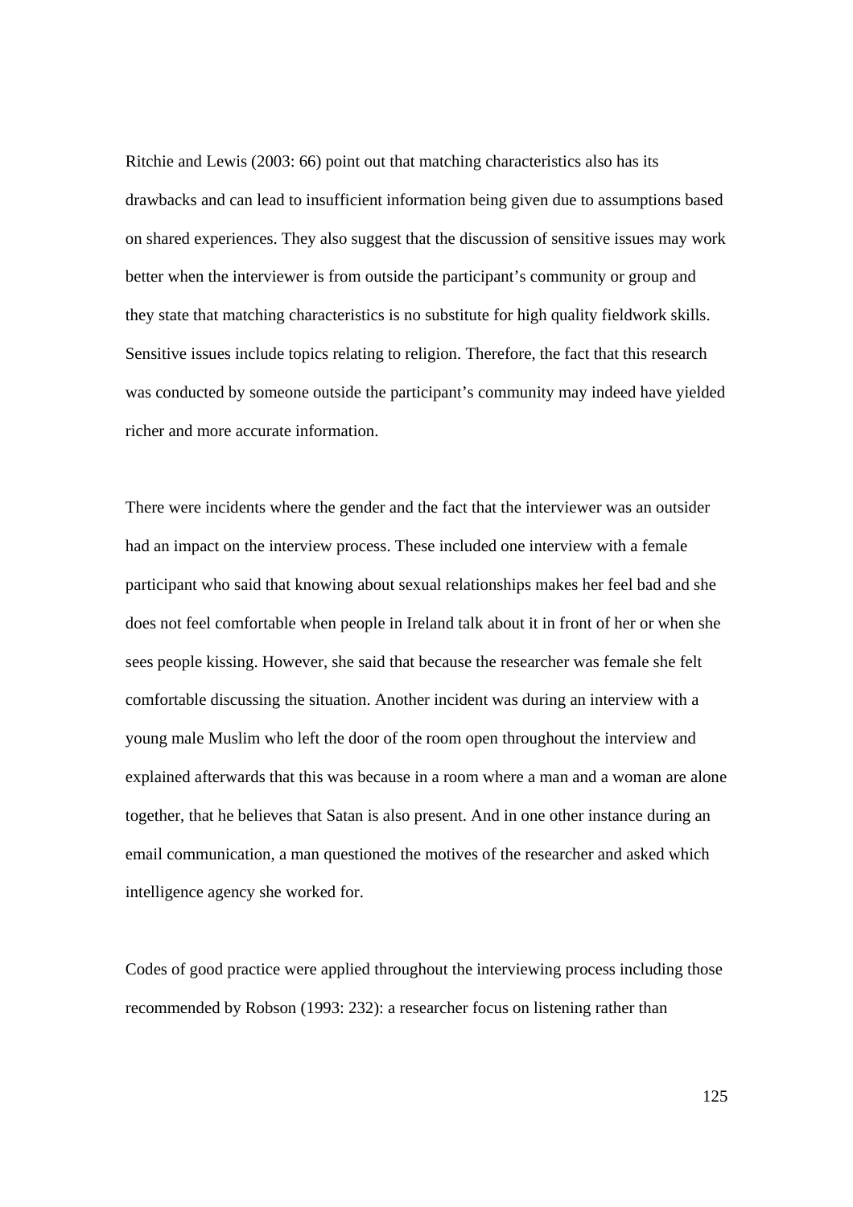Ritchie and Lewis (2003: 66) point out that matching characteristics also has its drawbacks and can lead to insufficient information being given due to assumptions based on shared experiences. They also suggest that the discussion of sensitive issues may work better when the interviewer is from outside the participant's community or group and they state that matching characteristics is no substitute for high quality fieldwork skills. Sensitive issues include topics relating to religion. Therefore, the fact that this research was conducted by someone outside the participant's community may indeed have yielded richer and more accurate information.

There were incidents where the gender and the fact that the interviewer was an outsider had an impact on the interview process. These included one interview with a female participant who said that knowing about sexual relationships makes her feel bad and she does not feel comfortable when people in Ireland talk about it in front of her or when she sees people kissing. However, she said that because the researcher was female she felt comfortable discussing the situation. Another incident was during an interview with a young male Muslim who left the door of the room open throughout the interview and explained afterwards that this was because in a room where a man and a woman are alone together, that he believes that Satan is also present. And in one other instance during an email communication, a man questioned the motives of the researcher and asked which intelligence agency she worked for.

Codes of good practice were applied throughout the interviewing process including those recommended by Robson (1993: 232): a researcher focus on listening rather than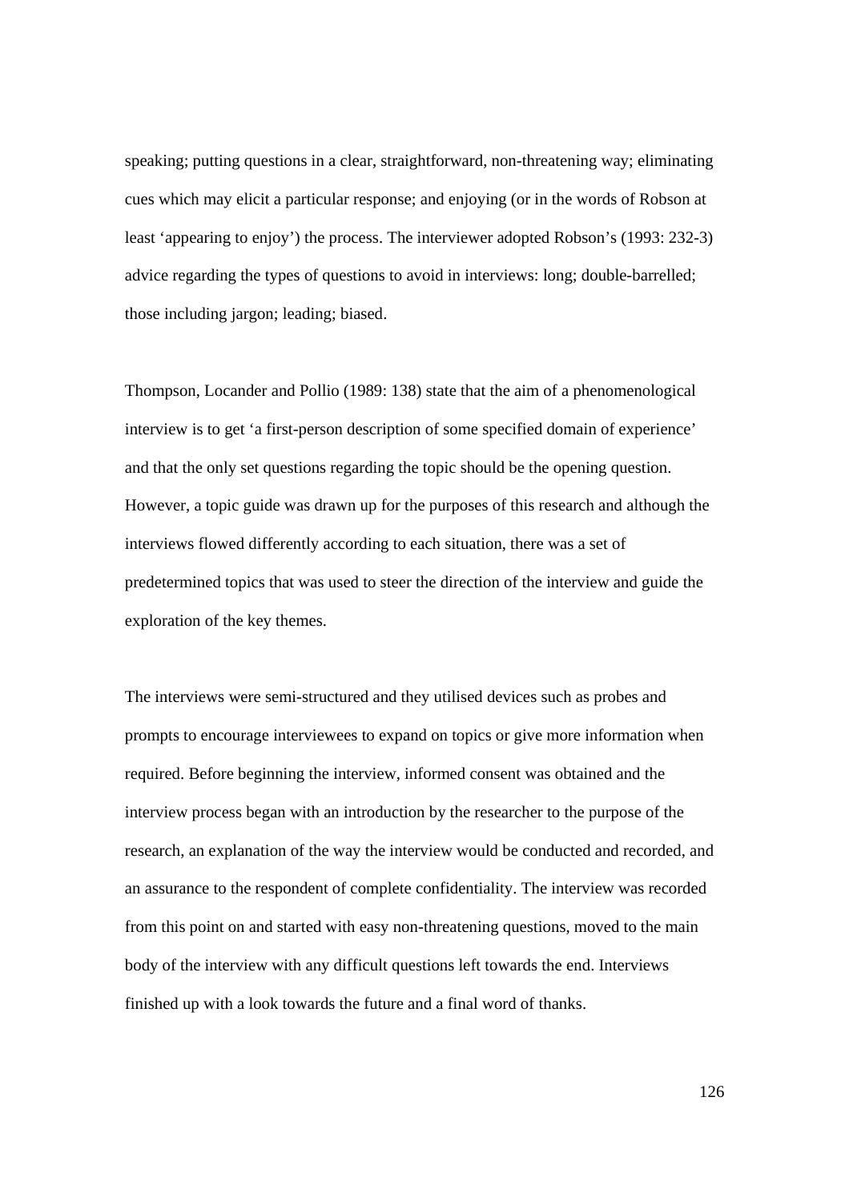speaking; putting questions in a clear, straightforward, non-threatening way; eliminating cues which may elicit a particular response; and enjoying (or in the words of Robson at least 'appearing to enjoy') the process. The interviewer adopted Robson's (1993: 232-3) advice regarding the types of questions to avoid in interviews: long; double-barrelled; those including jargon; leading; biased.

Thompson, Locander and Pollio (1989: 138) state that the aim of a phenomenological interview is to get 'a first-person description of some specified domain of experience' and that the only set questions regarding the topic should be the opening question. However, a topic guide was drawn up for the purposes of this research and although the interviews flowed differently according to each situation, there was a set of predetermined topics that was used to steer the direction of the interview and guide the exploration of the key themes.

The interviews were semi-structured and they utilised devices such as probes and prompts to encourage interviewees to expand on topics or give more information when required. Before beginning the interview, informed consent was obtained and the interview process began with an introduction by the researcher to the purpose of the research, an explanation of the way the interview would be conducted and recorded, and an assurance to the respondent of complete confidentiality. The interview was recorded from this point on and started with easy non-threatening questions, moved to the main body of the interview with any difficult questions left towards the end. Interviews finished up with a look towards the future and a final word of thanks.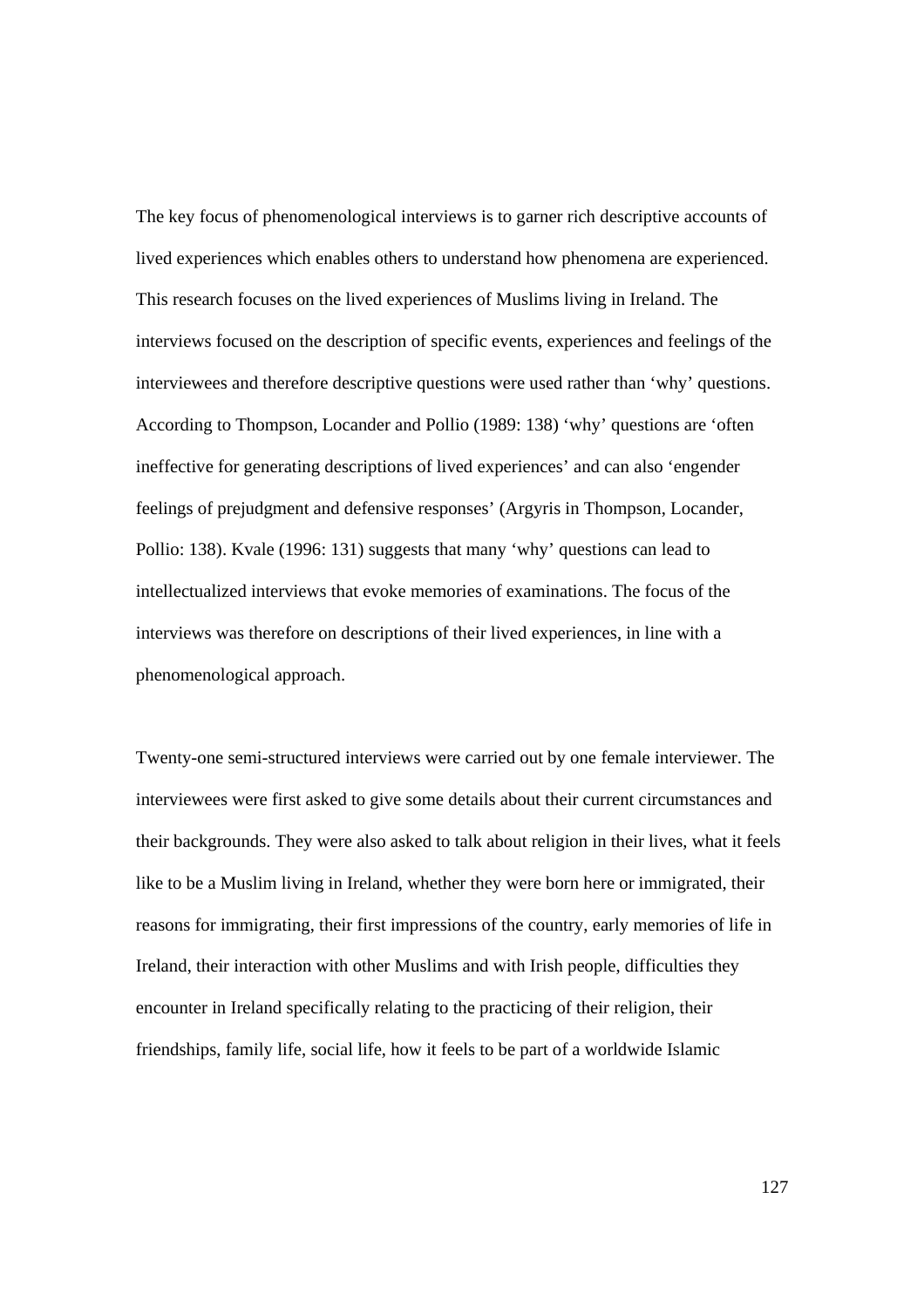The key focus of phenomenological interviews is to garner rich descriptive accounts of lived experiences which enables others to understand how phenomena are experienced. This research focuses on the lived experiences of Muslims living in Ireland. The interviews focused on the description of specific events, experiences and feelings of the interviewees and therefore descriptive questions were used rather than 'why' questions. According to Thompson, Locander and Pollio (1989: 138) 'why' questions are 'often ineffective for generating descriptions of lived experiences' and can also 'engender feelings of prejudgment and defensive responses' (Argyris in Thompson, Locander, Pollio: 138). Kvale (1996: 131) suggests that many 'why' questions can lead to intellectualized interviews that evoke memories of examinations. The focus of the interviews was therefore on descriptions of their lived experiences, in line with a phenomenological approach.

Twenty-one semi-structured interviews were carried out by one female interviewer. The interviewees were first asked to give some details about their current circumstances and their backgrounds. They were also asked to talk about religion in their lives, what it feels like to be a Muslim living in Ireland, whether they were born here or immigrated, their reasons for immigrating, their first impressions of the country, early memories of life in Ireland, their interaction with other Muslims and with Irish people, difficulties they encounter in Ireland specifically relating to the practicing of their religion, their friendships, family life, social life, how it feels to be part of a worldwide Islamic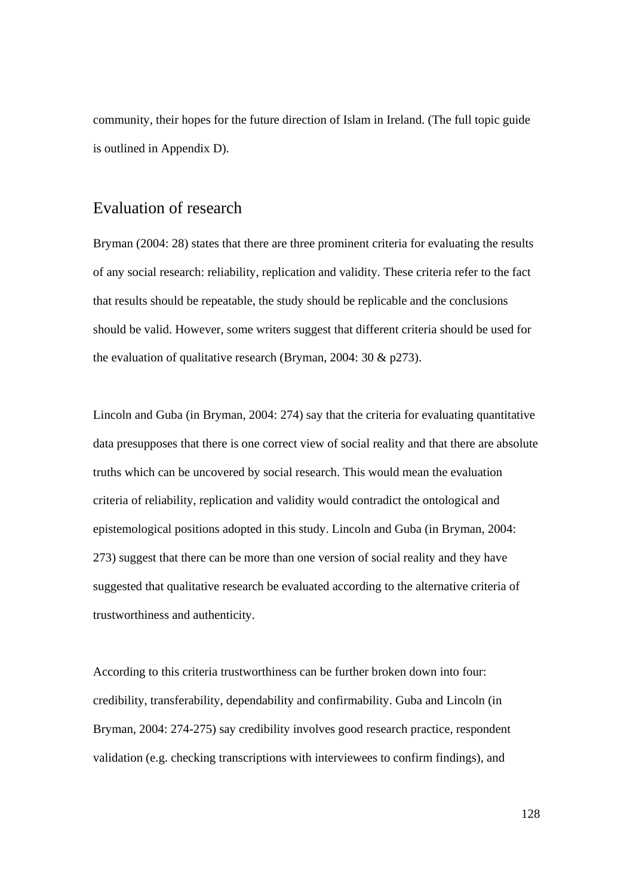community, their hopes for the future direction of Islam in Ireland. (The full topic guide is outlined in Appendix D).

## Evaluation of research

Bryman (2004: 28) states that there are three prominent criteria for evaluating the results of any social research: reliability, replication and validity. These criteria refer to the fact that results should be repeatable, the study should be replicable and the conclusions should be valid. However, some writers suggest that different criteria should be used for the evaluation of qualitative research (Bryman, 2004: 30 & p273).

Lincoln and Guba (in Bryman, 2004: 274) say that the criteria for evaluating quantitative data presupposes that there is one correct view of social reality and that there are absolute truths which can be uncovered by social research. This would mean the evaluation criteria of reliability, replication and validity would contradict the ontological and epistemological positions adopted in this study. Lincoln and Guba (in Bryman, 2004: 273) suggest that there can be more than one version of social reality and they have suggested that qualitative research be evaluated according to the alternative criteria of trustworthiness and authenticity.

According to this criteria trustworthiness can be further broken down into four: credibility, transferability, dependability and confirmability. Guba and Lincoln (in Bryman, 2004: 274-275) say credibility involves good research practice, respondent validation (e.g. checking transcriptions with interviewees to confirm findings), and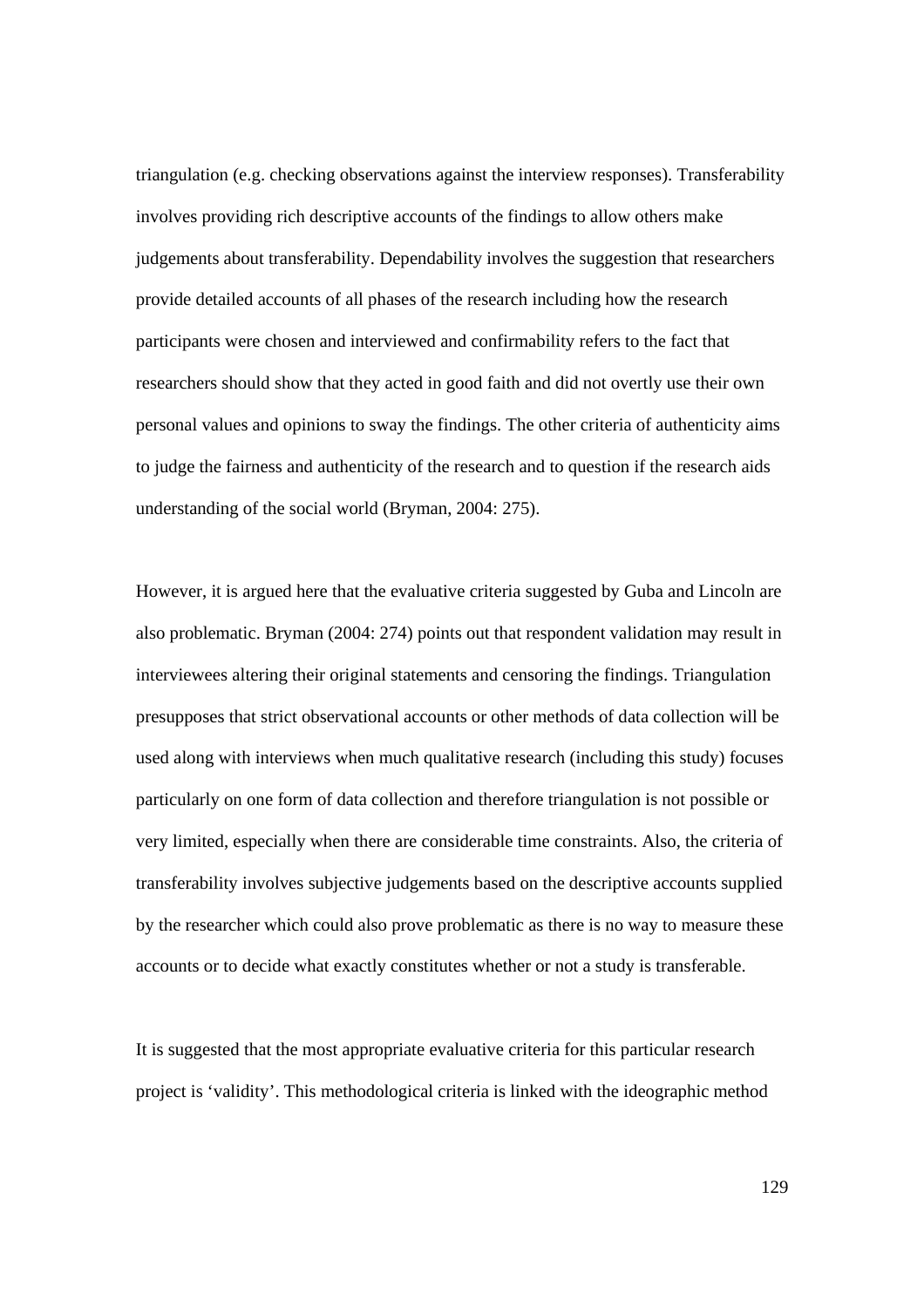triangulation (e.g. checking observations against the interview responses). Transferability involves providing rich descriptive accounts of the findings to allow others make judgements about transferability. Dependability involves the suggestion that researchers provide detailed accounts of all phases of the research including how the research participants were chosen and interviewed and confirmability refers to the fact that researchers should show that they acted in good faith and did not overtly use their own personal values and opinions to sway the findings. The other criteria of authenticity aims to judge the fairness and authenticity of the research and to question if the research aids understanding of the social world (Bryman, 2004: 275).

However, it is argued here that the evaluative criteria suggested by Guba and Lincoln are also problematic. Bryman (2004: 274) points out that respondent validation may result in interviewees altering their original statements and censoring the findings. Triangulation presupposes that strict observational accounts or other methods of data collection will be used along with interviews when much qualitative research (including this study) focuses particularly on one form of data collection and therefore triangulation is not possible or very limited, especially when there are considerable time constraints. Also, the criteria of transferability involves subjective judgements based on the descriptive accounts supplied by the researcher which could also prove problematic as there is no way to measure these accounts or to decide what exactly constitutes whether or not a study is transferable.

It is suggested that the most appropriate evaluative criteria for this particular research project is 'validity'. This methodological criteria is linked with the ideographic method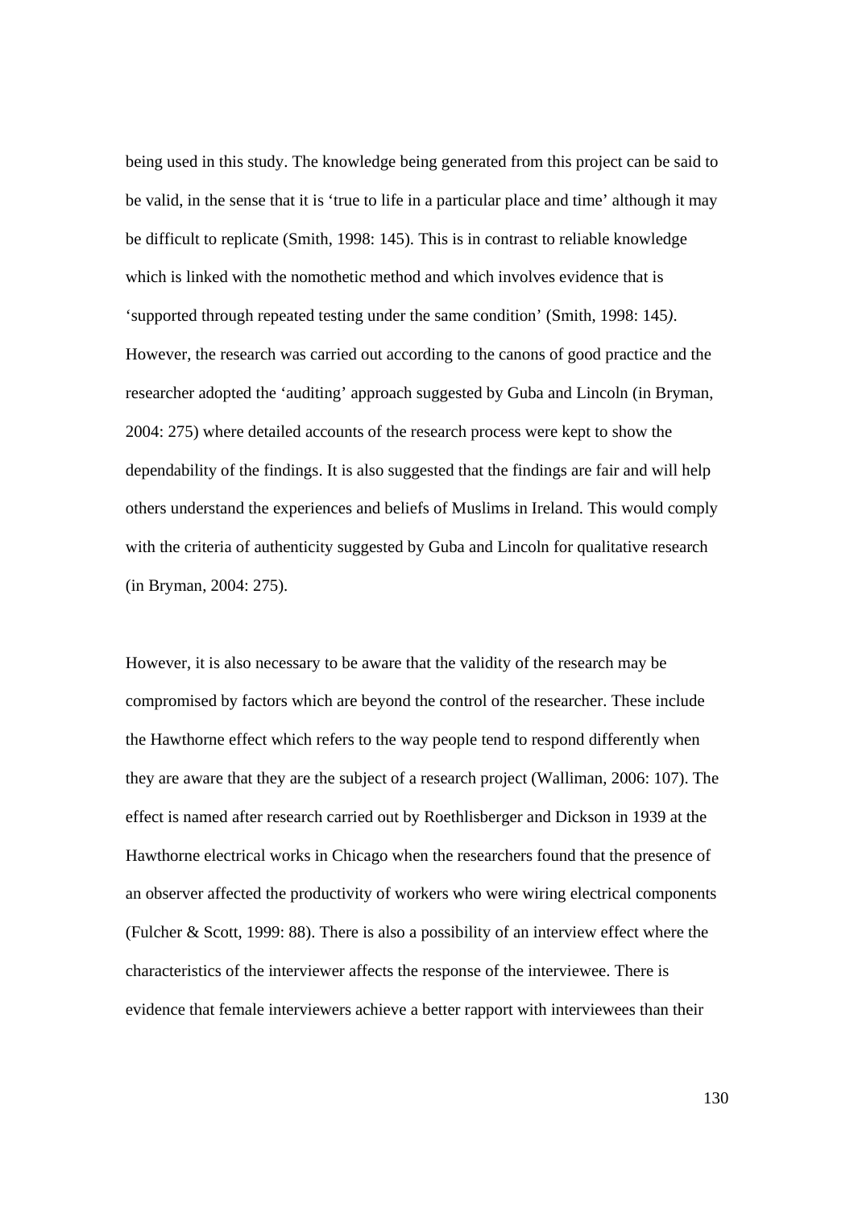being used in this study. The knowledge being generated from this project can be said to be valid, in the sense that it is 'true to life in a particular place and time' although it may be difficult to replicate (Smith, 1998: 145). This is in contrast to reliable knowledge which is linked with the nomothetic method and which involves evidence that is 'supported through repeated testing under the same condition' (Smith, 1998: 145). However, the research was carried out according to the canons of good practice and the researcher adopted the 'auditing' approach suggested by Guba and Lincoln (in Bryman, 2004: 275) where detailed accounts of the research process were kept to show the dependability of the findings. It is also suggested that the findings are fair and will help others understand the experiences and beliefs of Muslims in Ireland. This would comply with the criteria of authenticity suggested by Guba and Lincoln for qualitative research (in Bryman, 2004: 275).

However, it is also necessary to be aware that the validity of the research may be compromised by factors which are beyond the control of the researcher. These include the Hawthorne effect which refers to the way people tend to respond differently when they are aware that they are the subject of a research project (Walliman, 2006: 107). The effect is named after research carried out by Roethlisberger and Dickson in 1939 at the Hawthorne electrical works in Chicago when the researchers found that the presence of an observer affected the productivity of workers who were wiring electrical components (Fulcher & Scott, 1999: 88). There is also a possibility of an interview effect where the characteristics of the interviewer affects the response of the interviewee. There is evidence that female interviewers achieve a better rapport with interviewees than their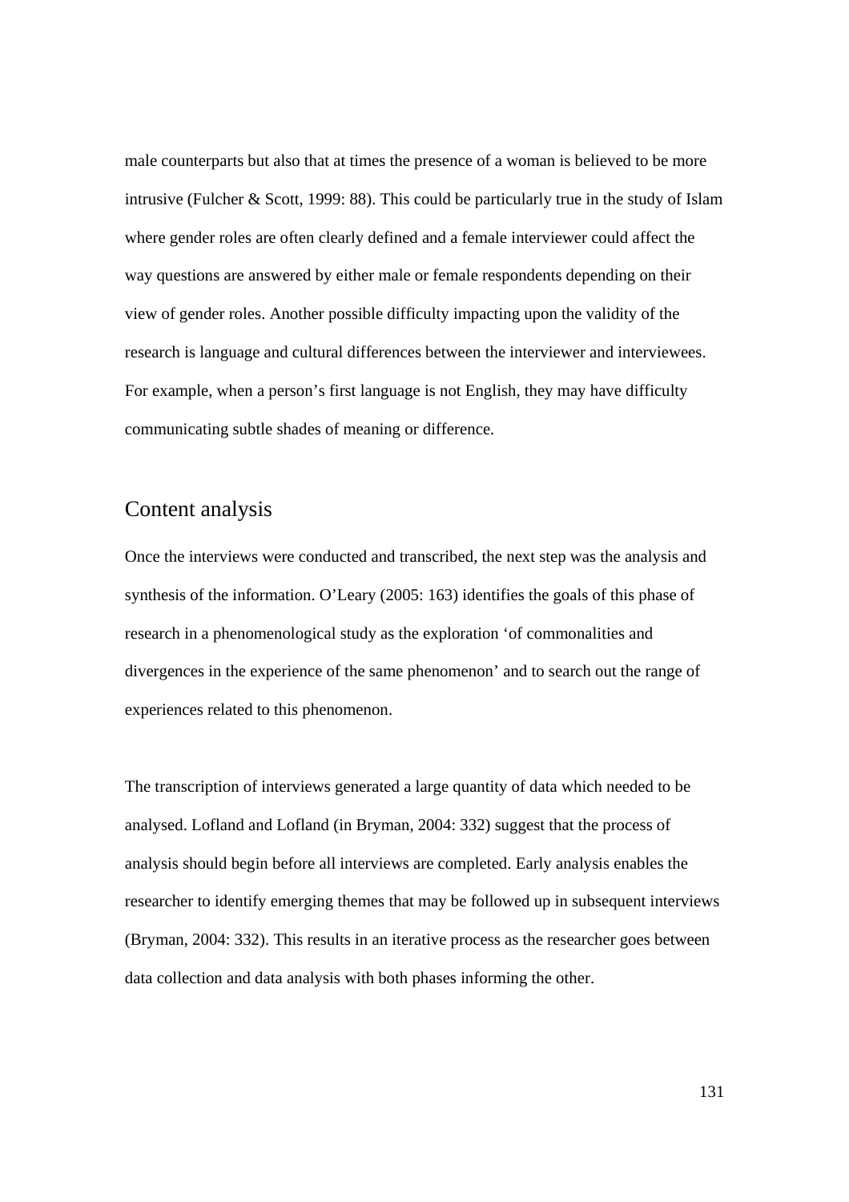male counterparts but also that at times the presence of a woman is believed to be more intrusive (Fulcher & Scott, 1999: 88). This could be particularly true in the study of Islam where gender roles are often clearly defined and a female interviewer could affect the way questions are answered by either male or female respondents depending on their view of gender roles. Another possible difficulty impacting upon the validity of the research is language and cultural differences between the interviewer and interviewees. For example, when a person's first language is not English, they may have difficulty communicating subtle shades of meaning or difference.

## Content analysis

Once the interviews were conducted and transcribed, the next step was the analysis and synthesis of the information. O'Leary (2005: 163) identifies the goals of this phase of research in a phenomenological study as the exploration 'of commonalities and divergences in the experience of the same phenomenon' and to search out the range of experiences related to this phenomenon.

The transcription of interviews generated a large quantity of data which needed to be analysed. Lofland and Lofland (in Bryman, 2004: 332) suggest that the process of analysis should begin before all interviews are completed. Early analysis enables the researcher to identify emerging themes that may be followed up in subsequent interviews (Bryman, 2004: 332). This results in an iterative process as the researcher goes between data collection and data analysis with both phases informing the other.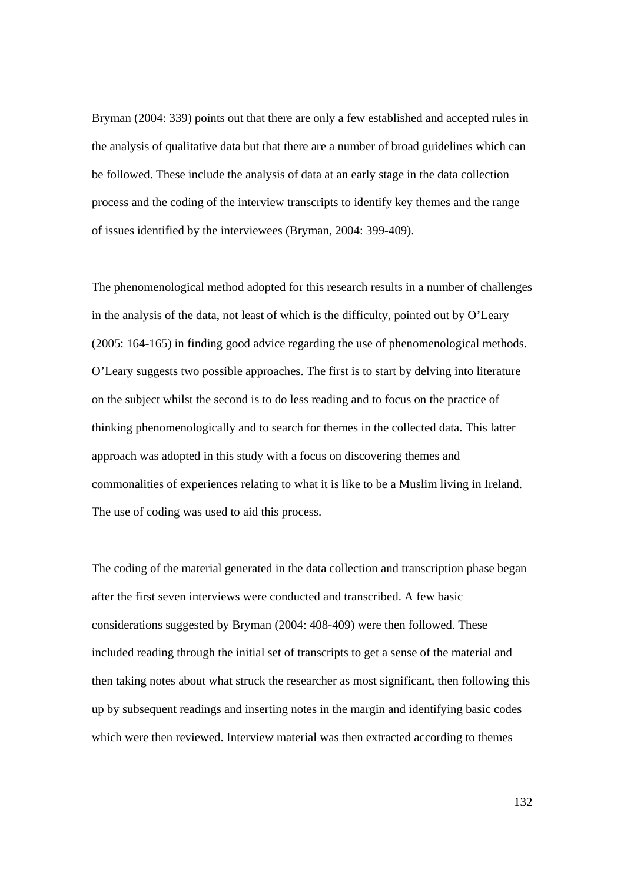Bryman (2004: 339) points out that there are only a few established and accepted rules in the analysis of qualitative data but that there are a number of broad guidelines which can be followed. These include the analysis of data at an early stage in the data collection process and the coding of the interview transcripts to identify key themes and the range of issues identified by the interviewees (Bryman, 2004: 399-409).

The phenomenological method adopted for this research results in a number of challenges in the analysis of the data, not least of which is the difficulty, pointed out by O'Leary (2005: 164-165) in finding good advice regarding the use of phenomenological methods. O'Leary suggests two possible approaches. The first is to start by delving into literature on the subject whilst the second is to do less reading and to focus on the practice of thinking phenomenologically and to search for themes in the collected data. This latter approach was adopted in this study with a focus on discovering themes and commonalities of experiences relating to what it is like to be a Muslim living in Ireland. The use of coding was used to aid this process.

The coding of the material generated in the data collection and transcription phase began after the first seven interviews were conducted and transcribed. A few basic considerations suggested by Bryman (2004: 408-409) were then followed. These included reading through the initial set of transcripts to get a sense of the material and then taking notes about what struck the researcher as most significant, then following this up by subsequent readings and inserting notes in the margin and identifying basic codes which were then reviewed. Interview material was then extracted according to themes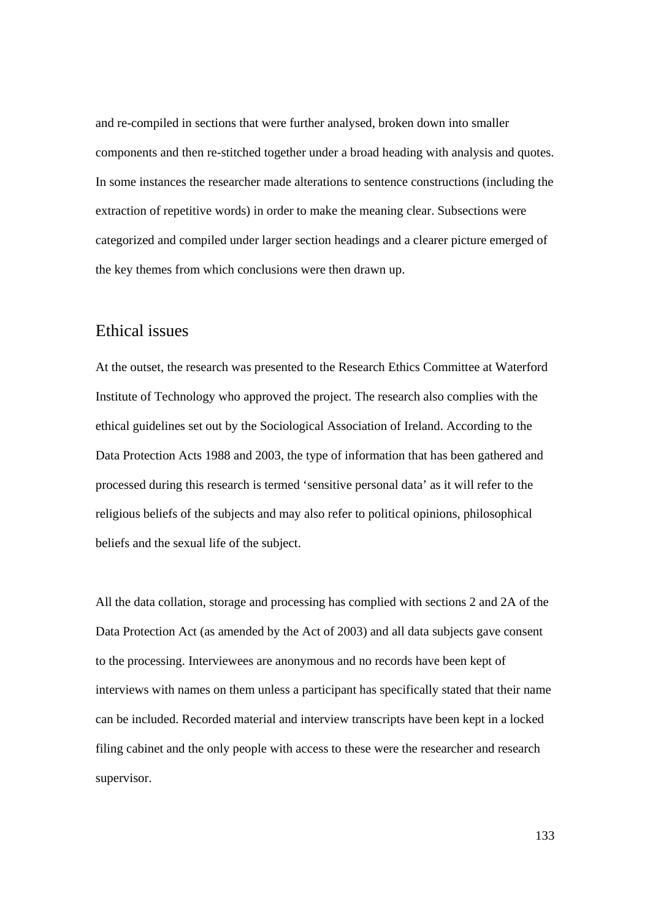and re-compiled in sections that were further analysed, broken down into smaller components and then re-stitched together under a broad heading with analysis and quotes. In some instances the researcher made alterations to sentence constructions (including the extraction of repetitive words) in order to make the meaning clear. Subsections were categorized and compiled under larger section headings and a clearer picture emerged of the key themes from which conclusions were then drawn up.

## Ethical issues

At the outset, the research was presented to the Research Ethics Committee at Waterford Institute of Technology who approved the project. The research also complies with the ethical guidelines set out by the Sociological Association of Ireland. According to the Data Protection Acts 1988 and 2003, the type of information that has been gathered and processed during this research is termed 'sensitive personal data' as it will refer to the religious beliefs of the subjects and may also refer to political opinions, philosophical beliefs and the sexual life of the subject.

All the data collation, storage and processing has complied with sections 2 and 2A of the Data Protection Act (as amended by the Act of 2003) and all data subjects gave consent to the processing. Interviewees are anonymous and no records have been kept of interviews with names on them unless a participant has specifically stated that their name can be included. Recorded material and interview transcripts have been kept in a locked filing cabinet and the only people with access to these were the researcher and research supervisor.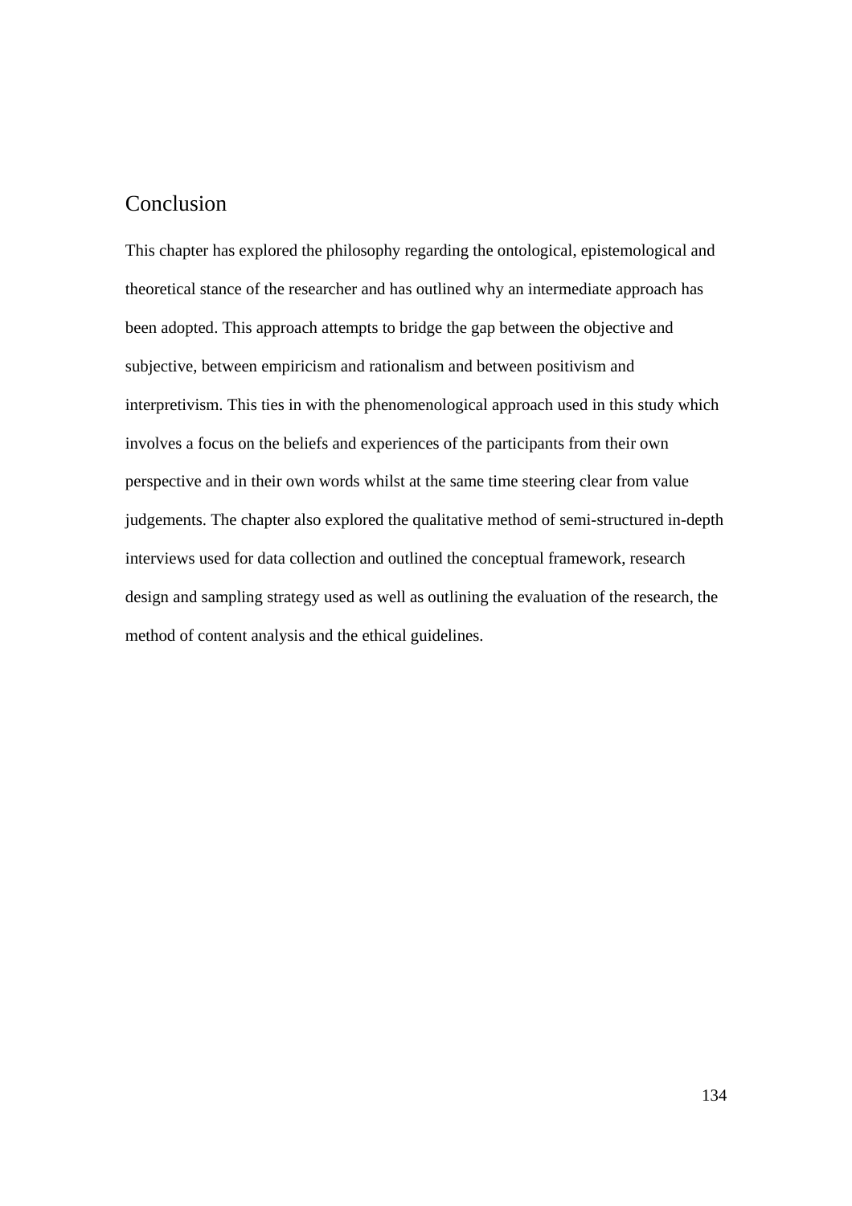## Conclusion

This chapter has explored the philosophy regarding the ontological, epistemological and theoretical stance of the researcher and has outlined why an intermediate approach has been adopted. This approach attempts to bridge the gap between the objective and subjective, between empiricism and rationalism and between positivism and interpretivism. This ties in with the phenomenological approach used in this study which involves a focus on the beliefs and experiences of the participants from their own perspective and in their own words whilst at the same time steering clear from value judgements. The chapter also explored the qualitative method of semi-structured in-depth interviews used for data collection and outlined the conceptual framework, research design and sampling strategy used as well as outlining the evaluation of the research, the method of content analysis and the ethical guidelines.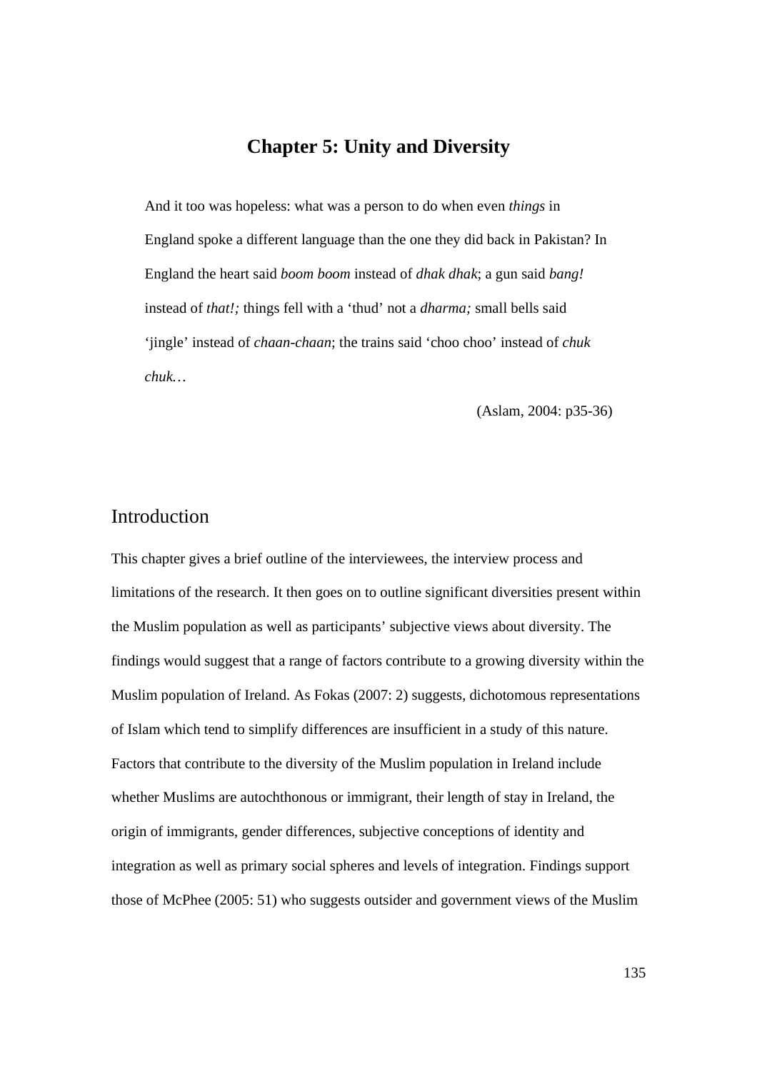# Chapter 5: Unity and Diversity

> And it too was hopeless: what was a person to do when even *things* in England spoke a different language than the one they did back in Pakistan? In England the heart said *boom boom* instead of *dhak dhak*; a gun said *bang!* instead of *that!;* things fell with a 'thud' not a *dharma;* small bells said 'jingle' instead of *chaan-chaan*; the trains said 'choo choo' instead of *chuk chuk…*
>
> (Aslam, 2004: p35-36)

## Introduction

This chapter gives a brief outline of the interviewees, the interview process and limitations of the research. It then goes on to outline significant diversities present within the Muslim population as well as participants' subjective views about diversity. The findings would suggest that a range of factors contribute to a growing diversity within the Muslim population of Ireland. As Fokas (2007: 2) suggests, dichotomous representations of Islam which tend to simplify differences are insufficient in a study of this nature. Factors that contribute to the diversity of the Muslim population in Ireland include whether Muslims are autochthonous or immigrant, their length of stay in Ireland, the origin of immigrants, gender differences, subjective conceptions of identity and integration as well as primary social spheres and levels of integration. Findings support those of McPhee (2005: 51) who suggests outsider and government views of the Muslim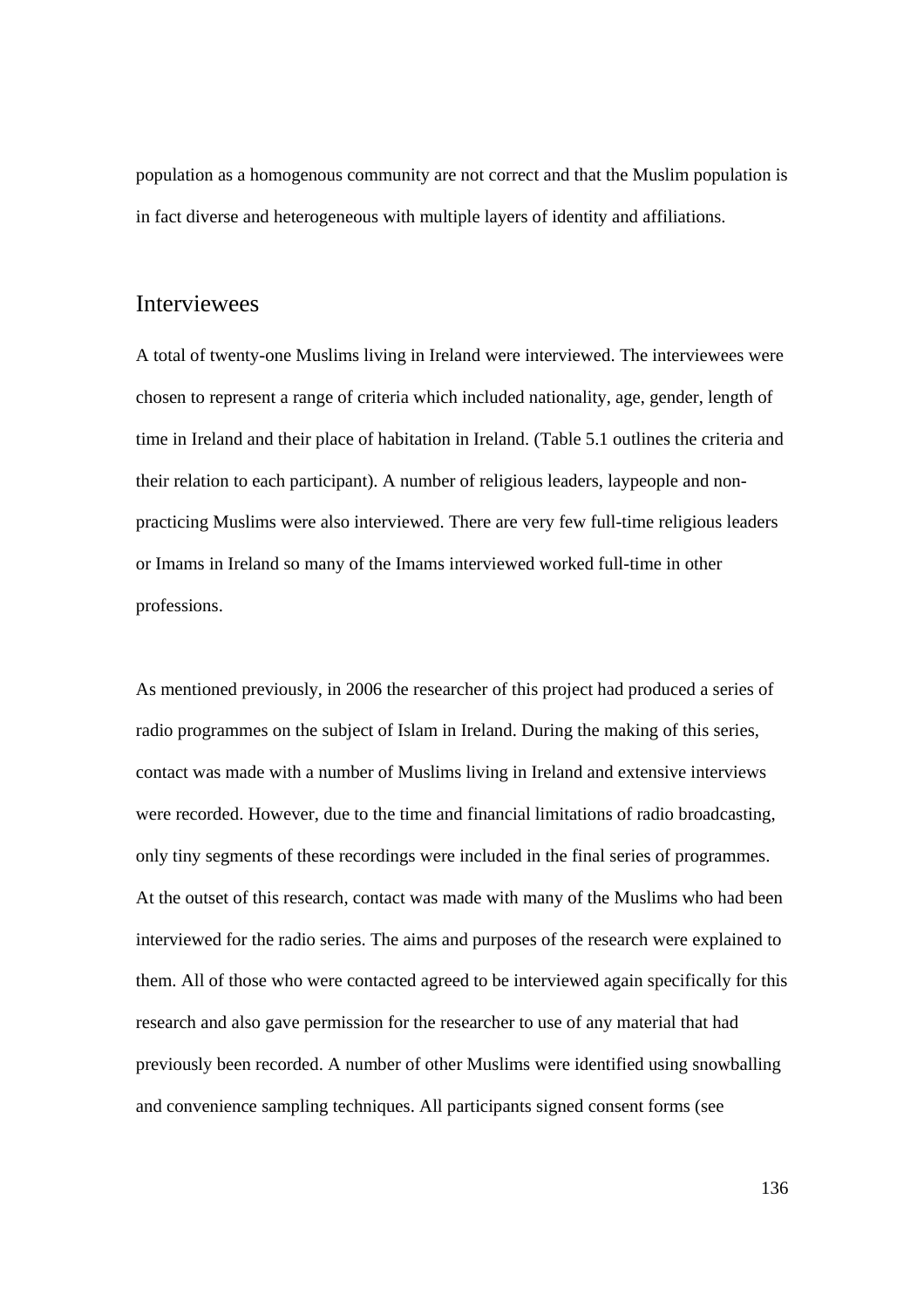population as a homogenous community are not correct and that the Muslim population is in fact diverse and heterogeneous with multiple layers of identity and affiliations.

## Interviewees

A total of twenty-one Muslims living in Ireland were interviewed. The interviewees were chosen to represent a range of criteria which included nationality, age, gender, length of time in Ireland and their place of habitation in Ireland. (Table 5.1 outlines the criteria and their relation to each participant). A number of religious leaders, laypeople and non-practicing Muslims were also interviewed. There are very few full-time religious leaders or Imams in Ireland so many of the Imams interviewed worked full-time in other professions.

As mentioned previously, in 2006 the researcher of this project had produced a series of radio programmes on the subject of Islam in Ireland. During the making of this series, contact was made with a number of Muslims living in Ireland and extensive interviews were recorded. However, due to the time and financial limitations of radio broadcasting, only tiny segments of these recordings were included in the final series of programmes. At the outset of this research, contact was made with many of the Muslims who had been interviewed for the radio series. The aims and purposes of the research were explained to them. All of those who were contacted agreed to be interviewed again specifically for this research and also gave permission for the researcher to use of any material that had previously been recorded. A number of other Muslims were identified using snowballing and convenience sampling techniques. All participants signed consent forms (see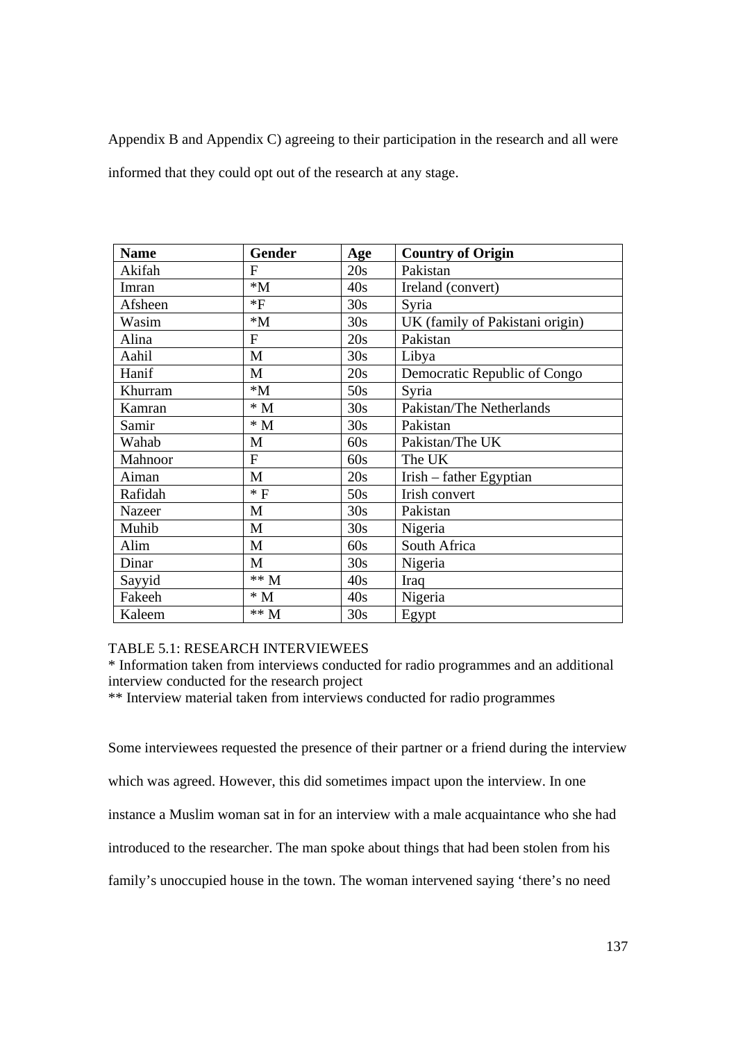Appendix B and Appendix C) agreeing to their participation in the research and all were informed that they could opt out of the research at any stage.

| **Name** | **Gender** | **Age** | **Country of Origin** |
|---|---|---|---|
| Akifah | F | 20s | Pakistan |
| Imran | *M | 40s | Ireland (convert) |
| Afsheen | *F | 30s | Syria |
| Wasim | *M | 30s | UK (family of Pakistani origin) |
| Alina | F | 20s | Pakistan |
| Aahil | M | 30s | Libya |
| Hanif | M | 20s | Democratic Republic of Congo |
| Khurram | *M | 50s | Syria |
| Kamran | * M | 30s | Pakistan/The Netherlands |
| Samir | * M | 30s | Pakistan |
| Wahab | M | 60s | Pakistan/The UK |
| Mahnoor | F | 60s | The UK |
| Aiman | M | 20s | Irish – father Egyptian |
| Rafidah | * F | 50s | Irish convert |
| Nazeer | M | 30s | Pakistan |
| Muhib | M | 30s | Nigeria |
| Alim | M | 60s | South Africa |
| Dinar | M | 30s | Nigeria |
| Sayyid | ** M | 40s | Iraq |
| Fakeeh | * M | 40s | Nigeria |
| Kaleem | ** M | 30s | Egypt |

TABLE 5.1: RESEARCH INTERVIEWEES
* Information taken from interviews conducted for radio programmes and an additional interview conducted for the research project
** Interview material taken from interviews conducted for radio programmes

Some interviewees requested the presence of their partner or a friend during the interview which was agreed. However, this did sometimes impact upon the interview. In one instance a Muslim woman sat in for an interview with a male acquaintance who she had introduced to the researcher. The man spoke about things that had been stolen from his family's unoccupied house in the town. The woman intervened saying 'there's no need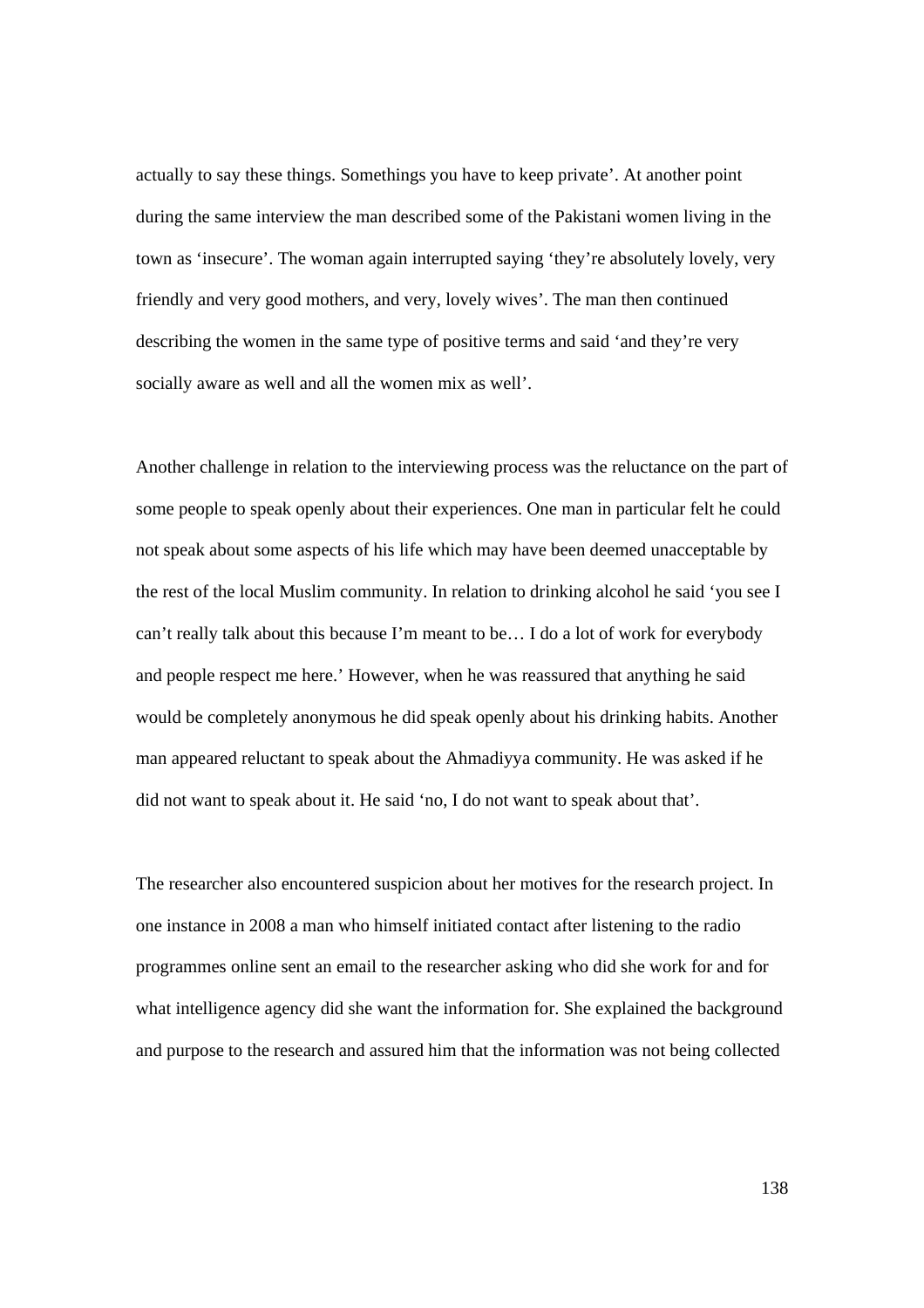actually to say these things. Somethings you have to keep private'. At another point during the same interview the man described some of the Pakistani women living in the town as 'insecure'. The woman again interrupted saying 'they're absolutely lovely, very friendly and very good mothers, and very, lovely wives'. The man then continued describing the women in the same type of positive terms and said 'and they're very socially aware as well and all the women mix as well'.

Another challenge in relation to the interviewing process was the reluctance on the part of some people to speak openly about their experiences. One man in particular felt he could not speak about some aspects of his life which may have been deemed unacceptable by the rest of the local Muslim community. In relation to drinking alcohol he said 'you see I can't really talk about this because I'm meant to be… I do a lot of work for everybody and people respect me here.' However, when he was reassured that anything he said would be completely anonymous he did speak openly about his drinking habits. Another man appeared reluctant to speak about the Ahmadiyya community. He was asked if he did not want to speak about it. He said 'no, I do not want to speak about that'.

The researcher also encountered suspicion about her motives for the research project. In one instance in 2008 a man who himself initiated contact after listening to the radio programmes online sent an email to the researcher asking who did she work for and for what intelligence agency did she want the information for. She explained the background and purpose to the research and assured him that the information was not being collected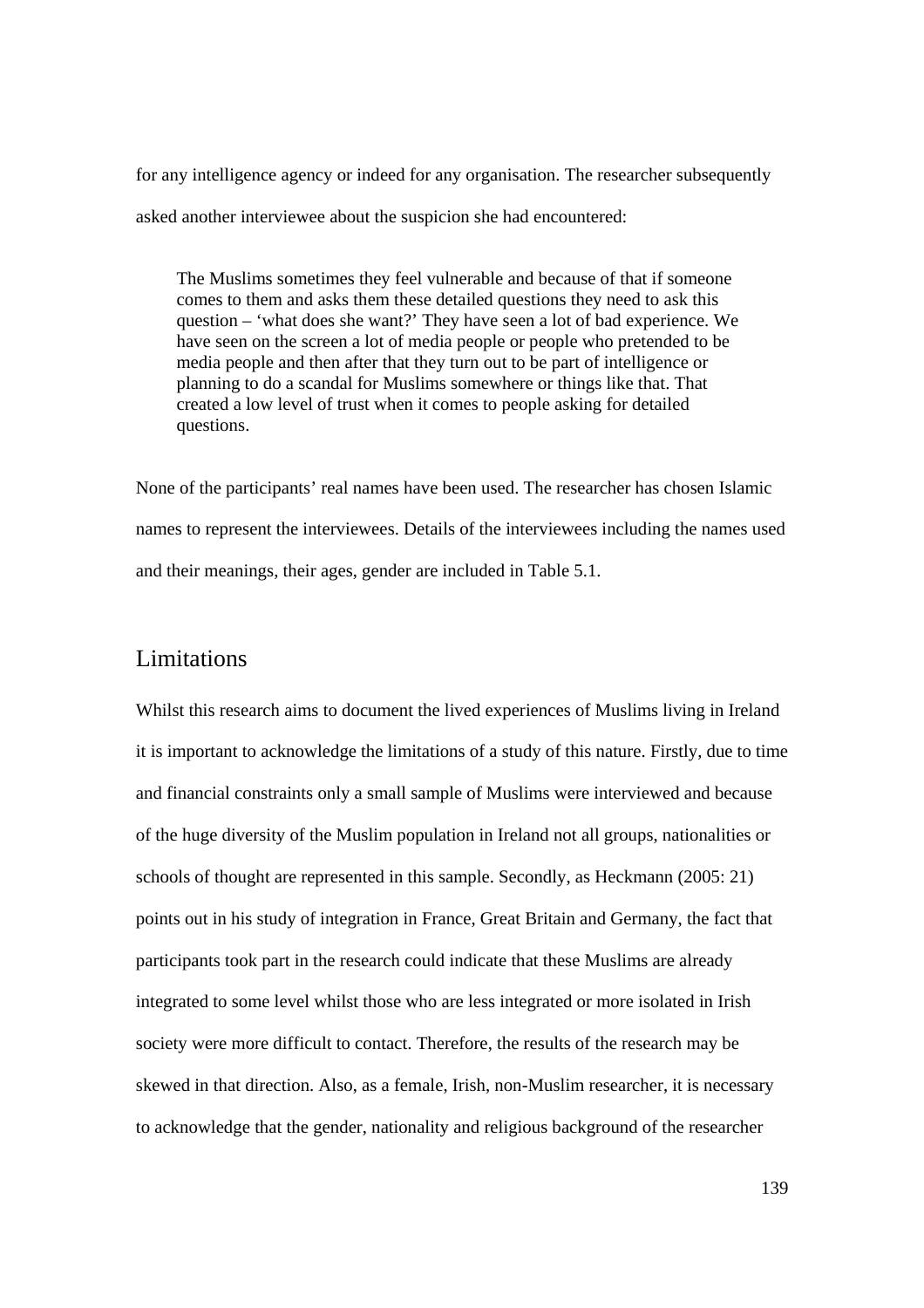for any intelligence agency or indeed for any organisation. The researcher subsequently asked another interviewee about the suspicion she had encountered:

> The Muslims sometimes they feel vulnerable and because of that if someone comes to them and asks them these detailed questions they need to ask this question – 'what does she want?' They have seen a lot of bad experience. We have seen on the screen a lot of media people or people who pretended to be media people and then after that they turn out to be part of intelligence or planning to do a scandal for Muslims somewhere or things like that. That created a low level of trust when it comes to people asking for detailed questions.

None of the participants' real names have been used. The researcher has chosen Islamic names to represent the interviewees. Details of the interviewees including the names used and their meanings, their ages, gender are included in Table 5.1.

## Limitations

Whilst this research aims to document the lived experiences of Muslims living in Ireland it is important to acknowledge the limitations of a study of this nature. Firstly, due to time and financial constraints only a small sample of Muslims were interviewed and because of the huge diversity of the Muslim population in Ireland not all groups, nationalities or schools of thought are represented in this sample. Secondly, as Heckmann (2005: 21) points out in his study of integration in France, Great Britain and Germany, the fact that participants took part in the research could indicate that these Muslims are already integrated to some level whilst those who are less integrated or more isolated in Irish society were more difficult to contact. Therefore, the results of the research may be skewed in that direction. Also, as a female, Irish, non-Muslim researcher, it is necessary to acknowledge that the gender, nationality and religious background of the researcher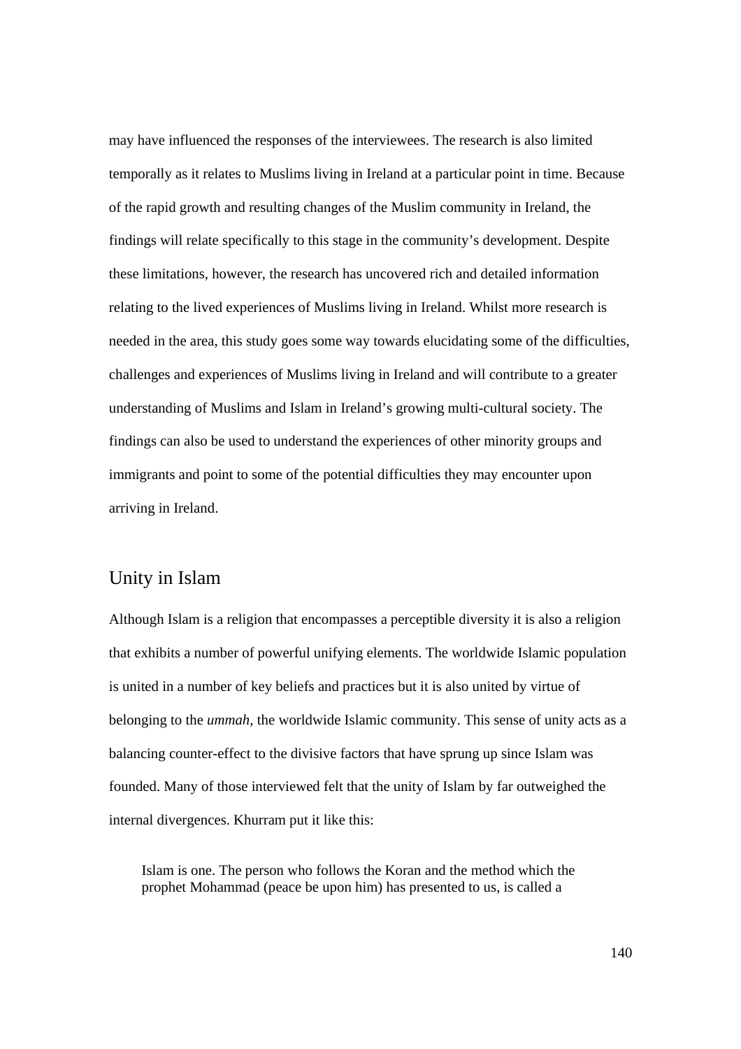may have influenced the responses of the interviewees. The research is also limited temporally as it relates to Muslims living in Ireland at a particular point in time. Because of the rapid growth and resulting changes of the Muslim community in Ireland, the findings will relate specifically to this stage in the community's development. Despite these limitations, however, the research has uncovered rich and detailed information relating to the lived experiences of Muslims living in Ireland. Whilst more research is needed in the area, this study goes some way towards elucidating some of the difficulties, challenges and experiences of Muslims living in Ireland and will contribute to a greater understanding of Muslims and Islam in Ireland's growing multi-cultural society. The findings can also be used to understand the experiences of other minority groups and immigrants and point to some of the potential difficulties they may encounter upon arriving in Ireland.

## Unity in Islam

Although Islam is a religion that encompasses a perceptible diversity it is also a religion that exhibits a number of powerful unifying elements. The worldwide Islamic population is united in a number of key beliefs and practices but it is also united by virtue of belonging to the *ummah*, the worldwide Islamic community. This sense of unity acts as a balancing counter-effect to the divisive factors that have sprung up since Islam was founded. Many of those interviewed felt that the unity of Islam by far outweighed the internal divergences. Khurram put it like this:

> Islam is one. The person who follows the Koran and the method which the prophet Mohammad (peace be upon him) has presented to us, is called a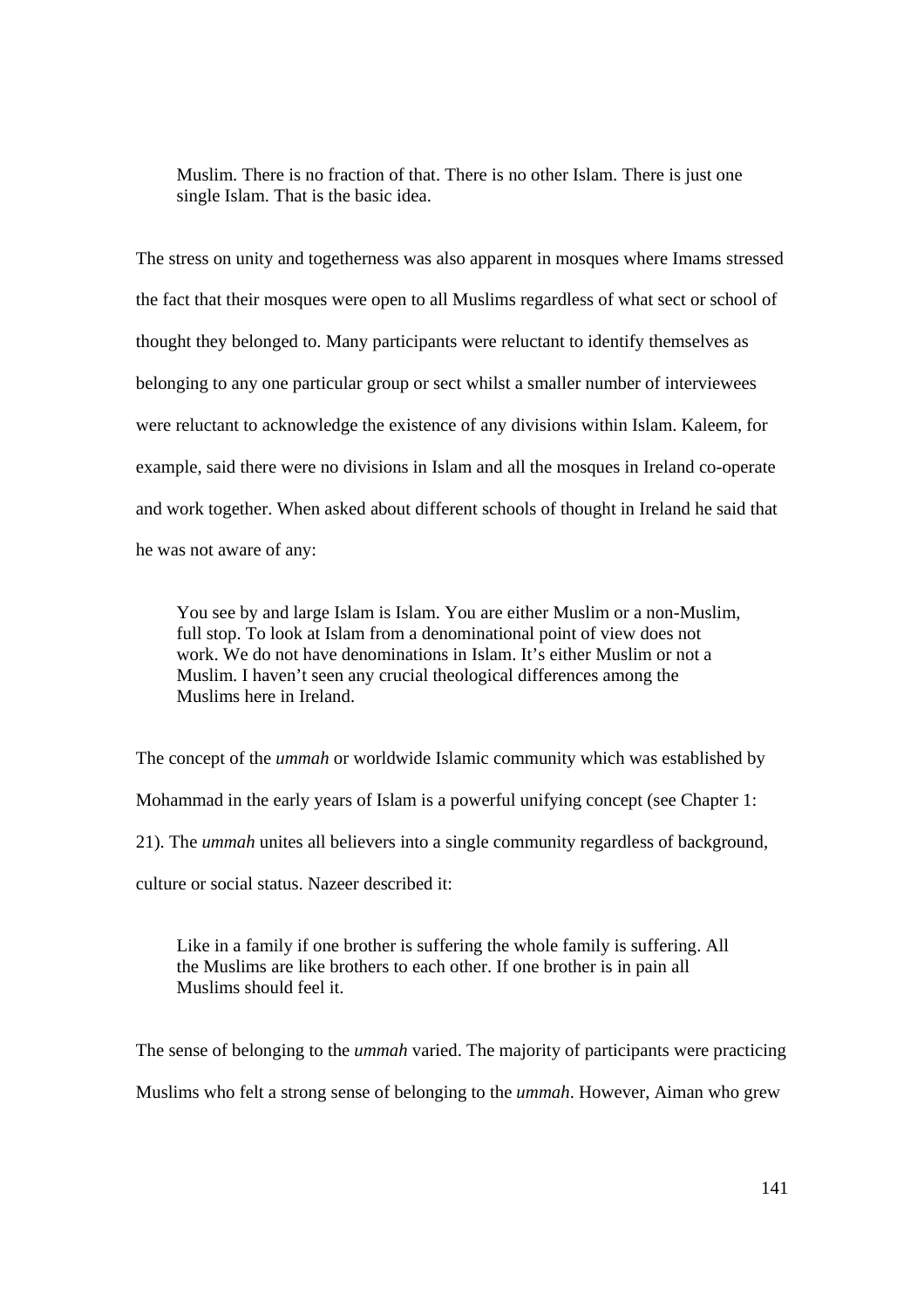> Muslim. There is no fraction of that. There is no other Islam. There is just one single Islam. That is the basic idea.

The stress on unity and togetherness was also apparent in mosques where Imams stressed the fact that their mosques were open to all Muslims regardless of what sect or school of thought they belonged to. Many participants were reluctant to identify themselves as belonging to any one particular group or sect whilst a smaller number of interviewees were reluctant to acknowledge the existence of any divisions within Islam. Kaleem, for example, said there were no divisions in Islam and all the mosques in Ireland co-operate and work together. When asked about different schools of thought in Ireland he said that he was not aware of any:

> You see by and large Islam is Islam. You are either Muslim or a non-Muslim, full stop. To look at Islam from a denominational point of view does not work. We do not have denominations in Islam. It's either Muslim or not a Muslim. I haven't seen any crucial theological differences among the Muslims here in Ireland.

The concept of the *ummah* or worldwide Islamic community which was established by Mohammad in the early years of Islam is a powerful unifying concept (see Chapter 1: 21). The *ummah* unites all believers into a single community regardless of background, culture or social status. Nazeer described it:

> Like in a family if one brother is suffering the whole family is suffering. All the Muslims are like brothers to each other. If one brother is in pain all Muslims should feel it.

The sense of belonging to the *ummah* varied. The majority of participants were practicing Muslims who felt a strong sense of belonging to the *ummah*. However, Aiman who grew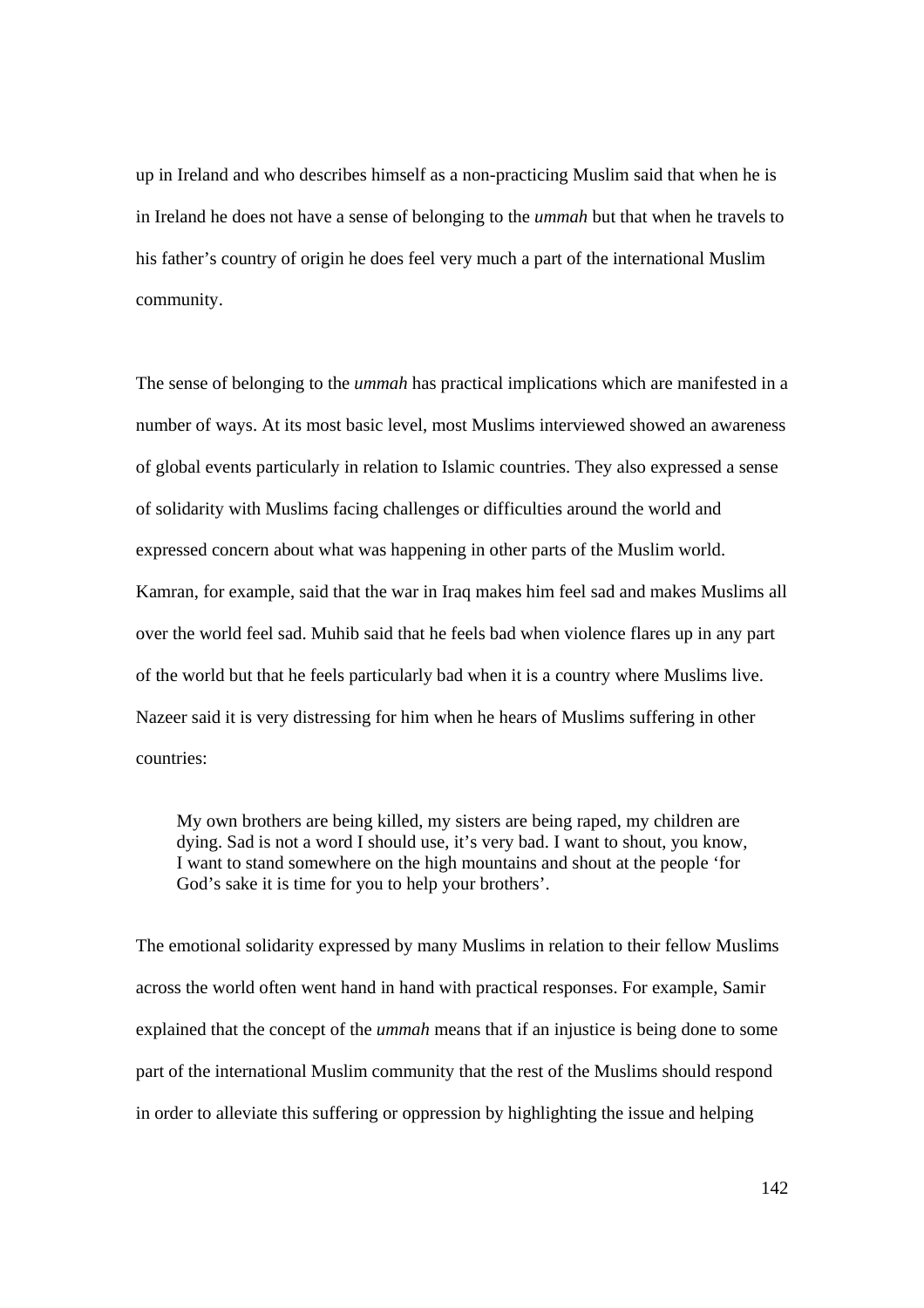up in Ireland and who describes himself as a non-practicing Muslim said that when he is in Ireland he does not have a sense of belonging to the *ummah* but that when he travels to his father's country of origin he does feel very much a part of the international Muslim community.

The sense of belonging to the *ummah* has practical implications which are manifested in a number of ways. At its most basic level, most Muslims interviewed showed an awareness of global events particularly in relation to Islamic countries. They also expressed a sense of solidarity with Muslims facing challenges or difficulties around the world and expressed concern about what was happening in other parts of the Muslim world. Kamran, for example, said that the war in Iraq makes him feel sad and makes Muslims all over the world feel sad. Muhib said that he feels bad when violence flares up in any part of the world but that he feels particularly bad when it is a country where Muslims live. Nazeer said it is very distressing for him when he hears of Muslims suffering in other countries:

> My own brothers are being killed, my sisters are being raped, my children are dying. Sad is not a word I should use, it's very bad. I want to shout, you know, I want to stand somewhere on the high mountains and shout at the people 'for God's sake it is time for you to help your brothers'.

The emotional solidarity expressed by many Muslims in relation to their fellow Muslims across the world often went hand in hand with practical responses. For example, Samir explained that the concept of the *ummah* means that if an injustice is being done to some part of the international Muslim community that the rest of the Muslims should respond in order to alleviate this suffering or oppression by highlighting the issue and helping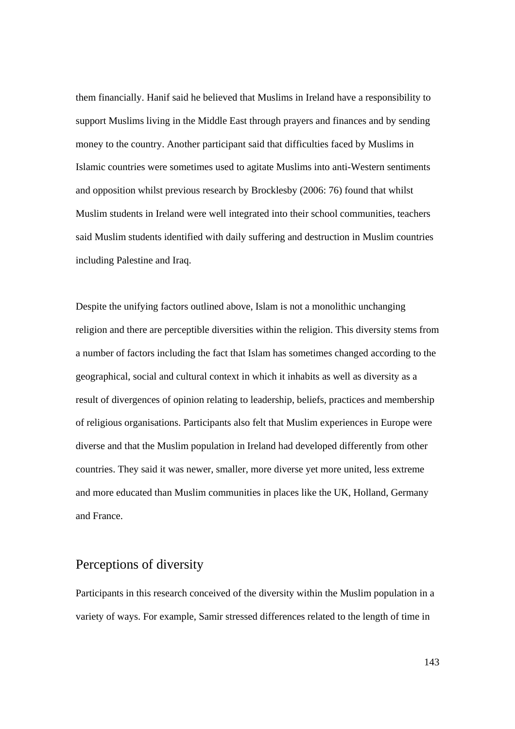them financially. Hanif said he believed that Muslims in Ireland have a responsibility to support Muslims living in the Middle East through prayers and finances and by sending money to the country. Another participant said that difficulties faced by Muslims in Islamic countries were sometimes used to agitate Muslims into anti-Western sentiments and opposition whilst previous research by Brocklesby (2006: 76) found that whilst Muslim students in Ireland were well integrated into their school communities, teachers said Muslim students identified with daily suffering and destruction in Muslim countries including Palestine and Iraq.

Despite the unifying factors outlined above, Islam is not a monolithic unchanging religion and there are perceptible diversities within the religion. This diversity stems from a number of factors including the fact that Islam has sometimes changed according to the geographical, social and cultural context in which it inhabits as well as diversity as a result of divergences of opinion relating to leadership, beliefs, practices and membership of religious organisations. Participants also felt that Muslim experiences in Europe were diverse and that the Muslim population in Ireland had developed differently from other countries. They said it was newer, smaller, more diverse yet more united, less extreme and more educated than Muslim communities in places like the UK, Holland, Germany and France.

## Perceptions of diversity

Participants in this research conceived of the diversity within the Muslim population in a variety of ways. For example, Samir stressed differences related to the length of time in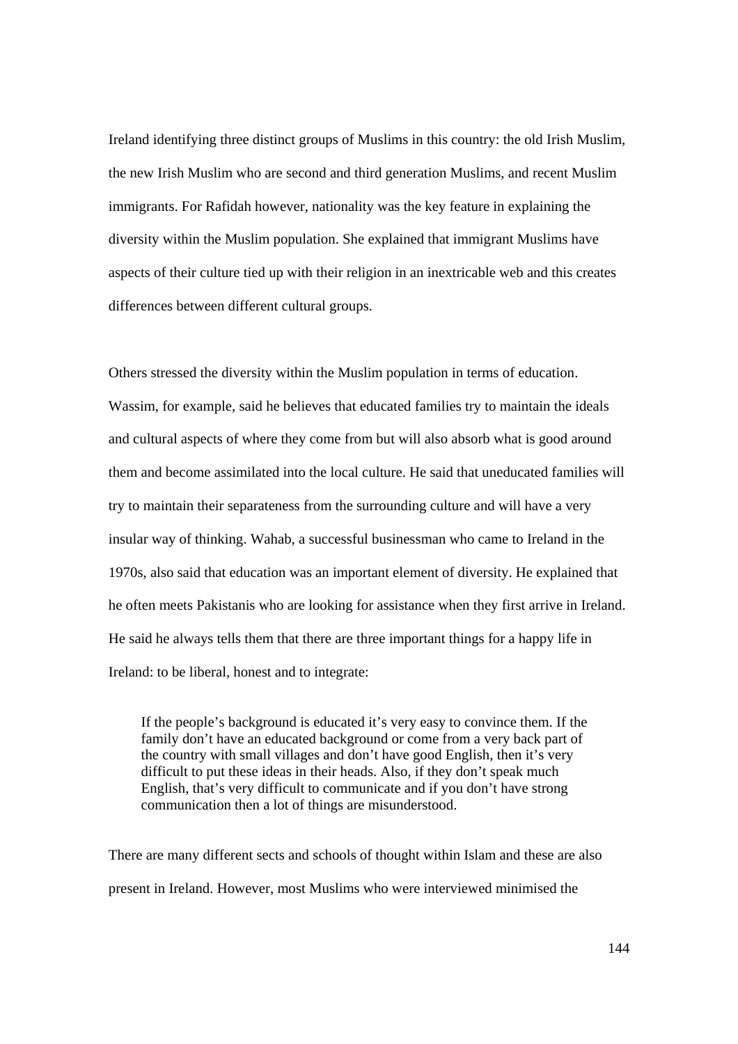Ireland identifying three distinct groups of Muslims in this country: the old Irish Muslim, the new Irish Muslim who are second and third generation Muslims, and recent Muslim immigrants. For Rafidah however, nationality was the key feature in explaining the diversity within the Muslim population. She explained that immigrant Muslims have aspects of their culture tied up with their religion in an inextricable web and this creates differences between different cultural groups.

Others stressed the diversity within the Muslim population in terms of education. Wassim, for example, said he believes that educated families try to maintain the ideals and cultural aspects of where they come from but will also absorb what is good around them and become assimilated into the local culture. He said that uneducated families will try to maintain their separateness from the surrounding culture and will have a very insular way of thinking. Wahab, a successful businessman who came to Ireland in the 1970s, also said that education was an important element of diversity. He explained that he often meets Pakistanis who are looking for assistance when they first arrive in Ireland. He said he always tells them that there are three important things for a happy life in Ireland: to be liberal, honest and to integrate:

> If the people's background is educated it's very easy to convince them. If the family don't have an educated background or come from a very back part of the country with small villages and don't have good English, then it's very difficult to put these ideas in their heads. Also, if they don't speak much English, that's very difficult to communicate and if you don't have strong communication then a lot of things are misunderstood.

There are many different sects and schools of thought within Islam and these are also present in Ireland. However, most Muslims who were interviewed minimised the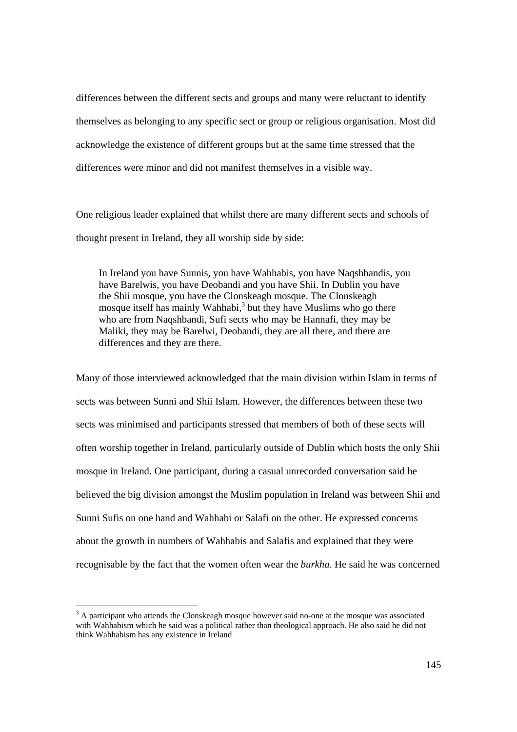differences between the different sects and groups and many were reluctant to identify themselves as belonging to any specific sect or group or religious organisation. Most did acknowledge the existence of different groups but at the same time stressed that the differences were minor and did not manifest themselves in a visible way.

One religious leader explained that whilst there are many different sects and schools of thought present in Ireland, they all worship side by side:

> In Ireland you have Sunnis, you have Wahhabis, you have Naqshbandis, you have Barelwis, you have Deobandi and you have Shii. In Dublin you have the Shii mosque, you have the Clonskeagh mosque. The Clonskeagh mosque itself has mainly Wahhabi,[3] but they have Muslims who go there who are from Naqshbandi, Sufi sects who may be Hannafi, they may be Maliki, they may be Barelwi, Deobandi, they are all there, and there are differences and they are there.

Many of those interviewed acknowledged that the main division within Islam in terms of sects was between Sunni and Shii Islam. However, the differences between these two sects was minimised and participants stressed that members of both of these sects will often worship together in Ireland, particularly outside of Dublin which hosts the only Shii mosque in Ireland. One participant, during a casual unrecorded conversation said he believed the big division amongst the Muslim population in Ireland was between Shii and Sunni Sufis on one hand and Wahhabi or Salafi on the other. He expressed concerns about the growth in numbers of Wahhabis and Salafis and explained that they were recognisable by the fact that the women often wear the *burkha*. He said he was concerned

[3] A participant who attends the Clonskeagh mosque however said no-one at the mosque was associated with Wahhabism which he said was a political rather than theological approach. He also said he did not think Wahhabism has any existence in Ireland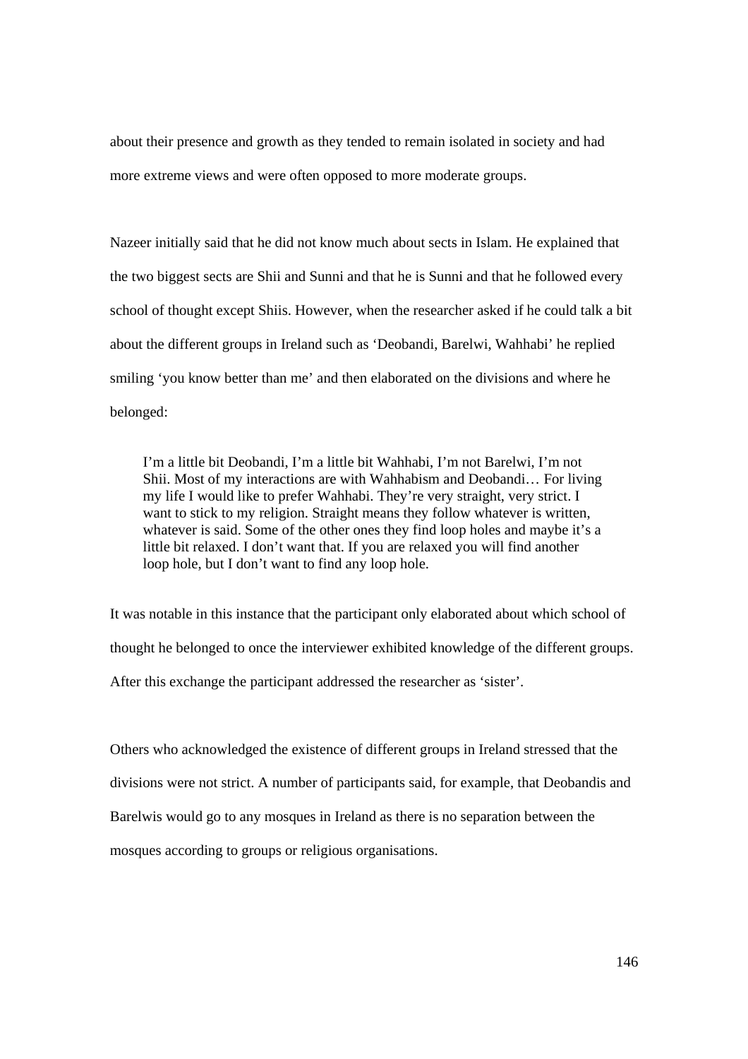about their presence and growth as they tended to remain isolated in society and had more extreme views and were often opposed to more moderate groups.

Nazeer initially said that he did not know much about sects in Islam. He explained that the two biggest sects are Shii and Sunni and that he is Sunni and that he followed every school of thought except Shiis. However, when the researcher asked if he could talk a bit about the different groups in Ireland such as 'Deobandi, Barelwi, Wahhabi' he replied smiling 'you know better than me' and then elaborated on the divisions and where he belonged:

> I'm a little bit Deobandi, I'm a little bit Wahhabi, I'm not Barelwi, I'm not Shii. Most of my interactions are with Wahhabism and Deobandi… For living my life I would like to prefer Wahhabi. They're very straight, very strict. I want to stick to my religion. Straight means they follow whatever is written, whatever is said. Some of the other ones they find loop holes and maybe it's a little bit relaxed. I don't want that. If you are relaxed you will find another loop hole, but I don't want to find any loop hole.

It was notable in this instance that the participant only elaborated about which school of thought he belonged to once the interviewer exhibited knowledge of the different groups. After this exchange the participant addressed the researcher as 'sister'.

Others who acknowledged the existence of different groups in Ireland stressed that the divisions were not strict. A number of participants said, for example, that Deobandis and Barelwis would go to any mosques in Ireland as there is no separation between the mosques according to groups or religious organisations.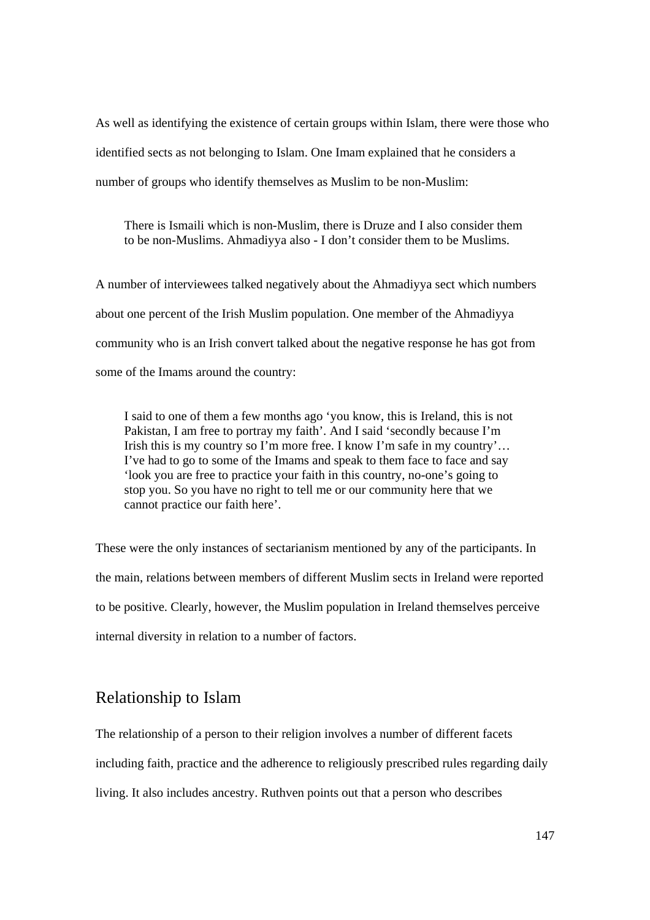As well as identifying the existence of certain groups within Islam, there were those who identified sects as not belonging to Islam. One Imam explained that he considers a number of groups who identify themselves as Muslim to be non-Muslim:

> There is Ismaili which is non-Muslim, there is Druze and I also consider them to be non-Muslims. Ahmadiyya also - I don't consider them to be Muslims.

A number of interviewees talked negatively about the Ahmadiyya sect which numbers about one percent of the Irish Muslim population. One member of the Ahmadiyya community who is an Irish convert talked about the negative response he has got from some of the Imams around the country:

> I said to one of them a few months ago 'you know, this is Ireland, this is not Pakistan, I am free to portray my faith'. And I said 'secondly because I'm Irish this is my country so I'm more free. I know I'm safe in my country'… I've had to go to some of the Imams and speak to them face to face and say 'look you are free to practice your faith in this country, no-one's going to stop you. So you have no right to tell me or our community here that we cannot practice our faith here'.

These were the only instances of sectarianism mentioned by any of the participants. In the main, relations between members of different Muslim sects in Ireland were reported to be positive. Clearly, however, the Muslim population in Ireland themselves perceive internal diversity in relation to a number of factors.

## Relationship to Islam

The relationship of a person to their religion involves a number of different facets including faith, practice and the adherence to religiously prescribed rules regarding daily living. It also includes ancestry. Ruthven points out that a person who describes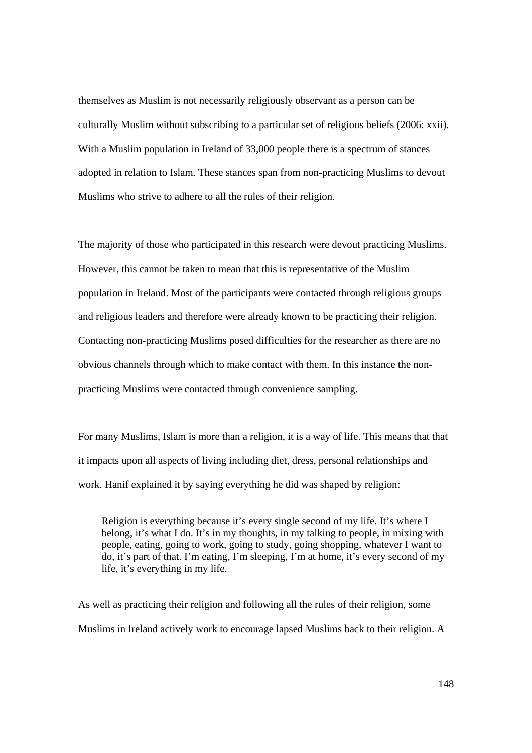themselves as Muslim is not necessarily religiously observant as a person can be culturally Muslim without subscribing to a particular set of religious beliefs (2006: xxii). With a Muslim population in Ireland of 33,000 people there is a spectrum of stances adopted in relation to Islam. These stances span from non-practicing Muslims to devout Muslims who strive to adhere to all the rules of their religion.

The majority of those who participated in this research were devout practicing Muslims. However, this cannot be taken to mean that this is representative of the Muslim population in Ireland. Most of the participants were contacted through religious groups and religious leaders and therefore were already known to be practicing their religion. Contacting non-practicing Muslims posed difficulties for the researcher as there are no obvious channels through which to make contact with them. In this instance the non-practicing Muslims were contacted through convenience sampling.

For many Muslims, Islam is more than a religion, it is a way of life. This means that that it impacts upon all aspects of living including diet, dress, personal relationships and work. Hanif explained it by saying everything he did was shaped by religion:

> Religion is everything because it's every single second of my life. It's where I belong, it's what I do. It's in my thoughts, in my talking to people, in mixing with people, eating, going to work, going to study, going shopping, whatever I want to do, it's part of that. I'm eating, I'm sleeping, I'm at home, it's every second of my life, it's everything in my life.

As well as practicing their religion and following all the rules of their religion, some Muslims in Ireland actively work to encourage lapsed Muslims back to their religion. A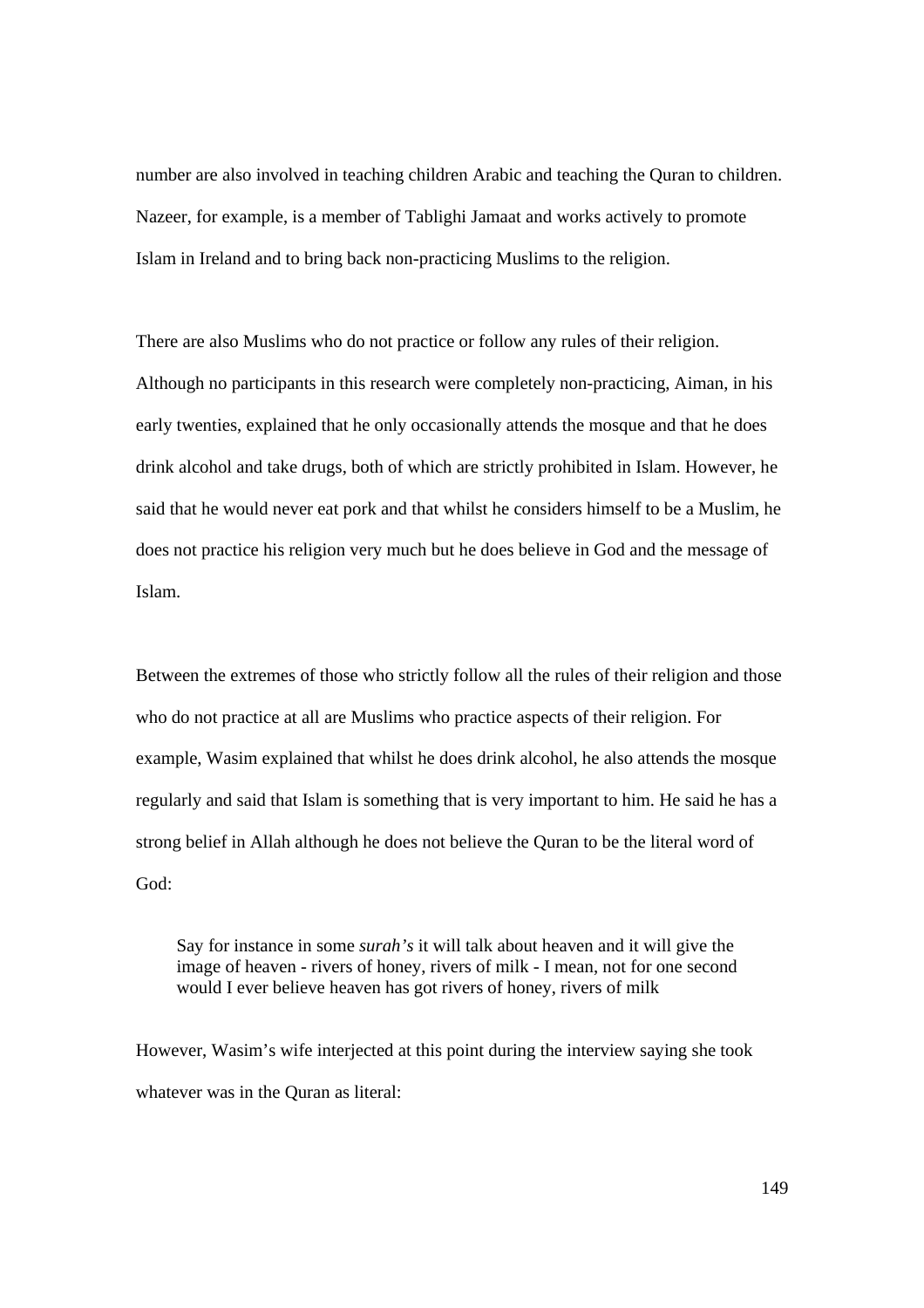number are also involved in teaching children Arabic and teaching the Quran to children. Nazeer, for example, is a member of Tablighi Jamaat and works actively to promote Islam in Ireland and to bring back non-practicing Muslims to the religion.

There are also Muslims who do not practice or follow any rules of their religion. Although no participants in this research were completely non-practicing, Aiman, in his early twenties, explained that he only occasionally attends the mosque and that he does drink alcohol and take drugs, both of which are strictly prohibited in Islam. However, he said that he would never eat pork and that whilst he considers himself to be a Muslim, he does not practice his religion very much but he does believe in God and the message of Islam.

Between the extremes of those who strictly follow all the rules of their religion and those who do not practice at all are Muslims who practice aspects of their religion. For example, Wasim explained that whilst he does drink alcohol, he also attends the mosque regularly and said that Islam is something that is very important to him. He said he has a strong belief in Allah although he does not believe the Quran to be the literal word of God:

> Say for instance in some *surah's* it will talk about heaven and it will give the image of heaven - rivers of honey, rivers of milk - I mean, not for one second would I ever believe heaven has got rivers of honey, rivers of milk

However, Wasim's wife interjected at this point during the interview saying she took whatever was in the Quran as literal: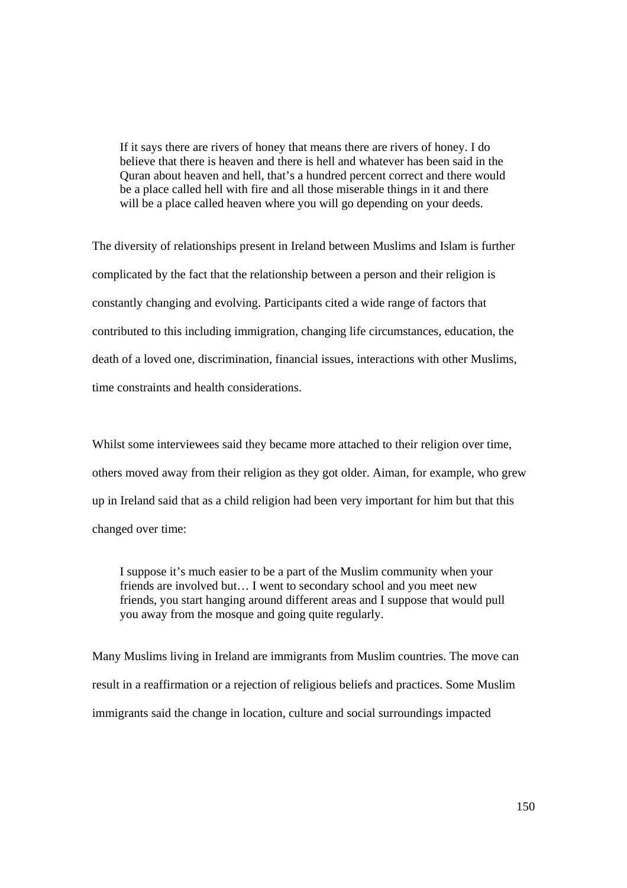> If it says there are rivers of honey that means there are rivers of honey. I do believe that there is heaven and there is hell and whatever has been said in the Quran about heaven and hell, that's a hundred percent correct and there would be a place called hell with fire and all those miserable things in it and there will be a place called heaven where you will go depending on your deeds.

The diversity of relationships present in Ireland between Muslims and Islam is further complicated by the fact that the relationship between a person and their religion is constantly changing and evolving. Participants cited a wide range of factors that contributed to this including immigration, changing life circumstances, education, the death of a loved one, discrimination, financial issues, interactions with other Muslims, time constraints and health considerations.

Whilst some interviewees said they became more attached to their religion over time, others moved away from their religion as they got older. Aiman, for example, who grew up in Ireland said that as a child religion had been very important for him but that this changed over time:

> I suppose it's much easier to be a part of the Muslim community when your friends are involved but… I went to secondary school and you meet new friends, you start hanging around different areas and I suppose that would pull you away from the mosque and going quite regularly.

Many Muslims living in Ireland are immigrants from Muslim countries. The move can result in a reaffirmation or a rejection of religious beliefs and practices. Some Muslim immigrants said the change in location, culture and social surroundings impacted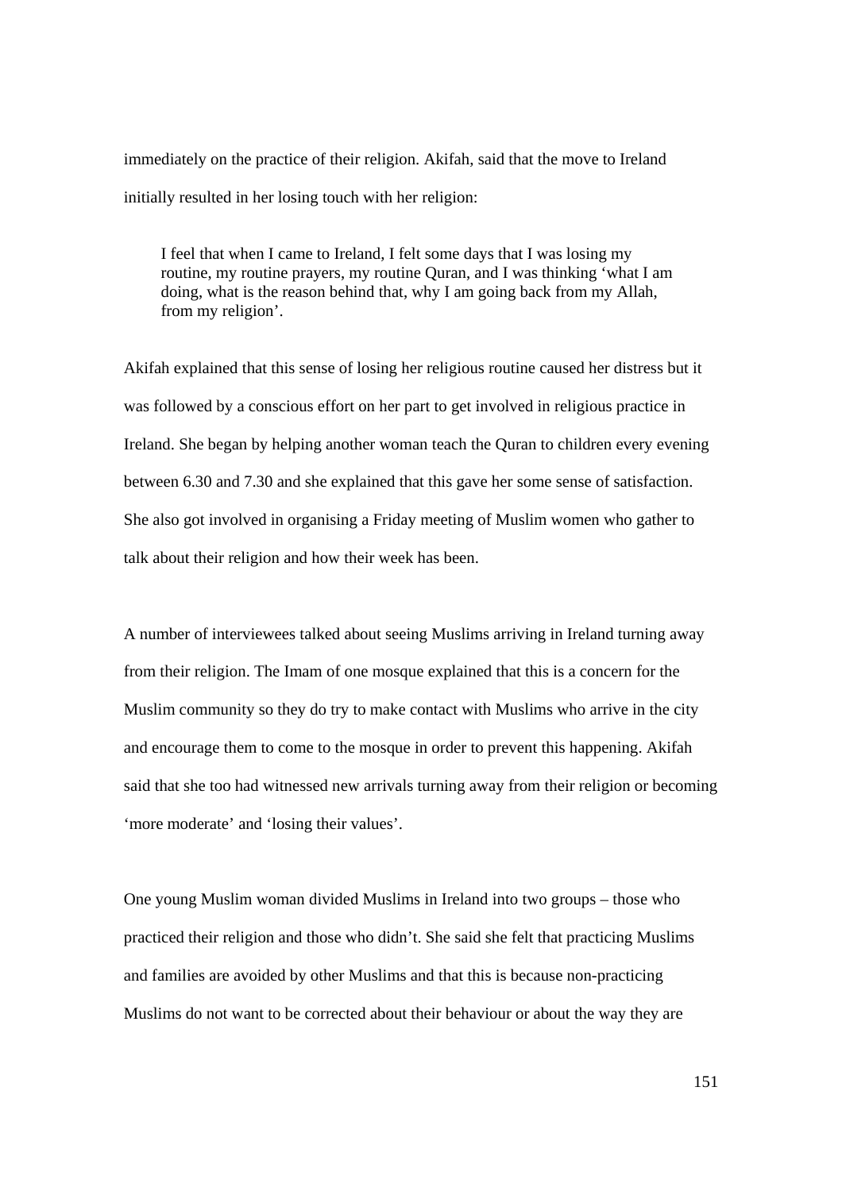immediately on the practice of their religion. Akifah, said that the move to Ireland initially resulted in her losing touch with her religion:

> I feel that when I came to Ireland, I felt some days that I was losing my routine, my routine prayers, my routine Quran, and I was thinking 'what I am doing, what is the reason behind that, why I am going back from my Allah, from my religion'.

Akifah explained that this sense of losing her religious routine caused her distress but it was followed by a conscious effort on her part to get involved in religious practice in Ireland. She began by helping another woman teach the Quran to children every evening between 6.30 and 7.30 and she explained that this gave her some sense of satisfaction. She also got involved in organising a Friday meeting of Muslim women who gather to talk about their religion and how their week has been.

A number of interviewees talked about seeing Muslims arriving in Ireland turning away from their religion. The Imam of one mosque explained that this is a concern for the Muslim community so they do try to make contact with Muslims who arrive in the city and encourage them to come to the mosque in order to prevent this happening. Akifah said that she too had witnessed new arrivals turning away from their religion or becoming 'more moderate' and 'losing their values'.

One young Muslim woman divided Muslims in Ireland into two groups – those who practiced their religion and those who didn't. She said she felt that practicing Muslims and families are avoided by other Muslims and that this is because non-practicing Muslims do not want to be corrected about their behaviour or about the way they are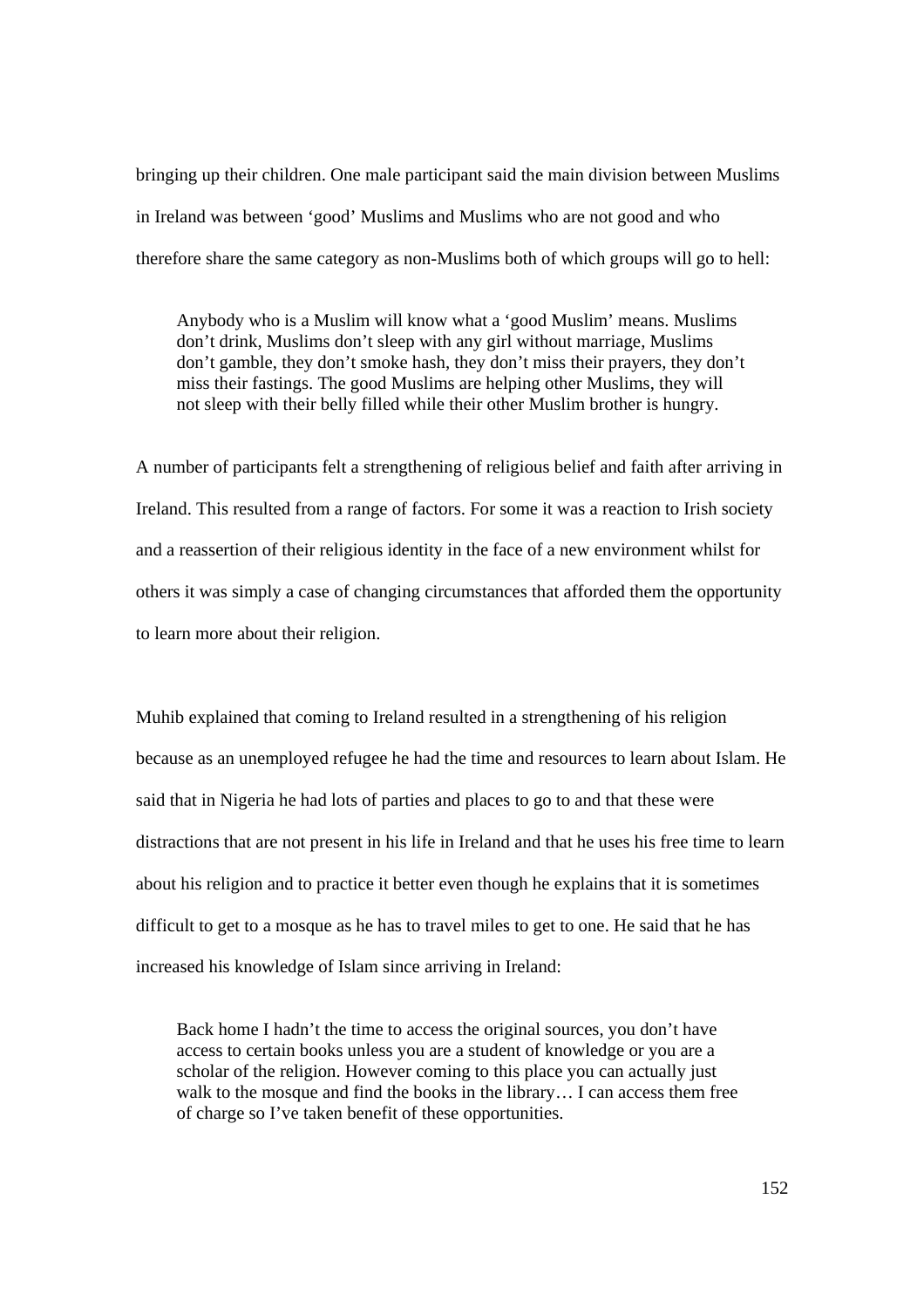bringing up their children. One male participant said the main division between Muslims in Ireland was between 'good' Muslims and Muslims who are not good and who therefore share the same category as non-Muslims both of which groups will go to hell:

> Anybody who is a Muslim will know what a 'good Muslim' means. Muslims don't drink, Muslims don't sleep with any girl without marriage, Muslims don't gamble, they don't smoke hash, they don't miss their prayers, they don't miss their fastings. The good Muslims are helping other Muslims, they will not sleep with their belly filled while their other Muslim brother is hungry.

A number of participants felt a strengthening of religious belief and faith after arriving in Ireland. This resulted from a range of factors. For some it was a reaction to Irish society and a reassertion of their religious identity in the face of a new environment whilst for others it was simply a case of changing circumstances that afforded them the opportunity to learn more about their religion.

Muhib explained that coming to Ireland resulted in a strengthening of his religion because as an unemployed refugee he had the time and resources to learn about Islam. He said that in Nigeria he had lots of parties and places to go to and that these were distractions that are not present in his life in Ireland and that he uses his free time to learn about his religion and to practice it better even though he explains that it is sometimes difficult to get to a mosque as he has to travel miles to get to one. He said that he has increased his knowledge of Islam since arriving in Ireland:

> Back home I hadn't the time to access the original sources, you don't have access to certain books unless you are a student of knowledge or you are a scholar of the religion. However coming to this place you can actually just walk to the mosque and find the books in the library… I can access them free of charge so I've taken benefit of these opportunities.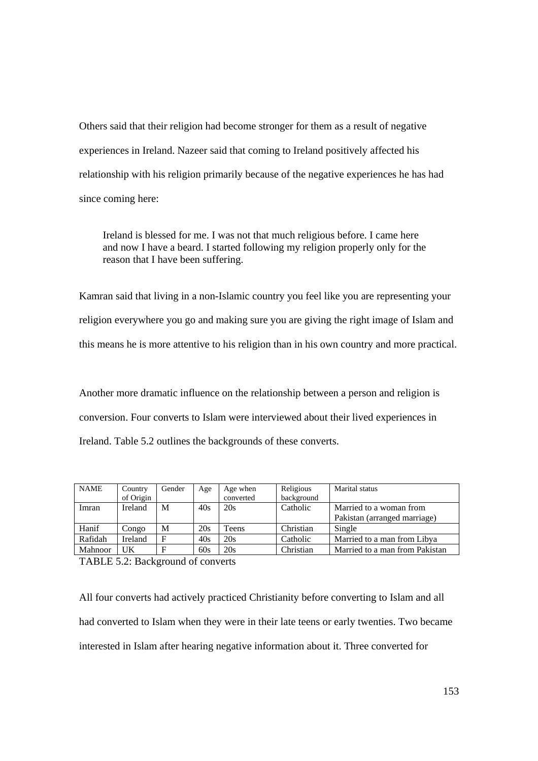Others said that their religion had become stronger for them as a result of negative experiences in Ireland. Nazeer said that coming to Ireland positively affected his relationship with his religion primarily because of the negative experiences he has had since coming here:

> Ireland is blessed for me. I was not that much religious before. I came here and now I have a beard. I started following my religion properly only for the reason that I have been suffering.

Kamran said that living in a non-Islamic country you feel like you are representing your religion everywhere you go and making sure you are giving the right image of Islam and this means he is more attentive to his religion than in his own country and more practical.

Another more dramatic influence on the relationship between a person and religion is conversion. Four converts to Islam were interviewed about their lived experiences in Ireland. Table 5.2 outlines the backgrounds of these converts.

| NAME | Country of Origin | Gender | Age | Age when converted | Religious background | Marital status |
|---|---|---|---|---|---|---|
| Imran | Ireland | M | 40s | 20s | Catholic | Married to a woman from Pakistan (arranged marriage) |
| Hanif | Congo | M | 20s | Teens | Christian | Single |
| Rafidah | Ireland | F | 40s | 20s | Catholic | Married to a man from Libya |
| Mahnoor | UK | F | 60s | 20s | Christian | Married to a man from Pakistan |

TABLE 5.2: Background of converts

All four converts had actively practiced Christianity before converting to Islam and all had converted to Islam when they were in their late teens or early twenties. Two became interested in Islam after hearing negative information about it. Three converted for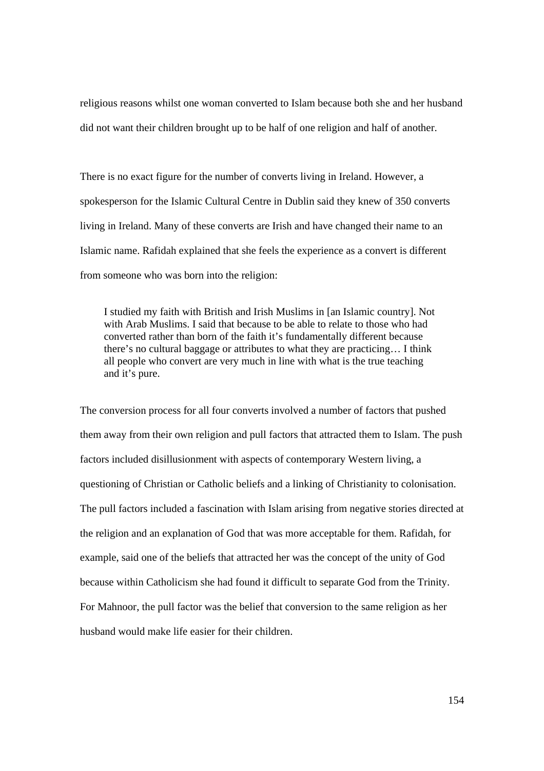religious reasons whilst one woman converted to Islam because both she and her husband did not want their children brought up to be half of one religion and half of another.

There is no exact figure for the number of converts living in Ireland. However, a spokesperson for the Islamic Cultural Centre in Dublin said they knew of 350 converts living in Ireland. Many of these converts are Irish and have changed their name to an Islamic name. Rafidah explained that she feels the experience as a convert is different from someone who was born into the religion:

> I studied my faith with British and Irish Muslims in [an Islamic country]. Not with Arab Muslims. I said that because to be able to relate to those who had converted rather than born of the faith it's fundamentally different because there's no cultural baggage or attributes to what they are practicing… I think all people who convert are very much in line with what is the true teaching and it's pure.

The conversion process for all four converts involved a number of factors that pushed them away from their own religion and pull factors that attracted them to Islam. The push factors included disillusionment with aspects of contemporary Western living, a questioning of Christian or Catholic beliefs and a linking of Christianity to colonisation. The pull factors included a fascination with Islam arising from negative stories directed at the religion and an explanation of God that was more acceptable for them. Rafidah, for example, said one of the beliefs that attracted her was the concept of the unity of God because within Catholicism she had found it difficult to separate God from the Trinity. For Mahnoor, the pull factor was the belief that conversion to the same religion as her husband would make life easier for their children.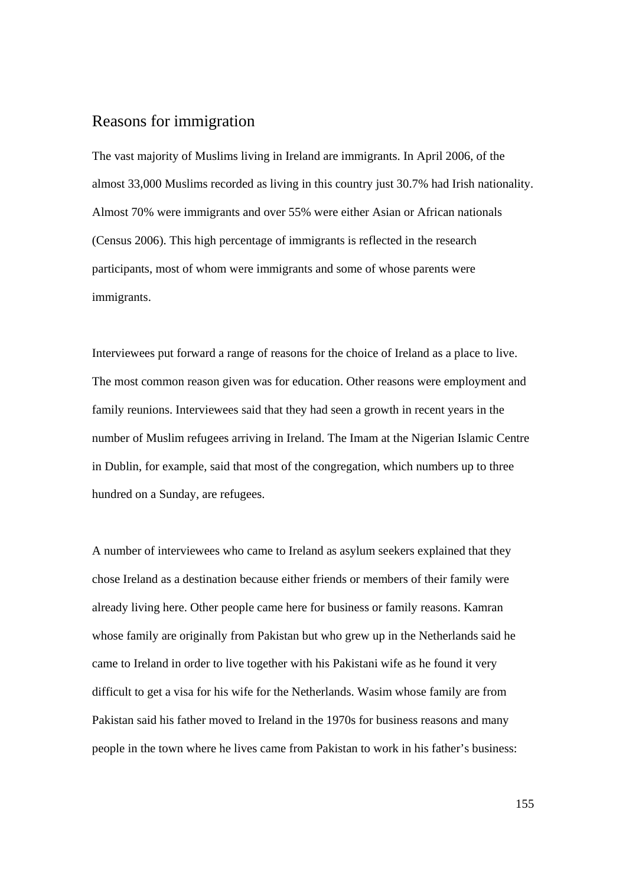## Reasons for immigration

The vast majority of Muslims living in Ireland are immigrants. In April 2006, of the almost 33,000 Muslims recorded as living in this country just 30.7% had Irish nationality. Almost 70% were immigrants and over 55% were either Asian or African nationals (Census 2006). This high percentage of immigrants is reflected in the research participants, most of whom were immigrants and some of whose parents were immigrants.

Interviewees put forward a range of reasons for the choice of Ireland as a place to live. The most common reason given was for education. Other reasons were employment and family reunions. Interviewees said that they had seen a growth in recent years in the number of Muslim refugees arriving in Ireland. The Imam at the Nigerian Islamic Centre in Dublin, for example, said that most of the congregation, which numbers up to three hundred on a Sunday, are refugees.

A number of interviewees who came to Ireland as asylum seekers explained that they chose Ireland as a destination because either friends or members of their family were already living here. Other people came here for business or family reasons. Kamran whose family are originally from Pakistan but who grew up in the Netherlands said he came to Ireland in order to live together with his Pakistani wife as he found it very difficult to get a visa for his wife for the Netherlands. Wasim whose family are from Pakistan said his father moved to Ireland in the 1970s for business reasons and many people in the town where he lives came from Pakistan to work in his father's business: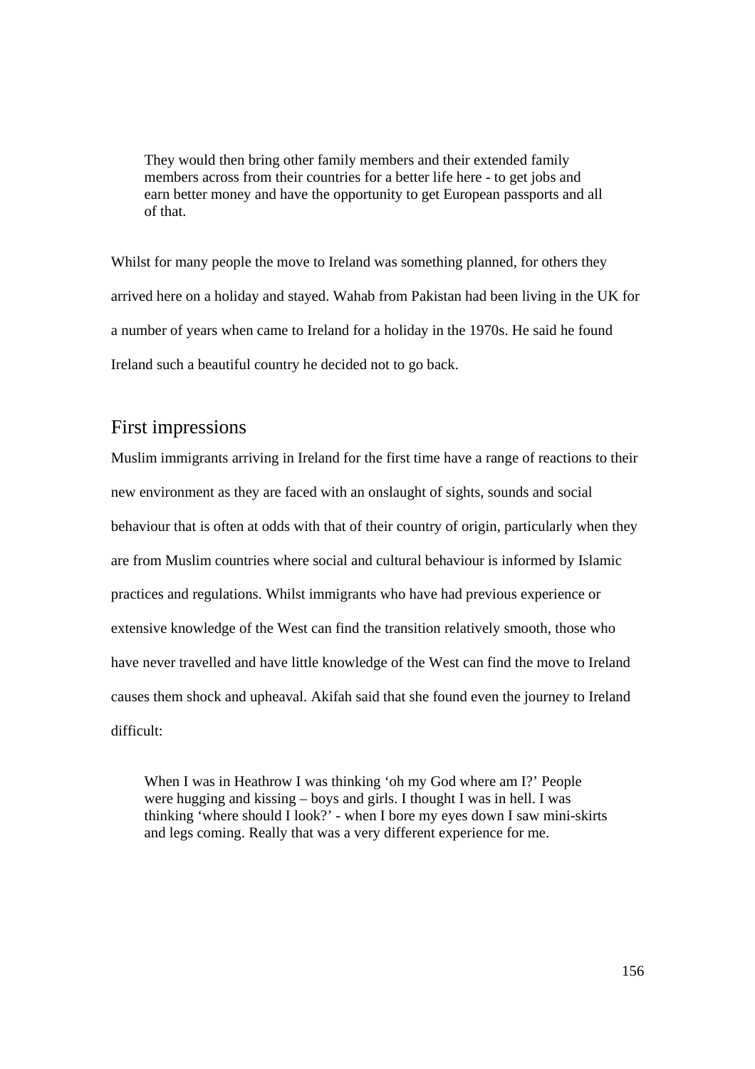> They would then bring other family members and their extended family members across from their countries for a better life here - to get jobs and earn better money and have the opportunity to get European passports and all of that.

Whilst for many people the move to Ireland was something planned, for others they arrived here on a holiday and stayed. Wahab from Pakistan had been living in the UK for a number of years when came to Ireland for a holiday in the 1970s. He said he found Ireland such a beautiful country he decided not to go back.

## First impressions

Muslim immigrants arriving in Ireland for the first time have a range of reactions to their new environment as they are faced with an onslaught of sights, sounds and social behaviour that is often at odds with that of their country of origin, particularly when they are from Muslim countries where social and cultural behaviour is informed by Islamic practices and regulations. Whilst immigrants who have had previous experience or extensive knowledge of the West can find the transition relatively smooth, those who have never travelled and have little knowledge of the West can find the move to Ireland causes them shock and upheaval. Akifah said that she found even the journey to Ireland difficult:

> When I was in Heathrow I was thinking 'oh my God where am I?' People were hugging and kissing – boys and girls. I thought I was in hell. I was thinking 'where should I look?' - when I bore my eyes down I saw mini-skirts and legs coming. Really that was a very different experience for me.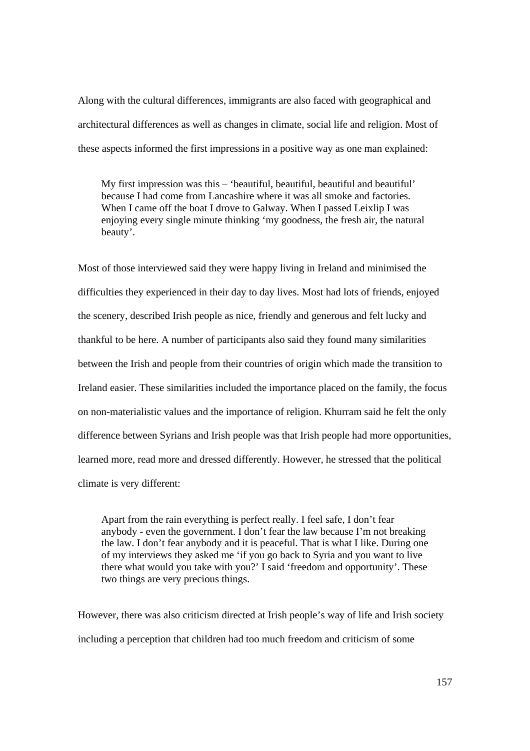Along with the cultural differences, immigrants are also faced with geographical and architectural differences as well as changes in climate, social life and religion. Most of these aspects informed the first impressions in a positive way as one man explained:

> My first impression was this – 'beautiful, beautiful, beautiful and beautiful' because I had come from Lancashire where it was all smoke and factories. When I came off the boat I drove to Galway. When I passed Leixlip I was enjoying every single minute thinking 'my goodness, the fresh air, the natural beauty'.

Most of those interviewed said they were happy living in Ireland and minimised the difficulties they experienced in their day to day lives. Most had lots of friends, enjoyed the scenery, described Irish people as nice, friendly and generous and felt lucky and thankful to be here. A number of participants also said they found many similarities between the Irish and people from their countries of origin which made the transition to Ireland easier. These similarities included the importance placed on the family, the focus on non-materialistic values and the importance of religion. Khurram said he felt the only difference between Syrians and Irish people was that Irish people had more opportunities, learned more, read more and dressed differently. However, he stressed that the political climate is very different:

> Apart from the rain everything is perfect really. I feel safe, I don't fear anybody - even the government. I don't fear the law because I'm not breaking the law. I don't fear anybody and it is peaceful. That is what I like. During one of my interviews they asked me 'if you go back to Syria and you want to live there what would you take with you?' I said 'freedom and opportunity'. These two things are very precious things.

However, there was also criticism directed at Irish people's way of life and Irish society including a perception that children had too much freedom and criticism of some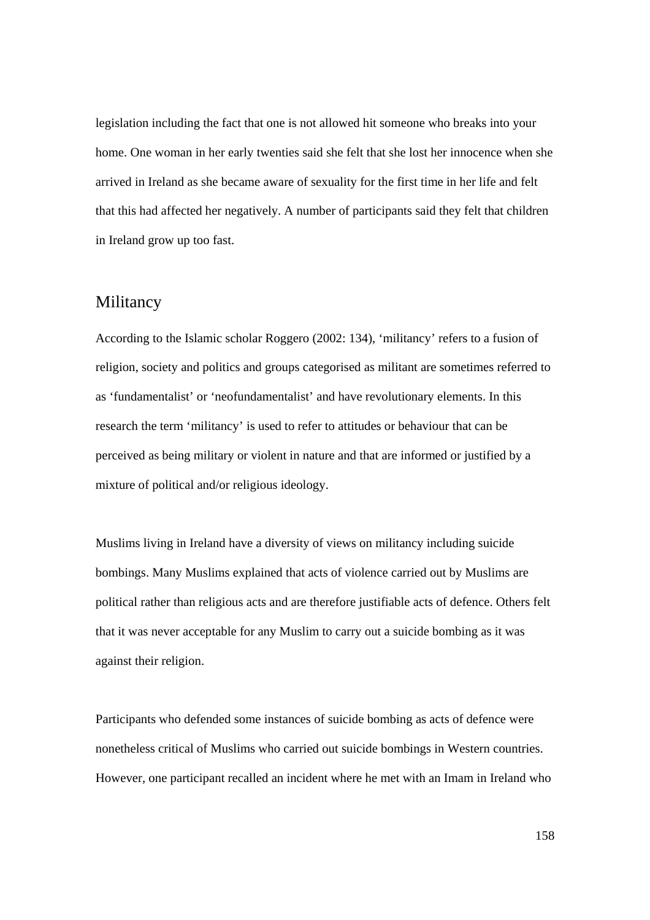legislation including the fact that one is not allowed hit someone who breaks into your home. One woman in her early twenties said she felt that she lost her innocence when she arrived in Ireland as she became aware of sexuality for the first time in her life and felt that this had affected her negatively. A number of participants said they felt that children in Ireland grow up too fast.

## Militancy

According to the Islamic scholar Roggero (2002: 134), 'militancy' refers to a fusion of religion, society and politics and groups categorised as militant are sometimes referred to as 'fundamentalist' or 'neofundamentalist' and have revolutionary elements. In this research the term 'militancy' is used to refer to attitudes or behaviour that can be perceived as being military or violent in nature and that are informed or justified by a mixture of political and/or religious ideology.

Muslims living in Ireland have a diversity of views on militancy including suicide bombings. Many Muslims explained that acts of violence carried out by Muslims are political rather than religious acts and are therefore justifiable acts of defence. Others felt that it was never acceptable for any Muslim to carry out a suicide bombing as it was against their religion.

Participants who defended some instances of suicide bombing as acts of defence were nonetheless critical of Muslims who carried out suicide bombings in Western countries. However, one participant recalled an incident where he met with an Imam in Ireland who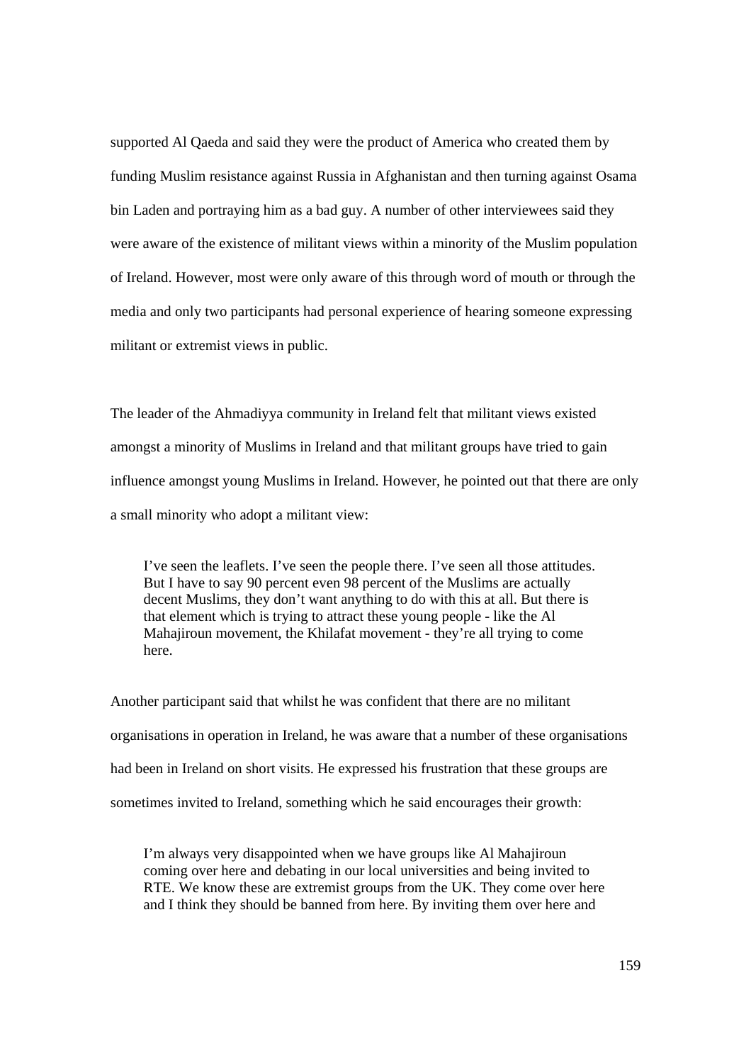supported Al Qaeda and said they were the product of America who created them by funding Muslim resistance against Russia in Afghanistan and then turning against Osama bin Laden and portraying him as a bad guy. A number of other interviewees said they were aware of the existence of militant views within a minority of the Muslim population of Ireland. However, most were only aware of this through word of mouth or through the media and only two participants had personal experience of hearing someone expressing militant or extremist views in public.

The leader of the Ahmadiyya community in Ireland felt that militant views existed amongst a minority of Muslims in Ireland and that militant groups have tried to gain influence amongst young Muslims in Ireland. However, he pointed out that there are only a small minority who adopt a militant view:

> I've seen the leaflets. I've seen the people there. I've seen all those attitudes. But I have to say 90 percent even 98 percent of the Muslims are actually decent Muslims, they don't want anything to do with this at all. But there is that element which is trying to attract these young people - like the Al Mahajiroun movement, the Khilafat movement - they're all trying to come here.

Another participant said that whilst he was confident that there are no militant organisations in operation in Ireland, he was aware that a number of these organisations had been in Ireland on short visits. He expressed his frustration that these groups are sometimes invited to Ireland, something which he said encourages their growth:

> I'm always very disappointed when we have groups like Al Mahajiroun coming over here and debating in our local universities and being invited to RTE. We know these are extremist groups from the UK. They come over here and I think they should be banned from here. By inviting them over here and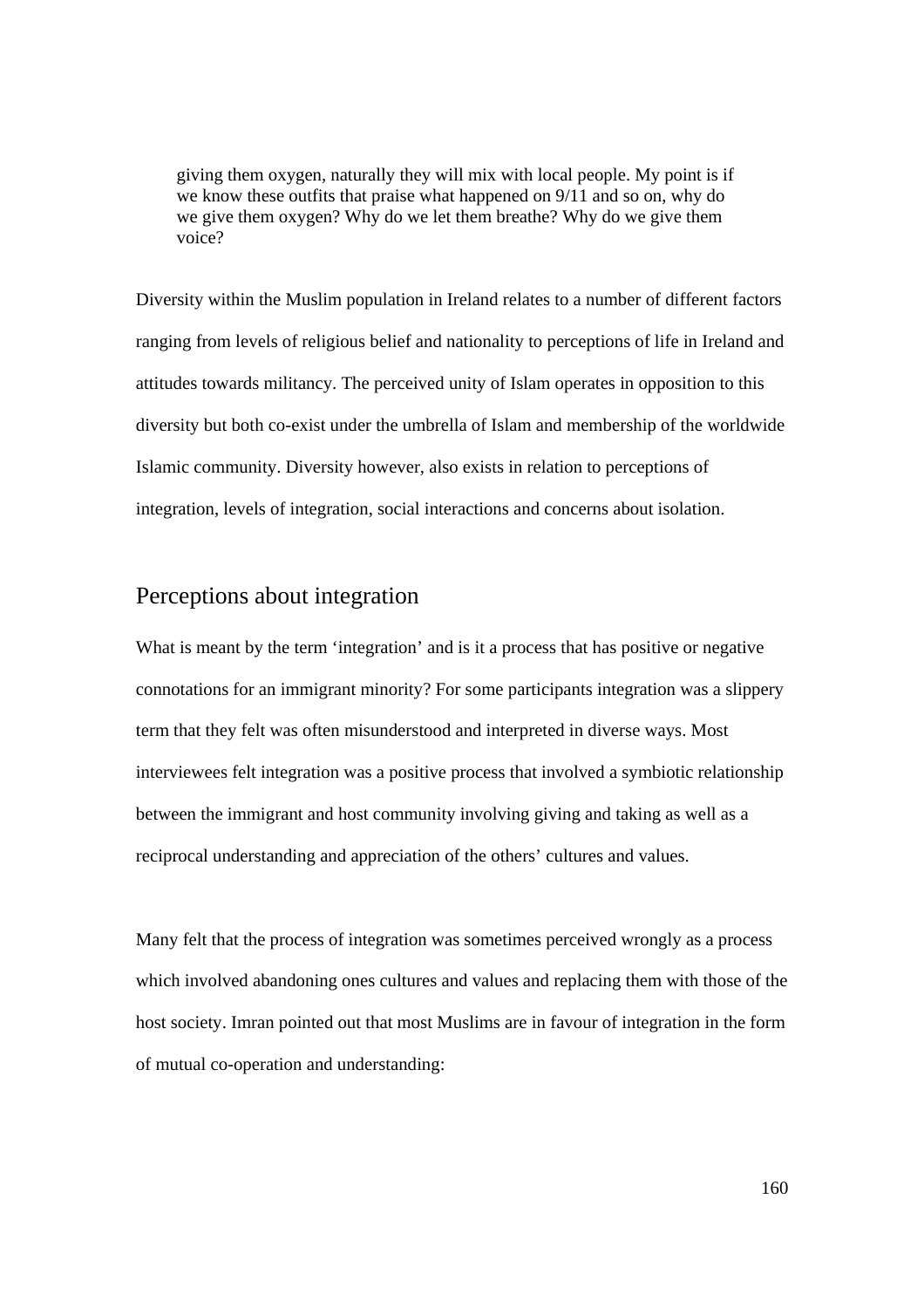> giving them oxygen, naturally they will mix with local people. My point is if we know these outfits that praise what happened on 9/11 and so on, why do we give them oxygen? Why do we let them breathe? Why do we give them voice?

Diversity within the Muslim population in Ireland relates to a number of different factors ranging from levels of religious belief and nationality to perceptions of life in Ireland and attitudes towards militancy. The perceived unity of Islam operates in opposition to this diversity but both co-exist under the umbrella of Islam and membership of the worldwide Islamic community. Diversity however, also exists in relation to perceptions of integration, levels of integration, social interactions and concerns about isolation.

## Perceptions about integration

What is meant by the term 'integration' and is it a process that has positive or negative connotations for an immigrant minority? For some participants integration was a slippery term that they felt was often misunderstood and interpreted in diverse ways. Most interviewees felt integration was a positive process that involved a symbiotic relationship between the immigrant and host community involving giving and taking as well as a reciprocal understanding and appreciation of the others' cultures and values.

Many felt that the process of integration was sometimes perceived wrongly as a process which involved abandoning ones cultures and values and replacing them with those of the host society. Imran pointed out that most Muslims are in favour of integration in the form of mutual co-operation and understanding: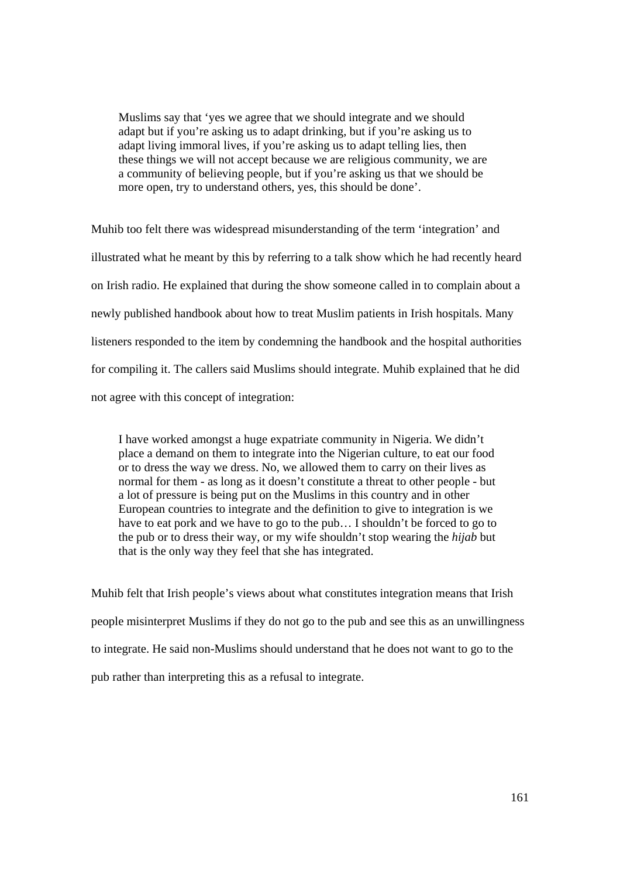> Muslims say that 'yes we agree that we should integrate and we should adapt but if you're asking us to adapt drinking, but if you're asking us to adapt living immoral lives, if you're asking us to adapt telling lies, then these things we will not accept because we are religious community, we are a community of believing people, but if you're asking us that we should be more open, try to understand others, yes, this should be done'.

Muhib too felt there was widespread misunderstanding of the term 'integration' and illustrated what he meant by this by referring to a talk show which he had recently heard on Irish radio. He explained that during the show someone called in to complain about a newly published handbook about how to treat Muslim patients in Irish hospitals. Many listeners responded to the item by condemning the handbook and the hospital authorities for compiling it. The callers said Muslims should integrate. Muhib explained that he did not agree with this concept of integration:

> I have worked amongst a huge expatriate community in Nigeria. We didn't place a demand on them to integrate into the Nigerian culture, to eat our food or to dress the way we dress. No, we allowed them to carry on their lives as normal for them - as long as it doesn't constitute a threat to other people - but a lot of pressure is being put on the Muslims in this country and in other European countries to integrate and the definition to give to integration is we have to eat pork and we have to go to the pub… I shouldn't be forced to go to the pub or to dress their way, or my wife shouldn't stop wearing the *hijab* but that is the only way they feel that she has integrated.

Muhib felt that Irish people's views about what constitutes integration means that Irish people misinterpret Muslims if they do not go to the pub and see this as an unwillingness to integrate. He said non-Muslims should understand that he does not want to go to the pub rather than interpreting this as a refusal to integrate.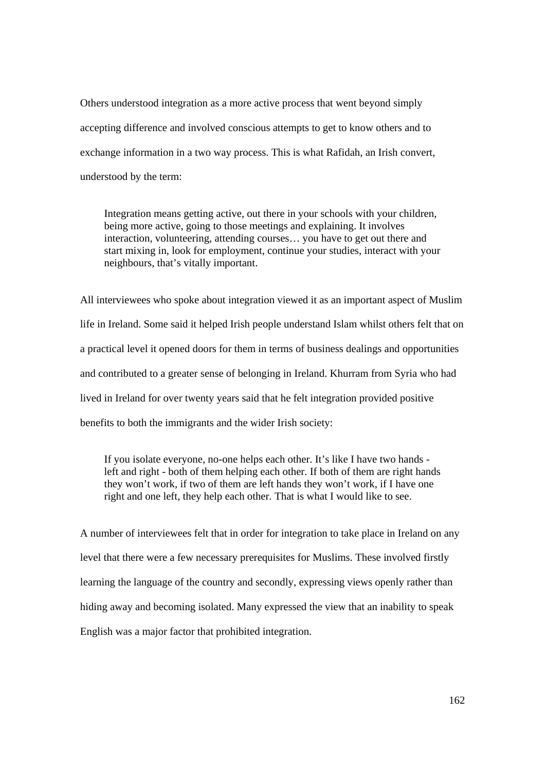Others understood integration as a more active process that went beyond simply accepting difference and involved conscious attempts to get to know others and to exchange information in a two way process. This is what Rafidah, an Irish convert, understood by the term:

> Integration means getting active, out there in your schools with your children, being more active, going to those meetings and explaining. It involves interaction, volunteering, attending courses… you have to get out there and start mixing in, look for employment, continue your studies, interact with your neighbours, that's vitally important.

All interviewees who spoke about integration viewed it as an important aspect of Muslim life in Ireland. Some said it helped Irish people understand Islam whilst others felt that on a practical level it opened doors for them in terms of business dealings and opportunities and contributed to a greater sense of belonging in Ireland. Khurram from Syria who had lived in Ireland for over twenty years said that he felt integration provided positive benefits to both the immigrants and the wider Irish society:

> If you isolate everyone, no-one helps each other. It's like I have two hands - left and right - both of them helping each other. If both of them are right hands they won't work, if two of them are left hands they won't work, if I have one right and one left, they help each other. That is what I would like to see.

A number of interviewees felt that in order for integration to take place in Ireland on any level that there were a few necessary prerequisites for Muslims. These involved firstly learning the language of the country and secondly, expressing views openly rather than hiding away and becoming isolated. Many expressed the view that an inability to speak English was a major factor that prohibited integration.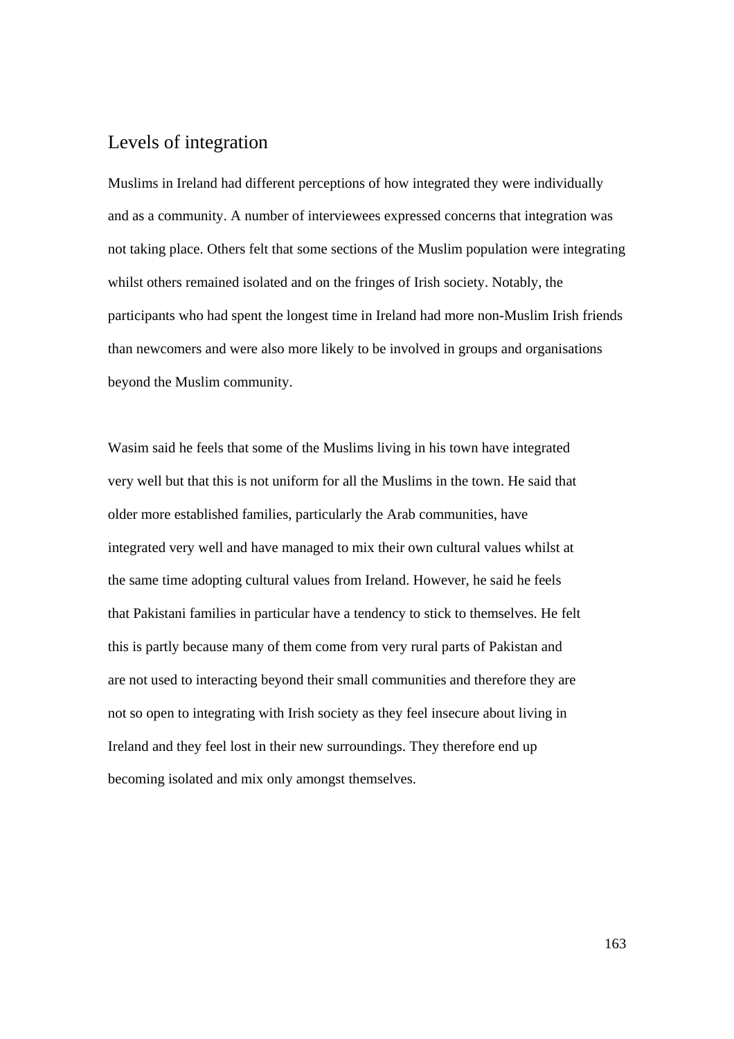## Levels of integration

Muslims in Ireland had different perceptions of how integrated they were individually and as a community. A number of interviewees expressed concerns that integration was not taking place. Others felt that some sections of the Muslim population were integrating whilst others remained isolated and on the fringes of Irish society. Notably, the participants who had spent the longest time in Ireland had more non-Muslim Irish friends than newcomers and were also more likely to be involved in groups and organisations beyond the Muslim community.

Wasim said he feels that some of the Muslims living in his town have integrated very well but that this is not uniform for all the Muslims in the town. He said that older more established families, particularly the Arab communities, have integrated very well and have managed to mix their own cultural values whilst at the same time adopting cultural values from Ireland. However, he said he feels that Pakistani families in particular have a tendency to stick to themselves. He felt this is partly because many of them come from very rural parts of Pakistan and are not used to interacting beyond their small communities and therefore they are not so open to integrating with Irish society as they feel insecure about living in Ireland and they feel lost in their new surroundings. They therefore end up becoming isolated and mix only amongst themselves.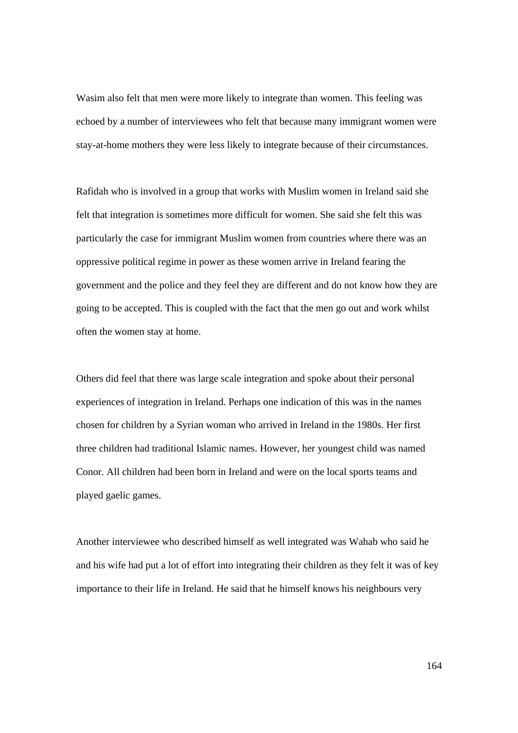Wasim also felt that men were more likely to integrate than women. This feeling was echoed by a number of interviewees who felt that because many immigrant women were stay-at-home mothers they were less likely to integrate because of their circumstances.

Rafidah who is involved in a group that works with Muslim women in Ireland said she felt that integration is sometimes more difficult for women. She said she felt this was particularly the case for immigrant Muslim women from countries where there was an oppressive political regime in power as these women arrive in Ireland fearing the government and the police and they feel they are different and do not know how they are going to be accepted. This is coupled with the fact that the men go out and work whilst often the women stay at home.

Others did feel that there was large scale integration and spoke about their personal experiences of integration in Ireland. Perhaps one indication of this was in the names chosen for children by a Syrian woman who arrived in Ireland in the 1980s. Her first three children had traditional Islamic names. However, her youngest child was named Conor. All children had been born in Ireland and were on the local sports teams and played gaelic games.

Another interviewee who described himself as well integrated was Wahab who said he and his wife had put a lot of effort into integrating their children as they felt it was of key importance to their life in Ireland. He said that he himself knows his neighbours very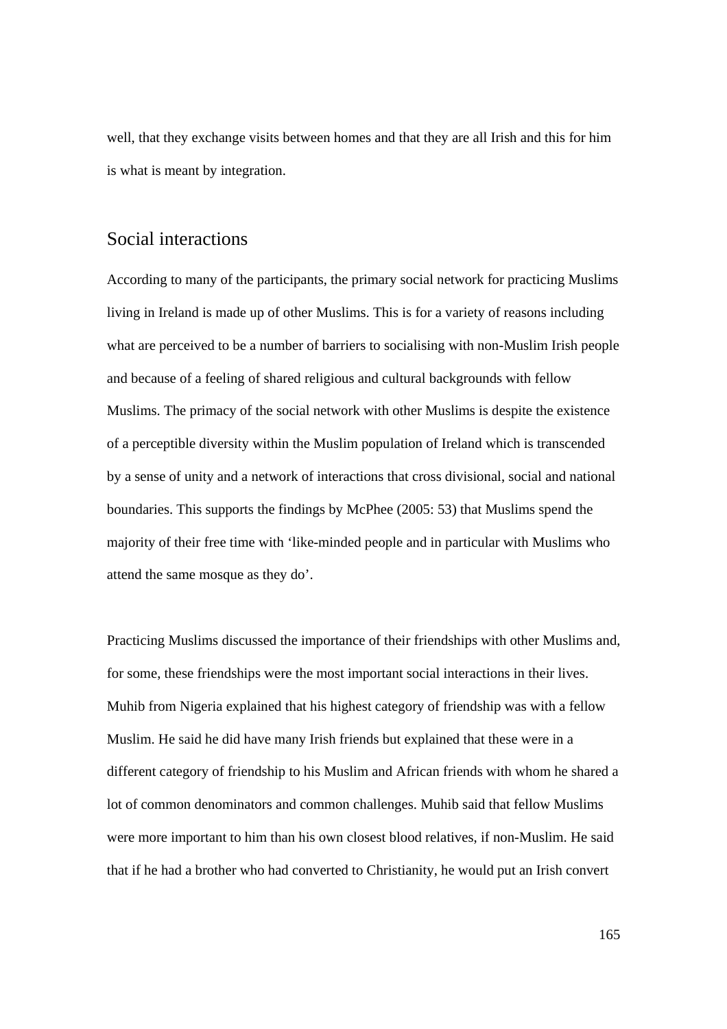well, that they exchange visits between homes and that they are all Irish and this for him is what is meant by integration.

## Social interactions

According to many of the participants, the primary social network for practicing Muslims living in Ireland is made up of other Muslims. This is for a variety of reasons including what are perceived to be a number of barriers to socialising with non-Muslim Irish people and because of a feeling of shared religious and cultural backgrounds with fellow Muslims. The primacy of the social network with other Muslims is despite the existence of a perceptible diversity within the Muslim population of Ireland which is transcended by a sense of unity and a network of interactions that cross divisional, social and national boundaries. This supports the findings by McPhee (2005: 53) that Muslims spend the majority of their free time with 'like-minded people and in particular with Muslims who attend the same mosque as they do'.

Practicing Muslims discussed the importance of their friendships with other Muslims and, for some, these friendships were the most important social interactions in their lives. Muhib from Nigeria explained that his highest category of friendship was with a fellow Muslim. He said he did have many Irish friends but explained that these were in a different category of friendship to his Muslim and African friends with whom he shared a lot of common denominators and common challenges. Muhib said that fellow Muslims were more important to him than his own closest blood relatives, if non-Muslim. He said that if he had a brother who had converted to Christianity, he would put an Irish convert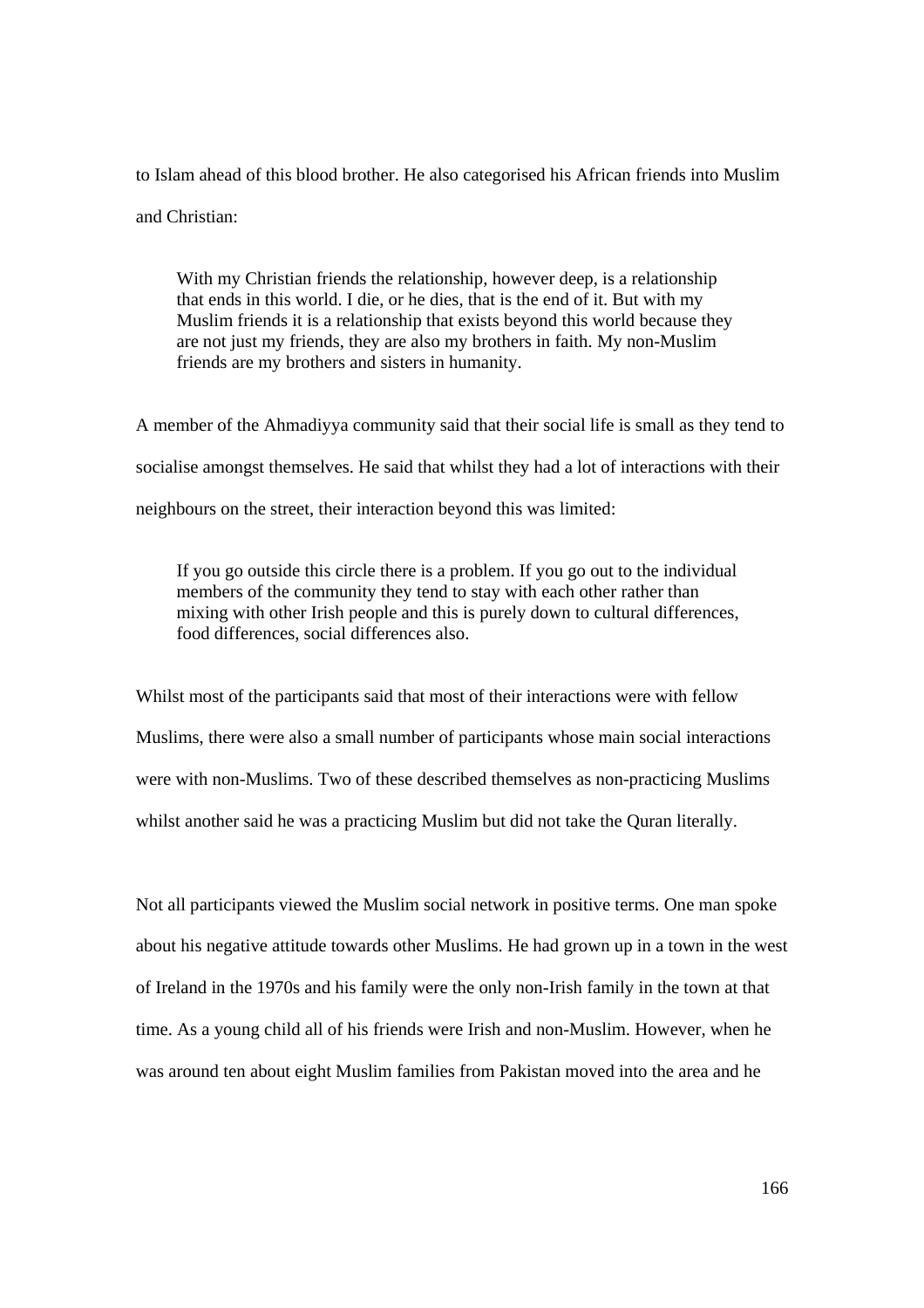to Islam ahead of this blood brother. He also categorised his African friends into Muslim and Christian:

> With my Christian friends the relationship, however deep, is a relationship that ends in this world. I die, or he dies, that is the end of it. But with my Muslim friends it is a relationship that exists beyond this world because they are not just my friends, they are also my brothers in faith. My non-Muslim friends are my brothers and sisters in humanity.

A member of the Ahmadiyya community said that their social life is small as they tend to socialise amongst themselves. He said that whilst they had a lot of interactions with their neighbours on the street, their interaction beyond this was limited:

> If you go outside this circle there is a problem. If you go out to the individual members of the community they tend to stay with each other rather than mixing with other Irish people and this is purely down to cultural differences, food differences, social differences also.

Whilst most of the participants said that most of their interactions were with fellow Muslims, there were also a small number of participants whose main social interactions were with non-Muslims. Two of these described themselves as non-practicing Muslims whilst another said he was a practicing Muslim but did not take the Quran literally.

Not all participants viewed the Muslim social network in positive terms. One man spoke about his negative attitude towards other Muslims. He had grown up in a town in the west of Ireland in the 1970s and his family were the only non-Irish family in the town at that time. As a young child all of his friends were Irish and non-Muslim. However, when he was around ten about eight Muslim families from Pakistan moved into the area and he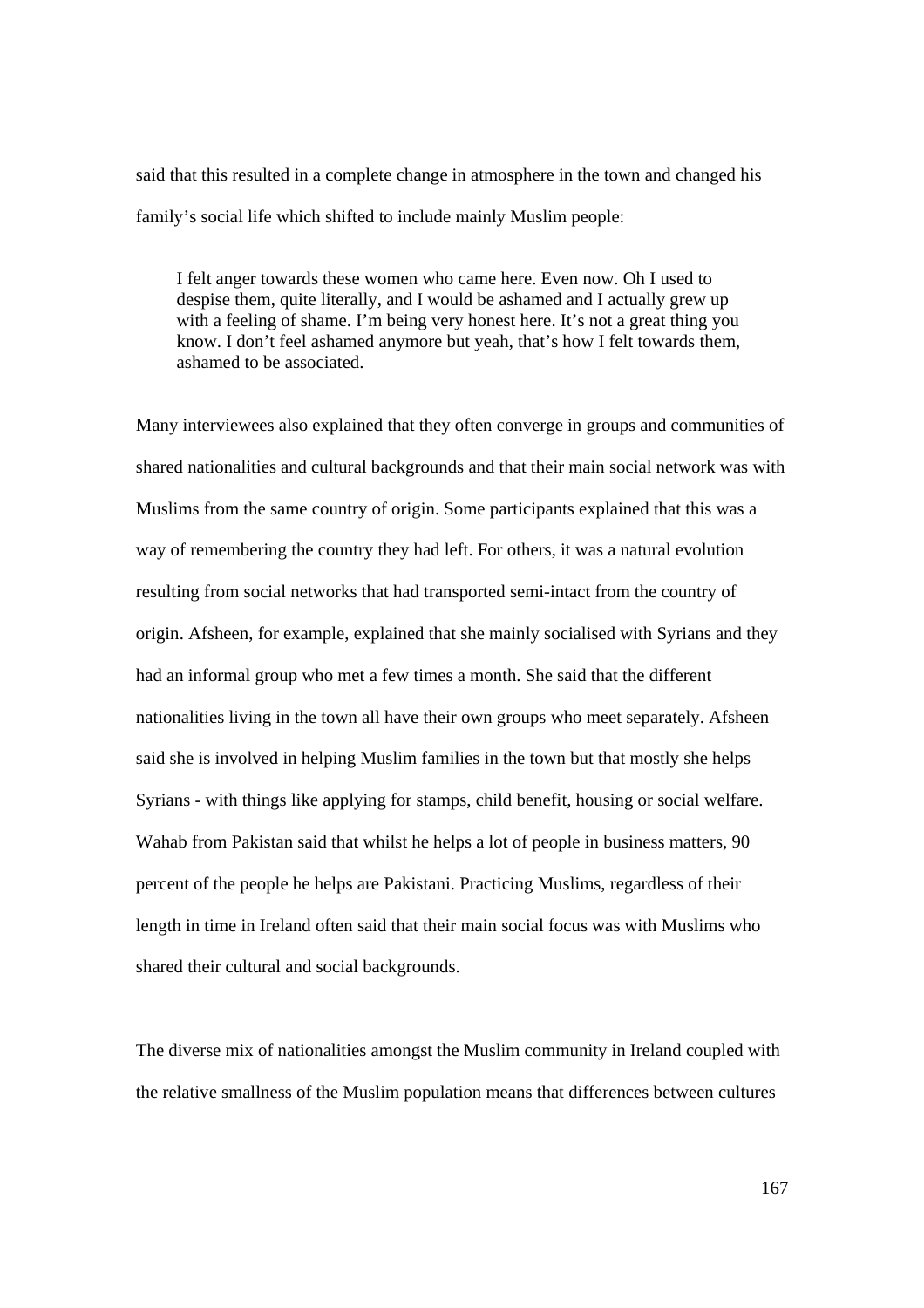said that this resulted in a complete change in atmosphere in the town and changed his family's social life which shifted to include mainly Muslim people:

> I felt anger towards these women who came here. Even now. Oh I used to despise them, quite literally, and I would be ashamed and I actually grew up with a feeling of shame. I'm being very honest here. It's not a great thing you know. I don't feel ashamed anymore but yeah, that's how I felt towards them, ashamed to be associated.

Many interviewees also explained that they often converge in groups and communities of shared nationalities and cultural backgrounds and that their main social network was with Muslims from the same country of origin. Some participants explained that this was a way of remembering the country they had left. For others, it was a natural evolution resulting from social networks that had transported semi-intact from the country of origin. Afsheen, for example, explained that she mainly socialised with Syrians and they had an informal group who met a few times a month. She said that the different nationalities living in the town all have their own groups who meet separately. Afsheen said she is involved in helping Muslim families in the town but that mostly she helps Syrians - with things like applying for stamps, child benefit, housing or social welfare. Wahab from Pakistan said that whilst he helps a lot of people in business matters, 90 percent of the people he helps are Pakistani. Practicing Muslims, regardless of their length in time in Ireland often said that their main social focus was with Muslims who shared their cultural and social backgrounds.

The diverse mix of nationalities amongst the Muslim community in Ireland coupled with the relative smallness of the Muslim population means that differences between cultures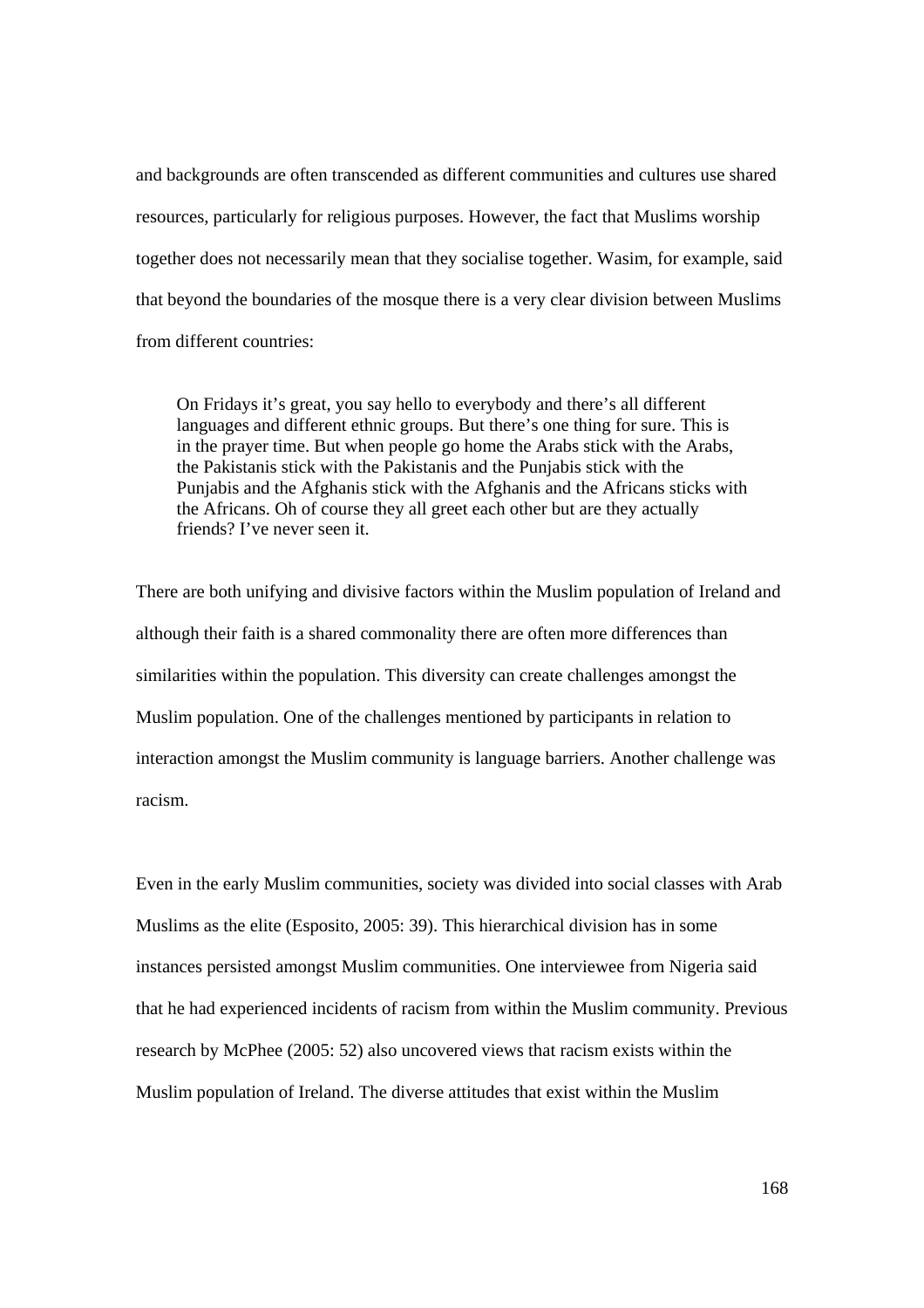and backgrounds are often transcended as different communities and cultures use shared resources, particularly for religious purposes. However, the fact that Muslims worship together does not necessarily mean that they socialise together. Wasim, for example, said that beyond the boundaries of the mosque there is a very clear division between Muslims from different countries:

> On Fridays it's great, you say hello to everybody and there's all different languages and different ethnic groups. But there's one thing for sure. This is in the prayer time. But when people go home the Arabs stick with the Arabs, the Pakistanis stick with the Pakistanis and the Punjabis stick with the Punjabis and the Afghanis stick with the Afghanis and the Africans sticks with the Africans. Oh of course they all greet each other but are they actually friends? I've never seen it.

There are both unifying and divisive factors within the Muslim population of Ireland and although their faith is a shared commonality there are often more differences than similarities within the population. This diversity can create challenges amongst the Muslim population. One of the challenges mentioned by participants in relation to interaction amongst the Muslim community is language barriers. Another challenge was racism.

Even in the early Muslim communities, society was divided into social classes with Arab Muslims as the elite (Esposito, 2005: 39). This hierarchical division has in some instances persisted amongst Muslim communities. One interviewee from Nigeria said that he had experienced incidents of racism from within the Muslim community. Previous research by McPhee (2005: 52) also uncovered views that racism exists within the Muslim population of Ireland. The diverse attitudes that exist within the Muslim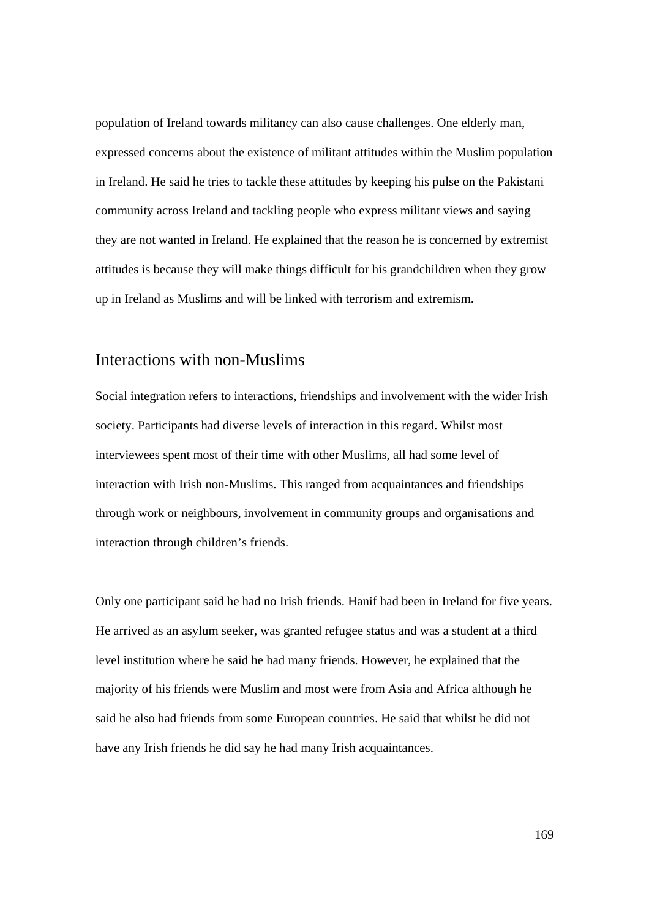population of Ireland towards militancy can also cause challenges. One elderly man, expressed concerns about the existence of militant attitudes within the Muslim population in Ireland. He said he tries to tackle these attitudes by keeping his pulse on the Pakistani community across Ireland and tackling people who express militant views and saying they are not wanted in Ireland. He explained that the reason he is concerned by extremist attitudes is because they will make things difficult for his grandchildren when they grow up in Ireland as Muslims and will be linked with terrorism and extremism.

## Interactions with non-Muslims

Social integration refers to interactions, friendships and involvement with the wider Irish society. Participants had diverse levels of interaction in this regard. Whilst most interviewees spent most of their time with other Muslims, all had some level of interaction with Irish non-Muslims. This ranged from acquaintances and friendships through work or neighbours, involvement in community groups and organisations and interaction through children's friends.

Only one participant said he had no Irish friends. Hanif had been in Ireland for five years. He arrived as an asylum seeker, was granted refugee status and was a student at a third level institution where he said he had many friends. However, he explained that the majority of his friends were Muslim and most were from Asia and Africa although he said he also had friends from some European countries. He said that whilst he did not have any Irish friends he did say he had many Irish acquaintances.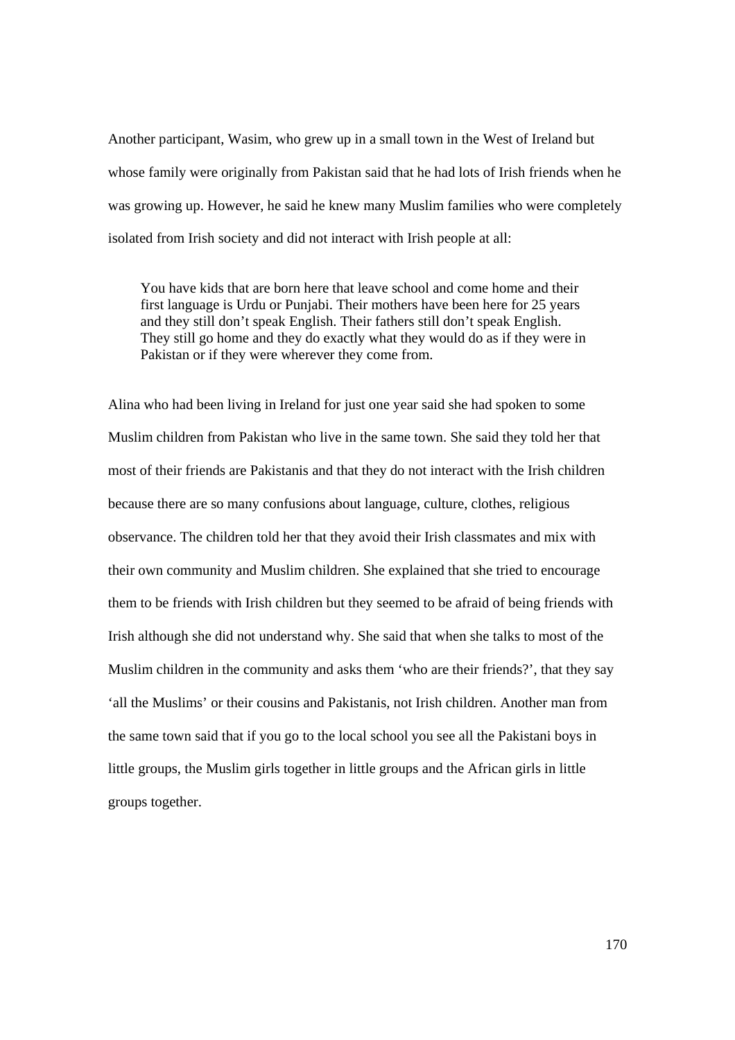Another participant, Wasim, who grew up in a small town in the West of Ireland but whose family were originally from Pakistan said that he had lots of Irish friends when he was growing up. However, he said he knew many Muslim families who were completely isolated from Irish society and did not interact with Irish people at all:

> You have kids that are born here that leave school and come home and their first language is Urdu or Punjabi. Their mothers have been here for 25 years and they still don't speak English. Their fathers still don't speak English. They still go home and they do exactly what they would do as if they were in Pakistan or if they were wherever they come from.

Alina who had been living in Ireland for just one year said she had spoken to some Muslim children from Pakistan who live in the same town. She said they told her that most of their friends are Pakistanis and that they do not interact with the Irish children because there are so many confusions about language, culture, clothes, religious observance. The children told her that they avoid their Irish classmates and mix with their own community and Muslim children. She explained that she tried to encourage them to be friends with Irish children but they seemed to be afraid of being friends with Irish although she did not understand why. She said that when she talks to most of the Muslim children in the community and asks them 'who are their friends?', that they say 'all the Muslims' or their cousins and Pakistanis, not Irish children. Another man from the same town said that if you go to the local school you see all the Pakistani boys in little groups, the Muslim girls together in little groups and the African girls in little groups together.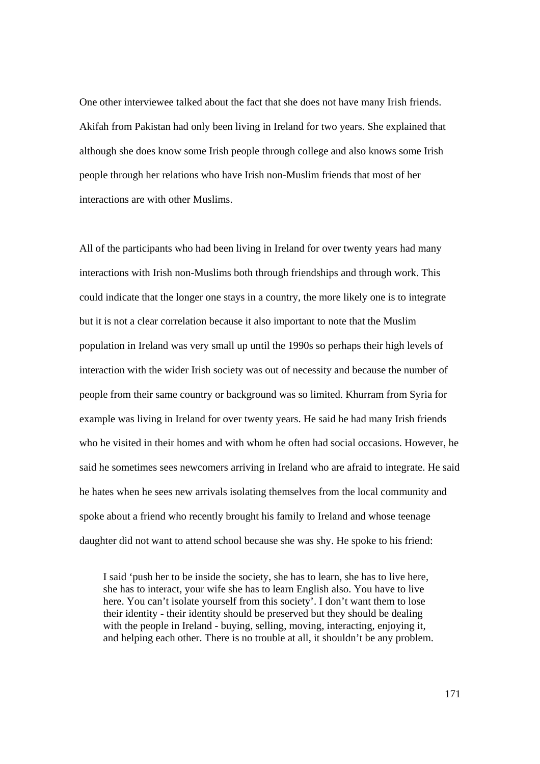One other interviewee talked about the fact that she does not have many Irish friends. Akifah from Pakistan had only been living in Ireland for two years. She explained that although she does know some Irish people through college and also knows some Irish people through her relations who have Irish non-Muslim friends that most of her interactions are with other Muslims.

All of the participants who had been living in Ireland for over twenty years had many interactions with Irish non-Muslims both through friendships and through work. This could indicate that the longer one stays in a country, the more likely one is to integrate but it is not a clear correlation because it also important to note that the Muslim population in Ireland was very small up until the 1990s so perhaps their high levels of interaction with the wider Irish society was out of necessity and because the number of people from their same country or background was so limited. Khurram from Syria for example was living in Ireland for over twenty years. He said he had many Irish friends who he visited in their homes and with whom he often had social occasions. However, he said he sometimes sees newcomers arriving in Ireland who are afraid to integrate. He said he hates when he sees new arrivals isolating themselves from the local community and spoke about a friend who recently brought his family to Ireland and whose teenage daughter did not want to attend school because she was shy. He spoke to his friend:

> I said 'push her to be inside the society, she has to learn, she has to live here, she has to interact, your wife she has to learn English also. You have to live here. You can't isolate yourself from this society'. I don't want them to lose their identity - their identity should be preserved but they should be dealing with the people in Ireland - buying, selling, moving, interacting, enjoying it, and helping each other. There is no trouble at all, it shouldn't be any problem.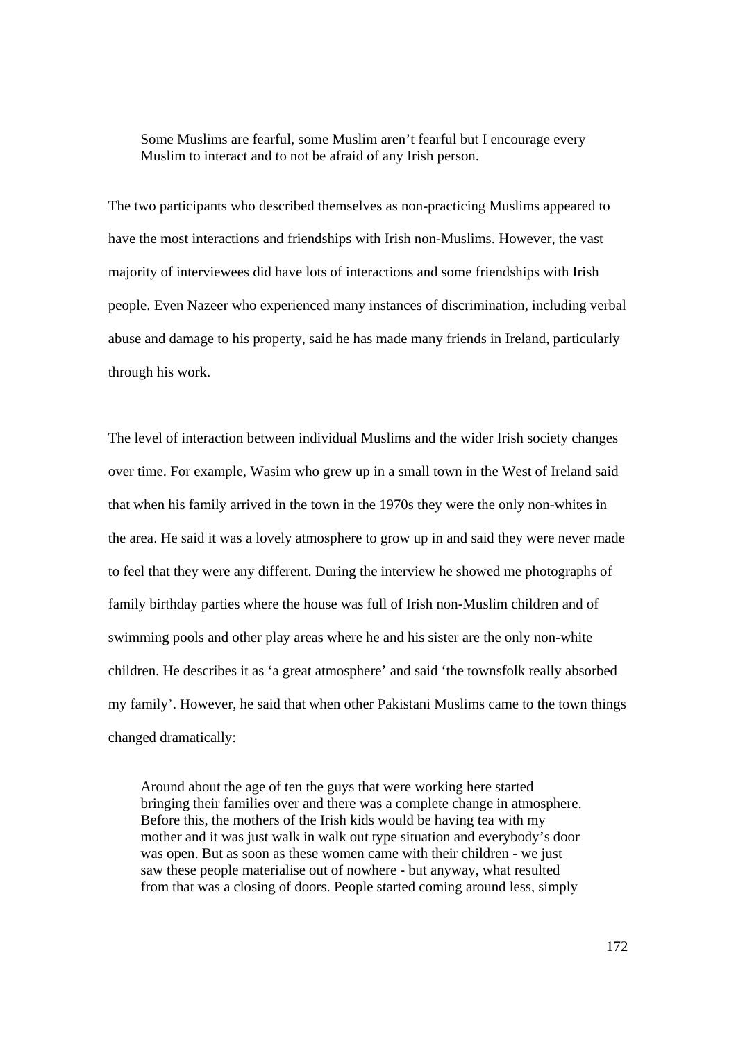> Some Muslims are fearful, some Muslim aren't fearful but I encourage every Muslim to interact and to not be afraid of any Irish person.

The two participants who described themselves as non-practicing Muslims appeared to have the most interactions and friendships with Irish non-Muslims. However, the vast majority of interviewees did have lots of interactions and some friendships with Irish people. Even Nazeer who experienced many instances of discrimination, including verbal abuse and damage to his property, said he has made many friends in Ireland, particularly through his work.

The level of interaction between individual Muslims and the wider Irish society changes over time. For example, Wasim who grew up in a small town in the West of Ireland said that when his family arrived in the town in the 1970s they were the only non-whites in the area. He said it was a lovely atmosphere to grow up in and said they were never made to feel that they were any different. During the interview he showed me photographs of family birthday parties where the house was full of Irish non-Muslim children and of swimming pools and other play areas where he and his sister are the only non-white children. He describes it as 'a great atmosphere' and said 'the townsfolk really absorbed my family'. However, he said that when other Pakistani Muslims came to the town things changed dramatically:

> Around about the age of ten the guys that were working here started bringing their families over and there was a complete change in atmosphere. Before this, the mothers of the Irish kids would be having tea with my mother and it was just walk in walk out type situation and everybody's door was open. But as soon as these women came with their children - we just saw these people materialise out of nowhere - but anyway, what resulted from that was a closing of doors. People started coming around less, simply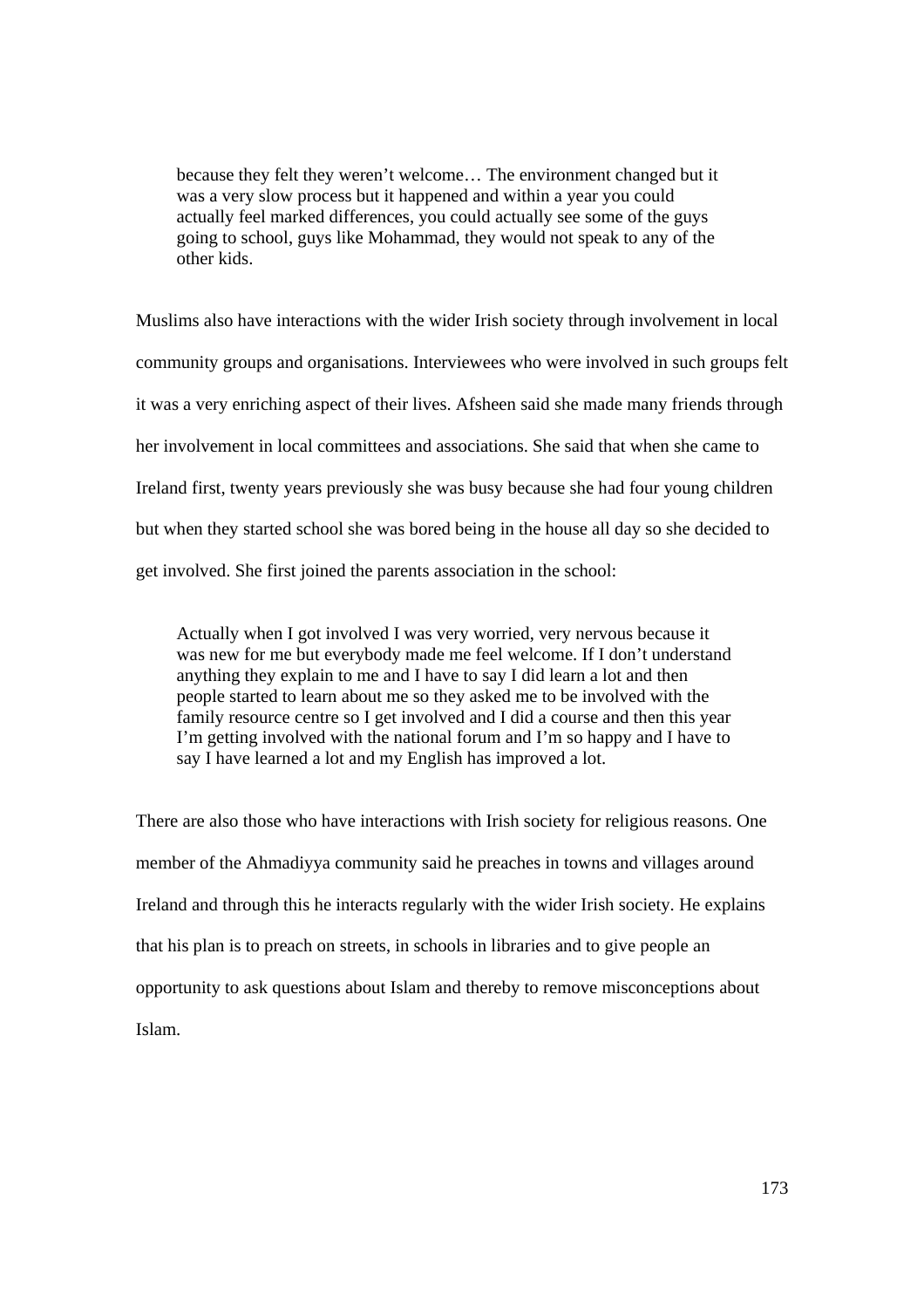> because they felt they weren't welcome… The environment changed but it was a very slow process but it happened and within a year you could actually feel marked differences, you could actually see some of the guys going to school, guys like Mohammad, they would not speak to any of the other kids.

Muslims also have interactions with the wider Irish society through involvement in local community groups and organisations. Interviewees who were involved in such groups felt it was a very enriching aspect of their lives. Afsheen said she made many friends through her involvement in local committees and associations. She said that when she came to Ireland first, twenty years previously she was busy because she had four young children but when they started school she was bored being in the house all day so she decided to get involved. She first joined the parents association in the school:

> Actually when I got involved I was very worried, very nervous because it was new for me but everybody made me feel welcome. If I don't understand anything they explain to me and I have to say I did learn a lot and then people started to learn about me so they asked me to be involved with the family resource centre so I get involved and I did a course and then this year I'm getting involved with the national forum and I'm so happy and I have to say I have learned a lot and my English has improved a lot.

There are also those who have interactions with Irish society for religious reasons. One member of the Ahmadiyya community said he preaches in towns and villages around Ireland and through this he interacts regularly with the wider Irish society. He explains that his plan is to preach on streets, in schools in libraries and to give people an opportunity to ask questions about Islam and thereby to remove misconceptions about Islam.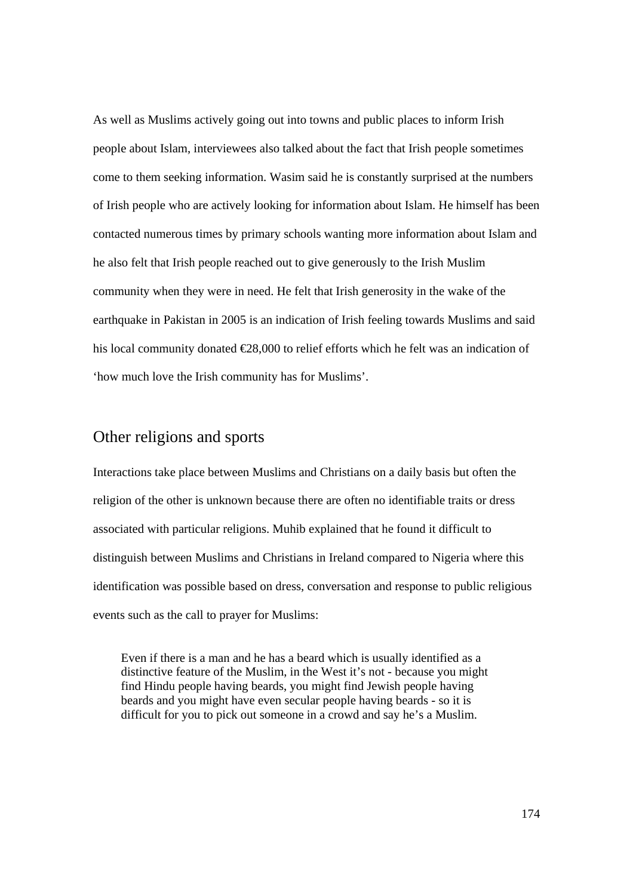As well as Muslims actively going out into towns and public places to inform Irish people about Islam, interviewees also talked about the fact that Irish people sometimes come to them seeking information. Wasim said he is constantly surprised at the numbers of Irish people who are actively looking for information about Islam. He himself has been contacted numerous times by primary schools wanting more information about Islam and he also felt that Irish people reached out to give generously to the Irish Muslim community when they were in need. He felt that Irish generosity in the wake of the earthquake in Pakistan in 2005 is an indication of Irish feeling towards Muslims and said his local community donated €28,000 to relief efforts which he felt was an indication of 'how much love the Irish community has for Muslims'.

## Other religions and sports

Interactions take place between Muslims and Christians on a daily basis but often the religion of the other is unknown because there are often no identifiable traits or dress associated with particular religions. Muhib explained that he found it difficult to distinguish between Muslims and Christians in Ireland compared to Nigeria where this identification was possible based on dress, conversation and response to public religious events such as the call to prayer for Muslims:

> Even if there is a man and he has a beard which is usually identified as a distinctive feature of the Muslim, in the West it's not - because you might find Hindu people having beards, you might find Jewish people having beards and you might have even secular people having beards - so it is difficult for you to pick out someone in a crowd and say he's a Muslim.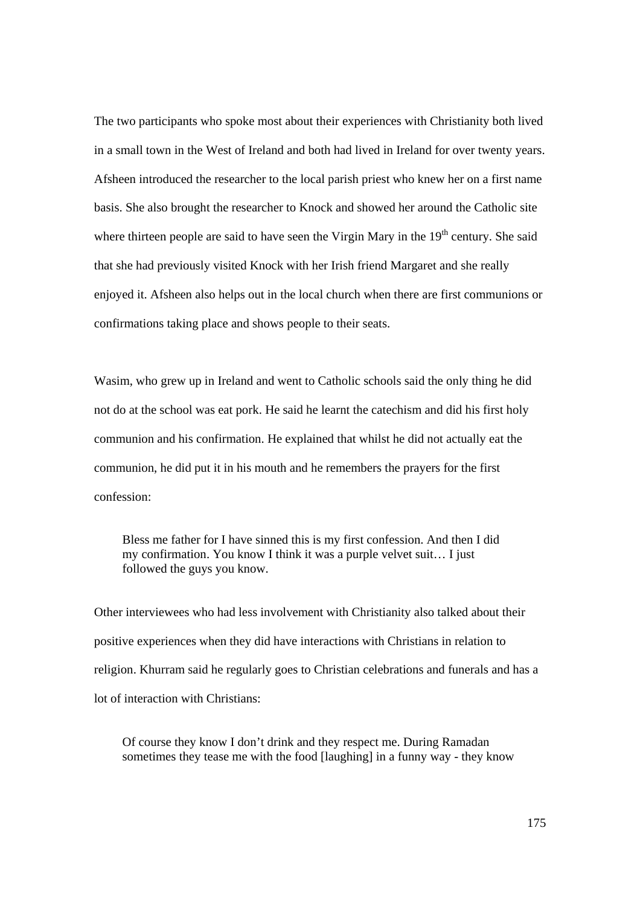The two participants who spoke most about their experiences with Christianity both lived in a small town in the West of Ireland and both had lived in Ireland for over twenty years. Afsheen introduced the researcher to the local parish priest who knew her on a first name basis. She also brought the researcher to Knock and showed her around the Catholic site where thirteen people are said to have seen the Virgin Mary in the 19th century. She said that she had previously visited Knock with her Irish friend Margaret and she really enjoyed it. Afsheen also helps out in the local church when there are first communions or confirmations taking place and shows people to their seats.

Wasim, who grew up in Ireland and went to Catholic schools said the only thing he did not do at the school was eat pork. He said he learnt the catechism and did his first holy communion and his confirmation. He explained that whilst he did not actually eat the communion, he did put it in his mouth and he remembers the prayers for the first confession:

> Bless me father for I have sinned this is my first confession. And then I did my confirmation. You know I think it was a purple velvet suit… I just followed the guys you know.

Other interviewees who had less involvement with Christianity also talked about their positive experiences when they did have interactions with Christians in relation to religion. Khurram said he regularly goes to Christian celebrations and funerals and has a lot of interaction with Christians:

> Of course they know I don't drink and they respect me. During Ramadan sometimes they tease me with the food [laughing] in a funny way - they know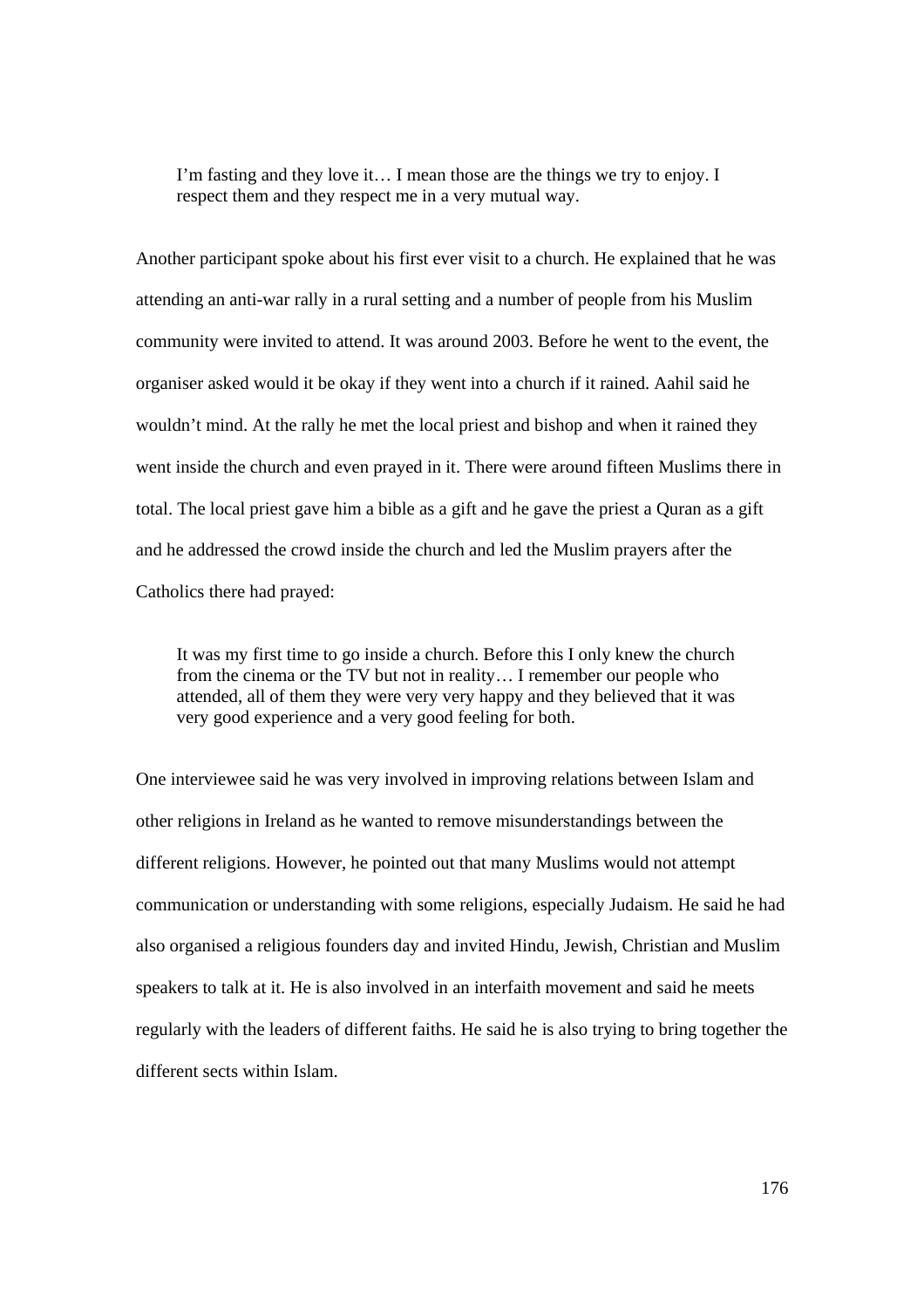> I'm fasting and they love it… I mean those are the things we try to enjoy. I respect them and they respect me in a very mutual way.

Another participant spoke about his first ever visit to a church. He explained that he was attending an anti-war rally in a rural setting and a number of people from his Muslim community were invited to attend. It was around 2003. Before he went to the event, the organiser asked would it be okay if they went into a church if it rained. Aahil said he wouldn't mind. At the rally he met the local priest and bishop and when it rained they went inside the church and even prayed in it. There were around fifteen Muslims there in total. The local priest gave him a bible as a gift and he gave the priest a Quran as a gift and he addressed the crowd inside the church and led the Muslim prayers after the Catholics there had prayed:

> It was my first time to go inside a church. Before this I only knew the church from the cinema or the TV but not in reality… I remember our people who attended, all of them they were very very happy and they believed that it was very good experience and a very good feeling for both.

One interviewee said he was very involved in improving relations between Islam and other religions in Ireland as he wanted to remove misunderstandings between the different religions. However, he pointed out that many Muslims would not attempt communication or understanding with some religions, especially Judaism. He said he had also organised a religious founders day and invited Hindu, Jewish, Christian and Muslim speakers to talk at it. He is also involved in an interfaith movement and said he meets regularly with the leaders of different faiths. He said he is also trying to bring together the different sects within Islam.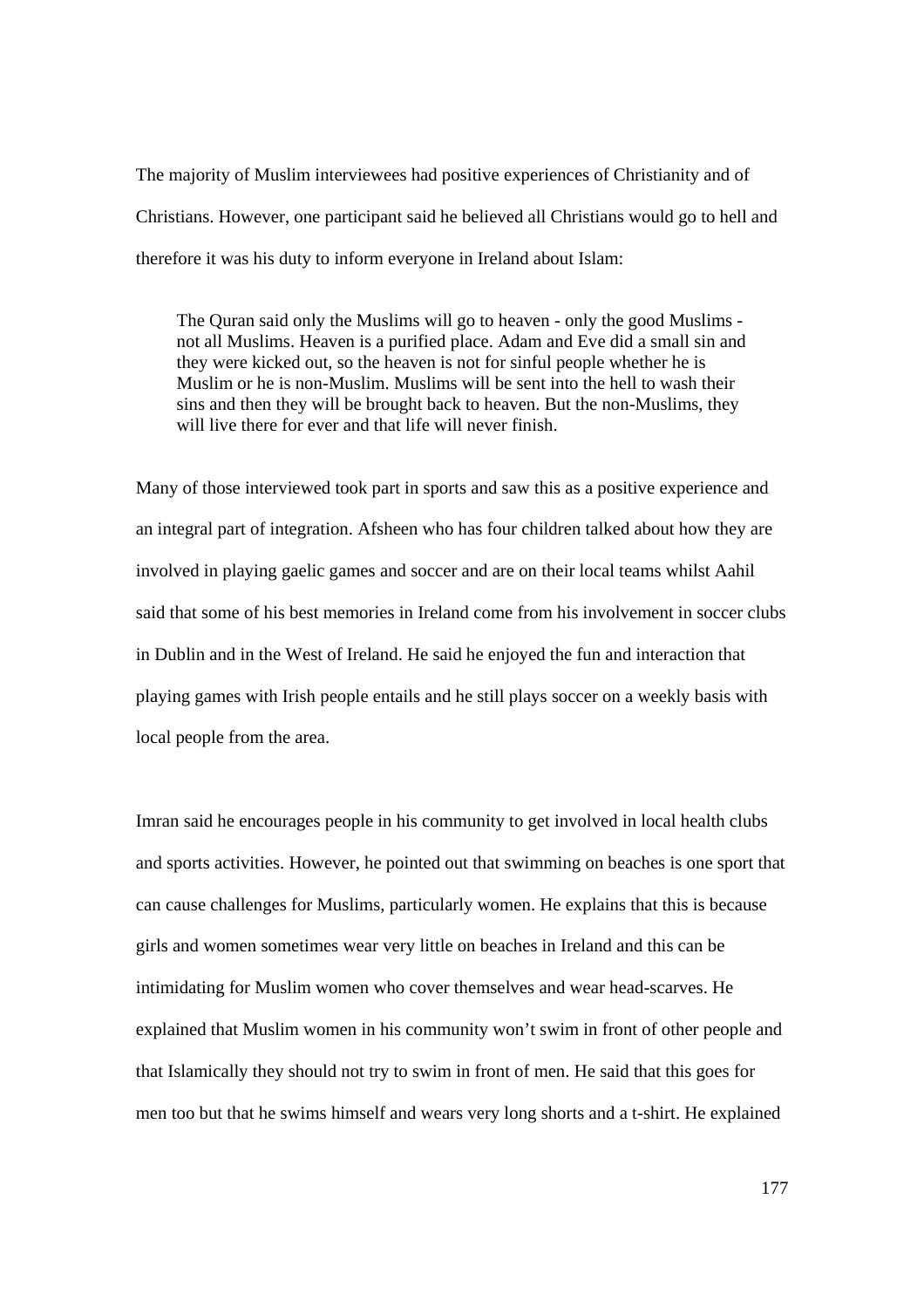The majority of Muslim interviewees had positive experiences of Christianity and of Christians. However, one participant said he believed all Christians would go to hell and therefore it was his duty to inform everyone in Ireland about Islam:

> The Quran said only the Muslims will go to heaven - only the good Muslims - not all Muslims. Heaven is a purified place. Adam and Eve did a small sin and they were kicked out, so the heaven is not for sinful people whether he is Muslim or he is non-Muslim. Muslims will be sent into the hell to wash their sins and then they will be brought back to heaven. But the non-Muslims, they will live there for ever and that life will never finish.

Many of those interviewed took part in sports and saw this as a positive experience and an integral part of integration. Afsheen who has four children talked about how they are involved in playing gaelic games and soccer and are on their local teams whilst Aahil said that some of his best memories in Ireland come from his involvement in soccer clubs in Dublin and in the West of Ireland. He said he enjoyed the fun and interaction that playing games with Irish people entails and he still plays soccer on a weekly basis with local people from the area.

Imran said he encourages people in his community to get involved in local health clubs and sports activities. However, he pointed out that swimming on beaches is one sport that can cause challenges for Muslims, particularly women. He explains that this is because girls and women sometimes wear very little on beaches in Ireland and this can be intimidating for Muslim women who cover themselves and wear head-scarves. He explained that Muslim women in his community won't swim in front of other people and that Islamically they should not try to swim in front of men. He said that this goes for men too but that he swims himself and wears very long shorts and a t-shirt. He explained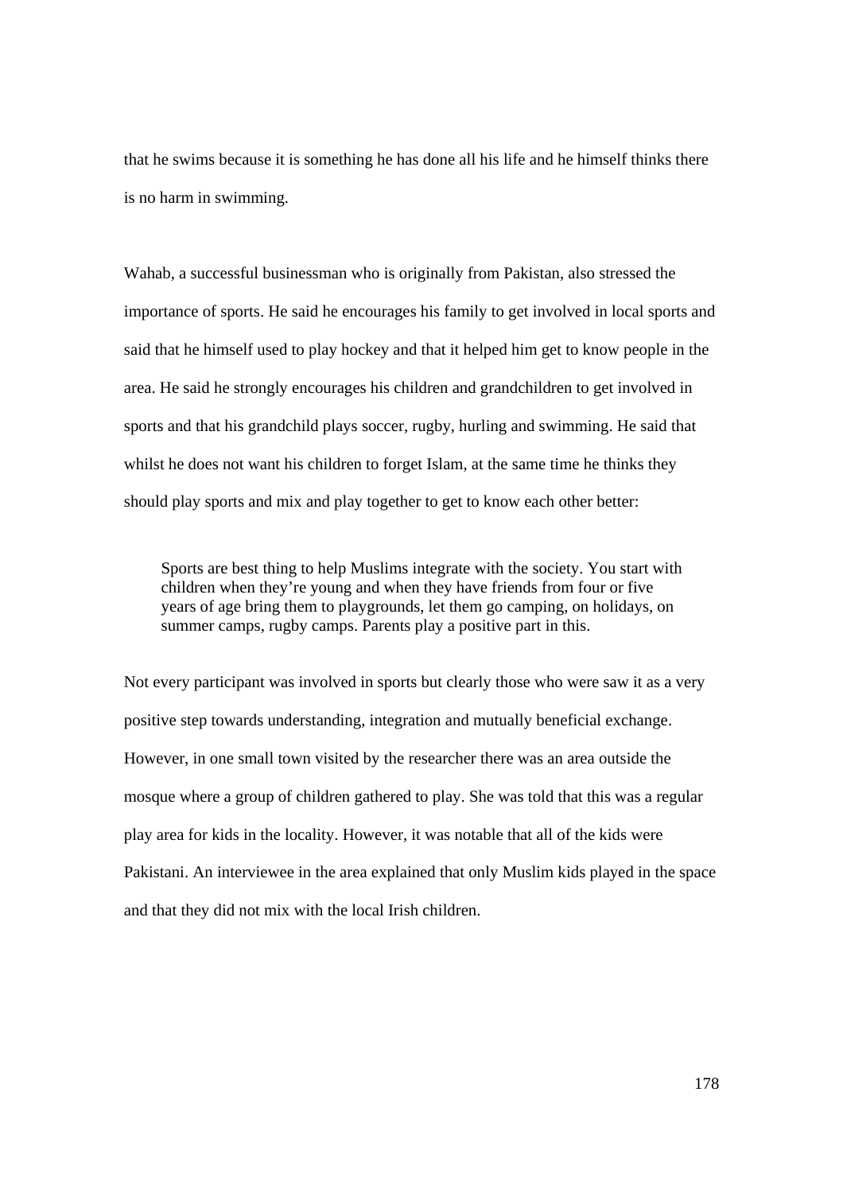that he swims because it is something he has done all his life and he himself thinks there is no harm in swimming.

Wahab, a successful businessman who is originally from Pakistan, also stressed the importance of sports. He said he encourages his family to get involved in local sports and said that he himself used to play hockey and that it helped him get to know people in the area. He said he strongly encourages his children and grandchildren to get involved in sports and that his grandchild plays soccer, rugby, hurling and swimming. He said that whilst he does not want his children to forget Islam, at the same time he thinks they should play sports and mix and play together to get to know each other better:

> Sports are best thing to help Muslims integrate with the society. You start with children when they're young and when they have friends from four or five years of age bring them to playgrounds, let them go camping, on holidays, on summer camps, rugby camps. Parents play a positive part in this.

Not every participant was involved in sports but clearly those who were saw it as a very positive step towards understanding, integration and mutually beneficial exchange. However, in one small town visited by the researcher there was an area outside the mosque where a group of children gathered to play. She was told that this was a regular play area for kids in the locality. However, it was notable that all of the kids were Pakistani. An interviewee in the area explained that only Muslim kids played in the space and that they did not mix with the local Irish children.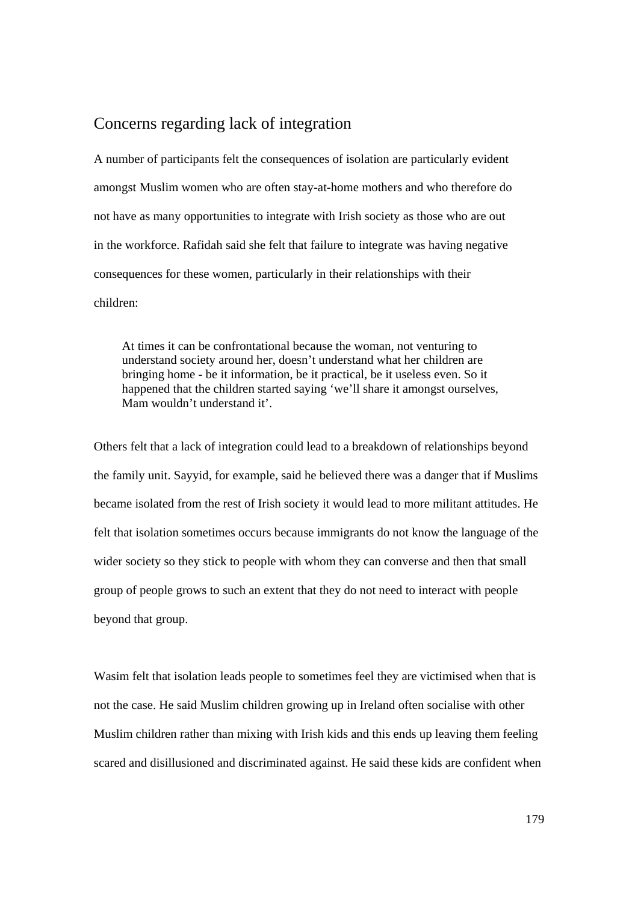## Concerns regarding lack of integration

A number of participants felt the consequences of isolation are particularly evident amongst Muslim women who are often stay-at-home mothers and who therefore do not have as many opportunities to integrate with Irish society as those who are out in the workforce. Rafidah said she felt that failure to integrate was having negative consequences for these women, particularly in their relationships with their children:

> At times it can be confrontational because the woman, not venturing to understand society around her, doesn't understand what her children are bringing home - be it information, be it practical, be it useless even. So it happened that the children started saying 'we'll share it amongst ourselves, Mam wouldn't understand it'.

Others felt that a lack of integration could lead to a breakdown of relationships beyond the family unit. Sayyid, for example, said he believed there was a danger that if Muslims became isolated from the rest of Irish society it would lead to more militant attitudes. He felt that isolation sometimes occurs because immigrants do not know the language of the wider society so they stick to people with whom they can converse and then that small group of people grows to such an extent that they do not need to interact with people beyond that group.

Wasim felt that isolation leads people to sometimes feel they are victimised when that is not the case. He said Muslim children growing up in Ireland often socialise with other Muslim children rather than mixing with Irish kids and this ends up leaving them feeling scared and disillusioned and discriminated against. He said these kids are confident when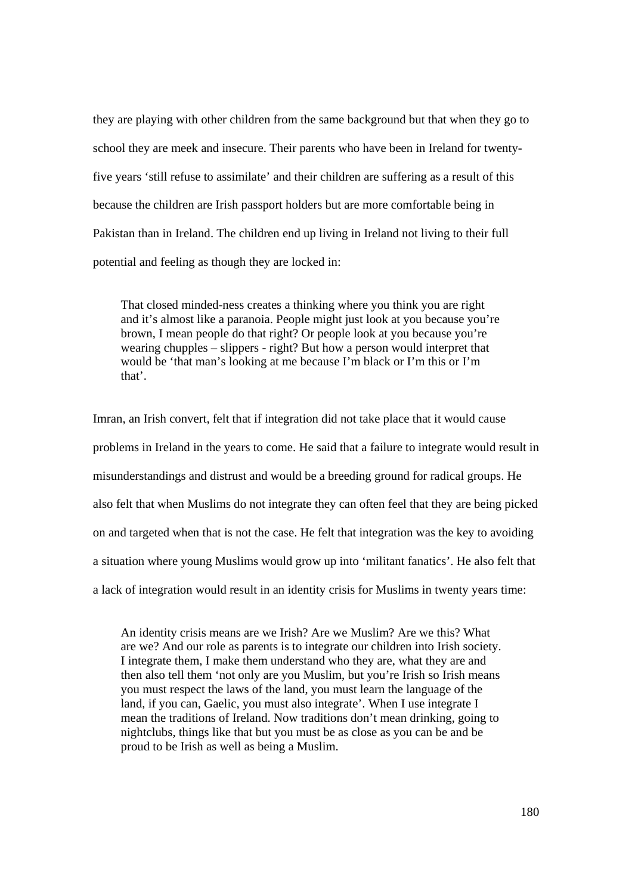they are playing with other children from the same background but that when they go to school they are meek and insecure. Their parents who have been in Ireland for twenty-five years 'still refuse to assimilate' and their children are suffering as a result of this because the children are Irish passport holders but are more comfortable being in Pakistan than in Ireland. The children end up living in Ireland not living to their full potential and feeling as though they are locked in:

> That closed minded-ness creates a thinking where you think you are right and it's almost like a paranoia. People might just look at you because you're brown, I mean people do that right? Or people look at you because you're wearing chupples – slippers - right? But how a person would interpret that would be 'that man's looking at me because I'm black or I'm this or I'm that'.

Imran, an Irish convert, felt that if integration did not take place that it would cause problems in Ireland in the years to come. He said that a failure to integrate would result in misunderstandings and distrust and would be a breeding ground for radical groups. He also felt that when Muslims do not integrate they can often feel that they are being picked on and targeted when that is not the case. He felt that integration was the key to avoiding a situation where young Muslims would grow up into 'militant fanatics'. He also felt that a lack of integration would result in an identity crisis for Muslims in twenty years time:

> An identity crisis means are we Irish? Are we Muslim? Are we this? What are we? And our role as parents is to integrate our children into Irish society. I integrate them, I make them understand who they are, what they are and then also tell them 'not only are you Muslim, but you're Irish so Irish means you must respect the laws of the land, you must learn the language of the land, if you can, Gaelic, you must also integrate'. When I use integrate I mean the traditions of Ireland. Now traditions don't mean drinking, going to nightclubs, things like that but you must be as close as you can be and be proud to be Irish as well as being a Muslim.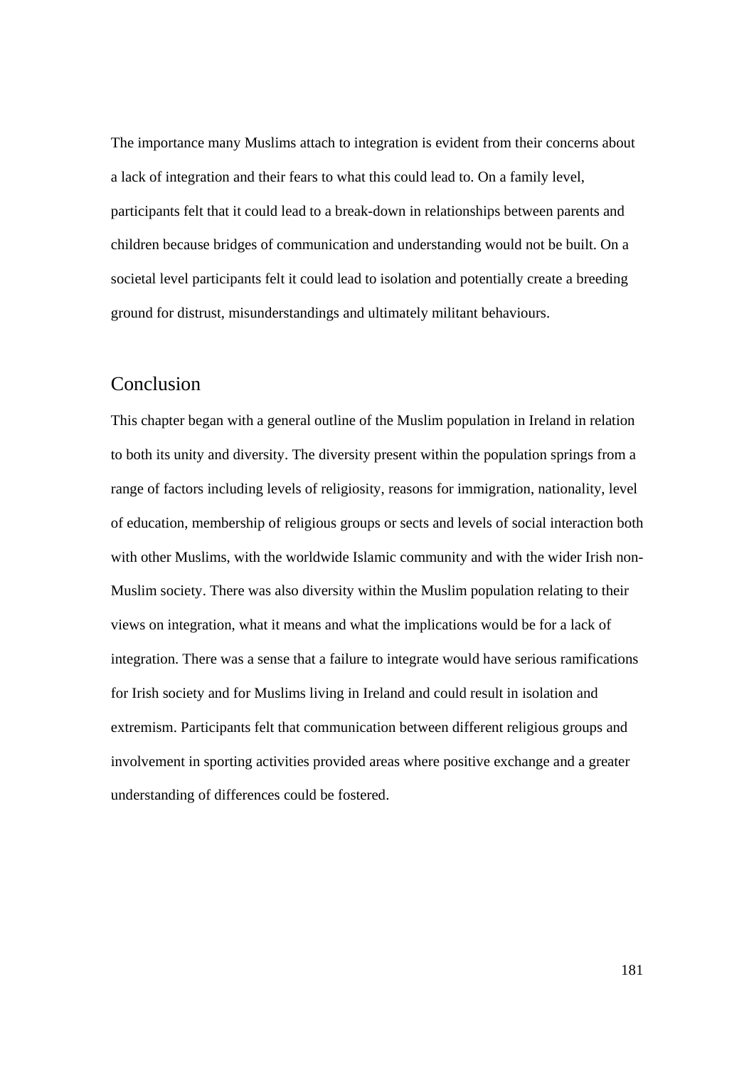The importance many Muslims attach to integration is evident from their concerns about a lack of integration and their fears to what this could lead to. On a family level, participants felt that it could lead to a break-down in relationships between parents and children because bridges of communication and understanding would not be built. On a societal level participants felt it could lead to isolation and potentially create a breeding ground for distrust, misunderstandings and ultimately militant behaviours.

## Conclusion

This chapter began with a general outline of the Muslim population in Ireland in relation to both its unity and diversity. The diversity present within the population springs from a range of factors including levels of religiosity, reasons for immigration, nationality, level of education, membership of religious groups or sects and levels of social interaction both with other Muslims, with the worldwide Islamic community and with the wider Irish non-Muslim society. There was also diversity within the Muslim population relating to their views on integration, what it means and what the implications would be for a lack of integration. There was a sense that a failure to integrate would have serious ramifications for Irish society and for Muslims living in Ireland and could result in isolation and extremism. Participants felt that communication between different religious groups and involvement in sporting activities provided areas where positive exchange and a greater understanding of differences could be fostered.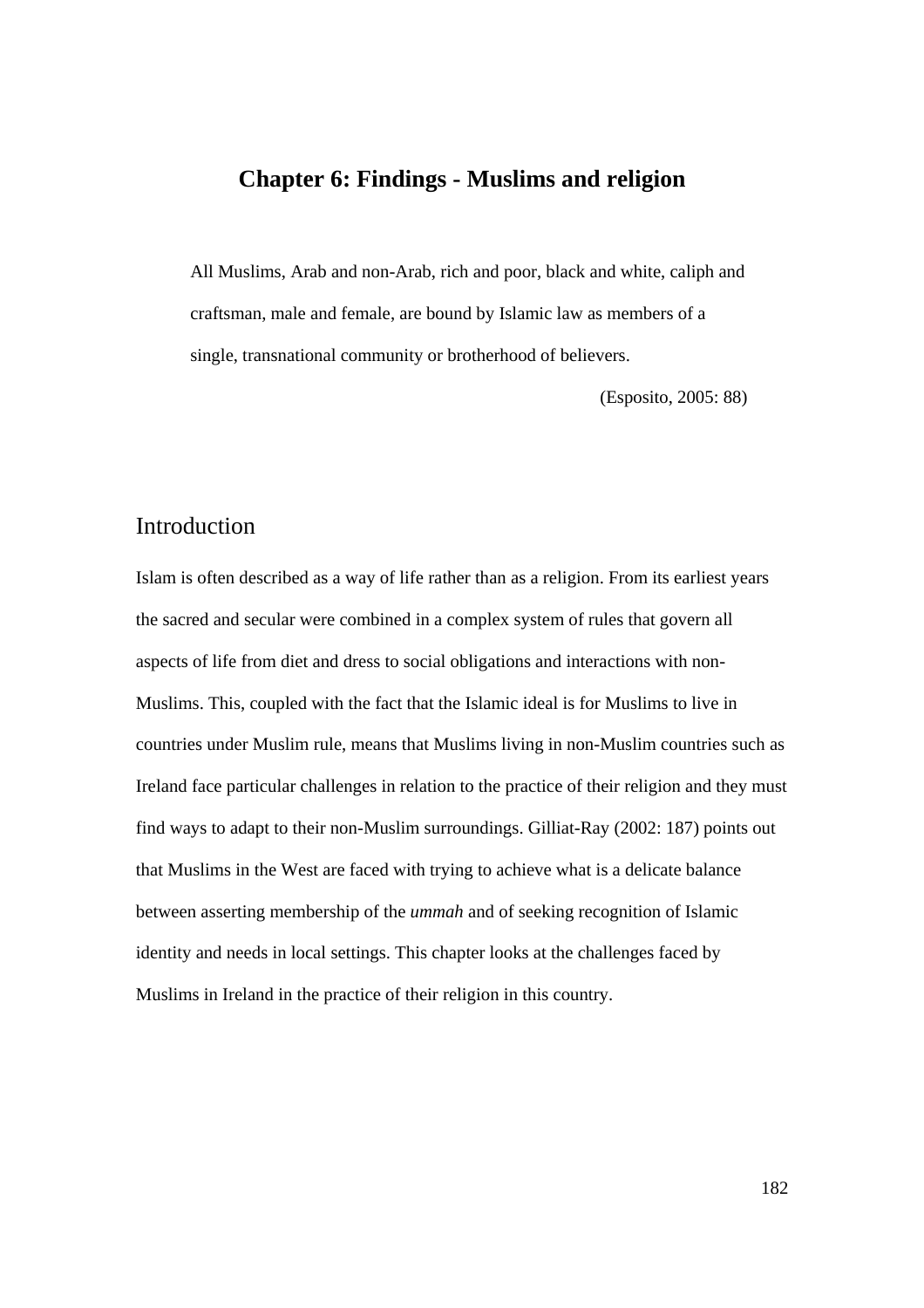# Chapter 6: Findings - Muslims and religion

> All Muslims, Arab and non-Arab, rich and poor, black and white, caliph and craftsman, male and female, are bound by Islamic law as members of a single, transnational community or brotherhood of believers.
>
> (Esposito, 2005: 88)

## Introduction

Islam is often described as a way of life rather than as a religion. From its earliest years the sacred and secular were combined in a complex system of rules that govern all aspects of life from diet and dress to social obligations and interactions with non-Muslims. This, coupled with the fact that the Islamic ideal is for Muslims to live in countries under Muslim rule, means that Muslims living in non-Muslim countries such as Ireland face particular challenges in relation to the practice of their religion and they must find ways to adapt to their non-Muslim surroundings. Gilliat-Ray (2002: 187) points out that Muslims in the West are faced with trying to achieve what is a delicate balance between asserting membership of the *ummah* and of seeking recognition of Islamic identity and needs in local settings. This chapter looks at the challenges faced by Muslims in Ireland in the practice of their religion in this country.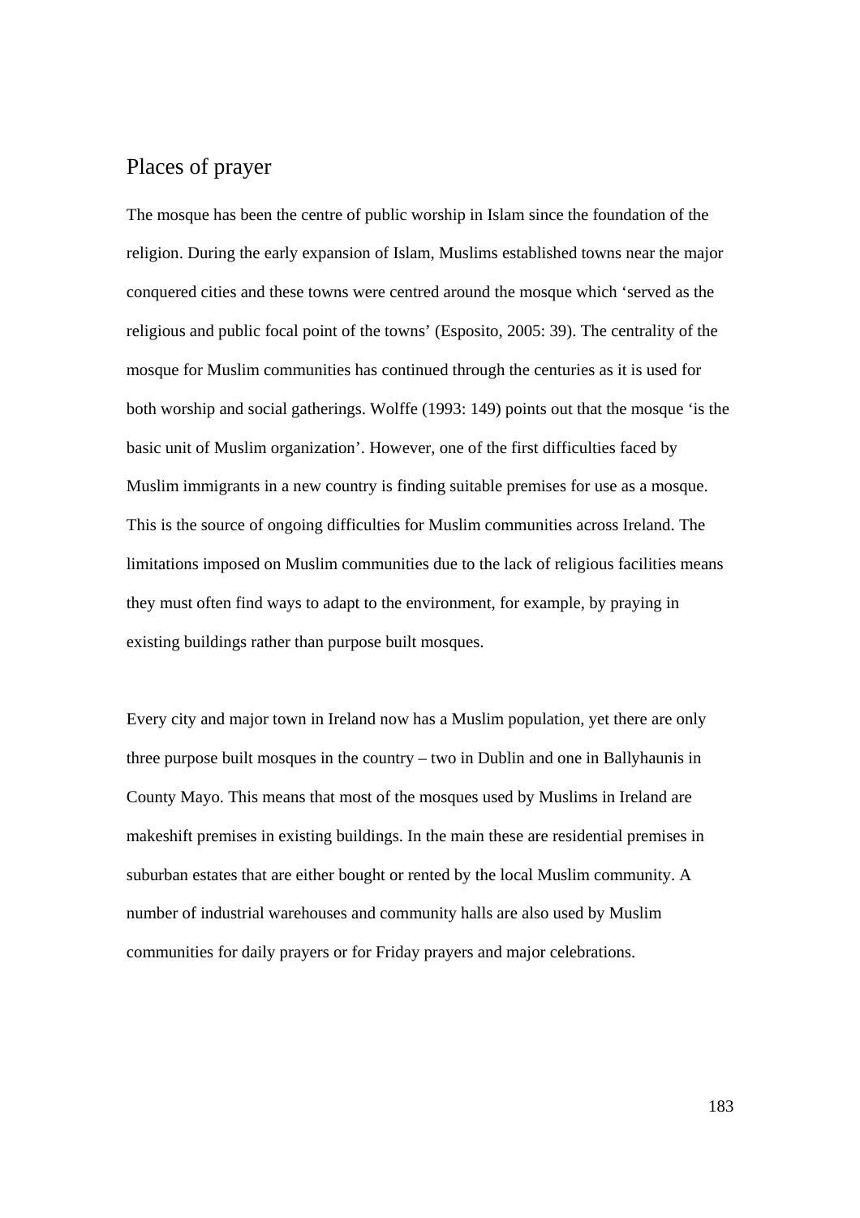## Places of prayer

The mosque has been the centre of public worship in Islam since the foundation of the religion. During the early expansion of Islam, Muslims established towns near the major conquered cities and these towns were centred around the mosque which 'served as the religious and public focal point of the towns' (Esposito, 2005: 39). The centrality of the mosque for Muslim communities has continued through the centuries as it is used for both worship and social gatherings. Wolffe (1993: 149) points out that the mosque 'is the basic unit of Muslim organization'. However, one of the first difficulties faced by Muslim immigrants in a new country is finding suitable premises for use as a mosque. This is the source of ongoing difficulties for Muslim communities across Ireland. The limitations imposed on Muslim communities due to the lack of religious facilities means they must often find ways to adapt to the environment, for example, by praying in existing buildings rather than purpose built mosques.

Every city and major town in Ireland now has a Muslim population, yet there are only three purpose built mosques in the country – two in Dublin and one in Ballyhaunis in County Mayo. This means that most of the mosques used by Muslims in Ireland are makeshift premises in existing buildings. In the main these are residential premises in suburban estates that are either bought or rented by the local Muslim community. A number of industrial warehouses and community halls are also used by Muslim communities for daily prayers or for Friday prayers and major celebrations.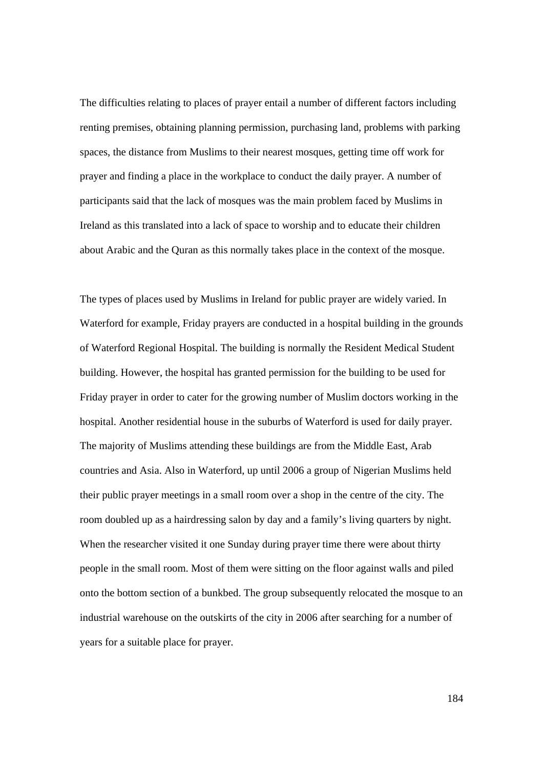The difficulties relating to places of prayer entail a number of different factors including renting premises, obtaining planning permission, purchasing land, problems with parking spaces, the distance from Muslims to their nearest mosques, getting time off work for prayer and finding a place in the workplace to conduct the daily prayer. A number of participants said that the lack of mosques was the main problem faced by Muslims in Ireland as this translated into a lack of space to worship and to educate their children about Arabic and the Quran as this normally takes place in the context of the mosque.

The types of places used by Muslims in Ireland for public prayer are widely varied. In Waterford for example, Friday prayers are conducted in a hospital building in the grounds of Waterford Regional Hospital. The building is normally the Resident Medical Student building. However, the hospital has granted permission for the building to be used for Friday prayer in order to cater for the growing number of Muslim doctors working in the hospital. Another residential house in the suburbs of Waterford is used for daily prayer. The majority of Muslims attending these buildings are from the Middle East, Arab countries and Asia. Also in Waterford, up until 2006 a group of Nigerian Muslims held their public prayer meetings in a small room over a shop in the centre of the city. The room doubled up as a hairdressing salon by day and a family's living quarters by night. When the researcher visited it one Sunday during prayer time there were about thirty people in the small room. Most of them were sitting on the floor against walls and piled onto the bottom section of a bunkbed. The group subsequently relocated the mosque to an industrial warehouse on the outskirts of the city in 2006 after searching for a number of years for a suitable place for prayer.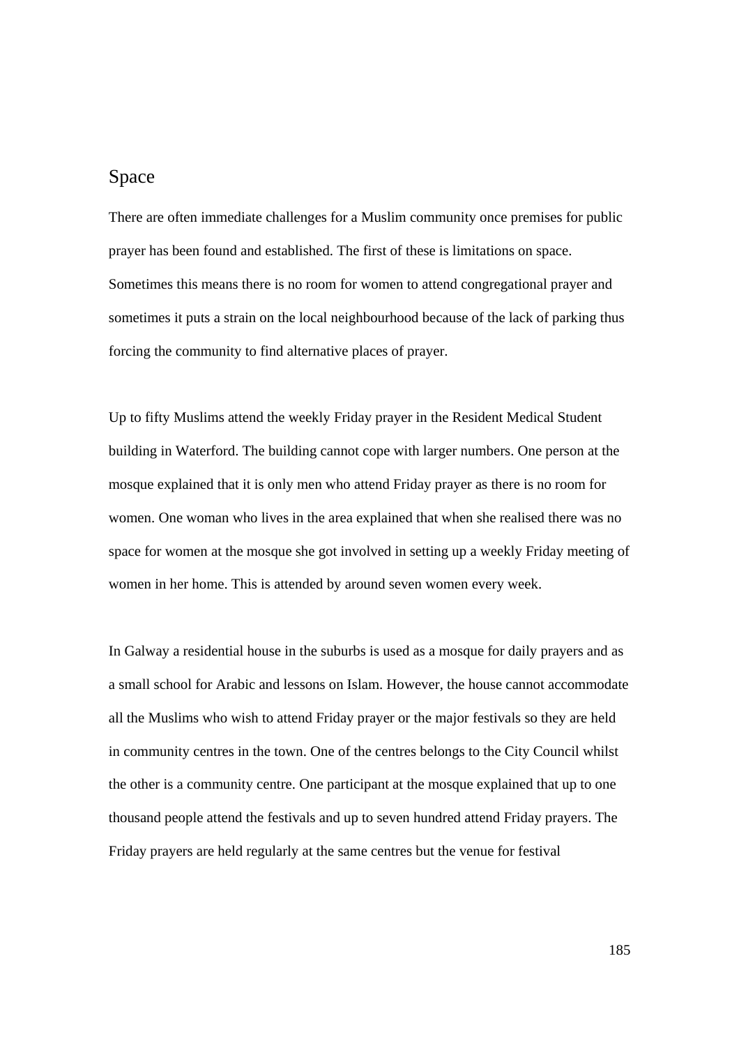## Space

There are often immediate challenges for a Muslim community once premises for public prayer has been found and established. The first of these is limitations on space. Sometimes this means there is no room for women to attend congregational prayer and sometimes it puts a strain on the local neighbourhood because of the lack of parking thus forcing the community to find alternative places of prayer.

Up to fifty Muslims attend the weekly Friday prayer in the Resident Medical Student building in Waterford. The building cannot cope with larger numbers. One person at the mosque explained that it is only men who attend Friday prayer as there is no room for women. One woman who lives in the area explained that when she realised there was no space for women at the mosque she got involved in setting up a weekly Friday meeting of women in her home. This is attended by around seven women every week.

In Galway a residential house in the suburbs is used as a mosque for daily prayers and as a small school for Arabic and lessons on Islam. However, the house cannot accommodate all the Muslims who wish to attend Friday prayer or the major festivals so they are held in community centres in the town. One of the centres belongs to the City Council whilst the other is a community centre. One participant at the mosque explained that up to one thousand people attend the festivals and up to seven hundred attend Friday prayers. The Friday prayers are held regularly at the same centres but the venue for festival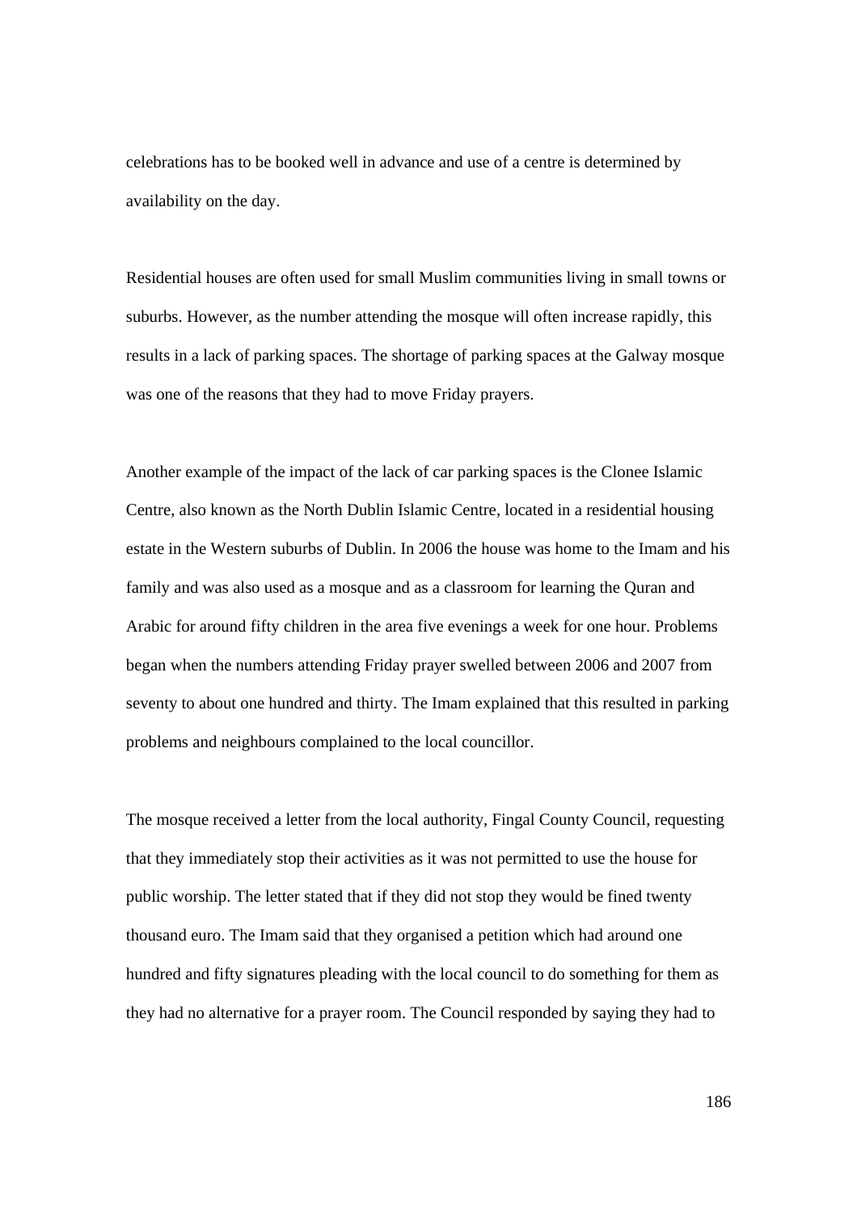celebrations has to be booked well in advance and use of a centre is determined by availability on the day.

Residential houses are often used for small Muslim communities living in small towns or suburbs. However, as the number attending the mosque will often increase rapidly, this results in a lack of parking spaces. The shortage of parking spaces at the Galway mosque was one of the reasons that they had to move Friday prayers.

Another example of the impact of the lack of car parking spaces is the Clonee Islamic Centre, also known as the North Dublin Islamic Centre, located in a residential housing estate in the Western suburbs of Dublin. In 2006 the house was home to the Imam and his family and was also used as a mosque and as a classroom for learning the Quran and Arabic for around fifty children in the area five evenings a week for one hour. Problems began when the numbers attending Friday prayer swelled between 2006 and 2007 from seventy to about one hundred and thirty. The Imam explained that this resulted in parking problems and neighbours complained to the local councillor.

The mosque received a letter from the local authority, Fingal County Council, requesting that they immediately stop their activities as it was not permitted to use the house for public worship. The letter stated that if they did not stop they would be fined twenty thousand euro. The Imam said that they organised a petition which had around one hundred and fifty signatures pleading with the local council to do something for them as they had no alternative for a prayer room. The Council responded by saying they had to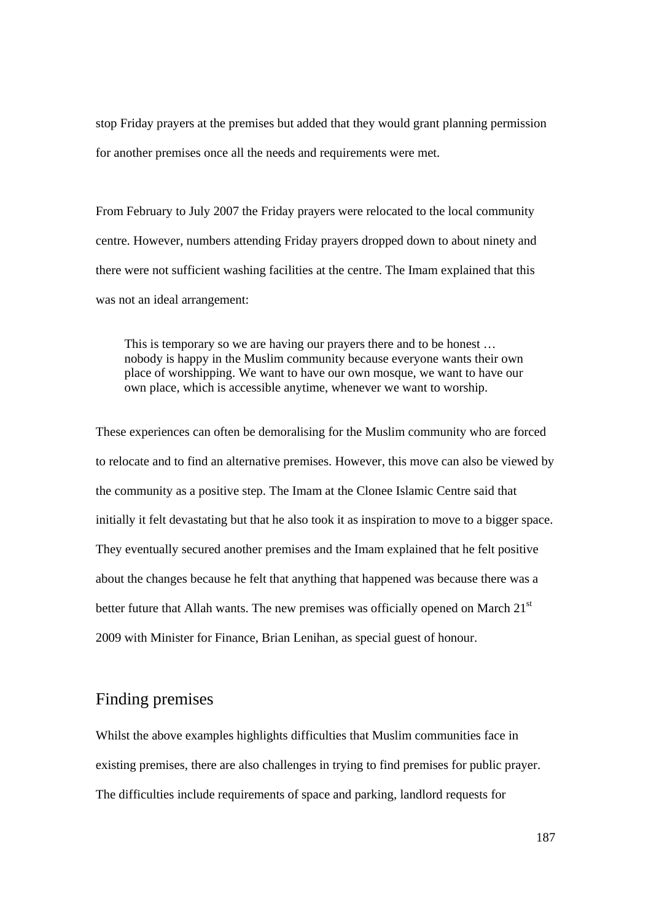stop Friday prayers at the premises but added that they would grant planning permission for another premises once all the needs and requirements were met.

From February to July 2007 the Friday prayers were relocated to the local community centre. However, numbers attending Friday prayers dropped down to about ninety and there were not sufficient washing facilities at the centre. The Imam explained that this was not an ideal arrangement:

> This is temporary so we are having our prayers there and to be honest … nobody is happy in the Muslim community because everyone wants their own place of worshipping. We want to have our own mosque, we want to have our own place, which is accessible anytime, whenever we want to worship.

These experiences can often be demoralising for the Muslim community who are forced to relocate and to find an alternative premises. However, this move can also be viewed by the community as a positive step. The Imam at the Clonee Islamic Centre said that initially it felt devastating but that he also took it as inspiration to move to a bigger space. They eventually secured another premises and the Imam explained that he felt positive about the changes because he felt that anything that happened was because there was a better future that Allah wants. The new premises was officially opened on March 21st 2009 with Minister for Finance, Brian Lenihan, as special guest of honour.

## Finding premises

Whilst the above examples highlights difficulties that Muslim communities face in existing premises, there are also challenges in trying to find premises for public prayer. The difficulties include requirements of space and parking, landlord requests for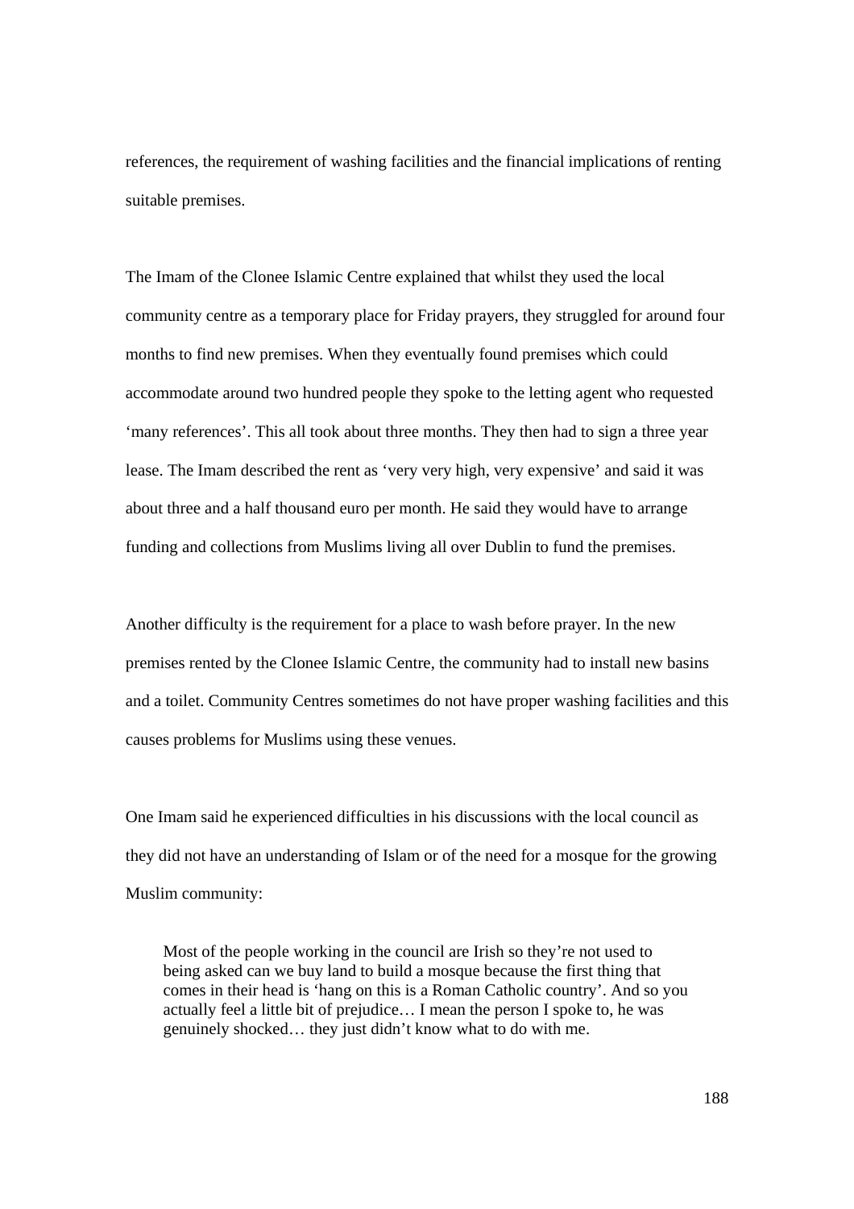references, the requirement of washing facilities and the financial implications of renting suitable premises.

The Imam of the Clonee Islamic Centre explained that whilst they used the local community centre as a temporary place for Friday prayers, they struggled for around four months to find new premises. When they eventually found premises which could accommodate around two hundred people they spoke to the letting agent who requested 'many references'. This all took about three months. They then had to sign a three year lease. The Imam described the rent as 'very very high, very expensive' and said it was about three and a half thousand euro per month. He said they would have to arrange funding and collections from Muslims living all over Dublin to fund the premises.

Another difficulty is the requirement for a place to wash before prayer. In the new premises rented by the Clonee Islamic Centre, the community had to install new basins and a toilet. Community Centres sometimes do not have proper washing facilities and this causes problems for Muslims using these venues.

One Imam said he experienced difficulties in his discussions with the local council as they did not have an understanding of Islam or of the need for a mosque for the growing Muslim community:

> Most of the people working in the council are Irish so they're not used to being asked can we buy land to build a mosque because the first thing that comes in their head is 'hang on this is a Roman Catholic country'. And so you actually feel a little bit of prejudice… I mean the person I spoke to, he was genuinely shocked… they just didn't know what to do with me.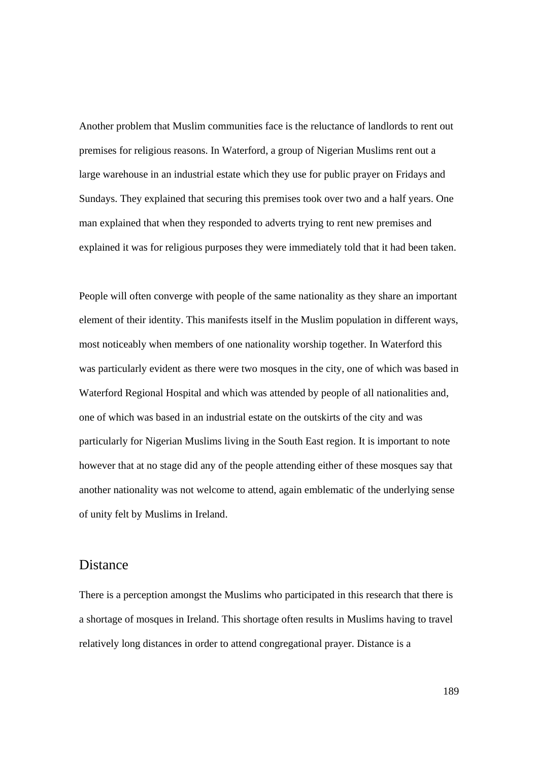Another problem that Muslim communities face is the reluctance of landlords to rent out premises for religious reasons. In Waterford, a group of Nigerian Muslims rent out a large warehouse in an industrial estate which they use for public prayer on Fridays and Sundays. They explained that securing this premises took over two and a half years. One man explained that when they responded to adverts trying to rent new premises and explained it was for religious purposes they were immediately told that it had been taken.

People will often converge with people of the same nationality as they share an important element of their identity. This manifests itself in the Muslim population in different ways, most noticeably when members of one nationality worship together. In Waterford this was particularly evident as there were two mosques in the city, one of which was based in Waterford Regional Hospital and which was attended by people of all nationalities and, one of which was based in an industrial estate on the outskirts of the city and was particularly for Nigerian Muslims living in the South East region. It is important to note however that at no stage did any of the people attending either of these mosques say that another nationality was not welcome to attend, again emblematic of the underlying sense of unity felt by Muslims in Ireland.

## Distance

There is a perception amongst the Muslims who participated in this research that there is a shortage of mosques in Ireland. This shortage often results in Muslims having to travel relatively long distances in order to attend congregational prayer. Distance is a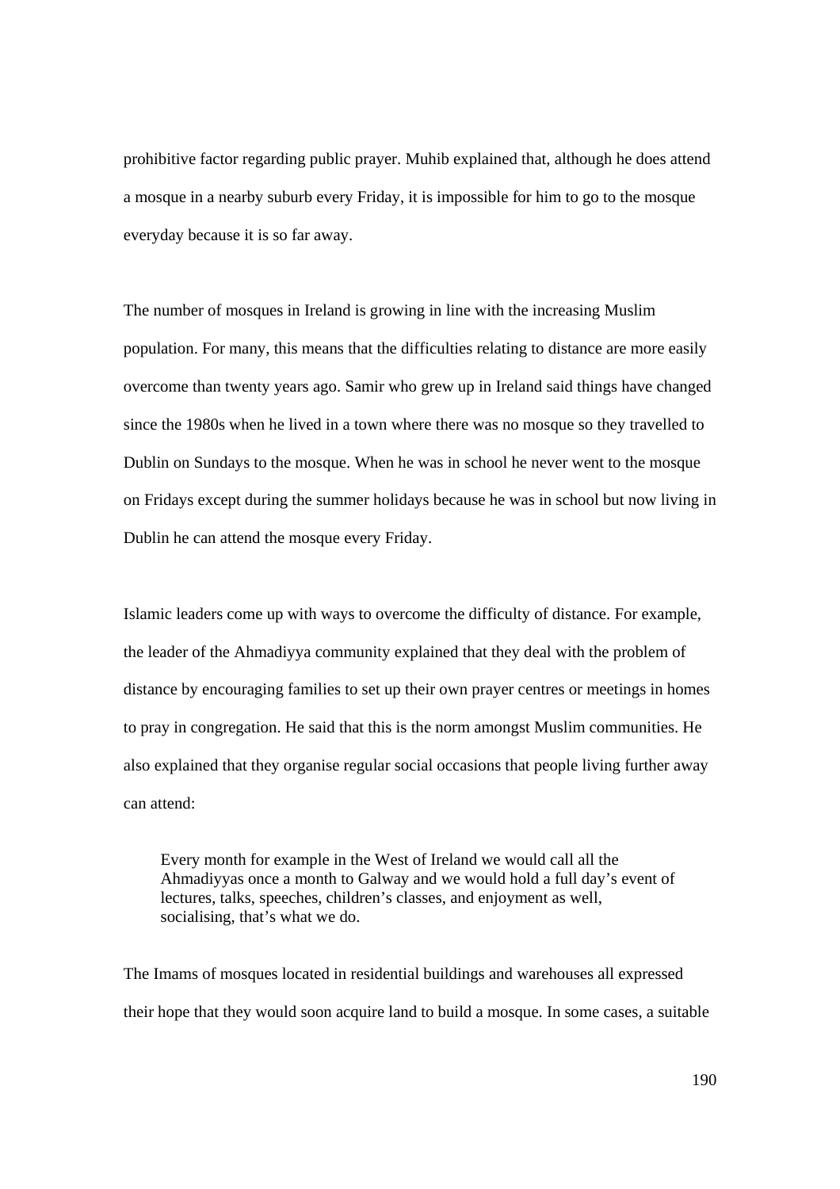prohibitive factor regarding public prayer. Muhib explained that, although he does attend a mosque in a nearby suburb every Friday, it is impossible for him to go to the mosque everyday because it is so far away.

The number of mosques in Ireland is growing in line with the increasing Muslim population. For many, this means that the difficulties relating to distance are more easily overcome than twenty years ago. Samir who grew up in Ireland said things have changed since the 1980s when he lived in a town where there was no mosque so they travelled to Dublin on Sundays to the mosque. When he was in school he never went to the mosque on Fridays except during the summer holidays because he was in school but now living in Dublin he can attend the mosque every Friday.

Islamic leaders come up with ways to overcome the difficulty of distance. For example, the leader of the Ahmadiyya community explained that they deal with the problem of distance by encouraging families to set up their own prayer centres or meetings in homes to pray in congregation. He said that this is the norm amongst Muslim communities. He also explained that they organise regular social occasions that people living further away can attend:

> Every month for example in the West of Ireland we would call all the Ahmadiyyas once a month to Galway and we would hold a full day's event of lectures, talks, speeches, children's classes, and enjoyment as well, socialising, that's what we do.

The Imams of mosques located in residential buildings and warehouses all expressed their hope that they would soon acquire land to build a mosque. In some cases, a suitable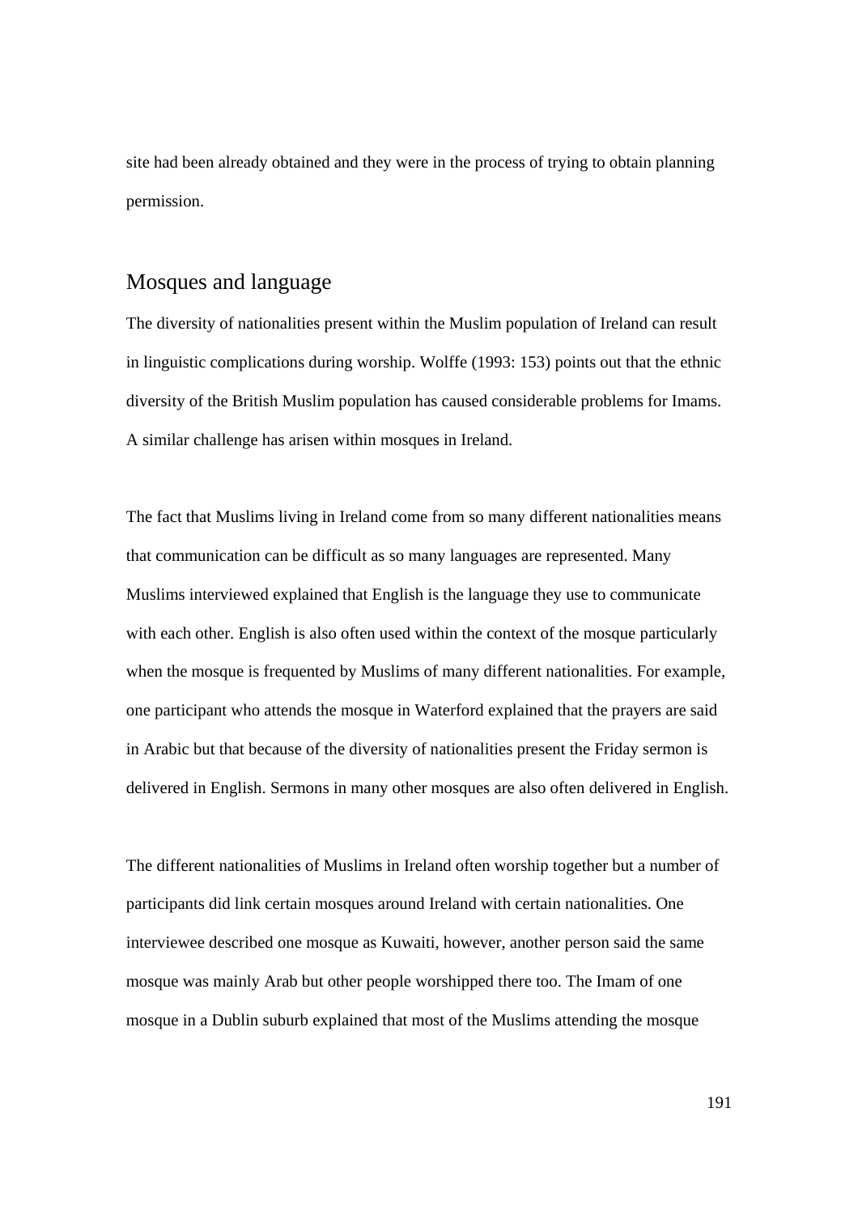site had been already obtained and they were in the process of trying to obtain planning permission.

## Mosques and language

The diversity of nationalities present within the Muslim population of Ireland can result in linguistic complications during worship. Wolffe (1993: 153) points out that the ethnic diversity of the British Muslim population has caused considerable problems for Imams. A similar challenge has arisen within mosques in Ireland.

The fact that Muslims living in Ireland come from so many different nationalities means that communication can be difficult as so many languages are represented. Many Muslims interviewed explained that English is the language they use to communicate with each other. English is also often used within the context of the mosque particularly when the mosque is frequented by Muslims of many different nationalities. For example, one participant who attends the mosque in Waterford explained that the prayers are said in Arabic but that because of the diversity of nationalities present the Friday sermon is delivered in English. Sermons in many other mosques are also often delivered in English.

The different nationalities of Muslims in Ireland often worship together but a number of participants did link certain mosques around Ireland with certain nationalities. One interviewee described one mosque as Kuwaiti, however, another person said the same mosque was mainly Arab but other people worshipped there too. The Imam of one mosque in a Dublin suburb explained that most of the Muslims attending the mosque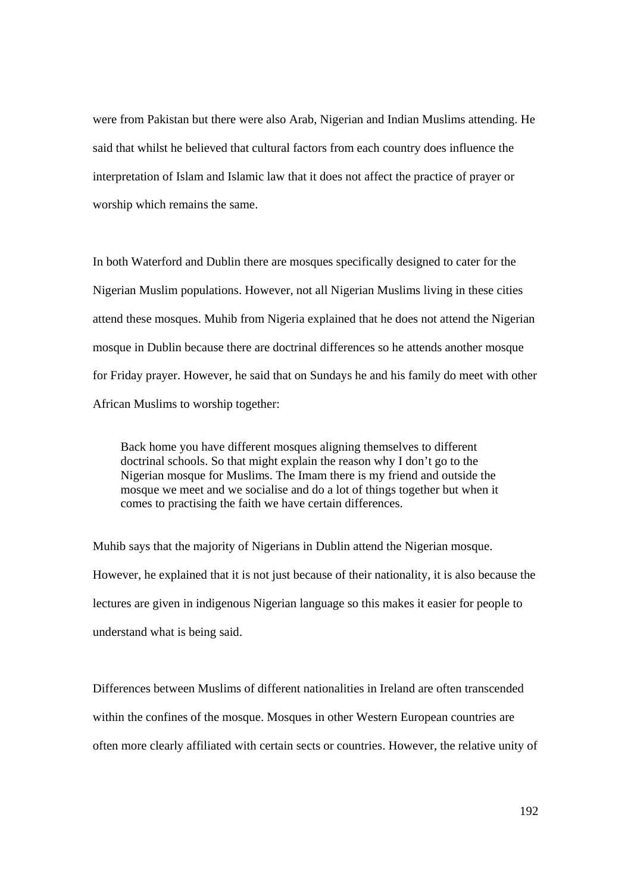were from Pakistan but there were also Arab, Nigerian and Indian Muslims attending. He said that whilst he believed that cultural factors from each country does influence the interpretation of Islam and Islamic law that it does not affect the practice of prayer or worship which remains the same.

In both Waterford and Dublin there are mosques specifically designed to cater for the Nigerian Muslim populations. However, not all Nigerian Muslims living in these cities attend these mosques. Muhib from Nigeria explained that he does not attend the Nigerian mosque in Dublin because there are doctrinal differences so he attends another mosque for Friday prayer. However, he said that on Sundays he and his family do meet with other African Muslims to worship together:

> Back home you have different mosques aligning themselves to different doctrinal schools. So that might explain the reason why I don't go to the Nigerian mosque for Muslims. The Imam there is my friend and outside the mosque we meet and we socialise and do a lot of things together but when it comes to practising the faith we have certain differences.

Muhib says that the majority of Nigerians in Dublin attend the Nigerian mosque. However, he explained that it is not just because of their nationality, it is also because the lectures are given in indigenous Nigerian language so this makes it easier for people to understand what is being said.

Differences between Muslims of different nationalities in Ireland are often transcended within the confines of the mosque. Mosques in other Western European countries are often more clearly affiliated with certain sects or countries. However, the relative unity of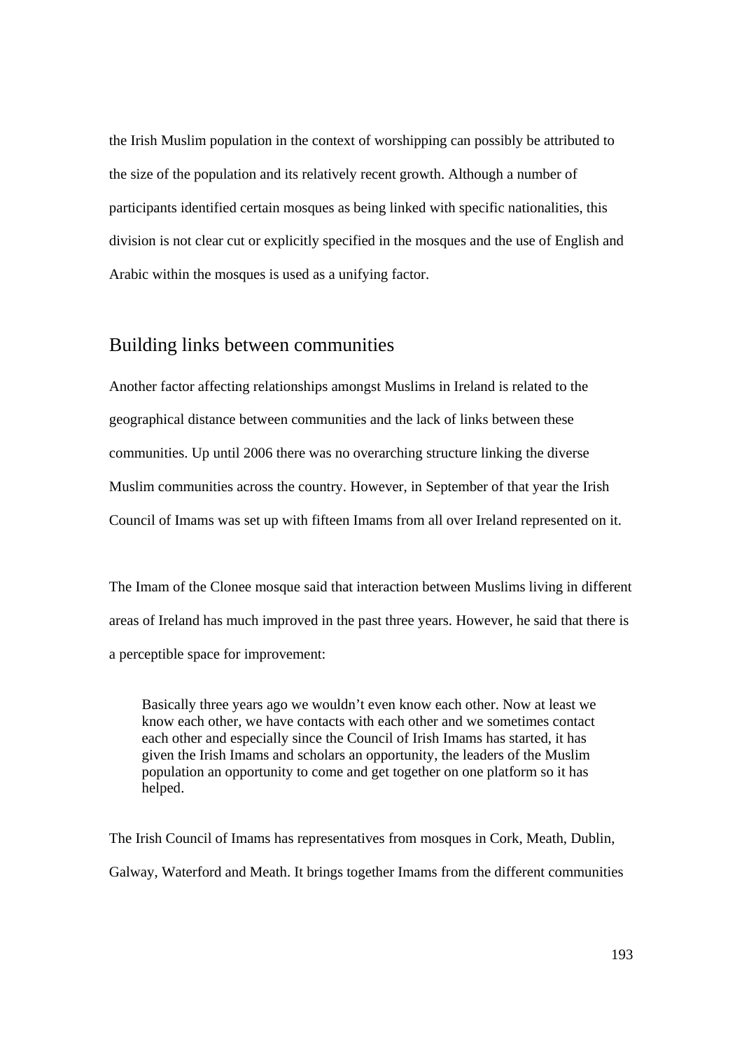the Irish Muslim population in the context of worshipping can possibly be attributed to the size of the population and its relatively recent growth. Although a number of participants identified certain mosques as being linked with specific nationalities, this division is not clear cut or explicitly specified in the mosques and the use of English and Arabic within the mosques is used as a unifying factor.

## Building links between communities

Another factor affecting relationships amongst Muslims in Ireland is related to the geographical distance between communities and the lack of links between these communities. Up until 2006 there was no overarching structure linking the diverse Muslim communities across the country. However, in September of that year the Irish Council of Imams was set up with fifteen Imams from all over Ireland represented on it.

The Imam of the Clonee mosque said that interaction between Muslims living in different areas of Ireland has much improved in the past three years. However, he said that there is a perceptible space for improvement:

> Basically three years ago we wouldn't even know each other. Now at least we know each other, we have contacts with each other and we sometimes contact each other and especially since the Council of Irish Imams has started, it has given the Irish Imams and scholars an opportunity, the leaders of the Muslim population an opportunity to come and get together on one platform so it has helped.

The Irish Council of Imams has representatives from mosques in Cork, Meath, Dublin, Galway, Waterford and Meath. It brings together Imams from the different communities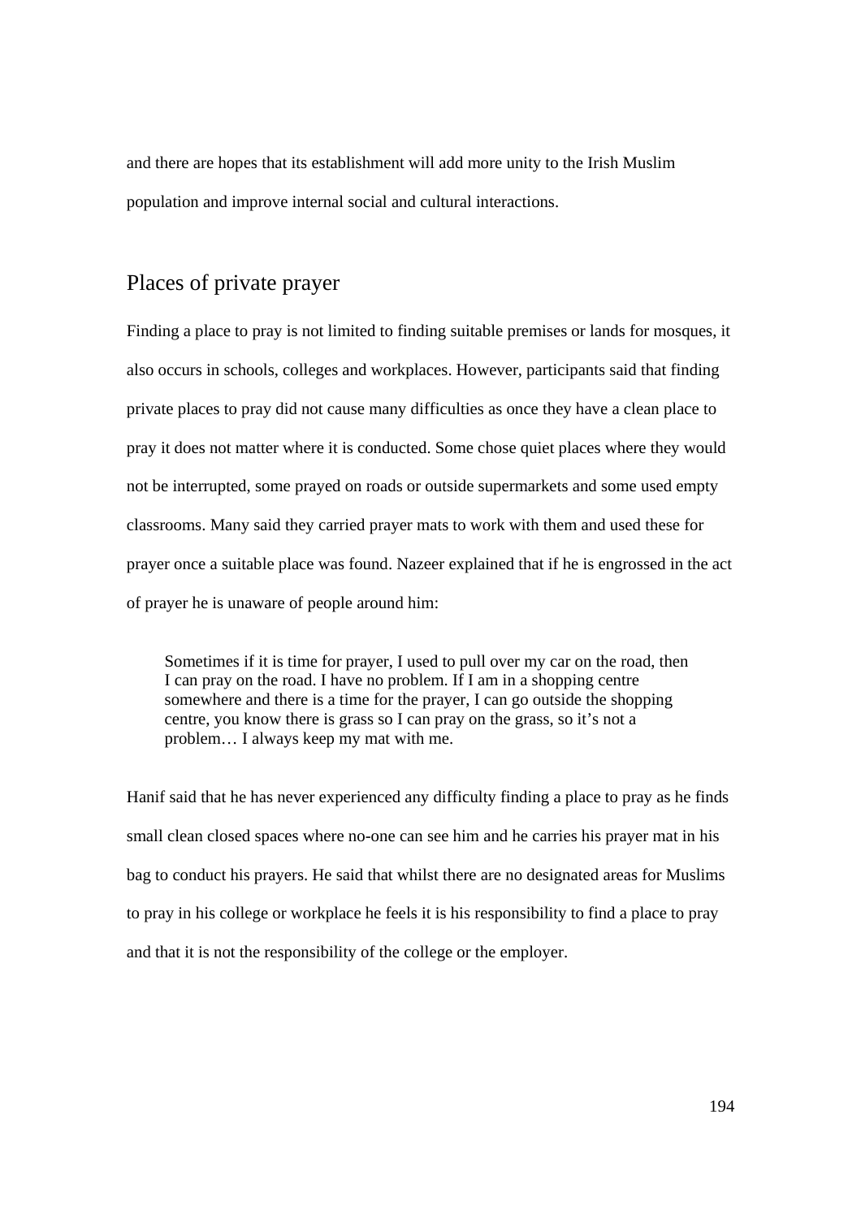and there are hopes that its establishment will add more unity to the Irish Muslim population and improve internal social and cultural interactions.

## Places of private prayer

Finding a place to pray is not limited to finding suitable premises or lands for mosques, it also occurs in schools, colleges and workplaces. However, participants said that finding private places to pray did not cause many difficulties as once they have a clean place to pray it does not matter where it is conducted. Some chose quiet places where they would not be interrupted, some prayed on roads or outside supermarkets and some used empty classrooms. Many said they carried prayer mats to work with them and used these for prayer once a suitable place was found. Nazeer explained that if he is engrossed in the act of prayer he is unaware of people around him:

> Sometimes if it is time for prayer, I used to pull over my car on the road, then I can pray on the road. I have no problem. If I am in a shopping centre somewhere and there is a time for the prayer, I can go outside the shopping centre, you know there is grass so I can pray on the grass, so it's not a problem… I always keep my mat with me.

Hanif said that he has never experienced any difficulty finding a place to pray as he finds small clean closed spaces where no-one can see him and he carries his prayer mat in his bag to conduct his prayers. He said that whilst there are no designated areas for Muslims to pray in his college or workplace he feels it is his responsibility to find a place to pray and that it is not the responsibility of the college or the employer.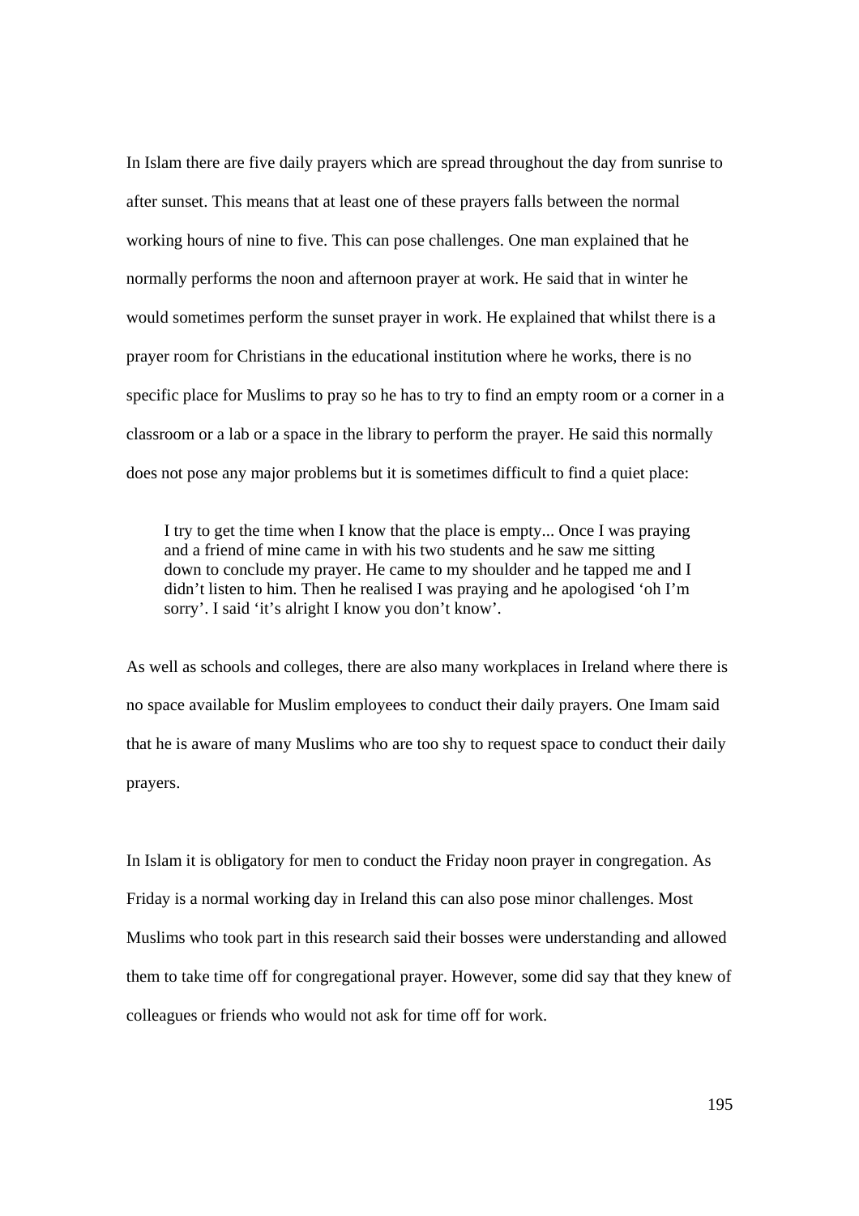In Islam there are five daily prayers which are spread throughout the day from sunrise to after sunset. This means that at least one of these prayers falls between the normal working hours of nine to five. This can pose challenges. One man explained that he normally performs the noon and afternoon prayer at work. He said that in winter he would sometimes perform the sunset prayer in work. He explained that whilst there is a prayer room for Christians in the educational institution where he works, there is no specific place for Muslims to pray so he has to try to find an empty room or a corner in a classroom or a lab or a space in the library to perform the prayer. He said this normally does not pose any major problems but it is sometimes difficult to find a quiet place:

> I try to get the time when I know that the place is empty... Once I was praying and a friend of mine came in with his two students and he saw me sitting down to conclude my prayer. He came to my shoulder and he tapped me and I didn't listen to him. Then he realised I was praying and he apologised 'oh I'm sorry'. I said 'it's alright I know you don't know'.

As well as schools and colleges, there are also many workplaces in Ireland where there is no space available for Muslim employees to conduct their daily prayers. One Imam said that he is aware of many Muslims who are too shy to request space to conduct their daily prayers.

In Islam it is obligatory for men to conduct the Friday noon prayer in congregation. As Friday is a normal working day in Ireland this can also pose minor challenges. Most Muslims who took part in this research said their bosses were understanding and allowed them to take time off for congregational prayer. However, some did say that they knew of colleagues or friends who would not ask for time off for work.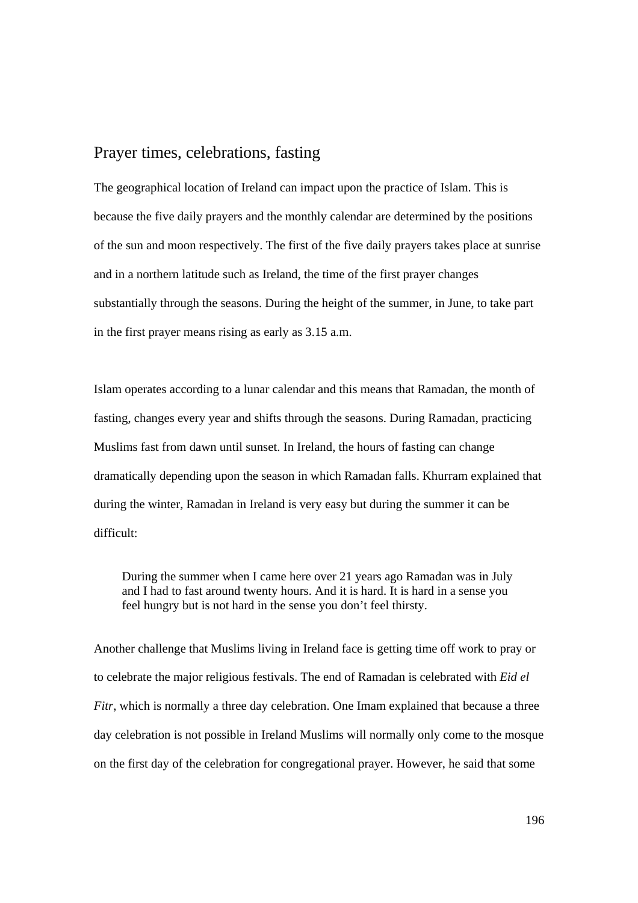## Prayer times, celebrations, fasting

The geographical location of Ireland can impact upon the practice of Islam. This is because the five daily prayers and the monthly calendar are determined by the positions of the sun and moon respectively. The first of the five daily prayers takes place at sunrise and in a northern latitude such as Ireland, the time of the first prayer changes substantially through the seasons. During the height of the summer, in June, to take part in the first prayer means rising as early as 3.15 a.m.

Islam operates according to a lunar calendar and this means that Ramadan, the month of fasting, changes every year and shifts through the seasons. During Ramadan, practicing Muslims fast from dawn until sunset. In Ireland, the hours of fasting can change dramatically depending upon the season in which Ramadan falls. Khurram explained that during the winter, Ramadan in Ireland is very easy but during the summer it can be difficult:

> During the summer when I came here over 21 years ago Ramadan was in July and I had to fast around twenty hours. And it is hard. It is hard in a sense you feel hungry but is not hard in the sense you don't feel thirsty.

Another challenge that Muslims living in Ireland face is getting time off work to pray or to celebrate the major religious festivals. The end of Ramadan is celebrated with *Eid el Fitr*, which is normally a three day celebration. One Imam explained that because a three day celebration is not possible in Ireland Muslims will normally only come to the mosque on the first day of the celebration for congregational prayer. However, he said that some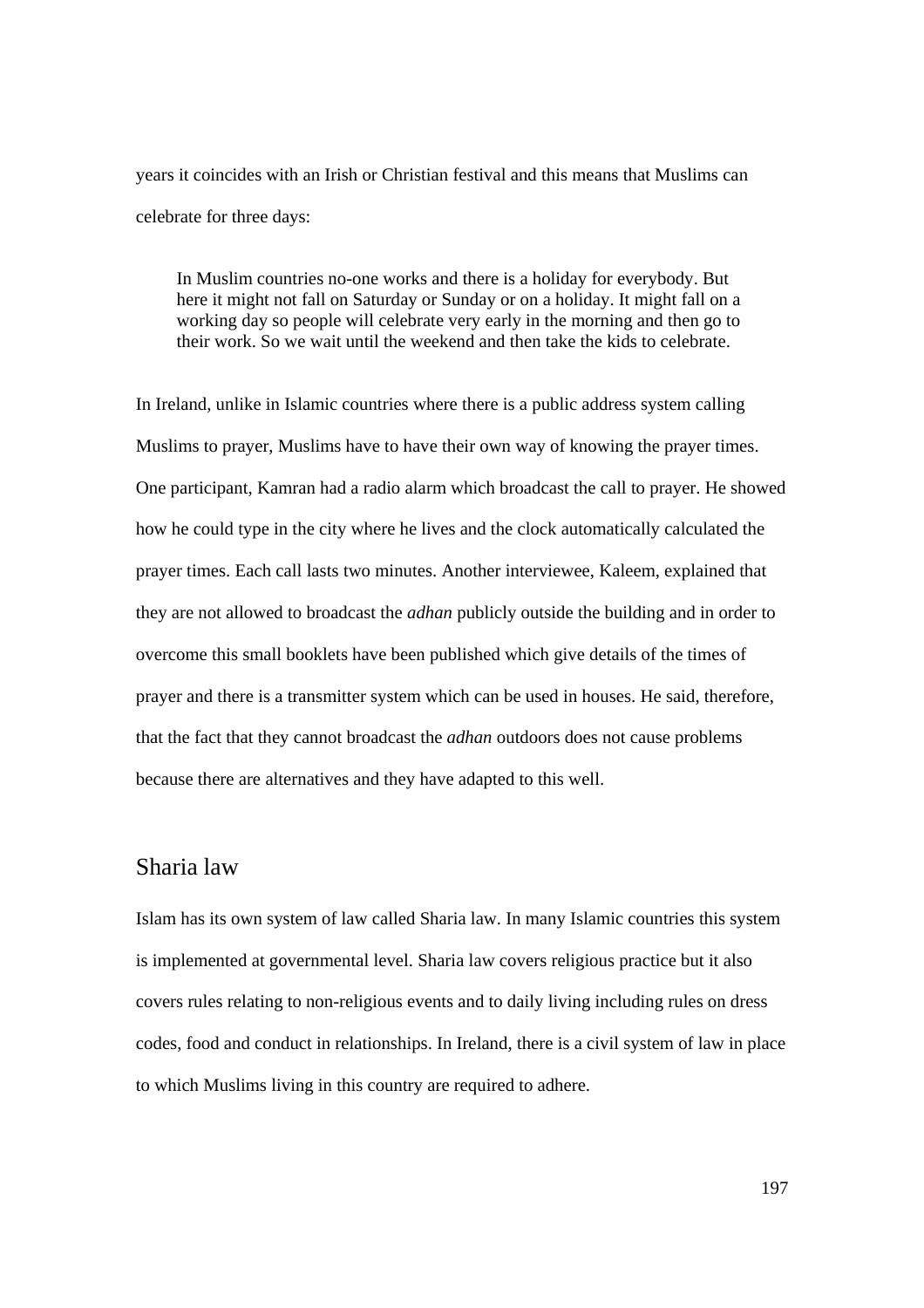years it coincides with an Irish or Christian festival and this means that Muslims can celebrate for three days:

> In Muslim countries no-one works and there is a holiday for everybody. But here it might not fall on Saturday or Sunday or on a holiday. It might fall on a working day so people will celebrate very early in the morning and then go to their work. So we wait until the weekend and then take the kids to celebrate.

In Ireland, unlike in Islamic countries where there is a public address system calling Muslims to prayer, Muslims have to have their own way of knowing the prayer times. One participant, Kamran had a radio alarm which broadcast the call to prayer. He showed how he could type in the city where he lives and the clock automatically calculated the prayer times. Each call lasts two minutes. Another interviewee, Kaleem, explained that they are not allowed to broadcast the *adhan* publicly outside the building and in order to overcome this small booklets have been published which give details of the times of prayer and there is a transmitter system which can be used in houses. He said, therefore, that the fact that they cannot broadcast the *adhan* outdoors does not cause problems because there are alternatives and they have adapted to this well.

## Sharia law

Islam has its own system of law called Sharia law. In many Islamic countries this system is implemented at governmental level. Sharia law covers religious practice but it also covers rules relating to non-religious events and to daily living including rules on dress codes, food and conduct in relationships. In Ireland, there is a civil system of law in place to which Muslims living in this country are required to adhere.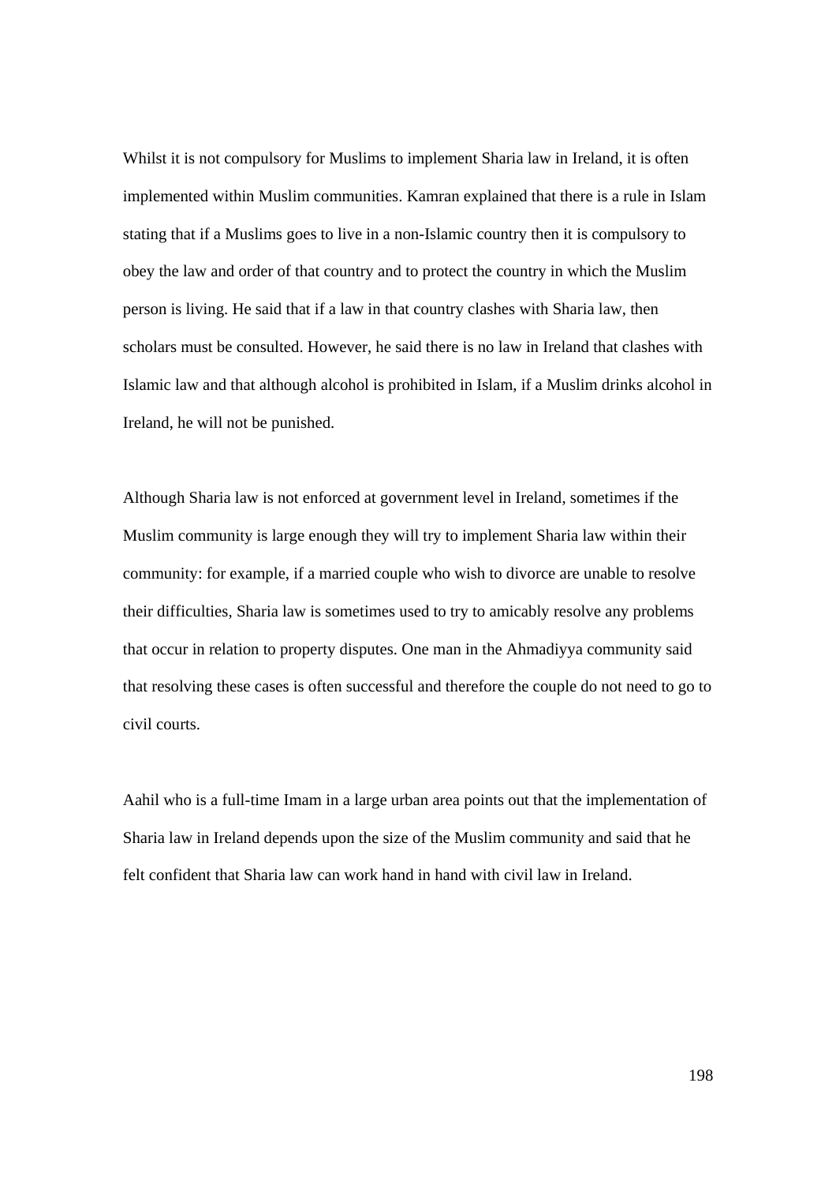Whilst it is not compulsory for Muslims to implement Sharia law in Ireland, it is often implemented within Muslim communities. Kamran explained that there is a rule in Islam stating that if a Muslims goes to live in a non-Islamic country then it is compulsory to obey the law and order of that country and to protect the country in which the Muslim person is living. He said that if a law in that country clashes with Sharia law, then scholars must be consulted. However, he said there is no law in Ireland that clashes with Islamic law and that although alcohol is prohibited in Islam, if a Muslim drinks alcohol in Ireland, he will not be punished.

Although Sharia law is not enforced at government level in Ireland, sometimes if the Muslim community is large enough they will try to implement Sharia law within their community: for example, if a married couple who wish to divorce are unable to resolve their difficulties, Sharia law is sometimes used to try to amicably resolve any problems that occur in relation to property disputes. One man in the Ahmadiyya community said that resolving these cases is often successful and therefore the couple do not need to go to civil courts.

Aahil who is a full-time Imam in a large urban area points out that the implementation of Sharia law in Ireland depends upon the size of the Muslim community and said that he felt confident that Sharia law can work hand in hand with civil law in Ireland.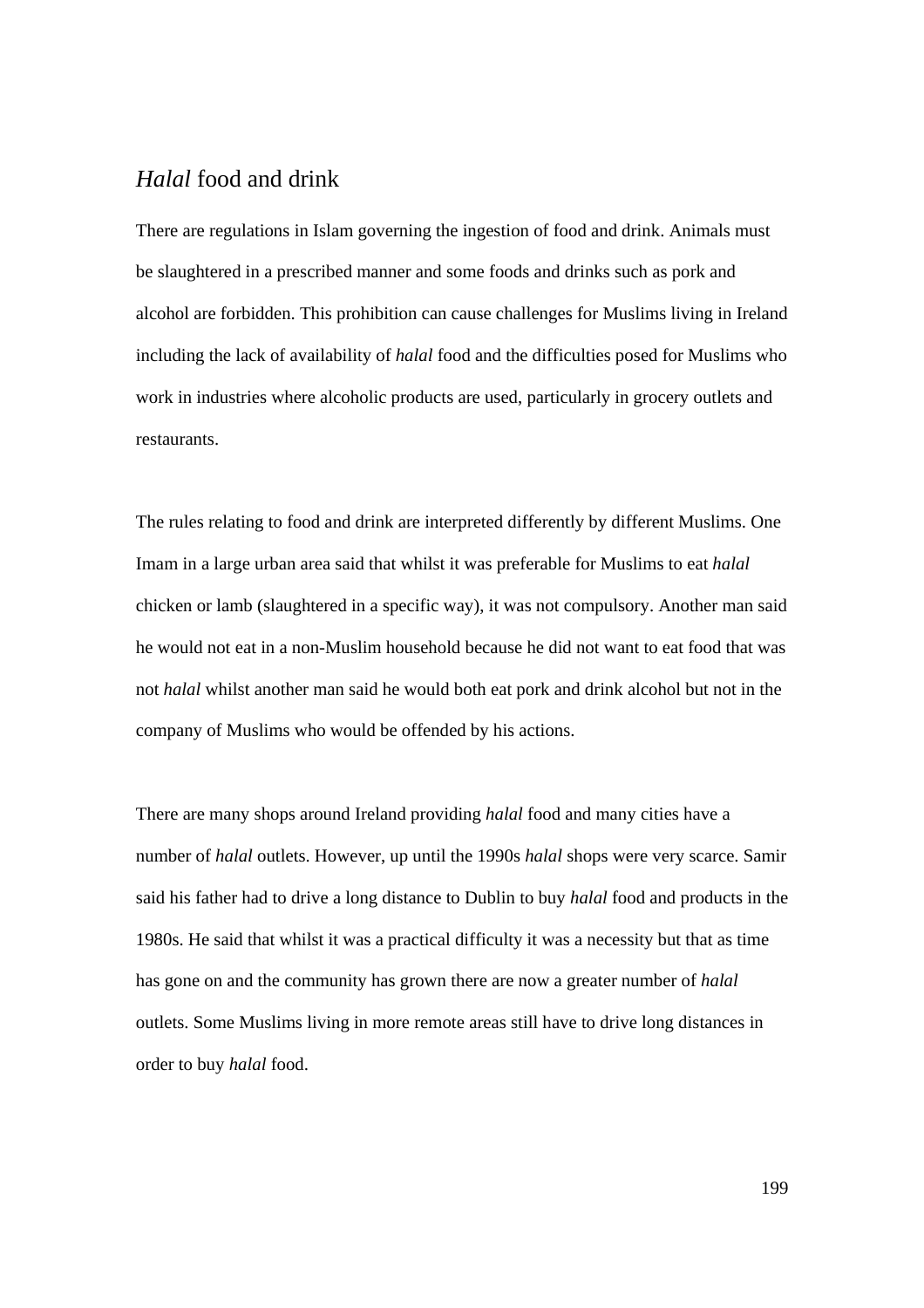## *Halal* food and drink

There are regulations in Islam governing the ingestion of food and drink. Animals must be slaughtered in a prescribed manner and some foods and drinks such as pork and alcohol are forbidden. This prohibition can cause challenges for Muslims living in Ireland including the lack of availability of *halal* food and the difficulties posed for Muslims who work in industries where alcoholic products are used, particularly in grocery outlets and restaurants.

The rules relating to food and drink are interpreted differently by different Muslims. One Imam in a large urban area said that whilst it was preferable for Muslims to eat *halal* chicken or lamb (slaughtered in a specific way), it was not compulsory. Another man said he would not eat in a non-Muslim household because he did not want to eat food that was not *halal* whilst another man said he would both eat pork and drink alcohol but not in the company of Muslims who would be offended by his actions.

There are many shops around Ireland providing *halal* food and many cities have a number of *halal* outlets. However, up until the 1990s *halal* shops were very scarce. Samir said his father had to drive a long distance to Dublin to buy *halal* food and products in the 1980s. He said that whilst it was a practical difficulty it was a necessity but that as time has gone on and the community has grown there are now a greater number of *halal* outlets. Some Muslims living in more remote areas still have to drive long distances in order to buy *halal* food.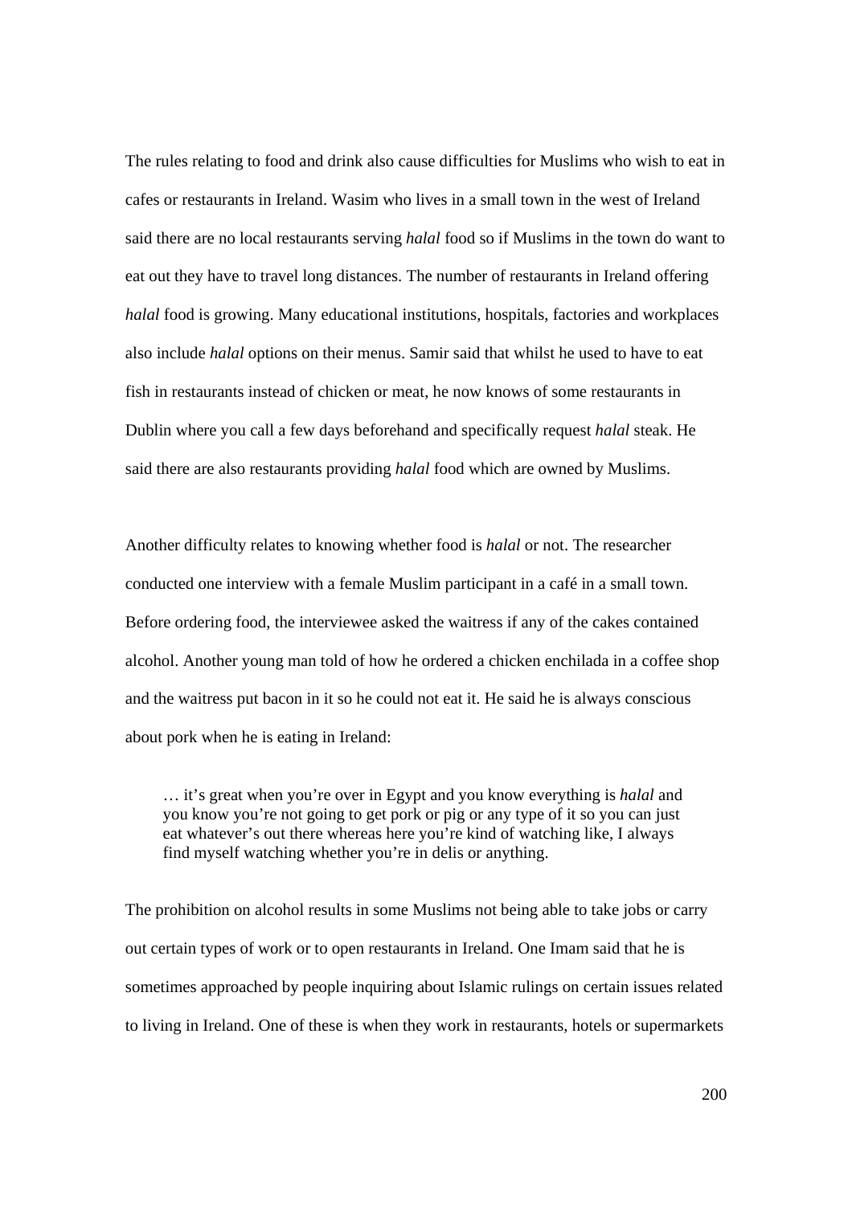The rules relating to food and drink also cause difficulties for Muslims who wish to eat in cafes or restaurants in Ireland. Wasim who lives in a small town in the west of Ireland said there are no local restaurants serving *halal* food so if Muslims in the town do want to eat out they have to travel long distances. The number of restaurants in Ireland offering *halal* food is growing. Many educational institutions, hospitals, factories and workplaces also include *halal* options on their menus. Samir said that whilst he used to have to eat fish in restaurants instead of chicken or meat, he now knows of some restaurants in Dublin where you call a few days beforehand and specifically request *halal* steak. He said there are also restaurants providing *halal* food which are owned by Muslims.

Another difficulty relates to knowing whether food is *halal* or not. The researcher conducted one interview with a female Muslim participant in a café in a small town. Before ordering food, the interviewee asked the waitress if any of the cakes contained alcohol. Another young man told of how he ordered a chicken enchilada in a coffee shop and the waitress put bacon in it so he could not eat it. He said he is always conscious about pork when he is eating in Ireland:

> … it's great when you're over in Egypt and you know everything is *halal* and you know you're not going to get pork or pig or any type of it so you can just eat whatever's out there whereas here you're kind of watching like, I always find myself watching whether you're in delis or anything.

The prohibition on alcohol results in some Muslims not being able to take jobs or carry out certain types of work or to open restaurants in Ireland. One Imam said that he is sometimes approached by people inquiring about Islamic rulings on certain issues related to living in Ireland. One of these is when they work in restaurants, hotels or supermarkets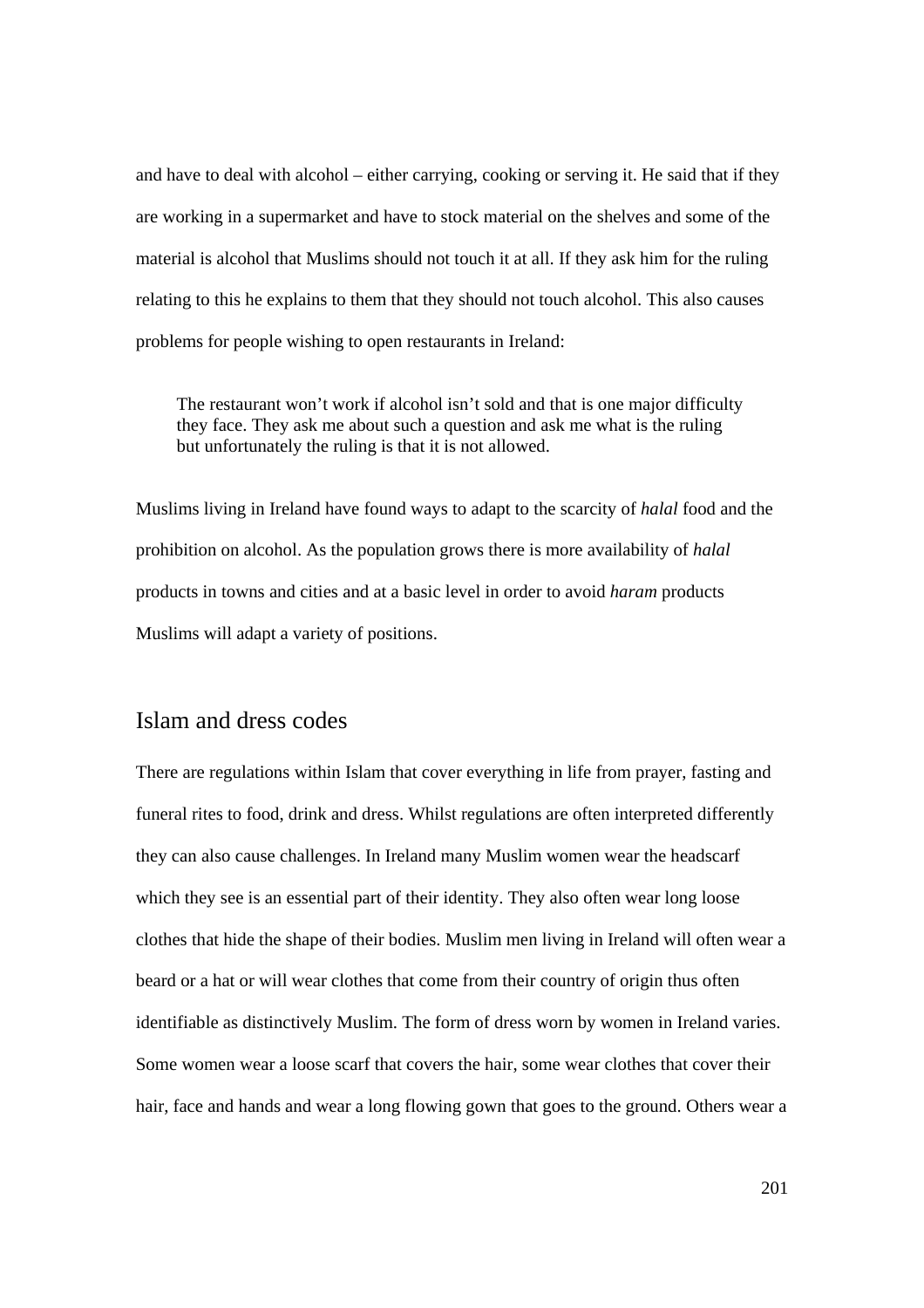and have to deal with alcohol – either carrying, cooking or serving it. He said that if they are working in a supermarket and have to stock material on the shelves and some of the material is alcohol that Muslims should not touch it at all. If they ask him for the ruling relating to this he explains to them that they should not touch alcohol. This also causes problems for people wishing to open restaurants in Ireland:

> The restaurant won't work if alcohol isn't sold and that is one major difficulty they face. They ask me about such a question and ask me what is the ruling but unfortunately the ruling is that it is not allowed.

Muslims living in Ireland have found ways to adapt to the scarcity of *halal* food and the prohibition on alcohol. As the population grows there is more availability of *halal* products in towns and cities and at a basic level in order to avoid *haram* products Muslims will adapt a variety of positions.

## Islam and dress codes

There are regulations within Islam that cover everything in life from prayer, fasting and funeral rites to food, drink and dress. Whilst regulations are often interpreted differently they can also cause challenges. In Ireland many Muslim women wear the headscarf which they see is an essential part of their identity. They also often wear long loose clothes that hide the shape of their bodies. Muslim men living in Ireland will often wear a beard or a hat or will wear clothes that come from their country of origin thus often identifiable as distinctively Muslim. The form of dress worn by women in Ireland varies. Some women wear a loose scarf that covers the hair, some wear clothes that cover their hair, face and hands and wear a long flowing gown that goes to the ground. Others wear a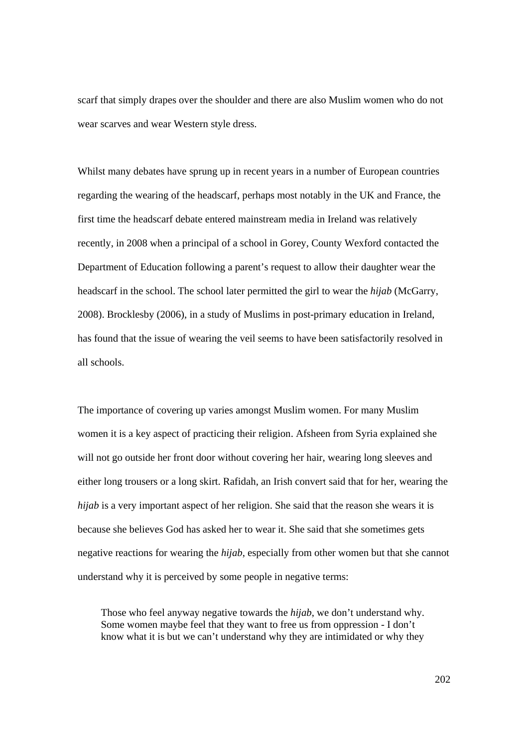scarf that simply drapes over the shoulder and there are also Muslim women who do not wear scarves and wear Western style dress.

Whilst many debates have sprung up in recent years in a number of European countries regarding the wearing of the headscarf, perhaps most notably in the UK and France, the first time the headscarf debate entered mainstream media in Ireland was relatively recently, in 2008 when a principal of a school in Gorey, County Wexford contacted the Department of Education following a parent's request to allow their daughter wear the headscarf in the school. The school later permitted the girl to wear the *hijab* (McGarry, 2008). Brocklesby (2006), in a study of Muslims in post-primary education in Ireland, has found that the issue of wearing the veil seems to have been satisfactorily resolved in all schools.

The importance of covering up varies amongst Muslim women. For many Muslim women it is a key aspect of practicing their religion. Afsheen from Syria explained she will not go outside her front door without covering her hair, wearing long sleeves and either long trousers or a long skirt. Rafidah, an Irish convert said that for her, wearing the *hijab* is a very important aspect of her religion. She said that the reason she wears it is because she believes God has asked her to wear it. She said that she sometimes gets negative reactions for wearing the *hijab*, especially from other women but that she cannot understand why it is perceived by some people in negative terms:

> Those who feel anyway negative towards the *hijab*, we don't understand why. Some women maybe feel that they want to free us from oppression - I don't know what it is but we can't understand why they are intimidated or why they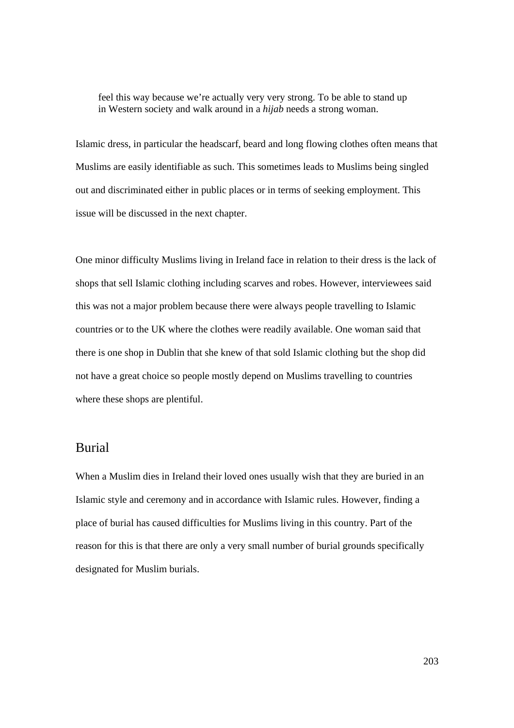> feel this way because we're actually very very strong. To be able to stand up in Western society and walk around in a *hijab* needs a strong woman.

Islamic dress, in particular the headscarf, beard and long flowing clothes often means that Muslims are easily identifiable as such. This sometimes leads to Muslims being singled out and discriminated either in public places or in terms of seeking employment. This issue will be discussed in the next chapter.

One minor difficulty Muslims living in Ireland face in relation to their dress is the lack of shops that sell Islamic clothing including scarves and robes. However, interviewees said this was not a major problem because there were always people travelling to Islamic countries or to the UK where the clothes were readily available. One woman said that there is one shop in Dublin that she knew of that sold Islamic clothing but the shop did not have a great choice so people mostly depend on Muslims travelling to countries where these shops are plentiful.

## Burial

When a Muslim dies in Ireland their loved ones usually wish that they are buried in an Islamic style and ceremony and in accordance with Islamic rules. However, finding a place of burial has caused difficulties for Muslims living in this country. Part of the reason for this is that there are only a very small number of burial grounds specifically designated for Muslim burials.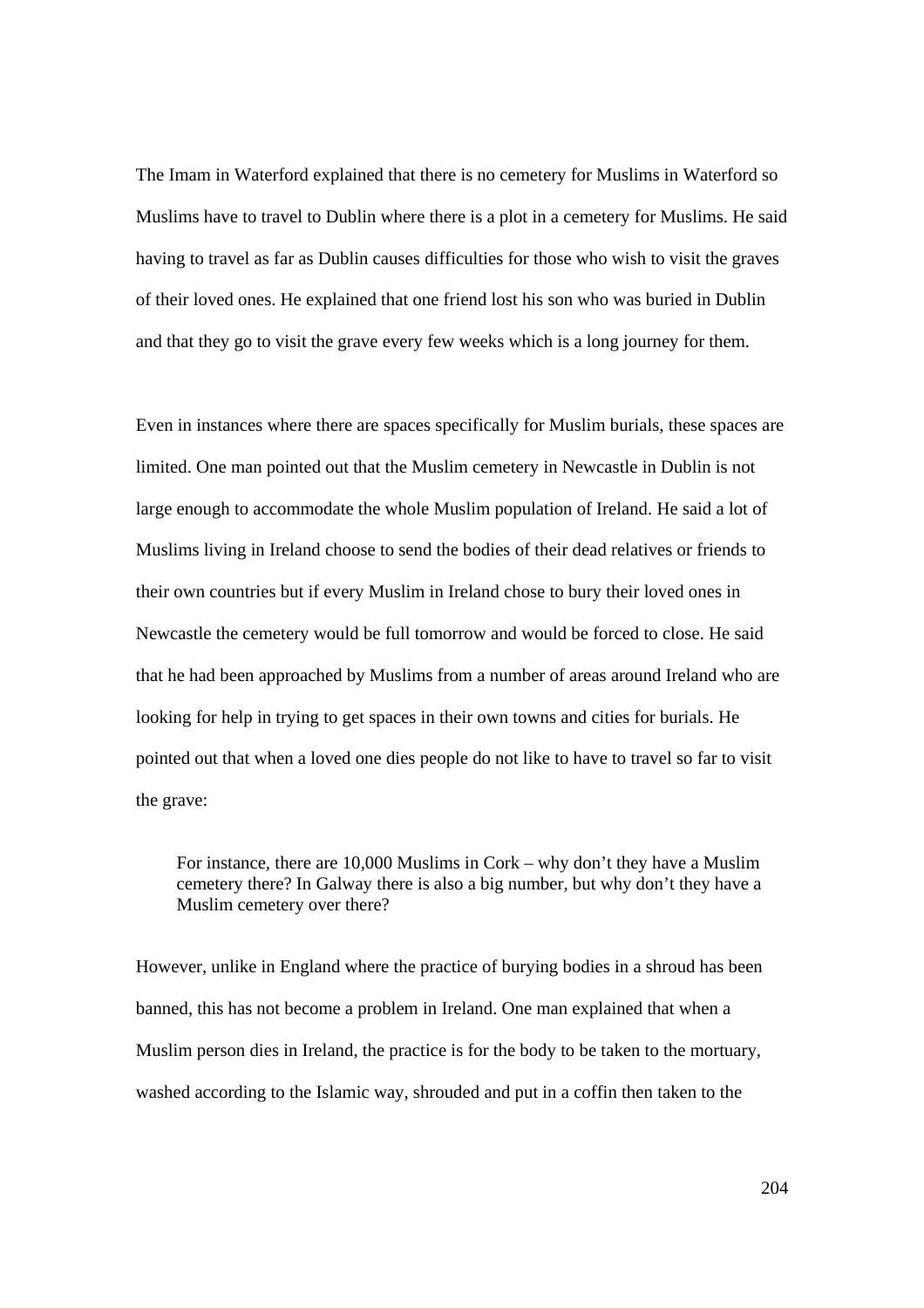The Imam in Waterford explained that there is no cemetery for Muslims in Waterford so Muslims have to travel to Dublin where there is a plot in a cemetery for Muslims. He said having to travel as far as Dublin causes difficulties for those who wish to visit the graves of their loved ones. He explained that one friend lost his son who was buried in Dublin and that they go to visit the grave every few weeks which is a long journey for them.

Even in instances where there are spaces specifically for Muslim burials, these spaces are limited. One man pointed out that the Muslim cemetery in Newcastle in Dublin is not large enough to accommodate the whole Muslim population of Ireland. He said a lot of Muslims living in Ireland choose to send the bodies of their dead relatives or friends to their own countries but if every Muslim in Ireland chose to bury their loved ones in Newcastle the cemetery would be full tomorrow and would be forced to close. He said that he had been approached by Muslims from a number of areas around Ireland who are looking for help in trying to get spaces in their own towns and cities for burials. He pointed out that when a loved one dies people do not like to have to travel so far to visit the grave:

> For instance, there are 10,000 Muslims in Cork – why don't they have a Muslim cemetery there? In Galway there is also a big number, but why don't they have a Muslim cemetery over there?

However, unlike in England where the practice of burying bodies in a shroud has been banned, this has not become a problem in Ireland. One man explained that when a Muslim person dies in Ireland, the practice is for the body to be taken to the mortuary, washed according to the Islamic way, shrouded and put in a coffin then taken to the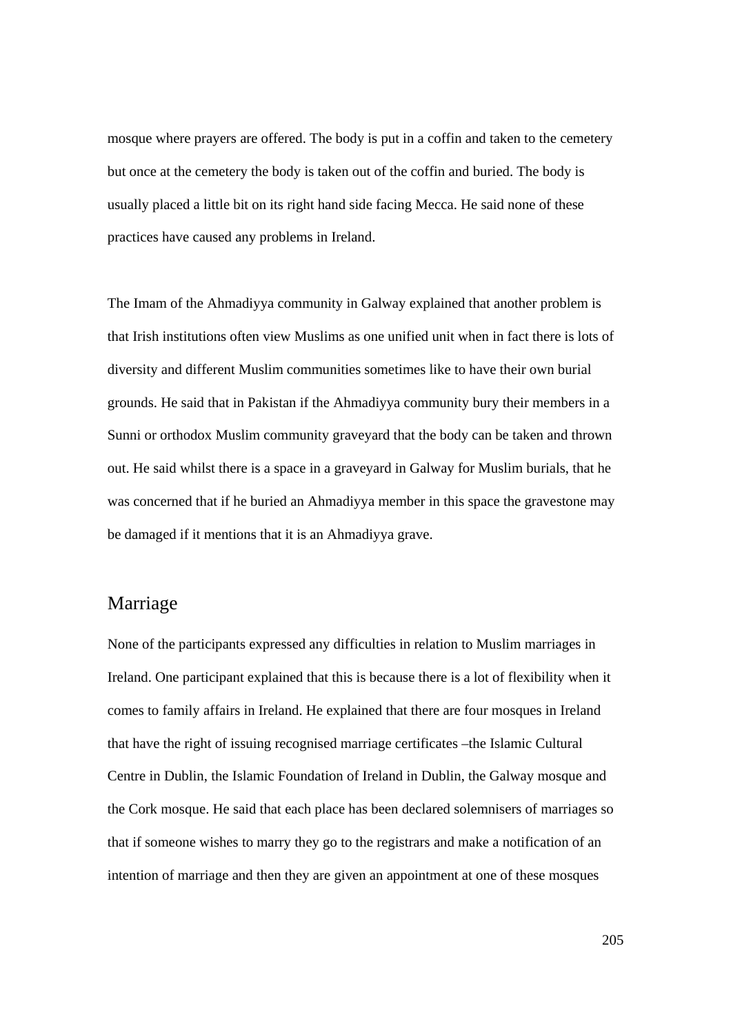mosque where prayers are offered. The body is put in a coffin and taken to the cemetery but once at the cemetery the body is taken out of the coffin and buried. The body is usually placed a little bit on its right hand side facing Mecca. He said none of these practices have caused any problems in Ireland.

The Imam of the Ahmadiyya community in Galway explained that another problem is that Irish institutions often view Muslims as one unified unit when in fact there is lots of diversity and different Muslim communities sometimes like to have their own burial grounds. He said that in Pakistan if the Ahmadiyya community bury their members in a Sunni or orthodox Muslim community graveyard that the body can be taken and thrown out. He said whilst there is a space in a graveyard in Galway for Muslim burials, that he was concerned that if he buried an Ahmadiyya member in this space the gravestone may be damaged if it mentions that it is an Ahmadiyya grave.

## Marriage

None of the participants expressed any difficulties in relation to Muslim marriages in Ireland. One participant explained that this is because there is a lot of flexibility when it comes to family affairs in Ireland. He explained that there are four mosques in Ireland that have the right of issuing recognised marriage certificates –the Islamic Cultural Centre in Dublin, the Islamic Foundation of Ireland in Dublin, the Galway mosque and the Cork mosque. He said that each place has been declared solemnisers of marriages so that if someone wishes to marry they go to the registrars and make a notification of an intention of marriage and then they are given an appointment at one of these mosques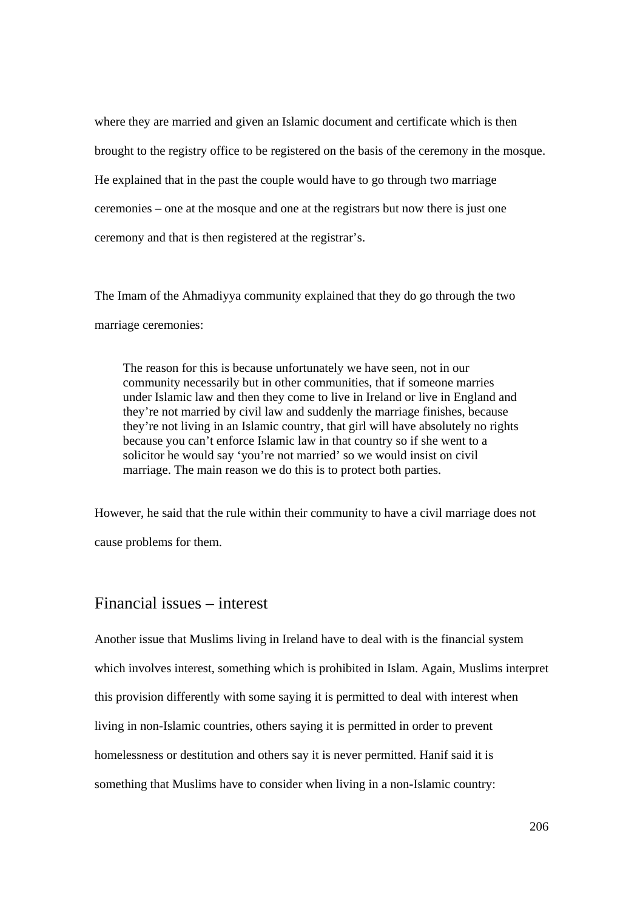where they are married and given an Islamic document and certificate which is then brought to the registry office to be registered on the basis of the ceremony in the mosque. He explained that in the past the couple would have to go through two marriage ceremonies – one at the mosque and one at the registrars but now there is just one ceremony and that is then registered at the registrar's.

The Imam of the Ahmadiyya community explained that they do go through the two marriage ceremonies:

> The reason for this is because unfortunately we have seen, not in our community necessarily but in other communities, that if someone marries under Islamic law and then they come to live in Ireland or live in England and they're not married by civil law and suddenly the marriage finishes, because they're not living in an Islamic country, that girl will have absolutely no rights because you can't enforce Islamic law in that country so if she went to a solicitor he would say 'you're not married' so we would insist on civil marriage. The main reason we do this is to protect both parties.

However, he said that the rule within their community to have a civil marriage does not cause problems for them.

## Financial issues – interest

Another issue that Muslims living in Ireland have to deal with is the financial system which involves interest, something which is prohibited in Islam. Again, Muslims interpret this provision differently with some saying it is permitted to deal with interest when living in non-Islamic countries, others saying it is permitted in order to prevent homelessness or destitution and others say it is never permitted. Hanif said it is something that Muslims have to consider when living in a non-Islamic country: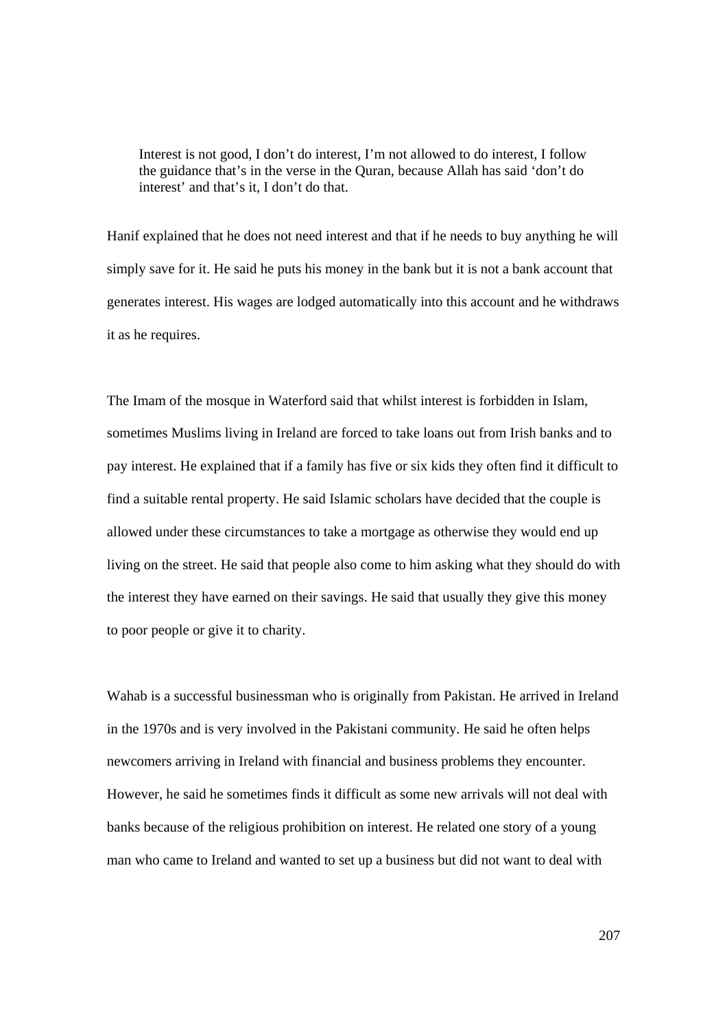> Interest is not good, I don't do interest, I'm not allowed to do interest, I follow the guidance that's in the verse in the Quran, because Allah has said 'don't do interest' and that's it, I don't do that.

Hanif explained that he does not need interest and that if he needs to buy anything he will simply save for it. He said he puts his money in the bank but it is not a bank account that generates interest. His wages are lodged automatically into this account and he withdraws it as he requires.

The Imam of the mosque in Waterford said that whilst interest is forbidden in Islam, sometimes Muslims living in Ireland are forced to take loans out from Irish banks and to pay interest. He explained that if a family has five or six kids they often find it difficult to find a suitable rental property. He said Islamic scholars have decided that the couple is allowed under these circumstances to take a mortgage as otherwise they would end up living on the street. He said that people also come to him asking what they should do with the interest they have earned on their savings. He said that usually they give this money to poor people or give it to charity.

Wahab is a successful businessman who is originally from Pakistan. He arrived in Ireland in the 1970s and is very involved in the Pakistani community. He said he often helps newcomers arriving in Ireland with financial and business problems they encounter. However, he said he sometimes finds it difficult as some new arrivals will not deal with banks because of the religious prohibition on interest. He related one story of a young man who came to Ireland and wanted to set up a business but did not want to deal with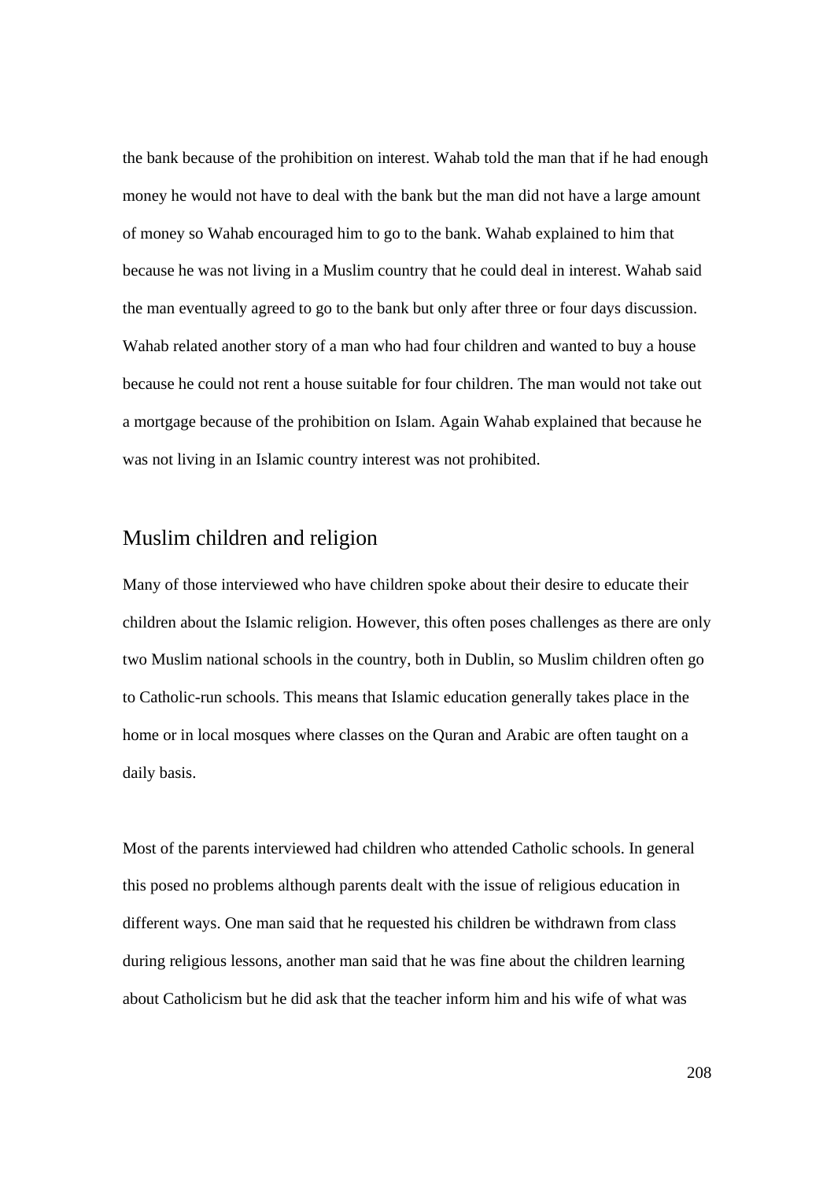the bank because of the prohibition on interest. Wahab told the man that if he had enough money he would not have to deal with the bank but the man did not have a large amount of money so Wahab encouraged him to go to the bank. Wahab explained to him that because he was not living in a Muslim country that he could deal in interest. Wahab said the man eventually agreed to go to the bank but only after three or four days discussion. Wahab related another story of a man who had four children and wanted to buy a house because he could not rent a house suitable for four children. The man would not take out a mortgage because of the prohibition on Islam. Again Wahab explained that because he was not living in an Islamic country interest was not prohibited.

## Muslim children and religion

Many of those interviewed who have children spoke about their desire to educate their children about the Islamic religion. However, this often poses challenges as there are only two Muslim national schools in the country, both in Dublin, so Muslim children often go to Catholic-run schools. This means that Islamic education generally takes place in the home or in local mosques where classes on the Quran and Arabic are often taught on a daily basis.

Most of the parents interviewed had children who attended Catholic schools. In general this posed no problems although parents dealt with the issue of religious education in different ways. One man said that he requested his children be withdrawn from class during religious lessons, another man said that he was fine about the children learning about Catholicism but he did ask that the teacher inform him and his wife of what was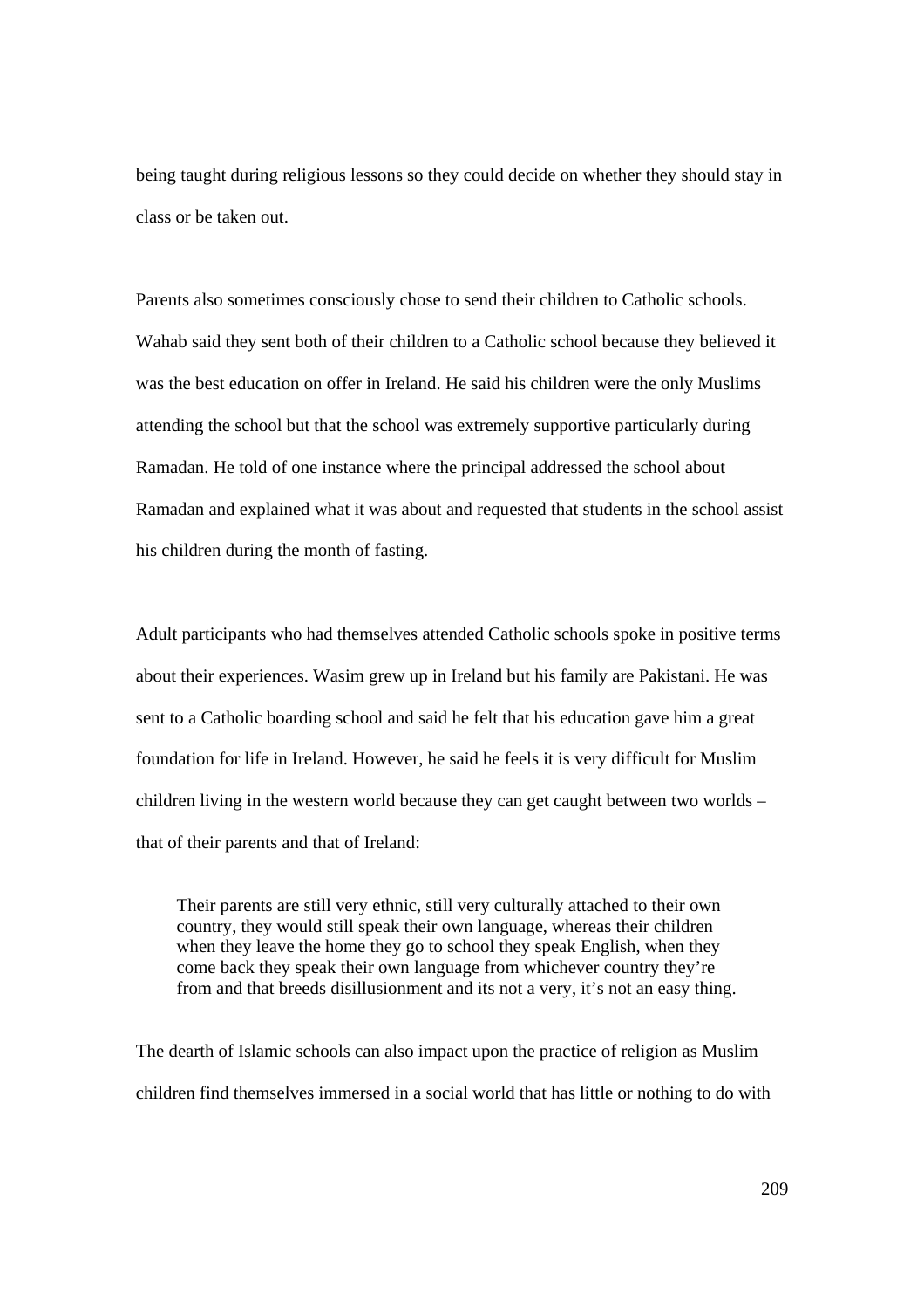being taught during religious lessons so they could decide on whether they should stay in class or be taken out.

Parents also sometimes consciously chose to send their children to Catholic schools. Wahab said they sent both of their children to a Catholic school because they believed it was the best education on offer in Ireland. He said his children were the only Muslims attending the school but that the school was extremely supportive particularly during Ramadan. He told of one instance where the principal addressed the school about Ramadan and explained what it was about and requested that students in the school assist his children during the month of fasting.

Adult participants who had themselves attended Catholic schools spoke in positive terms about their experiences. Wasim grew up in Ireland but his family are Pakistani. He was sent to a Catholic boarding school and said he felt that his education gave him a great foundation for life in Ireland. However, he said he feels it is very difficult for Muslim children living in the western world because they can get caught between two worlds – that of their parents and that of Ireland:

> Their parents are still very ethnic, still very culturally attached to their own country, they would still speak their own language, whereas their children when they leave the home they go to school they speak English, when they come back they speak their own language from whichever country they're from and that breeds disillusionment and its not a very, it's not an easy thing.

The dearth of Islamic schools can also impact upon the practice of religion as Muslim children find themselves immersed in a social world that has little or nothing to do with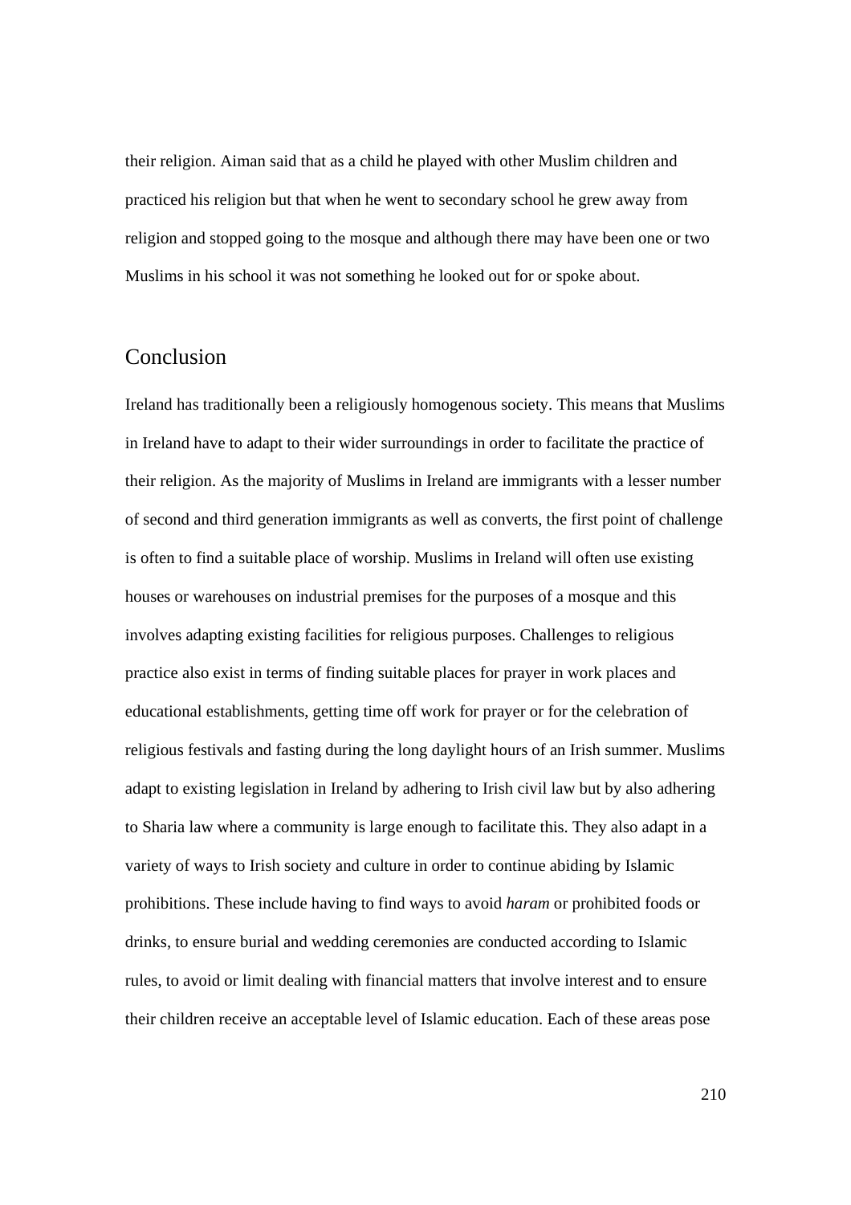their religion. Aiman said that as a child he played with other Muslim children and practiced his religion but that when he went to secondary school he grew away from religion and stopped going to the mosque and although there may have been one or two Muslims in his school it was not something he looked out for or spoke about.

## Conclusion

Ireland has traditionally been a religiously homogenous society. This means that Muslims in Ireland have to adapt to their wider surroundings in order to facilitate the practice of their religion. As the majority of Muslims in Ireland are immigrants with a lesser number of second and third generation immigrants as well as converts, the first point of challenge is often to find a suitable place of worship. Muslims in Ireland will often use existing houses or warehouses on industrial premises for the purposes of a mosque and this involves adapting existing facilities for religious purposes. Challenges to religious practice also exist in terms of finding suitable places for prayer in work places and educational establishments, getting time off work for prayer or for the celebration of religious festivals and fasting during the long daylight hours of an Irish summer. Muslims adapt to existing legislation in Ireland by adhering to Irish civil law but by also adhering to Sharia law where a community is large enough to facilitate this. They also adapt in a variety of ways to Irish society and culture in order to continue abiding by Islamic prohibitions. These include having to find ways to avoid *haram* or prohibited foods or drinks, to ensure burial and wedding ceremonies are conducted according to Islamic rules, to avoid or limit dealing with financial matters that involve interest and to ensure their children receive an acceptable level of Islamic education. Each of these areas pose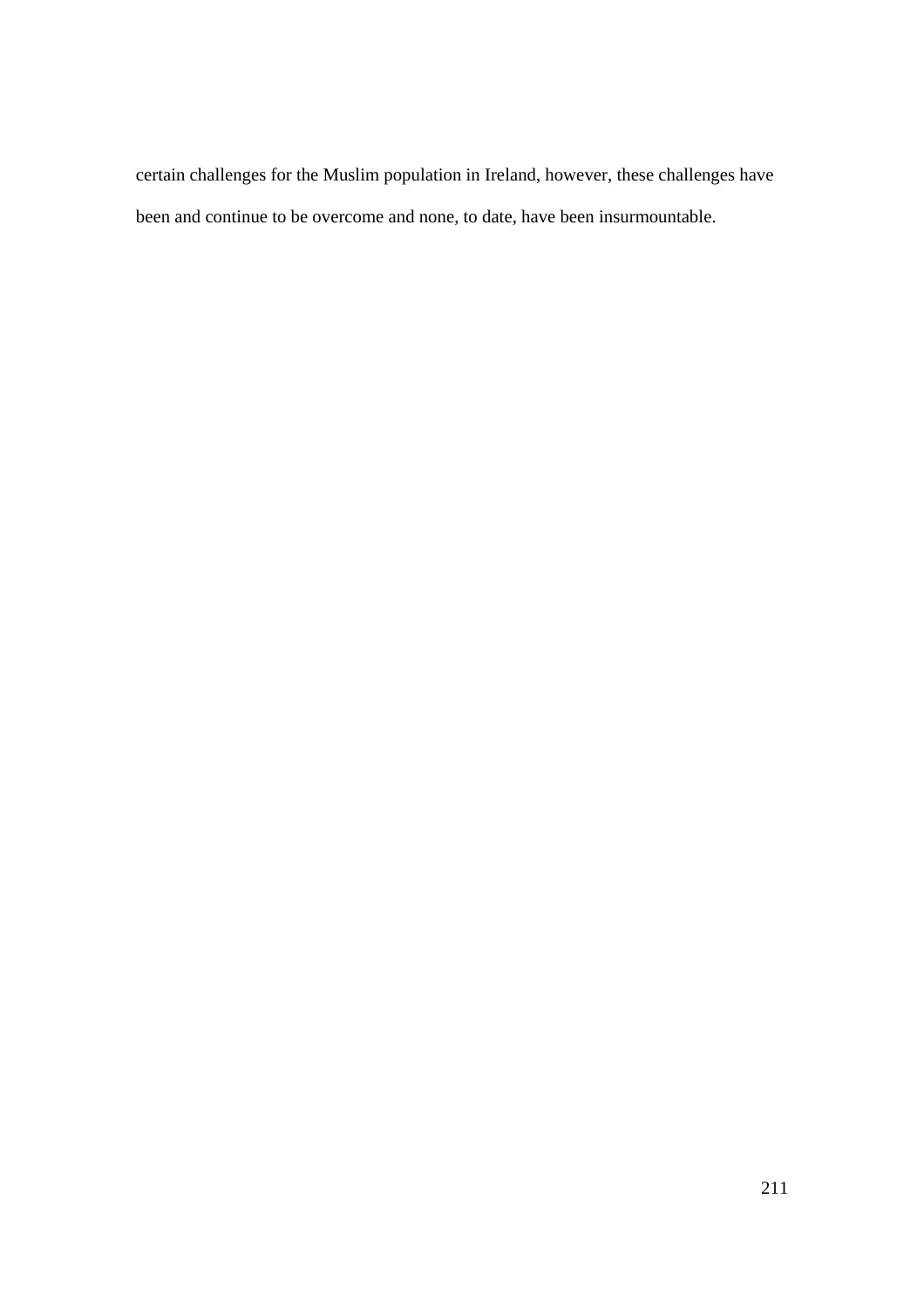certain challenges for the Muslim population in Ireland, however, these challenges have been and continue to be overcome and none, to date, have been insurmountable.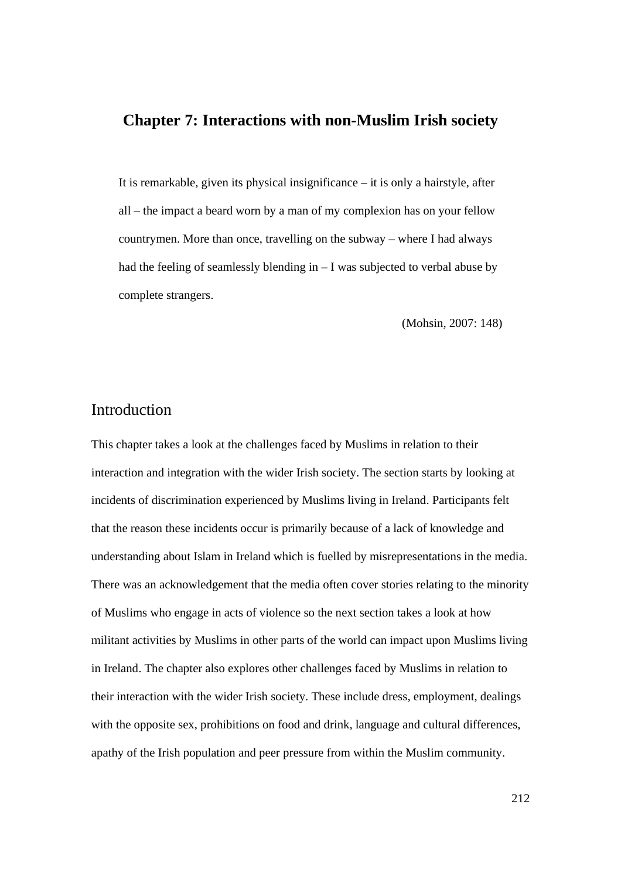# Chapter 7: Interactions with non-Muslim Irish society

> It is remarkable, given its physical insignificance – it is only a hairstyle, after all – the impact a beard worn by a man of my complexion has on your fellow countrymen. More than once, travelling on the subway – where I had always had the feeling of seamlessly blending in – I was subjected to verbal abuse by complete strangers.
>
> (Mohsin, 2007: 148)

## Introduction

This chapter takes a look at the challenges faced by Muslims in relation to their interaction and integration with the wider Irish society. The section starts by looking at incidents of discrimination experienced by Muslims living in Ireland. Participants felt that the reason these incidents occur is primarily because of a lack of knowledge and understanding about Islam in Ireland which is fuelled by misrepresentations in the media. There was an acknowledgement that the media often cover stories relating to the minority of Muslims who engage in acts of violence so the next section takes a look at how militant activities by Muslims in other parts of the world can impact upon Muslims living in Ireland. The chapter also explores other challenges faced by Muslims in relation to their interaction with the wider Irish society. These include dress, employment, dealings with the opposite sex, prohibitions on food and drink, language and cultural differences, apathy of the Irish population and peer pressure from within the Muslim community.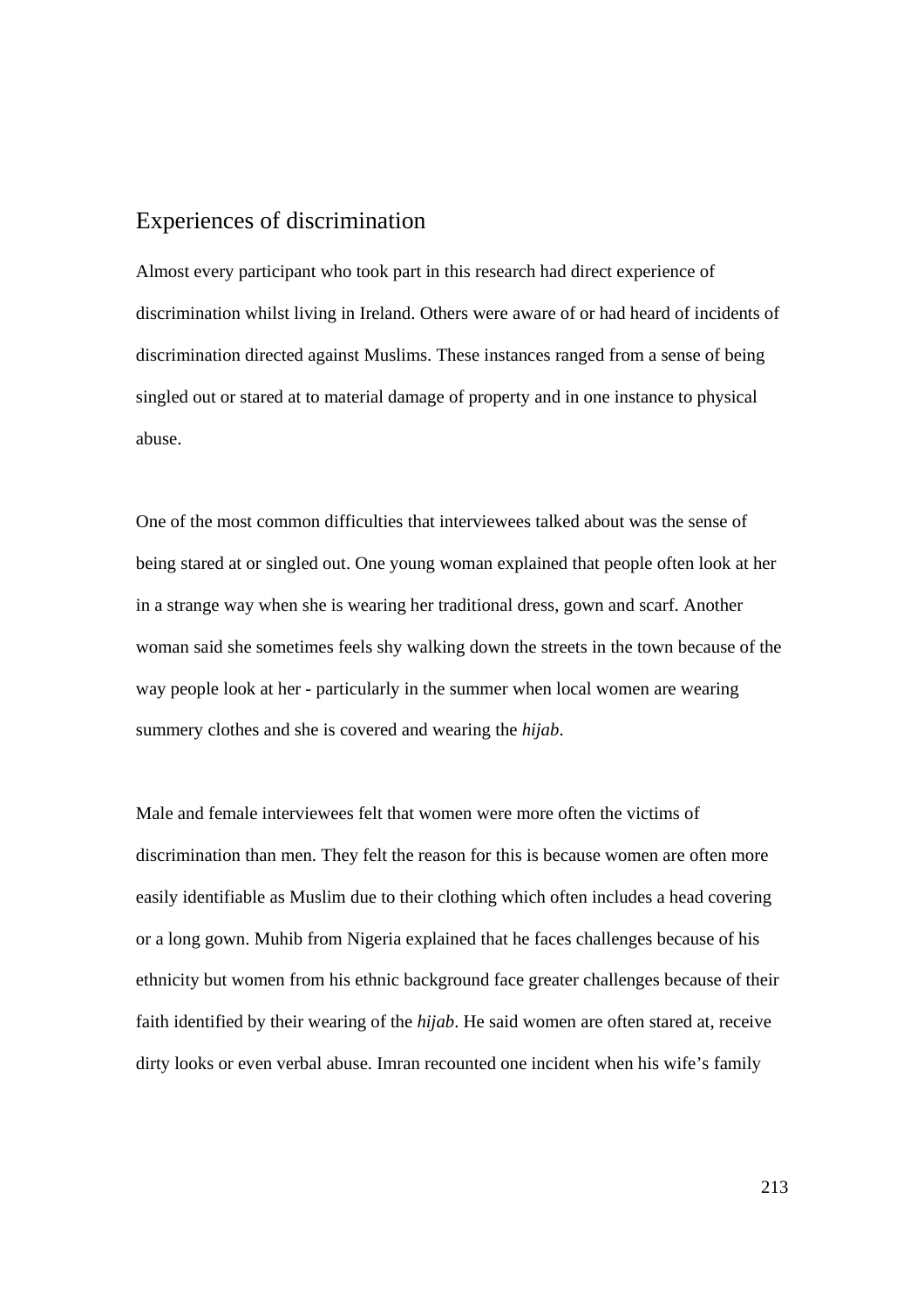## Experiences of discrimination

Almost every participant who took part in this research had direct experience of discrimination whilst living in Ireland. Others were aware of or had heard of incidents of discrimination directed against Muslims. These instances ranged from a sense of being singled out or stared at to material damage of property and in one instance to physical abuse.

One of the most common difficulties that interviewees talked about was the sense of being stared at or singled out. One young woman explained that people often look at her in a strange way when she is wearing her traditional dress, gown and scarf. Another woman said she sometimes feels shy walking down the streets in the town because of the way people look at her - particularly in the summer when local women are wearing summery clothes and she is covered and wearing the *hijab*.

Male and female interviewees felt that women were more often the victims of discrimination than men. They felt the reason for this is because women are often more easily identifiable as Muslim due to their clothing which often includes a head covering or a long gown. Muhib from Nigeria explained that he faces challenges because of his ethnicity but women from his ethnic background face greater challenges because of their faith identified by their wearing of the *hijab*. He said women are often stared at, receive dirty looks or even verbal abuse. Imran recounted one incident when his wife's family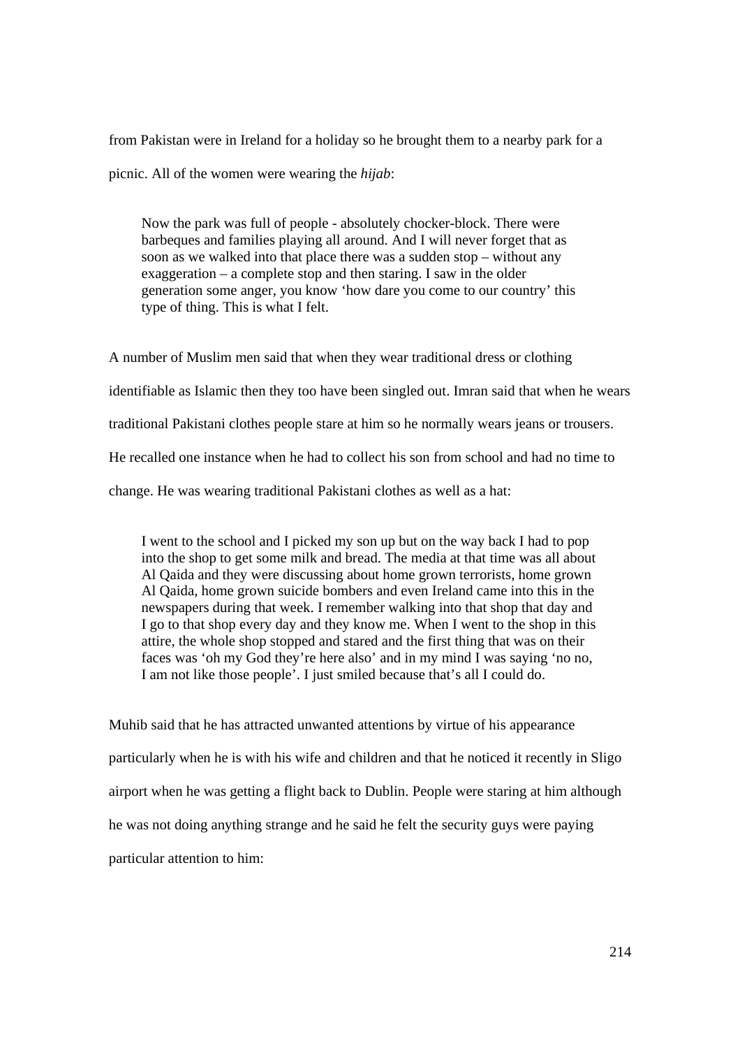from Pakistan were in Ireland for a holiday so he brought them to a nearby park for a picnic. All of the women were wearing the *hijab*:

> Now the park was full of people - absolutely chocker-block. There were barbeques and families playing all around. And I will never forget that as soon as we walked into that place there was a sudden stop – without any exaggeration – a complete stop and then staring. I saw in the older generation some anger, you know 'how dare you come to our country' this type of thing. This is what I felt.

A number of Muslim men said that when they wear traditional dress or clothing identifiable as Islamic then they too have been singled out. Imran said that when he wears traditional Pakistani clothes people stare at him so he normally wears jeans or trousers. He recalled one instance when he had to collect his son from school and had no time to change. He was wearing traditional Pakistani clothes as well as a hat:

> I went to the school and I picked my son up but on the way back I had to pop into the shop to get some milk and bread. The media at that time was all about Al Qaida and they were discussing about home grown terrorists, home grown Al Qaida, home grown suicide bombers and even Ireland came into this in the newspapers during that week. I remember walking into that shop that day and I go to that shop every day and they know me. When I went to the shop in this attire, the whole shop stopped and stared and the first thing that was on their faces was 'oh my God they're here also' and in my mind I was saying 'no no, I am not like those people'. I just smiled because that's all I could do.

Muhib said that he has attracted unwanted attentions by virtue of his appearance particularly when he is with his wife and children and that he noticed it recently in Sligo airport when he was getting a flight back to Dublin. People were staring at him although he was not doing anything strange and he said he felt the security guys were paying particular attention to him: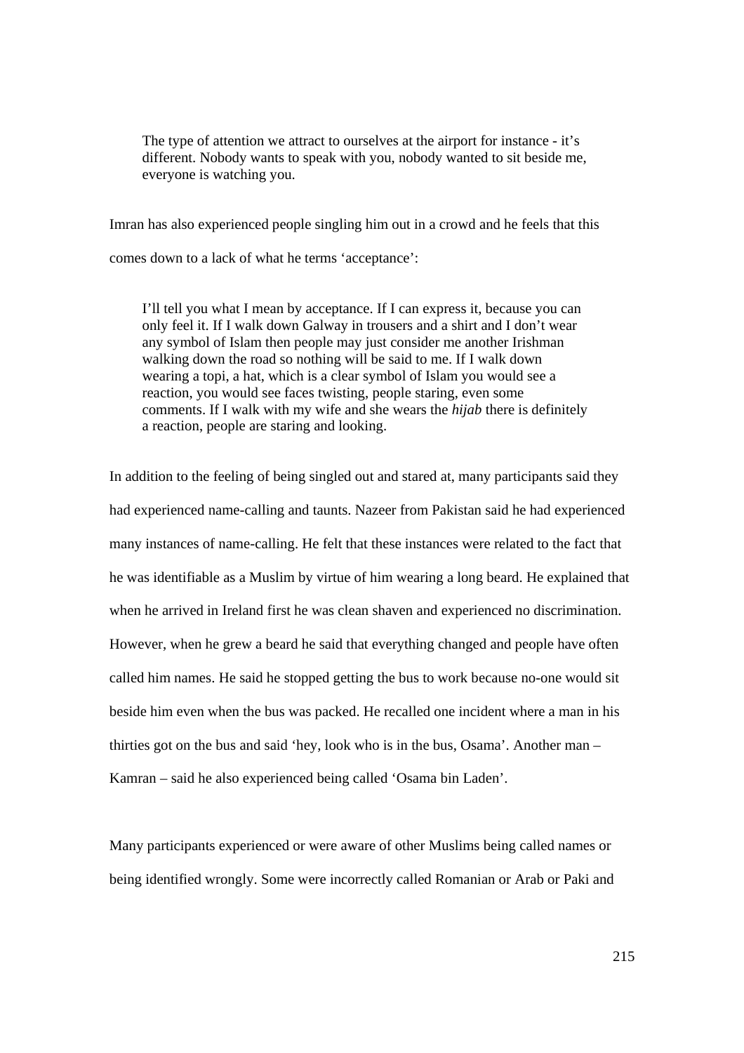> The type of attention we attract to ourselves at the airport for instance - it's different. Nobody wants to speak with you, nobody wanted to sit beside me, everyone is watching you.

Imran has also experienced people singling him out in a crowd and he feels that this comes down to a lack of what he terms 'acceptance':

> I'll tell you what I mean by acceptance. If I can express it, because you can only feel it. If I walk down Galway in trousers and a shirt and I don't wear any symbol of Islam then people may just consider me another Irishman walking down the road so nothing will be said to me. If I walk down wearing a topi, a hat, which is a clear symbol of Islam you would see a reaction, you would see faces twisting, people staring, even some comments. If I walk with my wife and she wears the *hijab* there is definitely a reaction, people are staring and looking.

In addition to the feeling of being singled out and stared at, many participants said they had experienced name-calling and taunts. Nazeer from Pakistan said he had experienced many instances of name-calling. He felt that these instances were related to the fact that he was identifiable as a Muslim by virtue of him wearing a long beard. He explained that when he arrived in Ireland first he was clean shaven and experienced no discrimination. However, when he grew a beard he said that everything changed and people have often called him names. He said he stopped getting the bus to work because no-one would sit beside him even when the bus was packed. He recalled one incident where a man in his thirties got on the bus and said 'hey, look who is in the bus, Osama'. Another man – Kamran – said he also experienced being called 'Osama bin Laden'.

Many participants experienced or were aware of other Muslims being called names or being identified wrongly. Some were incorrectly called Romanian or Arab or Paki and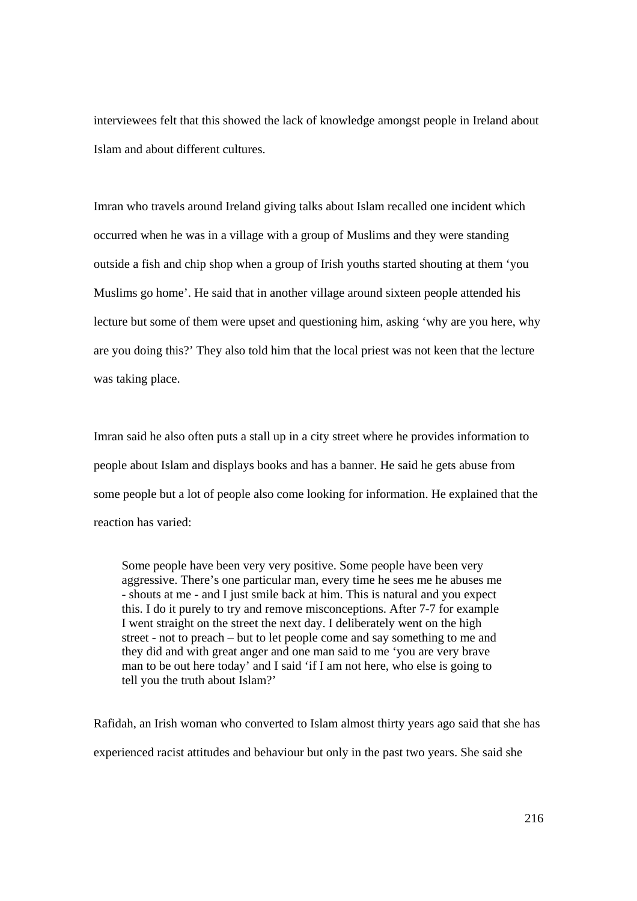interviewees felt that this showed the lack of knowledge amongst people in Ireland about Islam and about different cultures.

Imran who travels around Ireland giving talks about Islam recalled one incident which occurred when he was in a village with a group of Muslims and they were standing outside a fish and chip shop when a group of Irish youths started shouting at them 'you Muslims go home'. He said that in another village around sixteen people attended his lecture but some of them were upset and questioning him, asking 'why are you here, why are you doing this?' They also told him that the local priest was not keen that the lecture was taking place.

Imran said he also often puts a stall up in a city street where he provides information to people about Islam and displays books and has a banner. He said he gets abuse from some people but a lot of people also come looking for information. He explained that the reaction has varied:

> Some people have been very very positive. Some people have been very aggressive. There's one particular man, every time he sees me he abuses me - shouts at me - and I just smile back at him. This is natural and you expect this. I do it purely to try and remove misconceptions. After 7-7 for example I went straight on the street the next day. I deliberately went on the high street - not to preach – but to let people come and say something to me and they did and with great anger and one man said to me 'you are very brave man to be out here today' and I said 'if I am not here, who else is going to tell you the truth about Islam?'

Rafidah, an Irish woman who converted to Islam almost thirty years ago said that she has experienced racist attitudes and behaviour but only in the past two years. She said she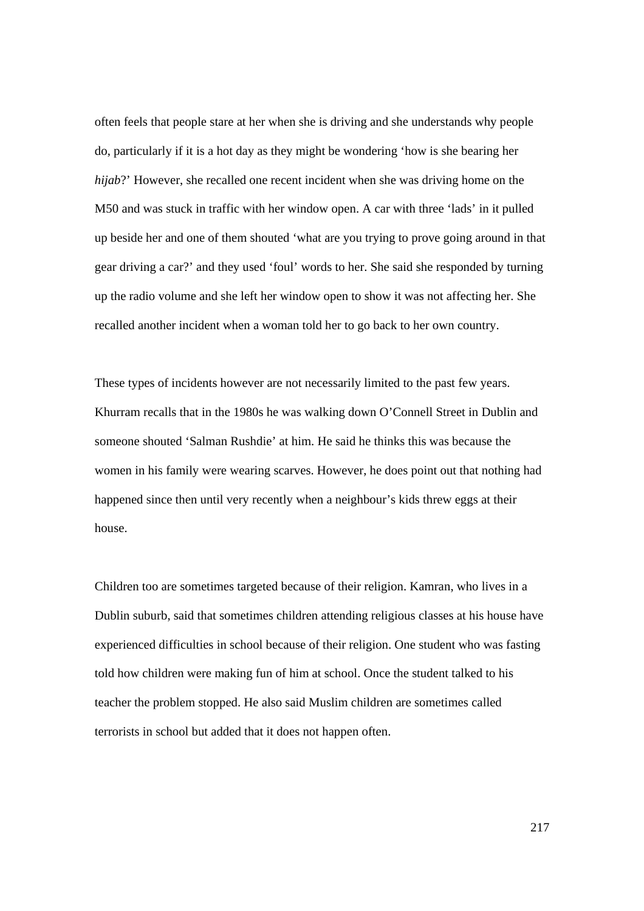often feels that people stare at her when she is driving and she understands why people do, particularly if it is a hot day as they might be wondering 'how is she bearing her *hijab*?' However, she recalled one recent incident when she was driving home on the M50 and was stuck in traffic with her window open. A car with three 'lads' in it pulled up beside her and one of them shouted 'what are you trying to prove going around in that gear driving a car?' and they used 'foul' words to her. She said she responded by turning up the radio volume and she left her window open to show it was not affecting her. She recalled another incident when a woman told her to go back to her own country.

These types of incidents however are not necessarily limited to the past few years. Khurram recalls that in the 1980s he was walking down O'Connell Street in Dublin and someone shouted 'Salman Rushdie' at him. He said he thinks this was because the women in his family were wearing scarves. However, he does point out that nothing had happened since then until very recently when a neighbour's kids threw eggs at their house.

Children too are sometimes targeted because of their religion. Kamran, who lives in a Dublin suburb, said that sometimes children attending religious classes at his house have experienced difficulties in school because of their religion. One student who was fasting told how children were making fun of him at school. Once the student talked to his teacher the problem stopped. He also said Muslim children are sometimes called terrorists in school but added that it does not happen often.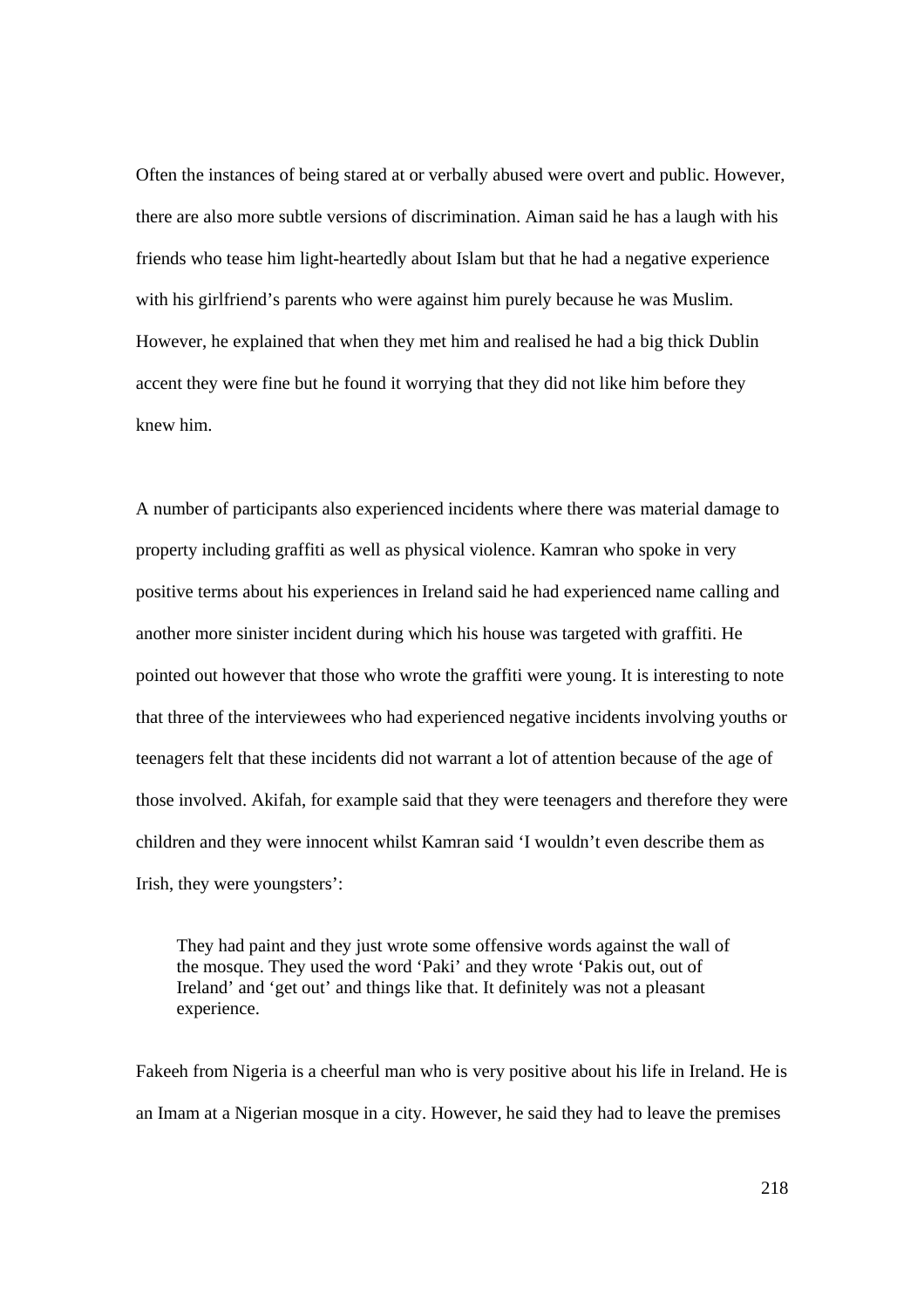Often the instances of being stared at or verbally abused were overt and public. However, there are also more subtle versions of discrimination. Aiman said he has a laugh with his friends who tease him light-heartedly about Islam but that he had a negative experience with his girlfriend's parents who were against him purely because he was Muslim. However, he explained that when they met him and realised he had a big thick Dublin accent they were fine but he found it worrying that they did not like him before they knew him.

A number of participants also experienced incidents where there was material damage to property including graffiti as well as physical violence. Kamran who spoke in very positive terms about his experiences in Ireland said he had experienced name calling and another more sinister incident during which his house was targeted with graffiti. He pointed out however that those who wrote the graffiti were young. It is interesting to note that three of the interviewees who had experienced negative incidents involving youths or teenagers felt that these incidents did not warrant a lot of attention because of the age of those involved. Akifah, for example said that they were teenagers and therefore they were children and they were innocent whilst Kamran said 'I wouldn't even describe them as Irish, they were youngsters':

> They had paint and they just wrote some offensive words against the wall of the mosque. They used the word 'Paki' and they wrote 'Pakis out, out of Ireland' and 'get out' and things like that. It definitely was not a pleasant experience.

Fakeeh from Nigeria is a cheerful man who is very positive about his life in Ireland. He is an Imam at a Nigerian mosque in a city. However, he said they had to leave the premises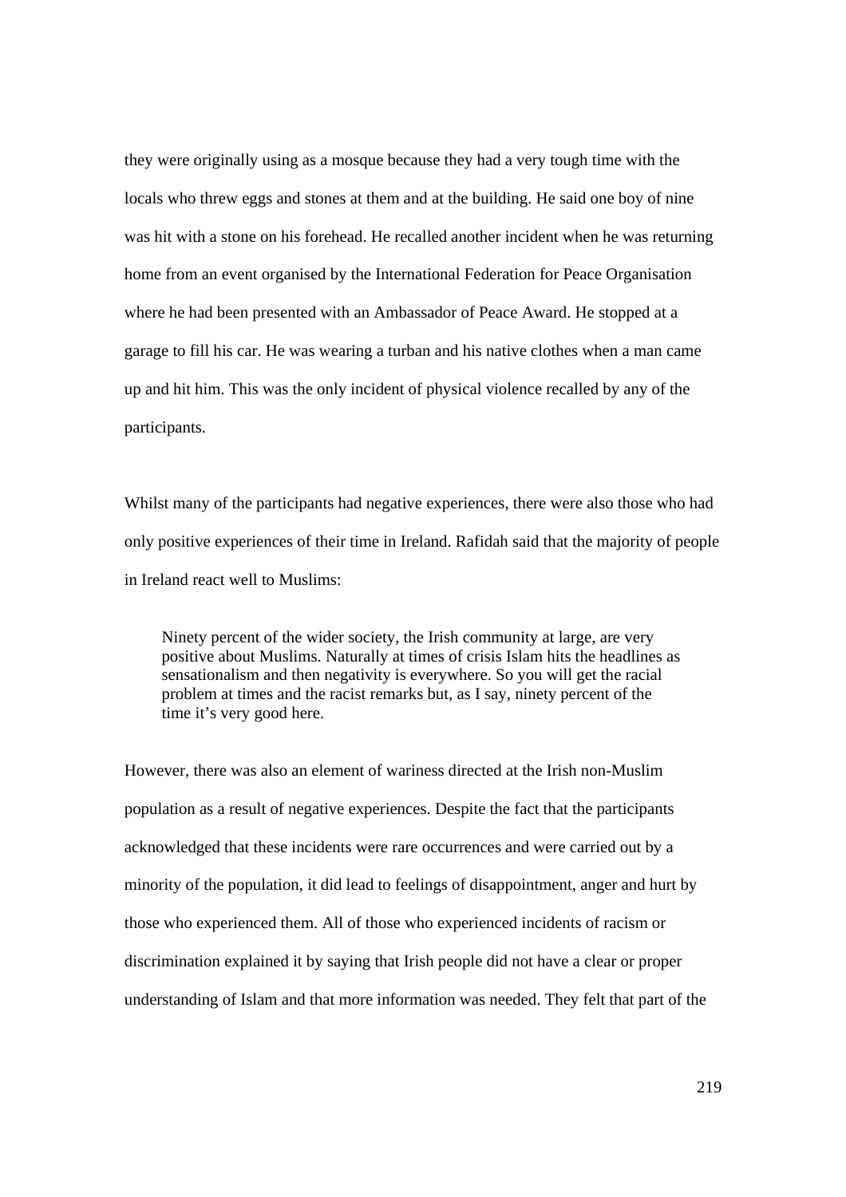they were originally using as a mosque because they had a very tough time with the locals who threw eggs and stones at them and at the building. He said one boy of nine was hit with a stone on his forehead. He recalled another incident when he was returning home from an event organised by the International Federation for Peace Organisation where he had been presented with an Ambassador of Peace Award. He stopped at a garage to fill his car. He was wearing a turban and his native clothes when a man came up and hit him. This was the only incident of physical violence recalled by any of the participants.

Whilst many of the participants had negative experiences, there were also those who had only positive experiences of their time in Ireland. Rafidah said that the majority of people in Ireland react well to Muslims:

> Ninety percent of the wider society, the Irish community at large, are very positive about Muslims. Naturally at times of crisis Islam hits the headlines as sensationalism and then negativity is everywhere. So you will get the racial problem at times and the racist remarks but, as I say, ninety percent of the time it's very good here.

However, there was also an element of wariness directed at the Irish non-Muslim population as a result of negative experiences. Despite the fact that the participants acknowledged that these incidents were rare occurrences and were carried out by a minority of the population, it did lead to feelings of disappointment, anger and hurt by those who experienced them. All of those who experienced incidents of racism or discrimination explained it by saying that Irish people did not have a clear or proper understanding of Islam and that more information was needed. They felt that part of the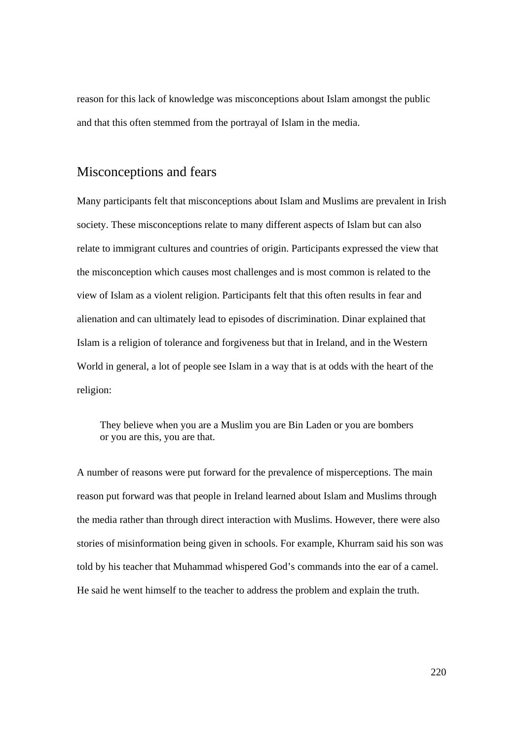reason for this lack of knowledge was misconceptions about Islam amongst the public and that this often stemmed from the portrayal of Islam in the media.

## Misconceptions and fears

Many participants felt that misconceptions about Islam and Muslims are prevalent in Irish society. These misconceptions relate to many different aspects of Islam but can also relate to immigrant cultures and countries of origin. Participants expressed the view that the misconception which causes most challenges and is most common is related to the view of Islam as a violent religion. Participants felt that this often results in fear and alienation and can ultimately lead to episodes of discrimination. Dinar explained that Islam is a religion of tolerance and forgiveness but that in Ireland, and in the Western World in general, a lot of people see Islam in a way that is at odds with the heart of the religion:

> They believe when you are a Muslim you are Bin Laden or you are bombers or you are this, you are that.

A number of reasons were put forward for the prevalence of misperceptions. The main reason put forward was that people in Ireland learned about Islam and Muslims through the media rather than through direct interaction with Muslims. However, there were also stories of misinformation being given in schools. For example, Khurram said his son was told by his teacher that Muhammad whispered God's commands into the ear of a camel. He said he went himself to the teacher to address the problem and explain the truth.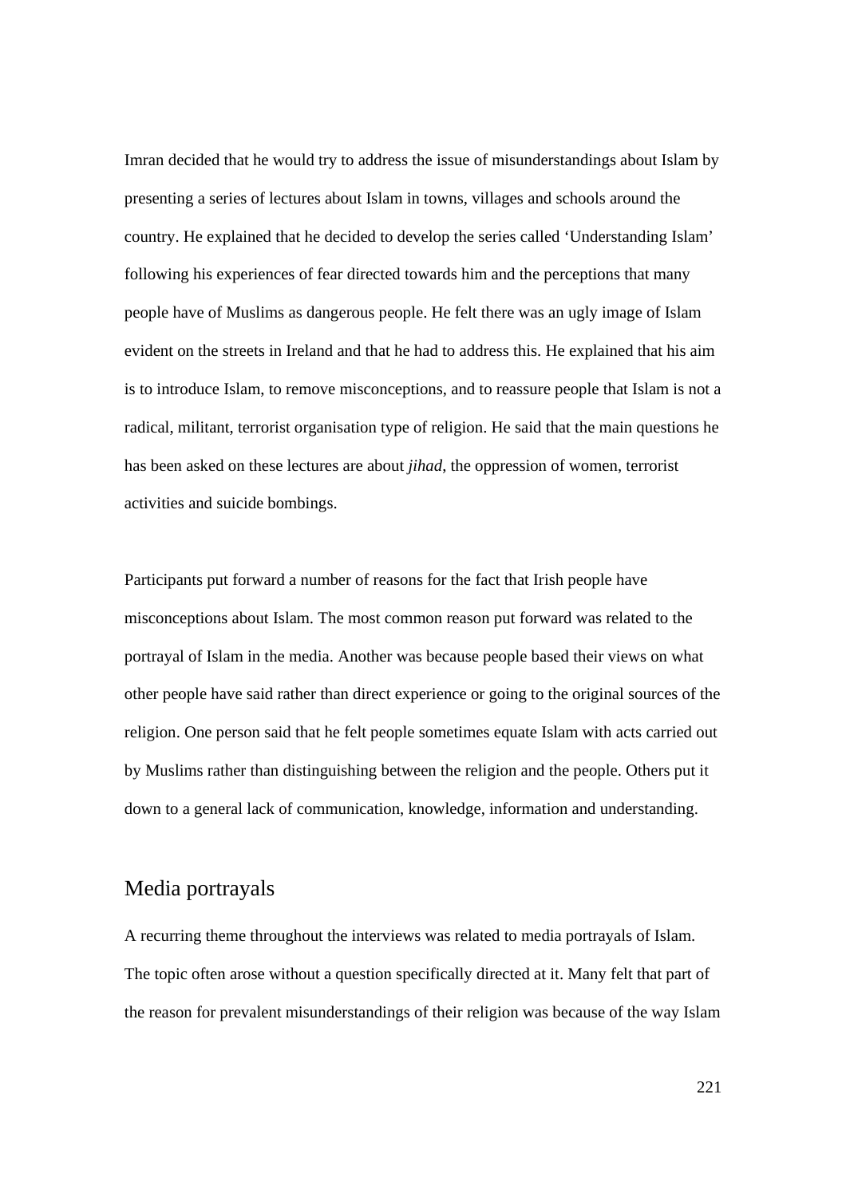Imran decided that he would try to address the issue of misunderstandings about Islam by presenting a series of lectures about Islam in towns, villages and schools around the country. He explained that he decided to develop the series called 'Understanding Islam' following his experiences of fear directed towards him and the perceptions that many people have of Muslims as dangerous people. He felt there was an ugly image of Islam evident on the streets in Ireland and that he had to address this. He explained that his aim is to introduce Islam, to remove misconceptions, and to reassure people that Islam is not a radical, militant, terrorist organisation type of religion. He said that the main questions he has been asked on these lectures are about *jihad*, the oppression of women, terrorist activities and suicide bombings.

Participants put forward a number of reasons for the fact that Irish people have misconceptions about Islam. The most common reason put forward was related to the portrayal of Islam in the media. Another was because people based their views on what other people have said rather than direct experience or going to the original sources of the religion. One person said that he felt people sometimes equate Islam with acts carried out by Muslims rather than distinguishing between the religion and the people. Others put it down to a general lack of communication, knowledge, information and understanding.

## Media portrayals

A recurring theme throughout the interviews was related to media portrayals of Islam. The topic often arose without a question specifically directed at it. Many felt that part of the reason for prevalent misunderstandings of their religion was because of the way Islam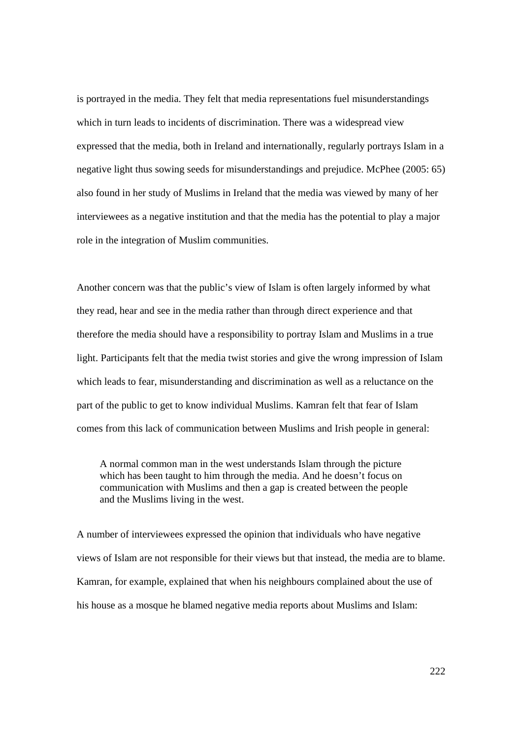is portrayed in the media. They felt that media representations fuel misunderstandings which in turn leads to incidents of discrimination. There was a widespread view expressed that the media, both in Ireland and internationally, regularly portrays Islam in a negative light thus sowing seeds for misunderstandings and prejudice. McPhee (2005: 65) also found in her study of Muslims in Ireland that the media was viewed by many of her interviewees as a negative institution and that the media has the potential to play a major role in the integration of Muslim communities.

Another concern was that the public's view of Islam is often largely informed by what they read, hear and see in the media rather than through direct experience and that therefore the media should have a responsibility to portray Islam and Muslims in a true light. Participants felt that the media twist stories and give the wrong impression of Islam which leads to fear, misunderstanding and discrimination as well as a reluctance on the part of the public to get to know individual Muslims. Kamran felt that fear of Islam comes from this lack of communication between Muslims and Irish people in general:

> A normal common man in the west understands Islam through the picture which has been taught to him through the media. And he doesn't focus on communication with Muslims and then a gap is created between the people and the Muslims living in the west.

A number of interviewees expressed the opinion that individuals who have negative views of Islam are not responsible for their views but that instead, the media are to blame. Kamran, for example, explained that when his neighbours complained about the use of his house as a mosque he blamed negative media reports about Muslims and Islam: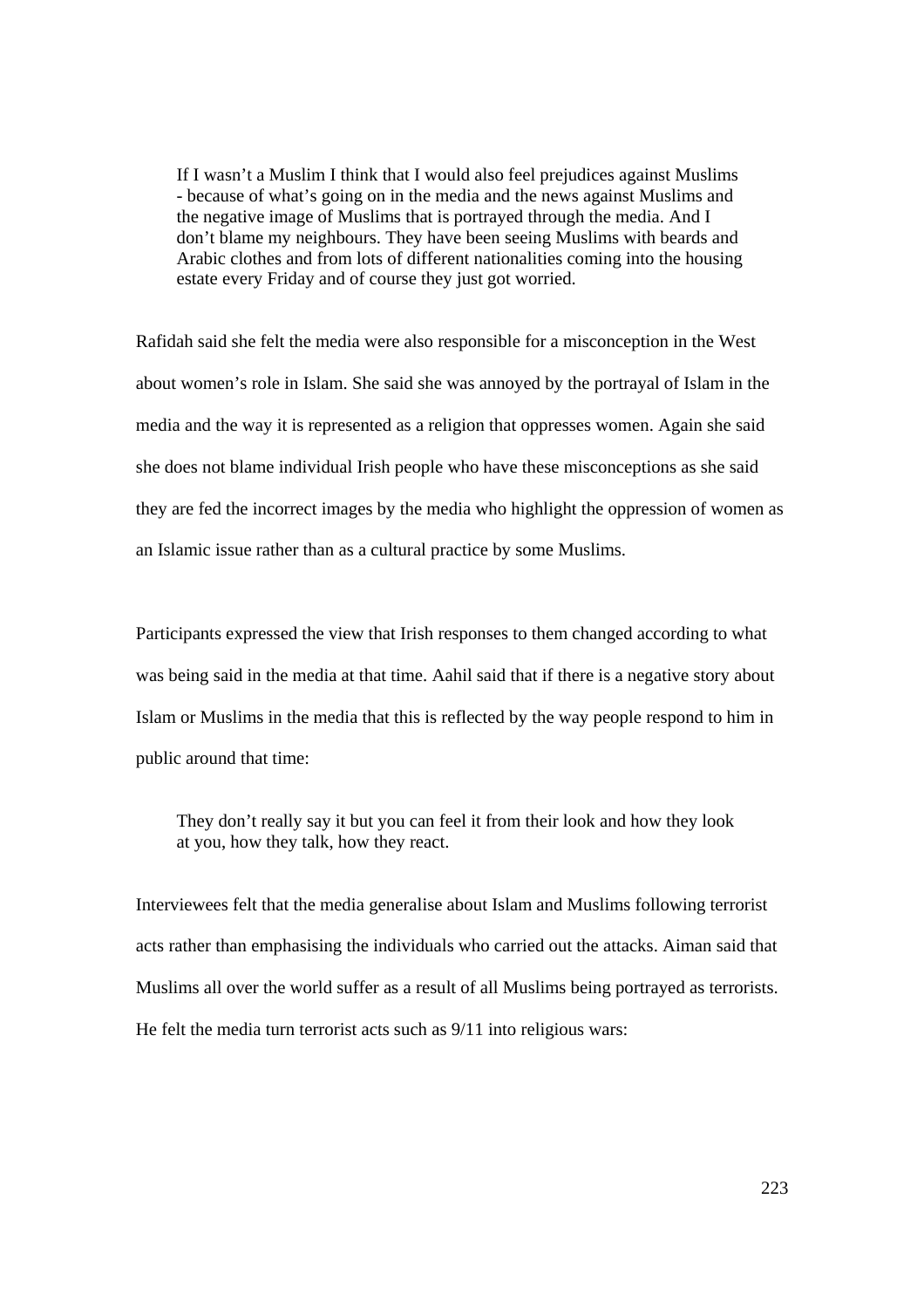> If I wasn't a Muslim I think that I would also feel prejudices against Muslims - because of what's going on in the media and the news against Muslims and the negative image of Muslims that is portrayed through the media. And I don't blame my neighbours. They have been seeing Muslims with beards and Arabic clothes and from lots of different nationalities coming into the housing estate every Friday and of course they just got worried.

Rafidah said she felt the media were also responsible for a misconception in the West about women's role in Islam. She said she was annoyed by the portrayal of Islam in the media and the way it is represented as a religion that oppresses women. Again she said she does not blame individual Irish people who have these misconceptions as she said they are fed the incorrect images by the media who highlight the oppression of women as an Islamic issue rather than as a cultural practice by some Muslims.

Participants expressed the view that Irish responses to them changed according to what was being said in the media at that time. Aahil said that if there is a negative story about Islam or Muslims in the media that this is reflected by the way people respond to him in public around that time:

> They don't really say it but you can feel it from their look and how they look at you, how they talk, how they react.

Interviewees felt that the media generalise about Islam and Muslims following terrorist acts rather than emphasising the individuals who carried out the attacks. Aiman said that Muslims all over the world suffer as a result of all Muslims being portrayed as terrorists. He felt the media turn terrorist acts such as 9/11 into religious wars: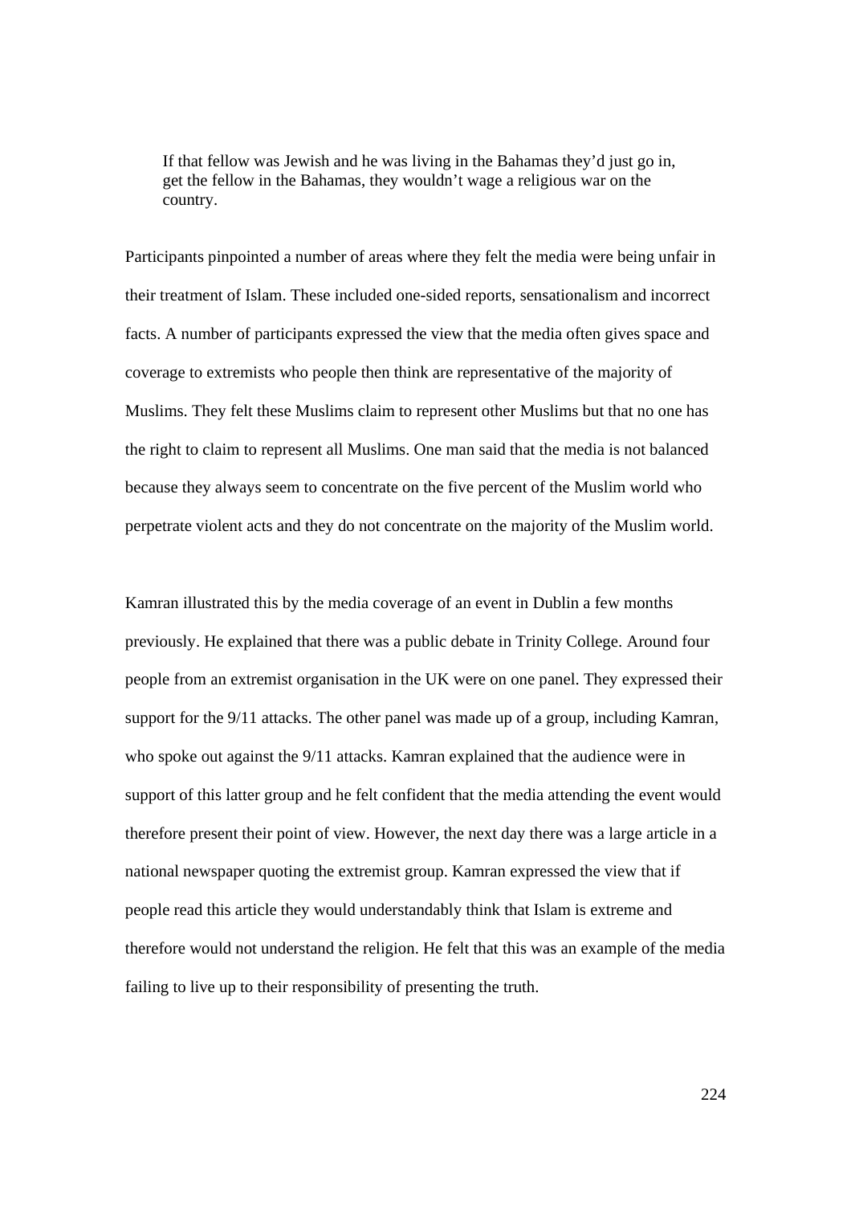> If that fellow was Jewish and he was living in the Bahamas they'd just go in, get the fellow in the Bahamas, they wouldn't wage a religious war on the country.

Participants pinpointed a number of areas where they felt the media were being unfair in their treatment of Islam. These included one-sided reports, sensationalism and incorrect facts. A number of participants expressed the view that the media often gives space and coverage to extremists who people then think are representative of the majority of Muslims. They felt these Muslims claim to represent other Muslims but that no one has the right to claim to represent all Muslims. One man said that the media is not balanced because they always seem to concentrate on the five percent of the Muslim world who perpetrate violent acts and they do not concentrate on the majority of the Muslim world.

Kamran illustrated this by the media coverage of an event in Dublin a few months previously. He explained that there was a public debate in Trinity College. Around four people from an extremist organisation in the UK were on one panel. They expressed their support for the 9/11 attacks. The other panel was made up of a group, including Kamran, who spoke out against the 9/11 attacks. Kamran explained that the audience were in support of this latter group and he felt confident that the media attending the event would therefore present their point of view. However, the next day there was a large article in a national newspaper quoting the extremist group. Kamran expressed the view that if people read this article they would understandably think that Islam is extreme and therefore would not understand the religion. He felt that this was an example of the media failing to live up to their responsibility of presenting the truth.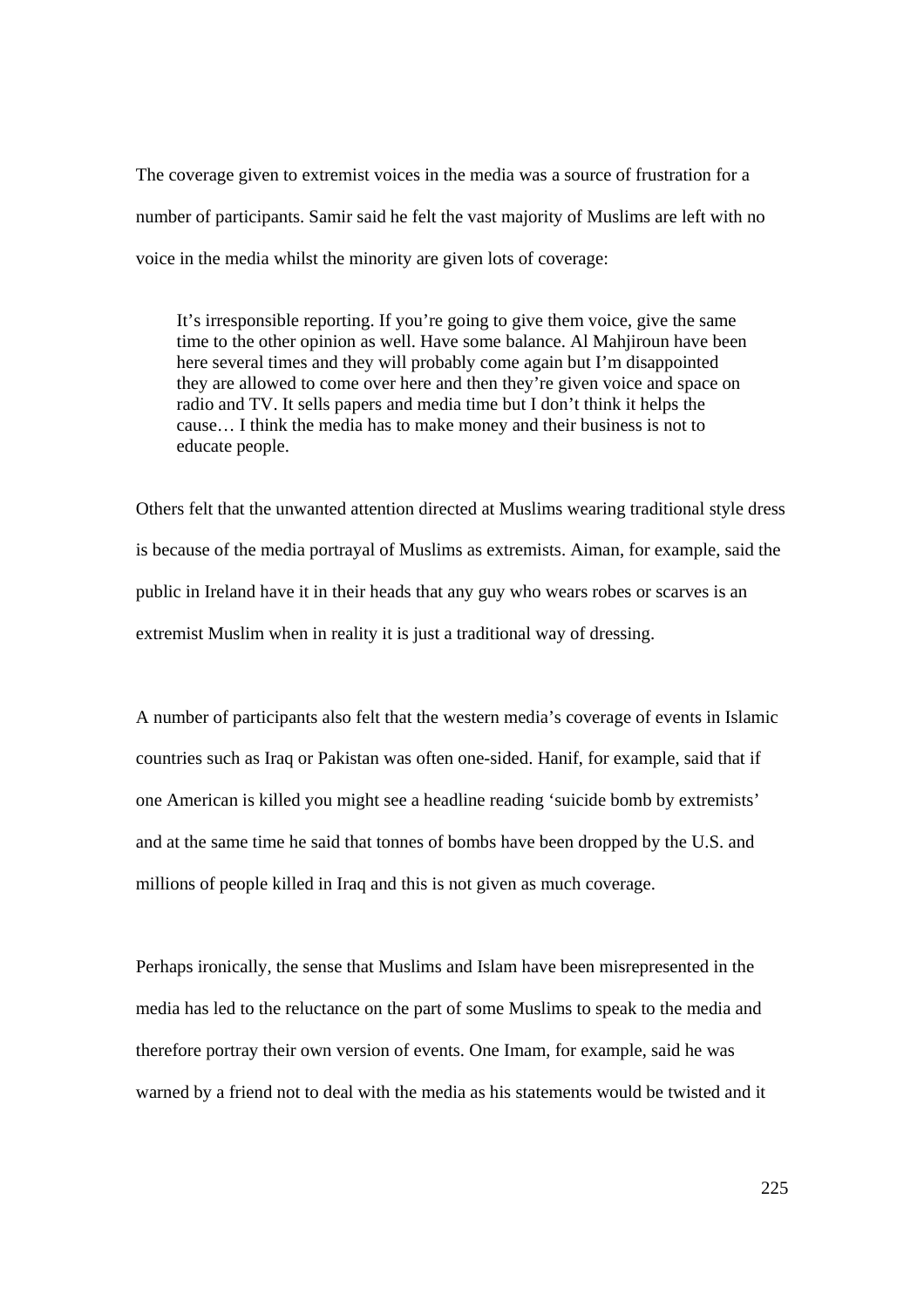The coverage given to extremist voices in the media was a source of frustration for a number of participants. Samir said he felt the vast majority of Muslims are left with no voice in the media whilst the minority are given lots of coverage:

> It's irresponsible reporting. If you're going to give them voice, give the same time to the other opinion as well. Have some balance. Al Mahjiroun have been here several times and they will probably come again but I'm disappointed they are allowed to come over here and then they're given voice and space on radio and TV. It sells papers and media time but I don't think it helps the cause… I think the media has to make money and their business is not to educate people.

Others felt that the unwanted attention directed at Muslims wearing traditional style dress is because of the media portrayal of Muslims as extremists. Aiman, for example, said the public in Ireland have it in their heads that any guy who wears robes or scarves is an extremist Muslim when in reality it is just a traditional way of dressing.

A number of participants also felt that the western media's coverage of events in Islamic countries such as Iraq or Pakistan was often one-sided. Hanif, for example, said that if one American is killed you might see a headline reading 'suicide bomb by extremists' and at the same time he said that tonnes of bombs have been dropped by the U.S. and millions of people killed in Iraq and this is not given as much coverage.

Perhaps ironically, the sense that Muslims and Islam have been misrepresented in the media has led to the reluctance on the part of some Muslims to speak to the media and therefore portray their own version of events. One Imam, for example, said he was warned by a friend not to deal with the media as his statements would be twisted and it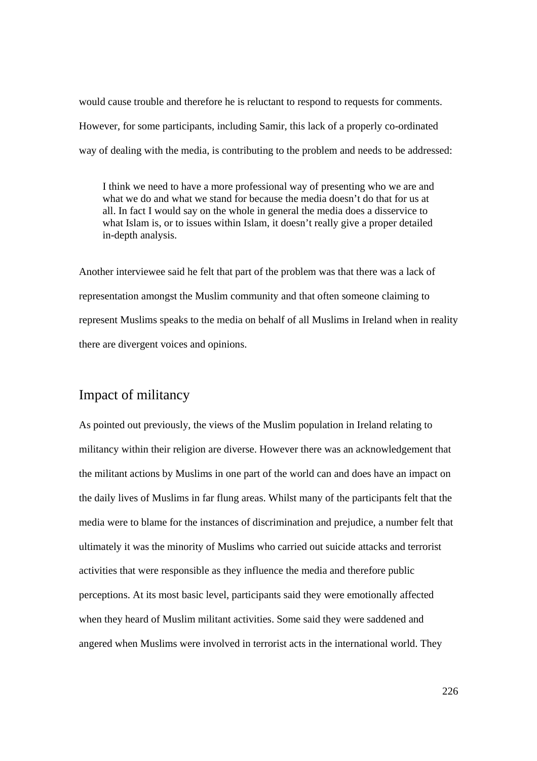would cause trouble and therefore he is reluctant to respond to requests for comments. However, for some participants, including Samir, this lack of a properly co-ordinated way of dealing with the media, is contributing to the problem and needs to be addressed:

> I think we need to have a more professional way of presenting who we are and what we do and what we stand for because the media doesn't do that for us at all. In fact I would say on the whole in general the media does a disservice to what Islam is, or to issues within Islam, it doesn't really give a proper detailed in-depth analysis.

Another interviewee said he felt that part of the problem was that there was a lack of representation amongst the Muslim community and that often someone claiming to represent Muslims speaks to the media on behalf of all Muslims in Ireland when in reality there are divergent voices and opinions.

## Impact of militancy

As pointed out previously, the views of the Muslim population in Ireland relating to militancy within their religion are diverse. However there was an acknowledgement that the militant actions by Muslims in one part of the world can and does have an impact on the daily lives of Muslims in far flung areas. Whilst many of the participants felt that the media were to blame for the instances of discrimination and prejudice, a number felt that ultimately it was the minority of Muslims who carried out suicide attacks and terrorist activities that were responsible as they influence the media and therefore public perceptions. At its most basic level, participants said they were emotionally affected when they heard of Muslim militant activities. Some said they were saddened and angered when Muslims were involved in terrorist acts in the international world. They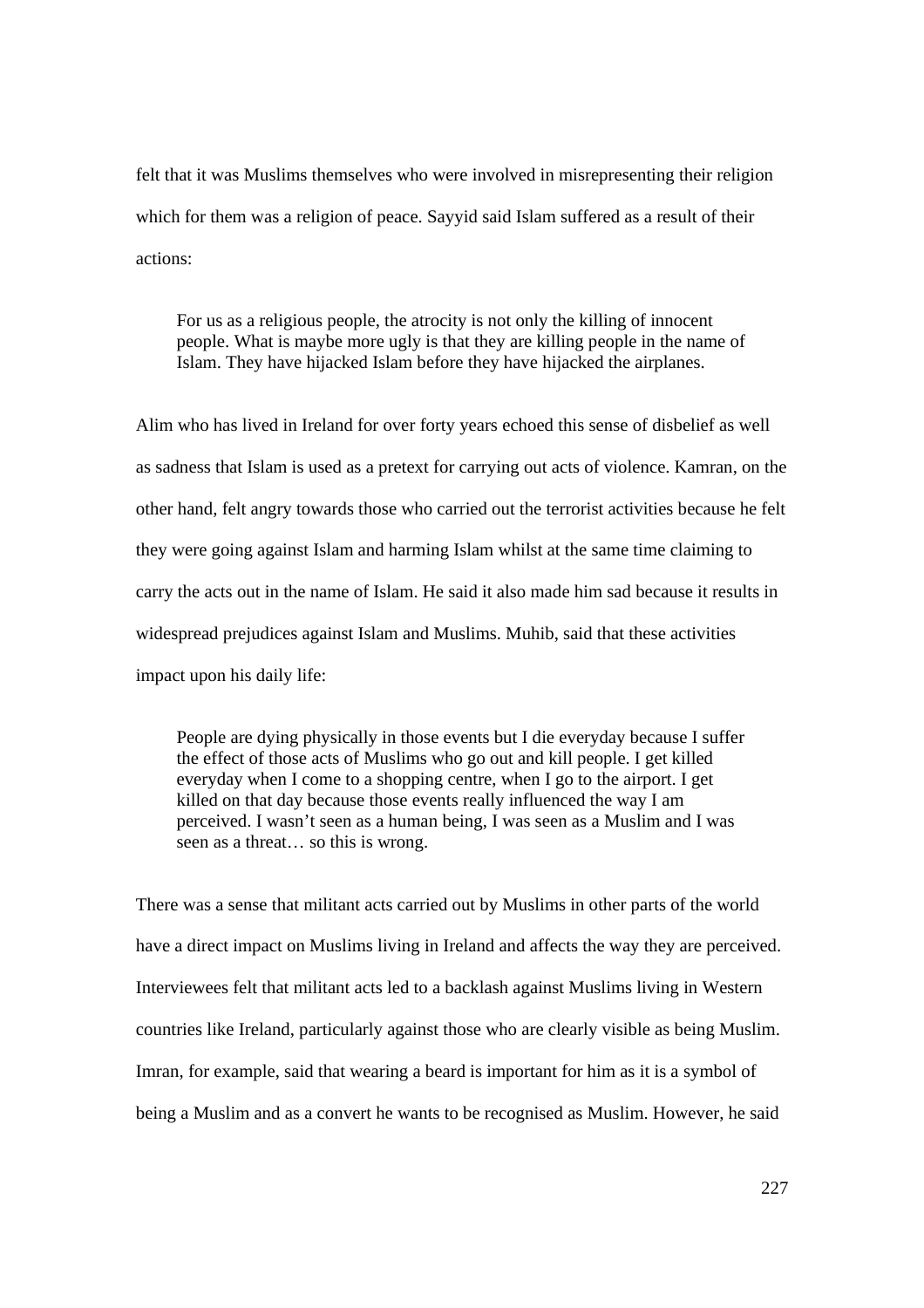felt that it was Muslims themselves who were involved in misrepresenting their religion which for them was a religion of peace. Sayyid said Islam suffered as a result of their actions:

> For us as a religious people, the atrocity is not only the killing of innocent people. What is maybe more ugly is that they are killing people in the name of Islam. They have hijacked Islam before they have hijacked the airplanes.

Alim who has lived in Ireland for over forty years echoed this sense of disbelief as well as sadness that Islam is used as a pretext for carrying out acts of violence. Kamran, on the other hand, felt angry towards those who carried out the terrorist activities because he felt they were going against Islam and harming Islam whilst at the same time claiming to carry the acts out in the name of Islam. He said it also made him sad because it results in widespread prejudices against Islam and Muslims. Muhib, said that these activities impact upon his daily life:

> People are dying physically in those events but I die everyday because I suffer the effect of those acts of Muslims who go out and kill people. I get killed everyday when I come to a shopping centre, when I go to the airport. I get killed on that day because those events really influenced the way I am perceived. I wasn't seen as a human being, I was seen as a Muslim and I was seen as a threat… so this is wrong.

There was a sense that militant acts carried out by Muslims in other parts of the world have a direct impact on Muslims living in Ireland and affects the way they are perceived. Interviewees felt that militant acts led to a backlash against Muslims living in Western countries like Ireland, particularly against those who are clearly visible as being Muslim. Imran, for example, said that wearing a beard is important for him as it is a symbol of being a Muslim and as a convert he wants to be recognised as Muslim. However, he said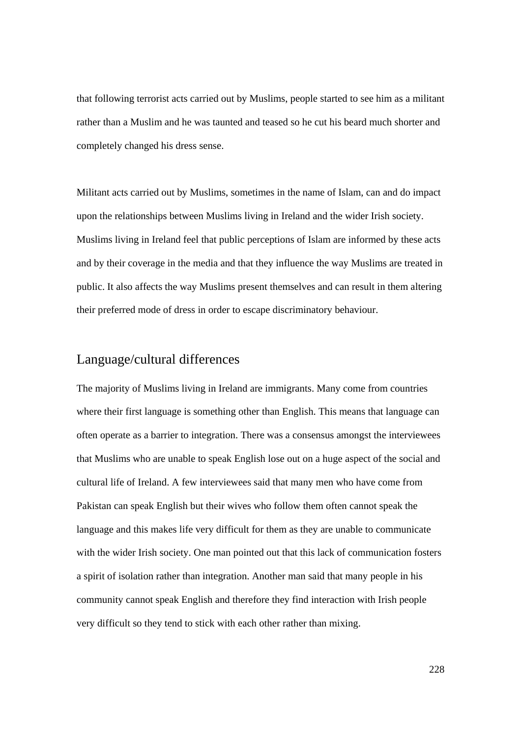that following terrorist acts carried out by Muslims, people started to see him as a militant rather than a Muslim and he was taunted and teased so he cut his beard much shorter and completely changed his dress sense.

Militant acts carried out by Muslims, sometimes in the name of Islam, can and do impact upon the relationships between Muslims living in Ireland and the wider Irish society. Muslims living in Ireland feel that public perceptions of Islam are informed by these acts and by their coverage in the media and that they influence the way Muslims are treated in public. It also affects the way Muslims present themselves and can result in them altering their preferred mode of dress in order to escape discriminatory behaviour.

## Language/cultural differences

The majority of Muslims living in Ireland are immigrants. Many come from countries where their first language is something other than English. This means that language can often operate as a barrier to integration. There was a consensus amongst the interviewees that Muslims who are unable to speak English lose out on a huge aspect of the social and cultural life of Ireland. A few interviewees said that many men who have come from Pakistan can speak English but their wives who follow them often cannot speak the language and this makes life very difficult for them as they are unable to communicate with the wider Irish society. One man pointed out that this lack of communication fosters a spirit of isolation rather than integration. Another man said that many people in his community cannot speak English and therefore they find interaction with Irish people very difficult so they tend to stick with each other rather than mixing.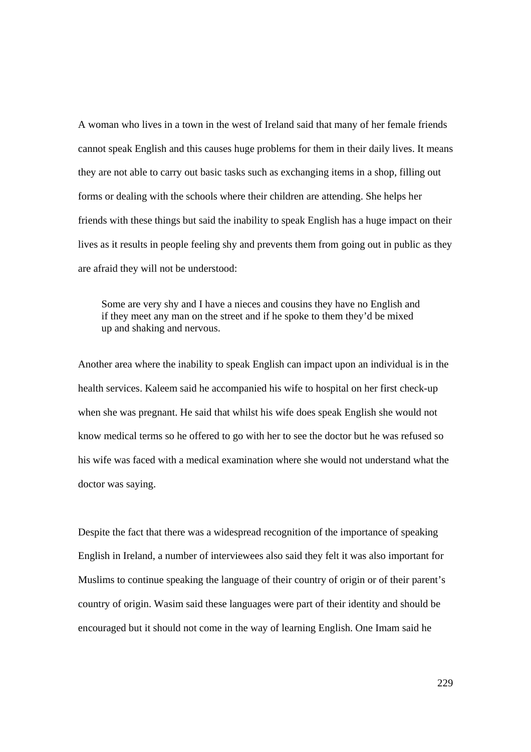A woman who lives in a town in the west of Ireland said that many of her female friends cannot speak English and this causes huge problems for them in their daily lives. It means they are not able to carry out basic tasks such as exchanging items in a shop, filling out forms or dealing with the schools where their children are attending. She helps her friends with these things but said the inability to speak English has a huge impact on their lives as it results in people feeling shy and prevents them from going out in public as they are afraid they will not be understood:

> Some are very shy and I have a nieces and cousins they have no English and if they meet any man on the street and if he spoke to them they'd be mixed up and shaking and nervous.

Another area where the inability to speak English can impact upon an individual is in the health services. Kaleem said he accompanied his wife to hospital on her first check-up when she was pregnant. He said that whilst his wife does speak English she would not know medical terms so he offered to go with her to see the doctor but he was refused so his wife was faced with a medical examination where she would not understand what the doctor was saying.

Despite the fact that there was a widespread recognition of the importance of speaking English in Ireland, a number of interviewees also said they felt it was also important for Muslims to continue speaking the language of their country of origin or of their parent's country of origin. Wasim said these languages were part of their identity and should be encouraged but it should not come in the way of learning English. One Imam said he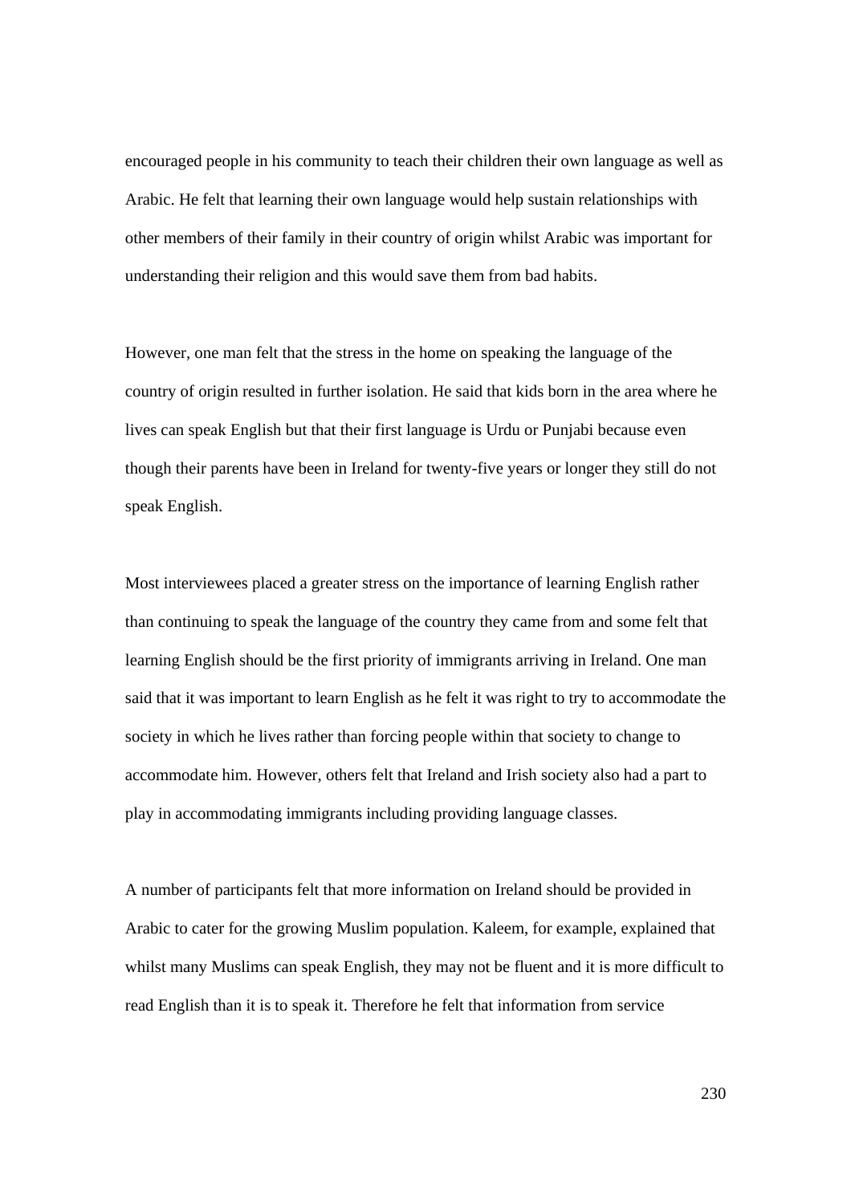encouraged people in his community to teach their children their own language as well as Arabic. He felt that learning their own language would help sustain relationships with other members of their family in their country of origin whilst Arabic was important for understanding their religion and this would save them from bad habits.

However, one man felt that the stress in the home on speaking the language of the country of origin resulted in further isolation. He said that kids born in the area where he lives can speak English but that their first language is Urdu or Punjabi because even though their parents have been in Ireland for twenty-five years or longer they still do not speak English.

Most interviewees placed a greater stress on the importance of learning English rather than continuing to speak the language of the country they came from and some felt that learning English should be the first priority of immigrants arriving in Ireland. One man said that it was important to learn English as he felt it was right to try to accommodate the society in which he lives rather than forcing people within that society to change to accommodate him. However, others felt that Ireland and Irish society also had a part to play in accommodating immigrants including providing language classes.

A number of participants felt that more information on Ireland should be provided in Arabic to cater for the growing Muslim population. Kaleem, for example, explained that whilst many Muslims can speak English, they may not be fluent and it is more difficult to read English than it is to speak it. Therefore he felt that information from service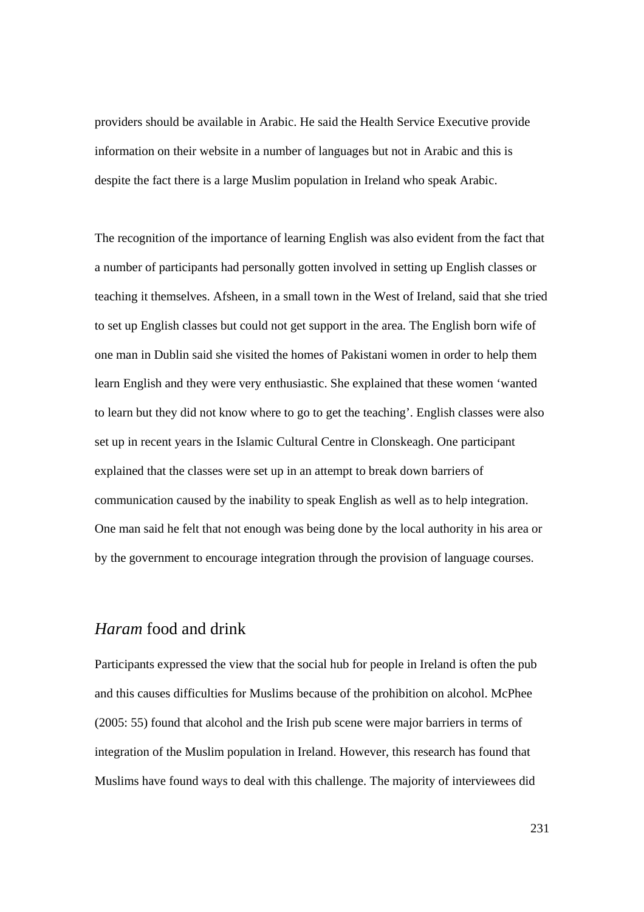providers should be available in Arabic. He said the Health Service Executive provide information on their website in a number of languages but not in Arabic and this is despite the fact there is a large Muslim population in Ireland who speak Arabic.

The recognition of the importance of learning English was also evident from the fact that a number of participants had personally gotten involved in setting up English classes or teaching it themselves. Afsheen, in a small town in the West of Ireland, said that she tried to set up English classes but could not get support in the area. The English born wife of one man in Dublin said she visited the homes of Pakistani women in order to help them learn English and they were very enthusiastic. She explained that these women 'wanted to learn but they did not know where to go to get the teaching'. English classes were also set up in recent years in the Islamic Cultural Centre in Clonskeagh. One participant explained that the classes were set up in an attempt to break down barriers of communication caused by the inability to speak English as well as to help integration. One man said he felt that not enough was being done by the local authority in his area or by the government to encourage integration through the provision of language courses.

## *Haram* food and drink

Participants expressed the view that the social hub for people in Ireland is often the pub and this causes difficulties for Muslims because of the prohibition on alcohol. McPhee (2005: 55) found that alcohol and the Irish pub scene were major barriers in terms of integration of the Muslim population in Ireland. However, this research has found that Muslims have found ways to deal with this challenge. The majority of interviewees did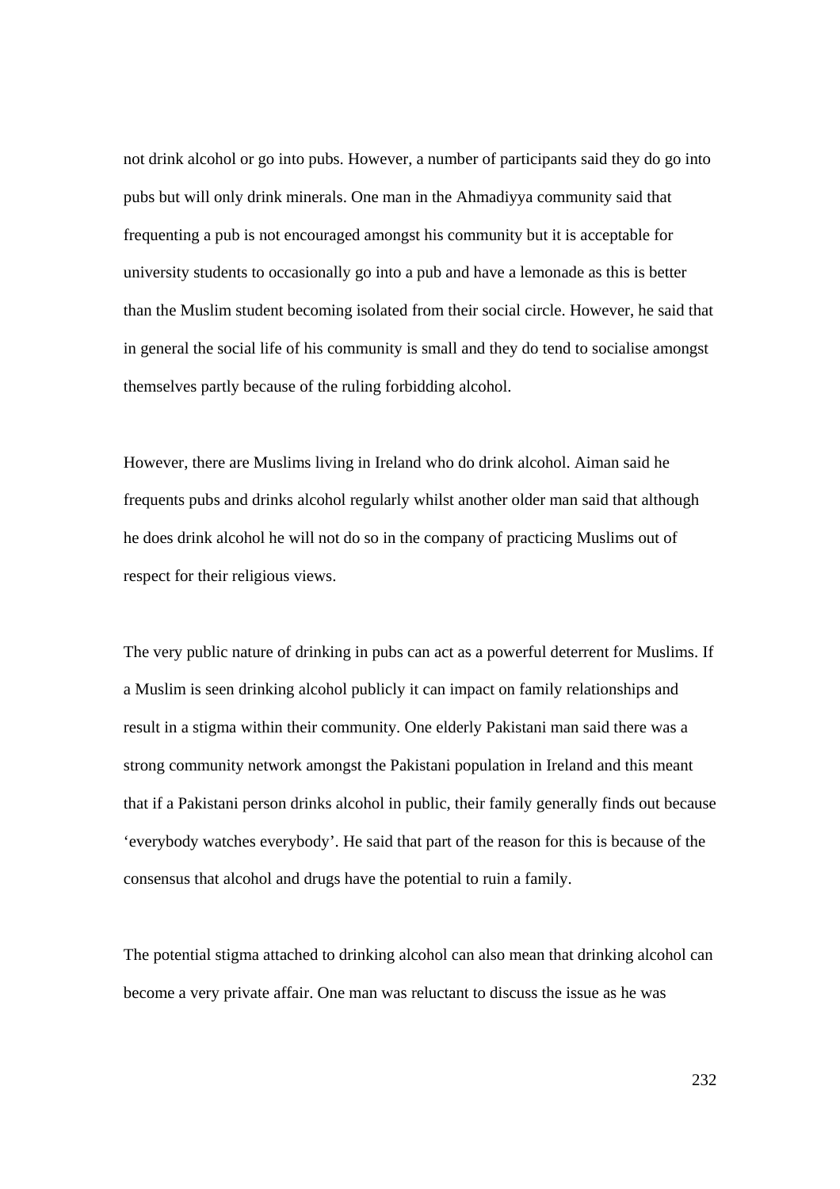not drink alcohol or go into pubs. However, a number of participants said they do go into pubs but will only drink minerals. One man in the Ahmadiyya community said that frequenting a pub is not encouraged amongst his community but it is acceptable for university students to occasionally go into a pub and have a lemonade as this is better than the Muslim student becoming isolated from their social circle. However, he said that in general the social life of his community is small and they do tend to socialise amongst themselves partly because of the ruling forbidding alcohol.

However, there are Muslims living in Ireland who do drink alcohol. Aiman said he frequents pubs and drinks alcohol regularly whilst another older man said that although he does drink alcohol he will not do so in the company of practicing Muslims out of respect for their religious views.

The very public nature of drinking in pubs can act as a powerful deterrent for Muslims. If a Muslim is seen drinking alcohol publicly it can impact on family relationships and result in a stigma within their community. One elderly Pakistani man said there was a strong community network amongst the Pakistani population in Ireland and this meant that if a Pakistani person drinks alcohol in public, their family generally finds out because 'everybody watches everybody'. He said that part of the reason for this is because of the consensus that alcohol and drugs have the potential to ruin a family.

The potential stigma attached to drinking alcohol can also mean that drinking alcohol can become a very private affair. One man was reluctant to discuss the issue as he was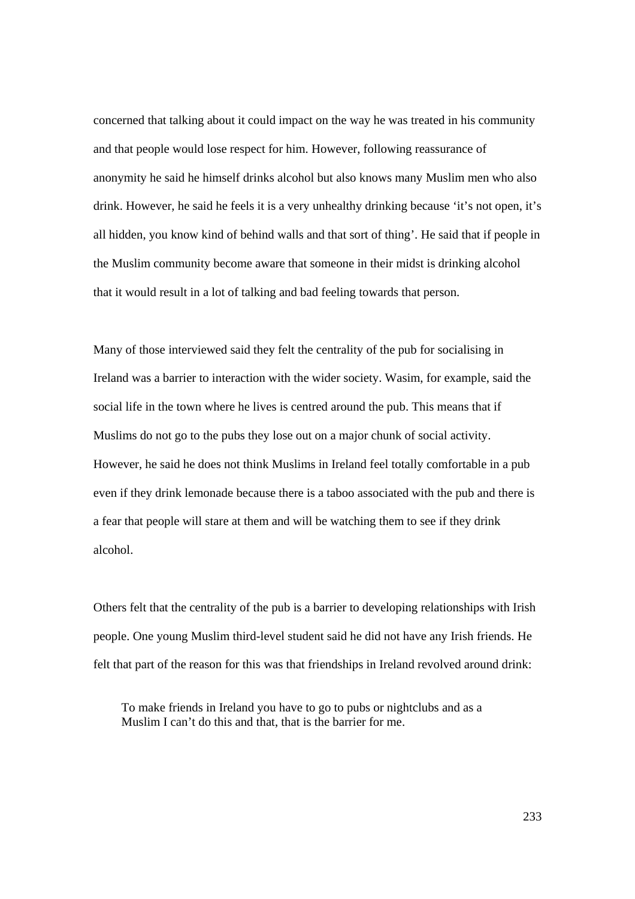concerned that talking about it could impact on the way he was treated in his community and that people would lose respect for him. However, following reassurance of anonymity he said he himself drinks alcohol but also knows many Muslim men who also drink. However, he said he feels it is a very unhealthy drinking because 'it's not open, it's all hidden, you know kind of behind walls and that sort of thing'. He said that if people in the Muslim community become aware that someone in their midst is drinking alcohol that it would result in a lot of talking and bad feeling towards that person.

Many of those interviewed said they felt the centrality of the pub for socialising in Ireland was a barrier to interaction with the wider society. Wasim, for example, said the social life in the town where he lives is centred around the pub. This means that if Muslims do not go to the pubs they lose out on a major chunk of social activity. However, he said he does not think Muslims in Ireland feel totally comfortable in a pub even if they drink lemonade because there is a taboo associated with the pub and there is a fear that people will stare at them and will be watching them to see if they drink alcohol.

Others felt that the centrality of the pub is a barrier to developing relationships with Irish people. One young Muslim third-level student said he did not have any Irish friends. He felt that part of the reason for this was that friendships in Ireland revolved around drink:

> To make friends in Ireland you have to go to pubs or nightclubs and as a Muslim I can't do this and that, that is the barrier for me.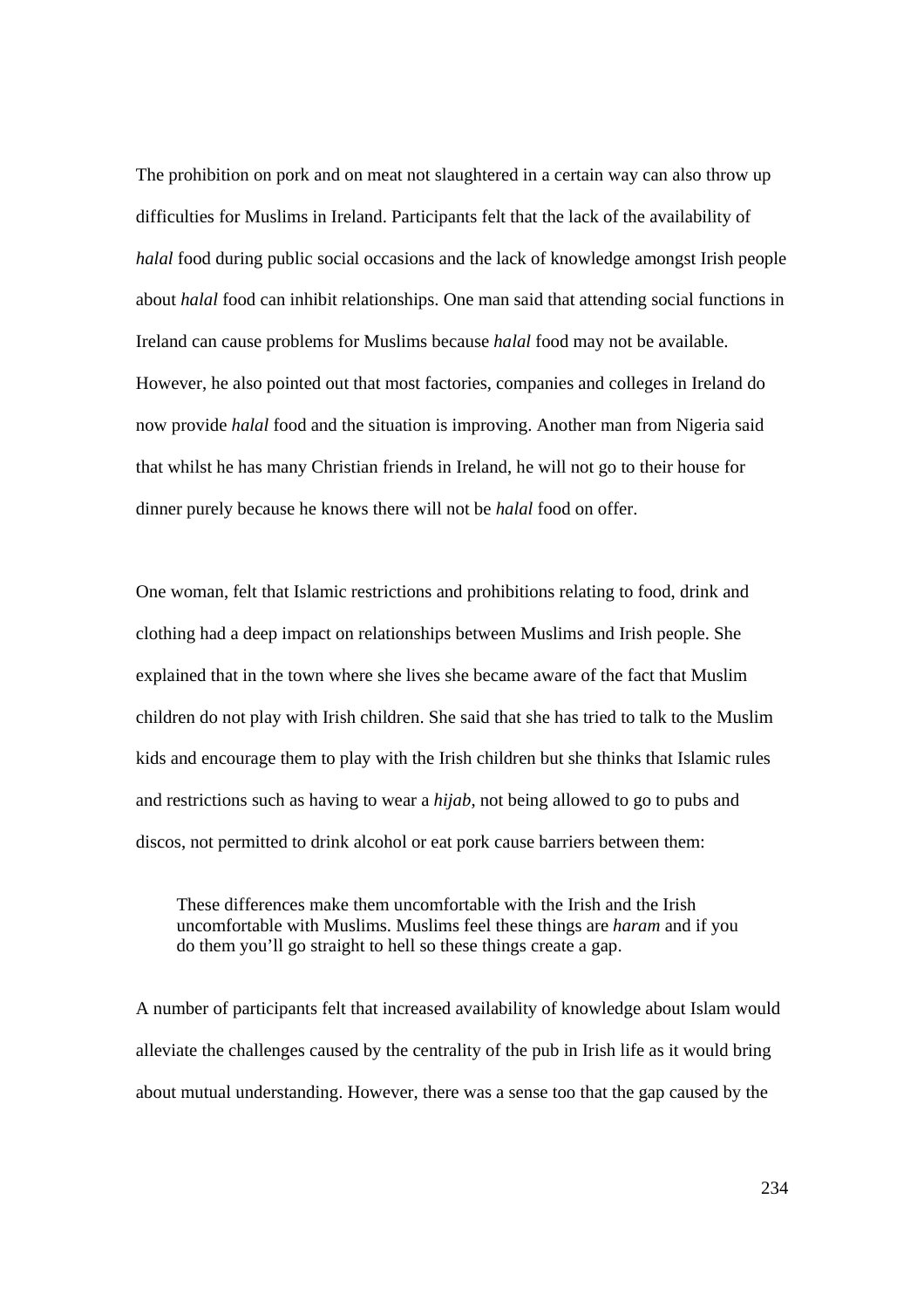The prohibition on pork and on meat not slaughtered in a certain way can also throw up difficulties for Muslims in Ireland. Participants felt that the lack of the availability of *halal* food during public social occasions and the lack of knowledge amongst Irish people about *halal* food can inhibit relationships. One man said that attending social functions in Ireland can cause problems for Muslims because *halal* food may not be available. However, he also pointed out that most factories, companies and colleges in Ireland do now provide *halal* food and the situation is improving. Another man from Nigeria said that whilst he has many Christian friends in Ireland, he will not go to their house for dinner purely because he knows there will not be *halal* food on offer.

One woman, felt that Islamic restrictions and prohibitions relating to food, drink and clothing had a deep impact on relationships between Muslims and Irish people. She explained that in the town where she lives she became aware of the fact that Muslim children do not play with Irish children. She said that she has tried to talk to the Muslim kids and encourage them to play with the Irish children but she thinks that Islamic rules and restrictions such as having to wear a *hijab*, not being allowed to go to pubs and discos, not permitted to drink alcohol or eat pork cause barriers between them:

> These differences make them uncomfortable with the Irish and the Irish uncomfortable with Muslims. Muslims feel these things are *haram* and if you do them you'll go straight to hell so these things create a gap.

A number of participants felt that increased availability of knowledge about Islam would alleviate the challenges caused by the centrality of the pub in Irish life as it would bring about mutual understanding. However, there was a sense too that the gap caused by the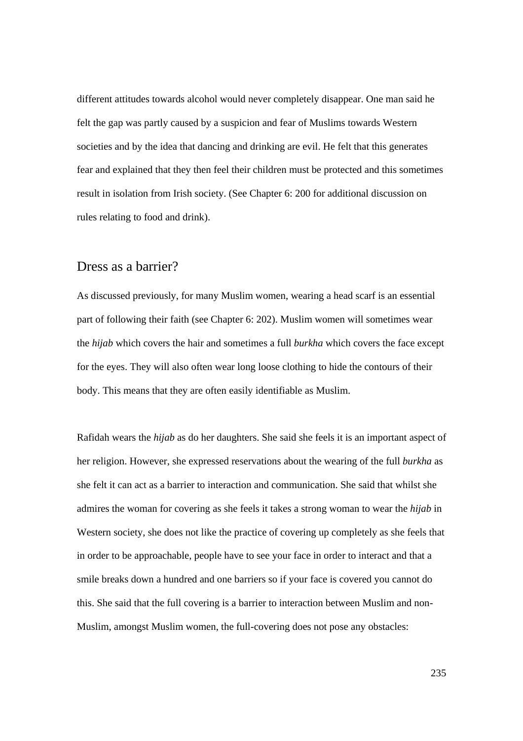different attitudes towards alcohol would never completely disappear. One man said he felt the gap was partly caused by a suspicion and fear of Muslims towards Western societies and by the idea that dancing and drinking are evil. He felt that this generates fear and explained that they then feel their children must be protected and this sometimes result in isolation from Irish society. (See Chapter 6: 200 for additional discussion on rules relating to food and drink).

## Dress as a barrier?

As discussed previously, for many Muslim women, wearing a head scarf is an essential part of following their faith (see Chapter 6: 202). Muslim women will sometimes wear the *hijab* which covers the hair and sometimes a full *burkha* which covers the face except for the eyes. They will also often wear long loose clothing to hide the contours of their body. This means that they are often easily identifiable as Muslim.

Rafidah wears the *hijab* as do her daughters. She said she feels it is an important aspect of her religion. However, she expressed reservations about the wearing of the full *burkha* as she felt it can act as a barrier to interaction and communication. She said that whilst she admires the woman for covering as she feels it takes a strong woman to wear the *hijab* in Western society, she does not like the practice of covering up completely as she feels that in order to be approachable, people have to see your face in order to interact and that a smile breaks down a hundred and one barriers so if your face is covered you cannot do this. She said that the full covering is a barrier to interaction between Muslim and non-Muslim, amongst Muslim women, the full-covering does not pose any obstacles: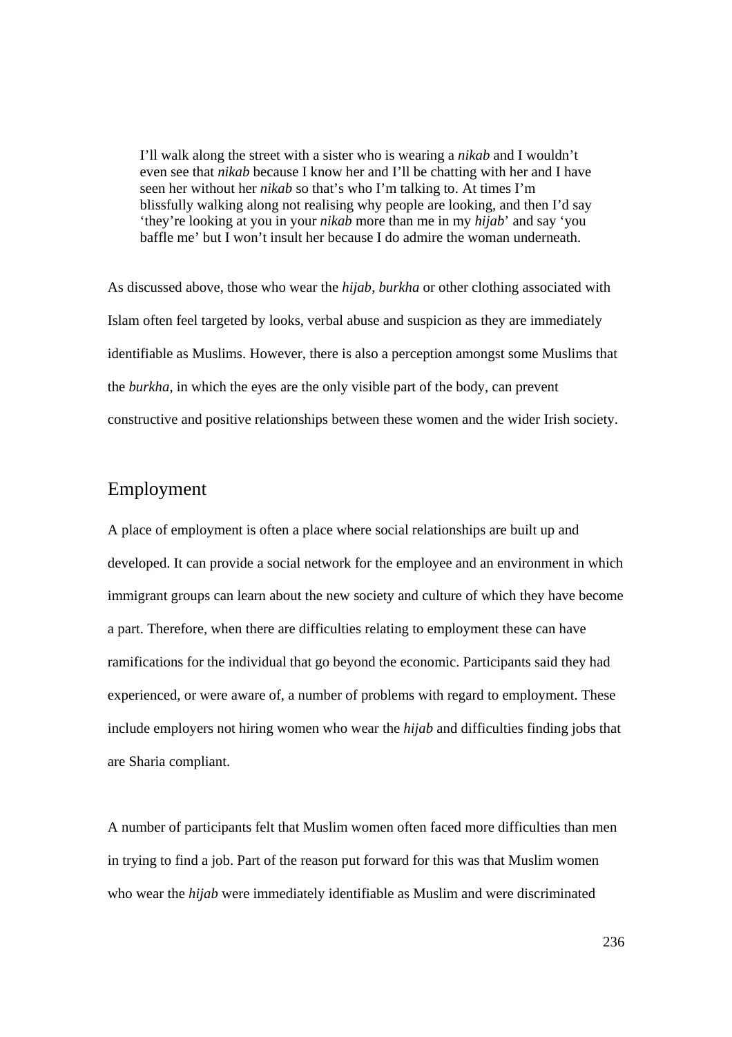> I'll walk along the street with a sister who is wearing a *nikab* and I wouldn't even see that *nikab* because I know her and I'll be chatting with her and I have seen her without her *nikab* so that's who I'm talking to. At times I'm blissfully walking along not realising why people are looking, and then I'd say 'they're looking at you in your *nikab* more than me in my *hijab*' and say 'you baffle me' but I won't insult her because I do admire the woman underneath.

As discussed above, those who wear the *hijab*, *burkha* or other clothing associated with Islam often feel targeted by looks, verbal abuse and suspicion as they are immediately identifiable as Muslims. However, there is also a perception amongst some Muslims that the *burkha*, in which the eyes are the only visible part of the body, can prevent constructive and positive relationships between these women and the wider Irish society.

## Employment

A place of employment is often a place where social relationships are built up and developed. It can provide a social network for the employee and an environment in which immigrant groups can learn about the new society and culture of which they have become a part. Therefore, when there are difficulties relating to employment these can have ramifications for the individual that go beyond the economic. Participants said they had experienced, or were aware of, a number of problems with regard to employment. These include employers not hiring women who wear the *hijab* and difficulties finding jobs that are Sharia compliant.

A number of participants felt that Muslim women often faced more difficulties than men in trying to find a job. Part of the reason put forward for this was that Muslim women who wear the *hijab* were immediately identifiable as Muslim and were discriminated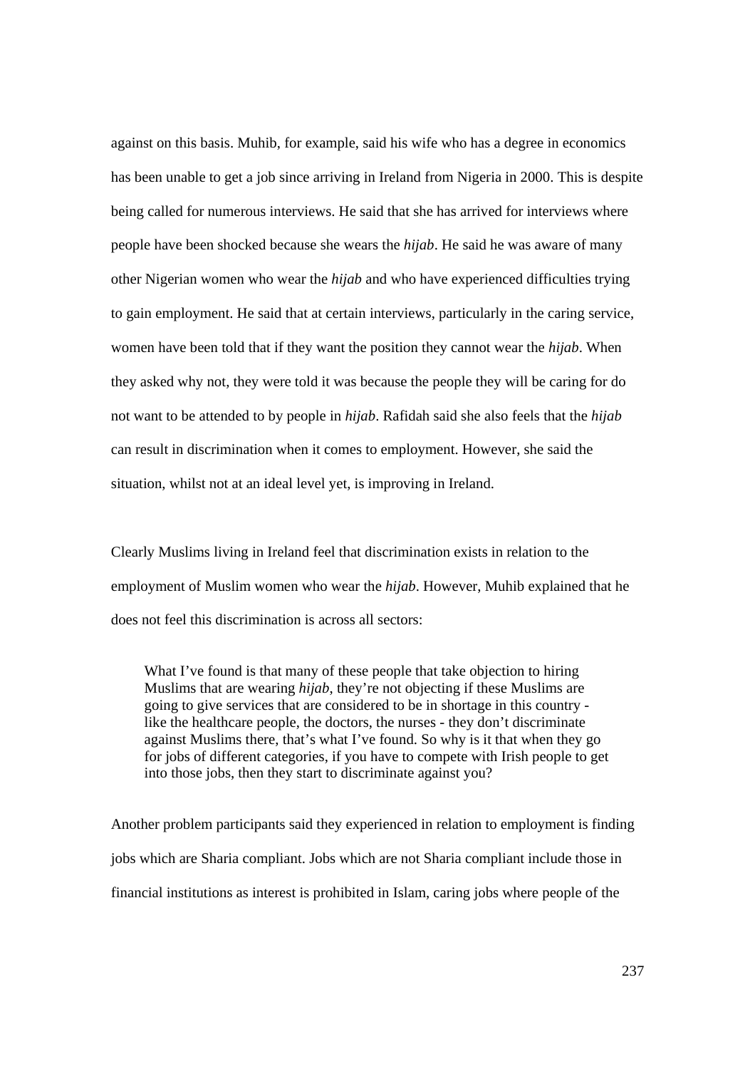against on this basis. Muhib, for example, said his wife who has a degree in economics has been unable to get a job since arriving in Ireland from Nigeria in 2000. This is despite being called for numerous interviews. He said that she has arrived for interviews where people have been shocked because she wears the *hijab*. He said he was aware of many other Nigerian women who wear the *hijab* and who have experienced difficulties trying to gain employment. He said that at certain interviews, particularly in the caring service, women have been told that if they want the position they cannot wear the *hijab*. When they asked why not, they were told it was because the people they will be caring for do not want to be attended to by people in *hijab*. Rafidah said she also feels that the *hijab* can result in discrimination when it comes to employment. However, she said the situation, whilst not at an ideal level yet, is improving in Ireland.

Clearly Muslims living in Ireland feel that discrimination exists in relation to the employment of Muslim women who wear the *hijab*. However, Muhib explained that he does not feel this discrimination is across all sectors:

> What I've found is that many of these people that take objection to hiring Muslims that are wearing *hijab*, they're not objecting if these Muslims are going to give services that are considered to be in shortage in this country - like the healthcare people, the doctors, the nurses - they don't discriminate against Muslims there, that's what I've found. So why is it that when they go for jobs of different categories, if you have to compete with Irish people to get into those jobs, then they start to discriminate against you?

Another problem participants said they experienced in relation to employment is finding jobs which are Sharia compliant. Jobs which are not Sharia compliant include those in financial institutions as interest is prohibited in Islam, caring jobs where people of the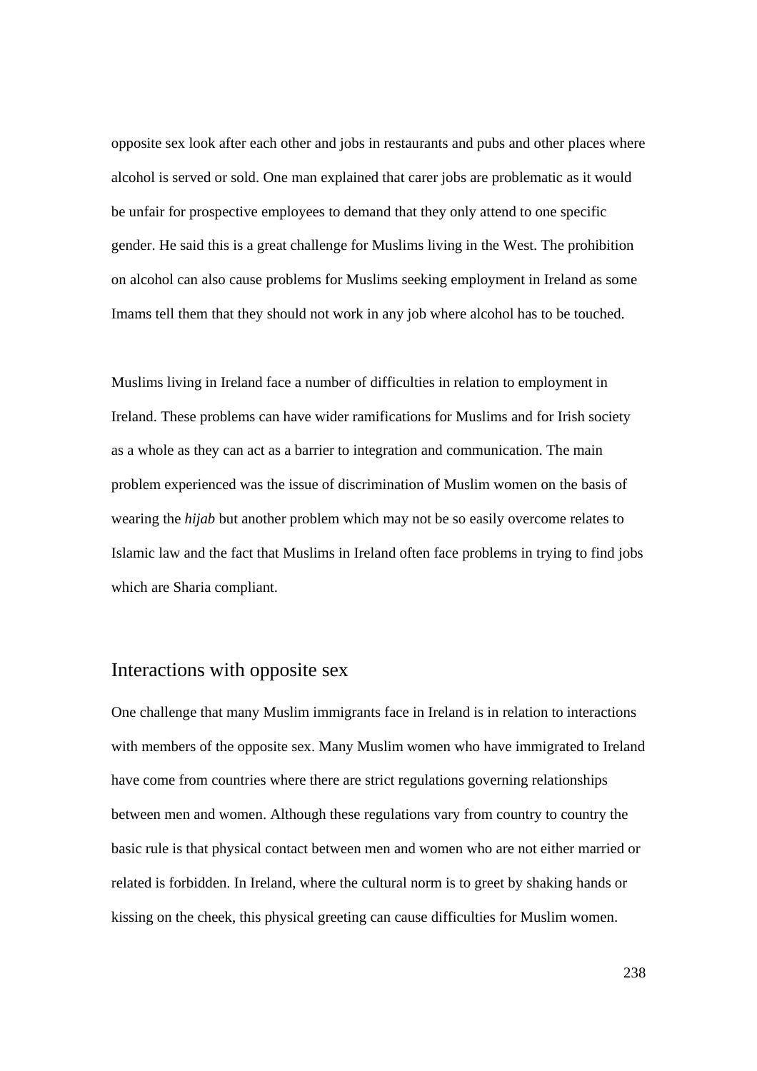opposite sex look after each other and jobs in restaurants and pubs and other places where alcohol is served or sold. One man explained that carer jobs are problematic as it would be unfair for prospective employees to demand that they only attend to one specific gender. He said this is a great challenge for Muslims living in the West. The prohibition on alcohol can also cause problems for Muslims seeking employment in Ireland as some Imams tell them that they should not work in any job where alcohol has to be touched.

Muslims living in Ireland face a number of difficulties in relation to employment in Ireland. These problems can have wider ramifications for Muslims and for Irish society as a whole as they can act as a barrier to integration and communication. The main problem experienced was the issue of discrimination of Muslim women on the basis of wearing the *hijab* but another problem which may not be so easily overcome relates to Islamic law and the fact that Muslims in Ireland often face problems in trying to find jobs which are Sharia compliant.

## Interactions with opposite sex

One challenge that many Muslim immigrants face in Ireland is in relation to interactions with members of the opposite sex. Many Muslim women who have immigrated to Ireland have come from countries where there are strict regulations governing relationships between men and women. Although these regulations vary from country to country the basic rule is that physical contact between men and women who are not either married or related is forbidden. In Ireland, where the cultural norm is to greet by shaking hands or kissing on the cheek, this physical greeting can cause difficulties for Muslim women.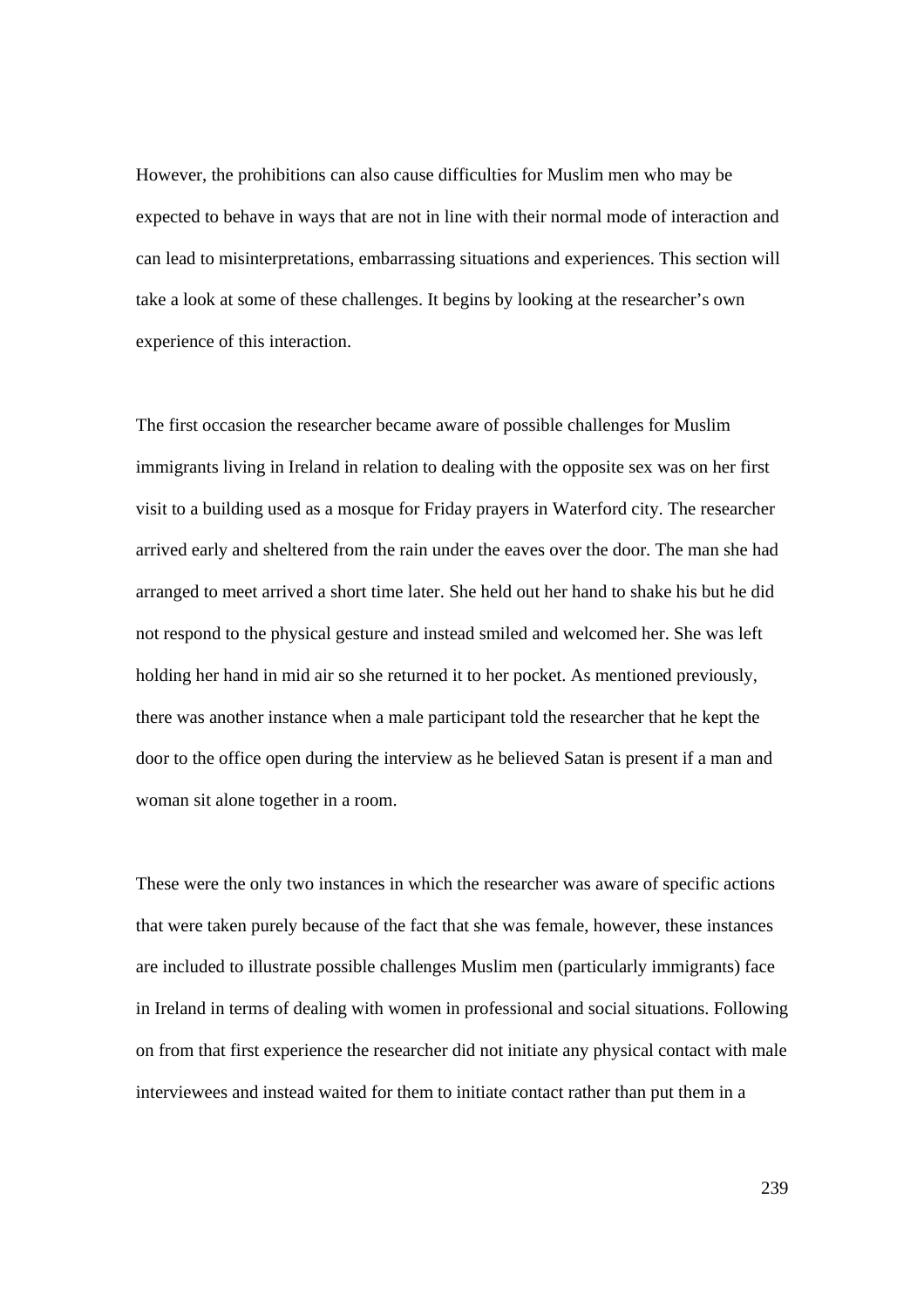However, the prohibitions can also cause difficulties for Muslim men who may be expected to behave in ways that are not in line with their normal mode of interaction and can lead to misinterpretations, embarrassing situations and experiences. This section will take a look at some of these challenges. It begins by looking at the researcher's own experience of this interaction.

The first occasion the researcher became aware of possible challenges for Muslim immigrants living in Ireland in relation to dealing with the opposite sex was on her first visit to a building used as a mosque for Friday prayers in Waterford city. The researcher arrived early and sheltered from the rain under the eaves over the door. The man she had arranged to meet arrived a short time later. She held out her hand to shake his but he did not respond to the physical gesture and instead smiled and welcomed her. She was left holding her hand in mid air so she returned it to her pocket. As mentioned previously, there was another instance when a male participant told the researcher that he kept the door to the office open during the interview as he believed Satan is present if a man and woman sit alone together in a room.

These were the only two instances in which the researcher was aware of specific actions that were taken purely because of the fact that she was female, however, these instances are included to illustrate possible challenges Muslim men (particularly immigrants) face in Ireland in terms of dealing with women in professional and social situations. Following on from that first experience the researcher did not initiate any physical contact with male interviewees and instead waited for them to initiate contact rather than put them in a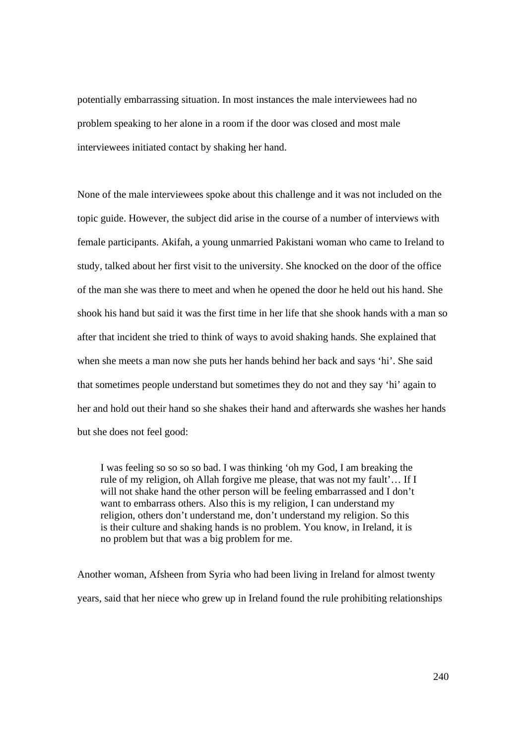potentially embarrassing situation. In most instances the male interviewees had no problem speaking to her alone in a room if the door was closed and most male interviewees initiated contact by shaking her hand.

None of the male interviewees spoke about this challenge and it was not included on the topic guide. However, the subject did arise in the course of a number of interviews with female participants. Akifah, a young unmarried Pakistani woman who came to Ireland to study, talked about her first visit to the university. She knocked on the door of the office of the man she was there to meet and when he opened the door he held out his hand. She shook his hand but said it was the first time in her life that she shook hands with a man so after that incident she tried to think of ways to avoid shaking hands. She explained that when she meets a man now she puts her hands behind her back and says 'hi'. She said that sometimes people understand but sometimes they do not and they say 'hi' again to her and hold out their hand so she shakes their hand and afterwards she washes her hands but she does not feel good:

> I was feeling so so so so bad. I was thinking 'oh my God, I am breaking the rule of my religion, oh Allah forgive me please, that was not my fault'… If I will not shake hand the other person will be feeling embarrassed and I don't want to embarrass others. Also this is my religion, I can understand my religion, others don't understand me, don't understand my religion. So this is their culture and shaking hands is no problem. You know, in Ireland, it is no problem but that was a big problem for me.

Another woman, Afsheen from Syria who had been living in Ireland for almost twenty years, said that her niece who grew up in Ireland found the rule prohibiting relationships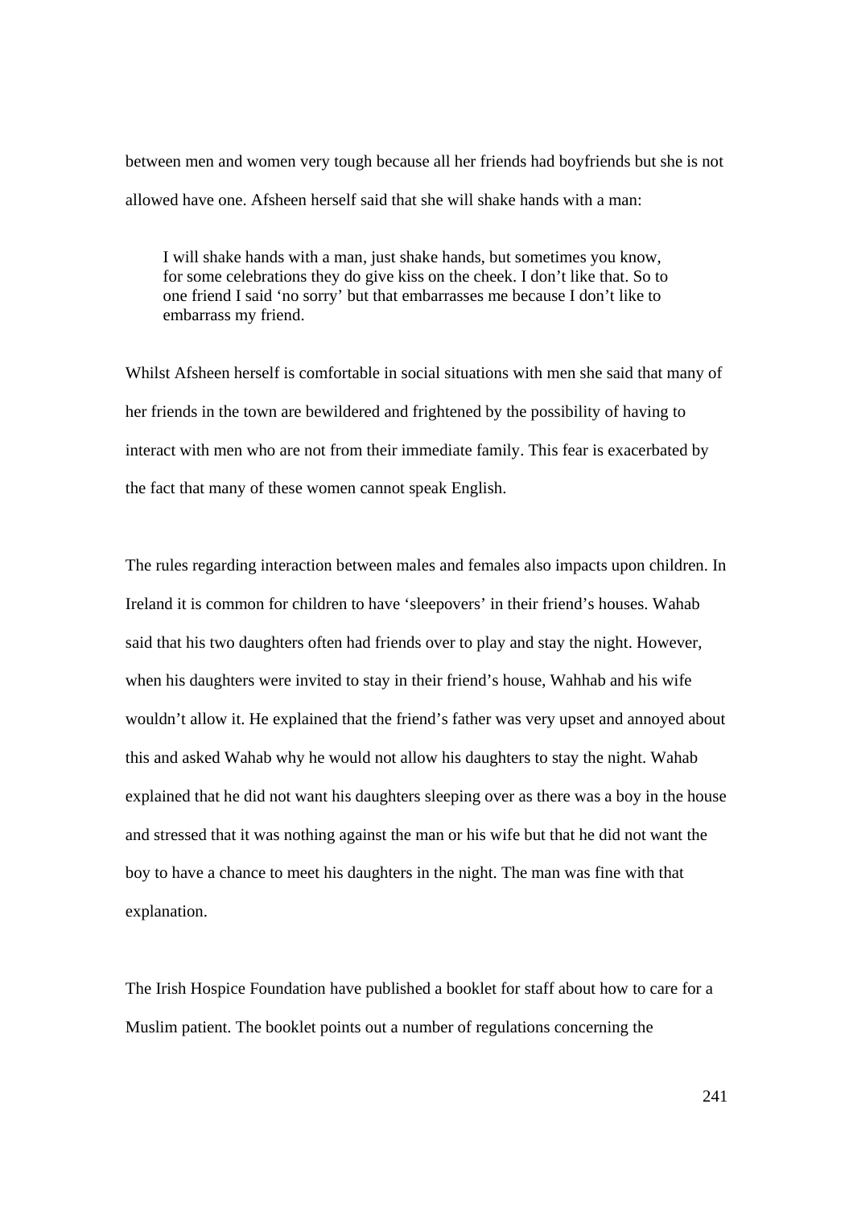between men and women very tough because all her friends had boyfriends but she is not allowed have one. Afsheen herself said that she will shake hands with a man:

> I will shake hands with a man, just shake hands, but sometimes you know, for some celebrations they do give kiss on the cheek. I don't like that. So to one friend I said 'no sorry' but that embarrasses me because I don't like to embarrass my friend.

Whilst Afsheen herself is comfortable in social situations with men she said that many of her friends in the town are bewildered and frightened by the possibility of having to interact with men who are not from their immediate family. This fear is exacerbated by the fact that many of these women cannot speak English.

The rules regarding interaction between males and females also impacts upon children. In Ireland it is common for children to have 'sleepovers' in their friend's houses. Wahab said that his two daughters often had friends over to play and stay the night. However, when his daughters were invited to stay in their friend's house, Wahhab and his wife wouldn't allow it. He explained that the friend's father was very upset and annoyed about this and asked Wahab why he would not allow his daughters to stay the night. Wahab explained that he did not want his daughters sleeping over as there was a boy in the house and stressed that it was nothing against the man or his wife but that he did not want the boy to have a chance to meet his daughters in the night. The man was fine with that explanation.

The Irish Hospice Foundation have published a booklet for staff about how to care for a Muslim patient. The booklet points out a number of regulations concerning the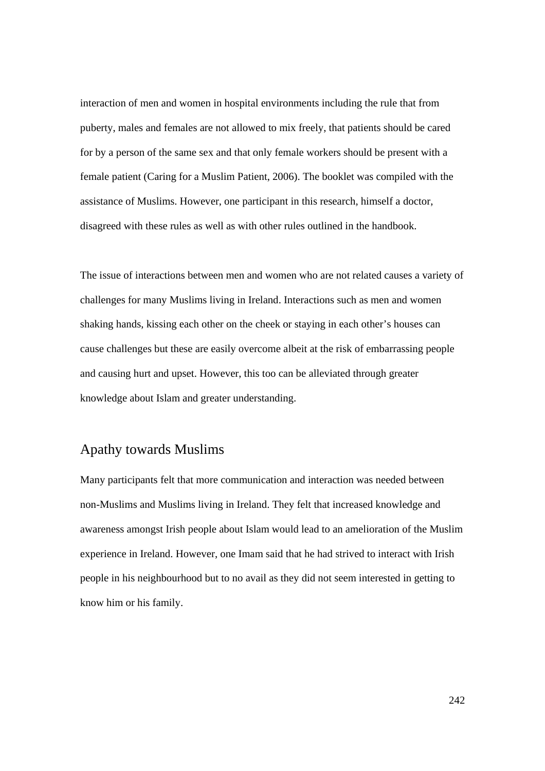interaction of men and women in hospital environments including the rule that from puberty, males and females are not allowed to mix freely, that patients should be cared for by a person of the same sex and that only female workers should be present with a female patient (Caring for a Muslim Patient, 2006). The booklet was compiled with the assistance of Muslims. However, one participant in this research, himself a doctor, disagreed with these rules as well as with other rules outlined in the handbook.

The issue of interactions between men and women who are not related causes a variety of challenges for many Muslims living in Ireland. Interactions such as men and women shaking hands, kissing each other on the cheek or staying in each other's houses can cause challenges but these are easily overcome albeit at the risk of embarrassing people and causing hurt and upset. However, this too can be alleviated through greater knowledge about Islam and greater understanding.

## Apathy towards Muslims

Many participants felt that more communication and interaction was needed between non-Muslims and Muslims living in Ireland. They felt that increased knowledge and awareness amongst Irish people about Islam would lead to an amelioration of the Muslim experience in Ireland. However, one Imam said that he had strived to interact with Irish people in his neighbourhood but to no avail as they did not seem interested in getting to know him or his family.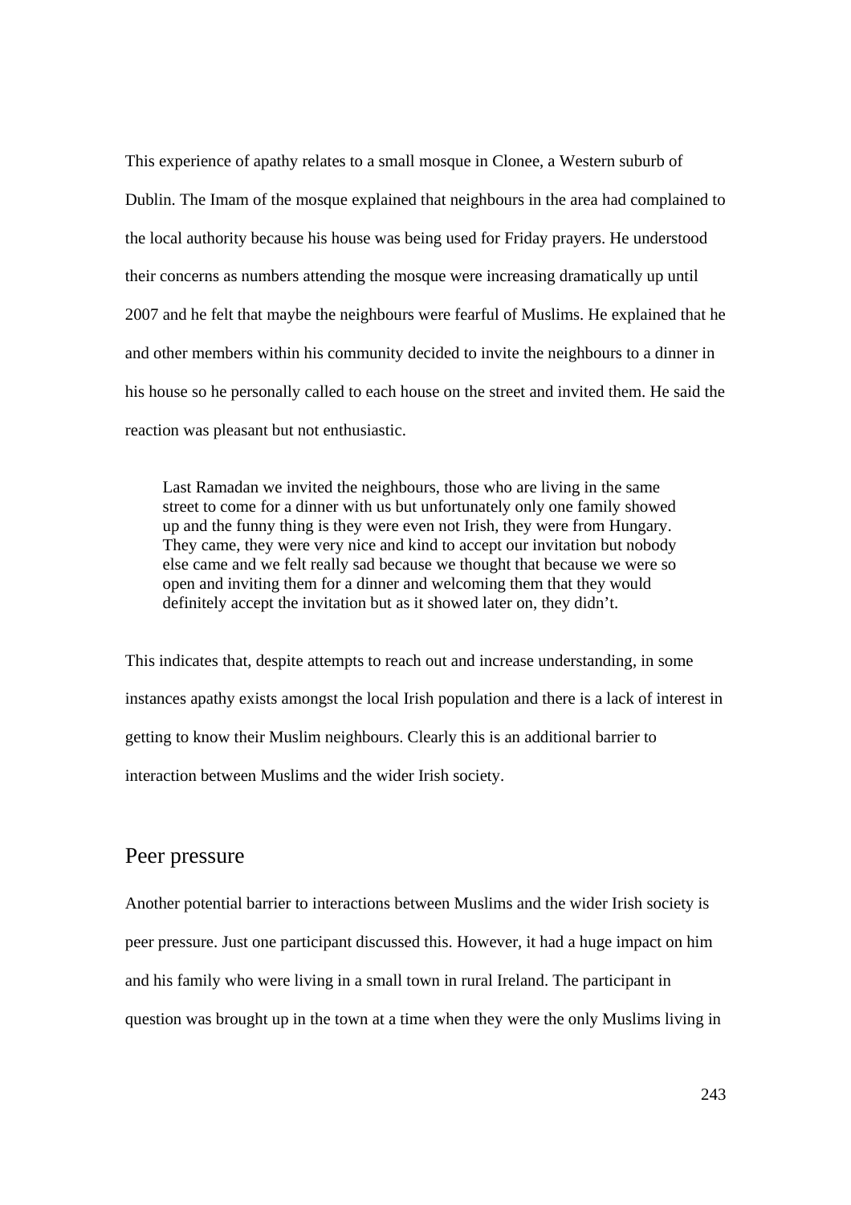This experience of apathy relates to a small mosque in Clonee, a Western suburb of Dublin. The Imam of the mosque explained that neighbours in the area had complained to the local authority because his house was being used for Friday prayers. He understood their concerns as numbers attending the mosque were increasing dramatically up until 2007 and he felt that maybe the neighbours were fearful of Muslims. He explained that he and other members within his community decided to invite the neighbours to a dinner in his house so he personally called to each house on the street and invited them. He said the reaction was pleasant but not enthusiastic.

> Last Ramadan we invited the neighbours, those who are living in the same street to come for a dinner with us but unfortunately only one family showed up and the funny thing is they were even not Irish, they were from Hungary. They came, they were very nice and kind to accept our invitation but nobody else came and we felt really sad because we thought that because we were so open and inviting them for a dinner and welcoming them that they would definitely accept the invitation but as it showed later on, they didn't.

This indicates that, despite attempts to reach out and increase understanding, in some instances apathy exists amongst the local Irish population and there is a lack of interest in getting to know their Muslim neighbours. Clearly this is an additional barrier to interaction between Muslims and the wider Irish society.

## Peer pressure

Another potential barrier to interactions between Muslims and the wider Irish society is peer pressure. Just one participant discussed this. However, it had a huge impact on him and his family who were living in a small town in rural Ireland. The participant in question was brought up in the town at a time when they were the only Muslims living in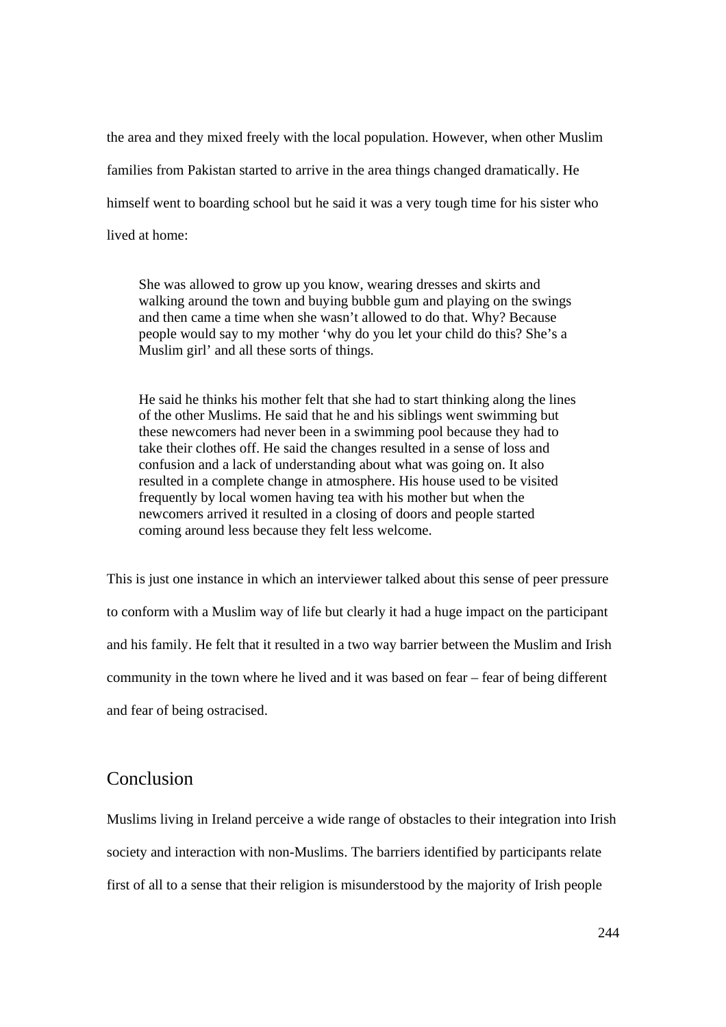the area and they mixed freely with the local population. However, when other Muslim families from Pakistan started to arrive in the area things changed dramatically. He himself went to boarding school but he said it was a very tough time for his sister who lived at home:

> She was allowed to grow up you know, wearing dresses and skirts and walking around the town and buying bubble gum and playing on the swings and then came a time when she wasn't allowed to do that. Why? Because people would say to my mother 'why do you let your child do this? She's a Muslim girl' and all these sorts of things.

> He said he thinks his mother felt that she had to start thinking along the lines of the other Muslims. He said that he and his siblings went swimming but these newcomers had never been in a swimming pool because they had to take their clothes off. He said the changes resulted in a sense of loss and confusion and a lack of understanding about what was going on. It also resulted in a complete change in atmosphere. His house used to be visited frequently by local women having tea with his mother but when the newcomers arrived it resulted in a closing of doors and people started coming around less because they felt less welcome.

This is just one instance in which an interviewer talked about this sense of peer pressure to conform with a Muslim way of life but clearly it had a huge impact on the participant and his family. He felt that it resulted in a two way barrier between the Muslim and Irish community in the town where he lived and it was based on fear – fear of being different and fear of being ostracised.

## Conclusion

Muslims living in Ireland perceive a wide range of obstacles to their integration into Irish society and interaction with non-Muslims. The barriers identified by participants relate first of all to a sense that their religion is misunderstood by the majority of Irish people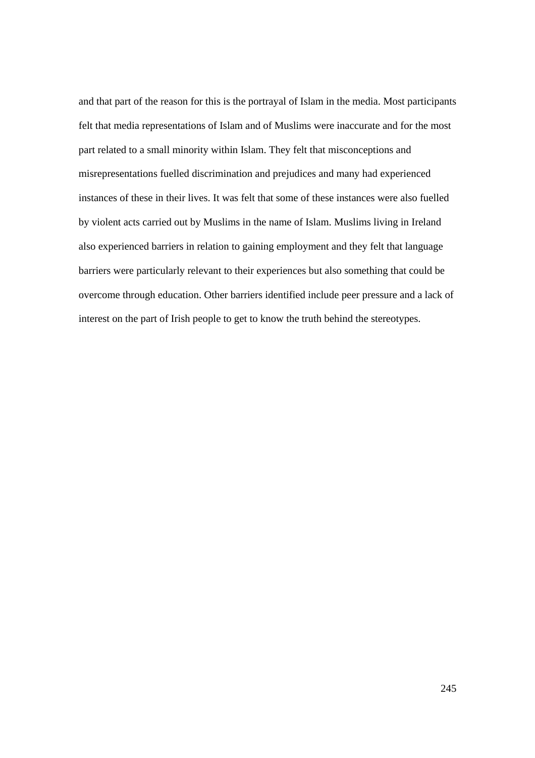and that part of the reason for this is the portrayal of Islam in the media. Most participants felt that media representations of Islam and of Muslims were inaccurate and for the most part related to a small minority within Islam. They felt that misconceptions and misrepresentations fuelled discrimination and prejudices and many had experienced instances of these in their lives. It was felt that some of these instances were also fuelled by violent acts carried out by Muslims in the name of Islam. Muslims living in Ireland also experienced barriers in relation to gaining employment and they felt that language barriers were particularly relevant to their experiences but also something that could be overcome through education. Other barriers identified include peer pressure and a lack of interest on the part of Irish people to get to know the truth behind the stereotypes.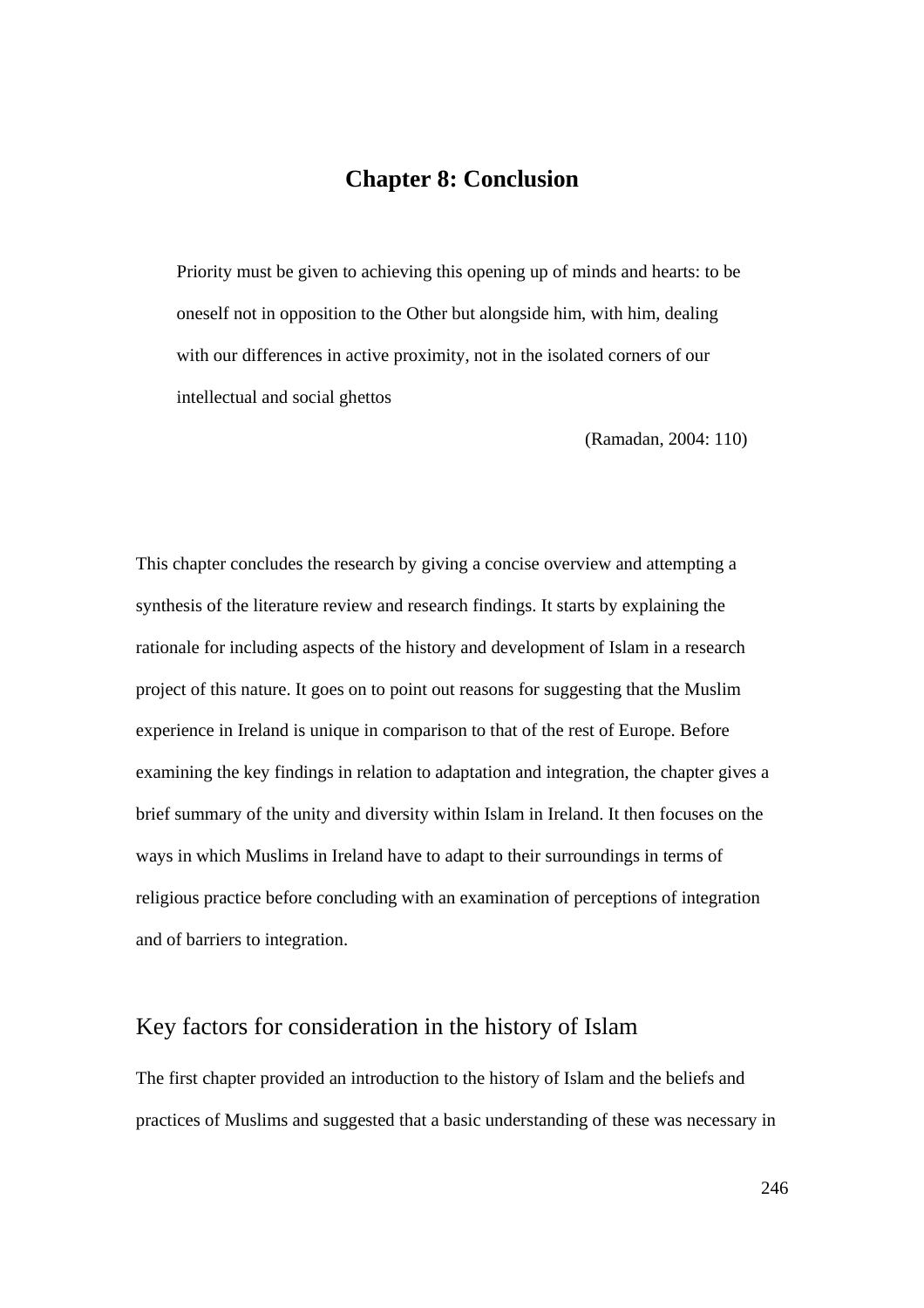# Chapter 8: Conclusion

> Priority must be given to achieving this opening up of minds and hearts: to be oneself not in opposition to the Other but alongside him, with him, dealing with our differences in active proximity, not in the isolated corners of our intellectual and social ghettos
>
> (Ramadan, 2004: 110)

This chapter concludes the research by giving a concise overview and attempting a synthesis of the literature review and research findings. It starts by explaining the rationale for including aspects of the history and development of Islam in a research project of this nature. It goes on to point out reasons for suggesting that the Muslim experience in Ireland is unique in comparison to that of the rest of Europe. Before examining the key findings in relation to adaptation and integration, the chapter gives a brief summary of the unity and diversity within Islam in Ireland. It then focuses on the ways in which Muslims in Ireland have to adapt to their surroundings in terms of religious practice before concluding with an examination of perceptions of integration and of barriers to integration.

## Key factors for consideration in the history of Islam

The first chapter provided an introduction to the history of Islam and the beliefs and practices of Muslims and suggested that a basic understanding of these was necessary in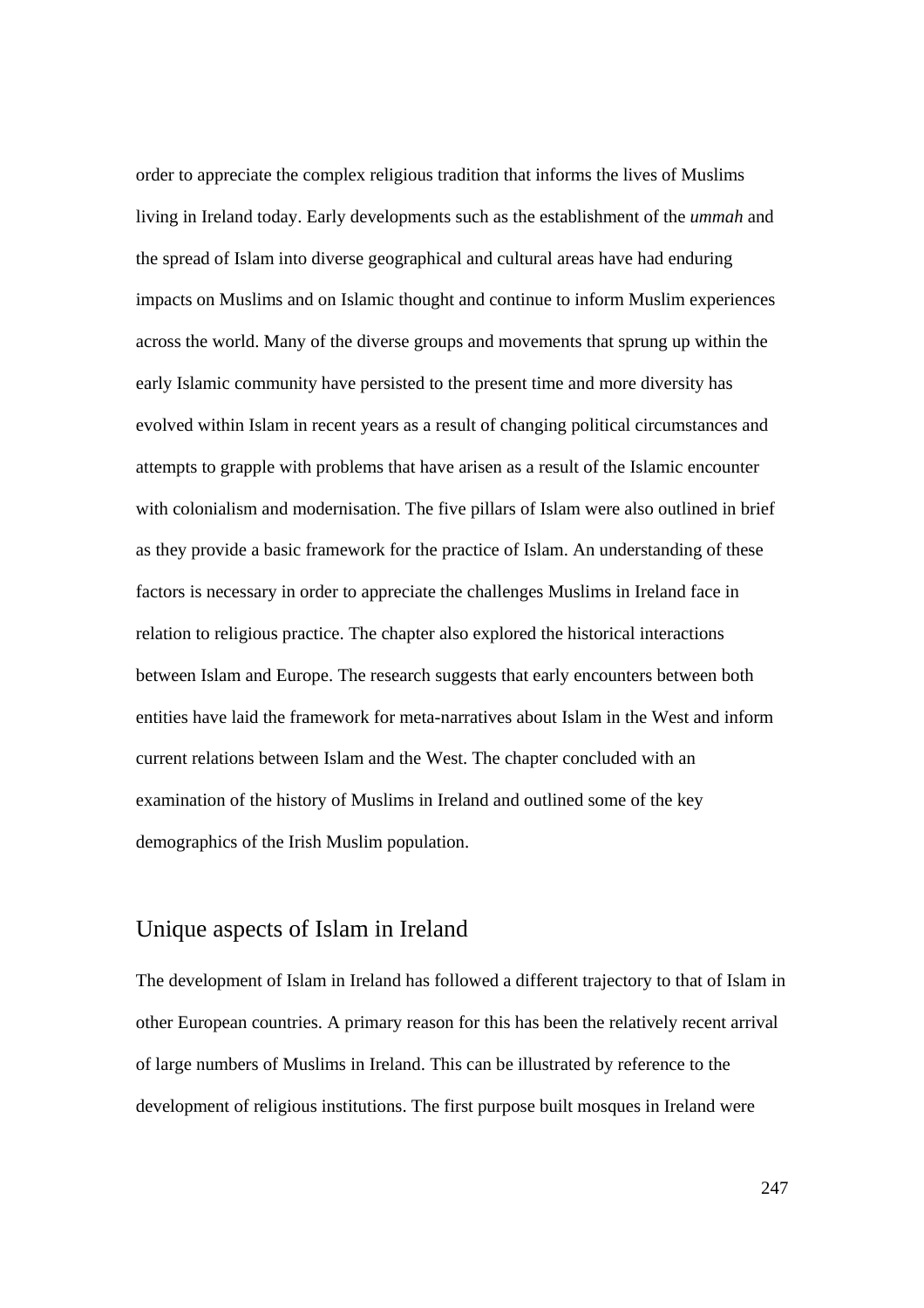order to appreciate the complex religious tradition that informs the lives of Muslims living in Ireland today. Early developments such as the establishment of the *ummah* and the spread of Islam into diverse geographical and cultural areas have had enduring impacts on Muslims and on Islamic thought and continue to inform Muslim experiences across the world. Many of the diverse groups and movements that sprung up within the early Islamic community have persisted to the present time and more diversity has evolved within Islam in recent years as a result of changing political circumstances and attempts to grapple with problems that have arisen as a result of the Islamic encounter with colonialism and modernisation. The five pillars of Islam were also outlined in brief as they provide a basic framework for the practice of Islam. An understanding of these factors is necessary in order to appreciate the challenges Muslims in Ireland face in relation to religious practice. The chapter also explored the historical interactions between Islam and Europe. The research suggests that early encounters between both entities have laid the framework for meta-narratives about Islam in the West and inform current relations between Islam and the West. The chapter concluded with an examination of the history of Muslims in Ireland and outlined some of the key demographics of the Irish Muslim population.

## Unique aspects of Islam in Ireland

The development of Islam in Ireland has followed a different trajectory to that of Islam in other European countries. A primary reason for this has been the relatively recent arrival of large numbers of Muslims in Ireland. This can be illustrated by reference to the development of religious institutions. The first purpose built mosques in Ireland were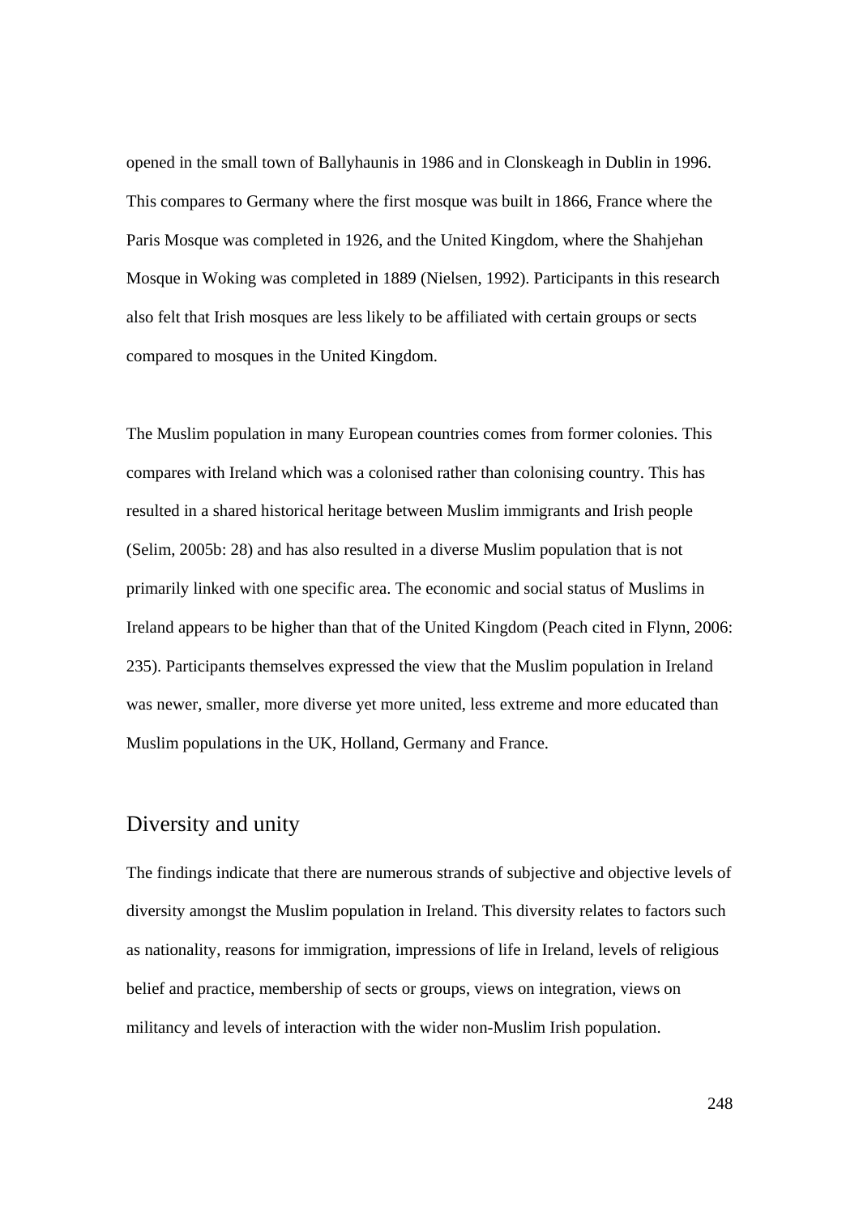opened in the small town of Ballyhaunis in 1986 and in Clonskeagh in Dublin in 1996. This compares to Germany where the first mosque was built in 1866, France where the Paris Mosque was completed in 1926, and the United Kingdom, where the Shahjehan Mosque in Woking was completed in 1889 (Nielsen, 1992). Participants in this research also felt that Irish mosques are less likely to be affiliated with certain groups or sects compared to mosques in the United Kingdom.

The Muslim population in many European countries comes from former colonies. This compares with Ireland which was a colonised rather than colonising country. This has resulted in a shared historical heritage between Muslim immigrants and Irish people (Selim, 2005b: 28) and has also resulted in a diverse Muslim population that is not primarily linked with one specific area. The economic and social status of Muslims in Ireland appears to be higher than that of the United Kingdom (Peach cited in Flynn, 2006: 235). Participants themselves expressed the view that the Muslim population in Ireland was newer, smaller, more diverse yet more united, less extreme and more educated than Muslim populations in the UK, Holland, Germany and France.

## Diversity and unity

The findings indicate that there are numerous strands of subjective and objective levels of diversity amongst the Muslim population in Ireland. This diversity relates to factors such as nationality, reasons for immigration, impressions of life in Ireland, levels of religious belief and practice, membership of sects or groups, views on integration, views on militancy and levels of interaction with the wider non-Muslim Irish population.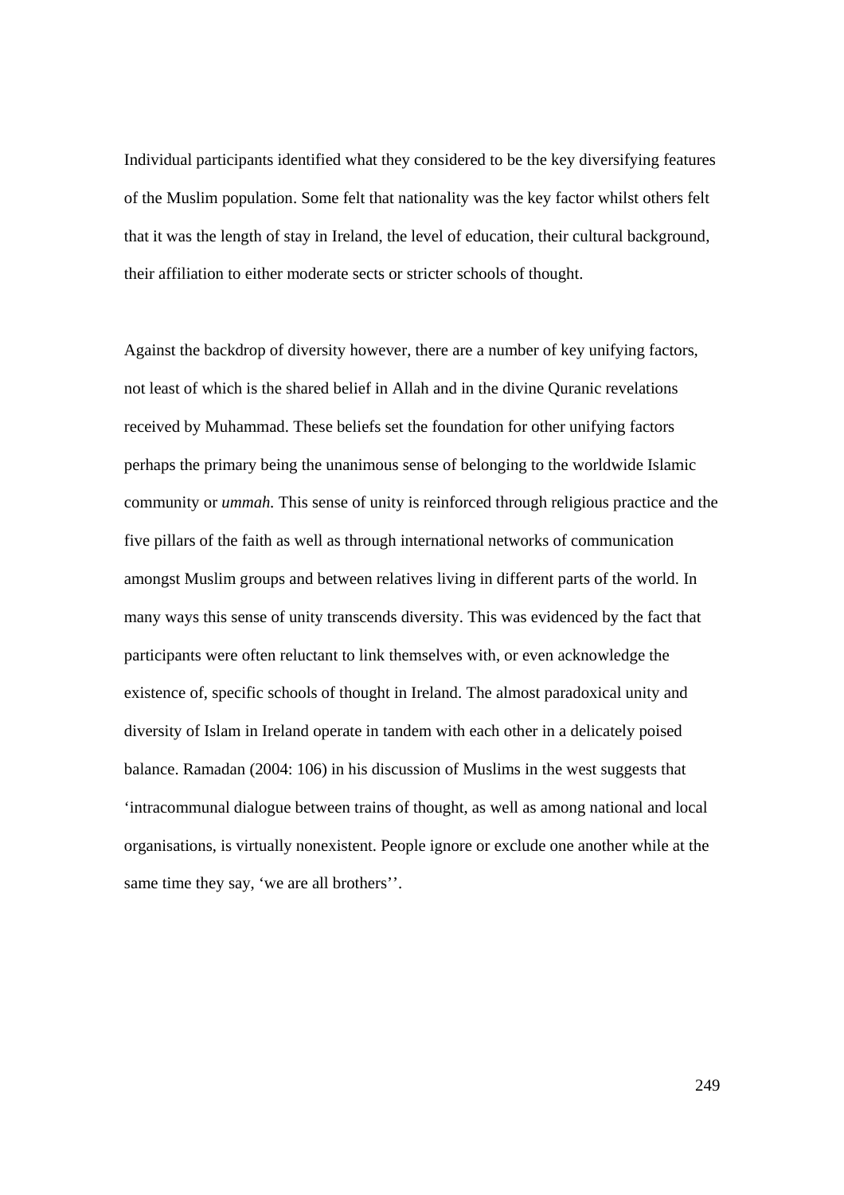Individual participants identified what they considered to be the key diversifying features of the Muslim population. Some felt that nationality was the key factor whilst others felt that it was the length of stay in Ireland, the level of education, their cultural background, their affiliation to either moderate sects or stricter schools of thought.

Against the backdrop of diversity however, there are a number of key unifying factors, not least of which is the shared belief in Allah and in the divine Quranic revelations received by Muhammad. These beliefs set the foundation for other unifying factors perhaps the primary being the unanimous sense of belonging to the worldwide Islamic community or *ummah.* This sense of unity is reinforced through religious practice and the five pillars of the faith as well as through international networks of communication amongst Muslim groups and between relatives living in different parts of the world. In many ways this sense of unity transcends diversity. This was evidenced by the fact that participants were often reluctant to link themselves with, or even acknowledge the existence of, specific schools of thought in Ireland. The almost paradoxical unity and diversity of Islam in Ireland operate in tandem with each other in a delicately poised balance. Ramadan (2004: 106) in his discussion of Muslims in the west suggests that 'intracommunal dialogue between trains of thought, as well as among national and local organisations, is virtually nonexistent. People ignore or exclude one another while at the same time they say, 'we are all brothers''.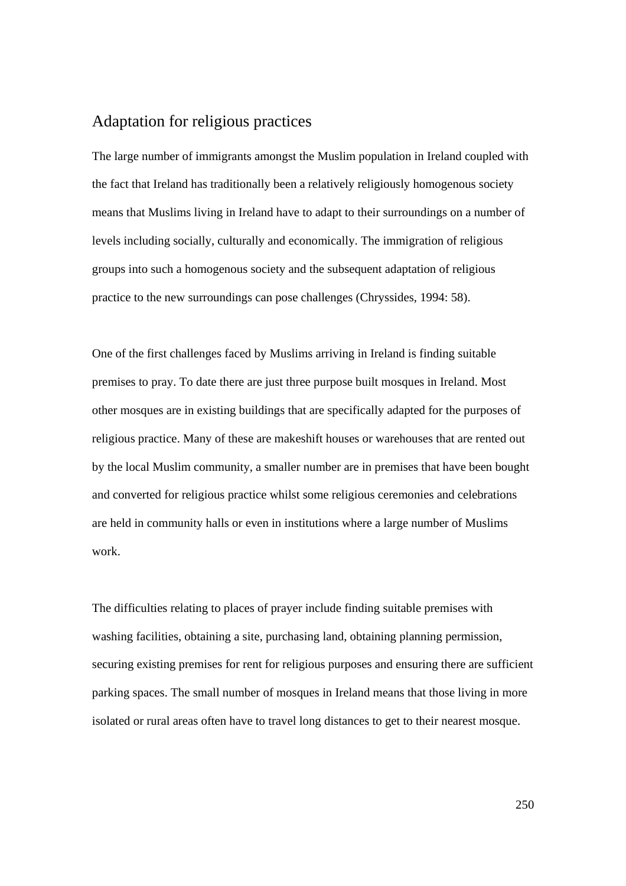## Adaptation for religious practices

The large number of immigrants amongst the Muslim population in Ireland coupled with the fact that Ireland has traditionally been a relatively religiously homogenous society means that Muslims living in Ireland have to adapt to their surroundings on a number of levels including socially, culturally and economically. The immigration of religious groups into such a homogenous society and the subsequent adaptation of religious practice to the new surroundings can pose challenges (Chryssides, 1994: 58).

One of the first challenges faced by Muslims arriving in Ireland is finding suitable premises to pray. To date there are just three purpose built mosques in Ireland. Most other mosques are in existing buildings that are specifically adapted for the purposes of religious practice. Many of these are makeshift houses or warehouses that are rented out by the local Muslim community, a smaller number are in premises that have been bought and converted for religious practice whilst some religious ceremonies and celebrations are held in community halls or even in institutions where a large number of Muslims work.

The difficulties relating to places of prayer include finding suitable premises with washing facilities, obtaining a site, purchasing land, obtaining planning permission, securing existing premises for rent for religious purposes and ensuring there are sufficient parking spaces. The small number of mosques in Ireland means that those living in more isolated or rural areas often have to travel long distances to get to their nearest mosque.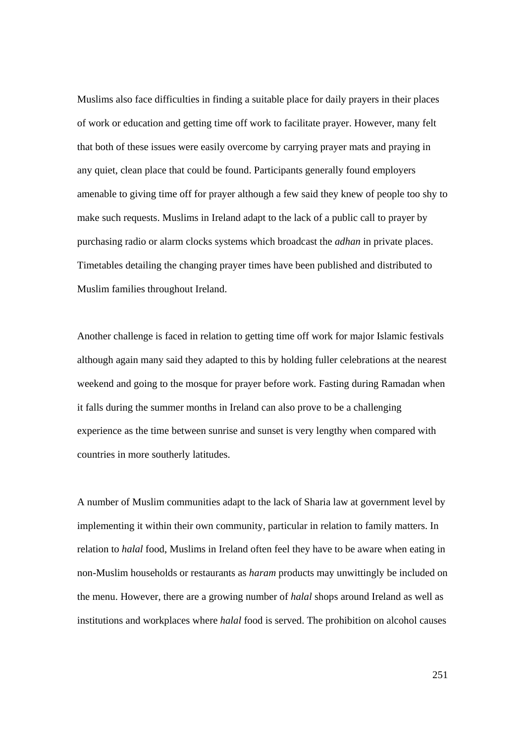Muslims also face difficulties in finding a suitable place for daily prayers in their places of work or education and getting time off work to facilitate prayer. However, many felt that both of these issues were easily overcome by carrying prayer mats and praying in any quiet, clean place that could be found. Participants generally found employers amenable to giving time off for prayer although a few said they knew of people too shy to make such requests. Muslims in Ireland adapt to the lack of a public call to prayer by purchasing radio or alarm clocks systems which broadcast the *adhan* in private places. Timetables detailing the changing prayer times have been published and distributed to Muslim families throughout Ireland.

Another challenge is faced in relation to getting time off work for major Islamic festivals although again many said they adapted to this by holding fuller celebrations at the nearest weekend and going to the mosque for prayer before work. Fasting during Ramadan when it falls during the summer months in Ireland can also prove to be a challenging experience as the time between sunrise and sunset is very lengthy when compared with countries in more southerly latitudes.

A number of Muslim communities adapt to the lack of Sharia law at government level by implementing it within their own community, particular in relation to family matters. In relation to *halal* food, Muslims in Ireland often feel they have to be aware when eating in non-Muslim households or restaurants as *haram* products may unwittingly be included on the menu. However, there are a growing number of *halal* shops around Ireland as well as institutions and workplaces where *halal* food is served. The prohibition on alcohol causes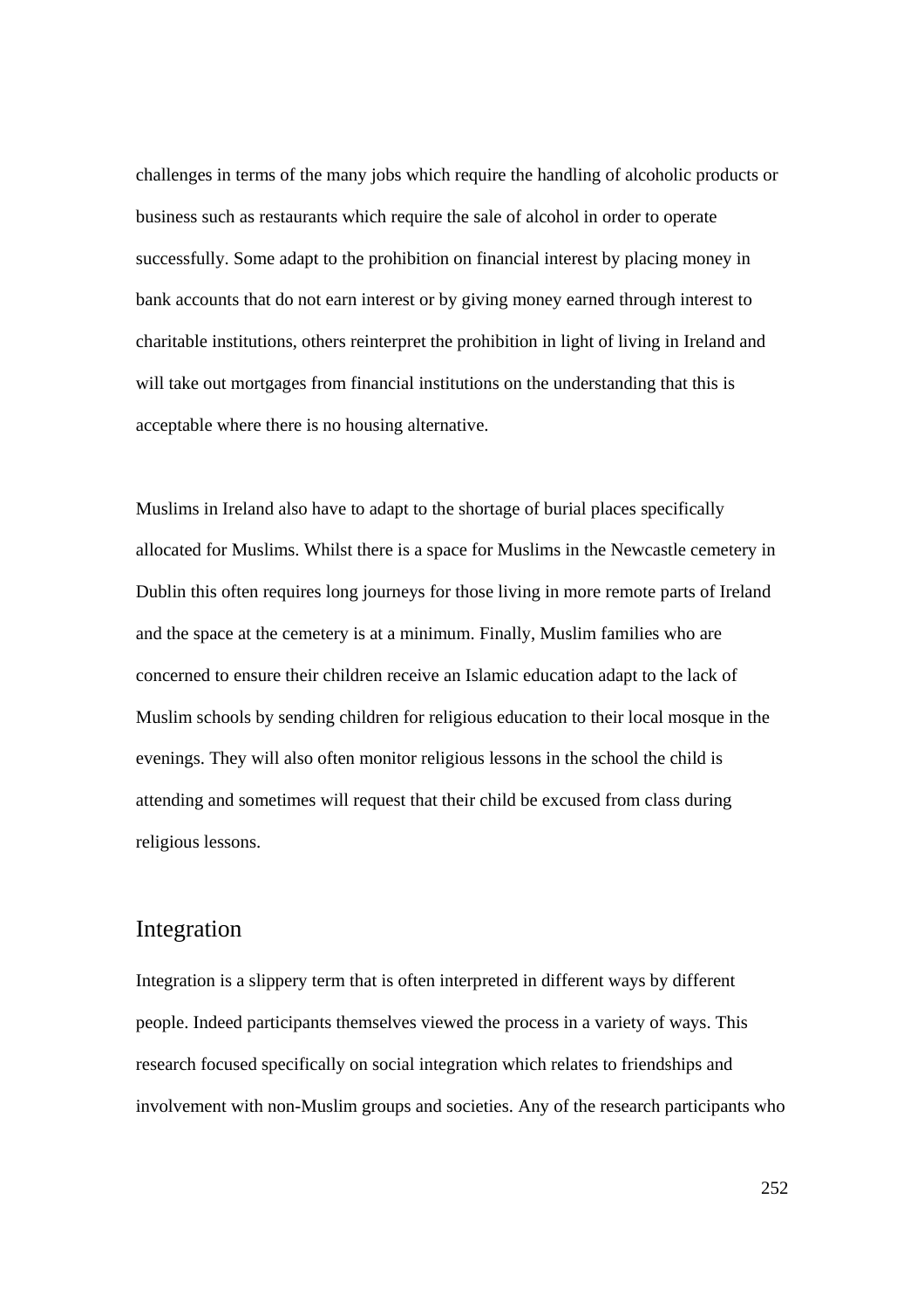challenges in terms of the many jobs which require the handling of alcoholic products or business such as restaurants which require the sale of alcohol in order to operate successfully. Some adapt to the prohibition on financial interest by placing money in bank accounts that do not earn interest or by giving money earned through interest to charitable institutions, others reinterpret the prohibition in light of living in Ireland and will take out mortgages from financial institutions on the understanding that this is acceptable where there is no housing alternative.

Muslims in Ireland also have to adapt to the shortage of burial places specifically allocated for Muslims. Whilst there is a space for Muslims in the Newcastle cemetery in Dublin this often requires long journeys for those living in more remote parts of Ireland and the space at the cemetery is at a minimum. Finally, Muslim families who are concerned to ensure their children receive an Islamic education adapt to the lack of Muslim schools by sending children for religious education to their local mosque in the evenings. They will also often monitor religious lessons in the school the child is attending and sometimes will request that their child be excused from class during religious lessons.

## Integration

Integration is a slippery term that is often interpreted in different ways by different people. Indeed participants themselves viewed the process in a variety of ways. This research focused specifically on social integration which relates to friendships and involvement with non-Muslim groups and societies. Any of the research participants who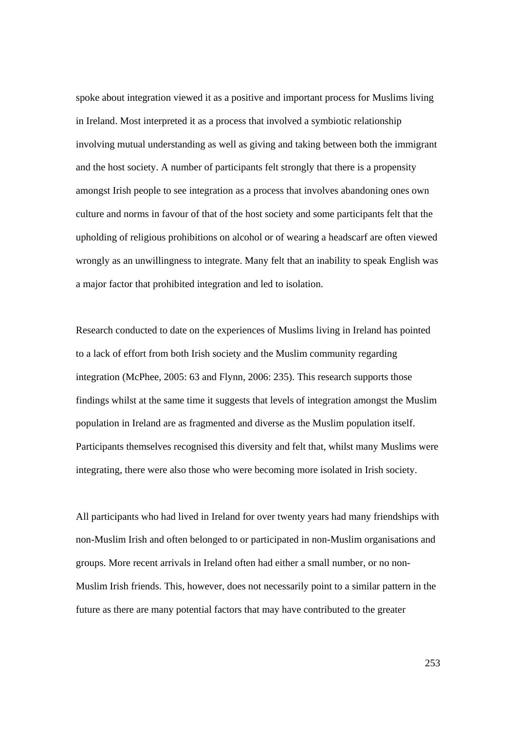spoke about integration viewed it as a positive and important process for Muslims living in Ireland. Most interpreted it as a process that involved a symbiotic relationship involving mutual understanding as well as giving and taking between both the immigrant and the host society. A number of participants felt strongly that there is a propensity amongst Irish people to see integration as a process that involves abandoning ones own culture and norms in favour of that of the host society and some participants felt that the upholding of religious prohibitions on alcohol or of wearing a headscarf are often viewed wrongly as an unwillingness to integrate. Many felt that an inability to speak English was a major factor that prohibited integration and led to isolation.

Research conducted to date on the experiences of Muslims living in Ireland has pointed to a lack of effort from both Irish society and the Muslim community regarding integration (McPhee, 2005: 63 and Flynn, 2006: 235). This research supports those findings whilst at the same time it suggests that levels of integration amongst the Muslim population in Ireland are as fragmented and diverse as the Muslim population itself. Participants themselves recognised this diversity and felt that, whilst many Muslims were integrating, there were also those who were becoming more isolated in Irish society.

All participants who had lived in Ireland for over twenty years had many friendships with non-Muslim Irish and often belonged to or participated in non-Muslim organisations and groups. More recent arrivals in Ireland often had either a small number, or no non-Muslim Irish friends. This, however, does not necessarily point to a similar pattern in the future as there are many potential factors that may have contributed to the greater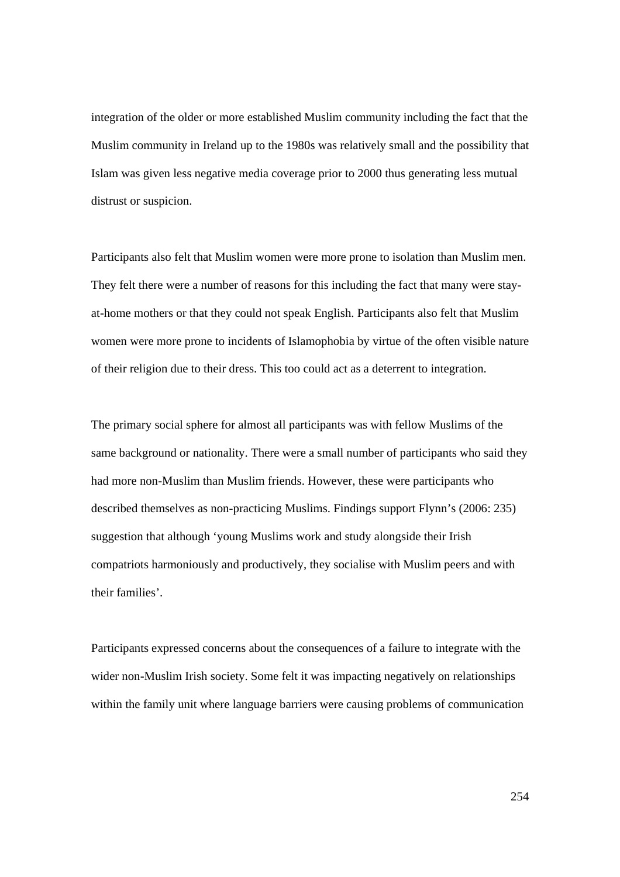integration of the older or more established Muslim community including the fact that the Muslim community in Ireland up to the 1980s was relatively small and the possibility that Islam was given less negative media coverage prior to 2000 thus generating less mutual distrust or suspicion.

Participants also felt that Muslim women were more prone to isolation than Muslim men. They felt there were a number of reasons for this including the fact that many were stay-at-home mothers or that they could not speak English. Participants also felt that Muslim women were more prone to incidents of Islamophobia by virtue of the often visible nature of their religion due to their dress. This too could act as a deterrent to integration.

The primary social sphere for almost all participants was with fellow Muslims of the same background or nationality. There were a small number of participants who said they had more non-Muslim than Muslim friends. However, these were participants who described themselves as non-practicing Muslims. Findings support Flynn's (2006: 235) suggestion that although 'young Muslims work and study alongside their Irish compatriots harmoniously and productively, they socialise with Muslim peers and with their families'.

Participants expressed concerns about the consequences of a failure to integrate with the wider non-Muslim Irish society. Some felt it was impacting negatively on relationships within the family unit where language barriers were causing problems of communication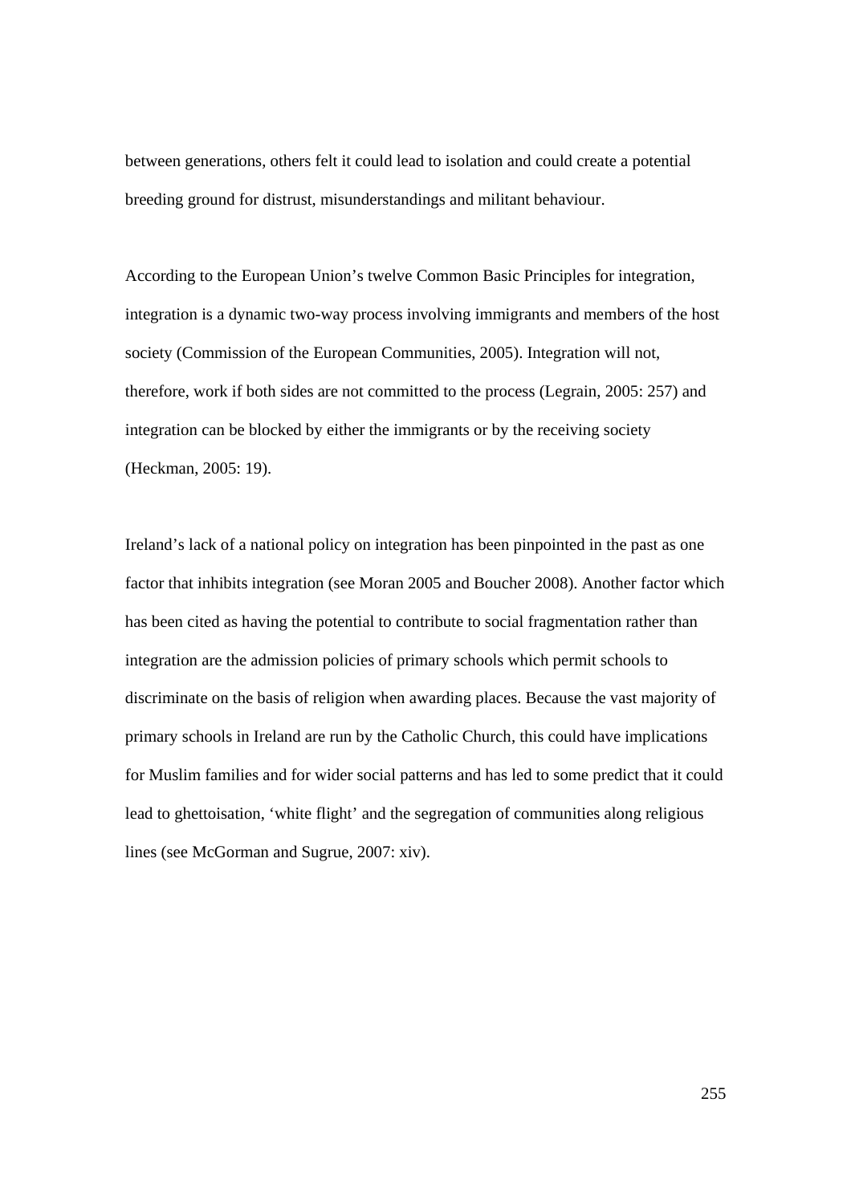between generations, others felt it could lead to isolation and could create a potential breeding ground for distrust, misunderstandings and militant behaviour.

According to the European Union's twelve Common Basic Principles for integration, integration is a dynamic two-way process involving immigrants and members of the host society (Commission of the European Communities, 2005). Integration will not, therefore, work if both sides are not committed to the process (Legrain, 2005: 257) and integration can be blocked by either the immigrants or by the receiving society (Heckman, 2005: 19).

Ireland's lack of a national policy on integration has been pinpointed in the past as one factor that inhibits integration (see Moran 2005 and Boucher 2008). Another factor which has been cited as having the potential to contribute to social fragmentation rather than integration are the admission policies of primary schools which permit schools to discriminate on the basis of religion when awarding places. Because the vast majority of primary schools in Ireland are run by the Catholic Church, this could have implications for Muslim families and for wider social patterns and has led to some predict that it could lead to ghettoisation, 'white flight' and the segregation of communities along religious lines (see McGorman and Sugrue, 2007: xiv).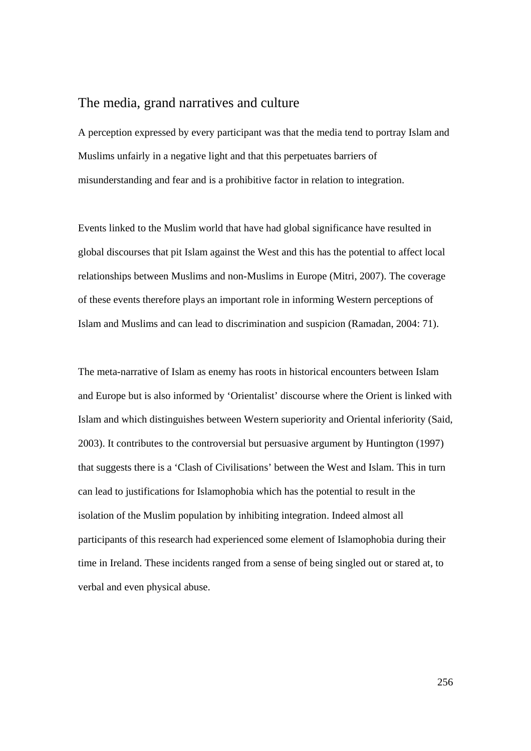## The media, grand narratives and culture

A perception expressed by every participant was that the media tend to portray Islam and Muslims unfairly in a negative light and that this perpetuates barriers of misunderstanding and fear and is a prohibitive factor in relation to integration.

Events linked to the Muslim world that have had global significance have resulted in global discourses that pit Islam against the West and this has the potential to affect local relationships between Muslims and non-Muslims in Europe (Mitri, 2007). The coverage of these events therefore plays an important role in informing Western perceptions of Islam and Muslims and can lead to discrimination and suspicion (Ramadan, 2004: 71).

The meta-narrative of Islam as enemy has roots in historical encounters between Islam and Europe but is also informed by 'Orientalist' discourse where the Orient is linked with Islam and which distinguishes between Western superiority and Oriental inferiority (Said, 2003). It contributes to the controversial but persuasive argument by Huntington (1997) that suggests there is a 'Clash of Civilisations' between the West and Islam. This in turn can lead to justifications for Islamophobia which has the potential to result in the isolation of the Muslim population by inhibiting integration. Indeed almost all participants of this research had experienced some element of Islamophobia during their time in Ireland. These incidents ranged from a sense of being singled out or stared at, to verbal and even physical abuse.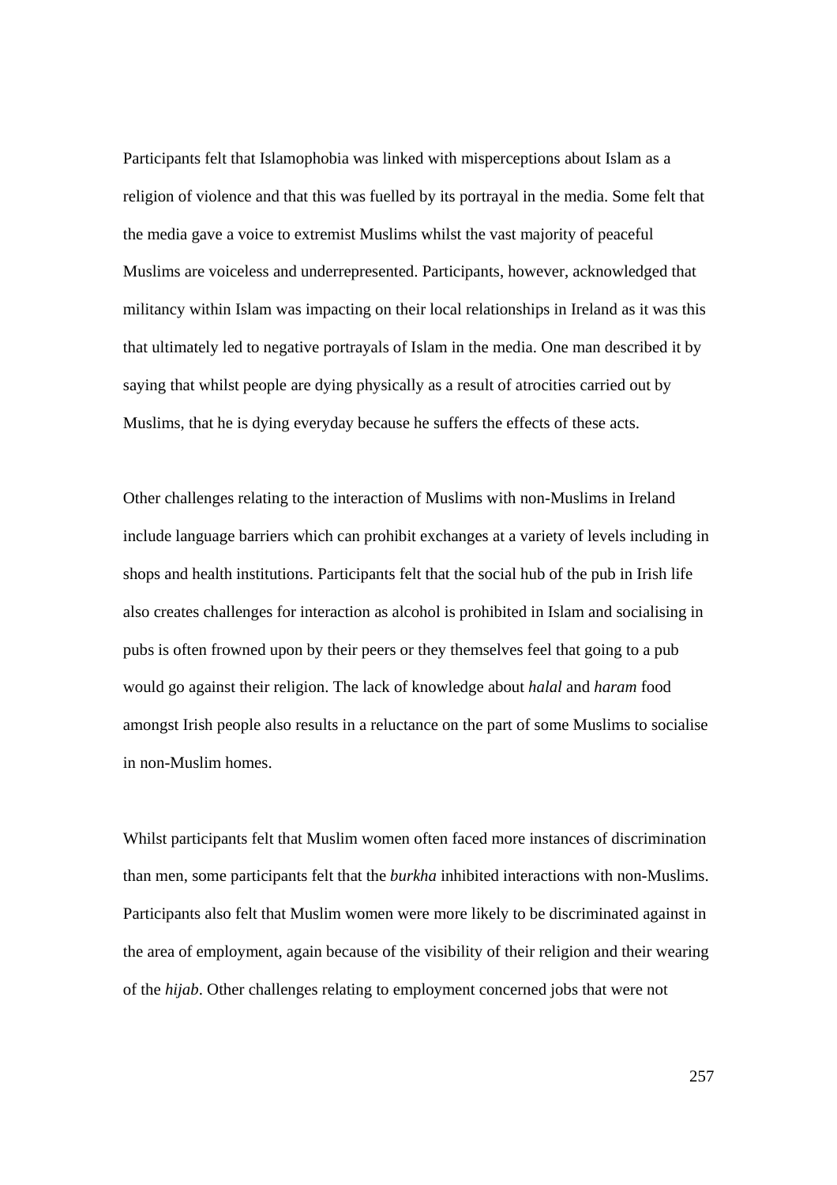Participants felt that Islamophobia was linked with misperceptions about Islam as a religion of violence and that this was fuelled by its portrayal in the media. Some felt that the media gave a voice to extremist Muslims whilst the vast majority of peaceful Muslims are voiceless and underrepresented. Participants, however, acknowledged that militancy within Islam was impacting on their local relationships in Ireland as it was this that ultimately led to negative portrayals of Islam in the media. One man described it by saying that whilst people are dying physically as a result of atrocities carried out by Muslims, that he is dying everyday because he suffers the effects of these acts.

Other challenges relating to the interaction of Muslims with non-Muslims in Ireland include language barriers which can prohibit exchanges at a variety of levels including in shops and health institutions. Participants felt that the social hub of the pub in Irish life also creates challenges for interaction as alcohol is prohibited in Islam and socialising in pubs is often frowned upon by their peers or they themselves feel that going to a pub would go against their religion. The lack of knowledge about *halal* and *haram* food amongst Irish people also results in a reluctance on the part of some Muslims to socialise in non-Muslim homes.

Whilst participants felt that Muslim women often faced more instances of discrimination than men, some participants felt that the *burkha* inhibited interactions with non-Muslims. Participants also felt that Muslim women were more likely to be discriminated against in the area of employment, again because of the visibility of their religion and their wearing of the *hijab*. Other challenges relating to employment concerned jobs that were not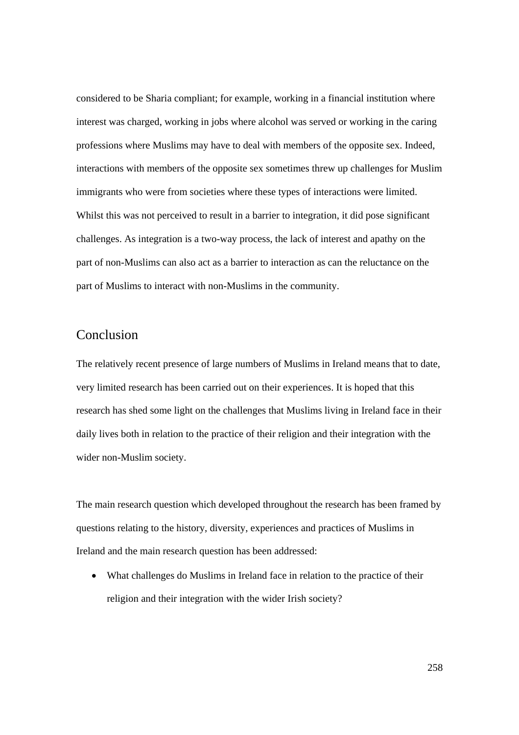considered to be Sharia compliant; for example, working in a financial institution where interest was charged, working in jobs where alcohol was served or working in the caring professions where Muslims may have to deal with members of the opposite sex. Indeed, interactions with members of the opposite sex sometimes threw up challenges for Muslim immigrants who were from societies where these types of interactions were limited. Whilst this was not perceived to result in a barrier to integration, it did pose significant challenges. As integration is a two-way process, the lack of interest and apathy on the part of non-Muslims can also act as a barrier to interaction as can the reluctance on the part of Muslims to interact with non-Muslims in the community.

## Conclusion

The relatively recent presence of large numbers of Muslims in Ireland means that to date, very limited research has been carried out on their experiences. It is hoped that this research has shed some light on the challenges that Muslims living in Ireland face in their daily lives both in relation to the practice of their religion and their integration with the wider non-Muslim society.

The main research question which developed throughout the research has been framed by questions relating to the history, diversity, experiences and practices of Muslims in Ireland and the main research question has been addressed:

- What challenges do Muslims in Ireland face in relation to the practice of their religion and their integration with the wider Irish society?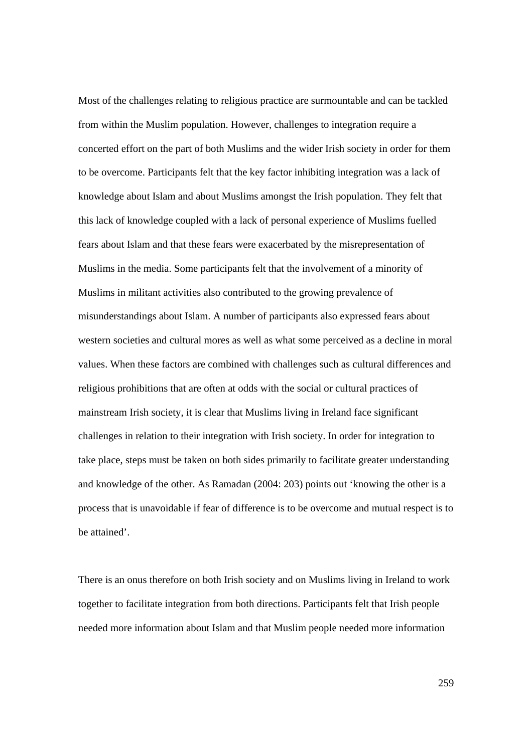Most of the challenges relating to religious practice are surmountable and can be tackled from within the Muslim population. However, challenges to integration require a concerted effort on the part of both Muslims and the wider Irish society in order for them to be overcome. Participants felt that the key factor inhibiting integration was a lack of knowledge about Islam and about Muslims amongst the Irish population. They felt that this lack of knowledge coupled with a lack of personal experience of Muslims fuelled fears about Islam and that these fears were exacerbated by the misrepresentation of Muslims in the media. Some participants felt that the involvement of a minority of Muslims in militant activities also contributed to the growing prevalence of misunderstandings about Islam. A number of participants also expressed fears about western societies and cultural mores as well as what some perceived as a decline in moral values. When these factors are combined with challenges such as cultural differences and religious prohibitions that are often at odds with the social or cultural practices of mainstream Irish society, it is clear that Muslims living in Ireland face significant challenges in relation to their integration with Irish society. In order for integration to take place, steps must be taken on both sides primarily to facilitate greater understanding and knowledge of the other. As Ramadan (2004: 203) points out 'knowing the other is a process that is unavoidable if fear of difference is to be overcome and mutual respect is to be attained'.

There is an onus therefore on both Irish society and on Muslims living in Ireland to work together to facilitate integration from both directions. Participants felt that Irish people needed more information about Islam and that Muslim people needed more information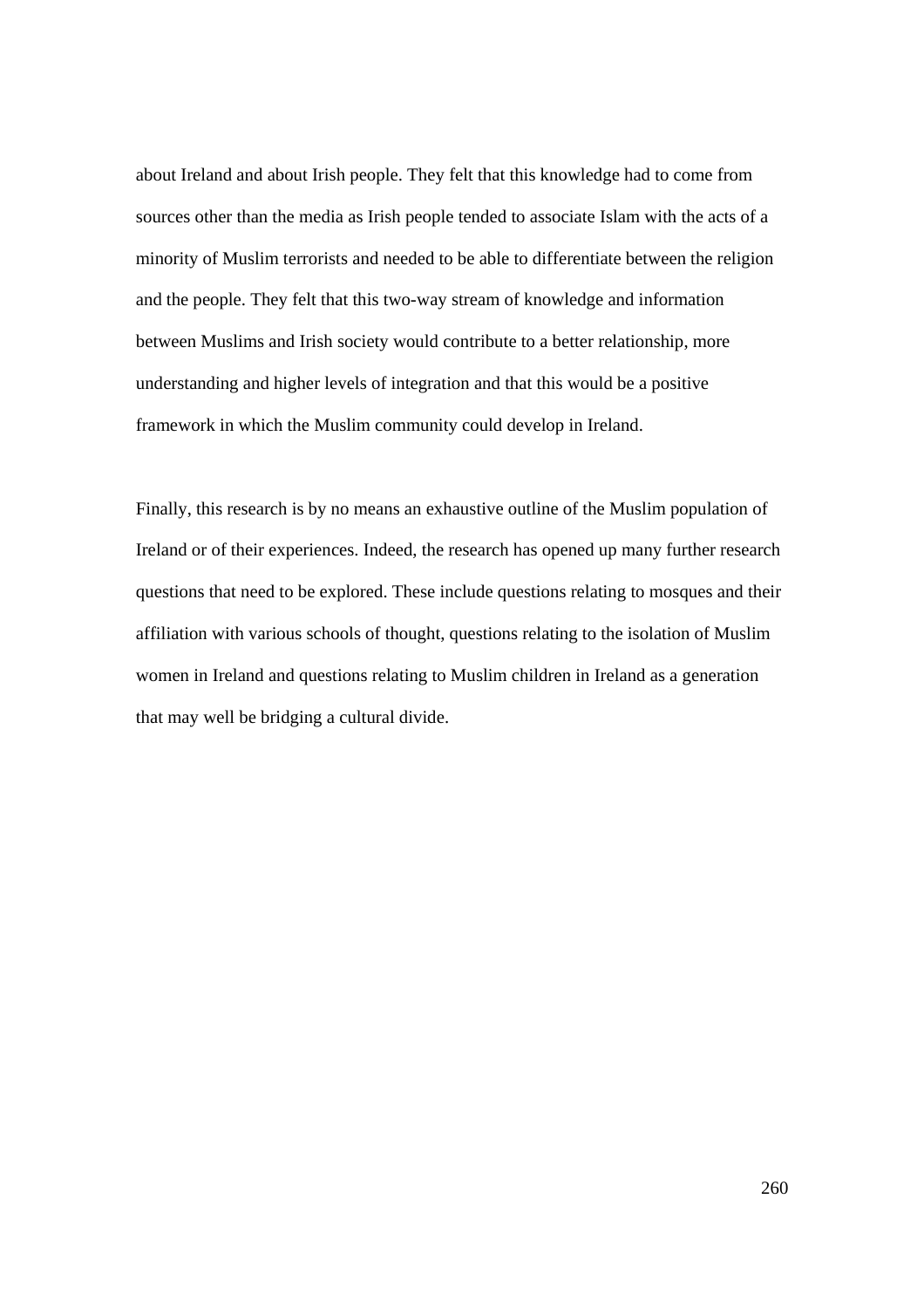about Ireland and about Irish people. They felt that this knowledge had to come from sources other than the media as Irish people tended to associate Islam with the acts of a minority of Muslim terrorists and needed to be able to differentiate between the religion and the people. They felt that this two-way stream of knowledge and information between Muslims and Irish society would contribute to a better relationship, more understanding and higher levels of integration and that this would be a positive framework in which the Muslim community could develop in Ireland.

Finally, this research is by no means an exhaustive outline of the Muslim population of Ireland or of their experiences. Indeed, the research has opened up many further research questions that need to be explored. These include questions relating to mosques and their affiliation with various schools of thought, questions relating to the isolation of Muslim women in Ireland and questions relating to Muslim children in Ireland as a generation that may well be bridging a cultural divide.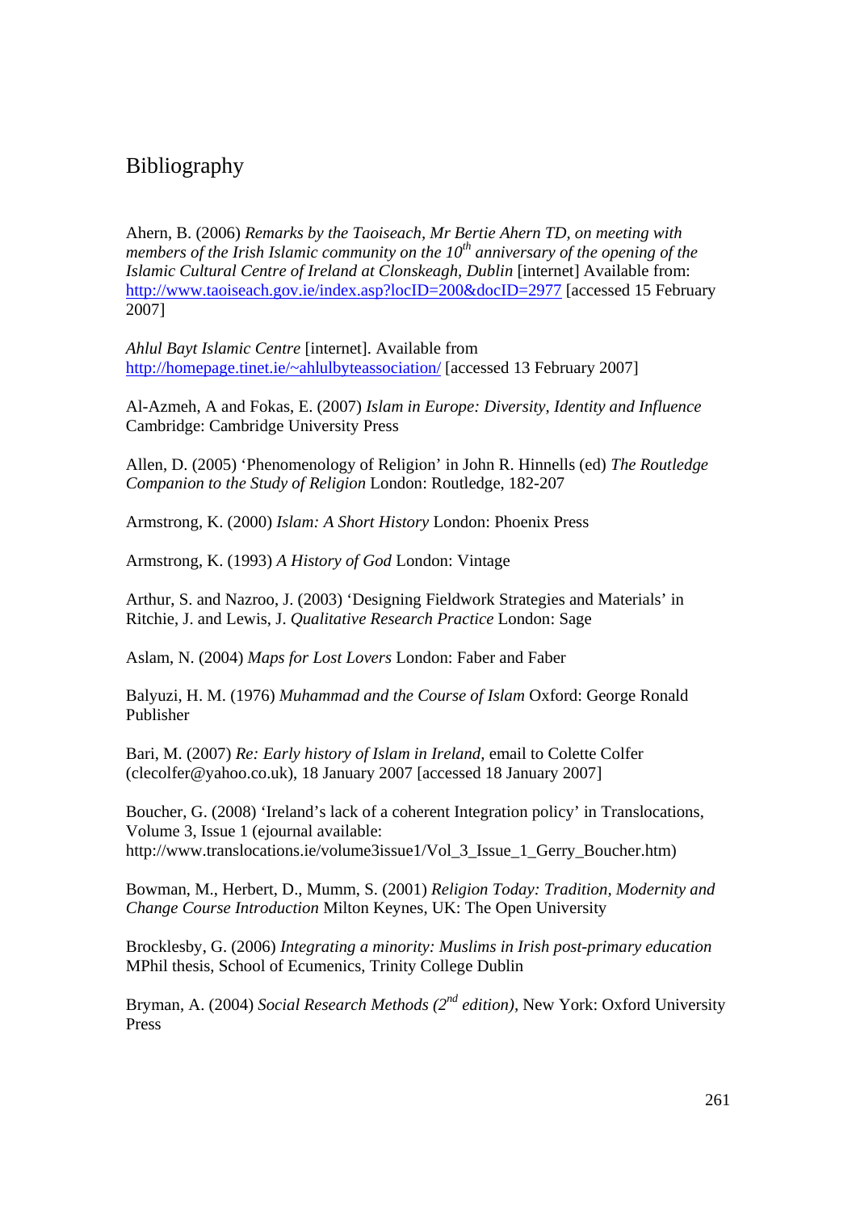# Bibliography

Ahern, B. (2006) *Remarks by the Taoiseach, Mr Bertie Ahern TD, on meeting with members of the Irish Islamic community on the 10th anniversary of the opening of the Islamic Cultural Centre of Ireland at Clonskeagh, Dublin* [internet] Available from: http://www.taoiseach.gov.ie/index.asp?locID=200&docID=2977 [accessed 15 February 2007]

*Ahlul Bayt Islamic Centre* [internet]. Available from http://homepage.tinet.ie/~ahlulbyteassociation/ [accessed 13 February 2007]

Al-Azmeh, A and Fokas, E. (2007) *Islam in Europe: Diversity, Identity and Influence* Cambridge: Cambridge University Press

Allen, D. (2005) 'Phenomenology of Religion' in John R. Hinnells (ed) *The Routledge Companion to the Study of Religion* London: Routledge, 182-207

Armstrong, K. (2000) *Islam: A Short History* London: Phoenix Press

Armstrong, K. (1993) *A History of God* London: Vintage

Arthur, S. and Nazroo, J. (2003) 'Designing Fieldwork Strategies and Materials' in Ritchie, J. and Lewis, J. *Qualitative Research Practice* London: Sage

Aslam, N. (2004) *Maps for Lost Lovers* London: Faber and Faber

Balyuzi, H. M. (1976) *Muhammad and the Course of Islam* Oxford: George Ronald Publisher

Bari, M. (2007) *Re: Early history of Islam in Ireland*, email to Colette Colfer (clecolfer@yahoo.co.uk), 18 January 2007 [accessed 18 January 2007]

Boucher, G. (2008) 'Ireland's lack of a coherent Integration policy' in Translocations, Volume 3, Issue 1 (ejournal available: http://www.translocations.ie/volume3issue1/Vol_3_Issue_1_Gerry_Boucher.htm)

Bowman, M., Herbert, D., Mumm, S. (2001) *Religion Today: Tradition, Modernity and Change Course Introduction* Milton Keynes, UK: The Open University

Brocklesby, G. (2006) *Integrating a minority: Muslims in Irish post-primary education* MPhil thesis, School of Ecumenics, Trinity College Dublin

Bryman, A. (2004) *Social Research Methods (2nd edition)*, New York: Oxford University Press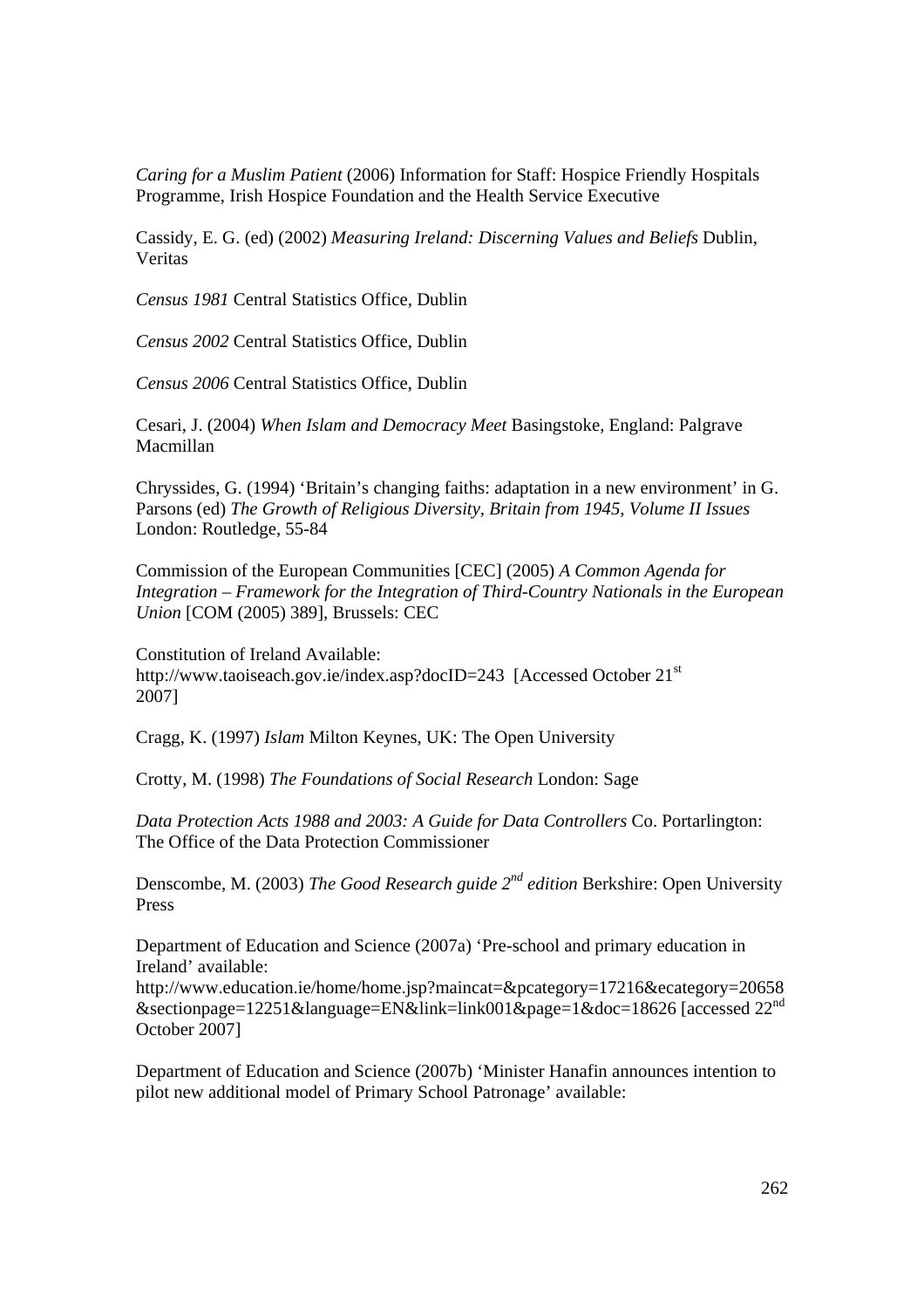*Caring for a Muslim Patient* (2006) Information for Staff: Hospice Friendly Hospitals Programme, Irish Hospice Foundation and the Health Service Executive

Cassidy, E. G. (ed) (2002) *Measuring Ireland: Discerning Values and Beliefs* Dublin, Veritas

*Census 1981* Central Statistics Office, Dublin

*Census 2002* Central Statistics Office, Dublin

*Census 2006* Central Statistics Office, Dublin

Cesari, J. (2004) *When Islam and Democracy Meet* Basingstoke, England: Palgrave Macmillan

Chryssides, G. (1994) 'Britain's changing faiths: adaptation in a new environment' in G. Parsons (ed) *The Growth of Religious Diversity, Britain from 1945, Volume II Issues* London: Routledge, 55-84

Commission of the European Communities [CEC] (2005) *A Common Agenda for Integration – Framework for the Integration of Third-Country Nationals in the European Union* [COM (2005) 389], Brussels: CEC

Constitution of Ireland Available: http://www.taoiseach.gov.ie/index.asp?docID=243 [Accessed October 21st 2007]

Cragg, K. (1997) *Islam* Milton Keynes, UK: The Open University

Crotty, M. (1998) *The Foundations of Social Research* London: Sage

*Data Protection Acts 1988 and 2003: A Guide for Data Controllers* Co. Portarlington: The Office of the Data Protection Commissioner

Denscombe, M. (2003) *The Good Research guide 2nd edition* Berkshire: Open University Press

Department of Education and Science (2007a) 'Pre-school and primary education in Ireland' available: http://www.education.ie/home/home.jsp?maincat=&pcategory=17216&ecategory=20658&sectionpage=12251&language=EN&link=link001&page=1&doc=18626 [accessed 22nd October 2007]

Department of Education and Science (2007b) 'Minister Hanafin announces intention to pilot new additional model of Primary School Patronage' available: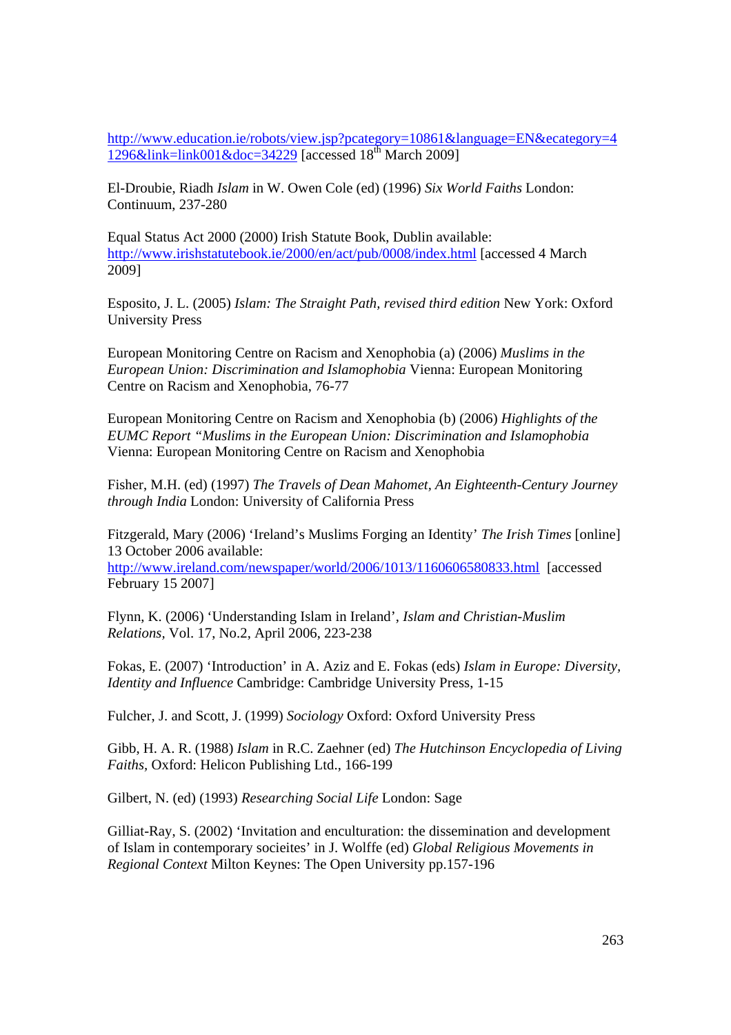http://www.education.ie/robots/view.jsp?pcategory=10861&language=EN&ecategory=41296&link=link001&doc=34229 [accessed 18th March 2009]

El-Droubie, Riadh *Islam* in W. Owen Cole (ed) (1996) *Six World Faiths* London: Continuum, 237-280

Equal Status Act 2000 (2000) Irish Statute Book, Dublin available: http://www.irishstatutebook.ie/2000/en/act/pub/0008/index.html [accessed 4 March 2009]

Esposito, J. L. (2005) *Islam: The Straight Path, revised third edition* New York: Oxford University Press

European Monitoring Centre on Racism and Xenophobia (a) (2006) *Muslims in the European Union: Discrimination and Islamophobia* Vienna: European Monitoring Centre on Racism and Xenophobia, 76-77

European Monitoring Centre on Racism and Xenophobia (b) (2006) *Highlights of the EUMC Report "Muslims in the European Union: Discrimination and Islamophobia* Vienna: European Monitoring Centre on Racism and Xenophobia

Fisher, M.H. (ed) (1997) *The Travels of Dean Mahomet, An Eighteenth-Century Journey through India* London: University of California Press

Fitzgerald, Mary (2006) 'Ireland's Muslims Forging an Identity' *The Irish Times* [online] 13 October 2006 available: http://www.ireland.com/newspaper/world/2006/1013/1160606580833.html [accessed February 15 2007]

Flynn, K. (2006) 'Understanding Islam in Ireland', *Islam and Christian-Muslim Relations*, Vol. 17, No.2, April 2006, 223-238

Fokas, E. (2007) 'Introduction' in A. Aziz and E. Fokas (eds) *Islam in Europe: Diversity, Identity and Influence* Cambridge: Cambridge University Press, 1-15

Fulcher, J. and Scott, J. (1999) *Sociology* Oxford: Oxford University Press

Gibb, H. A. R. (1988) *Islam* in R.C. Zaehner (ed) *The Hutchinson Encyclopedia of Living Faiths*, Oxford: Helicon Publishing Ltd., 166-199

Gilbert, N. (ed) (1993) *Researching Social Life* London: Sage

Gilliat-Ray, S. (2002) 'Invitation and enculturation: the dissemination and development of Islam in contemporary socieites' in J. Wolffe (ed) *Global Religious Movements in Regional Context* Milton Keynes: The Open University pp.157-196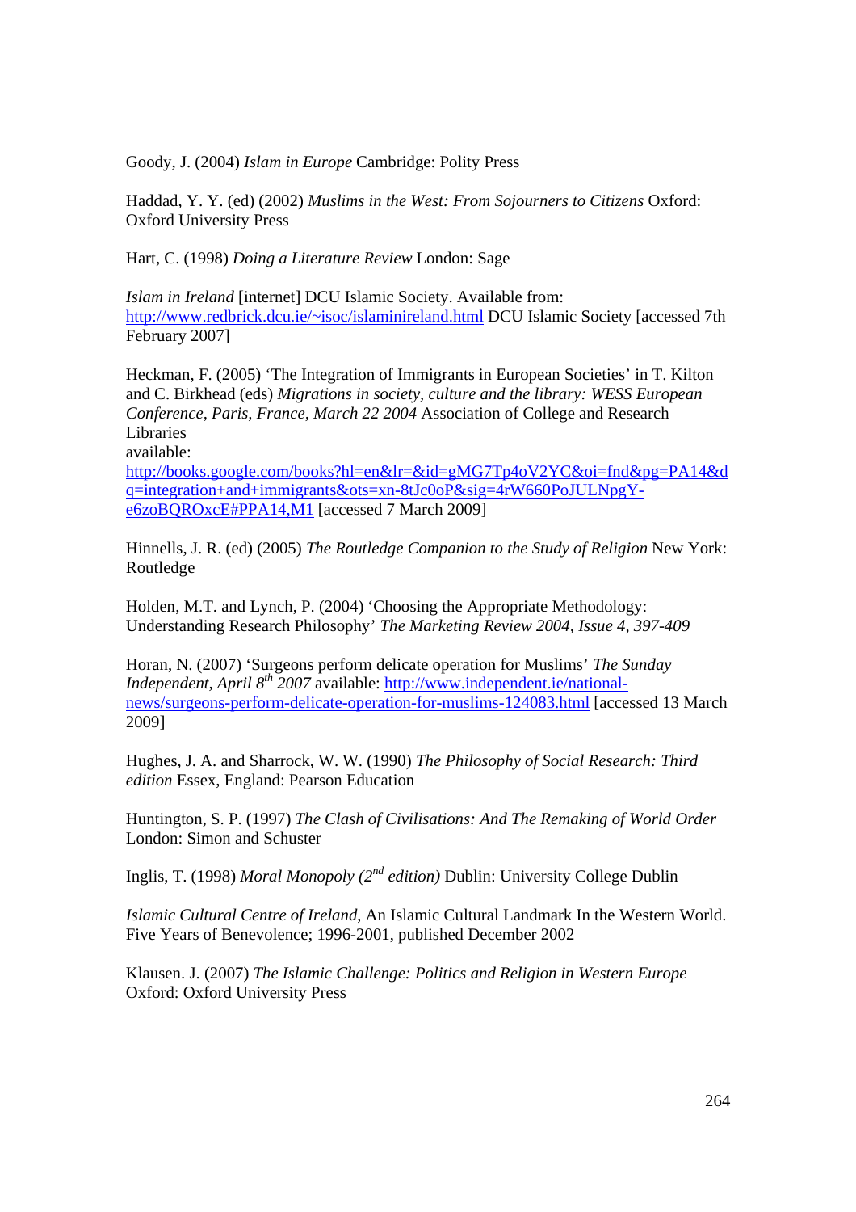Goody, J. (2004) *Islam in Europe* Cambridge: Polity Press

Haddad, Y. Y. (ed) (2002) *Muslims in the West: From Sojourners to Citizens* Oxford: Oxford University Press

Hart, C. (1998) *Doing a Literature Review* London: Sage

*Islam in Ireland* [internet] DCU Islamic Society. Available from: http://www.redbrick.dcu.ie/~isoc/islaminireland.html DCU Islamic Society [accessed 7th February 2007]

Heckman, F. (2005) 'The Integration of Immigrants in European Societies' in T. Kilton and C. Birkhead (eds) *Migrations in society, culture and the library: WESS European Conference, Paris, France, March 22 2004* Association of College and Research Libraries
available:
http://books.google.com/books?hl=en&lr=&id=gMG7Tp4oV2YC&oi=fnd&pg=PA14&dq=integration+and+immigrants&ots=xn-8tJc0oP&sig=4rW660PoJULNpgY-e6zoBQROxcE#PPA14,M1 [accessed 7 March 2009]

Hinnells, J. R. (ed) (2005) *The Routledge Companion to the Study of Religion* New York: Routledge

Holden, M.T. and Lynch, P. (2004) 'Choosing the Appropriate Methodology: Understanding Research Philosophy' *The Marketing Review 2004, Issue 4, 397-409*

Horan, N. (2007) 'Surgeons perform delicate operation for Muslims' *The Sunday Independent, April 8th 2007* available: http://www.independent.ie/national-news/surgeons-perform-delicate-operation-for-muslims-124083.html [accessed 13 March 2009]

Hughes, J. A. and Sharrock, W. W. (1990) *The Philosophy of Social Research: Third edition* Essex, England: Pearson Education

Huntington, S. P. (1997) *The Clash of Civilisations: And The Remaking of World Order* London: Simon and Schuster

Inglis, T. (1998) *Moral Monopoly (2nd edition)* Dublin: University College Dublin

*Islamic Cultural Centre of Ireland*, An Islamic Cultural Landmark In the Western World. Five Years of Benevolence; 1996-2001, published December 2002

Klausen. J. (2007) *The Islamic Challenge: Politics and Religion in Western Europe* Oxford: Oxford University Press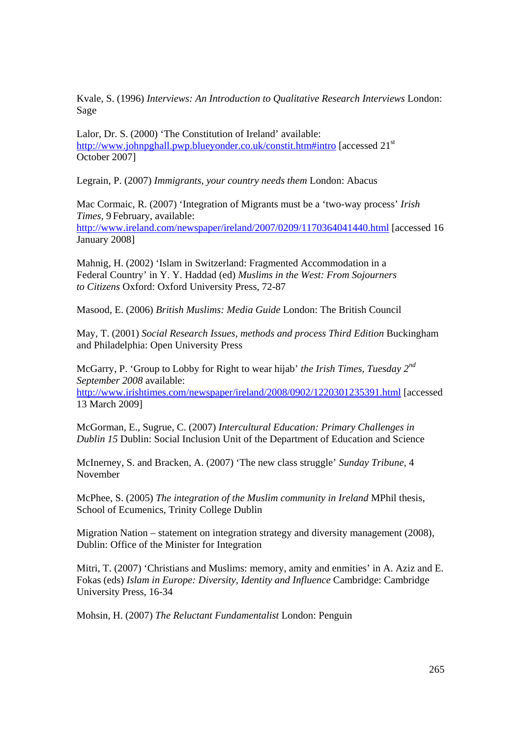Kvale, S. (1996) *Interviews: An Introduction to Qualitative Research Interviews* London: Sage

Lalor, Dr. S. (2000) 'The Constitution of Ireland' available: http://www.johnpghall.pwp.blueyonder.co.uk/constit.htm#intro [accessed 21st October 2007]

Legrain, P. (2007) *Immigrants, your country needs them* London: Abacus

Mac Cormaic, R. (2007) 'Integration of Migrants must be a 'two-way process' *Irish Times*, 9 February, available: http://www.ireland.com/newspaper/ireland/2007/0209/1170364041440.html [accessed 16 January 2008]

Mahnig, H. (2002) 'Islam in Switzerland: Fragmented Accommodation in a Federal Country' in Y. Y. Haddad (ed) *Muslims in the West: From Sojourners to Citizens* Oxford: Oxford University Press, 72-87

Masood, E. (2006) *British Muslims: Media Guide* London: The British Council

May, T. (2001) *Social Research Issues, methods and process Third Edition* Buckingham and Philadelphia: Open University Press

McGarry, P. 'Group to Lobby for Right to wear hijab' *the Irish Times, Tuesday 2nd September 2008* available: http://www.irishtimes.com/newspaper/ireland/2008/0902/1220301235391.html [accessed 13 March 2009]

McGorman, E., Sugrue, C. (2007) *Intercultural Education: Primary Challenges in Dublin 15* Dublin: Social Inclusion Unit of the Department of Education and Science

McInerney, S. and Bracken, A. (2007) 'The new class struggle' *Sunday Tribune*, 4 November

McPhee, S. (2005) *The integration of the Muslim community in Ireland* MPhil thesis, School of Ecumenics, Trinity College Dublin

Migration Nation – statement on integration strategy and diversity management (2008), Dublin: Office of the Minister for Integration

Mitri, T. (2007) 'Christians and Muslims: memory, amity and enmities' in A. Aziz and E. Fokas (eds) *Islam in Europe: Diversity, Identity and Influence* Cambridge: Cambridge University Press, 16-34

Mohsin, H. (2007) *The Reluctant Fundamentalist* London: Penguin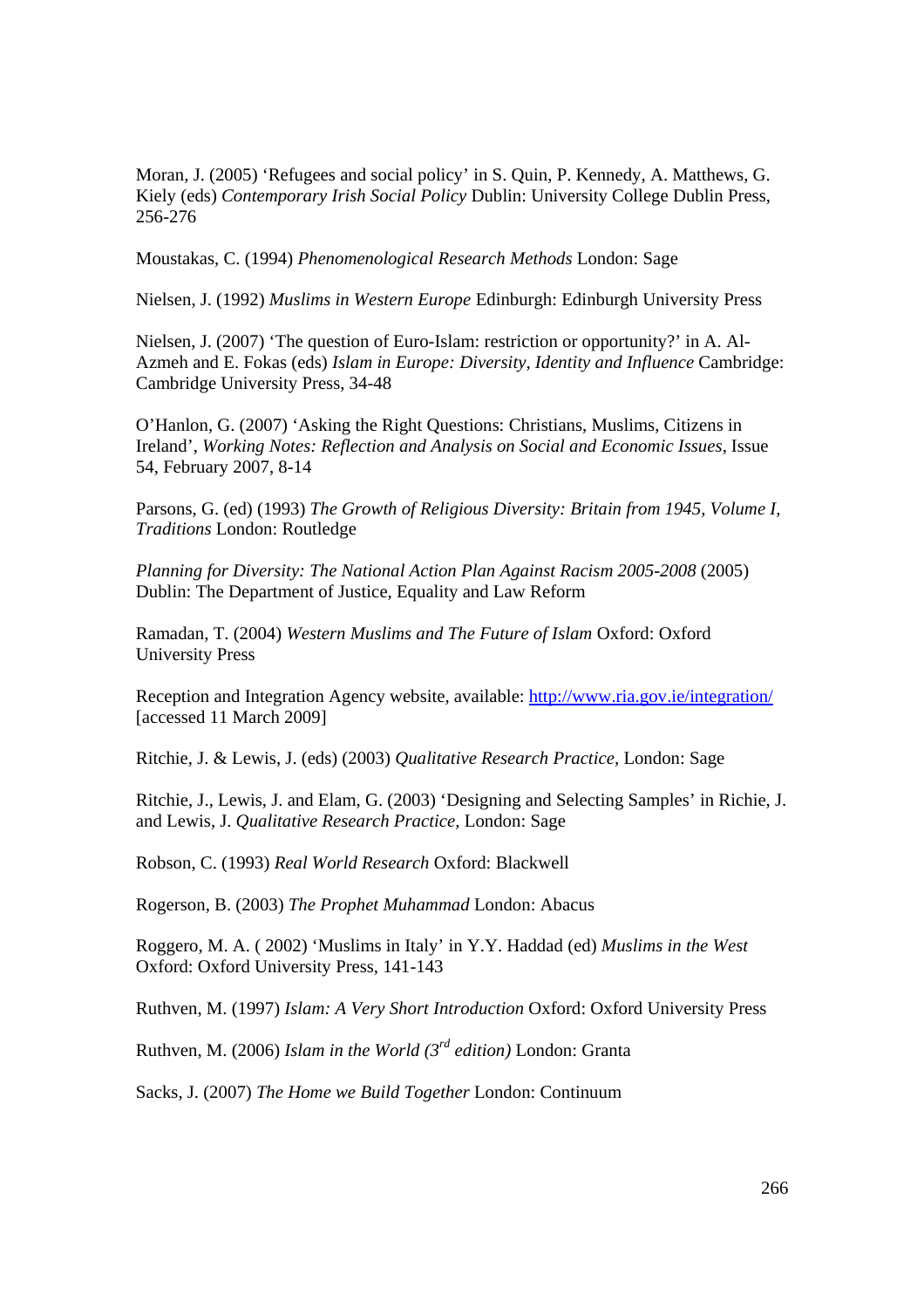Moran, J. (2005) ‘Refugees and social policy’ in S. Quin, P. Kennedy, A. Matthews, G. Kiely (eds) *Contemporary Irish Social Policy* Dublin: University College Dublin Press, 256-276

Moustakas, C. (1994) *Phenomenological Research Methods* London: Sage

Nielsen, J. (1992) *Muslims in Western Europe* Edinburgh: Edinburgh University Press

Nielsen, J. (2007) ‘The question of Euro-Islam: restriction or opportunity?’ in A. Al-Azmeh and E. Fokas (eds) *Islam in Europe: Diversity, Identity and Influence* Cambridge: Cambridge University Press, 34-48

O’Hanlon, G. (2007) ‘Asking the Right Questions: Christians, Muslims, Citizens in Ireland’, *Working Notes: Reflection and Analysis on Social and Economic Issues*, Issue 54, February 2007, 8-14

Parsons, G. (ed) (1993) *The Growth of Religious Diversity: Britain from 1945, Volume I, Traditions* London: Routledge

*Planning for Diversity: The National Action Plan Against Racism 2005-2008* (2005) Dublin: The Department of Justice, Equality and Law Reform

Ramadan, T. (2004) *Western Muslims and The Future of Islam* Oxford: Oxford University Press

Reception and Integration Agency website, available: http://www.ria.gov.ie/integration/ [accessed 11 March 2009]

Ritchie, J. & Lewis, J. (eds) (2003) *Qualitative Research Practice*, London: Sage

Ritchie, J., Lewis, J. and Elam, G. (2003) ‘Designing and Selecting Samples’ in Richie, J. and Lewis, J. *Qualitative Research Practice*, London: Sage

Robson, C. (1993) *Real World Research* Oxford: Blackwell

Rogerson, B. (2003) *The Prophet Muhammad* London: Abacus

Roggero, M. A. ( 2002) ‘Muslims in Italy’ in Y.Y. Haddad (ed) *Muslims in the West* Oxford: Oxford University Press, 141-143

Ruthven, M. (1997) *Islam: A Very Short Introduction* Oxford: Oxford University Press

Ruthven, M. (2006) *Islam in the World (3rd edition)* London: Granta

Sacks, J. (2007) *The Home we Build Together* London: Continuum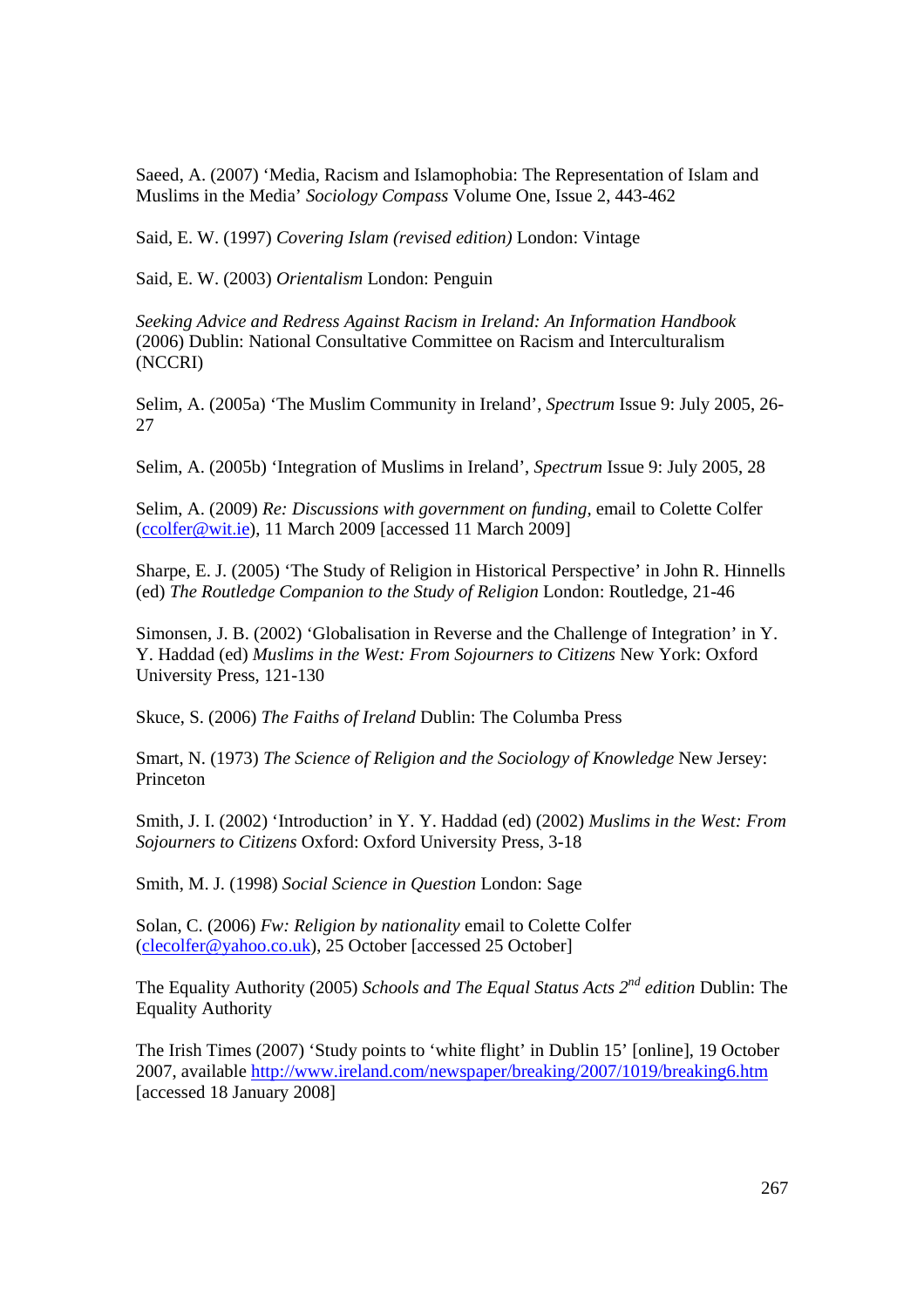Saeed, A. (2007) 'Media, Racism and Islamophobia: The Representation of Islam and Muslims in the Media' *Sociology Compass* Volume One, Issue 2, 443-462

Said, E. W. (1997) *Covering Islam (revised edition)* London: Vintage

Said, E. W. (2003) *Orientalism* London: Penguin

*Seeking Advice and Redress Against Racism in Ireland: An Information Handbook* (2006) Dublin: National Consultative Committee on Racism and Interculturalism (NCCRI)

Selim, A. (2005a) 'The Muslim Community in Ireland', *Spectrum* Issue 9: July 2005, 26-27

Selim, A. (2005b) 'Integration of Muslims in Ireland', *Spectrum* Issue 9: July 2005, 28

Selim, A. (2009) *Re: Discussions with government on funding,* email to Colette Colfer (ccolfer@wit.ie), 11 March 2009 [accessed 11 March 2009]

Sharpe, E. J. (2005) 'The Study of Religion in Historical Perspective' in John R. Hinnells (ed) *The Routledge Companion to the Study of Religion* London: Routledge, 21-46

Simonsen, J. B. (2002) 'Globalisation in Reverse and the Challenge of Integration' in Y. Y. Haddad (ed) *Muslims in the West: From Sojourners to Citizens* New York: Oxford University Press, 121-130

Skuce, S. (2006) *The Faiths of Ireland* Dublin: The Columba Press

Smart, N. (1973) *The Science of Religion and the Sociology of Knowledge* New Jersey: Princeton

Smith, J. I. (2002) 'Introduction' in Y. Y. Haddad (ed) (2002) *Muslims in the West: From Sojourners to Citizens* Oxford: Oxford University Press, 3-18

Smith, M. J. (1998) *Social Science in Question* London: Sage

Solan, C. (2006) *Fw: Religion by nationality* email to Colette Colfer (clecolfer@yahoo.co.uk), 25 October [accessed 25 October]

The Equality Authority (2005) *Schools and The Equal Status Acts 2nd edition* Dublin: The Equality Authority

The Irish Times (2007) 'Study points to 'white flight' in Dublin 15' [online], 19 October 2007, available http://www.ireland.com/newspaper/breaking/2007/1019/breaking6.htm [accessed 18 January 2008]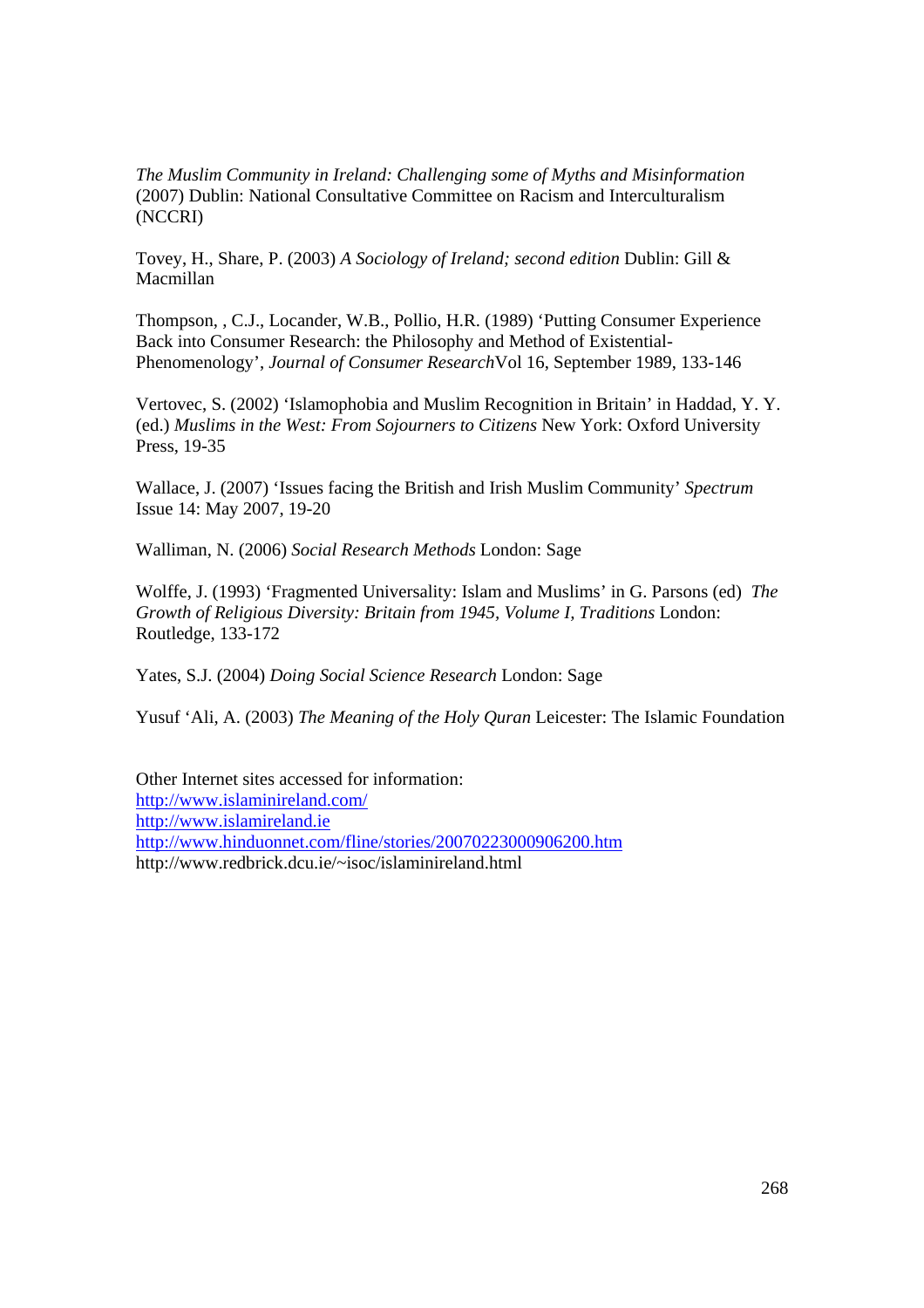*The Muslim Community in Ireland: Challenging some of Myths and Misinformation* (2007) Dublin: National Consultative Committee on Racism and Interculturalism (NCCRI)

Tovey, H., Share, P. (2003) *A Sociology of Ireland; second edition* Dublin: Gill & Macmillan

Thompson, , C.J., Locander, W.B., Pollio, H.R. (1989) 'Putting Consumer Experience Back into Consumer Research: the Philosophy and Method of Existential-Phenomenology', *Journal of Consumer Research*Vol 16, September 1989, 133-146

Vertovec, S. (2002) 'Islamophobia and Muslim Recognition in Britain' in Haddad, Y. Y. (ed.) *Muslims in the West: From Sojourners to Citizens* New York: Oxford University Press, 19-35

Wallace, J. (2007) 'Issues facing the British and Irish Muslim Community' *Spectrum* Issue 14: May 2007, 19-20

Walliman, N. (2006) *Social Research Methods* London: Sage

Wolffe, J. (1993) 'Fragmented Universality: Islam and Muslims' in G. Parsons (ed) *The Growth of Religious Diversity: Britain from 1945, Volume I, Traditions* London: Routledge, 133-172

Yates, S.J. (2004) *Doing Social Science Research* London: Sage

Yusuf 'Ali, A. (2003) *The Meaning of the Holy Quran* Leicester: The Islamic Foundation

Other Internet sites accessed for information:
http://www.islaminireland.com/
http://www.islamireland.ie
http://www.hinduonnet.com/fline/stories/20070223000906200.htm
http://www.redbrick.dcu.ie/~isoc/islaminireland.html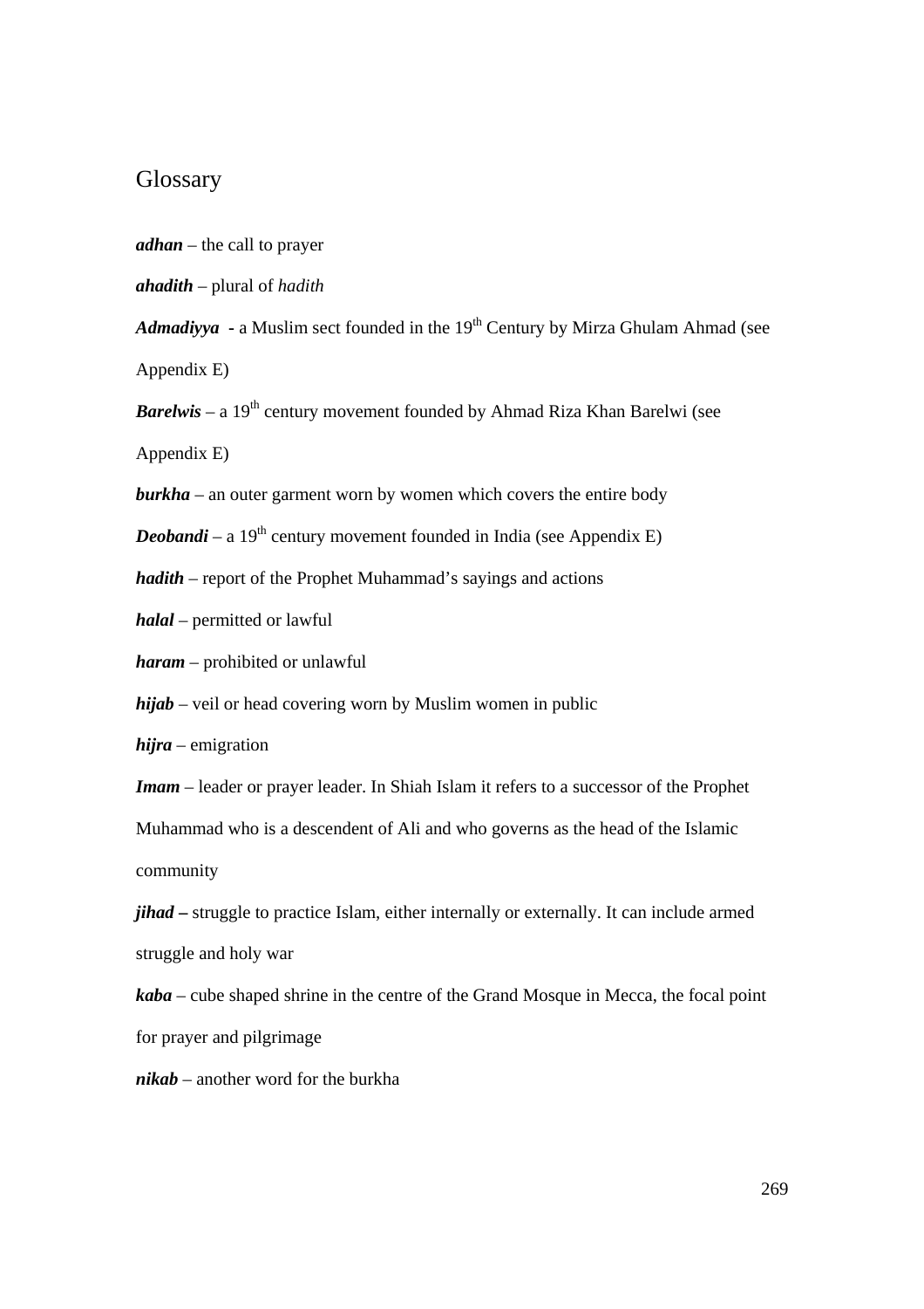## Glossary

***adhan*** – the call to prayer

***ahadith*** – plural of *hadith*

***Admadiyya*** - a Muslim sect founded in the 19th Century by Mirza Ghulam Ahmad (see Appendix E)

***Barelwis*** – a 19th century movement founded by Ahmad Riza Khan Barelwi (see Appendix E)

***burkha*** – an outer garment worn by women which covers the entire body

***Deobandi*** – a 19th century movement founded in India (see Appendix E)

***hadith*** – report of the Prophet Muhammad's sayings and actions

***halal*** – permitted or lawful

***haram*** – prohibited or unlawful

***hijab*** – veil or head covering worn by Muslim women in public

***hijra*** – emigration

***Imam*** – leader or prayer leader. In Shiah Islam it refers to a successor of the Prophet Muhammad who is a descendent of Ali and who governs as the head of the Islamic community

***jihad*** **–** struggle to practice Islam, either internally or externally. It can include armed struggle and holy war

***kaba*** – cube shaped shrine in the centre of the Grand Mosque in Mecca, the focal point for prayer and pilgrimage

***nikab*** – another word for the burkha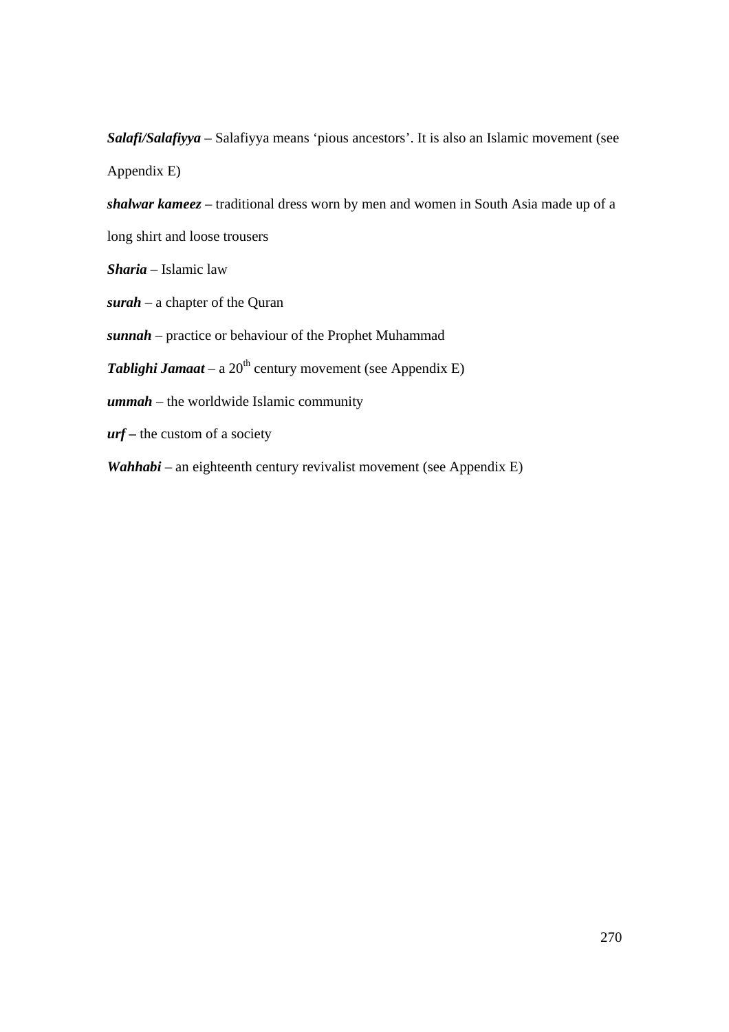***Salafi/Salafiyya*** – Salafiyya means 'pious ancestors'. It is also an Islamic movement (see Appendix E)

***shalwar kameez*** – traditional dress worn by men and women in South Asia made up of a long shirt and loose trousers

***Sharia*** – Islamic law

***surah*** – a chapter of the Quran

***sunnah*** – practice or behaviour of the Prophet Muhammad

***Tablighi Jamaat*** – a 20th century movement (see Appendix E)

***ummah*** – the worldwide Islamic community

***urf*** **–** the custom of a society

***Wahhabi*** – an eighteenth century revivalist movement (see Appendix E)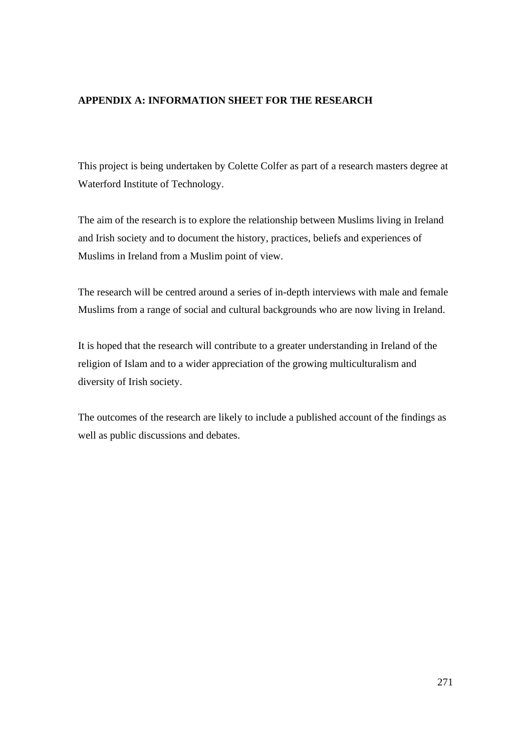## APPENDIX A: INFORMATION SHEET FOR THE RESEARCH

This project is being undertaken by Colette Colfer as part of a research masters degree at Waterford Institute of Technology.

The aim of the research is to explore the relationship between Muslims living in Ireland and Irish society and to document the history, practices, beliefs and experiences of Muslims in Ireland from a Muslim point of view.

The research will be centred around a series of in-depth interviews with male and female Muslims from a range of social and cultural backgrounds who are now living in Ireland.

It is hoped that the research will contribute to a greater understanding in Ireland of the religion of Islam and to a wider appreciation of the growing multiculturalism and diversity of Irish society.

The outcomes of the research are likely to include a published account of the findings as well as public discussions and debates.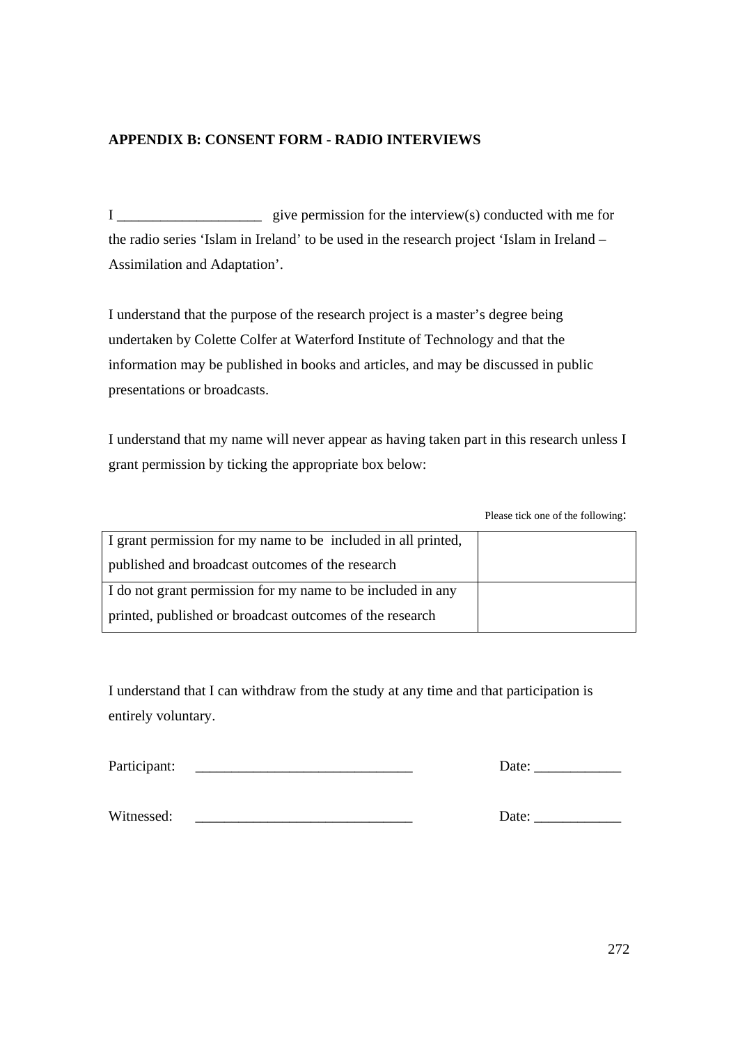**APPENDIX B: CONSENT FORM - RADIO INTERVIEWS**

I ____________________ give permission for the interview(s) conducted with me for the radio series ‘Islam in Ireland’ to be used in the research project ‘Islam in Ireland – Assimilation and Adaptation’.

I understand that the purpose of the research project is a master’s degree being undertaken by Colette Colfer at Waterford Institute of Technology and that the information may be published in books and articles, and may be discussed in public presentations or broadcasts.

I understand that my name will never appear as having taken part in this research unless I grant permission by ticking the appropriate box below:

Please tick one of the following:

| | |
|---|---|
| I grant permission for my name to be included in all printed, published and broadcast outcomes of the research | |
| I do not grant permission for my name to be included in any printed, published or broadcast outcomes of the research | |

I understand that I can withdraw from the study at any time and that participation is entirely voluntary.

Participant: ______________________________ Date: ____________

Witnessed: ______________________________ Date: ____________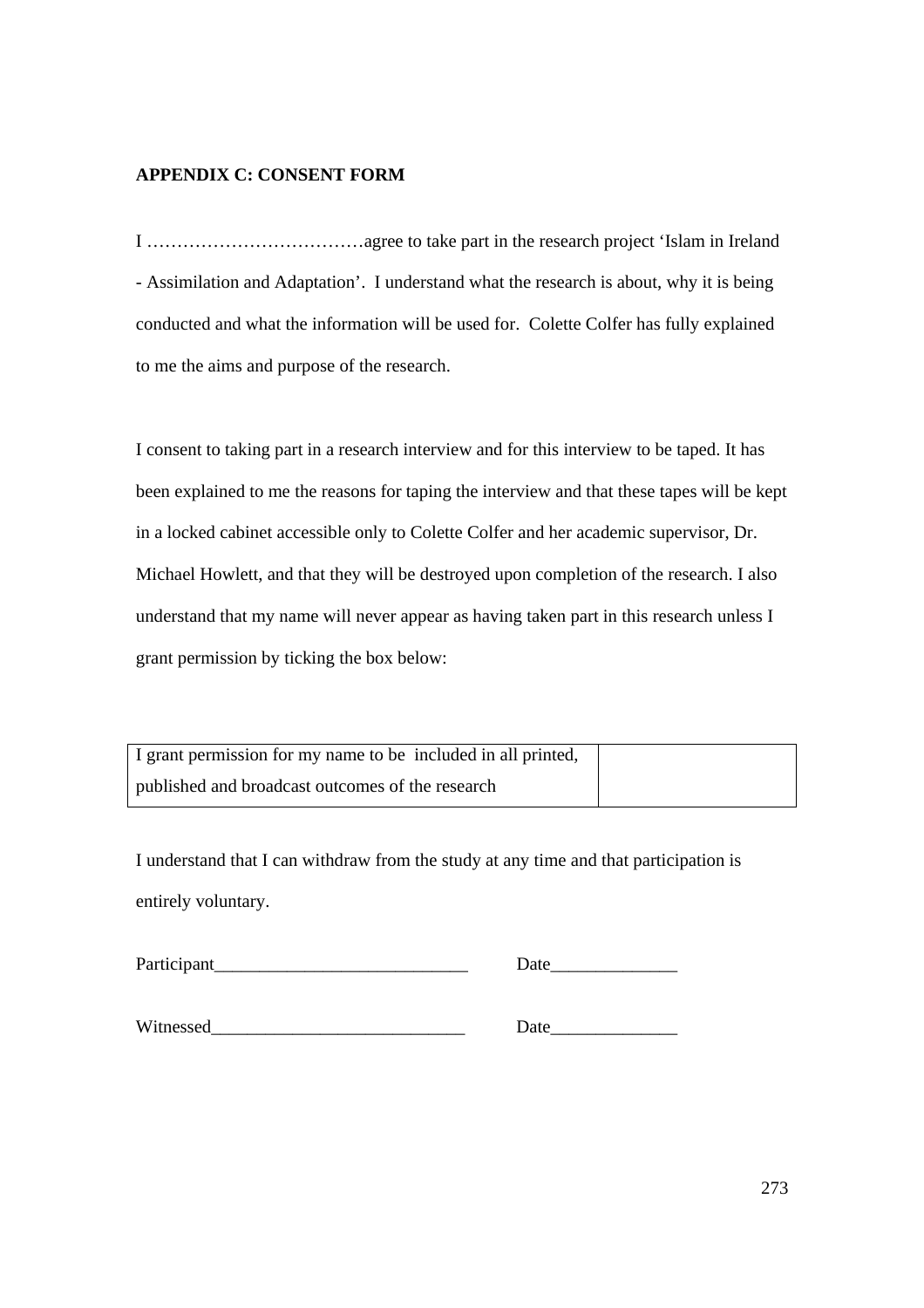**APPENDIX C: CONSENT FORM**

I ………………………………agree to take part in the research project 'Islam in Ireland - Assimilation and Adaptation'. I understand what the research is about, why it is being conducted and what the information will be used for. Colette Colfer has fully explained to me the aims and purpose of the research.

I consent to taking part in a research interview and for this interview to be taped. It has been explained to me the reasons for taping the interview and that these tapes will be kept in a locked cabinet accessible only to Colette Colfer and her academic supervisor, Dr. Michael Howlett, and that they will be destroyed upon completion of the research. I also understand that my name will never appear as having taken part in this research unless I grant permission by ticking the box below:

| I grant permission for my name to be included in all printed, published and broadcast outcomes of the research | |
|---|---|

I understand that I can withdraw from the study at any time and that participation is entirely voluntary.

Participant____________________________ Date______________

Witnessed____________________________ Date______________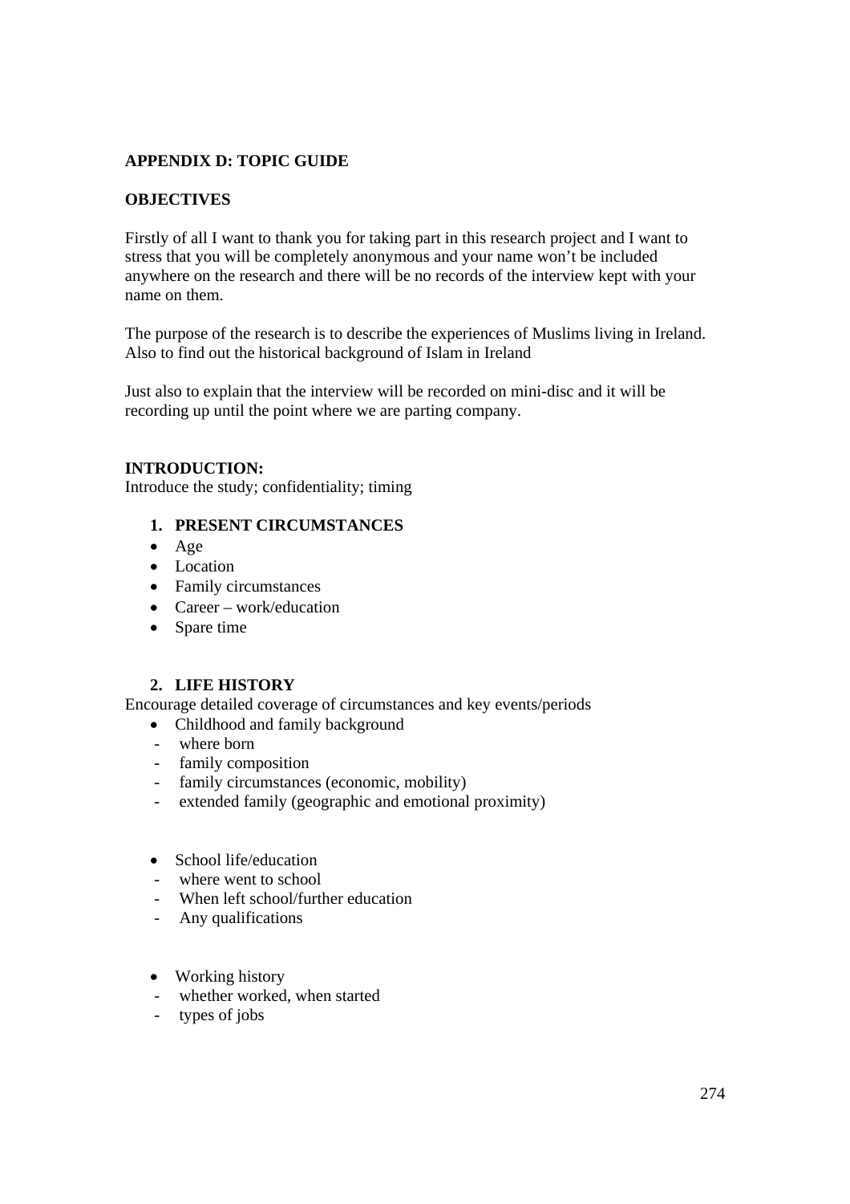**APPENDIX D: TOPIC GUIDE**

**OBJECTIVES**

Firstly of all I want to thank you for taking part in this research project and I want to stress that you will be completely anonymous and your name won't be included anywhere on the research and there will be no records of the interview kept with your name on them.

The purpose of the research is to describe the experiences of Muslims living in Ireland. Also to find out the historical background of Islam in Ireland

Just also to explain that the interview will be recorded on mini-disc and it will be recording up until the point where we are parting company.

**INTRODUCTION:**
Introduce the study; confidentiality; timing

1. **PRESENT CIRCUMSTANCES**

- Age
- Location
- Family circumstances
- Career – work/education
- Spare time

2. **LIFE HISTORY**

Encourage detailed coverage of circumstances and key events/periods

- Childhood and family background
  - where born
  - family composition
  - family circumstances (economic, mobility)
  - extended family (geographic and emotional proximity)

- School life/education
  - where went to school
  - When left school/further education
  - Any qualifications

- Working history
  - whether worked, when started
  - types of jobs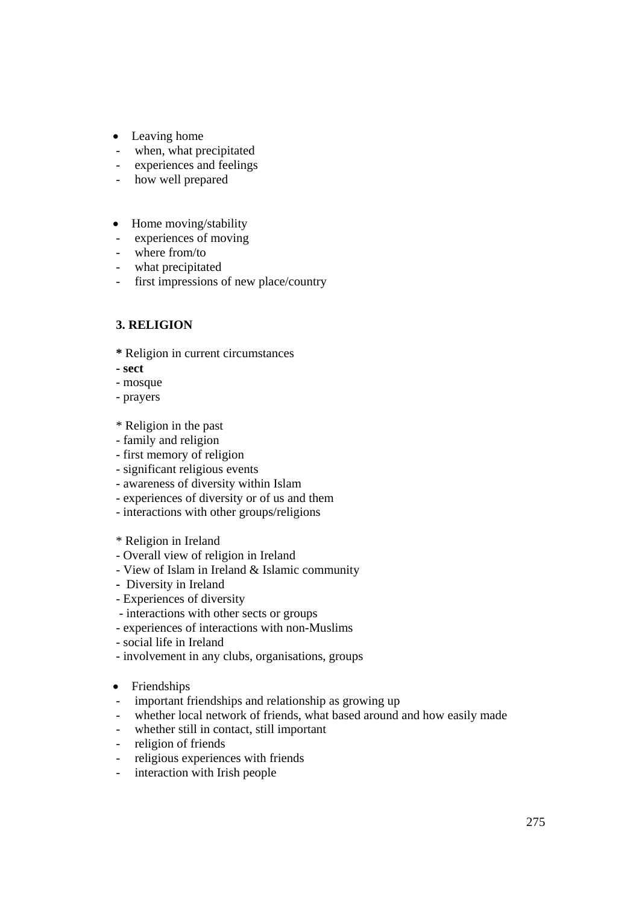- Leaving home
  - when, what precipitated
  - experiences and feelings
  - how well prepared

- Home moving/stability
  - experiences of moving
  - where from/to
  - what precipitated
  - first impressions of new place/country

**3. RELIGION**

**\*** Religion in current circumstances
**- sect**
- mosque
- prayers

\* Religion in the past
- family and religion
- first memory of religion
- significant religious events
- awareness of diversity within Islam
- experiences of diversity or of us and them
- interactions with other groups/religions

\* Religion in Ireland
- Overall view of religion in Ireland
- View of Islam in Ireland & Islamic community
- Diversity in Ireland
- Experiences of diversity
- interactions with other sects or groups
- experiences of interactions with non-Muslims
- social life in Ireland
- involvement in any clubs, organisations, groups

- Friendships
  - important friendships and relationship as growing up
  - whether local network of friends, what based around and how easily made
  - whether still in contact, still important
  - religion of friends
  - religious experiences with friends
  - interaction with Irish people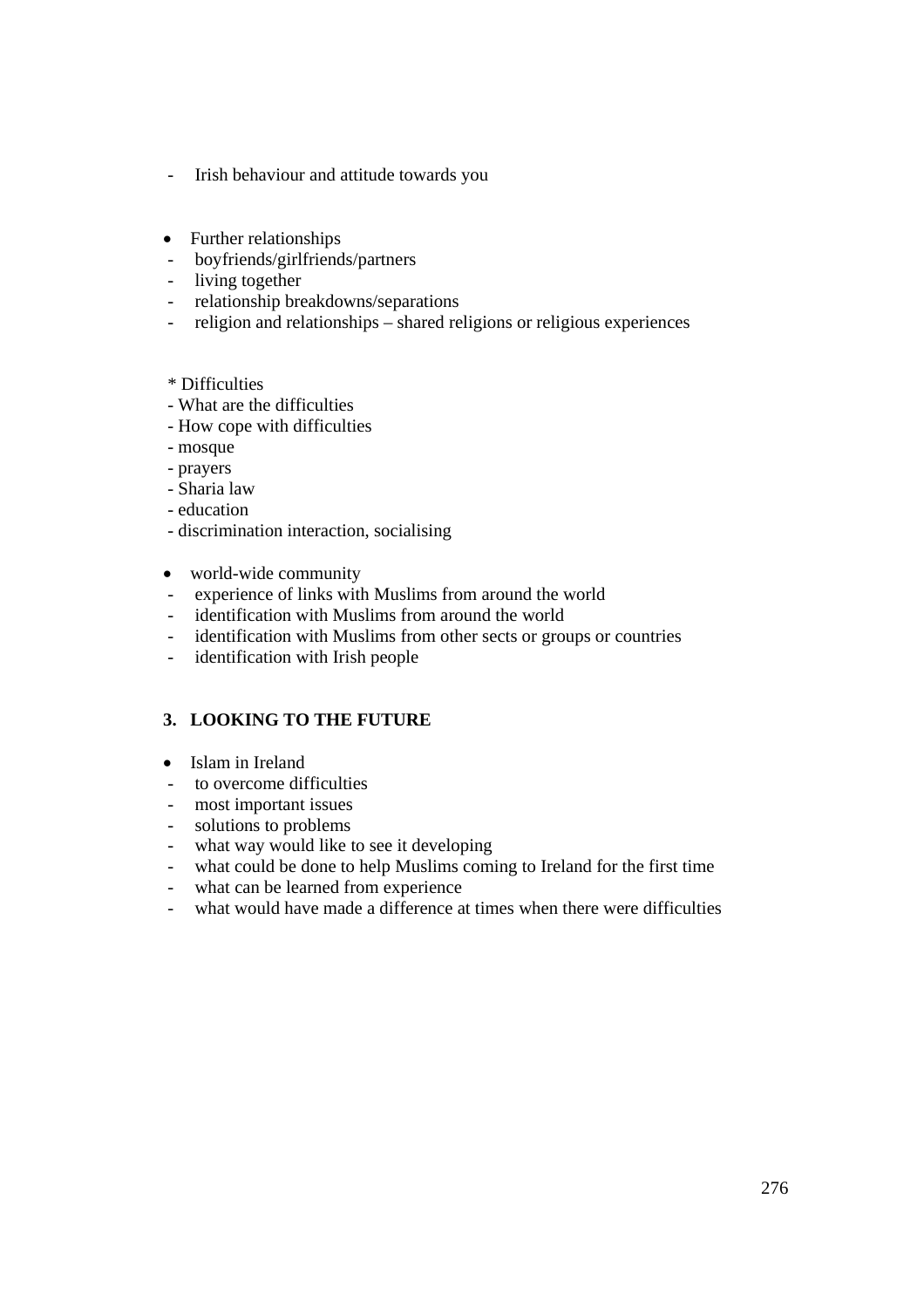- Irish behaviour and attitude towards you

- Further relationships
  - boyfriends/girlfriends/partners
  - living together
  - relationship breakdowns/separations
  - religion and relationships – shared religions or religious experiences

* Difficulties
  - What are the difficulties
  - How cope with difficulties
  - mosque
  - prayers
  - Sharia law
  - education
  - discrimination interaction, socialising

- world-wide community
  - experience of links with Muslims from around the world
  - identification with Muslims from around the world
  - identification with Muslims from other sects or groups or countries
  - identification with Irish people

### 3. LOOKING TO THE FUTURE

- Islam in Ireland
  - to overcome difficulties
  - most important issues
  - solutions to problems
  - what way would like to see it developing
  - what could be done to help Muslims coming to Ireland for the first time
  - what can be learned from experience
  - what would have made a difference at times when there were difficulties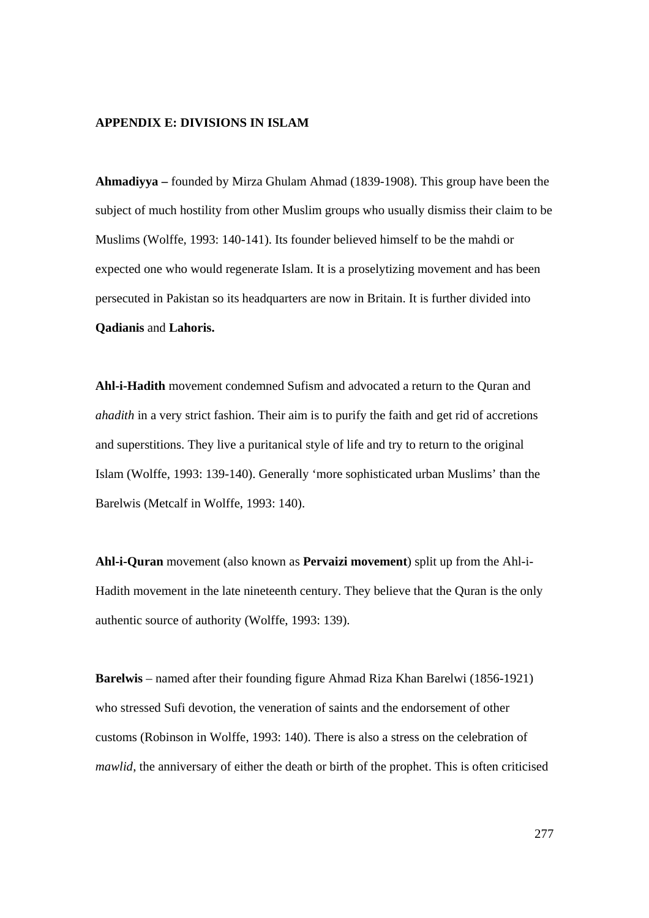## APPENDIX E: DIVISIONS IN ISLAM

**Ahmadiyya –** founded by Mirza Ghulam Ahmad (1839-1908). This group have been the subject of much hostility from other Muslim groups who usually dismiss their claim to be Muslims (Wolffe, 1993: 140-141). Its founder believed himself to be the mahdi or expected one who would regenerate Islam. It is a proselytizing movement and has been persecuted in Pakistan so its headquarters are now in Britain. It is further divided into **Qadianis** and **Lahoris.**

**Ahl-i-Hadith** movement condemned Sufism and advocated a return to the Quran and *ahadith* in a very strict fashion. Their aim is to purify the faith and get rid of accretions and superstitions. They live a puritanical style of life and try to return to the original Islam (Wolffe, 1993: 139-140). Generally 'more sophisticated urban Muslims' than the Barelwis (Metcalf in Wolffe, 1993: 140).

**Ahl-i-Quran** movement (also known as **Pervaizi movement**) split up from the Ahl-i-Hadith movement in the late nineteenth century. They believe that the Quran is the only authentic source of authority (Wolffe, 1993: 139).

**Barelwis** – named after their founding figure Ahmad Riza Khan Barelwi (1856-1921) who stressed Sufi devotion, the veneration of saints and the endorsement of other customs (Robinson in Wolffe, 1993: 140). There is also a stress on the celebration of *mawlid*, the anniversary of either the death or birth of the prophet. This is often criticised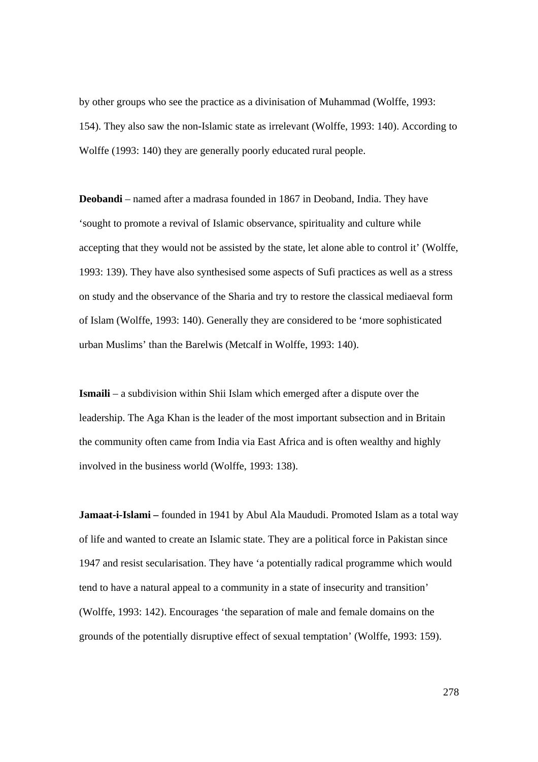by other groups who see the practice as a divinisation of Muhammad (Wolffe, 1993: 154). They also saw the non-Islamic state as irrelevant (Wolffe, 1993: 140). According to Wolffe (1993: 140) they are generally poorly educated rural people.

**Deobandi** – named after a madrasa founded in 1867 in Deoband, India. They have 'sought to promote a revival of Islamic observance, spirituality and culture while accepting that they would not be assisted by the state, let alone able to control it' (Wolffe, 1993: 139). They have also synthesised some aspects of Sufi practices as well as a stress on study and the observance of the Sharia and try to restore the classical mediaeval form of Islam (Wolffe, 1993: 140). Generally they are considered to be 'more sophisticated urban Muslims' than the Barelwis (Metcalf in Wolffe, 1993: 140).

**Ismaili** – a subdivision within Shii Islam which emerged after a dispute over the leadership. The Aga Khan is the leader of the most important subsection and in Britain the community often came from India via East Africa and is often wealthy and highly involved in the business world (Wolffe, 1993: 138).

**Jamaat-i-Islami –** founded in 1941 by Abul Ala Maududi. Promoted Islam as a total way of life and wanted to create an Islamic state. They are a political force in Pakistan since 1947 and resist secularisation. They have 'a potentially radical programme which would tend to have a natural appeal to a community in a state of insecurity and transition' (Wolffe, 1993: 142). Encourages 'the separation of male and female domains on the grounds of the potentially disruptive effect of sexual temptation' (Wolffe, 1993: 159).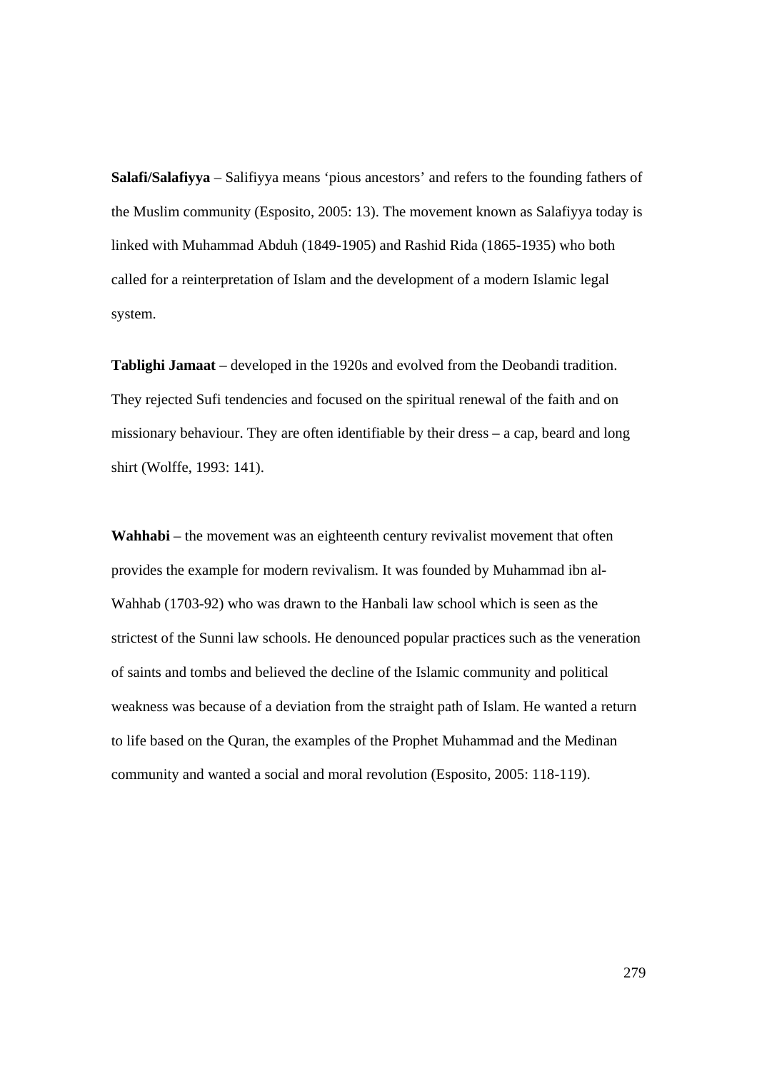**Salafi/Salafiyya** – Salifiyya means 'pious ancestors' and refers to the founding fathers of the Muslim community (Esposito, 2005: 13). The movement known as Salafiyya today is linked with Muhammad Abduh (1849-1905) and Rashid Rida (1865-1935) who both called for a reinterpretation of Islam and the development of a modern Islamic legal system.

**Tablighi Jamaat** – developed in the 1920s and evolved from the Deobandi tradition. They rejected Sufi tendencies and focused on the spiritual renewal of the faith and on missionary behaviour. They are often identifiable by their dress – a cap, beard and long shirt (Wolffe, 1993: 141).

**Wahhabi** – the movement was an eighteenth century revivalist movement that often provides the example for modern revivalism. It was founded by Muhammad ibn al-Wahhab (1703-92) who was drawn to the Hanbali law school which is seen as the strictest of the Sunni law schools. He denounced popular practices such as the veneration of saints and tombs and believed the decline of the Islamic community and political weakness was because of a deviation from the straight path of Islam. He wanted a return to life based on the Quran, the examples of the Prophet Muhammad and the Medinan community and wanted a social and moral revolution (Esposito, 2005: 118-119).